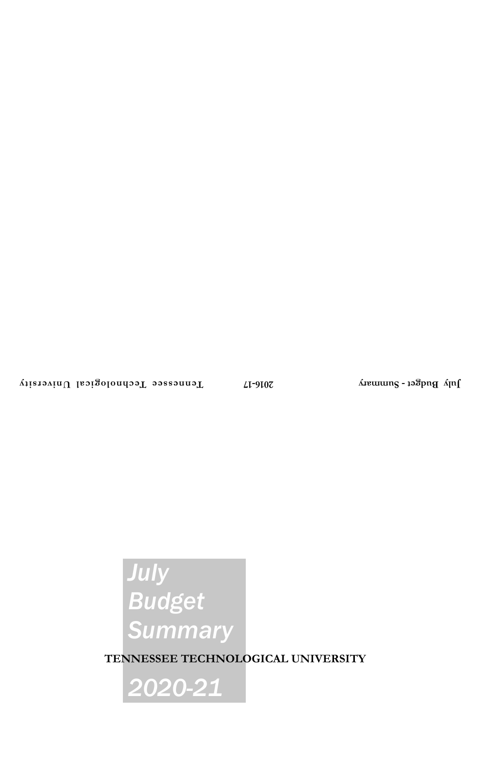# July Budget Summary

**TENNESSEE TECHNOLOGICAL UNIVERSITY**

## 2020-21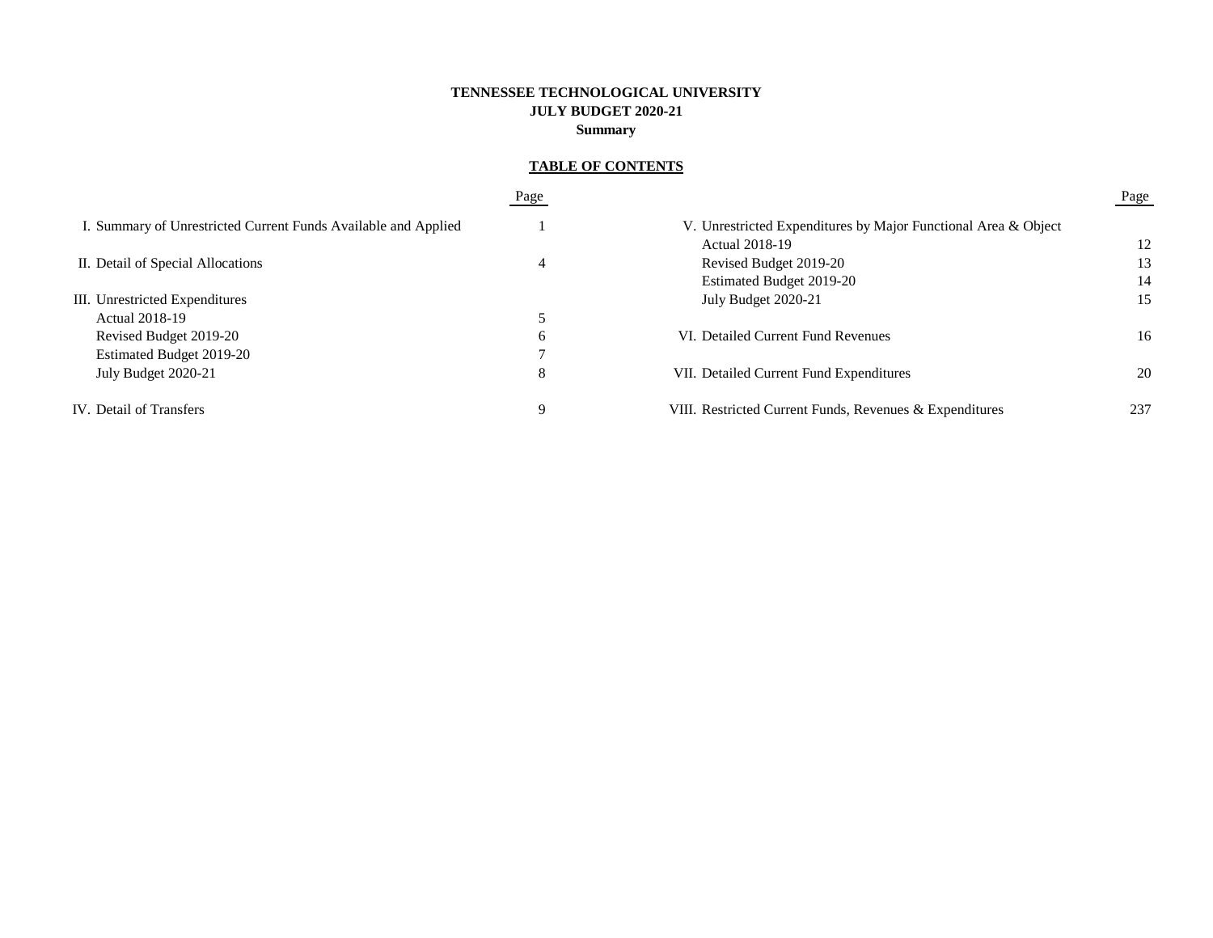**TENNESSEE TECHNOLOGICAL UNIVERSITY**
**JULY BUDGET 2020-21**
**Summary**

## TABLE OF CONTENTS

| | Page |
|---|---|
| I. Summary of Unrestricted Current Funds Available and Applied | 1 |
| II. Detail of Special Allocations | 4 |
| III. Unrestricted Expenditures | |
| Actual 2018-19 | 5 |
| Revised Budget 2019-20 | 6 |
| Estimated Budget 2019-20 | 7 |
| July Budget 2020-21 | 8 |
| IV. Detail of Transfers | 9 |
| V. Unrestricted Expenditures by Major Functional Area & Object | |
| Actual 2018-19 | 12 |
| Revised Budget 2019-20 | 13 |
| Estimated Budget 2019-20 | 14 |
| July Budget 2020-21 | 15 |
| VI. Detailed Current Fund Revenues | 16 |
| VII. Detailed Current Fund Expenditures | 20 |
| VIII. Restricted Current Funds, Revenues & Expenditures | 237 |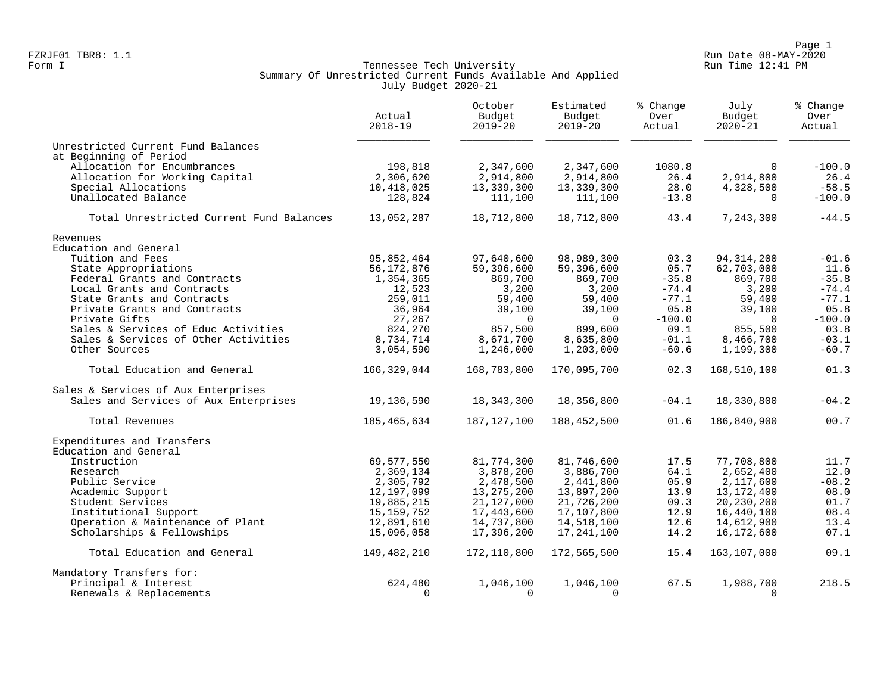FZRJF01 TBR8: 1.1
Form I

Run Date 08-MAY-2020
Run Time 12:41 PM

Tennessee Tech University
Summary Of Unrestricted Current Funds Available And Applied
July Budget 2020-21

| | Actual 2018-19 | October Budget 2019-20 | Estimated Budget 2019-20 | % Change Over Actual | July Budget 2020-21 | % Change Over Actual |
|---|---|---|---|---|---|---|
| Unrestricted Current Fund Balances at Beginning of Period | | | | | | |
| Allocation for Encumbrances | 198,818 | 2,347,600 | 2,347,600 | 1080.8 | 0 | -100.0 |
| Allocation for Working Capital | 2,306,620 | 2,914,800 | 2,914,800 | 26.4 | 2,914,800 | 26.4 |
| Special Allocations | 10,418,025 | 13,339,300 | 13,339,300 | 28.0 | 4,328,500 | -58.5 |
| Unallocated Balance | 128,824 | 111,100 | 111,100 | -13.8 | 0 | -100.0 |
| Total Unrestricted Current Fund Balances | 13,052,287 | 18,712,800 | 18,712,800 | 43.4 | 7,243,300 | -44.5 |
| Revenues | | | | | | |
| Education and General | | | | | | |
| Tuition and Fees | 95,852,464 | 97,640,600 | 98,989,300 | 03.3 | 94,314,200 | -01.6 |
| State Appropriations | 56,172,876 | 59,396,600 | 59,396,600 | 05.7 | 62,703,000 | 11.6 |
| Federal Grants and Contracts | 1,354,365 | 869,700 | 869,700 | -35.8 | 869,700 | -35.8 |
| Local Grants and Contracts | 12,523 | 3,200 | 3,200 | -74.4 | 3,200 | -74.4 |
| State Grants and Contracts | 259,011 | 59,400 | 59,400 | -77.1 | 59,400 | -77.1 |
| Private Grants and Contracts | 36,964 | 39,100 | 39,100 | 05.8 | 39,100 | 05.8 |
| Private Gifts | 27,267 | 0 | 0 | -100.0 | 0 | -100.0 |
| Sales & Services of Educ Activities | 824,270 | 857,500 | 899,600 | 09.1 | 855,500 | 03.8 |
| Sales & Services of Other Activities | 8,734,714 | 8,671,700 | 8,635,800 | -01.1 | 8,466,700 | -03.1 |
| Other Sources | 3,054,590 | 1,246,000 | 1,203,000 | -60.6 | 1,199,300 | -60.7 |
| Total Education and General | 166,329,044 | 168,783,800 | 170,095,700 | 02.3 | 168,510,100 | 01.3 |
| Sales & Services of Aux Enterprises | | | | | | |
| Sales and Services of Aux Enterprises | 19,136,590 | 18,343,300 | 18,356,800 | -04.1 | 18,330,800 | -04.2 |
| Total Revenues | 185,465,634 | 187,127,100 | 188,452,500 | 01.6 | 186,840,900 | 00.7 |
| Expenditures and Transfers | | | | | | |
| Education and General | | | | | | |
| Instruction | 69,577,550 | 81,774,300 | 81,746,600 | 17.5 | 77,708,800 | 11.7 |
| Research | 2,369,134 | 3,878,200 | 3,886,700 | 64.1 | 2,652,400 | 12.0 |
| Public Service | 2,305,792 | 2,478,500 | 2,441,800 | 05.9 | 2,117,600 | -08.2 |
| Academic Support | 12,197,099 | 13,275,200 | 13,897,200 | 13.9 | 13,172,400 | 08.0 |
| Student Services | 19,885,215 | 21,127,000 | 21,726,200 | 09.3 | 20,230,200 | 01.7 |
| Institutional Support | 15,159,752 | 17,443,600 | 17,107,800 | 12.9 | 16,440,100 | 08.4 |
| Operation & Maintenance of Plant | 12,891,610 | 14,737,800 | 14,518,100 | 12.6 | 14,612,900 | 13.4 |
| Scholarships & Fellowships | 15,096,058 | 17,396,200 | 17,241,100 | 14.2 | 16,172,600 | 07.1 |
| Total Education and General | 149,482,210 | 172,110,800 | 172,565,500 | 15.4 | 163,107,000 | 09.1 |
| Mandatory Transfers for: | | | | | | |
| Principal & Interest | 624,480 | 1,046,100 | 1,046,100 | 67.5 | 1,988,700 | 218.5 |
| Renewals & Replacements | 0 | 0 | 0 | | 0 | |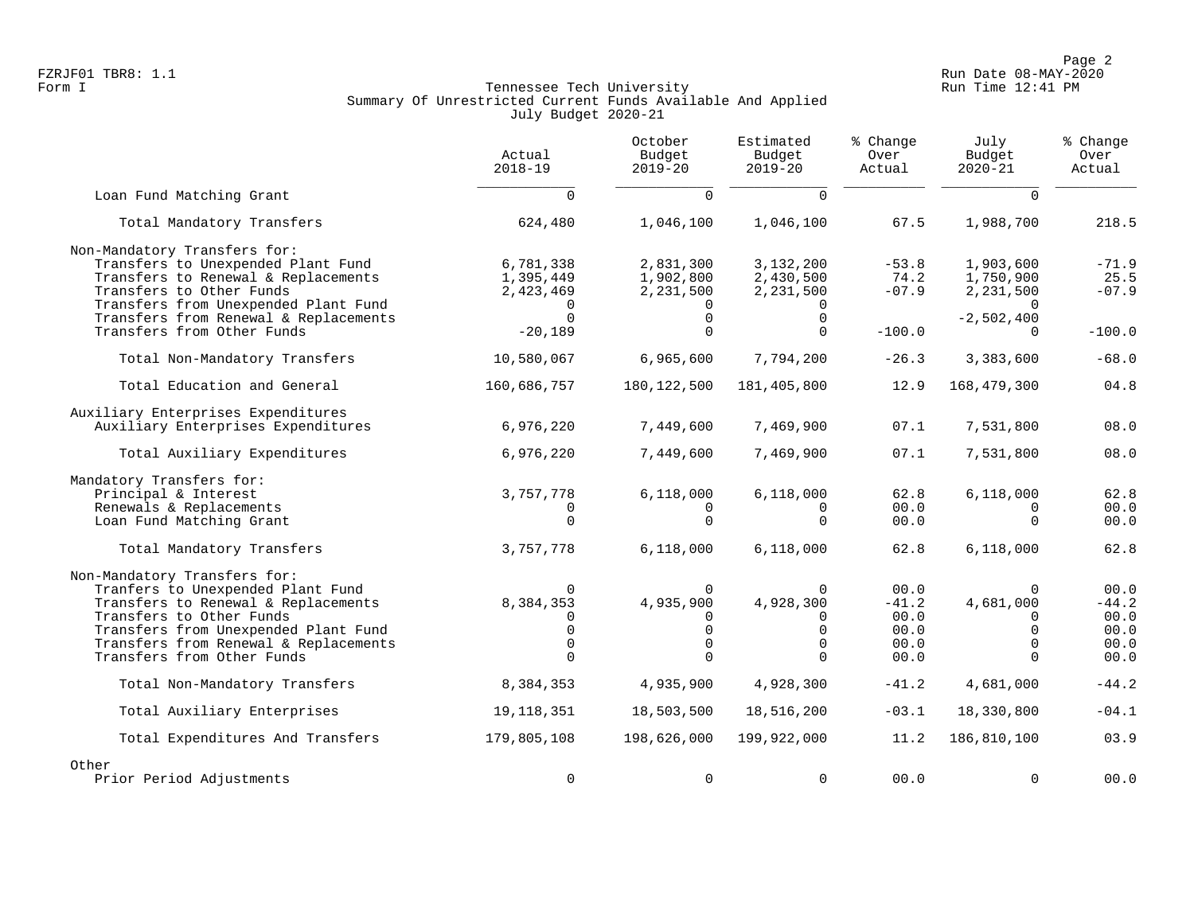Tennessee Tech University
Summary Of Unrestricted Current Funds Available And Applied
July Budget 2020-21

| | Actual 2018-19 | October Budget 2019-20 | Estimated Budget 2019-20 | % Change Over Actual | July Budget 2020-21 | % Change Over Actual |
|---|---|---|---|---|---|---|
| Loan Fund Matching Grant | 0 | 0 | 0 | | 0 | |
| Total Mandatory Transfers | 624,480 | 1,046,100 | 1,046,100 | 67.5 | 1,988,700 | 218.5 |
| Non-Mandatory Transfers for: | | | | | | |
| Transfers to Unexpended Plant Fund | 6,781,338 | 2,831,300 | 3,132,200 | -53.8 | 1,903,600 | -71.9 |
| Transfers to Renewal & Replacements | 1,395,449 | 1,902,800 | 2,430,500 | 74.2 | 1,750,900 | 25.5 |
| Transfers to Other Funds | 2,423,469 | 2,231,500 | 2,231,500 | -07.9 | 2,231,500 | -07.9 |
| Transfers from Unexpended Plant Fund | 0 | 0 | 0 | | 0 | |
| Transfers from Renewal & Replacements | 0 | 0 | 0 | | -2,502,400 | |
| Transfers from Other Funds | -20,189 | 0 | 0 | -100.0 | 0 | -100.0 |
| Total Non-Mandatory Transfers | 10,580,067 | 6,965,600 | 7,794,200 | -26.3 | 3,383,600 | -68.0 |
| Total Education and General | 160,686,757 | 180,122,500 | 181,405,800 | 12.9 | 168,479,300 | 04.8 |
| Auxiliary Enterprises Expenditures | | | | | | |
| Auxiliary Enterprises Expenditures | 6,976,220 | 7,449,600 | 7,469,900 | 07.1 | 7,531,800 | 08.0 |
| Total Auxiliary Expenditures | 6,976,220 | 7,449,600 | 7,469,900 | 07.1 | 7,531,800 | 08.0 |
| Mandatory Transfers for: | | | | | | |
| Principal & Interest | 3,757,778 | 6,118,000 | 6,118,000 | 62.8 | 6,118,000 | 62.8 |
| Renewals & Replacements | 0 | 0 | 0 | 00.0 | 0 | 00.0 |
| Loan Fund Matching Grant | 0 | 0 | 0 | 00.0 | 0 | 00.0 |
| Total Mandatory Transfers | 3,757,778 | 6,118,000 | 6,118,000 | 62.8 | 6,118,000 | 62.8 |
| Non-Mandatory Transfers for: | | | | | | |
| Tranfers to Unexpended Plant Fund | 0 | 0 | 0 | 00.0 | 0 | 00.0 |
| Transfers to Renewal & Replacements | 8,384,353 | 4,935,900 | 4,928,300 | -41.2 | 4,681,000 | -44.2 |
| Transfers to Other Funds | 0 | 0 | 0 | 00.0 | 0 | 00.0 |
| Transfers from Unexpended Plant Fund | 0 | 0 | 0 | 00.0 | 0 | 00.0 |
| Transfers from Renewal & Replacements | 0 | 0 | 0 | 00.0 | 0 | 00.0 |
| Transfers from Other Funds | 0 | 0 | 0 | 00.0 | 0 | 00.0 |
| Total Non-Mandatory Transfers | 8,384,353 | 4,935,900 | 4,928,300 | -41.2 | 4,681,000 | -44.2 |
| Total Auxiliary Enterprises | 19,118,351 | 18,503,500 | 18,516,200 | -03.1 | 18,330,800 | -04.1 |
| Total Expenditures And Transfers | 179,805,108 | 198,626,000 | 199,922,000 | 11.2 | 186,810,100 | 03.9 |
| Other | | | | | | |
| Prior Period Adjustments | 0 | 0 | 0 | 00.0 | 0 | 00.0 |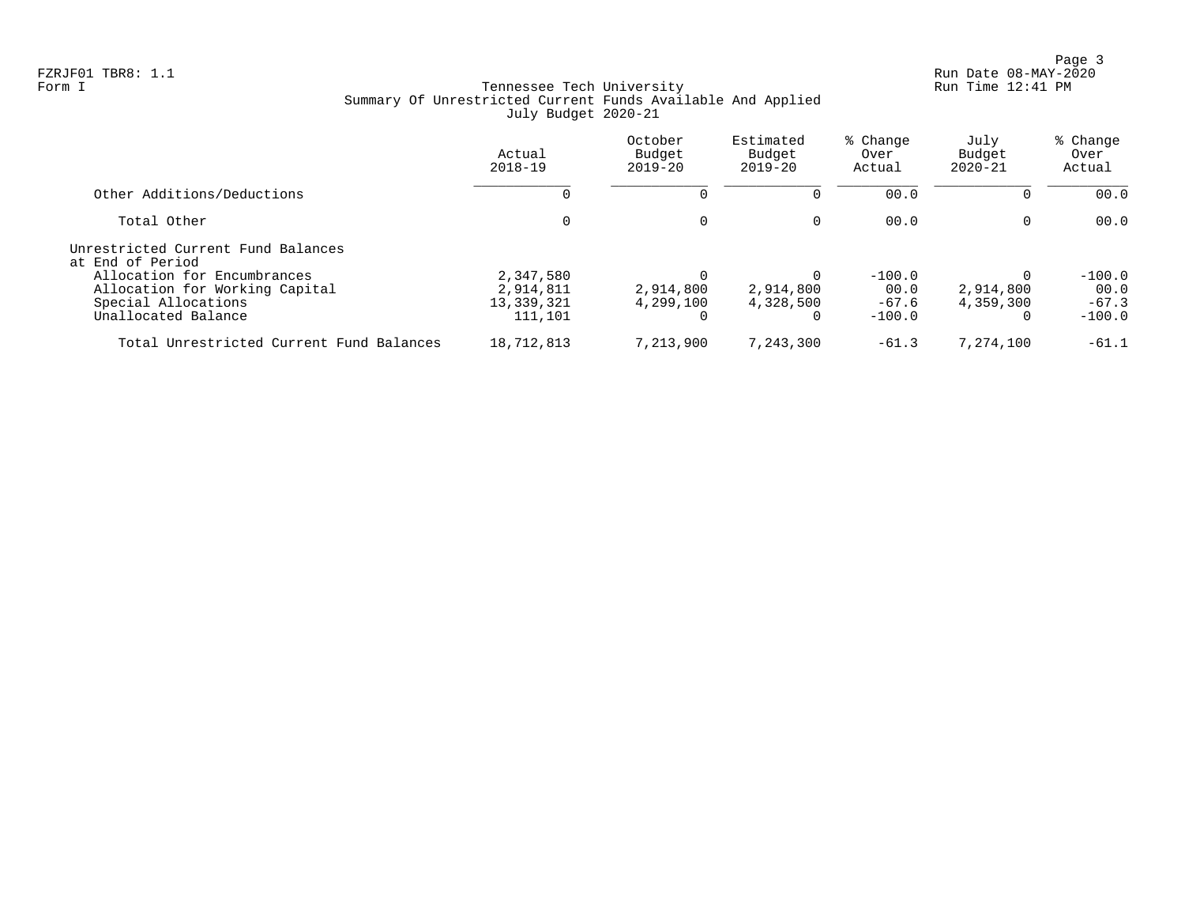Tennessee Tech University
Summary Of Unrestricted Current Funds Available And Applied
July Budget 2020-21

Form I

| | Actual 2018-19 | October Budget 2019-20 | Estimated Budget 2019-20 | % Change Over Actual | July Budget 2020-21 | % Change Over Actual |
|---|---|---|---|---|---|---|
| Other Additions/Deductions | 0 | 0 | 0 | 00.0 | 0 | 00.0 |
| Total Other | 0 | 0 | 0 | 00.0 | 0 | 00.0 |
| Unrestricted Current Fund Balances at End of Period | | | | | | |
| Allocation for Encumbrances | 2,347,580 | 0 | 0 | -100.0 | 0 | -100.0 |
| Allocation for Working Capital | 2,914,811 | 2,914,800 | 2,914,800 | 00.0 | 2,914,800 | 00.0 |
| Special Allocations | 13,339,321 | 4,299,100 | 4,328,500 | -67.6 | 4,359,300 | -67.3 |
| Unallocated Balance | 111,101 | 0 | 0 | -100.0 | 0 | -100.0 |
| Total Unrestricted Current Fund Balances | 18,712,813 | 7,213,900 | 7,243,300 | -61.3 | 7,274,100 | -61.1 |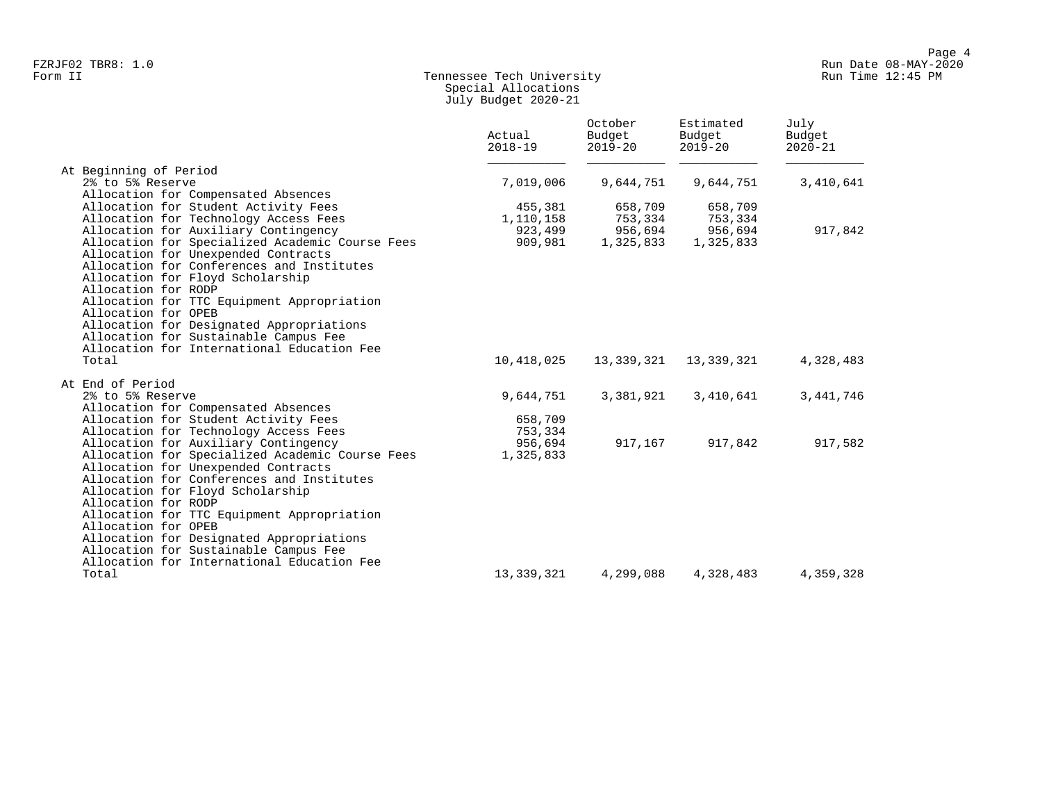Form II

# Tennessee Tech University
## Special Allocations
### July Budget 2020-21

| | Actual 2018-19 | October Budget 2019-20 | Estimated Budget 2019-20 | July Budget 2020-21 |
|---|---|---|---|---|
| **At Beginning of Period** | | | | |
| 2% to 5% Reserve | 7,019,006 | 9,644,751 | 9,644,751 | 3,410,641 |
| Allocation for Compensated Absences | | | | |
| Allocation for Student Activity Fees | 455,381 | 658,709 | 658,709 | |
| Allocation for Technology Access Fees | 1,110,158 | 753,334 | 753,334 | |
| Allocation for Auxiliary Contingency | 923,499 | 956,694 | 956,694 | 917,842 |
| Allocation for Specialized Academic Course Fees | 909,981 | 1,325,833 | 1,325,833 | |
| Allocation for Unexpended Contracts | | | | |
| Allocation for Conferences and Institutes | | | | |
| Allocation for Floyd Scholarship | | | | |
| Allocation for RODP | | | | |
| Allocation for TTC Equipment Appropriation | | | | |
| Allocation for OPEB | | | | |
| Allocation for Designated Appropriations | | | | |
| Allocation for Sustainable Campus Fee | | | | |
| Allocation for International Education Fee | | | | |
| Total | 10,418,025 | 13,339,321 | 13,339,321 | 4,328,483 |
| **At End of Period** | | | | |
| 2% to 5% Reserve | 9,644,751 | 3,381,921 | 3,410,641 | 3,441,746 |
| Allocation for Compensated Absences | | | | |
| Allocation for Student Activity Fees | 658,709 | | | |
| Allocation for Technology Access Fees | 753,334 | | | |
| Allocation for Auxiliary Contingency | 956,694 | 917,167 | 917,842 | 917,582 |
| Allocation for Specialized Academic Course Fees | 1,325,833 | | | |
| Allocation for Unexpended Contracts | | | | |
| Allocation for Conferences and Institutes | | | | |
| Allocation for Floyd Scholarship | | | | |
| Allocation for RODP | | | | |
| Allocation for TTC Equipment Appropriation | | | | |
| Allocation for OPEB | | | | |
| Allocation for Designated Appropriations | | | | |
| Allocation for Sustainable Campus Fee | | | | |
| Allocation for International Education Fee | | | | |
| Total | 13,339,321 | 4,299,088 | 4,328,483 | 4,359,328 |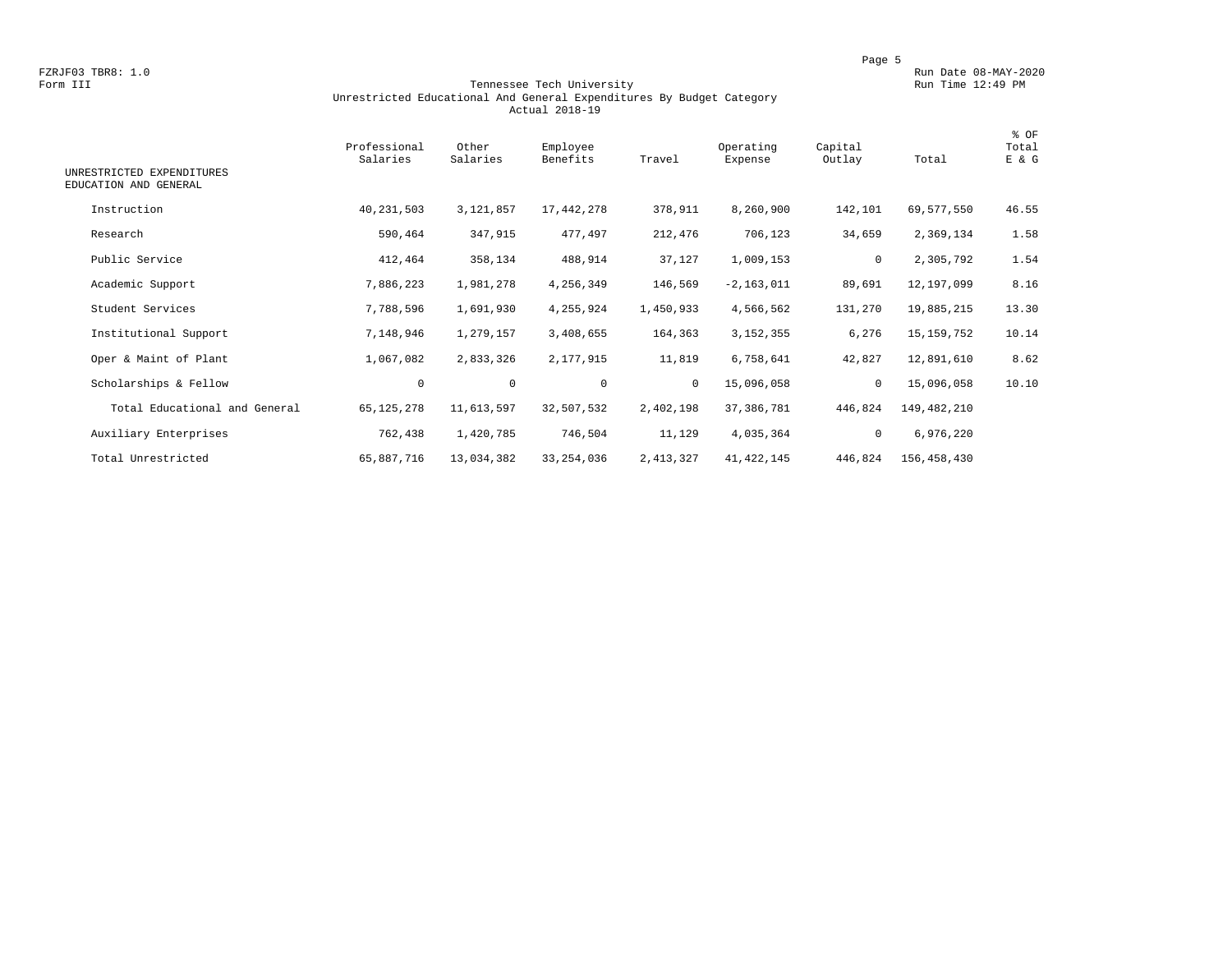FZRJF03 TBR8: 1.0
Form III

# Tennessee Tech University
## Unrestricted Educational And General Expenditures By Budget Category
### Actual 2018-19

Run Date 08-MAY-2020
Run Time 12:49 PM

| UNRESTRICTED EXPENDITURES EDUCATION AND GENERAL | Professional Salaries | Other Salaries | Employee Benefits | Travel | Operating Expense | Capital Outlay | Total | % OF Total E & G |
|---|---|---|---|---|---|---|---|---|
| Instruction | 40,231,503 | 3,121,857 | 17,442,278 | 378,911 | 8,260,900 | 142,101 | 69,577,550 | 46.55 |
| Research | 590,464 | 347,915 | 477,497 | 212,476 | 706,123 | 34,659 | 2,369,134 | 1.58 |
| Public Service | 412,464 | 358,134 | 488,914 | 37,127 | 1,009,153 | 0 | 2,305,792 | 1.54 |
| Academic Support | 7,886,223 | 1,981,278 | 4,256,349 | 146,569 | -2,163,011 | 89,691 | 12,197,099 | 8.16 |
| Student Services | 7,788,596 | 1,691,930 | 4,255,924 | 1,450,933 | 4,566,562 | 131,270 | 19,885,215 | 13.30 |
| Institutional Support | 7,148,946 | 1,279,157 | 3,408,655 | 164,363 | 3,152,355 | 6,276 | 15,159,752 | 10.14 |
| Oper & Maint of Plant | 1,067,082 | 2,833,326 | 2,177,915 | 11,819 | 6,758,641 | 42,827 | 12,891,610 | 8.62 |
| Scholarships & Fellow | 0 | 0 | 0 | 0 | 15,096,058 | 0 | 15,096,058 | 10.10 |
| Total Educational and General | 65,125,278 | 11,613,597 | 32,507,532 | 2,402,198 | 37,386,781 | 446,824 | 149,482,210 | |
| Auxiliary Enterprises | 762,438 | 1,420,785 | 746,504 | 11,129 | 4,035,364 | 0 | 6,976,220 | |
| Total Unrestricted | 65,887,716 | 13,034,382 | 33,254,036 | 2,413,327 | 41,422,145 | 446,824 | 156,458,430 | |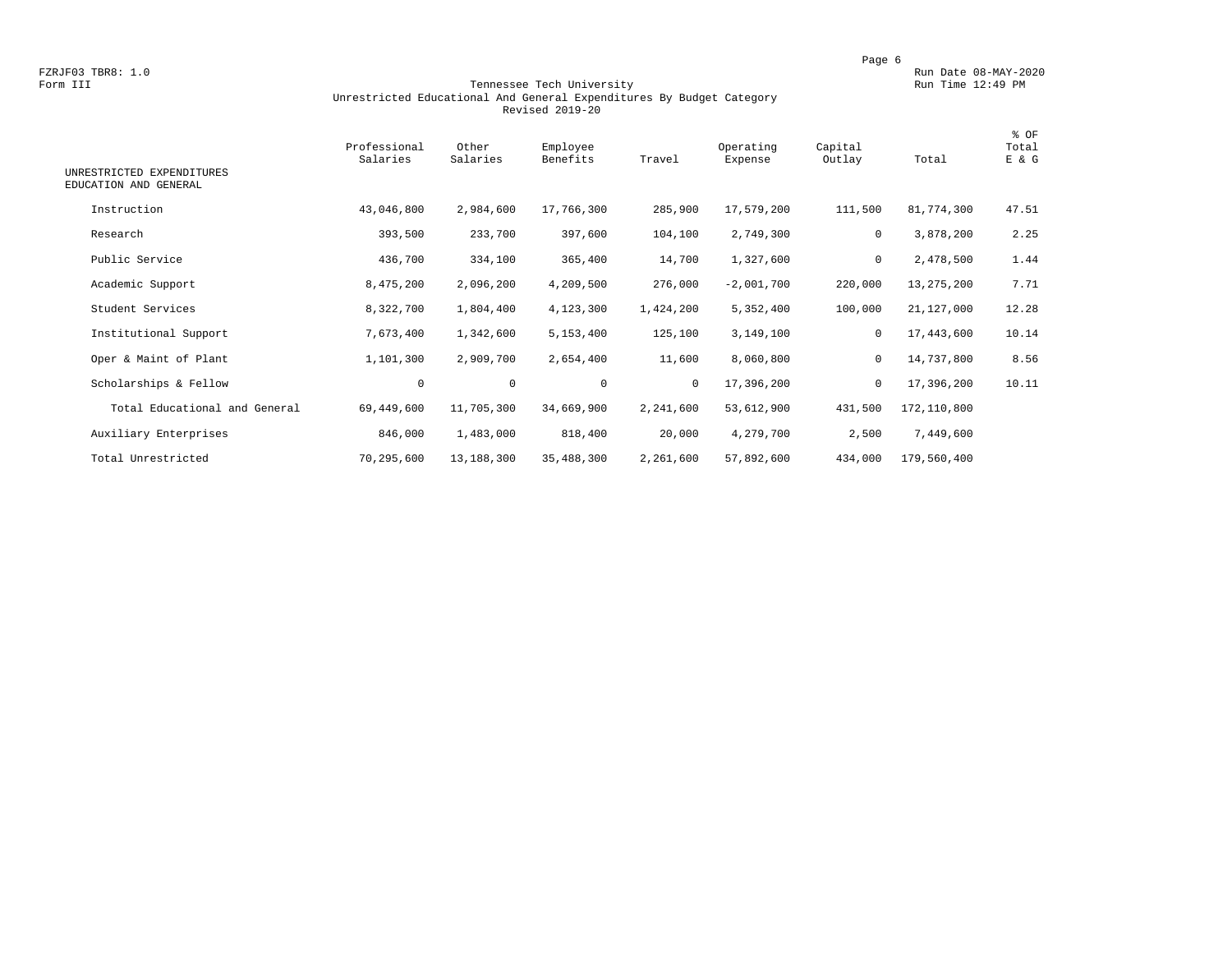FZRJF03 TBR8: 1.0
Form III

Run Date 08-MAY-2020
Run Time 12:49 PM

# Tennessee Tech University
## Unrestricted Educational And General Expenditures By Budget Category
### Revised 2019-20

| UNRESTRICTED EXPENDITURES EDUCATION AND GENERAL | Professional Salaries | Other Salaries | Employee Benefits | Travel | Operating Expense | Capital Outlay | Total | % OF Total E & G |
|---|---|---|---|---|---|---|---|---|
| Instruction | 43,046,800 | 2,984,600 | 17,766,300 | 285,900 | 17,579,200 | 111,500 | 81,774,300 | 47.51 |
| Research | 393,500 | 233,700 | 397,600 | 104,100 | 2,749,300 | 0 | 3,878,200 | 2.25 |
| Public Service | 436,700 | 334,100 | 365,400 | 14,700 | 1,327,600 | 0 | 2,478,500 | 1.44 |
| Academic Support | 8,475,200 | 2,096,200 | 4,209,500 | 276,000 | -2,001,700 | 220,000 | 13,275,200 | 7.71 |
| Student Services | 8,322,700 | 1,804,400 | 4,123,300 | 1,424,200 | 5,352,400 | 100,000 | 21,127,000 | 12.28 |
| Institutional Support | 7,673,400 | 1,342,600 | 5,153,400 | 125,100 | 3,149,100 | 0 | 17,443,600 | 10.14 |
| Oper & Maint of Plant | 1,101,300 | 2,909,700 | 2,654,400 | 11,600 | 8,060,800 | 0 | 14,737,800 | 8.56 |
| Scholarships & Fellow | 0 | 0 | 0 | 0 | 17,396,200 | 0 | 17,396,200 | 10.11 |
| Total Educational and General | 69,449,600 | 11,705,300 | 34,669,900 | 2,241,600 | 53,612,900 | 431,500 | 172,110,800 | |
| Auxiliary Enterprises | 846,000 | 1,483,000 | 818,400 | 20,000 | 4,279,700 | 2,500 | 7,449,600 | |
| Total Unrestricted | 70,295,600 | 13,188,300 | 35,488,300 | 2,261,600 | 57,892,600 | 434,000 | 179,560,400 | |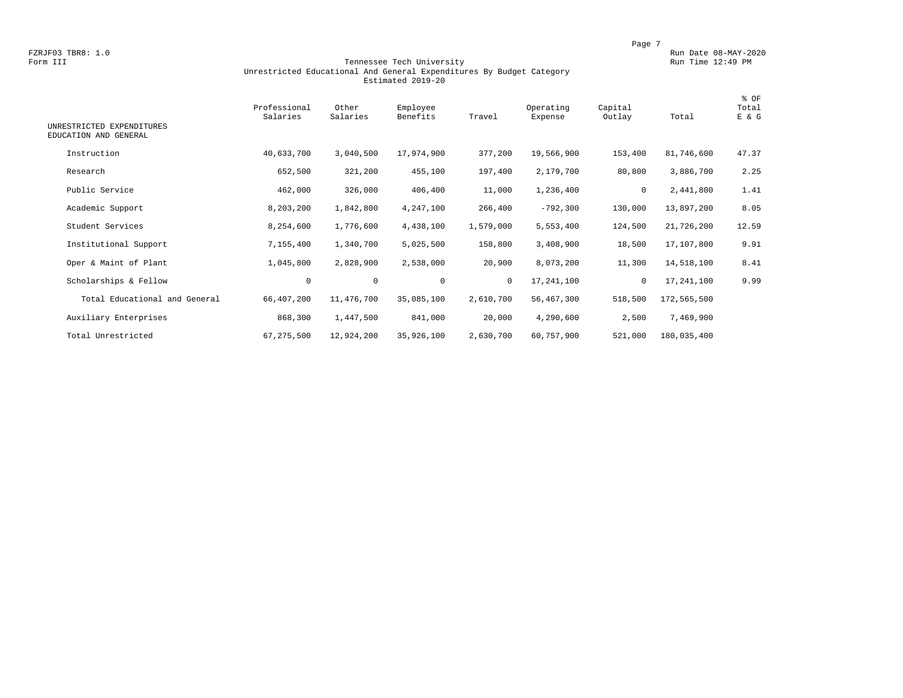FZRJF03 TBR8: 1.0
Form III

Run Date 08-MAY-2020
Run Time 12:49 PM

# Tennessee Tech University
## Unrestricted Educational And General Expenditures By Budget Category
### Estimated 2019-20

| UNRESTRICTED EXPENDITURES EDUCATION AND GENERAL | Professional Salaries | Other Salaries | Employee Benefits | Travel | Operating Expense | Capital Outlay | Total | % OF Total E & G |
|---|---|---|---|---|---|---|---|---|
| Instruction | 40,633,700 | 3,040,500 | 17,974,900 | 377,200 | 19,566,900 | 153,400 | 81,746,600 | 47.37 |
| Research | 652,500 | 321,200 | 455,100 | 197,400 | 2,179,700 | 80,800 | 3,886,700 | 2.25 |
| Public Service | 462,000 | 326,000 | 406,400 | 11,000 | 1,236,400 | 0 | 2,441,800 | 1.41 |
| Academic Support | 8,203,200 | 1,842,800 | 4,247,100 | 266,400 | -792,300 | 130,000 | 13,897,200 | 8.05 |
| Student Services | 8,254,600 | 1,776,600 | 4,438,100 | 1,579,000 | 5,553,400 | 124,500 | 21,726,200 | 12.59 |
| Institutional Support | 7,155,400 | 1,340,700 | 5,025,500 | 158,800 | 3,408,900 | 18,500 | 17,107,800 | 9.91 |
| Oper & Maint of Plant | 1,045,800 | 2,828,900 | 2,538,000 | 20,900 | 8,073,200 | 11,300 | 14,518,100 | 8.41 |
| Scholarships & Fellow | 0 | 0 | 0 | 0 | 17,241,100 | 0 | 17,241,100 | 9.99 |
| Total Educational and General | 66,407,200 | 11,476,700 | 35,085,100 | 2,610,700 | 56,467,300 | 518,500 | 172,565,500 | |
| Auxiliary Enterprises | 868,300 | 1,447,500 | 841,000 | 20,000 | 4,290,600 | 2,500 | 7,469,900 | |
| Total Unrestricted | 67,275,500 | 12,924,200 | 35,926,100 | 2,630,700 | 60,757,900 | 521,000 | 180,035,400 | |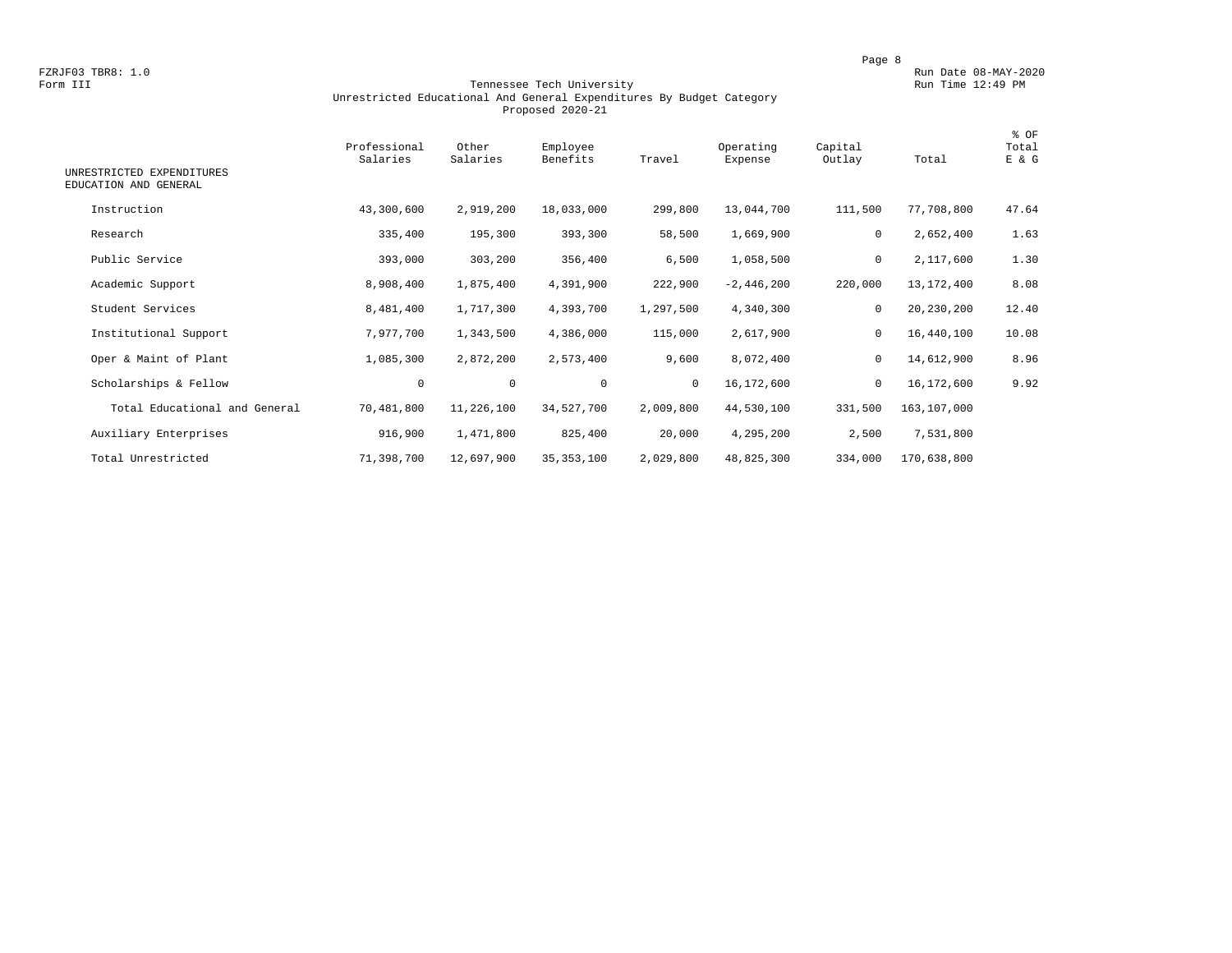FZRJF03 TBR8: 1.0
Form III

Run Date 08-MAY-2020
Run Time 12:49 PM

# Tennessee Tech University
## Unrestricted Educational And General Expenditures By Budget Category
### Proposed 2020-21

| UNRESTRICTED EXPENDITURES EDUCATION AND GENERAL | Professional Salaries | Other Salaries | Employee Benefits | Travel | Operating Expense | Capital Outlay | Total | % OF Total E & G |
|---|---|---|---|---|---|---|---|---|
| Instruction | 43,300,600 | 2,919,200 | 18,033,000 | 299,800 | 13,044,700 | 111,500 | 77,708,800 | 47.64 |
| Research | 335,400 | 195,300 | 393,300 | 58,500 | 1,669,900 | 0 | 2,652,400 | 1.63 |
| Public Service | 393,000 | 303,200 | 356,400 | 6,500 | 1,058,500 | 0 | 2,117,600 | 1.30 |
| Academic Support | 8,908,400 | 1,875,400 | 4,391,900 | 222,900 | -2,446,200 | 220,000 | 13,172,400 | 8.08 |
| Student Services | 8,481,400 | 1,717,300 | 4,393,700 | 1,297,500 | 4,340,300 | 0 | 20,230,200 | 12.40 |
| Institutional Support | 7,977,700 | 1,343,500 | 4,386,000 | 115,000 | 2,617,900 | 0 | 16,440,100 | 10.08 |
| Oper & Maint of Plant | 1,085,300 | 2,872,200 | 2,573,400 | 9,600 | 8,072,400 | 0 | 14,612,900 | 8.96 |
| Scholarships & Fellow | 0 | 0 | 0 | 0 | 16,172,600 | 0 | 16,172,600 | 9.92 |
| Total Educational and General | 70,481,800 | 11,226,100 | 34,527,700 | 2,009,800 | 44,530,100 | 331,500 | 163,107,000 | |
| Auxiliary Enterprises | 916,900 | 1,471,800 | 825,400 | 20,000 | 4,295,200 | 2,500 | 7,531,800 | |
| Total Unrestricted | 71,398,700 | 12,697,900 | 35,353,100 | 2,029,800 | 48,825,300 | 334,000 | 170,638,800 | |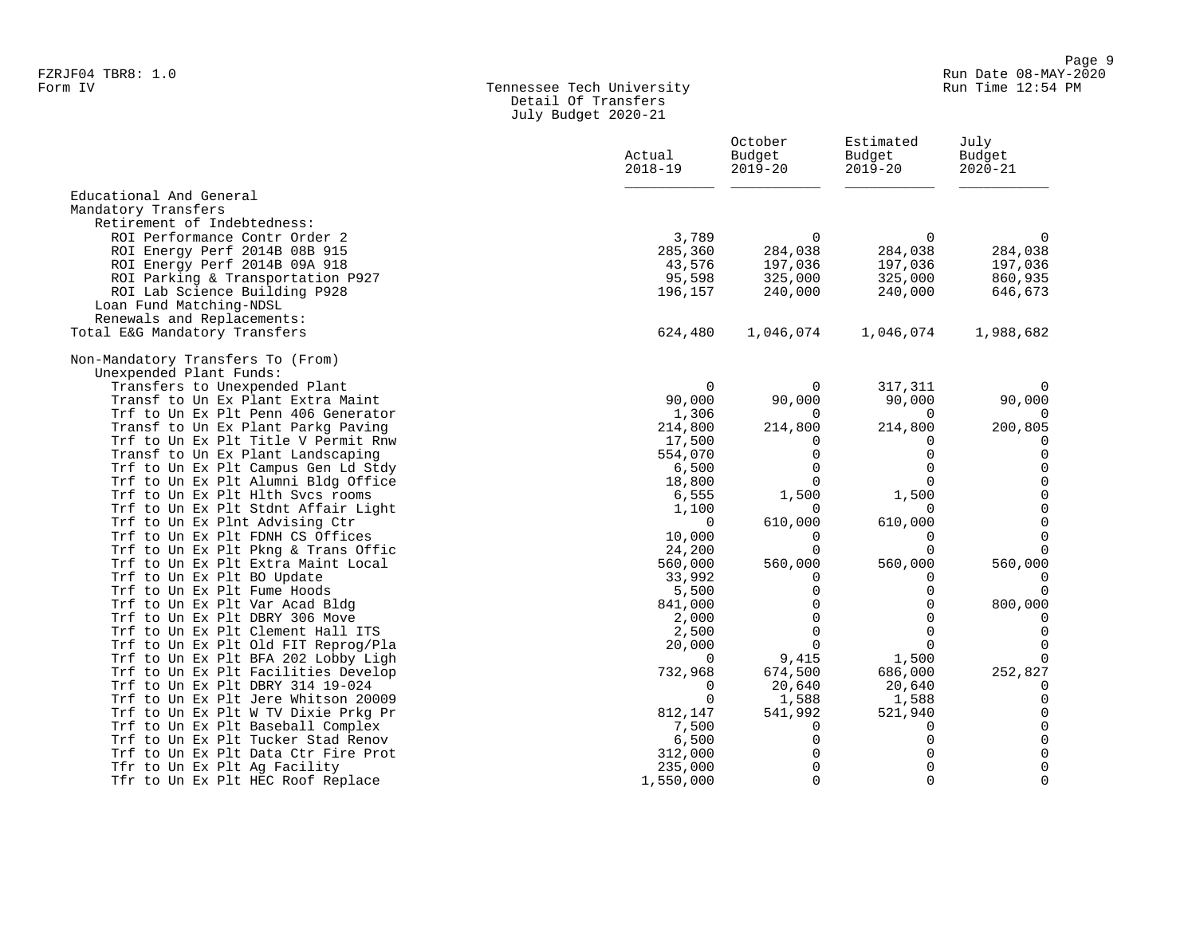Tennessee Tech University
Detail Of Transfers
July Budget 2020-21

| | Actual 2018-19 | October Budget 2019-20 | Estimated Budget 2019-20 | July Budget 2020-21 |
|---|---|---|---|---|
| Educational And General | | | | |
| Mandatory Transfers | | | | |
| Retirement of Indebtedness: | | | | |
| ROI Performance Contr Order 2 | 3,789 | 0 | 0 | 0 |
| ROI Energy Perf 2014B 08B 915 | 285,360 | 284,038 | 284,038 | 284,038 |
| ROI Energy Perf 2014B 09A 918 | 43,576 | 197,036 | 197,036 | 197,036 |
| ROI Parking & Transportation P927 | 95,598 | 325,000 | 325,000 | 860,935 |
| ROI Lab Science Building P928 | 196,157 | 240,000 | 240,000 | 646,673 |
| Loan Fund Matching-NDSL | | | | |
| Renewals and Replacements: | | | | |
| Total E&G Mandatory Transfers | 624,480 | 1,046,074 | 1,046,074 | 1,988,682 |
| Non-Mandatory Transfers To (From) | | | | |
| Unexpended Plant Funds: | | | | |
| Transfers to Unexpended Plant | 0 | 0 | 317,311 | 0 |
| Transf to Un Ex Plant Extra Maint | 90,000 | 90,000 | 90,000 | 90,000 |
| Trf to Un Ex Plt Penn 406 Generator | 1,306 | 0 | 0 | 0 |
| Transf to Un Ex Plant Parkg Paving | 214,800 | 214,800 | 214,800 | 200,805 |
| Trf to Un Ex Plt Title V Permit Rnw | 17,500 | 0 | 0 | 0 |
| Transf to Un Ex Plant Landscaping | 554,070 | 0 | 0 | 0 |
| Trf to Un Ex Plt Campus Gen Ld Stdy | 6,500 | 0 | 0 | 0 |
| Trf to Un Ex Plt Alumni Bldg Office | 18,800 | 0 | 0 | 0 |
| Trf to Un Ex Plt Hlth Svcs rooms | 6,555 | 1,500 | 1,500 | 0 |
| Trf to Un Ex Plt Stdnt Affair Light | 1,100 | 0 | 0 | 0 |
| Trf to Un Ex Plnt Advising Ctr | 0 | 610,000 | 610,000 | 0 |
| Trf to Un Ex Plt FDNH CS Offices | 10,000 | 0 | 0 | 0 |
| Trf to Un Ex Plt Pkng & Trans Offic | 24,200 | 0 | 0 | 0 |
| Trf to Un Ex Plt Extra Maint Local | 560,000 | 560,000 | 560,000 | 560,000 |
| Trf to Un Ex Plt BO Update | 33,992 | 0 | 0 | 0 |
| Trf to Un Ex Plt Fume Hoods | 5,500 | 0 | 0 | 0 |
| Trf to Un Ex Plt Var Acad Bldg | 841,000 | 0 | 0 | 800,000 |
| Trf to Un Ex Plt DBRY 306 Move | 2,000 | 0 | 0 | 0 |
| Trf to Un Ex Plt Clement Hall ITS | 2,500 | 0 | 0 | 0 |
| Trf to Un Ex Plt Old FIT Reprog/Pla | 20,000 | 0 | 0 | 0 |
| Trf to Un Ex Plt BFA 202 Lobby Ligh | 0 | 9,415 | 1,500 | 0 |
| Trf to Un Ex Plt Facilities Develop | 732,968 | 674,500 | 686,000 | 252,827 |
| Trf to Un Ex Plt DBRY 314 19-024 | 0 | 20,640 | 20,640 | 0 |
| Trf to Un Ex Plt Jere Whitson 20009 | 0 | 1,588 | 1,588 | 0 |
| Trf to Un Ex Plt W TV Dixie Prkg Pr | 812,147 | 541,992 | 521,940 | 0 |
| Trf to Un Ex Plt Baseball Complex | 7,500 | 0 | 0 | 0 |
| Trf to Un Ex Plt Tucker Stad Renov | 6,500 | 0 | 0 | 0 |
| Trf to Un Ex Plt Data Ctr Fire Prot | 312,000 | 0 | 0 | 0 |
| Tfr to Un Ex Plt Ag Facility | 235,000 | 0 | 0 | 0 |
| Tfr to Un Ex Plt HEC Roof Replace | 1,550,000 | 0 | 0 | 0 |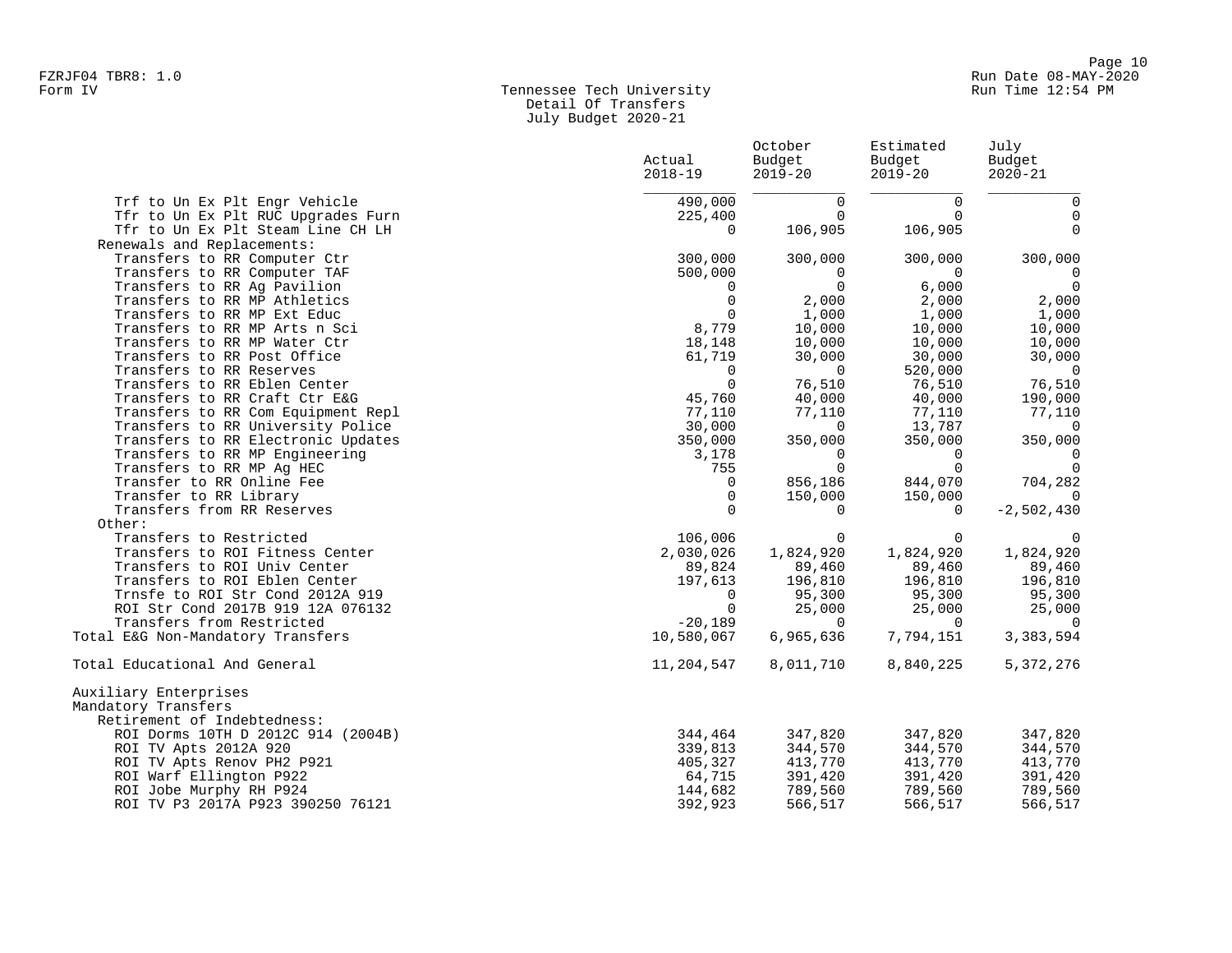FZRJF04 TBR8: 1.0
Form IV

Tennessee Tech University
Detail Of Transfers
July Budget 2020-21

Run Date 08-MAY-2020
Run Time 12:54 PM

| | Actual 2018-19 | October Budget 2019-20 | Estimated Budget 2019-20 | July Budget 2020-21 |
|---|---|---|---|---|
| Trf to Un Ex Plt Engr Vehicle | 490,000 | 0 | 0 | 0 |
| Tfr to Un Ex Plt RUC Upgrades Furn | 225,400 | 0 | 0 | 0 |
| Tfr to Un Ex Plt Steam Line CH LH | 0 | 106,905 | 106,905 | 0 |
| Renewals and Replacements: | | | | |
| Transfers to RR Computer Ctr | 300,000 | 300,000 | 300,000 | 300,000 |
| Transfers to RR Computer TAF | 500,000 | 0 | 0 | 0 |
| Transfers to RR Ag Pavilion | 0 | 0 | 6,000 | 0 |
| Transfers to RR MP Athletics | 0 | 2,000 | 2,000 | 2,000 |
| Transfers to RR MP Ext Educ | 0 | 1,000 | 1,000 | 1,000 |
| Transfers to RR MP Arts n Sci | 8,779 | 10,000 | 10,000 | 10,000 |
| Transfers to RR MP Water Ctr | 18,148 | 10,000 | 10,000 | 10,000 |
| Transfers to RR Post Office | 61,719 | 30,000 | 30,000 | 30,000 |
| Transfers to RR Reserves | 0 | 0 | 520,000 | 0 |
| Transfers to RR Eblen Center | 0 | 76,510 | 76,510 | 76,510 |
| Transfers to RR Craft Ctr E&G | 45,760 | 40,000 | 40,000 | 190,000 |
| Transfers to RR Com Equipment Repl | 77,110 | 77,110 | 77,110 | 77,110 |
| Transfers to RR University Police | 30,000 | 0 | 13,787 | 0 |
| Transfers to RR Electronic Updates | 350,000 | 350,000 | 350,000 | 350,000 |
| Transfers to RR MP Engineering | 3,178 | 0 | 0 | 0 |
| Transfers to RR MP Ag HEC | 755 | 0 | 0 | 0 |
| Transfer to RR Online Fee | 0 | 856,186 | 844,070 | 704,282 |
| Transfer to RR Library | 0 | 150,000 | 150,000 | 0 |
| Transfers from RR Reserves | 0 | 0 | 0 | -2,502,430 |
| Other: | | | | |
| Transfers to Restricted | 106,006 | 0 | 0 | 0 |
| Transfers to ROI Fitness Center | 2,030,026 | 1,824,920 | 1,824,920 | 1,824,920 |
| Transfers to ROI Univ Center | 89,824 | 89,460 | 89,460 | 89,460 |
| Transfers to ROI Eblen Center | 197,613 | 196,810 | 196,810 | 196,810 |
| Trnsfe to ROI Str Cond 2012A 919 | 0 | 95,300 | 95,300 | 95,300 |
| ROI Str Cond 2017B 919 12A 076132 | 0 | 25,000 | 25,000 | 25,000 |
| Transfers from Restricted | -20,189 | 0 | 0 | 0 |
| Total E&G Non-Mandatory Transfers | 10,580,067 | 6,965,636 | 7,794,151 | 3,383,594 |
| | | | | |
| Total Educational And General | 11,204,547 | 8,011,710 | 8,840,225 | 5,372,276 |
| | | | | |
| Auxiliary Enterprises | | | | |
| Mandatory Transfers | | | | |
| Retirement of Indebtedness: | | | | |
| ROI Dorms 10TH D 2012C 914 (2004B) | 344,464 | 347,820 | 347,820 | 347,820 |
| ROI TV Apts 2012A 920 | 339,813 | 344,570 | 344,570 | 344,570 |
| ROI TV Apts Renov PH2 P921 | 405,327 | 413,770 | 413,770 | 413,770 |
| ROI Warf Ellington P922 | 64,715 | 391,420 | 391,420 | 391,420 |
| ROI Jobe Murphy RH P924 | 144,682 | 789,560 | 789,560 | 789,560 |
| ROI TV P3 2017A P923 390250 76121 | 392,923 | 566,517 | 566,517 | 566,517 |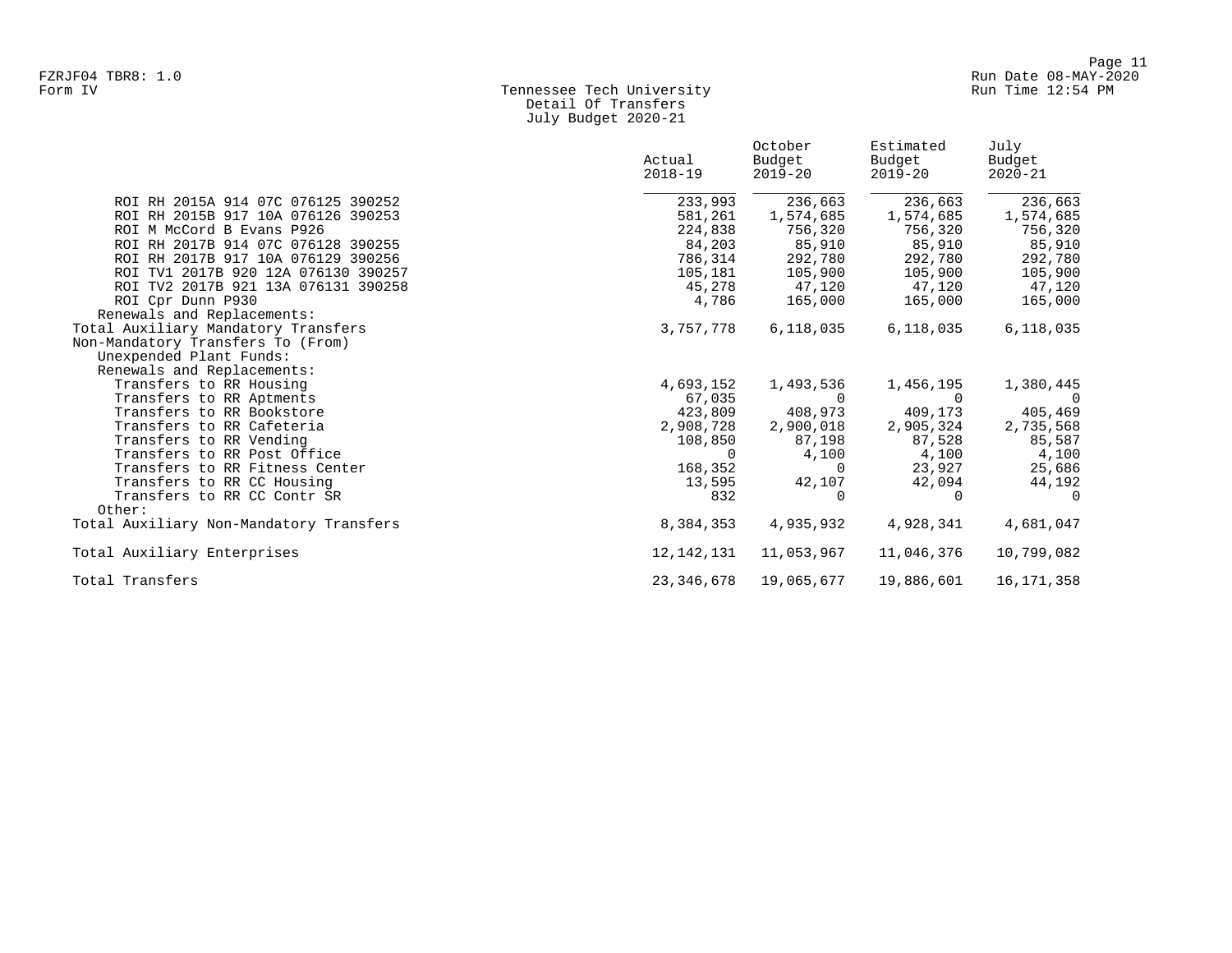Tennessee Tech University
Detail Of Transfers
July Budget 2020-21

| | Actual 2018-19 | October Budget 2019-20 | Estimated Budget 2019-20 | July Budget 2020-21 |
|---|---|---|---|---|
| ROI RH 2015A 914 07C 076125 390252 | 233,993 | 236,663 | 236,663 | 236,663 |
| ROI RH 2015B 917 10A 076126 390253 | 581,261 | 1,574,685 | 1,574,685 | 1,574,685 |
| ROI M McCord B Evans P926 | 224,838 | 756,320 | 756,320 | 756,320 |
| ROI RH 2017B 914 07C 076128 390255 | 84,203 | 85,910 | 85,910 | 85,910 |
| ROI RH 2017B 917 10A 076129 390256 | 786,314 | 292,780 | 292,780 | 292,780 |
| ROI TV1 2017B 920 12A 076130 390257 | 105,181 | 105,900 | 105,900 | 105,900 |
| ROI TV2 2017B 921 13A 076131 390258 | 45,278 | 47,120 | 47,120 | 47,120 |
| ROI Cpr Dunn P930 | 4,786 | 165,000 | 165,000 | 165,000 |
| Renewals and Replacements: | | | | |
| Total Auxiliary Mandatory Transfers | 3,757,778 | 6,118,035 | 6,118,035 | 6,118,035 |
| Non-Mandatory Transfers To (From) | | | | |
| Unexpended Plant Funds: | | | | |
| Renewals and Replacements: | | | | |
| Transfers to RR Housing | 4,693,152 | 1,493,536 | 1,456,195 | 1,380,445 |
| Transfers to RR Aptments | 67,035 | 0 | 0 | 0 |
| Transfers to RR Bookstore | 423,809 | 408,973 | 409,173 | 405,469 |
| Transfers to RR Cafeteria | 2,908,728 | 2,900,018 | 2,905,324 | 2,735,568 |
| Transfers to RR Vending | 108,850 | 87,198 | 87,528 | 85,587 |
| Transfers to RR Post Office | 0 | 4,100 | 4,100 | 4,100 |
| Transfers to RR Fitness Center | 168,352 | 0 | 23,927 | 25,686 |
| Transfers to RR CC Housing | 13,595 | 42,107 | 42,094 | 44,192 |
| Transfers to RR CC Contr SR | 832 | 0 | 0 | 0 |
| Other: | | | | |
| Total Auxiliary Non-Mandatory Transfers | 8,384,353 | 4,935,932 | 4,928,341 | 4,681,047 |
| Total Auxiliary Enterprises | 12,142,131 | 11,053,967 | 11,046,376 | 10,799,082 |
| Total Transfers | 23,346,678 | 19,065,677 | 19,886,601 | 16,171,358 |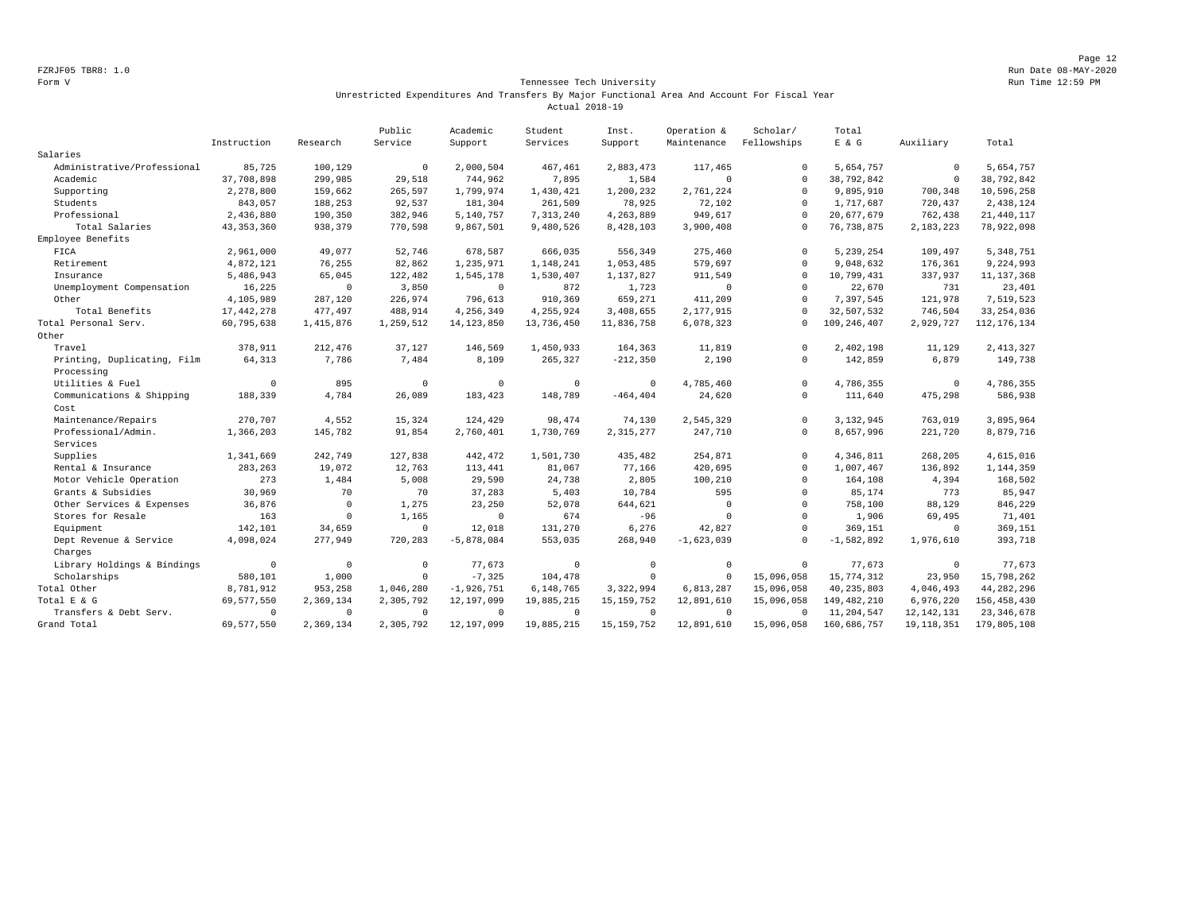Form V

# Tennessee Tech University

## Unrestricted Expenditures And Transfers By Major Functional Area And Account For Fiscal Year

### Actual 2018-19

| | Instruction | Research | Public Service | Academic Support | Student Services | Inst. Support | Operation & Maintenance | Scholar/ Fellowships | Total E & G | Auxiliary | Total |
|---|---|---|---|---|---|---|---|---|---|---|---|
| Salaries | | | | | | | | | | | |
| Administrative/Professional | 85,725 | 100,129 | 0 | 2,000,504 | 467,461 | 2,883,473 | 117,465 | 0 | 5,654,757 | 0 | 5,654,757 |
| Academic | 37,708,898 | 299,985 | 29,518 | 744,962 | 7,895 | 1,584 | 0 | 0 | 38,792,842 | 0 | 38,792,842 |
| Supporting | 2,278,800 | 159,662 | 265,597 | 1,799,974 | 1,430,421 | 1,200,232 | 2,761,224 | 0 | 9,895,910 | 700,348 | 10,596,258 |
| Students | 843,057 | 188,253 | 92,537 | 181,304 | 261,509 | 78,925 | 72,102 | 0 | 1,717,687 | 720,437 | 2,438,124 |
| Professional | 2,436,880 | 190,350 | 382,946 | 5,140,757 | 7,313,240 | 4,263,889 | 949,617 | 0 | 20,677,679 | 762,438 | 21,440,117 |
| Total Salaries | 43,353,360 | 938,379 | 770,598 | 9,867,501 | 9,480,526 | 8,428,103 | 3,900,408 | 0 | 76,738,875 | 2,183,223 | 78,922,098 |
| Employee Benefits | | | | | | | | | | | |
| FICA | 2,961,000 | 49,077 | 52,746 | 678,587 | 666,035 | 556,349 | 275,460 | 0 | 5,239,254 | 109,497 | 5,348,751 |
| Retirement | 4,872,121 | 76,255 | 82,862 | 1,235,971 | 1,148,241 | 1,053,485 | 579,697 | 0 | 9,048,632 | 176,361 | 9,224,993 |
| Insurance | 5,486,943 | 65,045 | 122,482 | 1,545,178 | 1,530,407 | 1,137,827 | 911,549 | 0 | 10,799,431 | 337,937 | 11,137,368 |
| Unemployment Compensation | 16,225 | 0 | 3,850 | 0 | 872 | 1,723 | 0 | 0 | 22,670 | 731 | 23,401 |
| Other | 4,105,989 | 287,120 | 226,974 | 796,613 | 910,369 | 659,271 | 411,209 | 0 | 7,397,545 | 121,978 | 7,519,523 |
| Total Benefits | 17,442,278 | 477,497 | 488,914 | 4,256,349 | 4,255,924 | 3,408,655 | 2,177,915 | 0 | 32,507,532 | 746,504 | 33,254,036 |
| Total Personal Serv. | 60,795,638 | 1,415,876 | 1,259,512 | 14,123,850 | 13,736,450 | 11,836,758 | 6,078,323 | 0 | 109,246,407 | 2,929,727 | 112,176,134 |
| Other | | | | | | | | | | | |
| Travel | 378,911 | 212,476 | 37,127 | 146,569 | 1,450,933 | 164,363 | 11,819 | 0 | 2,402,198 | 11,129 | 2,413,327 |
| Printing, Duplicating, Film Processing | 64,313 | 7,786 | 7,484 | 8,109 | 265,327 | -212,350 | 2,190 | 0 | 142,859 | 6,879 | 149,738 |
| Utilities & Fuel | 0 | 895 | 0 | 0 | 0 | 0 | 4,785,460 | 0 | 4,786,355 | 0 | 4,786,355 |
| Communications & Shipping Cost | 188,339 | 4,784 | 26,089 | 183,423 | 148,789 | -464,404 | 24,620 | 0 | 111,640 | 475,298 | 586,938 |
| Maintenance/Repairs | 270,707 | 4,552 | 15,324 | 124,429 | 98,474 | 74,130 | 2,545,329 | 0 | 3,132,945 | 763,019 | 3,895,964 |
| Professional/Admin. Services | 1,366,203 | 145,782 | 91,854 | 2,760,401 | 1,730,769 | 2,315,277 | 247,710 | 0 | 8,657,996 | 221,720 | 8,879,716 |
| Supplies | 1,341,669 | 242,749 | 127,838 | 442,472 | 1,501,730 | 435,482 | 254,871 | 0 | 4,346,811 | 268,205 | 4,615,016 |
| Rental & Insurance | 283,263 | 19,072 | 12,763 | 113,441 | 81,067 | 77,166 | 420,695 | 0 | 1,007,467 | 136,892 | 1,144,359 |
| Motor Vehicle Operation | 273 | 1,484 | 5,008 | 29,590 | 24,738 | 2,805 | 100,210 | 0 | 164,108 | 4,394 | 168,502 |
| Grants & Subsidies | 30,969 | 70 | 70 | 37,283 | 5,403 | 10,784 | 595 | 0 | 85,174 | 773 | 85,947 |
| Other Services & Expenses | 36,876 | 0 | 1,275 | 23,250 | 52,078 | 644,621 | 0 | 0 | 758,100 | 88,129 | 846,229 |
| Stores for Resale | 163 | 0 | 1,165 | 0 | 674 | -96 | 0 | 0 | 1,906 | 69,495 | 71,401 |
| Equipment | 142,101 | 34,659 | 0 | 12,018 | 131,270 | 6,276 | 42,827 | 0 | 369,151 | 0 | 369,151 |
| Dept Revenue & Service Charges | 4,098,024 | 277,949 | 720,283 | -5,878,084 | 553,035 | 268,940 | -1,623,039 | 0 | -1,582,892 | 1,976,610 | 393,718 |
| Library Holdings & Bindings | 0 | 0 | 0 | 77,673 | 0 | 0 | 0 | 0 | 77,673 | 0 | 77,673 |
| Scholarships | 580,101 | 1,000 | 0 | -7,325 | 104,478 | 0 | 0 | 15,096,058 | 15,774,312 | 23,950 | 15,798,262 |
| Total Other | 8,781,912 | 953,258 | 1,046,280 | -1,926,751 | 6,148,765 | 3,322,994 | 6,813,287 | 15,096,058 | 40,235,803 | 4,046,493 | 44,282,296 |
| Total E & G | 69,577,550 | 2,369,134 | 2,305,792 | 12,197,099 | 19,885,215 | 15,159,752 | 12,891,610 | 15,096,058 | 149,482,210 | 6,976,220 | 156,458,430 |
| Transfers & Debt Serv. | 0 | 0 | 0 | 0 | 0 | 0 | 0 | 0 | 11,204,547 | 12,142,131 | 23,346,678 |
| Grand Total | 69,577,550 | 2,369,134 | 2,305,792 | 12,197,099 | 19,885,215 | 15,159,752 | 12,891,610 | 15,096,058 | 160,686,757 | 19,118,351 | 179,805,108 |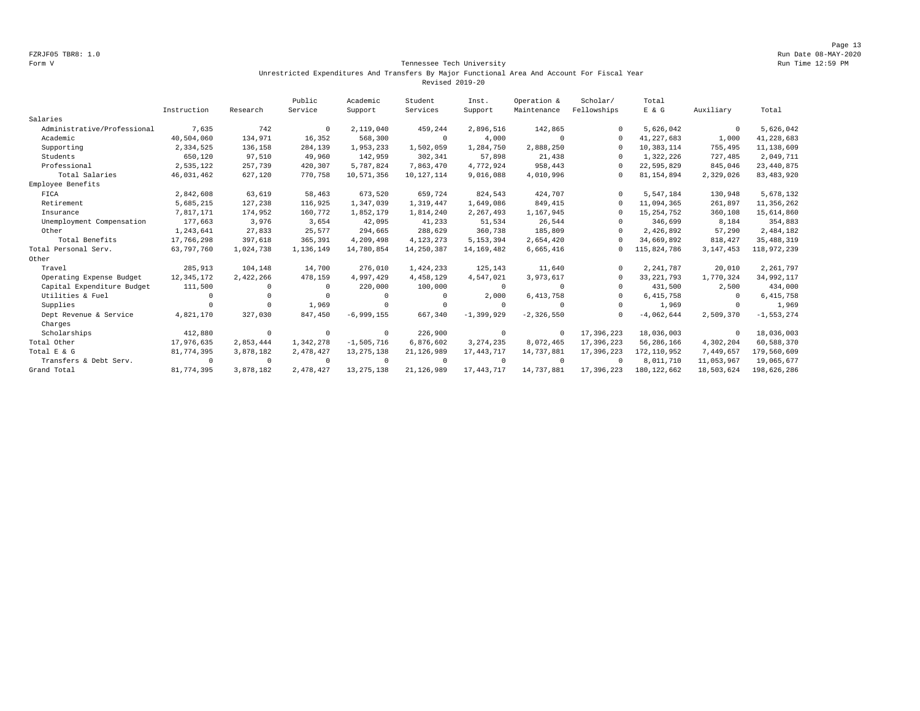FZRJF05 TBR8: 1.0
Form V

Run Date 08-MAY-2020
Run Time 12:59 PM

Tennessee Tech University
Unrestricted Expenditures And Transfers By Major Functional Area And Account For Fiscal Year
Revised 2019-20

| | Instruction | Research | Public Service | Academic Support | Student Services | Inst. Support | Operation & Maintenance | Scholar/ Fellowships | Total E & G | Auxiliary | Total |
|---|---|---|---|---|---|---|---|---|---|---|---|
| Salaries | | | | | | | | | | | |
| Administrative/Professional | 7,635 | 742 | 0 | 2,119,040 | 459,244 | 2,896,516 | 142,865 | 0 | 5,626,042 | 0 | 5,626,042 |
| Academic | 40,504,060 | 134,971 | 16,352 | 568,300 | 0 | 4,000 | 0 | 0 | 41,227,683 | 1,000 | 41,228,683 |
| Supporting | 2,334,525 | 136,158 | 284,139 | 1,953,233 | 1,502,059 | 1,284,750 | 2,888,250 | 0 | 10,383,114 | 755,495 | 11,138,609 |
| Students | 650,120 | 97,510 | 49,960 | 142,959 | 302,341 | 57,898 | 21,438 | 0 | 1,322,226 | 727,485 | 2,049,711 |
| Professional | 2,535,122 | 257,739 | 420,307 | 5,787,824 | 7,863,470 | 4,772,924 | 958,443 | 0 | 22,595,829 | 845,046 | 23,440,875 |
| Total Salaries | 46,031,462 | 627,120 | 770,758 | 10,571,356 | 10,127,114 | 9,016,088 | 4,010,996 | 0 | 81,154,894 | 2,329,026 | 83,483,920 |
| Employee Benefits | | | | | | | | | | | |
| FICA | 2,842,608 | 63,619 | 58,463 | 673,520 | 659,724 | 824,543 | 424,707 | 0 | 5,547,184 | 130,948 | 5,678,132 |
| Retirement | 5,685,215 | 127,238 | 116,925 | 1,347,039 | 1,319,447 | 1,649,086 | 849,415 | 0 | 11,094,365 | 261,897 | 11,356,262 |
| Insurance | 7,817,171 | 174,952 | 160,772 | 1,852,179 | 1,814,240 | 2,267,493 | 1,167,945 | 0 | 15,254,752 | 360,108 | 15,614,860 |
| Unemployment Compensation | 177,663 | 3,976 | 3,654 | 42,095 | 41,233 | 51,534 | 26,544 | 0 | 346,699 | 8,184 | 354,883 |
| Other | 1,243,641 | 27,833 | 25,577 | 294,665 | 288,629 | 360,738 | 185,809 | 0 | 2,426,892 | 57,290 | 2,484,182 |
| Total Benefits | 17,766,298 | 397,618 | 365,391 | 4,209,498 | 4,123,273 | 5,153,394 | 2,654,420 | 0 | 34,669,892 | 818,427 | 35,488,319 |
| Total Personal Serv. | 63,797,760 | 1,024,738 | 1,136,149 | 14,780,854 | 14,250,387 | 14,169,482 | 6,665,416 | 0 | 115,824,786 | 3,147,453 | 118,972,239 |
| Other | | | | | | | | | | | |
| Travel | 285,913 | 104,148 | 14,700 | 276,010 | 1,424,233 | 125,143 | 11,640 | 0 | 2,241,787 | 20,010 | 2,261,797 |
| Operating Expense Budget | 12,345,172 | 2,422,266 | 478,159 | 4,997,429 | 4,458,129 | 4,547,021 | 3,973,617 | 0 | 33,221,793 | 1,770,324 | 34,992,117 |
| Capital Expenditure Budget | 111,500 | 0 | 0 | 220,000 | 100,000 | 0 | 0 | 0 | 431,500 | 2,500 | 434,000 |
| Utilities & Fuel | 0 | 0 | 0 | 0 | 0 | 2,000 | 6,413,758 | 0 | 6,415,758 | 0 | 6,415,758 |
| Supplies | 0 | 0 | 1,969 | 0 | 0 | 0 | 0 | 0 | 1,969 | 0 | 1,969 |
| Dept Revenue & Service Charges | 4,821,170 | 327,030 | 847,450 | -6,999,155 | 667,340 | -1,399,929 | -2,326,550 | 0 | -4,062,644 | 2,509,370 | -1,553,274 |
| Scholarships | 412,880 | 0 | 0 | 0 | 226,900 | 0 | 0 | 17,396,223 | 18,036,003 | 0 | 18,036,003 |
| Total Other | 17,976,635 | 2,853,444 | 1,342,278 | -1,505,716 | 6,876,602 | 3,274,235 | 8,072,465 | 17,396,223 | 56,286,166 | 4,302,204 | 60,588,370 |
| Total E & G | 81,774,395 | 3,878,182 | 2,478,427 | 13,275,138 | 21,126,989 | 17,443,717 | 14,737,881 | 17,396,223 | 172,110,952 | 7,449,657 | 179,560,609 |
| Transfers & Debt Serv. | 0 | 0 | 0 | 0 | 0 | 0 | 0 | 0 | 8,011,710 | 11,053,967 | 19,065,677 |
| Grand Total | 81,774,395 | 3,878,182 | 2,478,427 | 13,275,138 | 21,126,989 | 17,443,717 | 14,737,881 | 17,396,223 | 180,122,662 | 18,503,624 | 198,626,286 |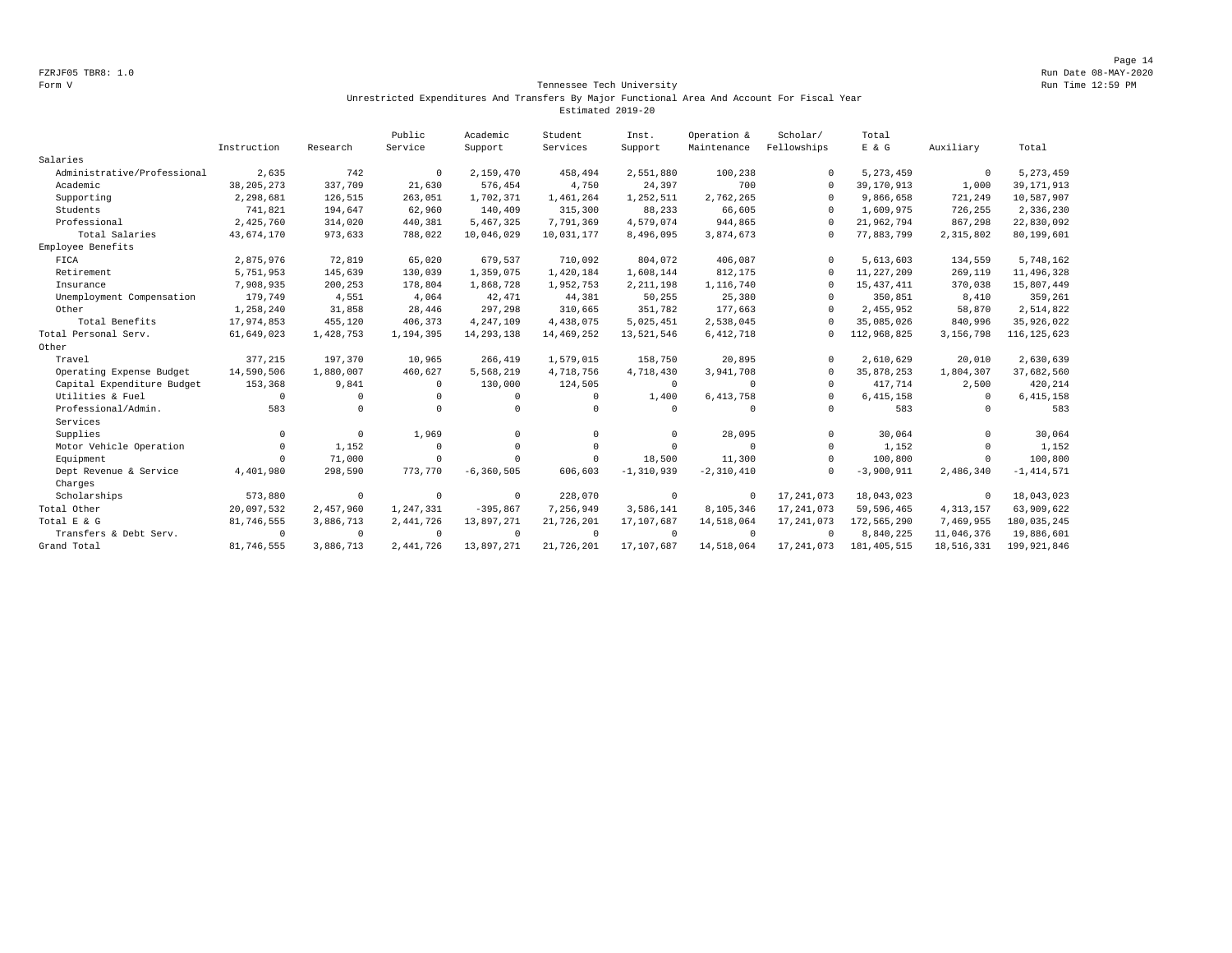FZRJF05 TBR8: 1.0

Form V

Run Date 08-MAY-2020

Run Time 12:59 PM

## Tennessee Tech University

### Unrestricted Expenditures And Transfers By Major Functional Area And Account For Fiscal Year

### Estimated 2019-20

| | Instruction | Research | Public Service | Academic Support | Student Services | Inst. Support | Operation & Maintenance | Scholar/ Fellowships | Total E & G | Auxiliary | Total |
|---|---|---|---|---|---|---|---|---|---|---|---|
| Salaries | | | | | | | | | | | |
| Administrative/Professional | 2,635 | 742 | 0 | 2,159,470 | 458,494 | 2,551,880 | 100,238 | 0 | 5,273,459 | 0 | 5,273,459 |
| Academic | 38,205,273 | 337,709 | 21,630 | 576,454 | 4,750 | 24,397 | 700 | 0 | 39,170,913 | 1,000 | 39,171,913 |
| Supporting | 2,298,681 | 126,515 | 263,051 | 1,702,371 | 1,461,264 | 1,252,511 | 2,762,265 | 0 | 9,866,658 | 721,249 | 10,587,907 |
| Students | 741,821 | 194,647 | 62,960 | 140,409 | 315,300 | 88,233 | 66,605 | 0 | 1,609,975 | 726,255 | 2,336,230 |
| Professional | 2,425,760 | 314,020 | 440,381 | 5,467,325 | 7,791,369 | 4,579,074 | 944,865 | 0 | 21,962,794 | 867,298 | 22,830,092 |
| Total Salaries | 43,674,170 | 973,633 | 788,022 | 10,046,029 | 10,031,177 | 8,496,095 | 3,874,673 | 0 | 77,883,799 | 2,315,802 | 80,199,601 |
| Employee Benefits | | | | | | | | | | | |
| FICA | 2,875,976 | 72,819 | 65,020 | 679,537 | 710,092 | 804,072 | 406,087 | 0 | 5,613,603 | 134,559 | 5,748,162 |
| Retirement | 5,751,953 | 145,639 | 130,039 | 1,359,075 | 1,420,184 | 1,608,144 | 812,175 | 0 | 11,227,209 | 269,119 | 11,496,328 |
| Insurance | 7,908,935 | 200,253 | 178,804 | 1,868,728 | 1,952,753 | 2,211,198 | 1,116,740 | 0 | 15,437,411 | 370,038 | 15,807,449 |
| Unemployment Compensation | 179,749 | 4,551 | 4,064 | 42,471 | 44,381 | 50,255 | 25,380 | 0 | 350,851 | 8,410 | 359,261 |
| Other | 1,258,240 | 31,858 | 28,446 | 297,298 | 310,665 | 351,782 | 177,663 | 0 | 2,455,952 | 58,870 | 2,514,822 |
| Total Benefits | 17,974,853 | 455,120 | 406,373 | 4,247,109 | 4,438,075 | 5,025,451 | 2,538,045 | 0 | 35,085,026 | 840,996 | 35,926,022 |
| Total Personal Serv. | 61,649,023 | 1,428,753 | 1,194,395 | 14,293,138 | 14,469,252 | 13,521,546 | 6,412,718 | 0 | 112,968,825 | 3,156,798 | 116,125,623 |
| Other | | | | | | | | | | | |
| Travel | 377,215 | 197,370 | 10,965 | 266,419 | 1,579,015 | 158,750 | 20,895 | 0 | 2,610,629 | 20,010 | 2,630,639 |
| Operating Expense Budget | 14,590,506 | 1,880,007 | 460,627 | 5,568,219 | 4,718,756 | 4,718,430 | 3,941,708 | 0 | 35,878,253 | 1,804,307 | 37,682,560 |
| Capital Expenditure Budget | 153,368 | 9,841 | 0 | 130,000 | 124,505 | 0 | 0 | 0 | 417,714 | 2,500 | 420,214 |
| Utilities & Fuel | 0 | 0 | 0 | 0 | 0 | 1,400 | 6,413,758 | 0 | 6,415,158 | 0 | 6,415,158 |
| Professional/Admin. Services | 583 | 0 | 0 | 0 | 0 | 0 | 0 | 0 | 583 | 0 | 583 |
| Supplies | 0 | 0 | 1,969 | 0 | 0 | 0 | 28,095 | 0 | 30,064 | 0 | 30,064 |
| Motor Vehicle Operation | 0 | 1,152 | 0 | 0 | 0 | 0 | 0 | 0 | 1,152 | 0 | 1,152 |
| Equipment | 0 | 71,000 | 0 | 0 | 0 | 18,500 | 11,300 | 0 | 100,800 | 0 | 100,800 |
| Dept Revenue & Service Charges | 4,401,980 | 298,590 | 773,770 | -6,360,505 | 606,603 | -1,310,939 | -2,310,410 | 0 | -3,900,911 | 2,486,340 | -1,414,571 |
| Scholarships | 573,880 | 0 | 0 | 0 | 228,070 | 0 | 0 | 17,241,073 | 18,043,023 | 0 | 18,043,023 |
| Total Other | 20,097,532 | 2,457,960 | 1,247,331 | -395,867 | 7,256,949 | 3,586,141 | 8,105,346 | 17,241,073 | 59,596,465 | 4,313,157 | 63,909,622 |
| Total E & G | 81,746,555 | 3,886,713 | 2,441,726 | 13,897,271 | 21,726,201 | 17,107,687 | 14,518,064 | 17,241,073 | 172,565,290 | 7,469,955 | 180,035,245 |
| Transfers & Debt Serv. | 0 | 0 | 0 | 0 | 0 | 0 | 0 | 0 | 8,840,225 | 11,046,376 | 19,886,601 |
| Grand Total | 81,746,555 | 3,886,713 | 2,441,726 | 13,897,271 | 21,726,201 | 17,107,687 | 14,518,064 | 17,241,073 | 181,405,515 | 18,516,331 | 199,921,846 |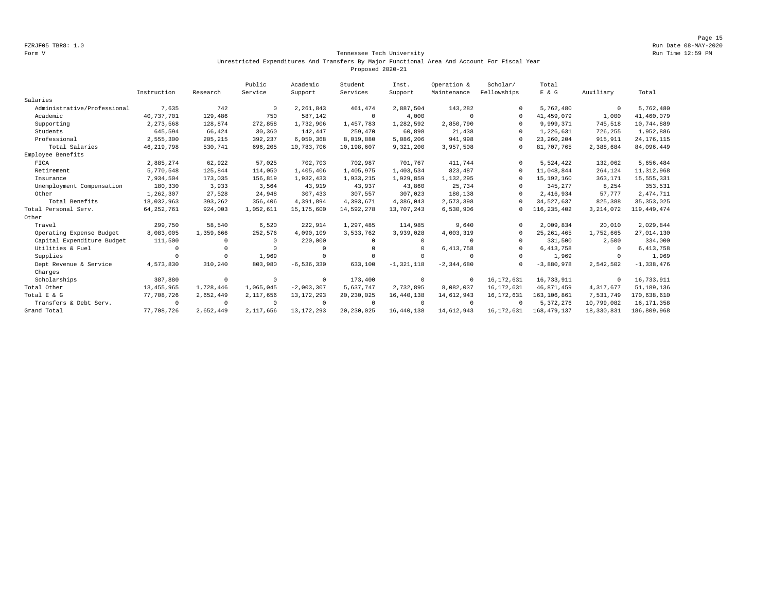FZRJF05 TBR8: 1.0
Form V

Run Date 08-MAY-2020
Run Time 12:59 PM

## Tennessee Tech University

### Unrestricted Expenditures And Transfers By Major Functional Area And Account For Fiscal Year
### Proposed 2020-21

| | Instruction | Research | Public Service | Academic Support | Student Services | Inst. Support | Operation & Maintenance | Scholar/ Fellowships | Total E & G | Auxiliary | Total |
|---|---|---|---|---|---|---|---|---|---|---|---|
| Salaries | | | | | | | | | | | |
| Administrative/Professional | 7,635 | 742 | 0 | 2,261,843 | 461,474 | 2,887,504 | 143,282 | 0 | 5,762,480 | 0 | 5,762,480 |
| Academic | 40,737,701 | 129,486 | 750 | 587,142 | 0 | 4,000 | 0 | 0 | 41,459,079 | 1,000 | 41,460,079 |
| Supporting | 2,273,568 | 128,874 | 272,858 | 1,732,906 | 1,457,783 | 1,282,592 | 2,850,790 | 0 | 9,999,371 | 745,518 | 10,744,889 |
| Students | 645,594 | 66,424 | 30,360 | 142,447 | 259,470 | 60,898 | 21,438 | 0 | 1,226,631 | 726,255 | 1,952,886 |
| Professional | 2,555,300 | 205,215 | 392,237 | 6,059,368 | 8,019,880 | 5,086,206 | 941,998 | 0 | 23,260,204 | 915,911 | 24,176,115 |
| Total Salaries | 46,219,798 | 530,741 | 696,205 | 10,783,706 | 10,198,607 | 9,321,200 | 3,957,508 | 0 | 81,707,765 | 2,388,684 | 84,096,449 |
| Employee Benefits | | | | | | | | | | | |
| FICA | 2,885,274 | 62,922 | 57,025 | 702,703 | 702,987 | 701,767 | 411,744 | 0 | 5,524,422 | 132,062 | 5,656,484 |
| Retirement | 5,770,548 | 125,844 | 114,050 | 1,405,406 | 1,405,975 | 1,403,534 | 823,487 | 0 | 11,048,844 | 264,124 | 11,312,968 |
| Insurance | 7,934,504 | 173,035 | 156,819 | 1,932,433 | 1,933,215 | 1,929,859 | 1,132,295 | 0 | 15,192,160 | 363,171 | 15,555,331 |
| Unemployment Compensation | 180,330 | 3,933 | 3,564 | 43,919 | 43,937 | 43,860 | 25,734 | 0 | 345,277 | 8,254 | 353,531 |
| Other | 1,262,307 | 27,528 | 24,948 | 307,433 | 307,557 | 307,023 | 180,138 | 0 | 2,416,934 | 57,777 | 2,474,711 |
| Total Benefits | 18,032,963 | 393,262 | 356,406 | 4,391,894 | 4,393,671 | 4,386,043 | 2,573,398 | 0 | 34,527,637 | 825,388 | 35,353,025 |
| Total Personal Serv. | 64,252,761 | 924,003 | 1,052,611 | 15,175,600 | 14,592,278 | 13,707,243 | 6,530,906 | 0 | 116,235,402 | 3,214,072 | 119,449,474 |
| Other | | | | | | | | | | | |
| Travel | 299,750 | 58,540 | 6,520 | 222,914 | 1,297,485 | 114,985 | 9,640 | 0 | 2,009,834 | 20,010 | 2,029,844 |
| Operating Expense Budget | 8,083,005 | 1,359,666 | 252,576 | 4,090,109 | 3,533,762 | 3,939,028 | 4,003,319 | 0 | 25,261,465 | 1,752,665 | 27,014,130 |
| Capital Expenditure Budget | 111,500 | 0 | 0 | 220,000 | 0 | 0 | 0 | 0 | 331,500 | 2,500 | 334,000 |
| Utilities & Fuel | 0 | 0 | 0 | 0 | 0 | 0 | 6,413,758 | 0 | 6,413,758 | 0 | 6,413,758 |
| Supplies | 0 | 0 | 1,969 | 0 | 0 | 0 | 0 | 0 | 1,969 | 0 | 1,969 |
| Dept Revenue & Service Charges | 4,573,830 | 310,240 | 803,980 | -6,536,330 | 633,100 | -1,321,118 | -2,344,680 | 0 | -3,880,978 | 2,542,502 | -1,338,476 |
| Scholarships | 387,880 | 0 | 0 | 0 | 173,400 | 0 | 0 | 16,172,631 | 16,733,911 | 0 | 16,733,911 |
| Total Other | 13,455,965 | 1,728,446 | 1,065,045 | -2,003,307 | 5,637,747 | 2,732,895 | 8,082,037 | 16,172,631 | 46,871,459 | 4,317,677 | 51,189,136 |
| Total E & G | 77,708,726 | 2,652,449 | 2,117,656 | 13,172,293 | 20,230,025 | 16,440,138 | 14,612,943 | 16,172,631 | 163,106,861 | 7,531,749 | 170,638,610 |
| Transfers & Debt Serv. | 0 | 0 | 0 | 0 | 0 | 0 | 0 | 0 | 5,372,276 | 10,799,082 | 16,171,358 |
| Grand Total | 77,708,726 | 2,652,449 | 2,117,656 | 13,172,293 | 20,230,025 | 16,440,138 | 14,612,943 | 16,172,631 | 168,479,137 | 18,330,831 | 186,809,968 |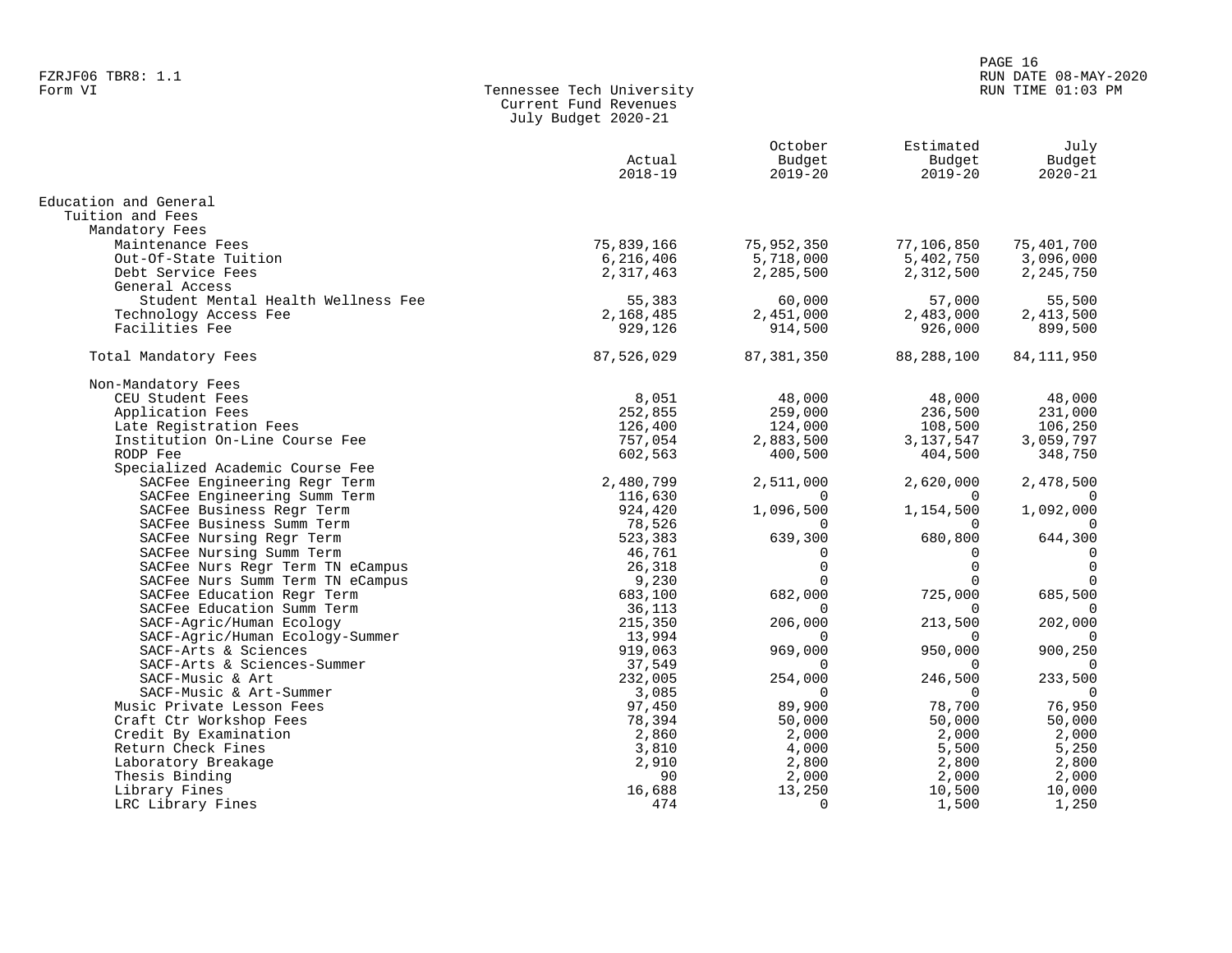FZRJF06 TBR8: 1.1
Form VI

# Tennessee Tech University
## Current Fund Revenues
### July Budget 2020-21

| | Actual 2018-19 | October Budget 2019-20 | Estimated Budget 2019-20 | July Budget 2020-21 |
|---|---|---|---|---|
| Education and General | | | | |
| Tuition and Fees | | | | |
| Mandatory Fees | | | | |
| Maintenance Fees | 75,839,166 | 75,952,350 | 77,106,850 | 75,401,700 |
| Out-Of-State Tuition | 6,216,406 | 5,718,000 | 5,402,750 | 3,096,000 |
| Debt Service Fees | 2,317,463 | 2,285,500 | 2,312,500 | 2,245,750 |
| General Access | | | | |
| Student Mental Health Wellness Fee | 55,383 | 60,000 | 57,000 | 55,500 |
| Technology Access Fee | 2,168,485 | 2,451,000 | 2,483,000 | 2,413,500 |
| Facilities Fee | 929,126 | 914,500 | 926,000 | 899,500 |
| Total Mandatory Fees | 87,526,029 | 87,381,350 | 88,288,100 | 84,111,950 |
| Non-Mandatory Fees | | | | |
| CEU Student Fees | 8,051 | 48,000 | 48,000 | 48,000 |
| Application Fees | 252,855 | 259,000 | 236,500 | 231,000 |
| Late Registration Fees | 126,400 | 124,000 | 108,500 | 106,250 |
| Institution On-Line Course Fee | 757,054 | 2,883,500 | 3,137,547 | 3,059,797 |
| RODP Fee | 602,563 | 400,500 | 404,500 | 348,750 |
| Specialized Academic Course Fee | | | | |
| SACFee Engineering Regr Term | 2,480,799 | 2,511,000 | 2,620,000 | 2,478,500 |
| SACFee Engineering Summ Term | 116,630 | 0 | 0 | 0 |
| SACFee Business Regr Term | 924,420 | 1,096,500 | 1,154,500 | 1,092,000 |
| SACFee Business Summ Term | 78,526 | 0 | 0 | 0 |
| SACFee Nursing Regr Term | 523,383 | 639,300 | 680,800 | 644,300 |
| SACFee Nursing Summ Term | 46,761 | 0 | 0 | 0 |
| SACFee Nurs Regr Term TN eCampus | 26,318 | 0 | 0 | 0 |
| SACFee Nurs Summ Term TN eCampus | 9,230 | 0 | 0 | 0 |
| SACFee Education Regr Term | 683,100 | 682,000 | 725,000 | 685,500 |
| SACFee Education Summ Term | 36,113 | 0 | 0 | 0 |
| SACF-Agric/Human Ecology | 215,350 | 206,000 | 213,500 | 202,000 |
| SACF-Agric/Human Ecology-Summer | 13,994 | 0 | 0 | 0 |
| SACF-Arts & Sciences | 919,063 | 969,000 | 950,000 | 900,250 |
| SACF-Arts & Sciences-Summer | 37,549 | 0 | 0 | 0 |
| SACF-Music & Art | 232,005 | 254,000 | 246,500 | 233,500 |
| SACF-Music & Art-Summer | 3,085 | 0 | 0 | 0 |
| Music Private Lesson Fees | 97,450 | 89,900 | 78,700 | 76,950 |
| Craft Ctr Workshop Fees | 78,394 | 50,000 | 50,000 | 50,000 |
| Credit By Examination | 2,860 | 2,000 | 2,000 | 2,000 |
| Return Check Fines | 3,810 | 4,000 | 5,500 | 5,250 |
| Laboratory Breakage | 2,910 | 2,800 | 2,800 | 2,800 |
| Thesis Binding | 90 | 2,000 | 2,000 | 2,000 |
| Library Fines | 16,688 | 13,250 | 10,500 | 10,000 |
| LRC Library Fines | 474 | 0 | 1,500 | 1,250 |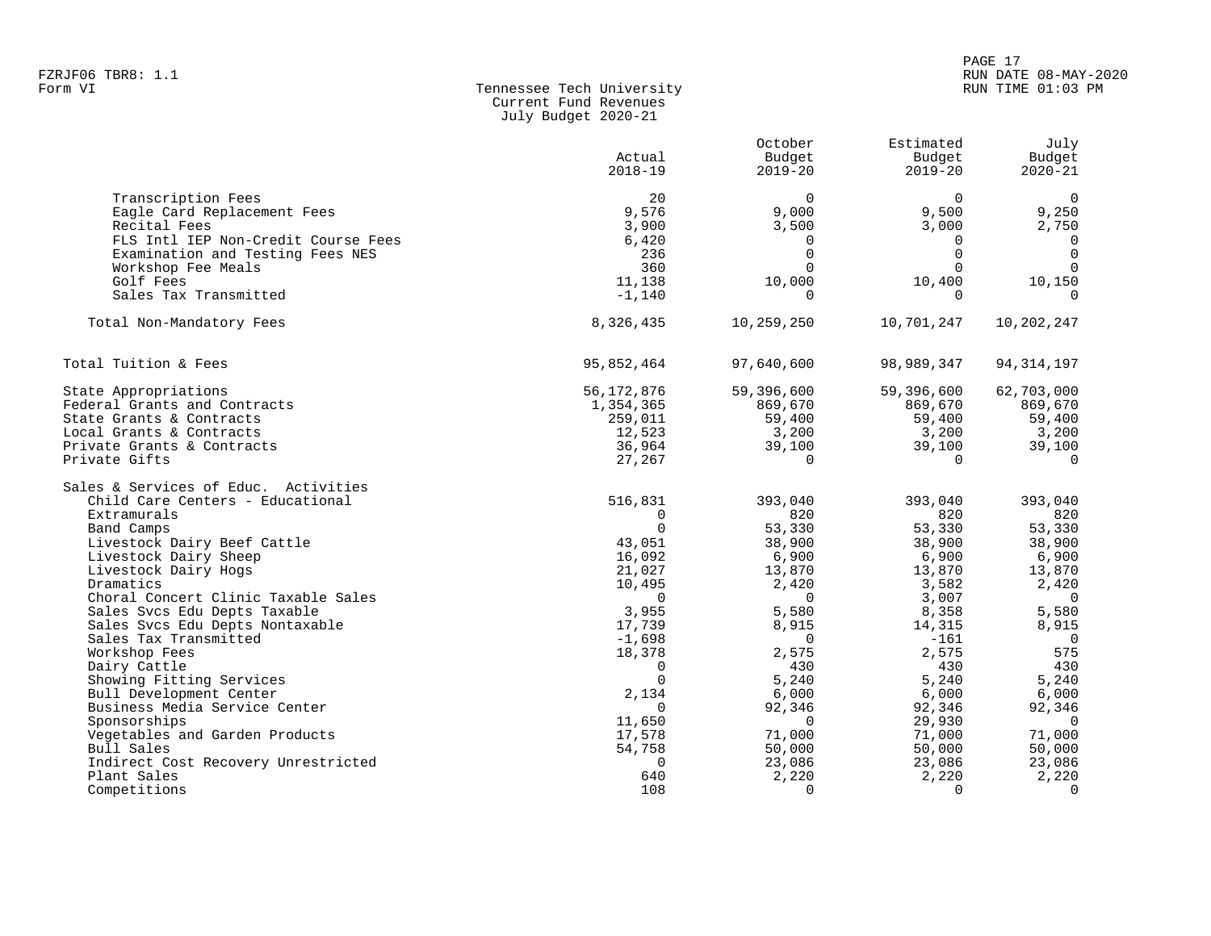FZRJF06 TBR8: 1.1
Form VI

Tennessee Tech University
Current Fund Revenues
July Budget 2020-21

RUN DATE 08-MAY-2020
RUN TIME 01:03 PM

| | Actual 2018-19 | October Budget 2019-20 | Estimated Budget 2019-20 | July Budget 2020-21 |
|---|---|---|---|---|
| Transcription Fees | 20 | 0 | 0 | 0 |
| Eagle Card Replacement Fees | 9,576 | 9,000 | 9,500 | 9,250 |
| Recital Fees | 3,900 | 3,500 | 3,000 | 2,750 |
| FLS Intl IEP Non-Credit Course Fees | 6,420 | 0 | 0 | 0 |
| Examination and Testing Fees NES | 236 | 0 | 0 | 0 |
| Workshop Fee Meals | 360 | 0 | 0 | 0 |
| Golf Fees | 11,138 | 10,000 | 10,400 | 10,150 |
| Sales Tax Transmitted | -1,140 | 0 | 0 | 0 |
| Total Non-Mandatory Fees | 8,326,435 | 10,259,250 | 10,701,247 | 10,202,247 |
| Total Tuition & Fees | 95,852,464 | 97,640,600 | 98,989,347 | 94,314,197 |
| State Appropriations | 56,172,876 | 59,396,600 | 59,396,600 | 62,703,000 |
| Federal Grants and Contracts | 1,354,365 | 869,670 | 869,670 | 869,670 |
| State Grants & Contracts | 259,011 | 59,400 | 59,400 | 59,400 |
| Local Grants & Contracts | 12,523 | 3,200 | 3,200 | 3,200 |
| Private Grants & Contracts | 36,964 | 39,100 | 39,100 | 39,100 |
| Private Gifts | 27,267 | 0 | 0 | 0 |
| Sales & Services of Educ. Activities | | | | |
| Child Care Centers - Educational | 516,831 | 393,040 | 393,040 | 393,040 |
| Extramurals | 0 | 820 | 820 | 820 |
| Band Camps | 0 | 53,330 | 53,330 | 53,330 |
| Livestock Dairy Beef Cattle | 43,051 | 38,900 | 38,900 | 38,900 |
| Livestock Dairy Sheep | 16,092 | 6,900 | 6,900 | 6,900 |
| Livestock Dairy Hogs | 21,027 | 13,870 | 13,870 | 13,870 |
| Dramatics | 10,495 | 2,420 | 3,582 | 2,420 |
| Choral Concert Clinic Taxable Sales | 0 | 0 | 3,007 | 0 |
| Sales Svcs Edu Depts Taxable | 3,955 | 5,580 | 8,358 | 5,580 |
| Sales Svcs Edu Depts Nontaxable | 17,739 | 8,915 | 14,315 | 8,915 |
| Sales Tax Transmitted | -1,698 | 0 | -161 | 0 |
| Workshop Fees | 18,378 | 2,575 | 2,575 | 575 |
| Dairy Cattle | 0 | 430 | 430 | 430 |
| Showing Fitting Services | 0 | 5,240 | 5,240 | 5,240 |
| Bull Development Center | 2,134 | 6,000 | 6,000 | 6,000 |
| Business Media Service Center | 0 | 92,346 | 92,346 | 92,346 |
| Sponsorships | 11,650 | 0 | 29,930 | 0 |
| Vegetables and Garden Products | 17,578 | 71,000 | 71,000 | 71,000 |
| Bull Sales | 54,758 | 50,000 | 50,000 | 50,000 |
| Indirect Cost Recovery Unrestricted | 0 | 23,086 | 23,086 | 23,086 |
| Plant Sales | 640 | 2,220 | 2,220 | 2,220 |
| Competitions | 108 | 0 | 0 | 0 |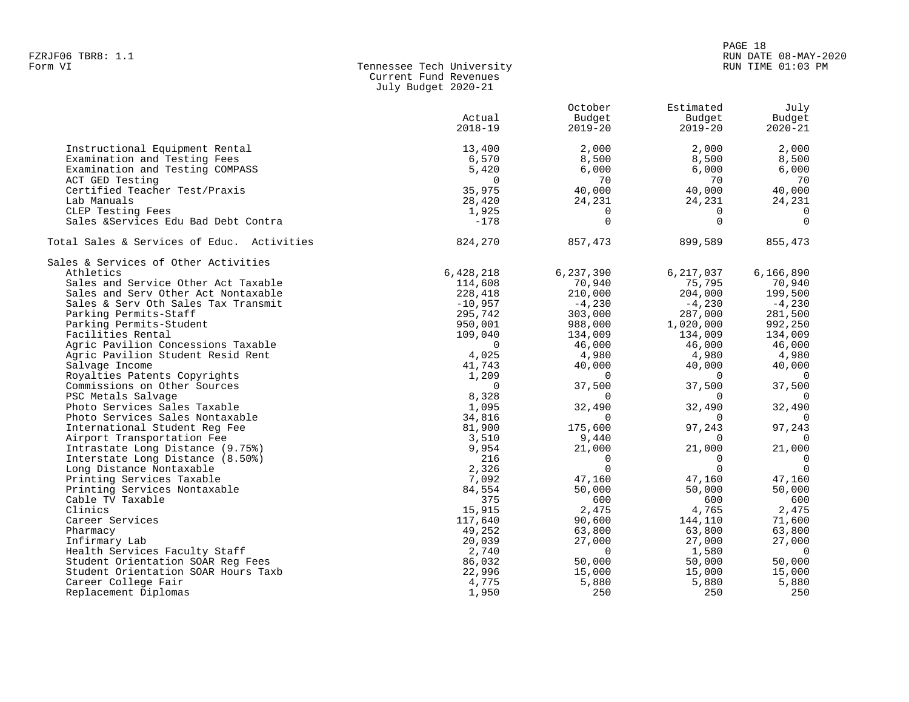Tennessee Tech University
Current Fund Revenues
July Budget 2020-21

| | Actual 2018-19 | October Budget 2019-20 | Estimated Budget 2019-20 | July Budget 2020-21 |
|---|---|---|---|---|
| Instructional Equipment Rental | 13,400 | 2,000 | 2,000 | 2,000 |
| Examination and Testing Fees | 6,570 | 8,500 | 8,500 | 8,500 |
| Examination and Testing COMPASS | 5,420 | 6,000 | 6,000 | 6,000 |
| ACT GED Testing | 0 | 70 | 70 | 70 |
| Certified Teacher Test/Praxis | 35,975 | 40,000 | 40,000 | 40,000 |
| Lab Manuals | 28,420 | 24,231 | 24,231 | 24,231 |
| CLEP Testing Fees | 1,925 | 0 | 0 | 0 |
| Sales &Services Edu Bad Debt Contra | -178 | 0 | 0 | 0 |
| Total Sales & Services of Educ. Activities | 824,270 | 857,473 | 899,589 | 855,473 |
| Sales & Services of Other Activities | | | | |
| Athletics | 6,428,218 | 6,237,390 | 6,217,037 | 6,166,890 |
| Sales and Service Other Act Taxable | 114,608 | 70,940 | 75,795 | 70,940 |
| Sales and Serv Other Act Nontaxable | 228,418 | 210,000 | 204,000 | 199,500 |
| Sales & Serv Oth Sales Tax Transmit | -10,957 | -4,230 | -4,230 | -4,230 |
| Parking Permits-Staff | 295,742 | 303,000 | 287,000 | 281,500 |
| Parking Permits-Student | 950,001 | 988,000 | 1,020,000 | 992,250 |
| Facilities Rental | 109,040 | 134,009 | 134,009 | 134,009 |
| Agric Pavilion Concessions Taxable | 0 | 46,000 | 46,000 | 46,000 |
| Agric Pavilion Student Resid Rent | 4,025 | 4,980 | 4,980 | 4,980 |
| Salvage Income | 41,743 | 40,000 | 40,000 | 40,000 |
| Royalties Patents Copyrights | 1,209 | 0 | 0 | 0 |
| Commissions on Other Sources | 0 | 37,500 | 37,500 | 37,500 |
| PSC Metals Salvage | 8,328 | 0 | 0 | 0 |
| Photo Services Sales Taxable | 1,095 | 32,490 | 32,490 | 32,490 |
| Photo Services Sales Nontaxable | 34,816 | 0 | 0 | 0 |
| International Student Reg Fee | 81,900 | 175,600 | 97,243 | 97,243 |
| Airport Transportation Fee | 3,510 | 9,440 | 0 | 0 |
| Intrastate Long Distance (9.75%) | 9,954 | 21,000 | 21,000 | 21,000 |
| Interstate Long Distance (8.50%) | 216 | 0 | 0 | 0 |
| Long Distance Nontaxable | 2,326 | 0 | 0 | 0 |
| Printing Services Taxable | 7,092 | 47,160 | 47,160 | 47,160 |
| Printing Services Nontaxable | 84,554 | 50,000 | 50,000 | 50,000 |
| Cable TV Taxable | 375 | 600 | 600 | 600 |
| Clinics | 15,915 | 2,475 | 4,765 | 2,475 |
| Career Services | 117,640 | 90,600 | 144,110 | 71,600 |
| Pharmacy | 49,252 | 63,800 | 63,800 | 63,800 |
| Infirmary Lab | 20,039 | 27,000 | 27,000 | 27,000 |
| Health Services Faculty Staff | 2,740 | 0 | 1,580 | 0 |
| Student Orientation SOAR Reg Fees | 86,032 | 50,000 | 50,000 | 50,000 |
| Student Orientation SOAR Hours Taxb | 22,996 | 15,000 | 15,000 | 15,000 |
| Career College Fair | 4,775 | 5,880 | 5,880 | 5,880 |
| Replacement Diplomas | 1,950 | 250 | 250 | 250 |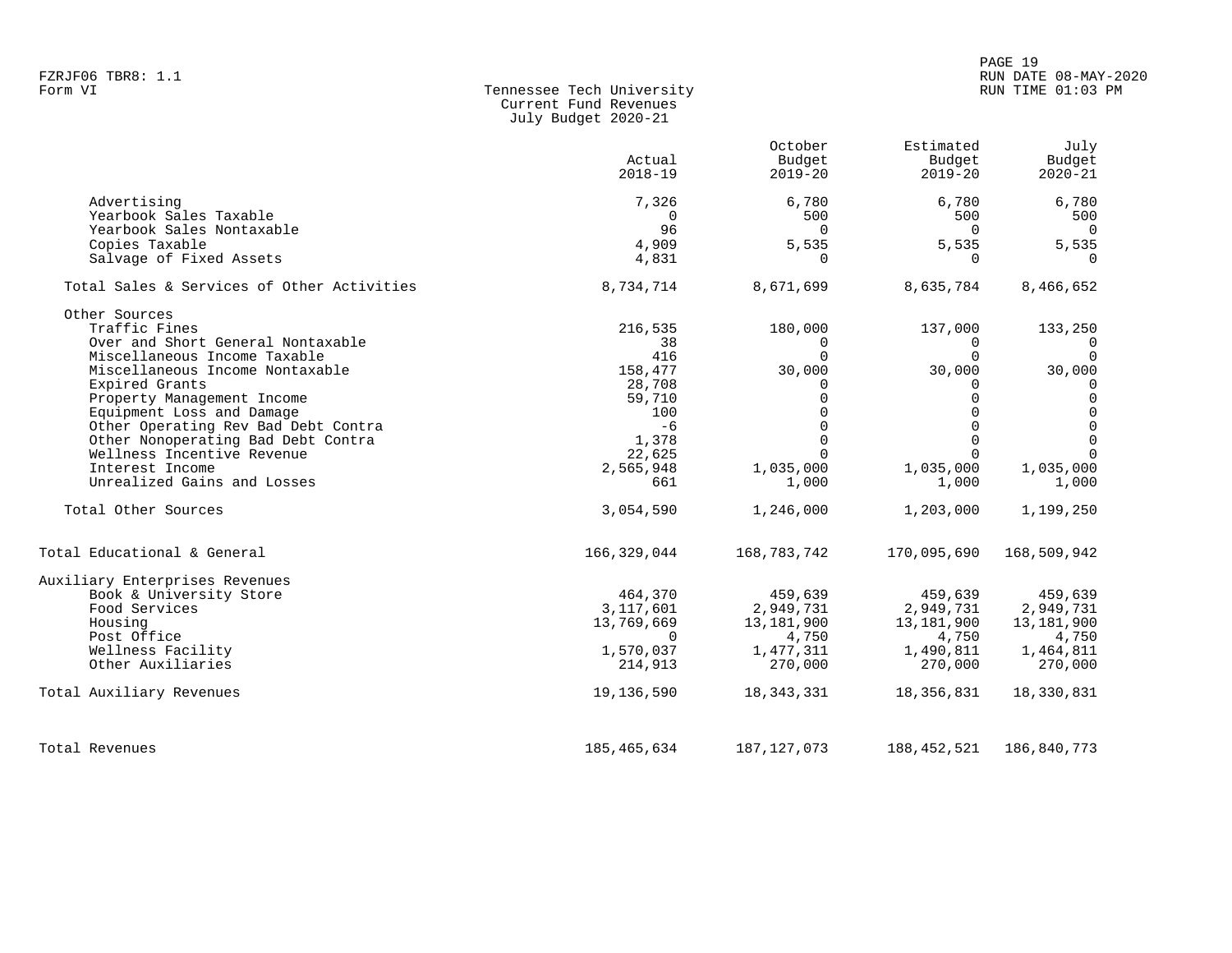FZRJF06 TBR8: 1.1
Form VI

# Tennessee Tech University
## Current Fund Revenues
### July Budget 2020-21

| | Actual 2018-19 | October Budget 2019-20 | Estimated Budget 2019-20 | July Budget 2020-21 |
|---|---|---|---|---|
| Advertising | 7,326 | 6,780 | 6,780 | 6,780 |
| Yearbook Sales Taxable | 0 | 500 | 500 | 500 |
| Yearbook Sales Nontaxable | 96 | 0 | 0 | 0 |
| Copies Taxable | 4,909 | 5,535 | 5,535 | 5,535 |
| Salvage of Fixed Assets | 4,831 | 0 | 0 | 0 |
| Total Sales & Services of Other Activities | 8,734,714 | 8,671,699 | 8,635,784 | 8,466,652 |
| Other Sources | | | | |
| Traffic Fines | 216,535 | 180,000 | 137,000 | 133,250 |
| Over and Short General Nontaxable | 38 | 0 | 0 | 0 |
| Miscellaneous Income Taxable | 416 | 0 | 0 | 0 |
| Miscellaneous Income Nontaxable | 158,477 | 30,000 | 30,000 | 30,000 |
| Expired Grants | 28,708 | 0 | 0 | 0 |
| Property Management Income | 59,710 | 0 | 0 | 0 |
| Equipment Loss and Damage | 100 | 0 | 0 | 0 |
| Other Operating Rev Bad Debt Contra | -6 | 0 | 0 | 0 |
| Other Nonoperating Bad Debt Contra | 1,378 | 0 | 0 | 0 |
| Wellness Incentive Revenue | 22,625 | 0 | 0 | 0 |
| Interest Income | 2,565,948 | 1,035,000 | 1,035,000 | 1,035,000 |
| Unrealized Gains and Losses | 661 | 1,000 | 1,000 | 1,000 |
| Total Other Sources | 3,054,590 | 1,246,000 | 1,203,000 | 1,199,250 |
| Total Educational & General | 166,329,044 | 168,783,742 | 170,095,690 | 168,509,942 |
| Auxiliary Enterprises Revenues | | | | |
| Book & University Store | 464,370 | 459,639 | 459,639 | 459,639 |
| Food Services | 3,117,601 | 2,949,731 | 2,949,731 | 2,949,731 |
| Housing | 13,769,669 | 13,181,900 | 13,181,900 | 13,181,900 |
| Post Office | 0 | 4,750 | 4,750 | 4,750 |
| Wellness Facility | 1,570,037 | 1,477,311 | 1,490,811 | 1,464,811 |
| Other Auxiliaries | 214,913 | 270,000 | 270,000 | 270,000 |
| Total Auxiliary Revenues | 19,136,590 | 18,343,331 | 18,356,831 | 18,330,831 |
| Total Revenues | 185,465,634 | 187,127,073 | 188,452,521 | 186,840,773 |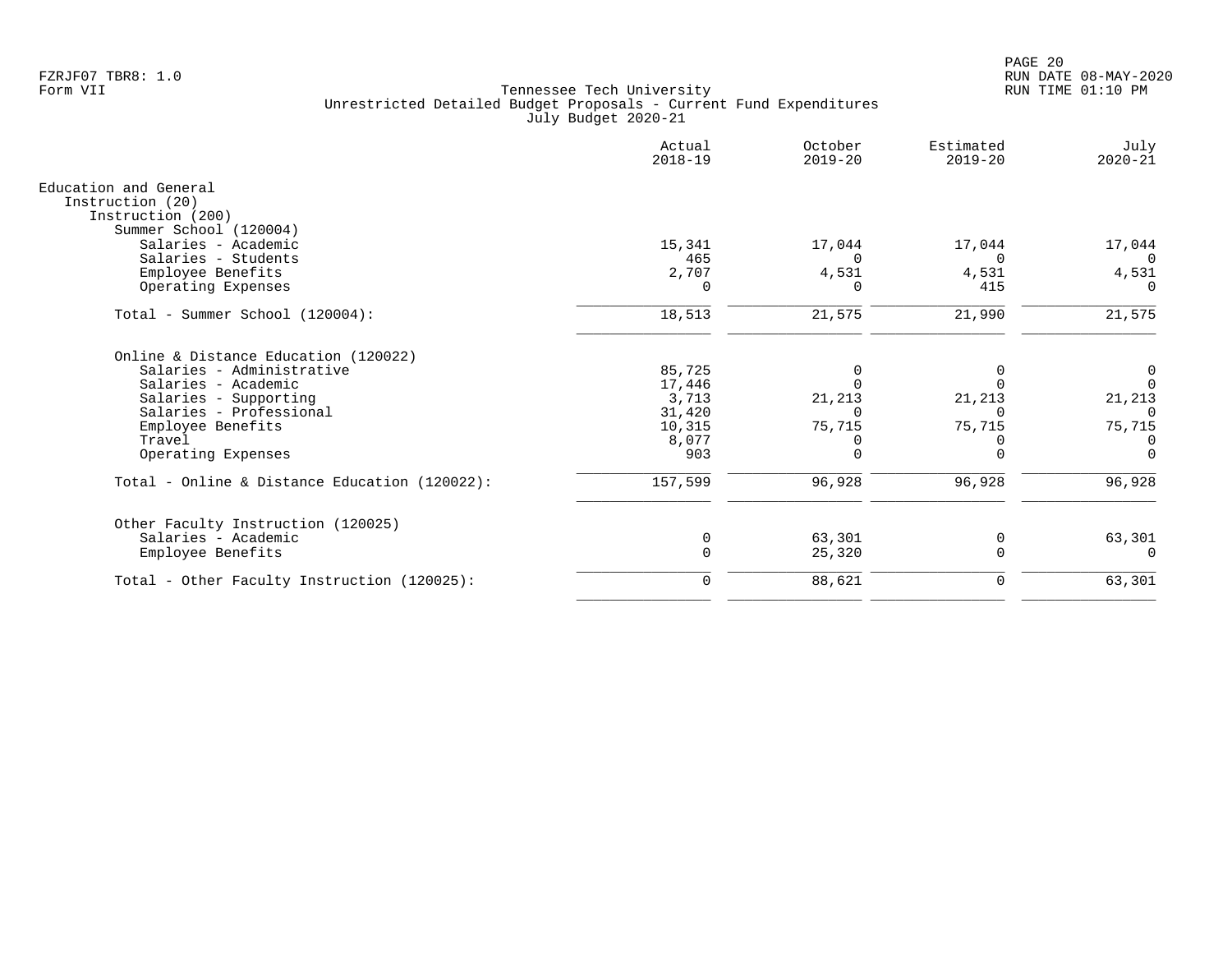Tennessee Tech University
Unrestricted Detailed Budget Proposals - Current Fund Expenditures
July Budget 2020-21

FZRJF07 TBR8: 1.0
Form VII

RUN DATE 08-MAY-2020
RUN TIME 01:10 PM

| | Actual 2018-19 | October 2019-20 | Estimated 2019-20 | July 2020-21 |
|---|---|---|---|---|
| Education and General | | | | |
| Instruction (20) | | | | |
| Instruction (200) | | | | |
| Summer School (120004) | | | | |
| Salaries - Academic | 15,341 | 17,044 | 17,044 | 17,044 |
| Salaries - Students | 465 | 0 | 0 | 0 |
| Employee Benefits | 2,707 | 4,531 | 4,531 | 4,531 |
| Operating Expenses | 0 | 0 | 415 | 0 |
| Total - Summer School (120004): | 18,513 | 21,575 | 21,990 | 21,575 |
| Online & Distance Education (120022) | | | | |
| Salaries - Administrative | 85,725 | 0 | 0 | 0 |
| Salaries - Academic | 17,446 | 0 | 0 | 0 |
| Salaries - Supporting | 3,713 | 21,213 | 21,213 | 21,213 |
| Salaries - Professional | 31,420 | 0 | 0 | 0 |
| Employee Benefits | 10,315 | 75,715 | 75,715 | 75,715 |
| Travel | 8,077 | 0 | 0 | 0 |
| Operating Expenses | 903 | 0 | 0 | 0 |
| Total - Online & Distance Education (120022): | 157,599 | 96,928 | 96,928 | 96,928 |
| Other Faculty Instruction (120025) | | | | |
| Salaries - Academic | 0 | 63,301 | 0 | 63,301 |
| Employee Benefits | 0 | 25,320 | 0 | 0 |
| Total - Other Faculty Instruction (120025): | 0 | 88,621 | 0 | 63,301 |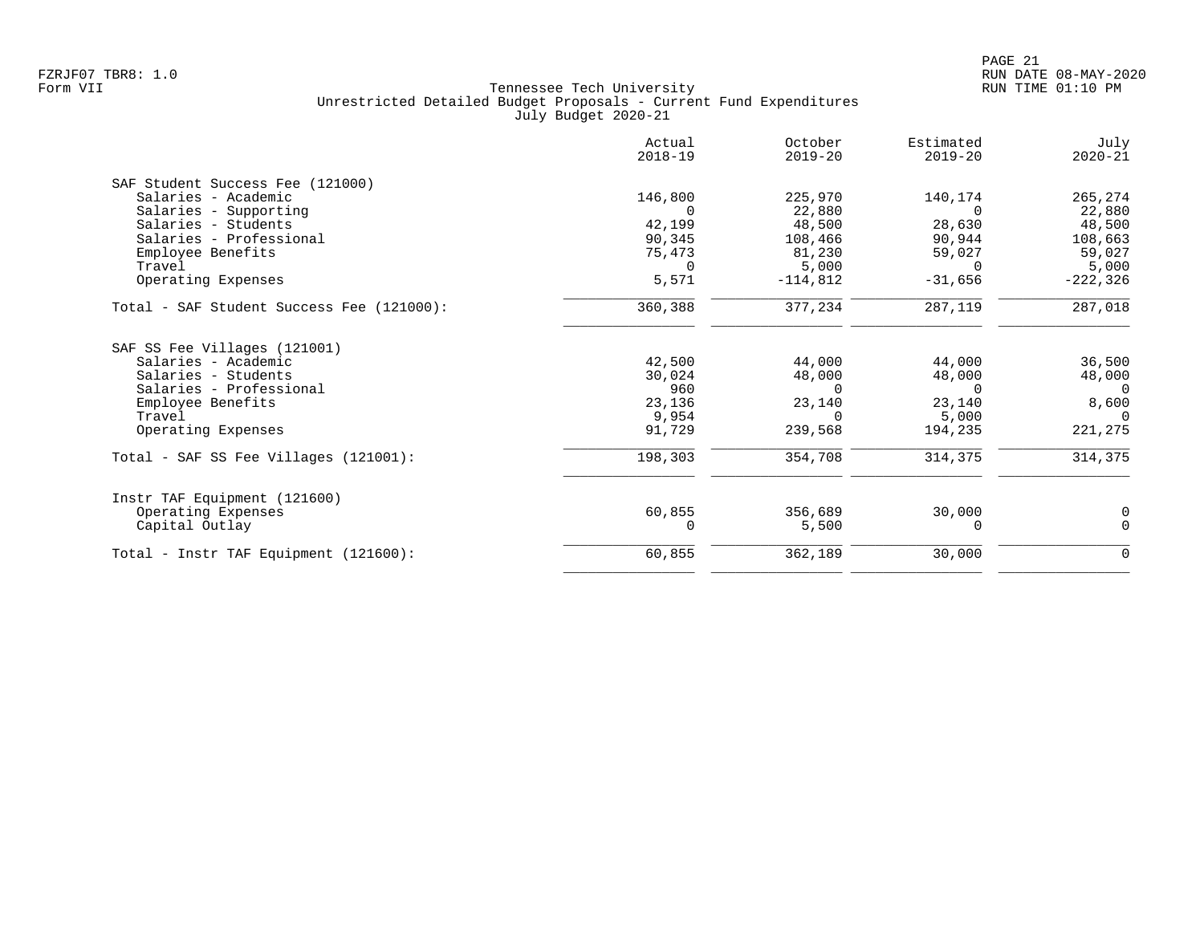Tennessee Tech University
Unrestricted Detailed Budget Proposals - Current Fund Expenditures
July Budget 2020-21

| | Actual 2018-19 | October 2019-20 | Estimated 2019-20 | July 2020-21 |
|---|---:|---:|---:|---:|
| **SAF Student Success Fee (121000)** | | | | |
| Salaries - Academic | 146,800 | 225,970 | 140,174 | 265,274 |
| Salaries - Supporting | 0 | 22,880 | 0 | 22,880 |
| Salaries - Students | 42,199 | 48,500 | 28,630 | 48,500 |
| Salaries - Professional | 90,345 | 108,466 | 90,944 | 108,663 |
| Employee Benefits | 75,473 | 81,230 | 59,027 | 59,027 |
| Travel | 0 | 5,000 | 0 | 5,000 |
| Operating Expenses | 5,571 | -114,812 | -31,656 | -222,326 |
| Total - SAF Student Success Fee (121000): | 360,388 | 377,234 | 287,119 | 287,018 |
| **SAF SS Fee Villages (121001)** | | | | |
| Salaries - Academic | 42,500 | 44,000 | 44,000 | 36,500 |
| Salaries - Students | 30,024 | 48,000 | 48,000 | 48,000 |
| Salaries - Professional | 960 | 0 | 0 | 0 |
| Employee Benefits | 23,136 | 23,140 | 23,140 | 8,600 |
| Travel | 9,954 | 0 | 5,000 | 0 |
| Operating Expenses | 91,729 | 239,568 | 194,235 | 221,275 |
| Total - SAF SS Fee Villages (121001): | 198,303 | 354,708 | 314,375 | 314,375 |
| **Instr TAF Equipment (121600)** | | | | |
| Operating Expenses | 60,855 | 356,689 | 30,000 | 0 |
| Capital Outlay | 0 | 5,500 | 0 | 0 |
| Total - Instr TAF Equipment (121600): | 60,855 | 362,189 | 30,000 | 0 |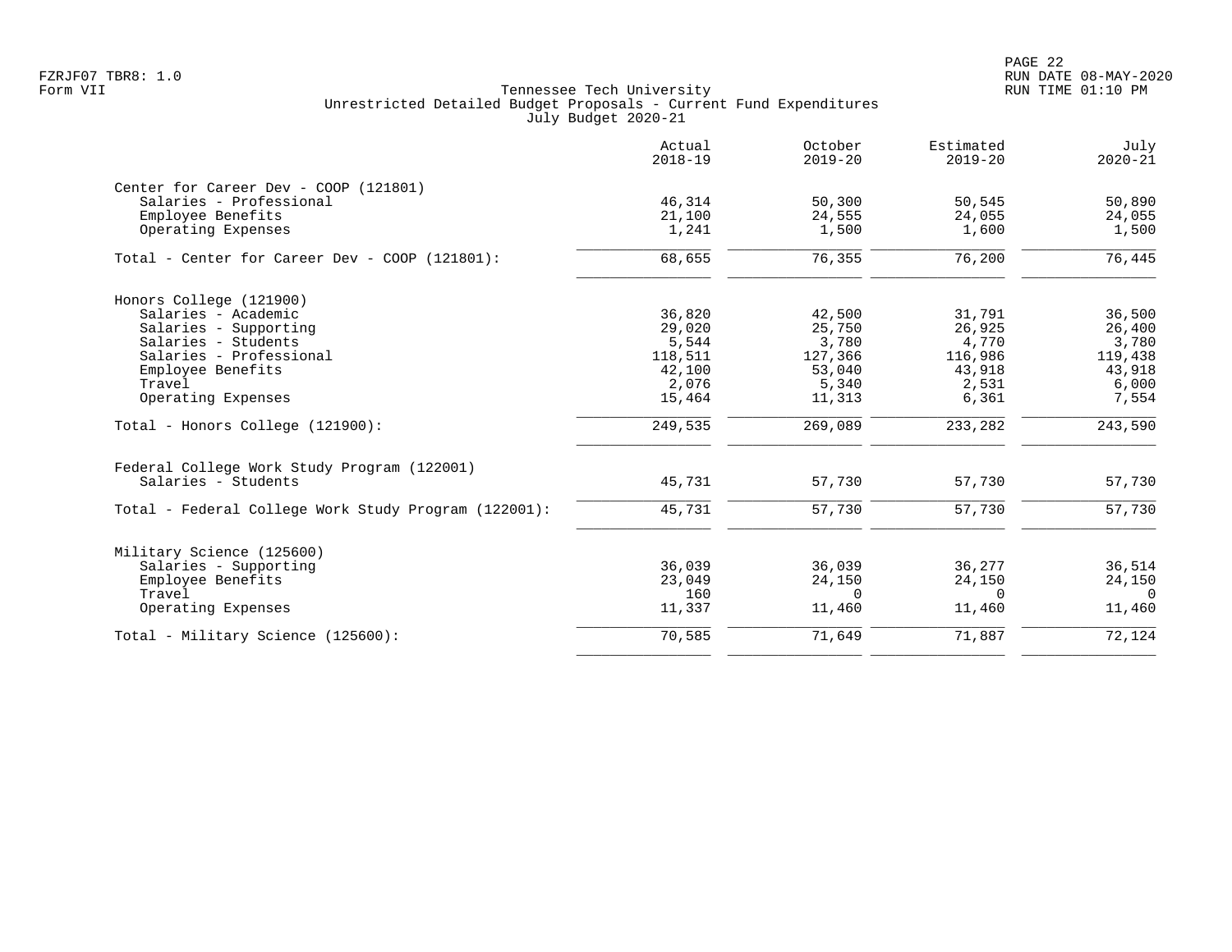Tennessee Tech University
Unrestricted Detailed Budget Proposals - Current Fund Expenditures
July Budget 2020-21

| | Actual 2018-19 | October 2019-20 | Estimated 2019-20 | July 2020-21 |
|---|---|---|---|---|
| **Center for Career Dev - COOP (121801)** | | | | |
| Salaries - Professional | 46,314 | 50,300 | 50,545 | 50,890 |
| Employee Benefits | 21,100 | 24,555 | 24,055 | 24,055 |
| Operating Expenses | 1,241 | 1,500 | 1,600 | 1,500 |
| Total - Center for Career Dev - COOP (121801): | 68,655 | 76,355 | 76,200 | 76,445 |
| **Honors College (121900)** | | | | |
| Salaries - Academic | 36,820 | 42,500 | 31,791 | 36,500 |
| Salaries - Supporting | 29,020 | 25,750 | 26,925 | 26,400 |
| Salaries - Students | 5,544 | 3,780 | 4,770 | 3,780 |
| Salaries - Professional | 118,511 | 127,366 | 116,986 | 119,438 |
| Employee Benefits | 42,100 | 53,040 | 43,918 | 43,918 |
| Travel | 2,076 | 5,340 | 2,531 | 6,000 |
| Operating Expenses | 15,464 | 11,313 | 6,361 | 7,554 |
| Total - Honors College (121900): | 249,535 | 269,089 | 233,282 | 243,590 |
| **Federal College Work Study Program (122001)** | | | | |
| Salaries - Students | 45,731 | 57,730 | 57,730 | 57,730 |
| Total - Federal College Work Study Program (122001): | 45,731 | 57,730 | 57,730 | 57,730 |
| **Military Science (125600)** | | | | |
| Salaries - Supporting | 36,039 | 36,039 | 36,277 | 36,514 |
| Employee Benefits | 23,049 | 24,150 | 24,150 | 24,150 |
| Travel | 160 | 0 | 0 | 0 |
| Operating Expenses | 11,337 | 11,460 | 11,460 | 11,460 |
| Total - Military Science (125600): | 70,585 | 71,649 | 71,887 | 72,124 |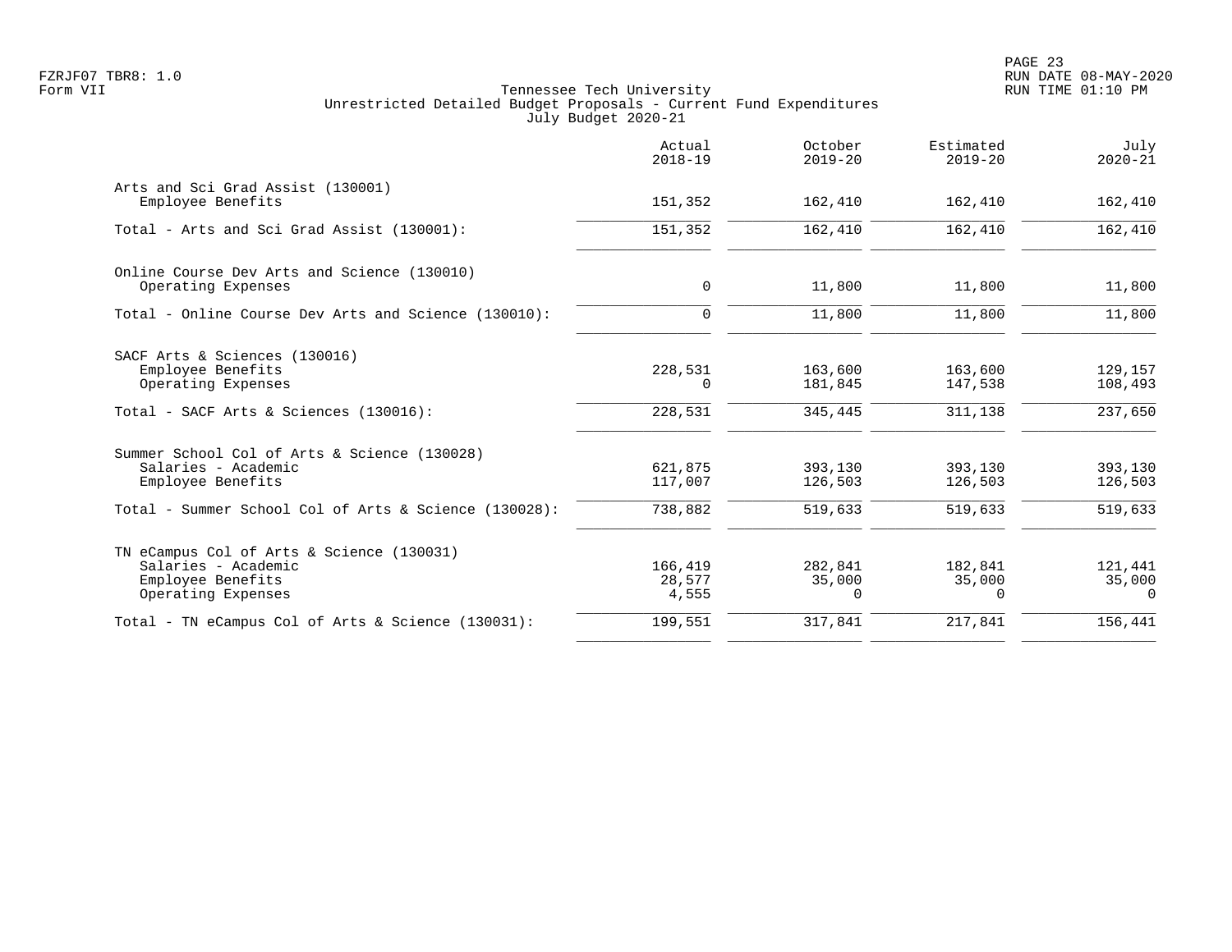Tennessee Tech University
Unrestricted Detailed Budget Proposals - Current Fund Expenditures
July Budget 2020-21

Form VII

| | Actual 2018-19 | October 2019-20 | Estimated 2019-20 | July 2020-21 |
|---|---|---|---|---|
| **Arts and Sci Grad Assist (130001)** | | | | |
| Employee Benefits | 151,352 | 162,410 | 162,410 | 162,410 |
| Total - Arts and Sci Grad Assist (130001): | 151,352 | 162,410 | 162,410 | 162,410 |
| **Online Course Dev Arts and Science (130010)** | | | | |
| Operating Expenses | 0 | 11,800 | 11,800 | 11,800 |
| Total - Online Course Dev Arts and Science (130010): | 0 | 11,800 | 11,800 | 11,800 |
| **SACF Arts & Sciences (130016)** | | | | |
| Employee Benefits | 228,531 | 163,600 | 163,600 | 129,157 |
| Operating Expenses | 0 | 181,845 | 147,538 | 108,493 |
| Total - SACF Arts & Sciences (130016): | 228,531 | 345,445 | 311,138 | 237,650 |
| **Summer School Col of Arts & Science (130028)** | | | | |
| Salaries - Academic | 621,875 | 393,130 | 393,130 | 393,130 |
| Employee Benefits | 117,007 | 126,503 | 126,503 | 126,503 |
| Total - Summer School Col of Arts & Science (130028): | 738,882 | 519,633 | 519,633 | 519,633 |
| **TN eCampus Col of Arts & Science (130031)** | | | | |
| Salaries - Academic | 166,419 | 282,841 | 182,841 | 121,441 |
| Employee Benefits | 28,577 | 35,000 | 35,000 | 35,000 |
| Operating Expenses | 4,555 | 0 | 0 | 0 |
| Total - TN eCampus Col of Arts & Science (130031): | 199,551 | 317,841 | 217,841 | 156,441 |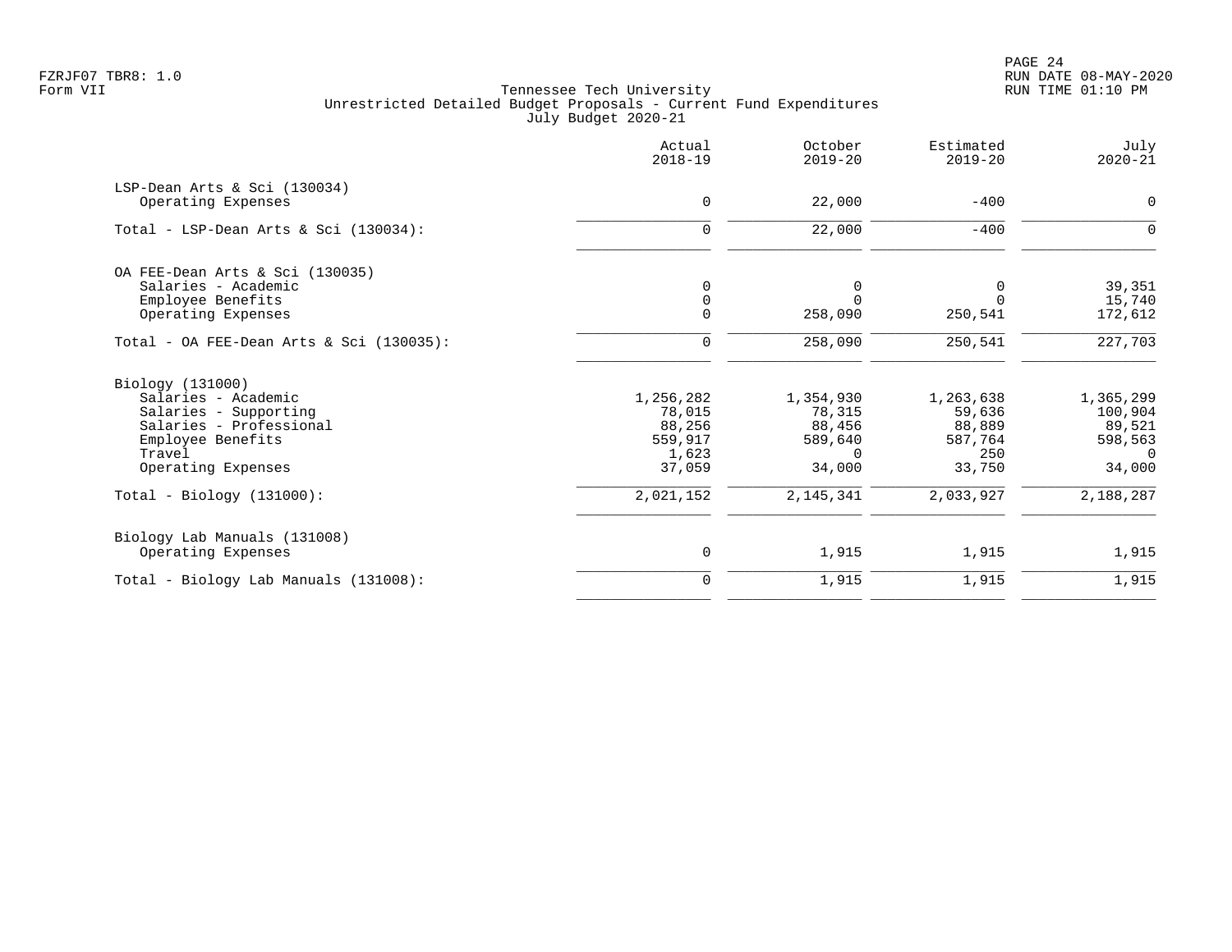FZRJF07 TBR8: 1.0
Form VII

Tennessee Tech University
Unrestricted Detailed Budget Proposals - Current Fund Expenditures
July Budget 2020-21

RUN DATE 08-MAY-2020
RUN TIME 01:10 PM

| | Actual 2018-19 | October 2019-20 | Estimated 2019-20 | July 2020-21 |
|---|---|---|---|---|
| LSP-Dean Arts & Sci (130034) | | | | |
| Operating Expenses | 0 | 22,000 | -400 | 0 |
| Total - LSP-Dean Arts & Sci (130034): | 0 | 22,000 | -400 | 0 |
| OA FEE-Dean Arts & Sci (130035) | | | | |
| Salaries - Academic | 0 | 0 | 0 | 39,351 |
| Employee Benefits | 0 | 0 | 0 | 15,740 |
| Operating Expenses | 0 | 258,090 | 250,541 | 172,612 |
| Total - OA FEE-Dean Arts & Sci (130035): | 0 | 258,090 | 250,541 | 227,703 |
| Biology (131000) | | | | |
| Salaries - Academic | 1,256,282 | 1,354,930 | 1,263,638 | 1,365,299 |
| Salaries - Supporting | 78,015 | 78,315 | 59,636 | 100,904 |
| Salaries - Professional | 88,256 | 88,456 | 88,889 | 89,521 |
| Employee Benefits | 559,917 | 589,640 | 587,764 | 598,563 |
| Travel | 1,623 | 0 | 250 | 0 |
| Operating Expenses | 37,059 | 34,000 | 33,750 | 34,000 |
| Total - Biology (131000): | 2,021,152 | 2,145,341 | 2,033,927 | 2,188,287 |
| Biology Lab Manuals (131008) | | | | |
| Operating Expenses | 0 | 1,915 | 1,915 | 1,915 |
| Total - Biology Lab Manuals (131008): | 0 | 1,915 | 1,915 | 1,915 |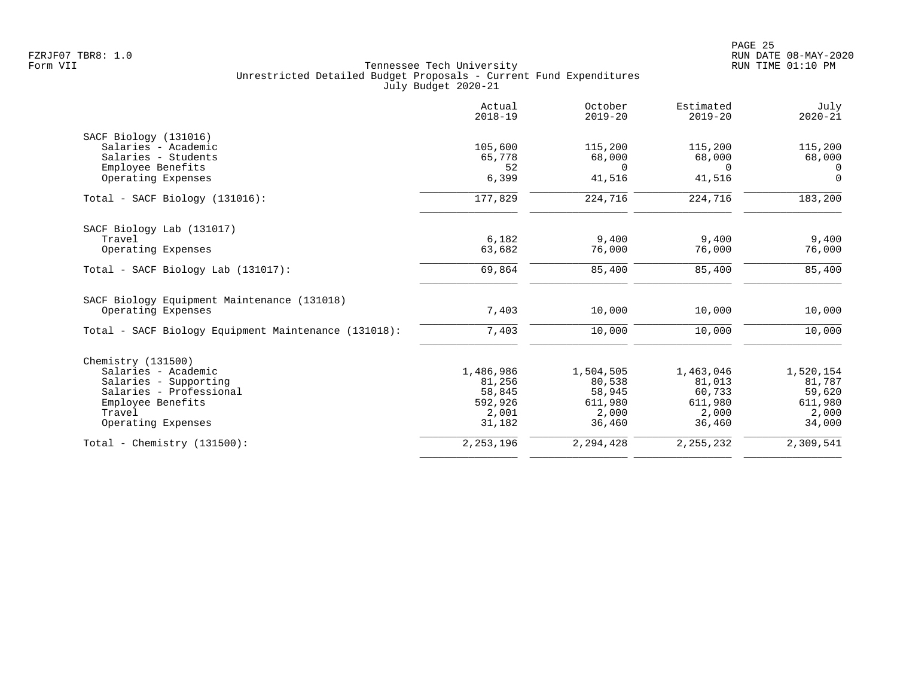Tennessee Tech University
Unrestricted Detailed Budget Proposals - Current Fund Expenditures
July Budget 2020-21

Form VII

| | Actual 2018-19 | October 2019-20 | Estimated 2019-20 | July 2020-21 |
|---|---|---|---|---|
| **SACF Biology (131016)** | | | | |
| Salaries - Academic | 105,600 | 115,200 | 115,200 | 115,200 |
| Salaries - Students | 65,778 | 68,000 | 68,000 | 68,000 |
| Employee Benefits | 52 | 0 | 0 | 0 |
| Operating Expenses | 6,399 | 41,516 | 41,516 | 0 |
| Total - SACF Biology (131016): | 177,829 | 224,716 | 224,716 | 183,200 |
| **SACF Biology Lab (131017)** | | | | |
| Travel | 6,182 | 9,400 | 9,400 | 9,400 |
| Operating Expenses | 63,682 | 76,000 | 76,000 | 76,000 |
| Total - SACF Biology Lab (131017): | 69,864 | 85,400 | 85,400 | 85,400 |
| **SACF Biology Equipment Maintenance (131018)** | | | | |
| Operating Expenses | 7,403 | 10,000 | 10,000 | 10,000 |
| Total - SACF Biology Equipment Maintenance (131018): | 7,403 | 10,000 | 10,000 | 10,000 |
| **Chemistry (131500)** | | | | |
| Salaries - Academic | 1,486,986 | 1,504,505 | 1,463,046 | 1,520,154 |
| Salaries - Supporting | 81,256 | 80,538 | 81,013 | 81,787 |
| Salaries - Professional | 58,845 | 58,945 | 60,733 | 59,620 |
| Employee Benefits | 592,926 | 611,980 | 611,980 | 611,980 |
| Travel | 2,001 | 2,000 | 2,000 | 2,000 |
| Operating Expenses | 31,182 | 36,460 | 36,460 | 34,000 |
| Total - Chemistry (131500): | 2,253,196 | 2,294,428 | 2,255,232 | 2,309,541 |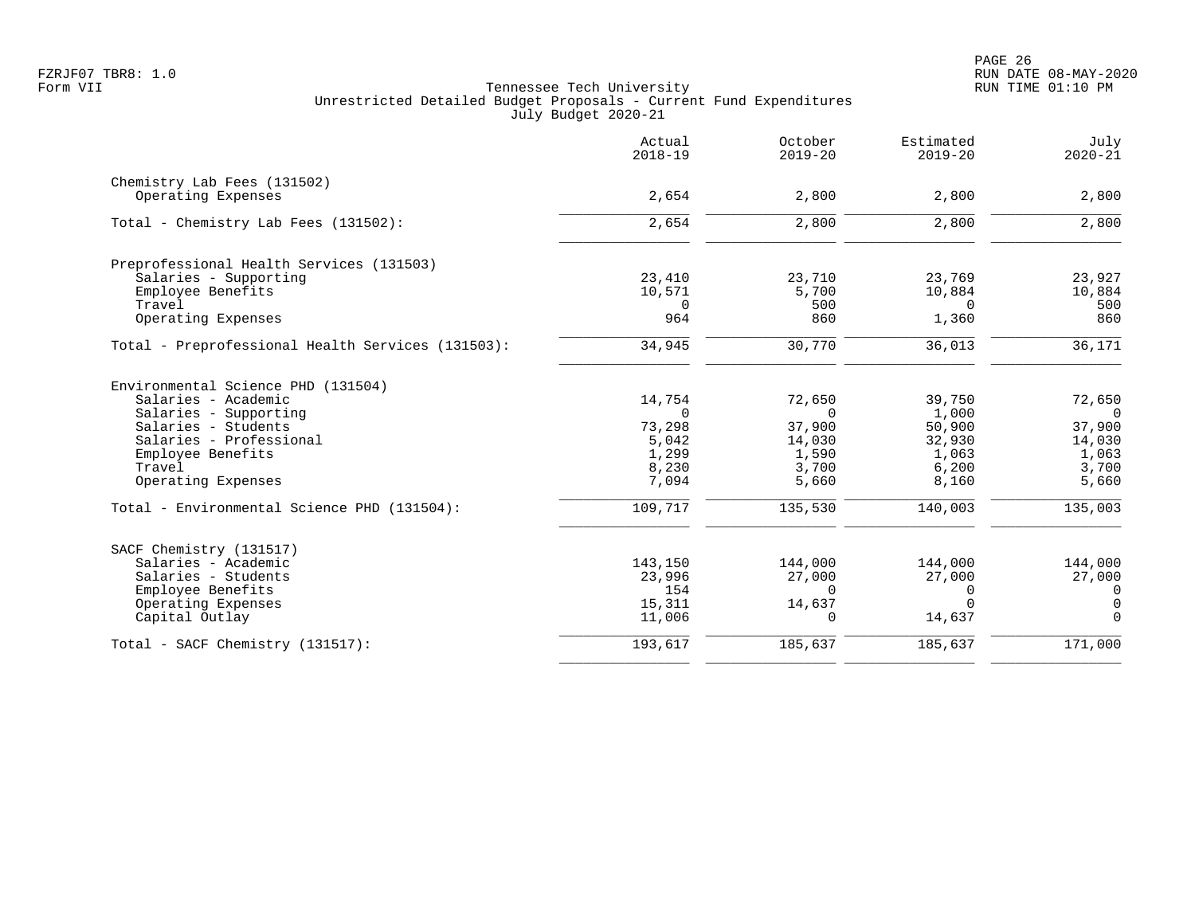Tennessee Tech University
Unrestricted Detailed Budget Proposals - Current Fund Expenditures
July Budget 2020-21

FZRJF07 TBR8: 1.0
Form VII

RUN DATE 08-MAY-2020
RUN TIME 01:10 PM

| | Actual 2018-19 | October 2019-20 | Estimated 2019-20 | July 2020-21 |
|---|---|---|---|---|
| **Chemistry Lab Fees (131502)** | | | | |
| Operating Expenses | 2,654 | 2,800 | 2,800 | 2,800 |
| Total - Chemistry Lab Fees (131502): | 2,654 | 2,800 | 2,800 | 2,800 |
| **Preprofessional Health Services (131503)** | | | | |
| Salaries - Supporting | 23,410 | 23,710 | 23,769 | 23,927 |
| Employee Benefits | 10,571 | 5,700 | 10,884 | 10,884 |
| Travel | 0 | 500 | 0 | 500 |
| Operating Expenses | 964 | 860 | 1,360 | 860 |
| Total - Preprofessional Health Services (131503): | 34,945 | 30,770 | 36,013 | 36,171 |
| **Environmental Science PHD (131504)** | | | | |
| Salaries - Academic | 14,754 | 72,650 | 39,750 | 72,650 |
| Salaries - Supporting | 0 | 0 | 1,000 | 0 |
| Salaries - Students | 73,298 | 37,900 | 50,900 | 37,900 |
| Salaries - Professional | 5,042 | 14,030 | 32,930 | 14,030 |
| Employee Benefits | 1,299 | 1,590 | 1,063 | 1,063 |
| Travel | 8,230 | 3,700 | 6,200 | 3,700 |
| Operating Expenses | 7,094 | 5,660 | 8,160 | 5,660 |
| Total - Environmental Science PHD (131504): | 109,717 | 135,530 | 140,003 | 135,003 |
| **SACF Chemistry (131517)** | | | | |
| Salaries - Academic | 143,150 | 144,000 | 144,000 | 144,000 |
| Salaries - Students | 23,996 | 27,000 | 27,000 | 27,000 |
| Employee Benefits | 154 | 0 | 0 | 0 |
| Operating Expenses | 15,311 | 14,637 | 0 | 0 |
| Capital Outlay | 11,006 | 0 | 14,637 | 0 |
| Total - SACF Chemistry (131517): | 193,617 | 185,637 | 185,637 | 171,000 |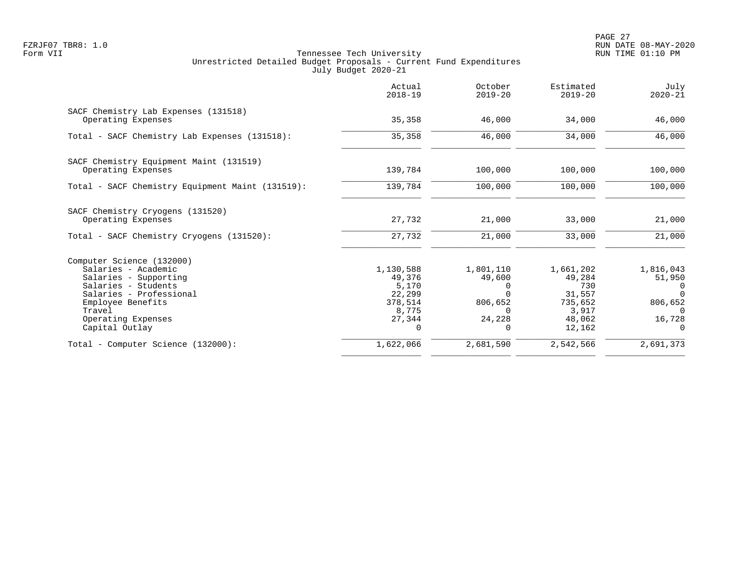Tennessee Tech University
Unrestricted Detailed Budget Proposals - Current Fund Expenditures
July Budget 2020-21

| | Actual 2018-19 | October 2019-20 | Estimated 2019-20 | July 2020-21 |
|---|---|---|---|---|
| SACF Chemistry Lab Expenses (131518) | | | | |
| Operating Expenses | 35,358 | 46,000 | 34,000 | 46,000 |
| Total - SACF Chemistry Lab Expenses (131518): | 35,358 | 46,000 | 34,000 | 46,000 |
| SACF Chemistry Equipment Maint (131519) | | | | |
| Operating Expenses | 139,784 | 100,000 | 100,000 | 100,000 |
| Total - SACF Chemistry Equipment Maint (131519): | 139,784 | 100,000 | 100,000 | 100,000 |
| SACF Chemistry Cryogens (131520) | | | | |
| Operating Expenses | 27,732 | 21,000 | 33,000 | 21,000 |
| Total - SACF Chemistry Cryogens (131520): | 27,732 | 21,000 | 33,000 | 21,000 |
| Computer Science (132000) | | | | |
| Salaries - Academic | 1,130,588 | 1,801,110 | 1,661,202 | 1,816,043 |
| Salaries - Supporting | 49,376 | 49,600 | 49,284 | 51,950 |
| Salaries - Students | 5,170 | 0 | 730 | 0 |
| Salaries - Professional | 22,299 | 0 | 31,557 | 0 |
| Employee Benefits | 378,514 | 806,652 | 735,652 | 806,652 |
| Travel | 8,775 | 0 | 3,917 | 0 |
| Operating Expenses | 27,344 | 24,228 | 48,062 | 16,728 |
| Capital Outlay | 0 | 0 | 12,162 | 0 |
| Total - Computer Science (132000): | 1,622,066 | 2,681,590 | 2,542,566 | 2,691,373 |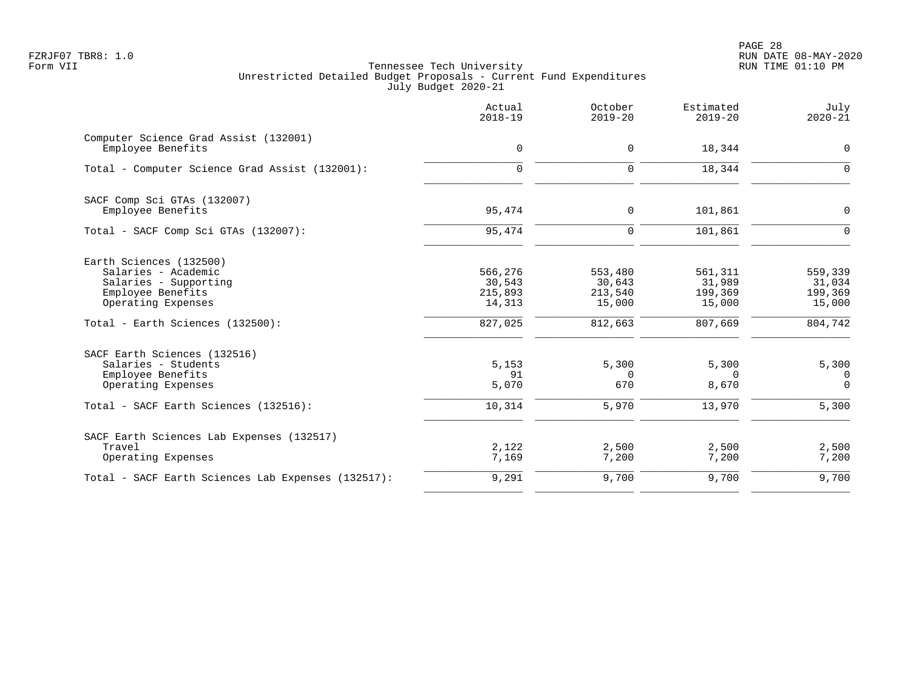FZRJF07 TBR8: 1.0
Form VII

Tennessee Tech University
Unrestricted Detailed Budget Proposals - Current Fund Expenditures
July Budget 2020-21

RUN DATE 08-MAY-2020
RUN TIME 01:10 PM

| | Actual 2018-19 | October 2019-20 | Estimated 2019-20 | July 2020-21 |
|---|---|---|---|---|
| **Computer Science Grad Assist (132001)** | | | | |
| Employee Benefits | 0 | 0 | 18,344 | 0 |
| Total - Computer Science Grad Assist (132001): | 0 | 0 | 18,344 | 0 |
| **SACF Comp Sci GTAs (132007)** | | | | |
| Employee Benefits | 95,474 | 0 | 101,861 | 0 |
| Total - SACF Comp Sci GTAs (132007): | 95,474 | 0 | 101,861 | 0 |
| **Earth Sciences (132500)** | | | | |
| Salaries - Academic | 566,276 | 553,480 | 561,311 | 559,339 |
| Salaries - Supporting | 30,543 | 30,643 | 31,989 | 31,034 |
| Employee Benefits | 215,893 | 213,540 | 199,369 | 199,369 |
| Operating Expenses | 14,313 | 15,000 | 15,000 | 15,000 |
| Total - Earth Sciences (132500): | 827,025 | 812,663 | 807,669 | 804,742 |
| **SACF Earth Sciences (132516)** | | | | |
| Salaries - Students | 5,153 | 5,300 | 5,300 | 5,300 |
| Employee Benefits | 91 | 0 | 0 | 0 |
| Operating Expenses | 5,070 | 670 | 8,670 | 0 |
| Total - SACF Earth Sciences (132516): | 10,314 | 5,970 | 13,970 | 5,300 |
| **SACF Earth Sciences Lab Expenses (132517)** | | | | |
| Travel | 2,122 | 2,500 | 2,500 | 2,500 |
| Operating Expenses | 7,169 | 7,200 | 7,200 | 7,200 |
| Total - SACF Earth Sciences Lab Expenses (132517): | 9,291 | 9,700 | 9,700 | 9,700 |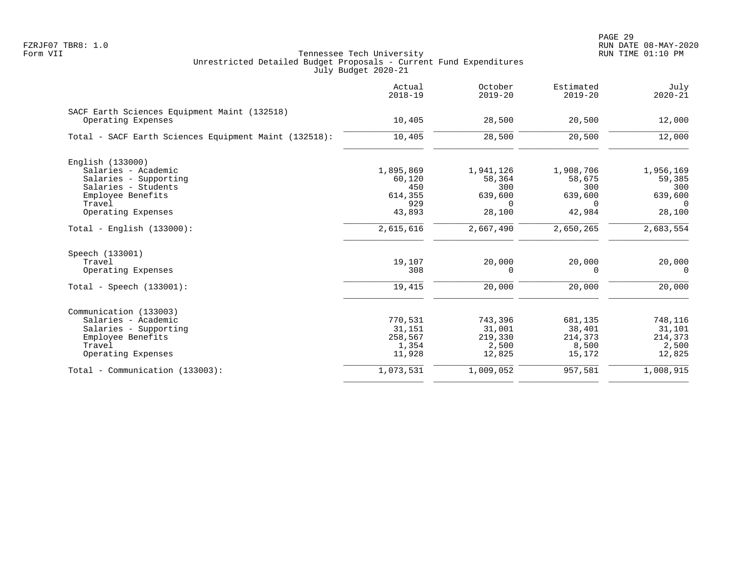Tennessee Tech University
Unrestricted Detailed Budget Proposals - Current Fund Expenditures
July Budget 2020-21

Form VII

| | Actual 2018-19 | October 2019-20 | Estimated 2019-20 | July 2020-21 |
|---|---|---|---|---|
| **SACF Earth Sciences Equipment Maint (132518)** | | | | |
| Operating Expenses | 10,405 | 28,500 | 20,500 | 12,000 |
| Total - SACF Earth Sciences Equipment Maint (132518): | 10,405 | 28,500 | 20,500 | 12,000 |
| **English (133000)** | | | | |
| Salaries - Academic | 1,895,869 | 1,941,126 | 1,908,706 | 1,956,169 |
| Salaries - Supporting | 60,120 | 58,364 | 58,675 | 59,385 |
| Salaries - Students | 450 | 300 | 300 | 300 |
| Employee Benefits | 614,355 | 639,600 | 639,600 | 639,600 |
| Travel | 929 | 0 | 0 | 0 |
| Operating Expenses | 43,893 | 28,100 | 42,984 | 28,100 |
| Total - English (133000): | 2,615,616 | 2,667,490 | 2,650,265 | 2,683,554 |
| **Speech (133001)** | | | | |
| Travel | 19,107 | 20,000 | 20,000 | 20,000 |
| Operating Expenses | 308 | 0 | 0 | 0 |
| Total - Speech (133001): | 19,415 | 20,000 | 20,000 | 20,000 |
| **Communication (133003)** | | | | |
| Salaries - Academic | 770,531 | 743,396 | 681,135 | 748,116 |
| Salaries - Supporting | 31,151 | 31,001 | 38,401 | 31,101 |
| Employee Benefits | 258,567 | 219,330 | 214,373 | 214,373 |
| Travel | 1,354 | 2,500 | 8,500 | 2,500 |
| Operating Expenses | 11,928 | 12,825 | 15,172 | 12,825 |
| Total - Communication (133003): | 1,073,531 | 1,009,052 | 957,581 | 1,008,915 |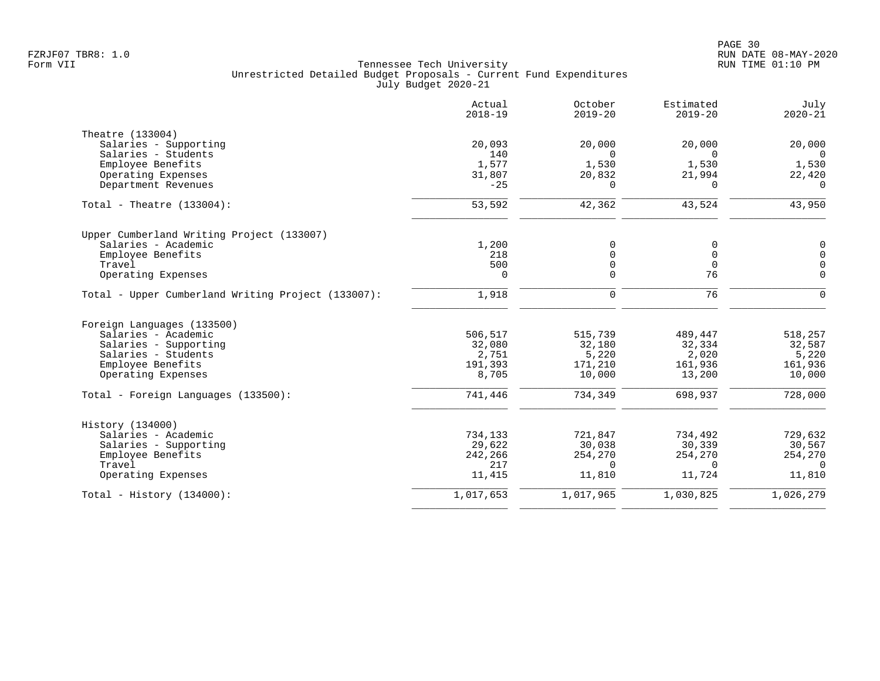FZRJF07 TBR8: 1.0
Form VII

Tennessee Tech University
Unrestricted Detailed Budget Proposals - Current Fund Expenditures
July Budget 2020-21

RUN DATE 08-MAY-2020
RUN TIME 01:10 PM

| | Actual 2018-19 | October 2019-20 | Estimated 2019-20 | July 2020-21 |
|---|---|---|---|---|
| **Theatre (133004)** | | | | |
| Salaries - Supporting | 20,093 | 20,000 | 20,000 | 20,000 |
| Salaries - Students | 140 | 0 | 0 | 0 |
| Employee Benefits | 1,577 | 1,530 | 1,530 | 1,530 |
| Operating Expenses | 31,807 | 20,832 | 21,994 | 22,420 |
| Department Revenues | -25 | 0 | 0 | 0 |
| Total - Theatre (133004): | 53,592 | 42,362 | 43,524 | 43,950 |
| **Upper Cumberland Writing Project (133007)** | | | | |
| Salaries - Academic | 1,200 | 0 | 0 | 0 |
| Employee Benefits | 218 | 0 | 0 | 0 |
| Travel | 500 | 0 | 0 | 0 |
| Operating Expenses | 0 | 0 | 76 | 0 |
| Total - Upper Cumberland Writing Project (133007): | 1,918 | 0 | 76 | 0 |
| **Foreign Languages (133500)** | | | | |
| Salaries - Academic | 506,517 | 515,739 | 489,447 | 518,257 |
| Salaries - Supporting | 32,080 | 32,180 | 32,334 | 32,587 |
| Salaries - Students | 2,751 | 5,220 | 2,020 | 5,220 |
| Employee Benefits | 191,393 | 171,210 | 161,936 | 161,936 |
| Operating Expenses | 8,705 | 10,000 | 13,200 | 10,000 |
| Total - Foreign Languages (133500): | 741,446 | 734,349 | 698,937 | 728,000 |
| **History (134000)** | | | | |
| Salaries - Academic | 734,133 | 721,847 | 734,492 | 729,632 |
| Salaries - Supporting | 29,622 | 30,038 | 30,339 | 30,567 |
| Employee Benefits | 242,266 | 254,270 | 254,270 | 254,270 |
| Travel | 217 | 0 | 0 | 0 |
| Operating Expenses | 11,415 | 11,810 | 11,724 | 11,810 |
| Total - History (134000): | 1,017,653 | 1,017,965 | 1,030,825 | 1,026,279 |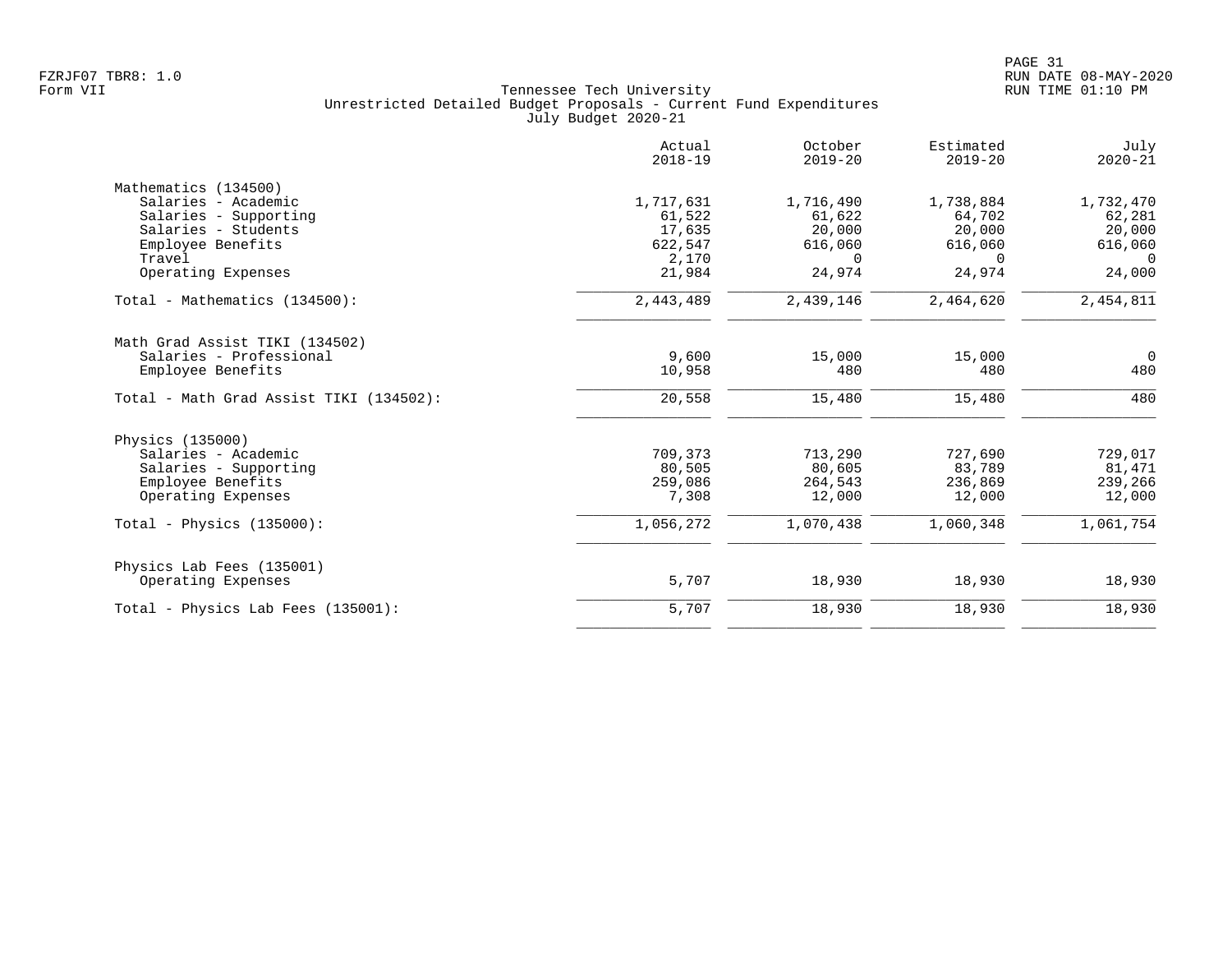FZRJF07 TBR8: 1.0
Form VII

# Tennessee Tech University
## Unrestricted Detailed Budget Proposals - Current Fund Expenditures
### July Budget 2020-21

RUN DATE 08-MAY-2020
RUN TIME 01:10 PM

| | Actual 2018-19 | October 2019-20 | Estimated 2019-20 | July 2020-21 |
|---|---|---|---|---|
| **Mathematics (134500)** | | | | |
| Salaries - Academic | 1,717,631 | 1,716,490 | 1,738,884 | 1,732,470 |
| Salaries - Supporting | 61,522 | 61,622 | 64,702 | 62,281 |
| Salaries - Students | 17,635 | 20,000 | 20,000 | 20,000 |
| Employee Benefits | 622,547 | 616,060 | 616,060 | 616,060 |
| Travel | 2,170 | 0 | 0 | 0 |
| Operating Expenses | 21,984 | 24,974 | 24,974 | 24,000 |
| Total - Mathematics (134500): | 2,443,489 | 2,439,146 | 2,464,620 | 2,454,811 |
| **Math Grad Assist TIKI (134502)** | | | | |
| Salaries - Professional | 9,600 | 15,000 | 15,000 | 0 |
| Employee Benefits | 10,958 | 480 | 480 | 480 |
| Total - Math Grad Assist TIKI (134502): | 20,558 | 15,480 | 15,480 | 480 |
| **Physics (135000)** | | | | |
| Salaries - Academic | 709,373 | 713,290 | 727,690 | 729,017 |
| Salaries - Supporting | 80,505 | 80,605 | 83,789 | 81,471 |
| Employee Benefits | 259,086 | 264,543 | 236,869 | 239,266 |
| Operating Expenses | 7,308 | 12,000 | 12,000 | 12,000 |
| Total - Physics (135000): | 1,056,272 | 1,070,438 | 1,060,348 | 1,061,754 |
| **Physics Lab Fees (135001)** | | | | |
| Operating Expenses | 5,707 | 18,930 | 18,930 | 18,930 |
| Total - Physics Lab Fees (135001): | 5,707 | 18,930 | 18,930 | 18,930 |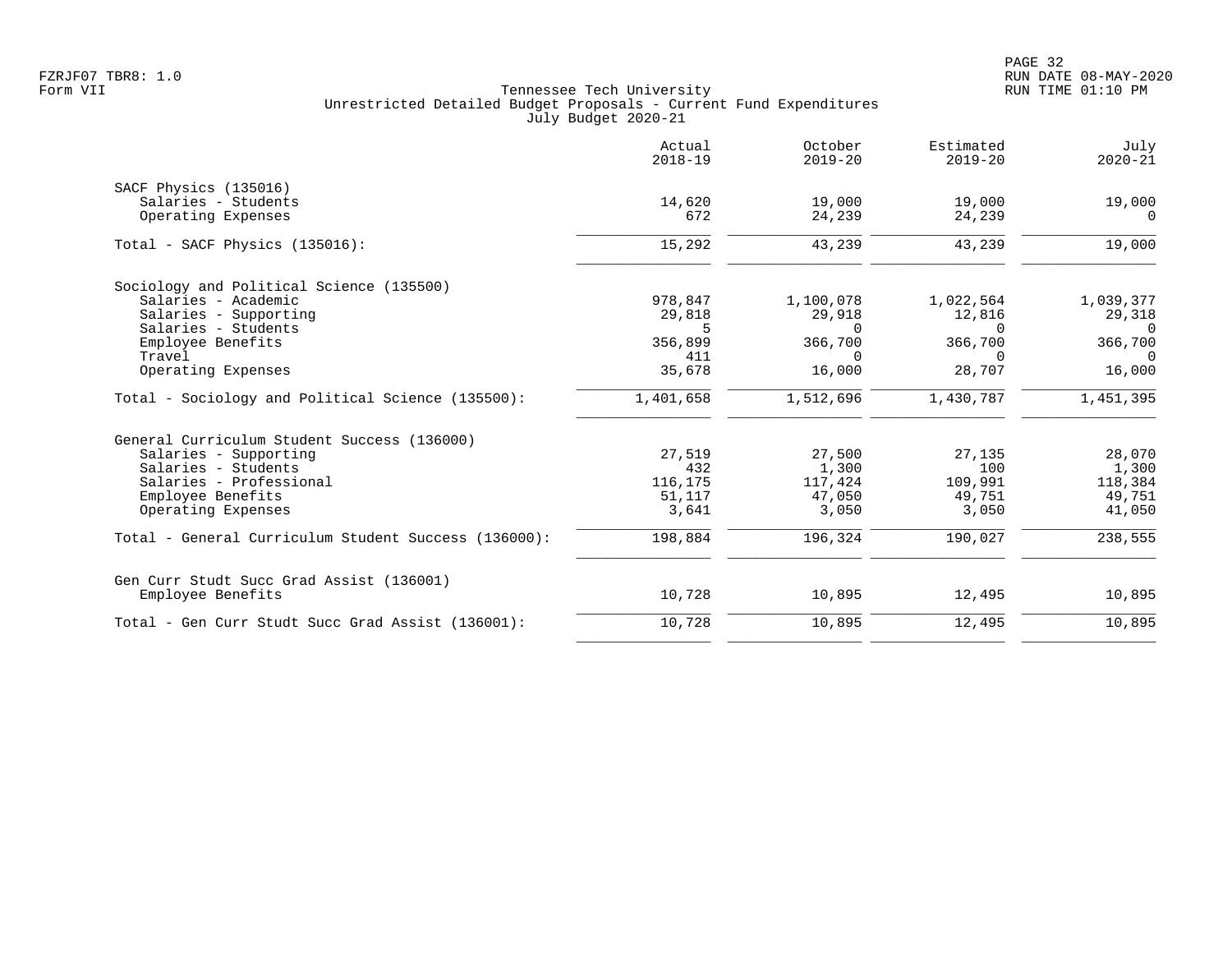Tennessee Tech University
Unrestricted Detailed Budget Proposals - Current Fund Expenditures
July Budget 2020-21

| | Actual 2018-19 | October 2019-20 | Estimated 2019-20 | July 2020-21 |
|---|---|---|---|---|
| SACF Physics (135016) | | | | |
| Salaries - Students | 14,620 | 19,000 | 19,000 | 19,000 |
| Operating Expenses | 672 | 24,239 | 24,239 | 0 |
| Total - SACF Physics (135016): | 15,292 | 43,239 | 43,239 | 19,000 |
| Sociology and Political Science (135500) | | | | |
| Salaries - Academic | 978,847 | 1,100,078 | 1,022,564 | 1,039,377 |
| Salaries - Supporting | 29,818 | 29,918 | 12,816 | 29,318 |
| Salaries - Students | 5 | 0 | 0 | 0 |
| Employee Benefits | 356,899 | 366,700 | 366,700 | 366,700 |
| Travel | 411 | 0 | 0 | 0 |
| Operating Expenses | 35,678 | 16,000 | 28,707 | 16,000 |
| Total - Sociology and Political Science (135500): | 1,401,658 | 1,512,696 | 1,430,787 | 1,451,395 |
| General Curriculum Student Success (136000) | | | | |
| Salaries - Supporting | 27,519 | 27,500 | 27,135 | 28,070 |
| Salaries - Students | 432 | 1,300 | 100 | 1,300 |
| Salaries - Professional | 116,175 | 117,424 | 109,991 | 118,384 |
| Employee Benefits | 51,117 | 47,050 | 49,751 | 49,751 |
| Operating Expenses | 3,641 | 3,050 | 3,050 | 41,050 |
| Total - General Curriculum Student Success (136000): | 198,884 | 196,324 | 190,027 | 238,555 |
| Gen Curr Studt Succ Grad Assist (136001) | | | | |
| Employee Benefits | 10,728 | 10,895 | 12,495 | 10,895 |
| Total - Gen Curr Studt Succ Grad Assist (136001): | 10,728 | 10,895 | 12,495 | 10,895 |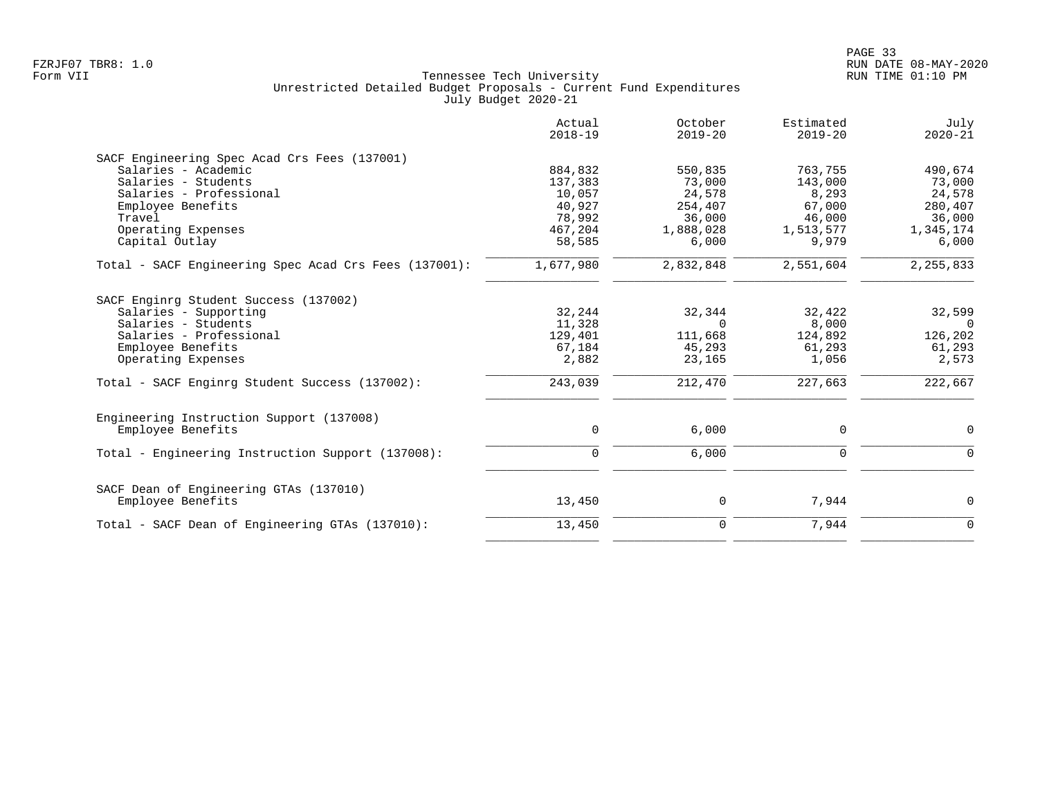Tennessee Tech University
Unrestricted Detailed Budget Proposals - Current Fund Expenditures
July Budget 2020-21

Form VII

| | Actual 2018-19 | October 2019-20 | Estimated 2019-20 | July 2020-21 |
|---|---|---|---|---|
| **SACF Engineering Spec Acad Crs Fees (137001)** | | | | |
| Salaries - Academic | 884,832 | 550,835 | 763,755 | 490,674 |
| Salaries - Students | 137,383 | 73,000 | 143,000 | 73,000 |
| Salaries - Professional | 10,057 | 24,578 | 8,293 | 24,578 |
| Employee Benefits | 40,927 | 254,407 | 67,000 | 280,407 |
| Travel | 78,992 | 36,000 | 46,000 | 36,000 |
| Operating Expenses | 467,204 | 1,888,028 | 1,513,577 | 1,345,174 |
| Capital Outlay | 58,585 | 6,000 | 9,979 | 6,000 |
| Total - SACF Engineering Spec Acad Crs Fees (137001): | 1,677,980 | 2,832,848 | 2,551,604 | 2,255,833 |
| **SACF Enginrg Student Success (137002)** | | | | |
| Salaries - Supporting | 32,244 | 32,344 | 32,422 | 32,599 |
| Salaries - Students | 11,328 | 0 | 8,000 | 0 |
| Salaries - Professional | 129,401 | 111,668 | 124,892 | 126,202 |
| Employee Benefits | 67,184 | 45,293 | 61,293 | 61,293 |
| Operating Expenses | 2,882 | 23,165 | 1,056 | 2,573 |
| Total - SACF Enginrg Student Success (137002): | 243,039 | 212,470 | 227,663 | 222,667 |
| **Engineering Instruction Support (137008)** | | | | |
| Employee Benefits | 0 | 6,000 | 0 | 0 |
| Total - Engineering Instruction Support (137008): | 0 | 6,000 | 0 | 0 |
| **SACF Dean of Engineering GTAs (137010)** | | | | |
| Employee Benefits | 13,450 | 0 | 7,944 | 0 |
| Total - SACF Dean of Engineering GTAs (137010): | 13,450 | 0 | 7,944 | 0 |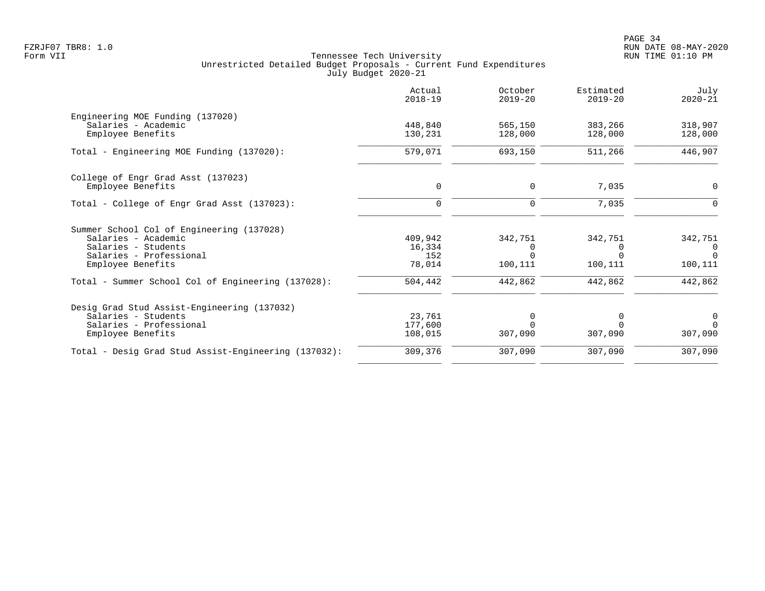Tennessee Tech University
Unrestricted Detailed Budget Proposals - Current Fund Expenditures
July Budget 2020-21

Form VII

| | Actual 2018-19 | October 2019-20 | Estimated 2019-20 | July 2020-21 |
|---|---|---|---|---|
| **Engineering MOE Funding (137020)** | | | | |
| Salaries - Academic | 448,840 | 565,150 | 383,266 | 318,907 |
| Employee Benefits | 130,231 | 128,000 | 128,000 | 128,000 |
| Total - Engineering MOE Funding (137020): | 579,071 | 693,150 | 511,266 | 446,907 |
| **College of Engr Grad Asst (137023)** | | | | |
| Employee Benefits | 0 | 0 | 7,035 | 0 |
| Total - College of Engr Grad Asst (137023): | 0 | 0 | 7,035 | 0 |
| **Summer School Col of Engineering (137028)** | | | | |
| Salaries - Academic | 409,942 | 342,751 | 342,751 | 342,751 |
| Salaries - Students | 16,334 | 0 | 0 | 0 |
| Salaries - Professional | 152 | 0 | 0 | 0 |
| Employee Benefits | 78,014 | 100,111 | 100,111 | 100,111 |
| Total - Summer School Col of Engineering (137028): | 504,442 | 442,862 | 442,862 | 442,862 |
| **Desig Grad Stud Assist-Engineering (137032)** | | | | |
| Salaries - Students | 23,761 | 0 | 0 | 0 |
| Salaries - Professional | 177,600 | 0 | 0 | 0 |
| Employee Benefits | 108,015 | 307,090 | 307,090 | 307,090 |
| Total - Desig Grad Stud Assist-Engineering (137032): | 309,376 | 307,090 | 307,090 | 307,090 |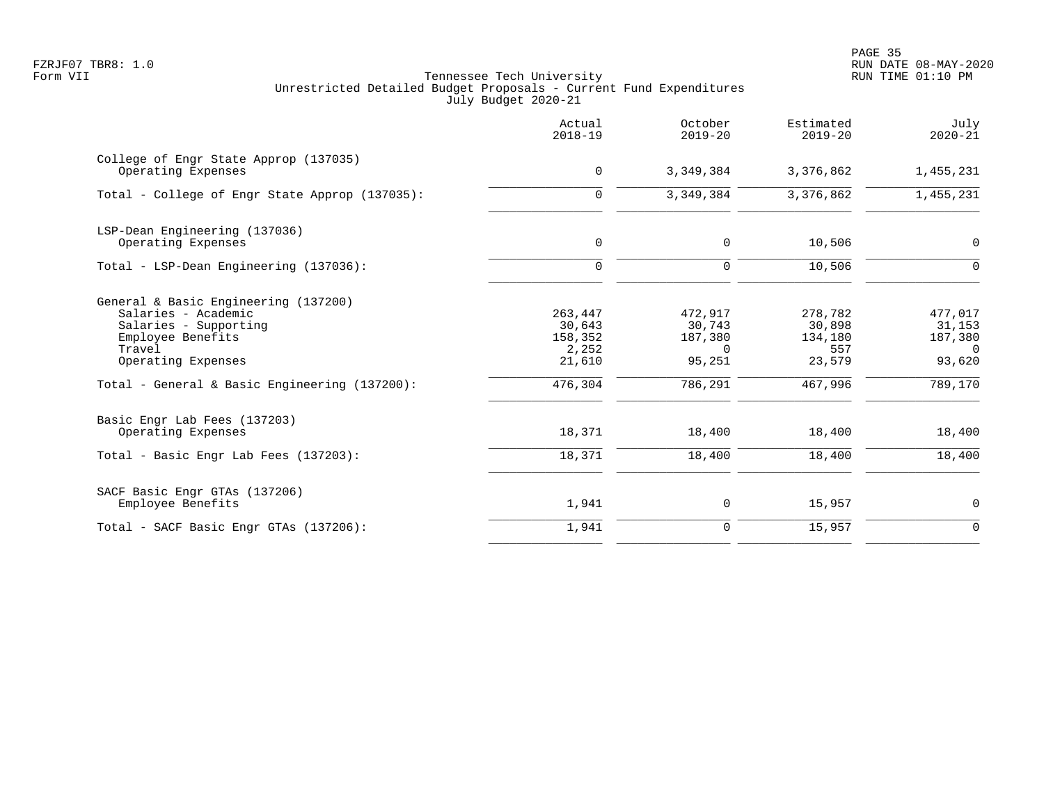FZRJF07 TBR8: 1.0
Form VII

Tennessee Tech University
Unrestricted Detailed Budget Proposals - Current Fund Expenditures
July Budget 2020-21

RUN DATE 08-MAY-2020
RUN TIME 01:10 PM

| | Actual 2018-19 | October 2019-20 | Estimated 2019-20 | July 2020-21 |
|---|---|---|---|---|
| **College of Engr State Approp (137035)** | | | | |
| Operating Expenses | 0 | 3,349,384 | 3,376,862 | 1,455,231 |
| Total - College of Engr State Approp (137035): | 0 | 3,349,384 | 3,376,862 | 1,455,231 |
| **LSP-Dean Engineering (137036)** | | | | |
| Operating Expenses | 0 | 0 | 10,506 | 0 |
| Total - LSP-Dean Engineering (137036): | 0 | 0 | 10,506 | 0 |
| **General & Basic Engineering (137200)** | | | | |
| Salaries - Academic | 263,447 | 472,917 | 278,782 | 477,017 |
| Salaries - Supporting | 30,643 | 30,743 | 30,898 | 31,153 |
| Employee Benefits | 158,352 | 187,380 | 134,180 | 187,380 |
| Travel | 2,252 | 0 | 557 | 0 |
| Operating Expenses | 21,610 | 95,251 | 23,579 | 93,620 |
| Total - General & Basic Engineering (137200): | 476,304 | 786,291 | 467,996 | 789,170 |
| **Basic Engr Lab Fees (137203)** | | | | |
| Operating Expenses | 18,371 | 18,400 | 18,400 | 18,400 |
| Total - Basic Engr Lab Fees (137203): | 18,371 | 18,400 | 18,400 | 18,400 |
| **SACF Basic Engr GTAs (137206)** | | | | |
| Employee Benefits | 1,941 | 0 | 15,957 | 0 |
| Total - SACF Basic Engr GTAs (137206): | 1,941 | 0 | 15,957 | 0 |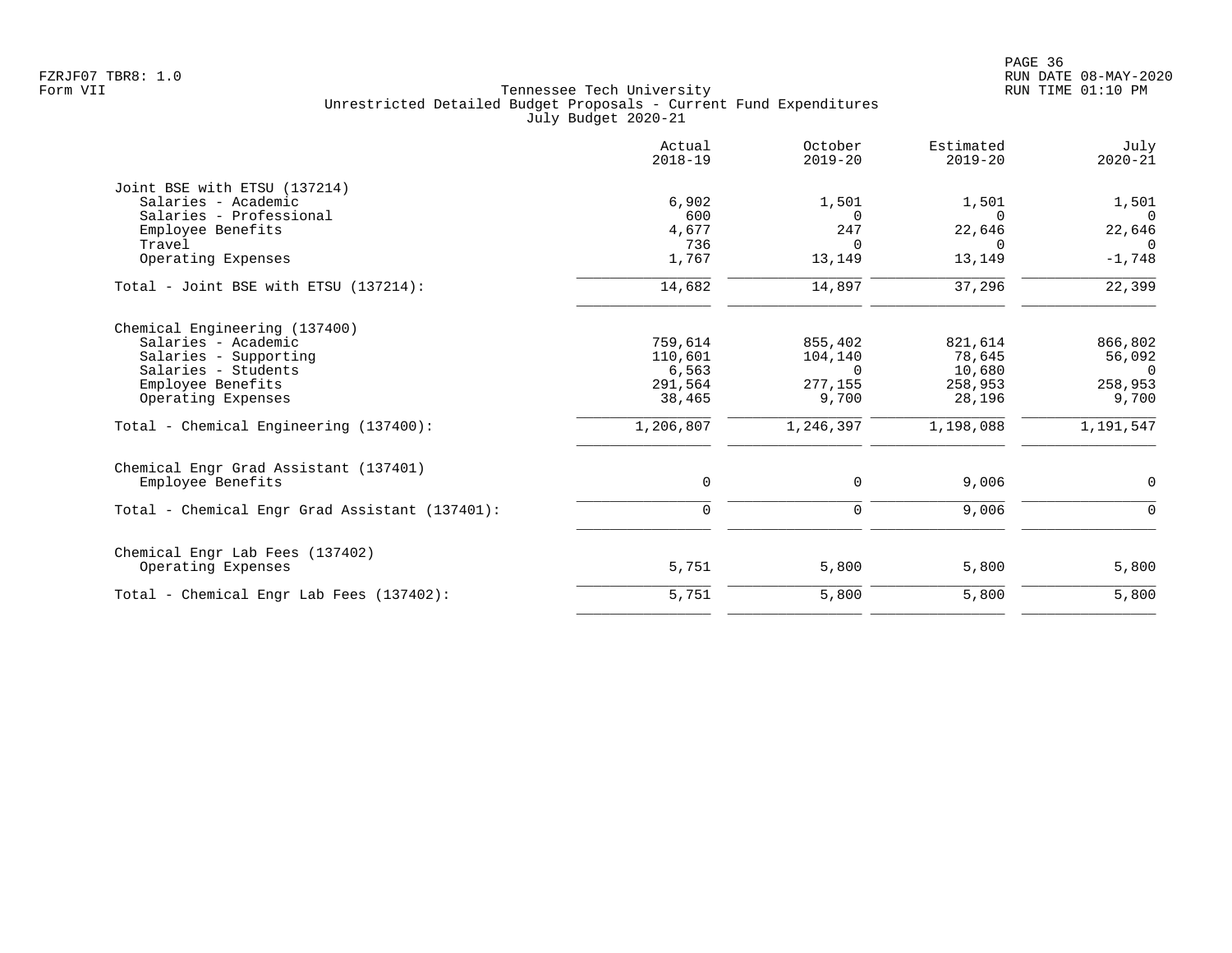Tennessee Tech University
Unrestricted Detailed Budget Proposals - Current Fund Expenditures
July Budget 2020-21

FZRJF07 TBR8: 1.0
Form VII

RUN DATE 08-MAY-2020
RUN TIME 01:10 PM

| | Actual 2018-19 | October 2019-20 | Estimated 2019-20 | July 2020-21 |
|---|---|---|---|---|
| **Joint BSE with ETSU (137214)** | | | | |
| Salaries - Academic | 6,902 | 1,501 | 1,501 | 1,501 |
| Salaries - Professional | 600 | 0 | 0 | 0 |
| Employee Benefits | 4,677 | 247 | 22,646 | 22,646 |
| Travel | 736 | 0 | 0 | 0 |
| Operating Expenses | 1,767 | 13,149 | 13,149 | -1,748 |
| Total - Joint BSE with ETSU (137214): | 14,682 | 14,897 | 37,296 | 22,399 |
| **Chemical Engineering (137400)** | | | | |
| Salaries - Academic | 759,614 | 855,402 | 821,614 | 866,802 |
| Salaries - Supporting | 110,601 | 104,140 | 78,645 | 56,092 |
| Salaries - Students | 6,563 | 0 | 10,680 | 0 |
| Employee Benefits | 291,564 | 277,155 | 258,953 | 258,953 |
| Operating Expenses | 38,465 | 9,700 | 28,196 | 9,700 |
| Total - Chemical Engineering (137400): | 1,206,807 | 1,246,397 | 1,198,088 | 1,191,547 |
| **Chemical Engr Grad Assistant (137401)** | | | | |
| Employee Benefits | 0 | 0 | 9,006 | 0 |
| Total - Chemical Engr Grad Assistant (137401): | 0 | 0 | 9,006 | 0 |
| **Chemical Engr Lab Fees (137402)** | | | | |
| Operating Expenses | 5,751 | 5,800 | 5,800 | 5,800 |
| Total - Chemical Engr Lab Fees (137402): | 5,751 | 5,800 | 5,800 | 5,800 |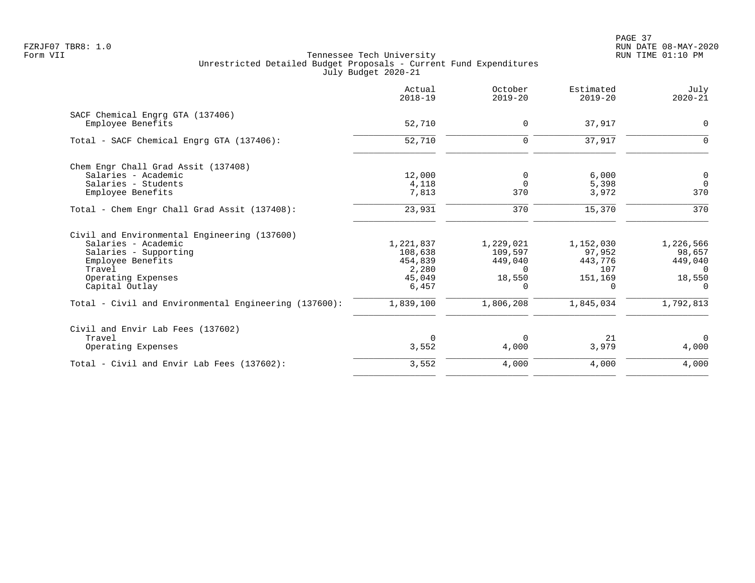FZRJF07 TBR8: 1.0
Form VII

Tennessee Tech University
Unrestricted Detailed Budget Proposals - Current Fund Expenditures
July Budget 2020-21

RUN DATE 08-MAY-2020
RUN TIME 01:10 PM

| | Actual 2018-19 | October 2019-20 | Estimated 2019-20 | July 2020-21 |
|---|---|---|---|---|
| **SACF Chemical Engrg GTA (137406)** | | | | |
| Employee Benefits | 52,710 | 0 | 37,917 | 0 |
| Total - SACF Chemical Engrg GTA (137406): | 52,710 | 0 | 37,917 | 0 |
| **Chem Engr Chall Grad Assit (137408)** | | | | |
| Salaries - Academic | 12,000 | 0 | 6,000 | 0 |
| Salaries - Students | 4,118 | 0 | 5,398 | 0 |
| Employee Benefits | 7,813 | 370 | 3,972 | 370 |
| Total - Chem Engr Chall Grad Assit (137408): | 23,931 | 370 | 15,370 | 370 |
| **Civil and Environmental Engineering (137600)** | | | | |
| Salaries - Academic | 1,221,837 | 1,229,021 | 1,152,030 | 1,226,566 |
| Salaries - Supporting | 108,638 | 109,597 | 97,952 | 98,657 |
| Employee Benefits | 454,839 | 449,040 | 443,776 | 449,040 |
| Travel | 2,280 | 0 | 107 | 0 |
| Operating Expenses | 45,049 | 18,550 | 151,169 | 18,550 |
| Capital Outlay | 6,457 | 0 | 0 | 0 |
| Total - Civil and Environmental Engineering (137600): | 1,839,100 | 1,806,208 | 1,845,034 | 1,792,813 |
| **Civil and Envir Lab Fees (137602)** | | | | |
| Travel | 0 | 0 | 21 | 0 |
| Operating Expenses | 3,552 | 4,000 | 3,979 | 4,000 |
| Total - Civil and Envir Lab Fees (137602): | 3,552 | 4,000 | 4,000 | 4,000 |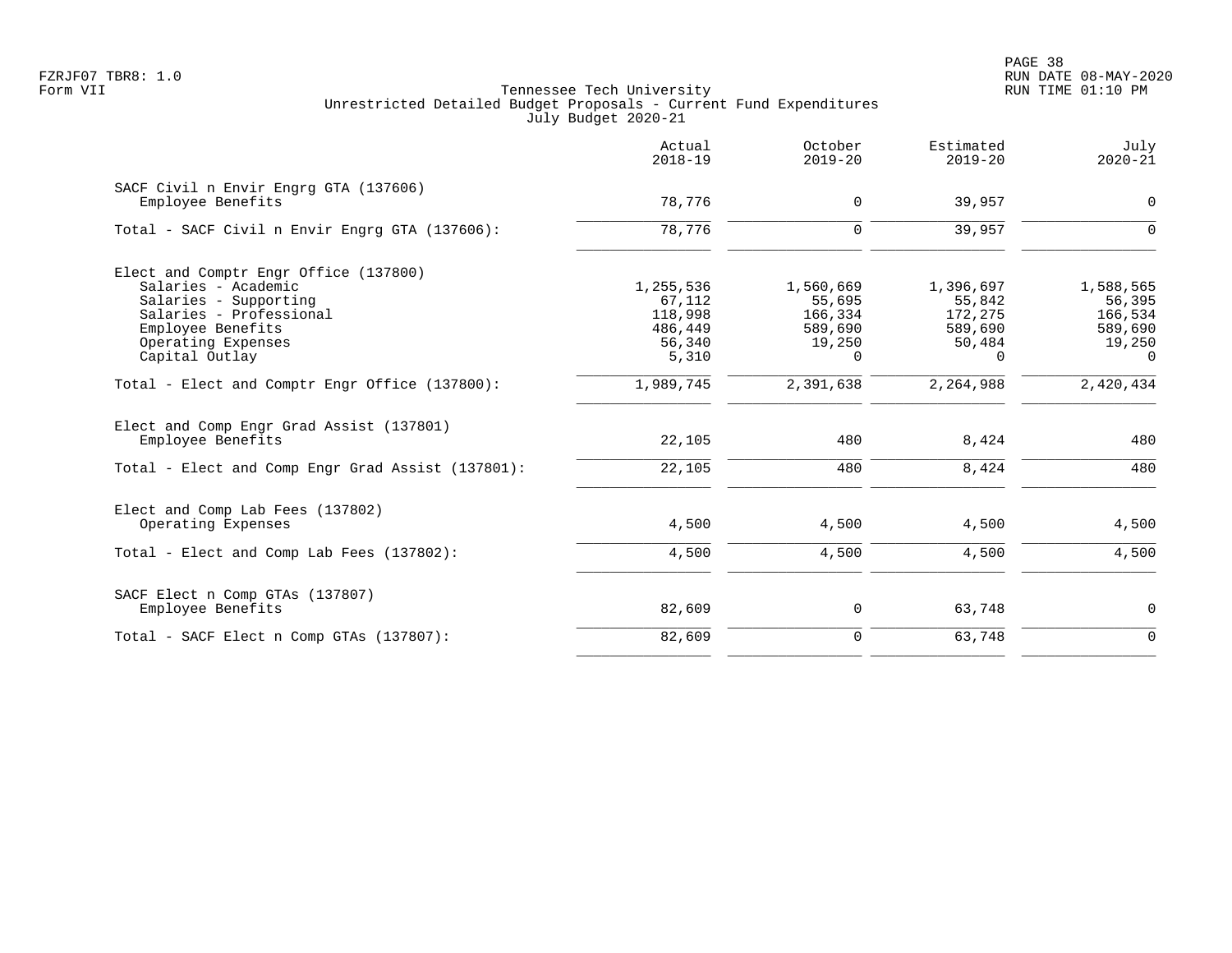Tennessee Tech University
Unrestricted Detailed Budget Proposals - Current Fund Expenditures
July Budget 2020-21

FZRJF07 TBR8: 1.0
Form VII

RUN DATE 08-MAY-2020
RUN TIME 01:10 PM

| | Actual 2018-19 | October 2019-20 | Estimated 2019-20 | July 2020-21 |
|---|---|---|---|---|
| **SACF Civil n Envir Engrg GTA (137606)** | | | | |
| Employee Benefits | 78,776 | 0 | 39,957 | 0 |
| Total - SACF Civil n Envir Engrg GTA (137606): | 78,776 | 0 | 39,957 | 0 |
| **Elect and Comptr Engr Office (137800)** | | | | |
| Salaries - Academic | 1,255,536 | 1,560,669 | 1,396,697 | 1,588,565 |
| Salaries - Supporting | 67,112 | 55,695 | 55,842 | 56,395 |
| Salaries - Professional | 118,998 | 166,334 | 172,275 | 166,534 |
| Employee Benefits | 486,449 | 589,690 | 589,690 | 589,690 |
| Operating Expenses | 56,340 | 19,250 | 50,484 | 19,250 |
| Capital Outlay | 5,310 | 0 | 0 | 0 |
| Total - Elect and Comptr Engr Office (137800): | 1,989,745 | 2,391,638 | 2,264,988 | 2,420,434 |
| **Elect and Comp Engr Grad Assist (137801)** | | | | |
| Employee Benefits | 22,105 | 480 | 8,424 | 480 |
| Total - Elect and Comp Engr Grad Assist (137801): | 22,105 | 480 | 8,424 | 480 |
| **Elect and Comp Lab Fees (137802)** | | | | |
| Operating Expenses | 4,500 | 4,500 | 4,500 | 4,500 |
| Total - Elect and Comp Lab Fees (137802): | 4,500 | 4,500 | 4,500 | 4,500 |
| **SACF Elect n Comp GTAs (137807)** | | | | |
| Employee Benefits | 82,609 | 0 | 63,748 | 0 |
| Total - SACF Elect n Comp GTAs (137807): | 82,609 | 0 | 63,748 | 0 |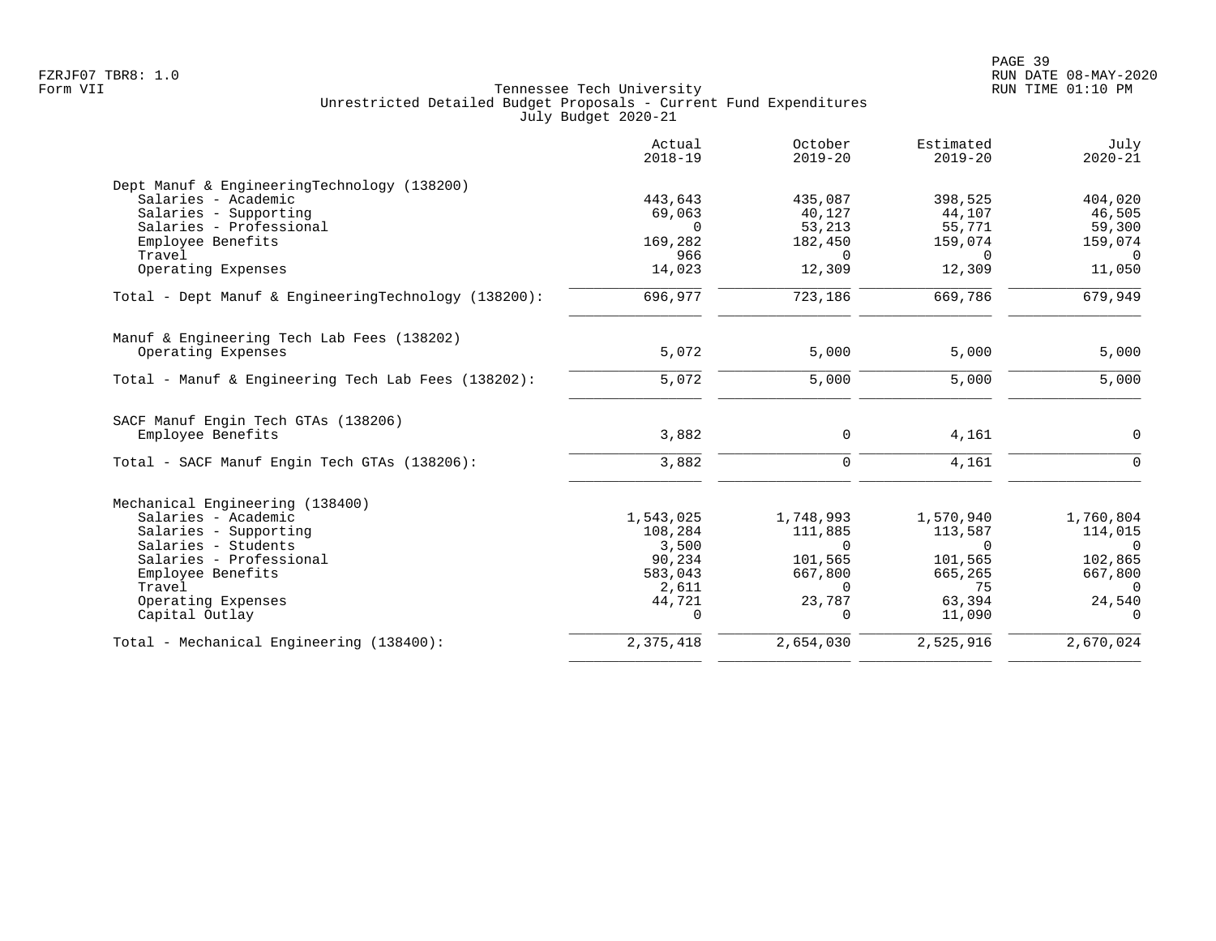Tennessee Tech University
Unrestricted Detailed Budget Proposals - Current Fund Expenditures
July Budget 2020-21

FZRJF07 TBR8: 1.0
Form VII

RUN DATE 08-MAY-2020
RUN TIME 01:10 PM

| | Actual 2018-19 | October 2019-20 | Estimated 2019-20 | July 2020-21 |
|---|---|---|---|---|
| **Dept Manuf & EngineeringTechnology (138200)** | | | | |
| Salaries - Academic | 443,643 | 435,087 | 398,525 | 404,020 |
| Salaries - Supporting | 69,063 | 40,127 | 44,107 | 46,505 |
| Salaries - Professional | 0 | 53,213 | 55,771 | 59,300 |
| Employee Benefits | 169,282 | 182,450 | 159,074 | 159,074 |
| Travel | 966 | 0 | 0 | 0 |
| Operating Expenses | 14,023 | 12,309 | 12,309 | 11,050 |
| Total - Dept Manuf & EngineeringTechnology (138200): | 696,977 | 723,186 | 669,786 | 679,949 |
| **Manuf & Engineering Tech Lab Fees (138202)** | | | | |
| Operating Expenses | 5,072 | 5,000 | 5,000 | 5,000 |
| Total - Manuf & Engineering Tech Lab Fees (138202): | 5,072 | 5,000 | 5,000 | 5,000 |
| **SACF Manuf Engin Tech GTAs (138206)** | | | | |
| Employee Benefits | 3,882 | 0 | 4,161 | 0 |
| Total - SACF Manuf Engin Tech GTAs (138206): | 3,882 | 0 | 4,161 | 0 |
| **Mechanical Engineering (138400)** | | | | |
| Salaries - Academic | 1,543,025 | 1,748,993 | 1,570,940 | 1,760,804 |
| Salaries - Supporting | 108,284 | 111,885 | 113,587 | 114,015 |
| Salaries - Students | 3,500 | 0 | 0 | 0 |
| Salaries - Professional | 90,234 | 101,565 | 101,565 | 102,865 |
| Employee Benefits | 583,043 | 667,800 | 665,265 | 667,800 |
| Travel | 2,611 | 0 | 75 | 0 |
| Operating Expenses | 44,721 | 23,787 | 63,394 | 24,540 |
| Capital Outlay | 0 | 0 | 11,090 | 0 |
| Total - Mechanical Engineering (138400): | 2,375,418 | 2,654,030 | 2,525,916 | 2,670,024 |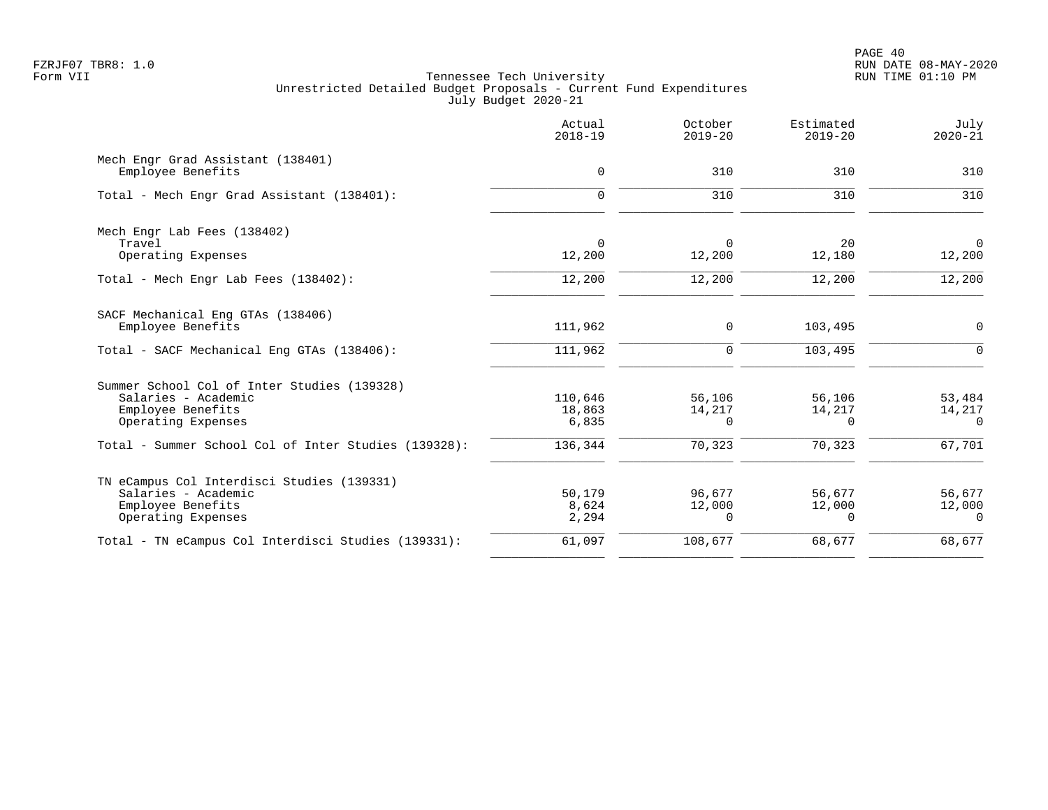Tennessee Tech University
Unrestricted Detailed Budget Proposals - Current Fund Expenditures
July Budget 2020-21

FZRJF07 TBR8: 1.0
Form VII

RUN DATE 08-MAY-2020
RUN TIME 01:10 PM

| | Actual 2018-19 | October 2019-20 | Estimated 2019-20 | July 2020-21 |
|---|---|---|---|---|
| **Mech Engr Grad Assistant (138401)** | | | | |
| Employee Benefits | 0 | 310 | 310 | 310 |
| Total - Mech Engr Grad Assistant (138401): | 0 | 310 | 310 | 310 |
| **Mech Engr Lab Fees (138402)** | | | | |
| Travel | 0 | 0 | 20 | 0 |
| Operating Expenses | 12,200 | 12,200 | 12,180 | 12,200 |
| Total - Mech Engr Lab Fees (138402): | 12,200 | 12,200 | 12,200 | 12,200 |
| **SACF Mechanical Eng GTAs (138406)** | | | | |
| Employee Benefits | 111,962 | 0 | 103,495 | 0 |
| Total - SACF Mechanical Eng GTAs (138406): | 111,962 | 0 | 103,495 | 0 |
| **Summer School Col of Inter Studies (139328)** | | | | |
| Salaries - Academic | 110,646 | 56,106 | 56,106 | 53,484 |
| Employee Benefits | 18,863 | 14,217 | 14,217 | 14,217 |
| Operating Expenses | 6,835 | 0 | 0 | 0 |
| Total - Summer School Col of Inter Studies (139328): | 136,344 | 70,323 | 70,323 | 67,701 |
| **TN eCampus Col Interdisci Studies (139331)** | | | | |
| Salaries - Academic | 50,179 | 96,677 | 56,677 | 56,677 |
| Employee Benefits | 8,624 | 12,000 | 12,000 | 12,000 |
| Operating Expenses | 2,294 | 0 | 0 | 0 |
| Total - TN eCampus Col Interdisci Studies (139331): | 61,097 | 108,677 | 68,677 | 68,677 |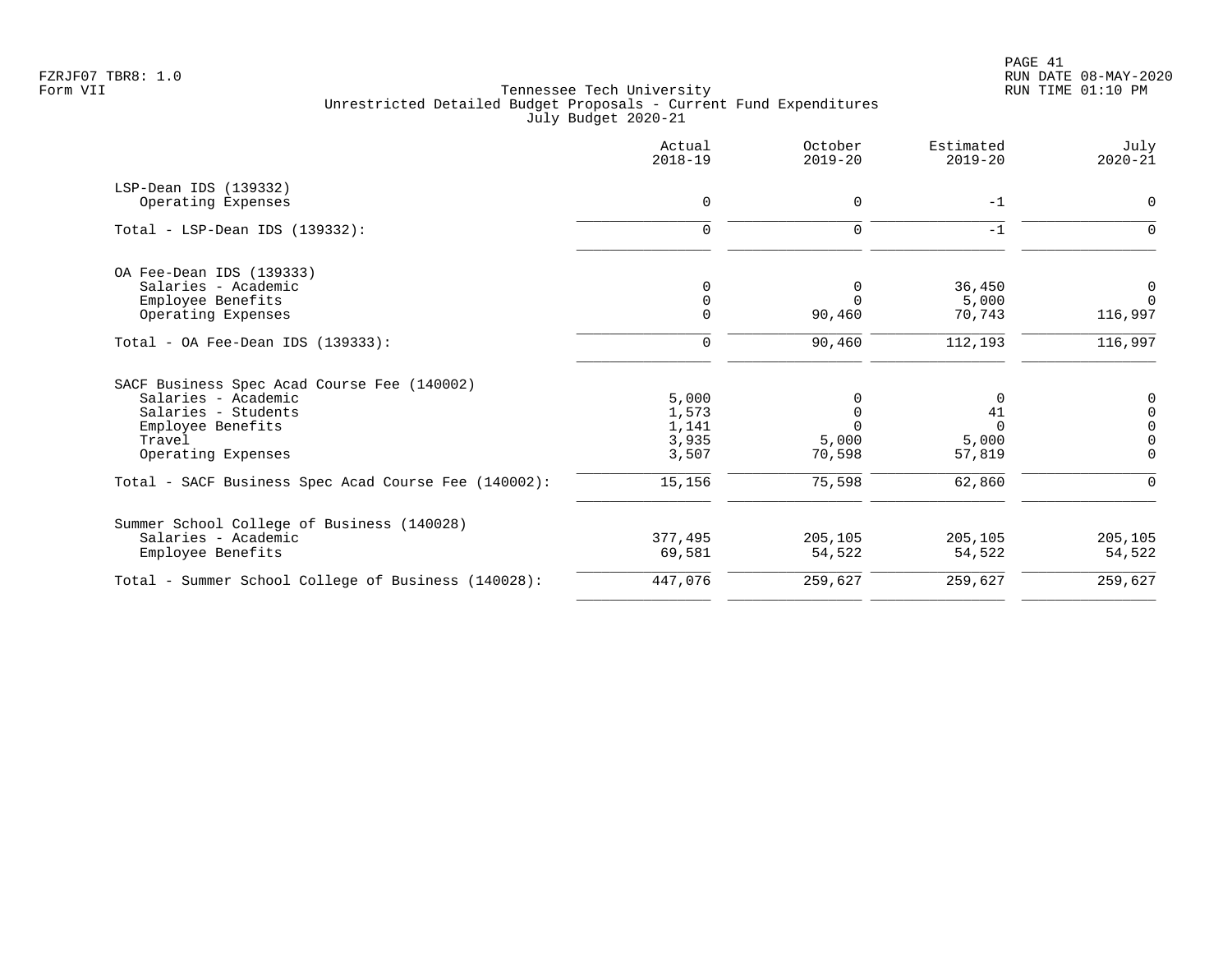Tennessee Tech University
Unrestricted Detailed Budget Proposals - Current Fund Expenditures
July Budget 2020-21

Form VII

| | Actual 2018-19 | October 2019-20 | Estimated 2019-20 | July 2020-21 |
|---|---|---|---|---|
| **LSP-Dean IDS (139332)** | | | | |
| Operating Expenses | 0 | 0 | -1 | 0 |
| Total - LSP-Dean IDS (139332): | 0 | 0 | -1 | 0 |
| **OA Fee-Dean IDS (139333)** | | | | |
| Salaries - Academic | 0 | 0 | 36,450 | 0 |
| Employee Benefits | 0 | 0 | 5,000 | 0 |
| Operating Expenses | 0 | 90,460 | 70,743 | 116,997 |
| Total - OA Fee-Dean IDS (139333): | 0 | 90,460 | 112,193 | 116,997 |
| **SACF Business Spec Acad Course Fee (140002)** | | | | |
| Salaries - Academic | 5,000 | 0 | 0 | 0 |
| Salaries - Students | 1,573 | 0 | 41 | 0 |
| Employee Benefits | 1,141 | 0 | 0 | 0 |
| Travel | 3,935 | 5,000 | 5,000 | 0 |
| Operating Expenses | 3,507 | 70,598 | 57,819 | 0 |
| Total - SACF Business Spec Acad Course Fee (140002): | 15,156 | 75,598 | 62,860 | 0 |
| **Summer School College of Business (140028)** | | | | |
| Salaries - Academic | 377,495 | 205,105 | 205,105 | 205,105 |
| Employee Benefits | 69,581 | 54,522 | 54,522 | 54,522 |
| Total - Summer School College of Business (140028): | 447,076 | 259,627 | 259,627 | 259,627 |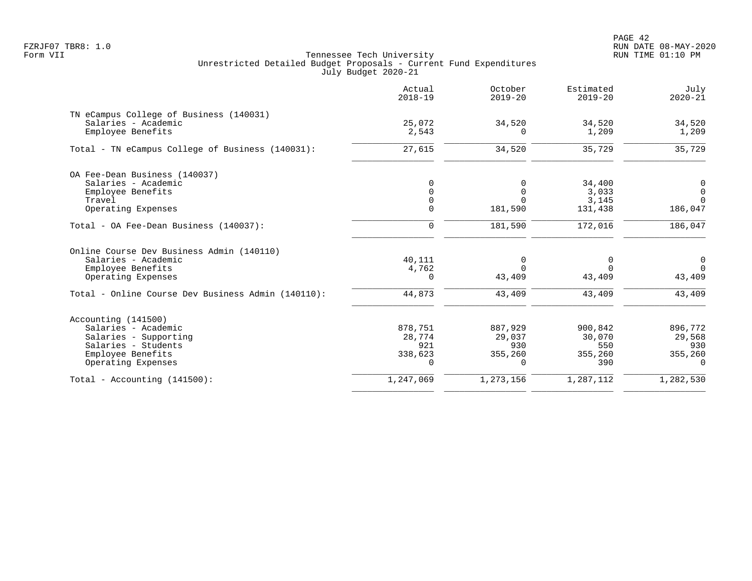FZRJF07 TBR8: 1.0
Form VII

Tennessee Tech University
Unrestricted Detailed Budget Proposals - Current Fund Expenditures
July Budget 2020-21

RUN DATE 08-MAY-2020
RUN TIME 01:10 PM

| | Actual 2018-19 | October 2019-20 | Estimated 2019-20 | July 2020-21 |
|---|---|---|---|---|
| **TN eCampus College of Business (140031)** | | | | |
| Salaries - Academic | 25,072 | 34,520 | 34,520 | 34,520 |
| Employee Benefits | 2,543 | 0 | 1,209 | 1,209 |
| Total - TN eCampus College of Business (140031): | 27,615 | 34,520 | 35,729 | 35,729 |
| **OA Fee-Dean Business (140037)** | | | | |
| Salaries - Academic | 0 | 0 | 34,400 | 0 |
| Employee Benefits | 0 | 0 | 3,033 | 0 |
| Travel | 0 | 0 | 3,145 | 0 |
| Operating Expenses | 0 | 181,590 | 131,438 | 186,047 |
| Total - OA Fee-Dean Business (140037): | 0 | 181,590 | 172,016 | 186,047 |
| **Online Course Dev Business Admin (140110)** | | | | |
| Salaries - Academic | 40,111 | 0 | 0 | 0 |
| Employee Benefits | 4,762 | 0 | 0 | 0 |
| Operating Expenses | 0 | 43,409 | 43,409 | 43,409 |
| Total - Online Course Dev Business Admin (140110): | 44,873 | 43,409 | 43,409 | 43,409 |
| **Accounting (141500)** | | | | |
| Salaries - Academic | 878,751 | 887,929 | 900,842 | 896,772 |
| Salaries - Supporting | 28,774 | 29,037 | 30,070 | 29,568 |
| Salaries - Students | 921 | 930 | 550 | 930 |
| Employee Benefits | 338,623 | 355,260 | 355,260 | 355,260 |
| Operating Expenses | 0 | 0 | 390 | 0 |
| Total - Accounting (141500): | 1,247,069 | 1,273,156 | 1,287,112 | 1,282,530 |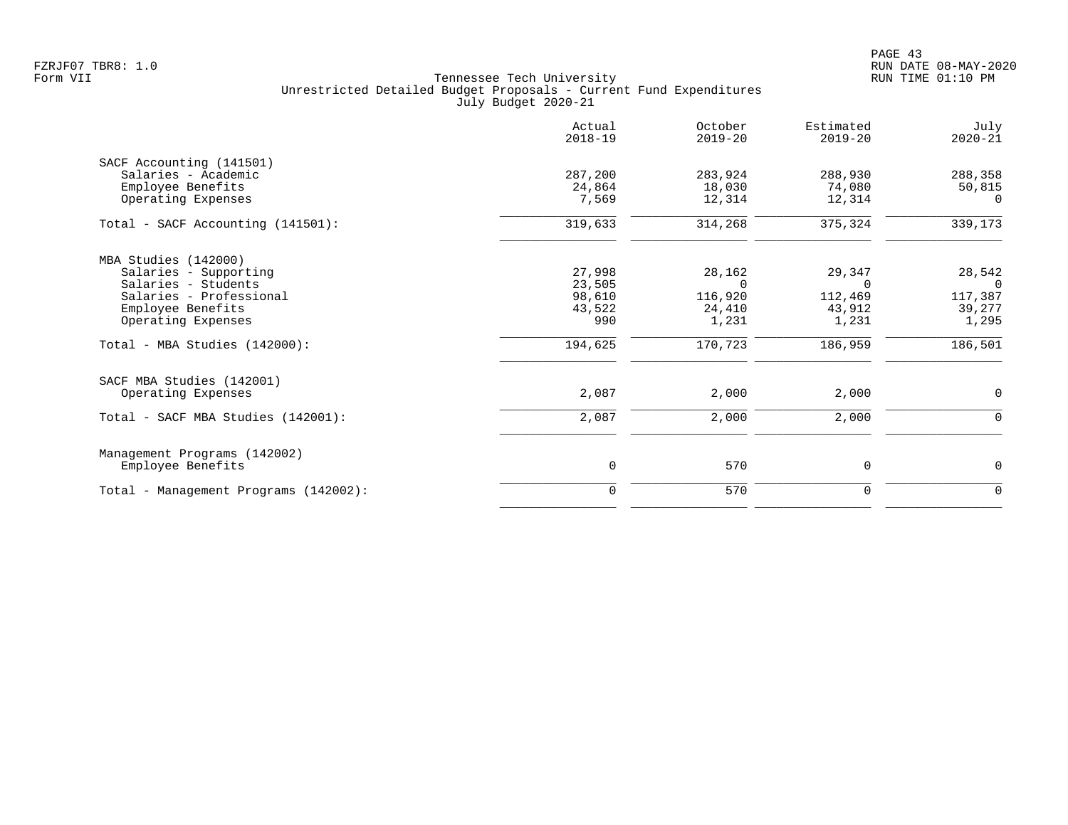FZRJF07 TBR8: 1.0
Form VII

Tennessee Tech University
Unrestricted Detailed Budget Proposals - Current Fund Expenditures
July Budget 2020-21

RUN DATE 08-MAY-2020
RUN TIME 01:10 PM

| | Actual 2018-19 | October 2019-20 | Estimated 2019-20 | July 2020-21 |
|---|---|---|---|---|
| **SACF Accounting (141501)** | | | | |
| Salaries - Academic | 287,200 | 283,924 | 288,930 | 288,358 |
| Employee Benefits | 24,864 | 18,030 | 74,080 | 50,815 |
| Operating Expenses | 7,569 | 12,314 | 12,314 | 0 |
| Total - SACF Accounting (141501): | 319,633 | 314,268 | 375,324 | 339,173 |
| **MBA Studies (142000)** | | | | |
| Salaries - Supporting | 27,998 | 28,162 | 29,347 | 28,542 |
| Salaries - Students | 23,505 | 0 | 0 | 0 |
| Salaries - Professional | 98,610 | 116,920 | 112,469 | 117,387 |
| Employee Benefits | 43,522 | 24,410 | 43,912 | 39,277 |
| Operating Expenses | 990 | 1,231 | 1,231 | 1,295 |
| Total - MBA Studies (142000): | 194,625 | 170,723 | 186,959 | 186,501 |
| **SACF MBA Studies (142001)** | | | | |
| Operating Expenses | 2,087 | 2,000 | 2,000 | 0 |
| Total - SACF MBA Studies (142001): | 2,087 | 2,000 | 2,000 | 0 |
| **Management Programs (142002)** | | | | |
| Employee Benefits | 0 | 570 | 0 | 0 |
| Total - Management Programs (142002): | 0 | 570 | 0 | 0 |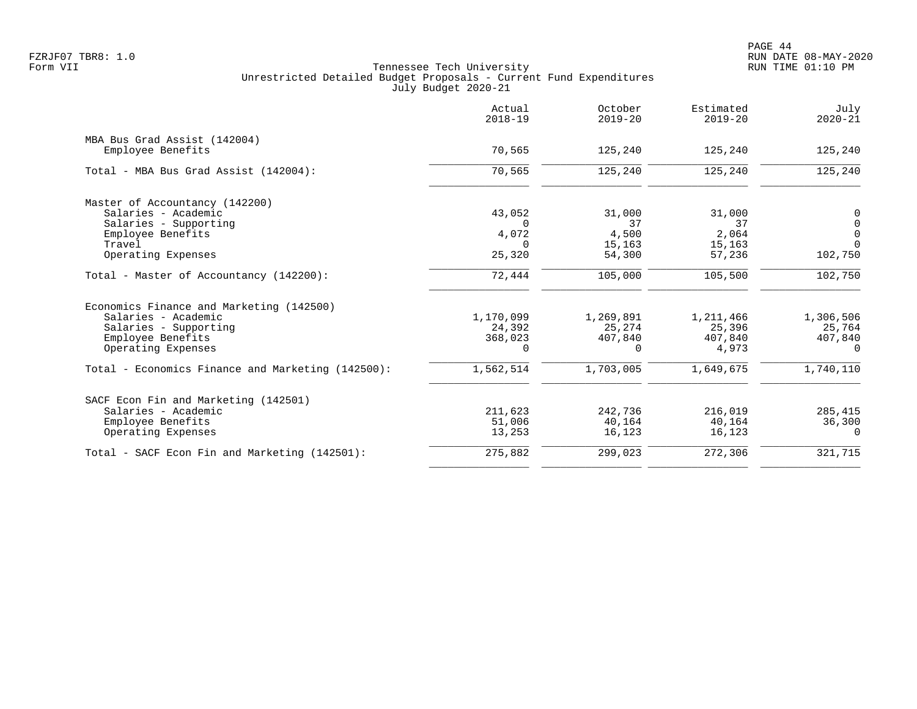Tennessee Tech University
Unrestricted Detailed Budget Proposals - Current Fund Expenditures
July Budget 2020-21

FZRJF07 TBR8: 1.0
Form VII

RUN DATE 08-MAY-2020
RUN TIME 01:10 PM

| | Actual 2018-19 | October 2019-20 | Estimated 2019-20 | July 2020-21 |
|---|---|---|---|---|
| MBA Bus Grad Assist (142004) | | | | |
| Employee Benefits | 70,565 | 125,240 | 125,240 | 125,240 |
| Total - MBA Bus Grad Assist (142004): | 70,565 | 125,240 | 125,240 | 125,240 |
| Master of Accountancy (142200) | | | | |
| Salaries - Academic | 43,052 | 31,000 | 31,000 | 0 |
| Salaries - Supporting | 0 | 37 | 37 | 0 |
| Employee Benefits | 4,072 | 4,500 | 2,064 | 0 |
| Travel | 0 | 15,163 | 15,163 | 0 |
| Operating Expenses | 25,320 | 54,300 | 57,236 | 102,750 |
| Total - Master of Accountancy (142200): | 72,444 | 105,000 | 105,500 | 102,750 |
| Economics Finance and Marketing (142500) | | | | |
| Salaries - Academic | 1,170,099 | 1,269,891 | 1,211,466 | 1,306,506 |
| Salaries - Supporting | 24,392 | 25,274 | 25,396 | 25,764 |
| Employee Benefits | 368,023 | 407,840 | 407,840 | 407,840 |
| Operating Expenses | 0 | 0 | 4,973 | 0 |
| Total - Economics Finance and Marketing (142500): | 1,562,514 | 1,703,005 | 1,649,675 | 1,740,110 |
| SACF Econ Fin and Marketing (142501) | | | | |
| Salaries - Academic | 211,623 | 242,736 | 216,019 | 285,415 |
| Employee Benefits | 51,006 | 40,164 | 40,164 | 36,300 |
| Operating Expenses | 13,253 | 16,123 | 16,123 | 0 |
| Total - SACF Econ Fin and Marketing (142501): | 275,882 | 299,023 | 272,306 | 321,715 |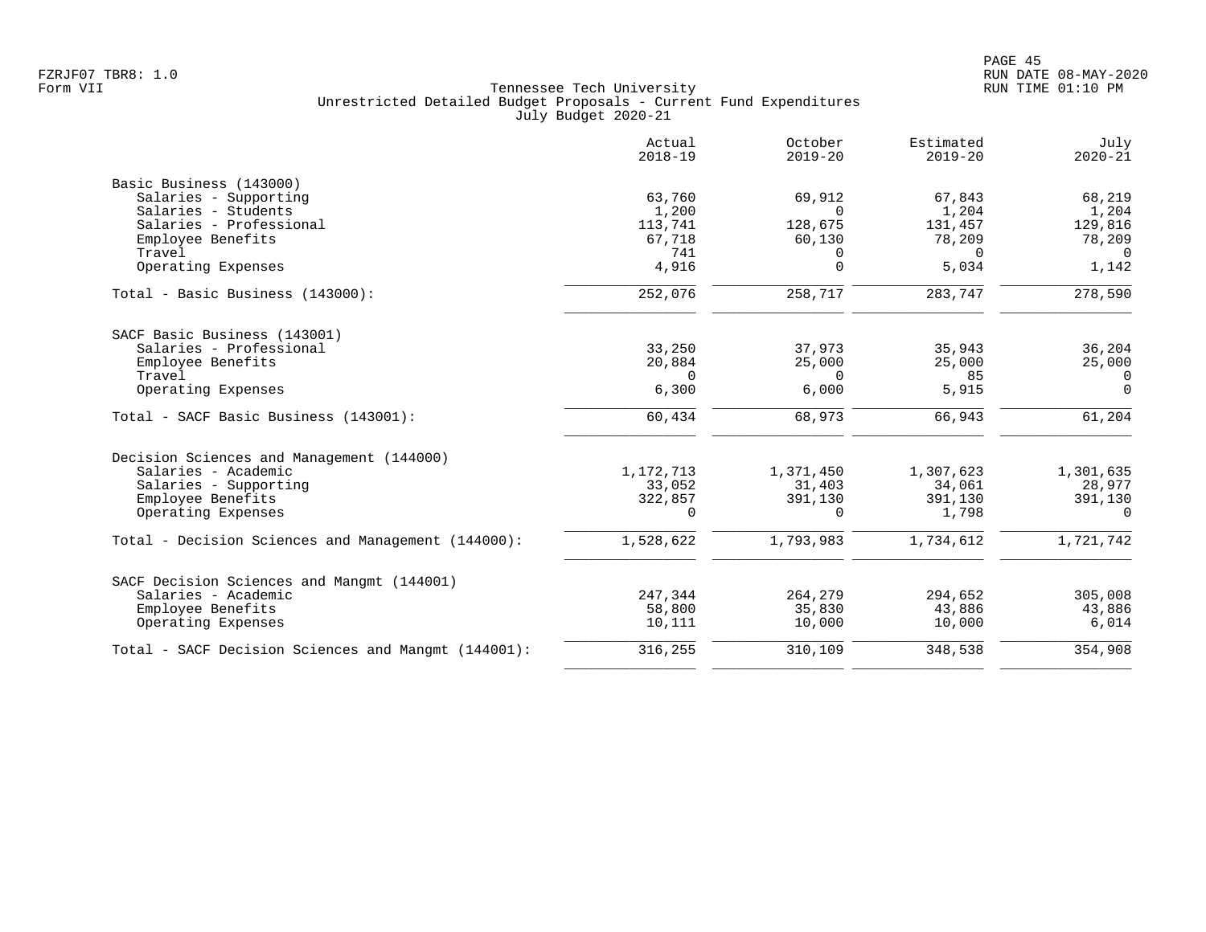Tennessee Tech University
Unrestricted Detailed Budget Proposals - Current Fund Expenditures
July Budget 2020-21

| | Actual 2018-19 | October 2019-20 | Estimated 2019-20 | July 2020-21 |
|---|---|---|---|---|
| **Basic Business (143000)** | | | | |
| Salaries - Supporting | 63,760 | 69,912 | 67,843 | 68,219 |
| Salaries - Students | 1,200 | 0 | 1,204 | 1,204 |
| Salaries - Professional | 113,741 | 128,675 | 131,457 | 129,816 |
| Employee Benefits | 67,718 | 60,130 | 78,209 | 78,209 |
| Travel | 741 | 0 | 0 | 0 |
| Operating Expenses | 4,916 | 0 | 5,034 | 1,142 |
| Total - Basic Business (143000): | 252,076 | 258,717 | 283,747 | 278,590 |
| **SACF Basic Business (143001)** | | | | |
| Salaries - Professional | 33,250 | 37,973 | 35,943 | 36,204 |
| Employee Benefits | 20,884 | 25,000 | 25,000 | 25,000 |
| Travel | 0 | 0 | 85 | 0 |
| Operating Expenses | 6,300 | 6,000 | 5,915 | 0 |
| Total - SACF Basic Business (143001): | 60,434 | 68,973 | 66,943 | 61,204 |
| **Decision Sciences and Management (144000)** | | | | |
| Salaries - Academic | 1,172,713 | 1,371,450 | 1,307,623 | 1,301,635 |
| Salaries - Supporting | 33,052 | 31,403 | 34,061 | 28,977 |
| Employee Benefits | 322,857 | 391,130 | 391,130 | 391,130 |
| Operating Expenses | 0 | 0 | 1,798 | 0 |
| Total - Decision Sciences and Management (144000): | 1,528,622 | 1,793,983 | 1,734,612 | 1,721,742 |
| **SACF Decision Sciences and Mangmt (144001)** | | | | |
| Salaries - Academic | 247,344 | 264,279 | 294,652 | 305,008 |
| Employee Benefits | 58,800 | 35,830 | 43,886 | 43,886 |
| Operating Expenses | 10,111 | 10,000 | 10,000 | 6,014 |
| Total - SACF Decision Sciences and Mangmt (144001): | 316,255 | 310,109 | 348,538 | 354,908 |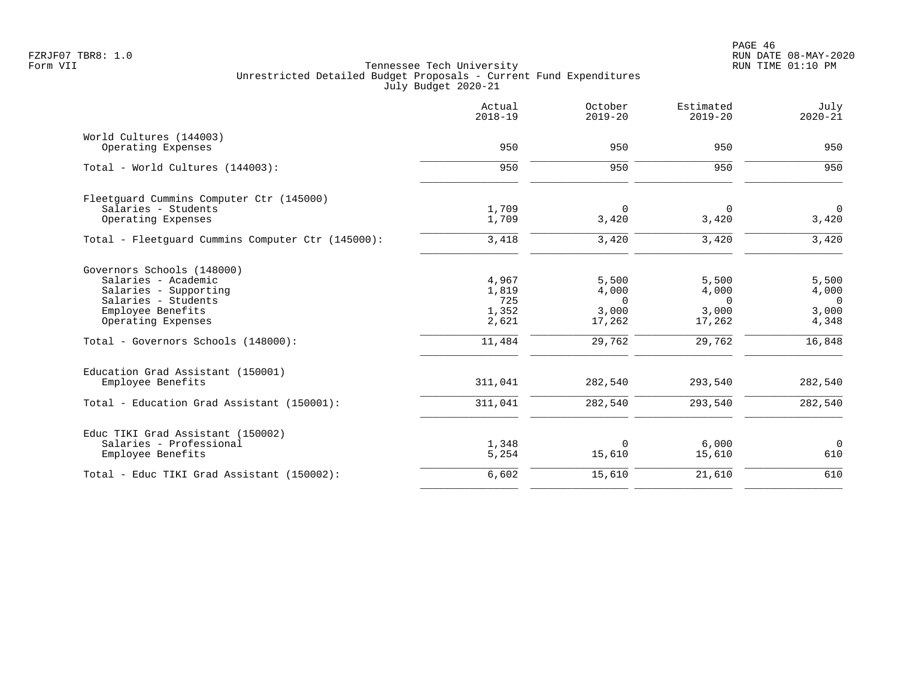Tennessee Tech University
Unrestricted Detailed Budget Proposals - Current Fund Expenditures
July Budget 2020-21

FZRJF07 TBR8: 1.0
Form VII

RUN DATE 08-MAY-2020
RUN TIME 01:10 PM

| | Actual 2018-19 | October 2019-20 | Estimated 2019-20 | July 2020-21 |
|---|---:|---:|---:|---:|
| World Cultures (144003) | | | | |
| Operating Expenses | 950 | 950 | 950 | 950 |
| Total - World Cultures (144003): | 950 | 950 | 950 | 950 |
| Fleetguard Cummins Computer Ctr (145000) | | | | |
| Salaries - Students | 1,709 | 0 | 0 | 0 |
| Operating Expenses | 1,709 | 3,420 | 3,420 | 3,420 |
| Total - Fleetguard Cummins Computer Ctr (145000): | 3,418 | 3,420 | 3,420 | 3,420 |
| Governors Schools (148000) | | | | |
| Salaries - Academic | 4,967 | 5,500 | 5,500 | 5,500 |
| Salaries - Supporting | 1,819 | 4,000 | 4,000 | 4,000 |
| Salaries - Students | 725 | 0 | 0 | 0 |
| Employee Benefits | 1,352 | 3,000 | 3,000 | 3,000 |
| Operating Expenses | 2,621 | 17,262 | 17,262 | 4,348 |
| Total - Governors Schools (148000): | 11,484 | 29,762 | 29,762 | 16,848 |
| Education Grad Assistant (150001) | | | | |
| Employee Benefits | 311,041 | 282,540 | 293,540 | 282,540 |
| Total - Education Grad Assistant (150001): | 311,041 | 282,540 | 293,540 | 282,540 |
| Educ TIKI Grad Assistant (150002) | | | | |
| Salaries - Professional | 1,348 | 0 | 6,000 | 0 |
| Employee Benefits | 5,254 | 15,610 | 15,610 | 610 |
| Total - Educ TIKI Grad Assistant (150002): | 6,602 | 15,610 | 21,610 | 610 |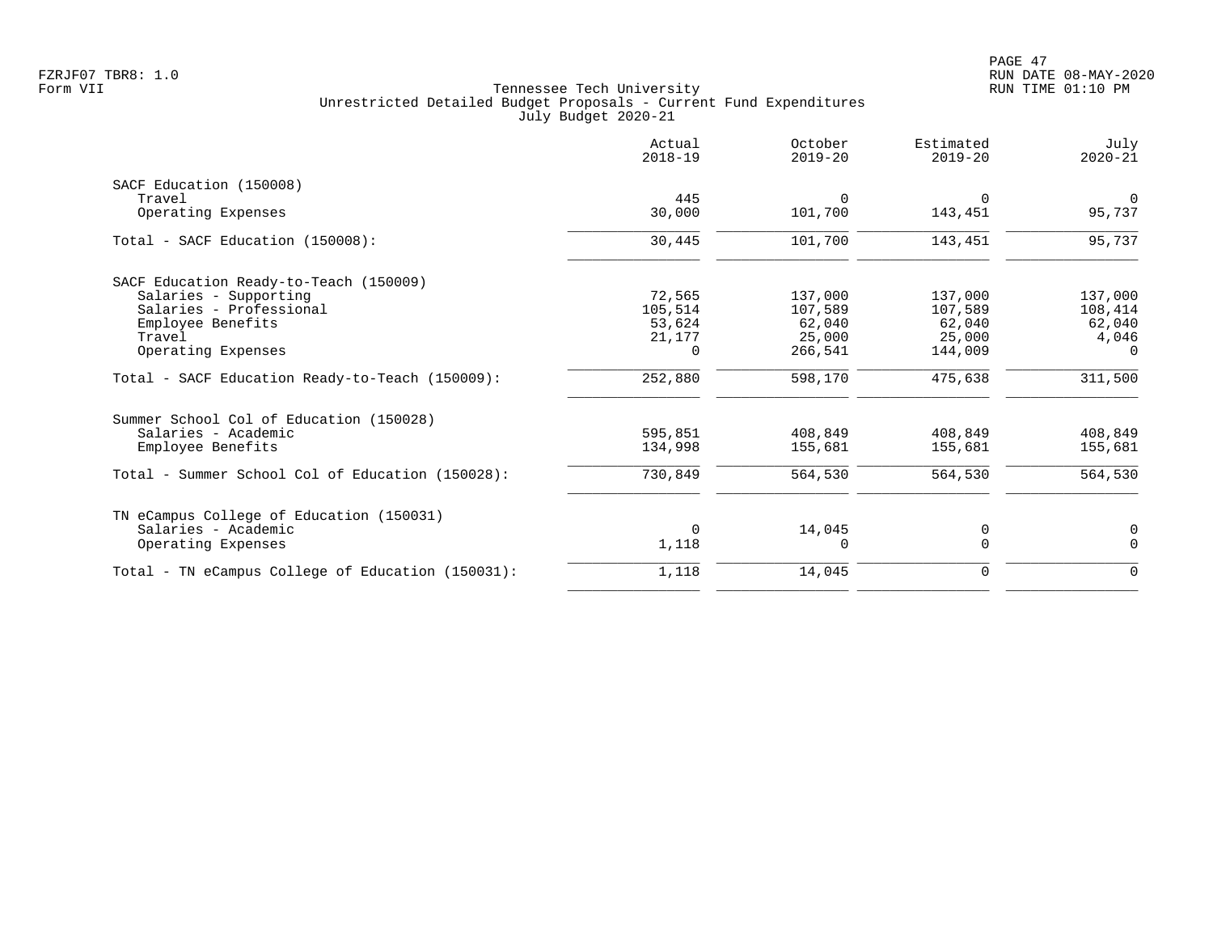Tennessee Tech University
Unrestricted Detailed Budget Proposals - Current Fund Expenditures
July Budget 2020-21

| | Actual 2018-19 | October 2019-20 | Estimated 2019-20 | July 2020-21 |
|---|---|---|---|---|
| **SACF Education (150008)** | | | | |
| Travel | 445 | 0 | 0 | 0 |
| Operating Expenses | 30,000 | 101,700 | 143,451 | 95,737 |
| Total - SACF Education (150008): | 30,445 | 101,700 | 143,451 | 95,737 |
| **SACF Education Ready-to-Teach (150009)** | | | | |
| Salaries - Supporting | 72,565 | 137,000 | 137,000 | 137,000 |
| Salaries - Professional | 105,514 | 107,589 | 107,589 | 108,414 |
| Employee Benefits | 53,624 | 62,040 | 62,040 | 62,040 |
| Travel | 21,177 | 25,000 | 25,000 | 4,046 |
| Operating Expenses | 0 | 266,541 | 144,009 | 0 |
| Total - SACF Education Ready-to-Teach (150009): | 252,880 | 598,170 | 475,638 | 311,500 |
| **Summer School Col of Education (150028)** | | | | |
| Salaries - Academic | 595,851 | 408,849 | 408,849 | 408,849 |
| Employee Benefits | 134,998 | 155,681 | 155,681 | 155,681 |
| Total - Summer School Col of Education (150028): | 730,849 | 564,530 | 564,530 | 564,530 |
| **TN eCampus College of Education (150031)** | | | | |
| Salaries - Academic | 0 | 14,045 | 0 | 0 |
| Operating Expenses | 1,118 | 0 | 0 | 0 |
| Total - TN eCampus College of Education (150031): | 1,118 | 14,045 | 0 | 0 |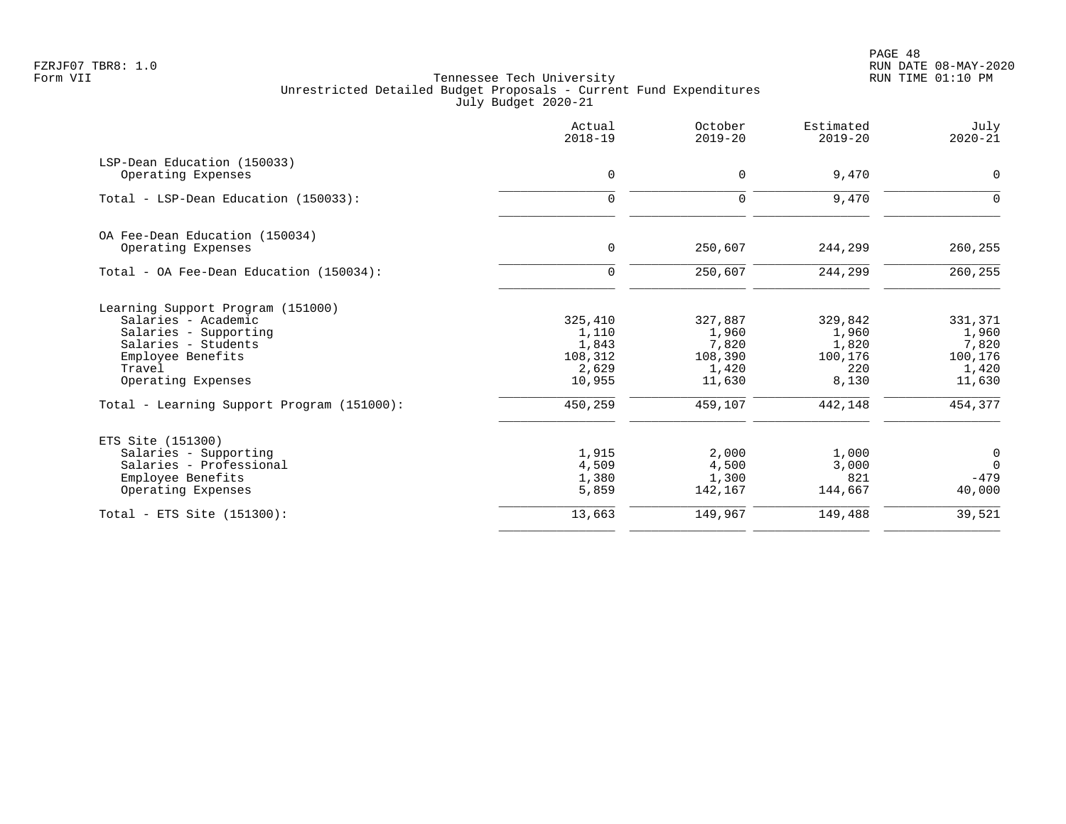FZRJF07 TBR8: 1.0
Form VII

Tennessee Tech University
Unrestricted Detailed Budget Proposals - Current Fund Expenditures
July Budget 2020-21

| | Actual 2018-19 | October 2019-20 | Estimated 2019-20 | July 2020-21 |
|---|---|---|---|---|
| LSP-Dean Education (150033) | | | | |
| Operating Expenses | 0 | 0 | 9,470 | 0 |
| Total - LSP-Dean Education (150033): | 0 | 0 | 9,470 | 0 |
| OA Fee-Dean Education (150034) | | | | |
| Operating Expenses | 0 | 250,607 | 244,299 | 260,255 |
| Total - OA Fee-Dean Education (150034): | 0 | 250,607 | 244,299 | 260,255 |
| Learning Support Program (151000) | | | | |
| Salaries - Academic | 325,410 | 327,887 | 329,842 | 331,371 |
| Salaries - Supporting | 1,110 | 1,960 | 1,960 | 1,960 |
| Salaries - Students | 1,843 | 7,820 | 1,820 | 7,820 |
| Employee Benefits | 108,312 | 108,390 | 100,176 | 100,176 |
| Travel | 2,629 | 1,420 | 220 | 1,420 |
| Operating Expenses | 10,955 | 11,630 | 8,130 | 11,630 |
| Total - Learning Support Program (151000): | 450,259 | 459,107 | 442,148 | 454,377 |
| ETS Site (151300) | | | | |
| Salaries - Supporting | 1,915 | 2,000 | 1,000 | 0 |
| Salaries - Professional | 4,509 | 4,500 | 3,000 | 0 |
| Employee Benefits | 1,380 | 1,300 | 821 | -479 |
| Operating Expenses | 5,859 | 142,167 | 144,667 | 40,000 |
| Total - ETS Site (151300): | 13,663 | 149,967 | 149,488 | 39,521 |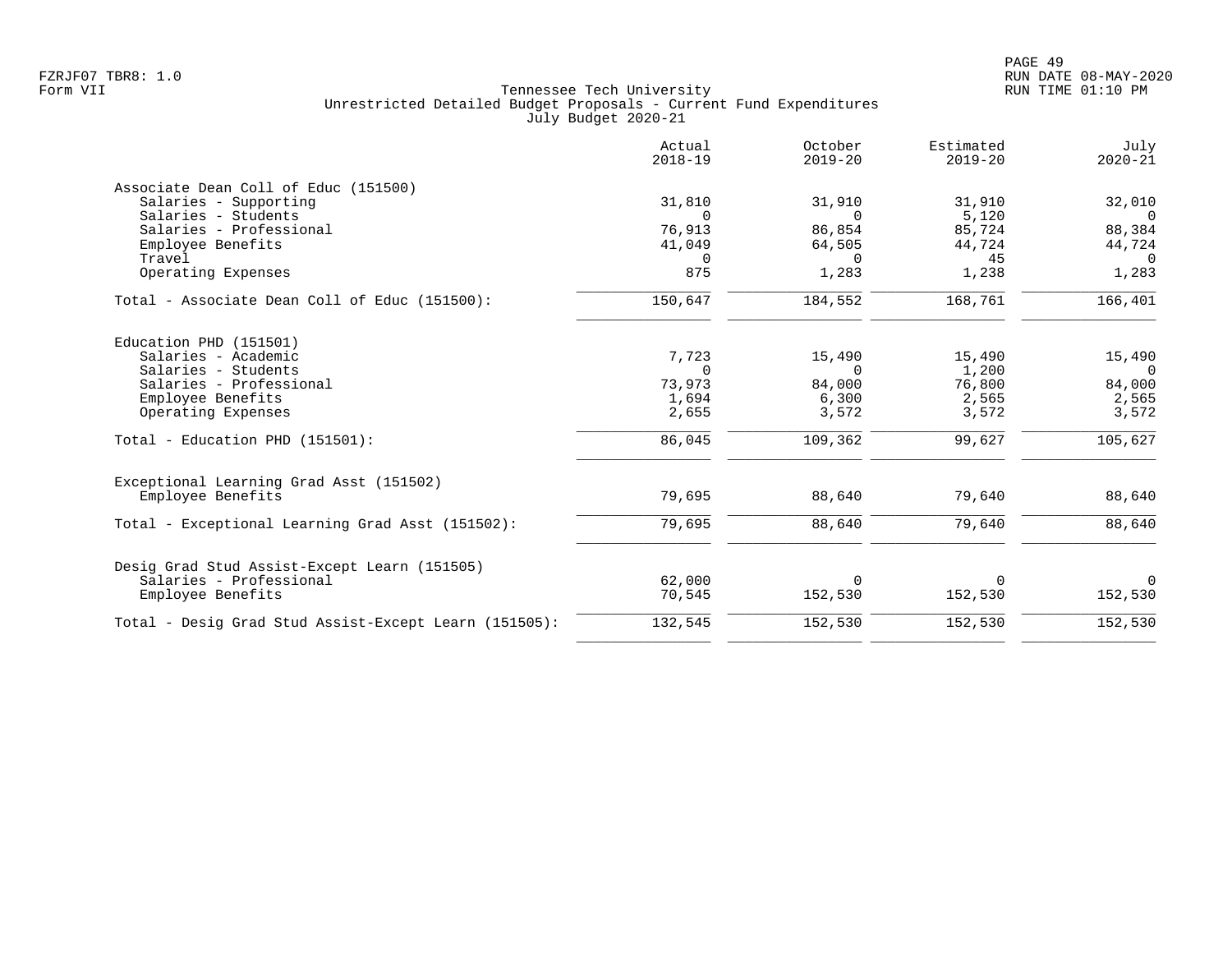Tennessee Tech University
Unrestricted Detailed Budget Proposals - Current Fund Expenditures
July Budget 2020-21

| | Actual 2018-19 | October 2019-20 | Estimated 2019-20 | July 2020-21 |
|---|---|---|---|---|
| **Associate Dean Coll of Educ (151500)** | | | | |
| Salaries - Supporting | 31,810 | 31,910 | 31,910 | 32,010 |
| Salaries - Students | 0 | 0 | 5,120 | 0 |
| Salaries - Professional | 76,913 | 86,854 | 85,724 | 88,384 |
| Employee Benefits | 41,049 | 64,505 | 44,724 | 44,724 |
| Travel | 0 | 0 | 45 | 0 |
| Operating Expenses | 875 | 1,283 | 1,238 | 1,283 |
| Total - Associate Dean Coll of Educ (151500): | 150,647 | 184,552 | 168,761 | 166,401 |
| **Education PHD (151501)** | | | | |
| Salaries - Academic | 7,723 | 15,490 | 15,490 | 15,490 |
| Salaries - Students | 0 | 0 | 1,200 | 0 |
| Salaries - Professional | 73,973 | 84,000 | 76,800 | 84,000 |
| Employee Benefits | 1,694 | 6,300 | 2,565 | 2,565 |
| Operating Expenses | 2,655 | 3,572 | 3,572 | 3,572 |
| Total - Education PHD (151501): | 86,045 | 109,362 | 99,627 | 105,627 |
| **Exceptional Learning Grad Asst (151502)** | | | | |
| Employee Benefits | 79,695 | 88,640 | 79,640 | 88,640 |
| Total - Exceptional Learning Grad Asst (151502): | 79,695 | 88,640 | 79,640 | 88,640 |
| **Desig Grad Stud Assist-Except Learn (151505)** | | | | |
| Salaries - Professional | 62,000 | 0 | 0 | 0 |
| Employee Benefits | 70,545 | 152,530 | 152,530 | 152,530 |
| Total - Desig Grad Stud Assist-Except Learn (151505): | 132,545 | 152,530 | 152,530 | 152,530 |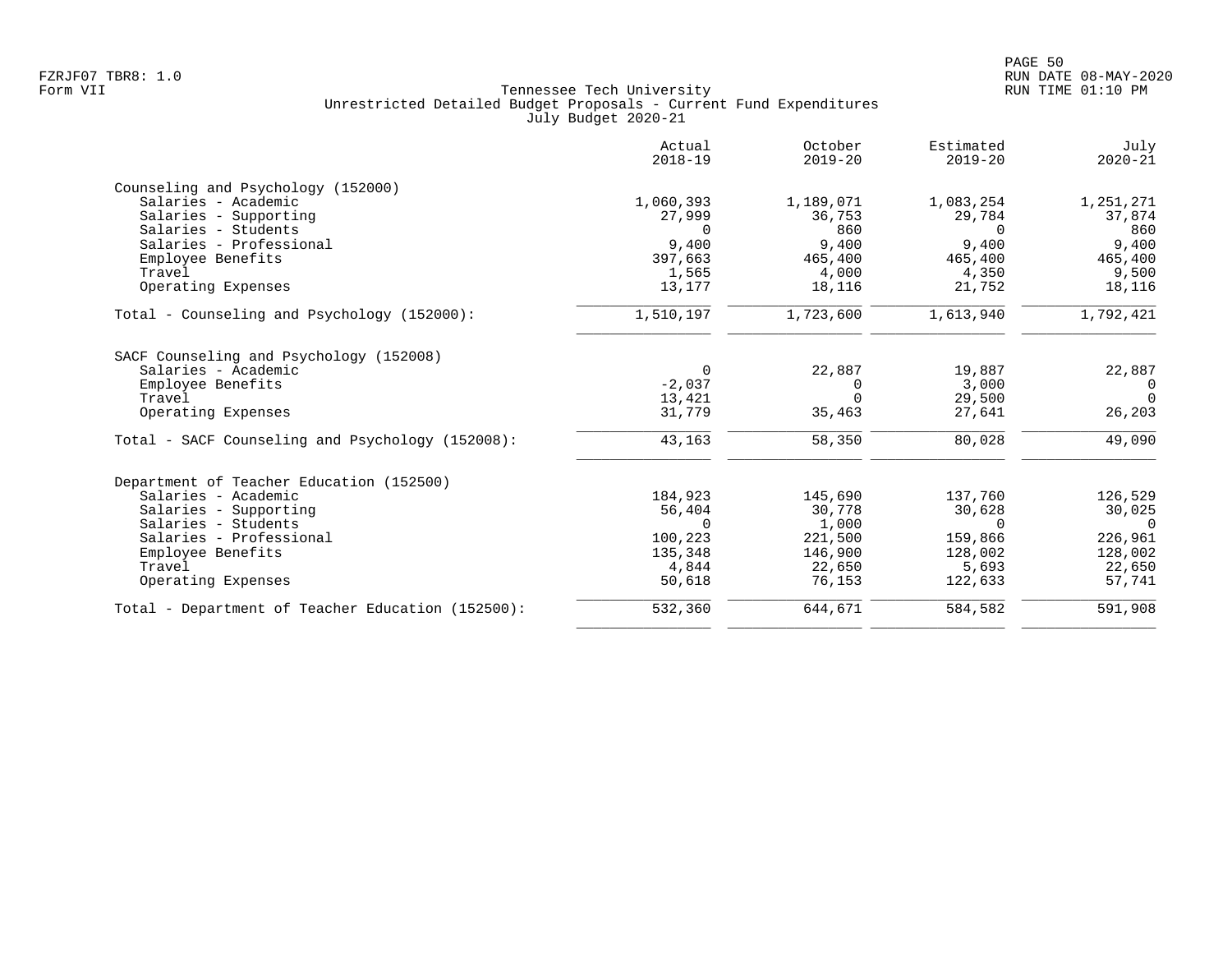Tennessee Tech University
Unrestricted Detailed Budget Proposals - Current Fund Expenditures
July Budget 2020-21

| | Actual 2018-19 | October 2019-20 | Estimated 2019-20 | July 2020-21 |
|---|---|---|---|---|
| **Counseling and Psychology (152000)** | | | | |
| Salaries - Academic | 1,060,393 | 1,189,071 | 1,083,254 | 1,251,271 |
| Salaries - Supporting | 27,999 | 36,753 | 29,784 | 37,874 |
| Salaries - Students | 0 | 860 | 0 | 860 |
| Salaries - Professional | 9,400 | 9,400 | 9,400 | 9,400 |
| Employee Benefits | 397,663 | 465,400 | 465,400 | 465,400 |
| Travel | 1,565 | 4,000 | 4,350 | 9,500 |
| Operating Expenses | 13,177 | 18,116 | 21,752 | 18,116 |
| Total - Counseling and Psychology (152000): | 1,510,197 | 1,723,600 | 1,613,940 | 1,792,421 |
| **SACF Counseling and Psychology (152008)** | | | | |
| Salaries - Academic | 0 | 22,887 | 19,887 | 22,887 |
| Employee Benefits | -2,037 | 0 | 3,000 | 0 |
| Travel | 13,421 | 0 | 29,500 | 0 |
| Operating Expenses | 31,779 | 35,463 | 27,641 | 26,203 |
| Total - SACF Counseling and Psychology (152008): | 43,163 | 58,350 | 80,028 | 49,090 |
| **Department of Teacher Education (152500)** | | | | |
| Salaries - Academic | 184,923 | 145,690 | 137,760 | 126,529 |
| Salaries - Supporting | 56,404 | 30,778 | 30,628 | 30,025 |
| Salaries - Students | 0 | 1,000 | 0 | 0 |
| Salaries - Professional | 100,223 | 221,500 | 159,866 | 226,961 |
| Employee Benefits | 135,348 | 146,900 | 128,002 | 128,002 |
| Travel | 4,844 | 22,650 | 5,693 | 22,650 |
| Operating Expenses | 50,618 | 76,153 | 122,633 | 57,741 |
| Total - Department of Teacher Education (152500): | 532,360 | 644,671 | 584,582 | 591,908 |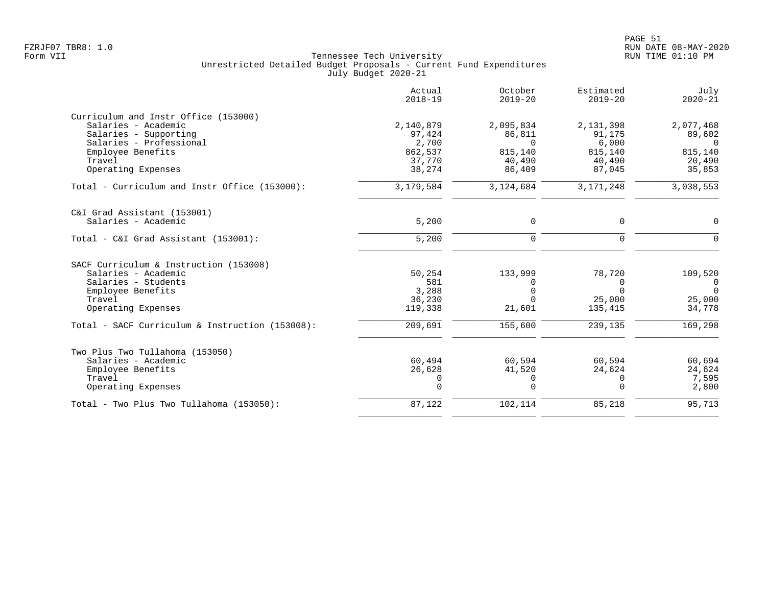Tennessee Tech University
Unrestricted Detailed Budget Proposals - Current Fund Expenditures
July Budget 2020-21

| | Actual 2018-19 | October 2019-20 | Estimated 2019-20 | July 2020-21 |
|---|---|---|---|---|
| **Curriculum and Instr Office (153000)** | | | | |
| Salaries - Academic | 2,140,879 | 2,095,834 | 2,131,398 | 2,077,468 |
| Salaries - Supporting | 97,424 | 86,811 | 91,175 | 89,602 |
| Salaries - Professional | 2,700 | 0 | 6,000 | 0 |
| Employee Benefits | 862,537 | 815,140 | 815,140 | 815,140 |
| Travel | 37,770 | 40,490 | 40,490 | 20,490 |
| Operating Expenses | 38,274 | 86,409 | 87,045 | 35,853 |
| Total - Curriculum and Instr Office (153000): | 3,179,584 | 3,124,684 | 3,171,248 | 3,038,553 |
| **C&I Grad Assistant (153001)** | | | | |
| Salaries - Academic | 5,200 | 0 | 0 | 0 |
| Total - C&I Grad Assistant (153001): | 5,200 | 0 | 0 | 0 |
| **SACF Curriculum & Instruction (153008)** | | | | |
| Salaries - Academic | 50,254 | 133,999 | 78,720 | 109,520 |
| Salaries - Students | 581 | 0 | 0 | 0 |
| Employee Benefits | 3,288 | 0 | 0 | 0 |
| Travel | 36,230 | 0 | 25,000 | 25,000 |
| Operating Expenses | 119,338 | 21,601 | 135,415 | 34,778 |
| Total - SACF Curriculum & Instruction (153008): | 209,691 | 155,600 | 239,135 | 169,298 |
| **Two Plus Two Tullahoma (153050)** | | | | |
| Salaries - Academic | 60,494 | 60,594 | 60,594 | 60,694 |
| Employee Benefits | 26,628 | 41,520 | 24,624 | 24,624 |
| Travel | 0 | 0 | 0 | 7,595 |
| Operating Expenses | 0 | 0 | 0 | 2,800 |
| Total - Two Plus Two Tullahoma (153050): | 87,122 | 102,114 | 85,218 | 95,713 |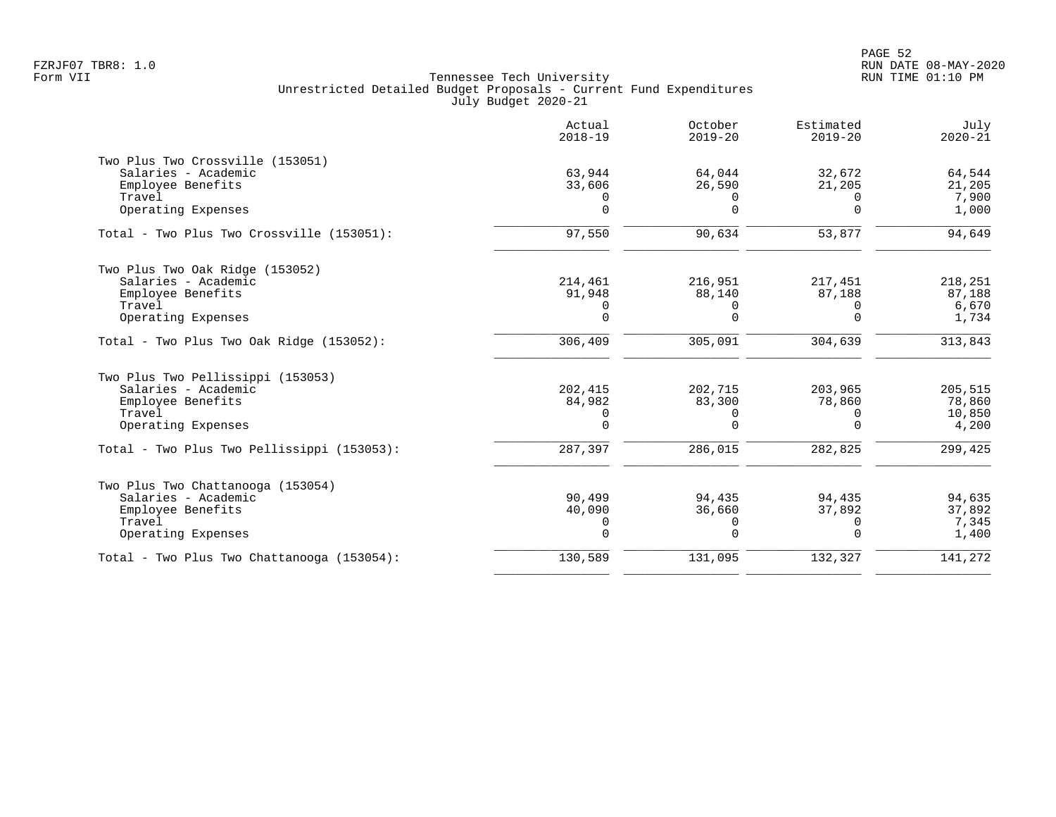Tennessee Tech University
Unrestricted Detailed Budget Proposals - Current Fund Expenditures
July Budget 2020-21

| | Actual 2018-19 | October 2019-20 | Estimated 2019-20 | July 2020-21 |
|---|---|---|---|---|
| **Two Plus Two Crossville (153051)** | | | | |
| Salaries - Academic | 63,944 | 64,044 | 32,672 | 64,544 |
| Employee Benefits | 33,606 | 26,590 | 21,205 | 21,205 |
| Travel | 0 | 0 | 0 | 7,900 |
| Operating Expenses | 0 | 0 | 0 | 1,000 |
| Total - Two Plus Two Crossville (153051): | 97,550 | 90,634 | 53,877 | 94,649 |
| **Two Plus Two Oak Ridge (153052)** | | | | |
| Salaries - Academic | 214,461 | 216,951 | 217,451 | 218,251 |
| Employee Benefits | 91,948 | 88,140 | 87,188 | 87,188 |
| Travel | 0 | 0 | 0 | 6,670 |
| Operating Expenses | 0 | 0 | 0 | 1,734 |
| Total - Two Plus Two Oak Ridge (153052): | 306,409 | 305,091 | 304,639 | 313,843 |
| **Two Plus Two Pellissippi (153053)** | | | | |
| Salaries - Academic | 202,415 | 202,715 | 203,965 | 205,515 |
| Employee Benefits | 84,982 | 83,300 | 78,860 | 78,860 |
| Travel | 0 | 0 | 0 | 10,850 |
| Operating Expenses | 0 | 0 | 0 | 4,200 |
| Total - Two Plus Two Pellissippi (153053): | 287,397 | 286,015 | 282,825 | 299,425 |
| **Two Plus Two Chattanooga (153054)** | | | | |
| Salaries - Academic | 90,499 | 94,435 | 94,435 | 94,635 |
| Employee Benefits | 40,090 | 36,660 | 37,892 | 37,892 |
| Travel | 0 | 0 | 0 | 7,345 |
| Operating Expenses | 0 | 0 | 0 | 1,400 |
| Total - Two Plus Two Chattanooga (153054): | 130,589 | 131,095 | 132,327 | 141,272 |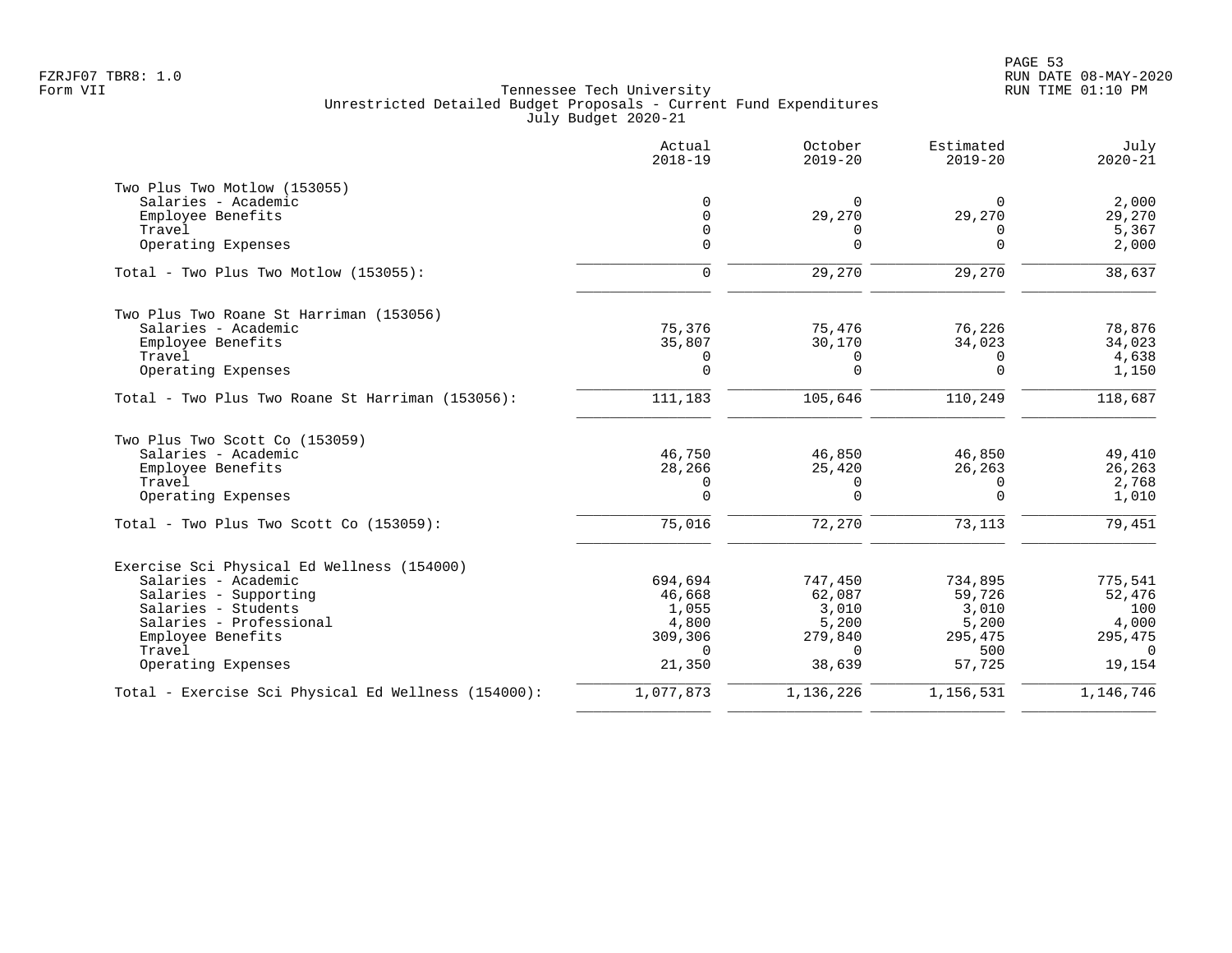Tennessee Tech University
Unrestricted Detailed Budget Proposals - Current Fund Expenditures
July Budget 2020-21

|  | Actual 2018-19 | October 2019-20 | Estimated 2019-20 | July 2020-21 |
|---|---|---|---|---|
| **Two Plus Two Motlow (153055)** |  |  |  |  |
| Salaries - Academic | 0 | 0 | 0 | 2,000 |
| Employee Benefits | 0 | 29,270 | 29,270 | 29,270 |
| Travel | 0 | 0 | 0 | 5,367 |
| Operating Expenses | 0 | 0 | 0 | 2,000 |
| Total - Two Plus Two Motlow (153055): | 0 | 29,270 | 29,270 | 38,637 |
| **Two Plus Two Roane St Harriman (153056)** |  |  |  |  |
| Salaries - Academic | 75,376 | 75,476 | 76,226 | 78,876 |
| Employee Benefits | 35,807 | 30,170 | 34,023 | 34,023 |
| Travel | 0 | 0 | 0 | 4,638 |
| Operating Expenses | 0 | 0 | 0 | 1,150 |
| Total - Two Plus Two Roane St Harriman (153056): | 111,183 | 105,646 | 110,249 | 118,687 |
| **Two Plus Two Scott Co (153059)** |  |  |  |  |
| Salaries - Academic | 46,750 | 46,850 | 46,850 | 49,410 |
| Employee Benefits | 28,266 | 25,420 | 26,263 | 26,263 |
| Travel | 0 | 0 | 0 | 2,768 |
| Operating Expenses | 0 | 0 | 0 | 1,010 |
| Total - Two Plus Two Scott Co (153059): | 75,016 | 72,270 | 73,113 | 79,451 |
| **Exercise Sci Physical Ed Wellness (154000)** |  |  |  |  |
| Salaries - Academic | 694,694 | 747,450 | 734,895 | 775,541 |
| Salaries - Supporting | 46,668 | 62,087 | 59,726 | 52,476 |
| Salaries - Students | 1,055 | 3,010 | 3,010 | 100 |
| Salaries - Professional | 4,800 | 5,200 | 5,200 | 4,000 |
| Employee Benefits | 309,306 | 279,840 | 295,475 | 295,475 |
| Travel | 0 | 0 | 500 | 0 |
| Operating Expenses | 21,350 | 38,639 | 57,725 | 19,154 |
| Total - Exercise Sci Physical Ed Wellness (154000): | 1,077,873 | 1,136,226 | 1,156,531 | 1,146,746 |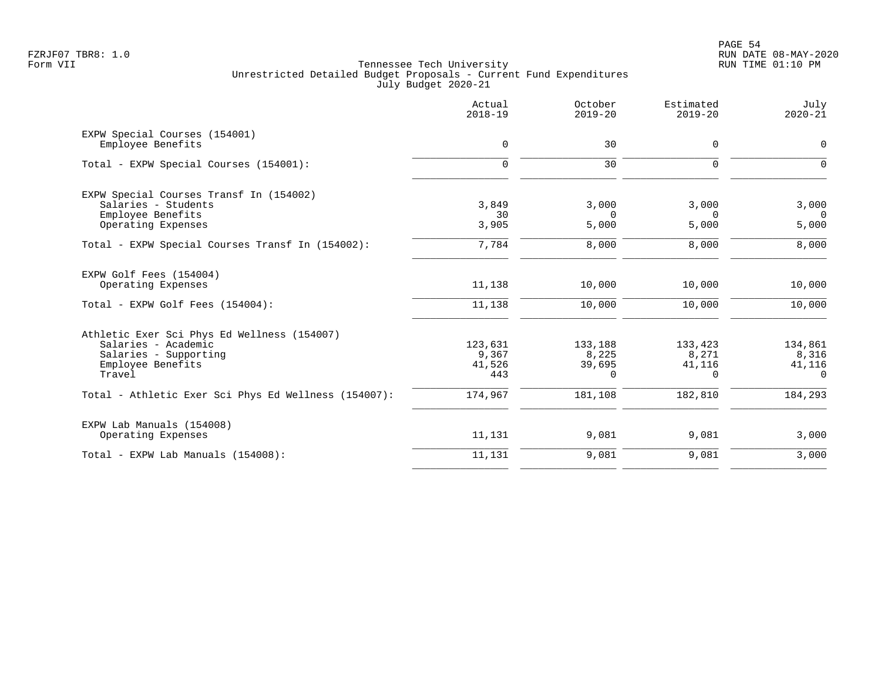Tennessee Tech University
Unrestricted Detailed Budget Proposals - Current Fund Expenditures
July Budget 2020-21

| | Actual 2018-19 | October 2019-20 | Estimated 2019-20 | July 2020-21 |
|---|---|---|---|---|
| **EXPW Special Courses (154001)** | | | | |
| Employee Benefits | 0 | 30 | 0 | 0 |
| Total - EXPW Special Courses (154001): | 0 | 30 | 0 | 0 |
| **EXPW Special Courses Transf In (154002)** | | | | |
| Salaries - Students | 3,849 | 3,000 | 3,000 | 3,000 |
| Employee Benefits | 30 | 0 | 0 | 0 |
| Operating Expenses | 3,905 | 5,000 | 5,000 | 5,000 |
| Total - EXPW Special Courses Transf In (154002): | 7,784 | 8,000 | 8,000 | 8,000 |
| **EXPW Golf Fees (154004)** | | | | |
| Operating Expenses | 11,138 | 10,000 | 10,000 | 10,000 |
| Total - EXPW Golf Fees (154004): | 11,138 | 10,000 | 10,000 | 10,000 |
| **Athletic Exer Sci Phys Ed Wellness (154007)** | | | | |
| Salaries - Academic | 123,631 | 133,188 | 133,423 | 134,861 |
| Salaries - Supporting | 9,367 | 8,225 | 8,271 | 8,316 |
| Employee Benefits | 41,526 | 39,695 | 41,116 | 41,116 |
| Travel | 443 | 0 | 0 | 0 |
| Total - Athletic Exer Sci Phys Ed Wellness (154007): | 174,967 | 181,108 | 182,810 | 184,293 |
| **EXPW Lab Manuals (154008)** | | | | |
| Operating Expenses | 11,131 | 9,081 | 9,081 | 3,000 |
| Total - EXPW Lab Manuals (154008): | 11,131 | 9,081 | 9,081 | 3,000 |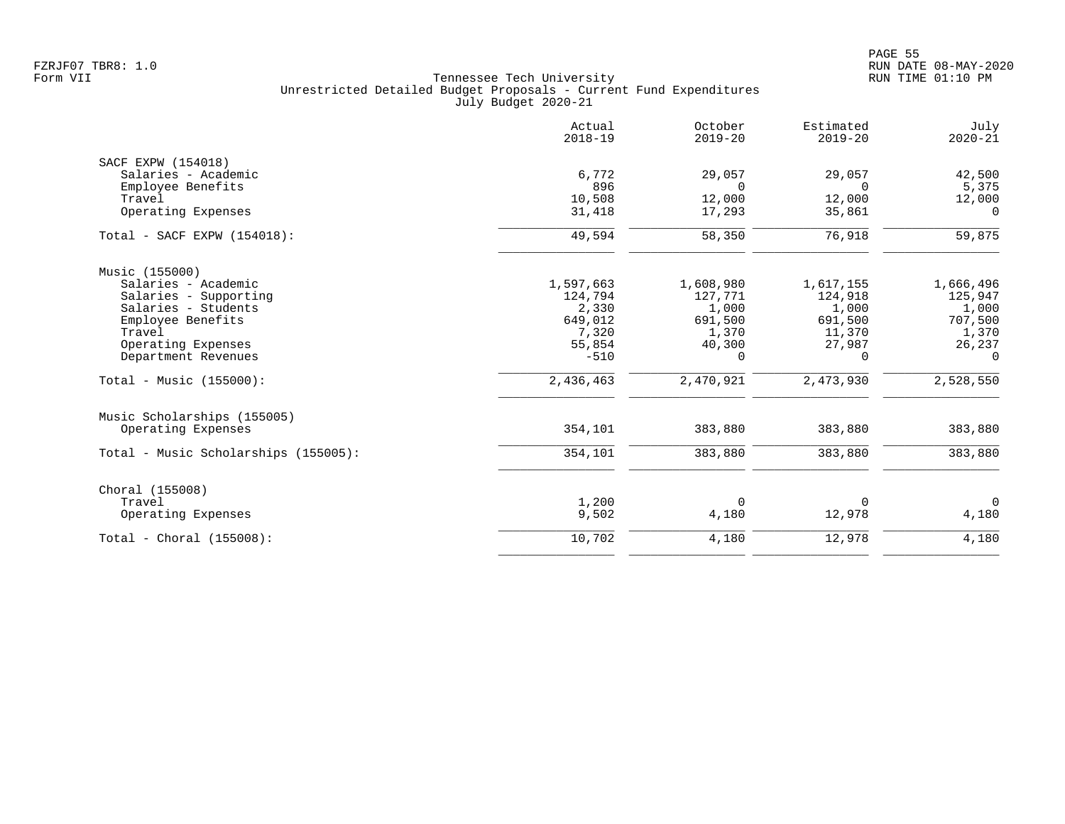Tennessee Tech University
Unrestricted Detailed Budget Proposals - Current Fund Expenditures
July Budget 2020-21

| | Actual 2018-19 | October 2019-20 | Estimated 2019-20 | July 2020-21 |
|---|---|---|---|---|
| **SACF EXPW (154018)** | | | | |
| Salaries - Academic | 6,772 | 29,057 | 29,057 | 42,500 |
| Employee Benefits | 896 | 0 | 0 | 5,375 |
| Travel | 10,508 | 12,000 | 12,000 | 12,000 |
| Operating Expenses | 31,418 | 17,293 | 35,861 | 0 |
| Total - SACF EXPW (154018): | 49,594 | 58,350 | 76,918 | 59,875 |
| **Music (155000)** | | | | |
| Salaries - Academic | 1,597,663 | 1,608,980 | 1,617,155 | 1,666,496 |
| Salaries - Supporting | 124,794 | 127,771 | 124,918 | 125,947 |
| Salaries - Students | 2,330 | 1,000 | 1,000 | 1,000 |
| Employee Benefits | 649,012 | 691,500 | 691,500 | 707,500 |
| Travel | 7,320 | 1,370 | 11,370 | 1,370 |
| Operating Expenses | 55,854 | 40,300 | 27,987 | 26,237 |
| Department Revenues | -510 | 0 | 0 | 0 |
| Total - Music (155000): | 2,436,463 | 2,470,921 | 2,473,930 | 2,528,550 |
| **Music Scholarships (155005)** | | | | |
| Operating Expenses | 354,101 | 383,880 | 383,880 | 383,880 |
| Total - Music Scholarships (155005): | 354,101 | 383,880 | 383,880 | 383,880 |
| **Choral (155008)** | | | | |
| Travel | 1,200 | 0 | 0 | 0 |
| Operating Expenses | 9,502 | 4,180 | 12,978 | 4,180 |
| Total - Choral (155008): | 10,702 | 4,180 | 12,978 | 4,180 |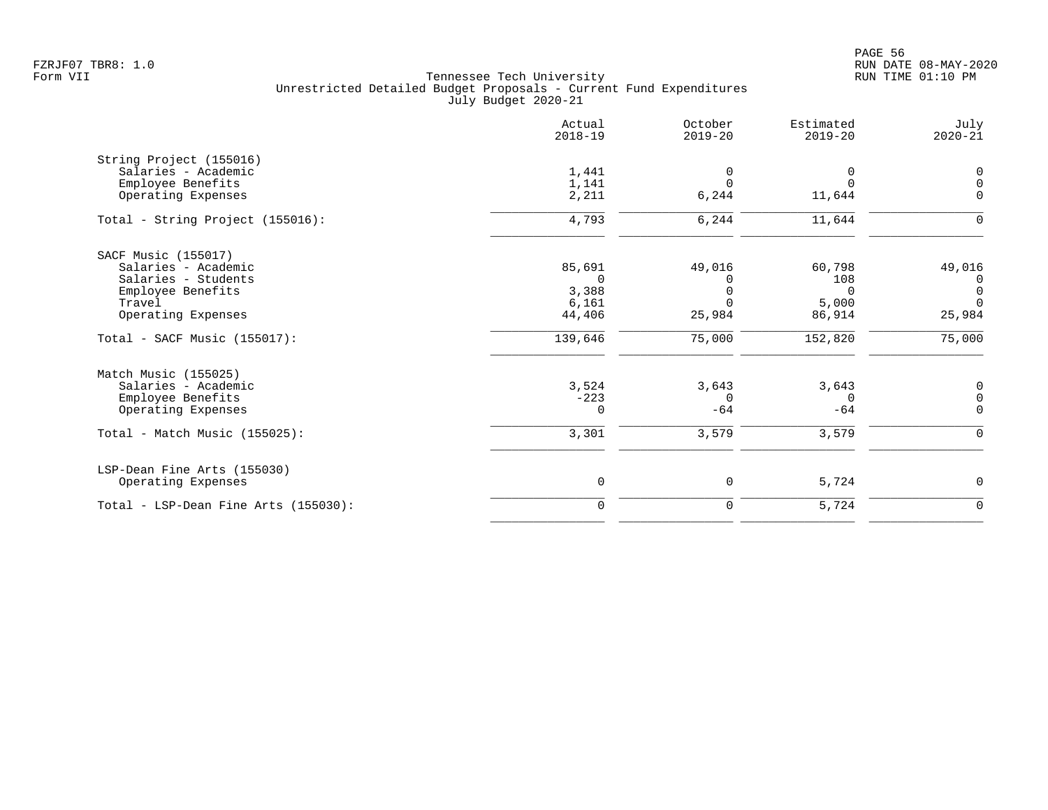FZRJF07 TBR8: 1.0
Form VII

Tennessee Tech University
Unrestricted Detailed Budget Proposals - Current Fund Expenditures
July Budget 2020-21

RUN DATE 08-MAY-2020
RUN TIME 01:10 PM

| | Actual 2018-19 | October 2019-20 | Estimated 2019-20 | July 2020-21 |
|---|---|---|---|---|
| **String Project (155016)** | | | | |
| Salaries - Academic | 1,441 | 0 | 0 | 0 |
| Employee Benefits | 1,141 | 0 | 0 | 0 |
| Operating Expenses | 2,211 | 6,244 | 11,644 | 0 |
| Total - String Project (155016): | 4,793 | 6,244 | 11,644 | 0 |
| **SACF Music (155017)** | | | | |
| Salaries - Academic | 85,691 | 49,016 | 60,798 | 49,016 |
| Salaries - Students | 0 | 0 | 108 | 0 |
| Employee Benefits | 3,388 | 0 | 0 | 0 |
| Travel | 6,161 | 0 | 5,000 | 0 |
| Operating Expenses | 44,406 | 25,984 | 86,914 | 25,984 |
| Total - SACF Music (155017): | 139,646 | 75,000 | 152,820 | 75,000 |
| **Match Music (155025)** | | | | |
| Salaries - Academic | 3,524 | 3,643 | 3,643 | 0 |
| Employee Benefits | -223 | 0 | 0 | 0 |
| Operating Expenses | 0 | -64 | -64 | 0 |
| Total - Match Music (155025): | 3,301 | 3,579 | 3,579 | 0 |
| **LSP-Dean Fine Arts (155030)** | | | | |
| Operating Expenses | 0 | 0 | 5,724 | 0 |
| Total - LSP-Dean Fine Arts (155030): | 0 | 0 | 5,724 | 0 |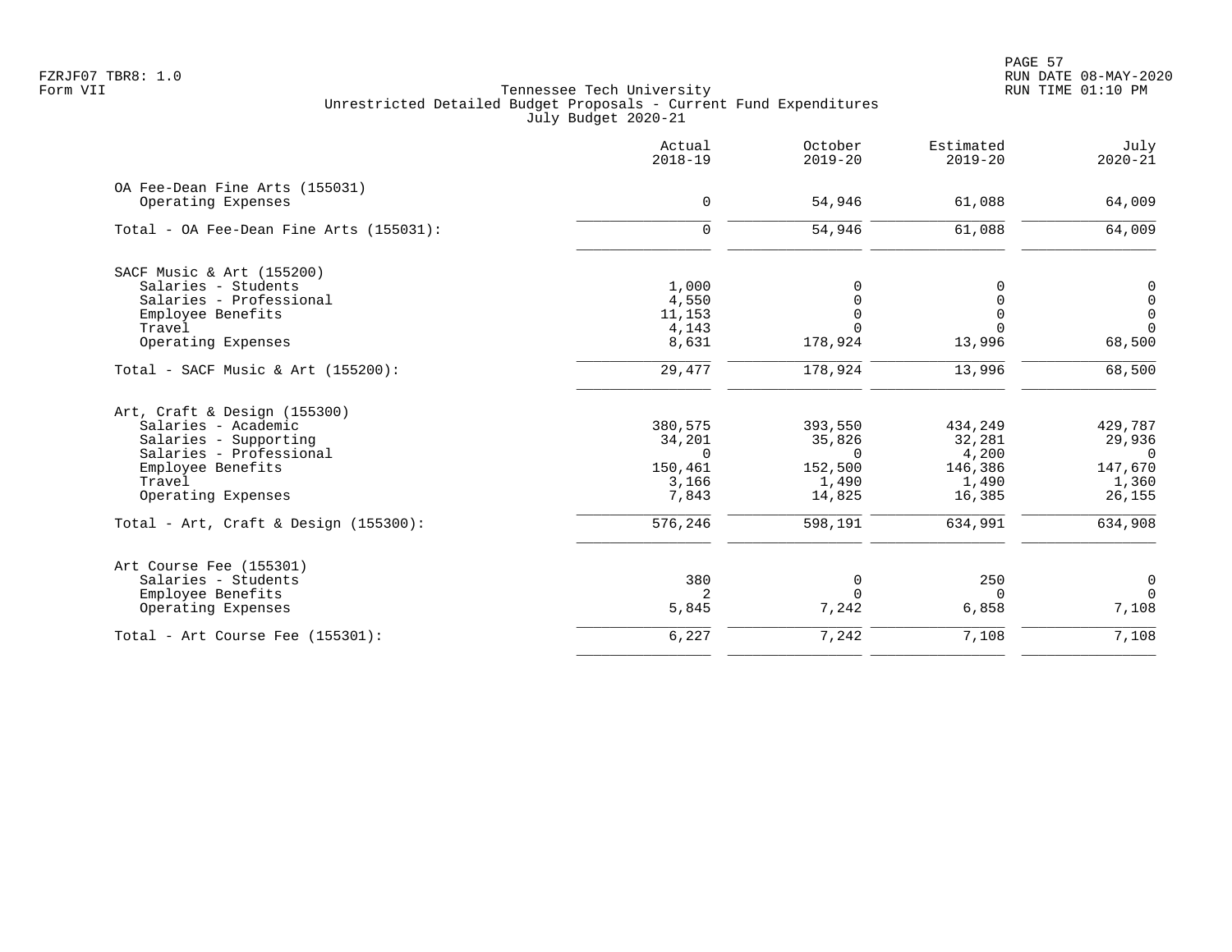Tennessee Tech University
Unrestricted Detailed Budget Proposals - Current Fund Expenditures
July Budget 2020-21

Form VII

| | Actual 2018-19 | October 2019-20 | Estimated 2019-20 | July 2020-21 |
|---|---|---|---|---|
| **OA Fee-Dean Fine Arts (155031)** | | | | |
| Operating Expenses | 0 | 54,946 | 61,088 | 64,009 |
| Total - OA Fee-Dean Fine Arts (155031): | 0 | 54,946 | 61,088 | 64,009 |
| **SACF Music & Art (155200)** | | | | |
| Salaries - Students | 1,000 | 0 | 0 | 0 |
| Salaries - Professional | 4,550 | 0 | 0 | 0 |
| Employee Benefits | 11,153 | 0 | 0 | 0 |
| Travel | 4,143 | 0 | 0 | 0 |
| Operating Expenses | 8,631 | 178,924 | 13,996 | 68,500 |
| Total - SACF Music & Art (155200): | 29,477 | 178,924 | 13,996 | 68,500 |
| **Art, Craft & Design (155300)** | | | | |
| Salaries - Academic | 380,575 | 393,550 | 434,249 | 429,787 |
| Salaries - Supporting | 34,201 | 35,826 | 32,281 | 29,936 |
| Salaries - Professional | 0 | 0 | 4,200 | 0 |
| Employee Benefits | 150,461 | 152,500 | 146,386 | 147,670 |
| Travel | 3,166 | 1,490 | 1,490 | 1,360 |
| Operating Expenses | 7,843 | 14,825 | 16,385 | 26,155 |
| Total - Art, Craft & Design (155300): | 576,246 | 598,191 | 634,991 | 634,908 |
| **Art Course Fee (155301)** | | | | |
| Salaries - Students | 380 | 0 | 250 | 0 |
| Employee Benefits | 2 | 0 | 0 | 0 |
| Operating Expenses | 5,845 | 7,242 | 6,858 | 7,108 |
| Total - Art Course Fee (155301): | 6,227 | 7,242 | 7,108 | 7,108 |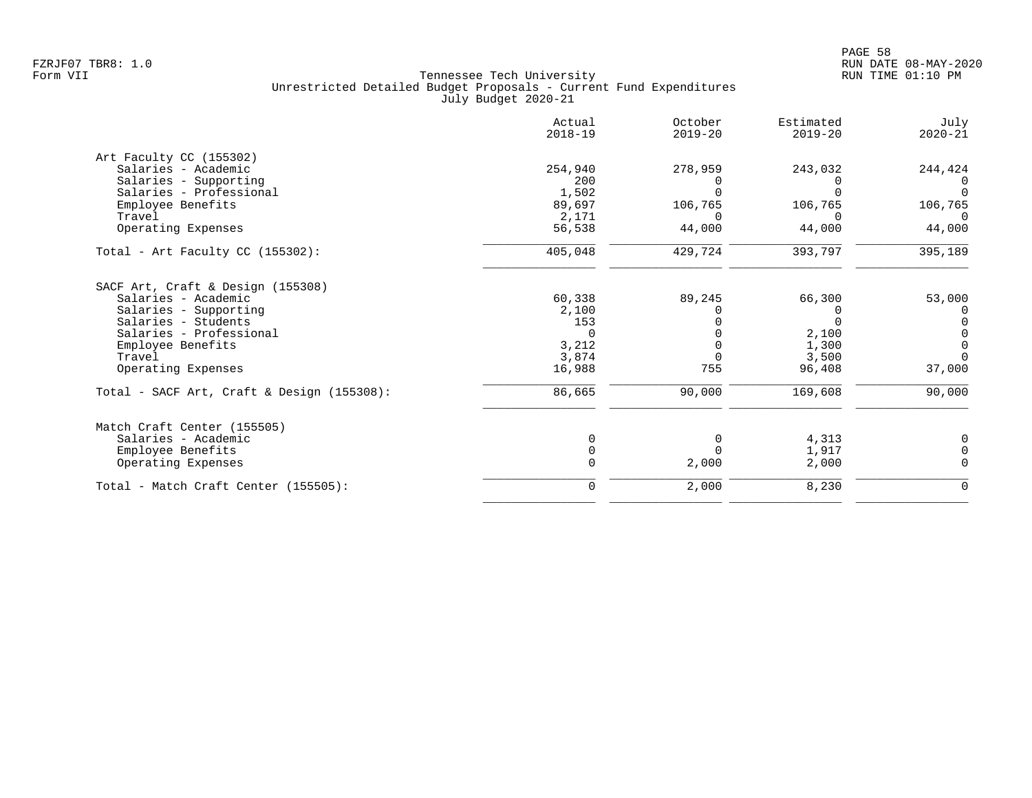FZRJF07 TBR8: 1.0
Form VII

Tennessee Tech University
Unrestricted Detailed Budget Proposals - Current Fund Expenditures
July Budget 2020-21

PAGE 58
RUN DATE 08-MAY-2020
RUN TIME 01:10 PM

| | Actual 2018-19 | October 2019-20 | Estimated 2019-20 | July 2020-21 |
|---|---|---|---|---|
| **Art Faculty CC (155302)** | | | | |
| Salaries - Academic | 254,940 | 278,959 | 243,032 | 244,424 |
| Salaries - Supporting | 200 | 0 | 0 | 0 |
| Salaries - Professional | 1,502 | 0 | 0 | 0 |
| Employee Benefits | 89,697 | 106,765 | 106,765 | 106,765 |
| Travel | 2,171 | 0 | 0 | 0 |
| Operating Expenses | 56,538 | 44,000 | 44,000 | 44,000 |
| Total - Art Faculty CC (155302): | 405,048 | 429,724 | 393,797 | 395,189 |
| **SACF Art, Craft & Design (155308)** | | | | |
| Salaries - Academic | 60,338 | 89,245 | 66,300 | 53,000 |
| Salaries - Supporting | 2,100 | 0 | 0 | 0 |
| Salaries - Students | 153 | 0 | 0 | 0 |
| Salaries - Professional | 0 | 0 | 2,100 | 0 |
| Employee Benefits | 3,212 | 0 | 1,300 | 0 |
| Travel | 3,874 | 0 | 3,500 | 0 |
| Operating Expenses | 16,988 | 755 | 96,408 | 37,000 |
| Total - SACF Art, Craft & Design (155308): | 86,665 | 90,000 | 169,608 | 90,000 |
| **Match Craft Center (155505)** | | | | |
| Salaries - Academic | 0 | 0 | 4,313 | 0 |
| Employee Benefits | 0 | 0 | 1,917 | 0 |
| Operating Expenses | 0 | 2,000 | 2,000 | 0 |
| Total - Match Craft Center (155505): | 0 | 2,000 | 8,230 | 0 |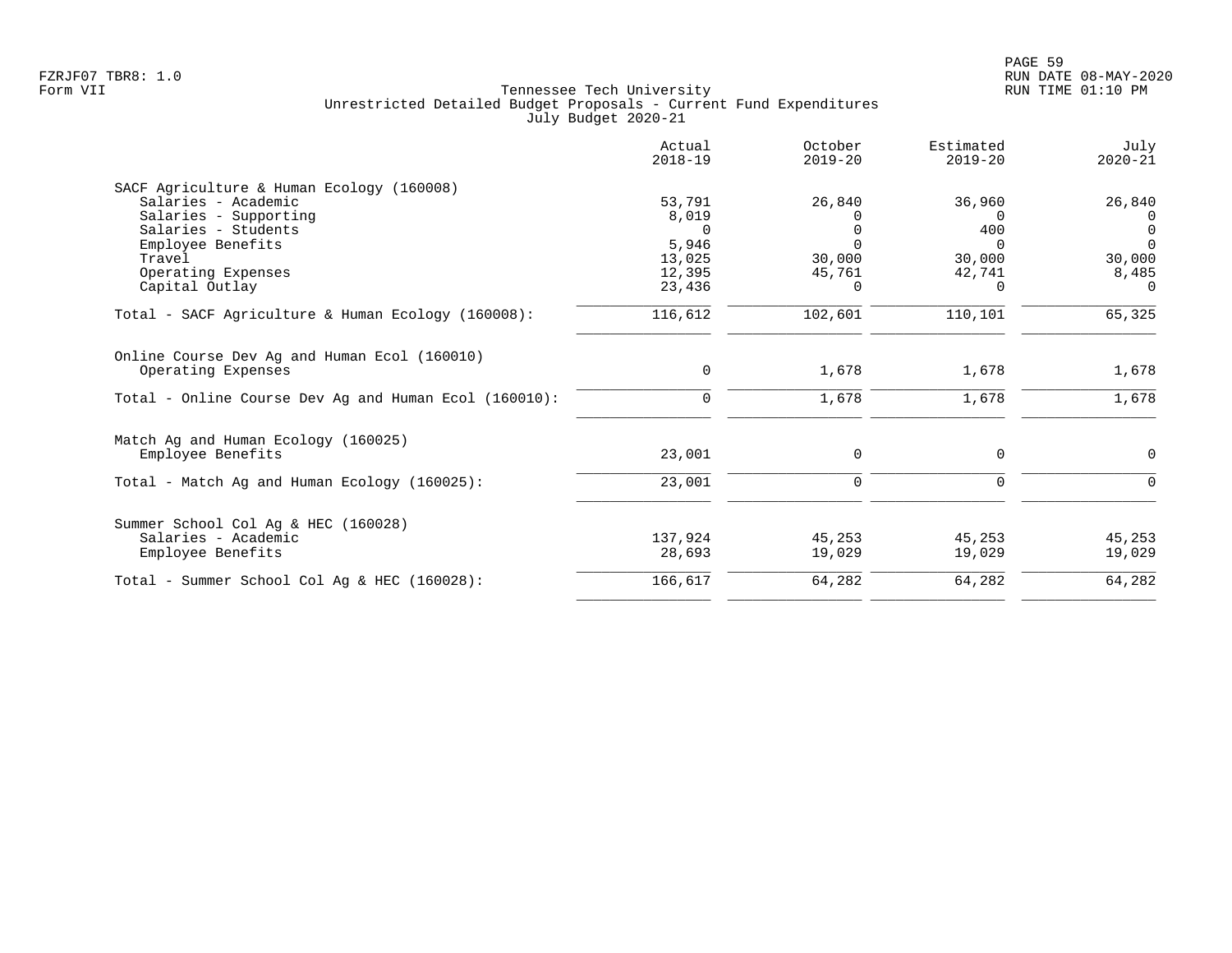Tennessee Tech University
Unrestricted Detailed Budget Proposals - Current Fund Expenditures
July Budget 2020-21

Form VII

| | Actual 2018-19 | October 2019-20 | Estimated 2019-20 | July 2020-21 |
|---|---|---|---|---|
| **SACF Agriculture & Human Ecology (160008)** | | | | |
| Salaries - Academic | 53,791 | 26,840 | 36,960 | 26,840 |
| Salaries - Supporting | 8,019 | 0 | 0 | 0 |
| Salaries - Students | 0 | 0 | 400 | 0 |
| Employee Benefits | 5,946 | 0 | 0 | 0 |
| Travel | 13,025 | 30,000 | 30,000 | 30,000 |
| Operating Expenses | 12,395 | 45,761 | 42,741 | 8,485 |
| Capital Outlay | 23,436 | 0 | 0 | 0 |
| Total - SACF Agriculture & Human Ecology (160008): | 116,612 | 102,601 | 110,101 | 65,325 |
| **Online Course Dev Ag and Human Ecol (160010)** | | | | |
| Operating Expenses | 0 | 1,678 | 1,678 | 1,678 |
| Total - Online Course Dev Ag and Human Ecol (160010): | 0 | 1,678 | 1,678 | 1,678 |
| **Match Ag and Human Ecology (160025)** | | | | |
| Employee Benefits | 23,001 | 0 | 0 | 0 |
| Total - Match Ag and Human Ecology (160025): | 23,001 | 0 | 0 | 0 |
| **Summer School Col Ag & HEC (160028)** | | | | |
| Salaries - Academic | 137,924 | 45,253 | 45,253 | 45,253 |
| Employee Benefits | 28,693 | 19,029 | 19,029 | 19,029 |
| Total - Summer School Col Ag & HEC (160028): | 166,617 | 64,282 | 64,282 | 64,282 |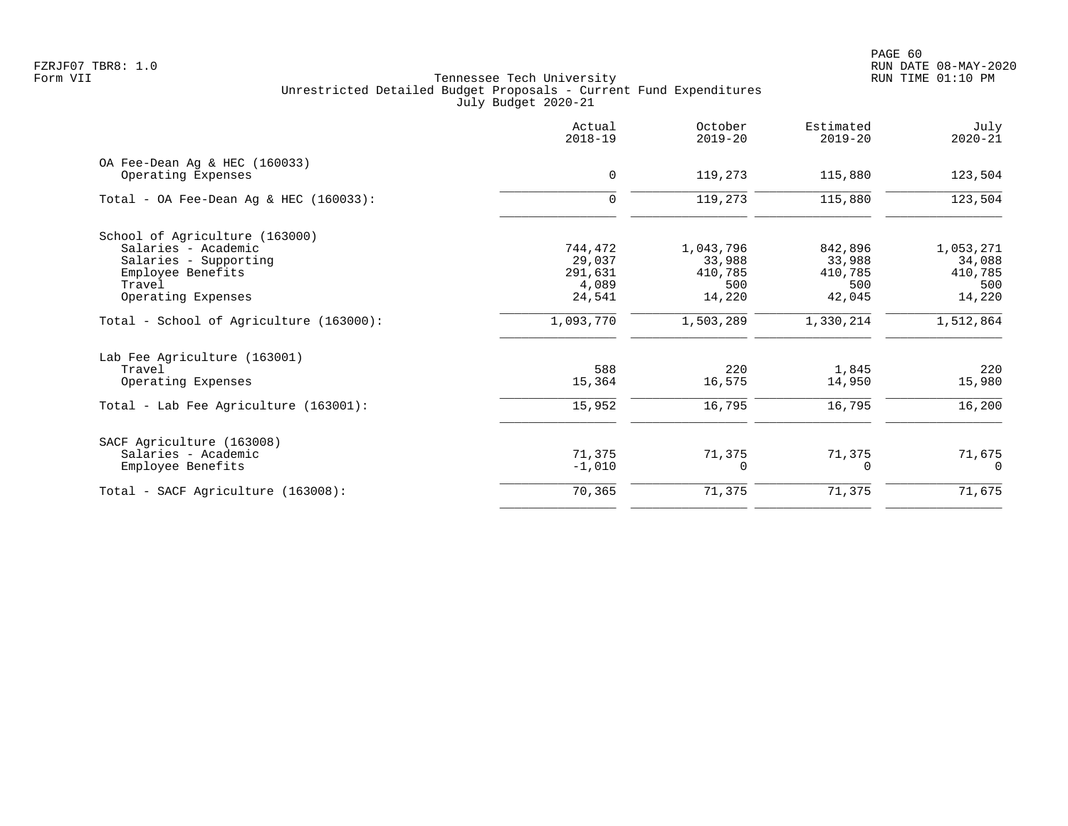Tennessee Tech University
Unrestricted Detailed Budget Proposals - Current Fund Expenditures
July Budget 2020-21

| | Actual 2018-19 | October 2019-20 | Estimated 2019-20 | July 2020-21 |
|---|---|---|---|---|
| **OA Fee-Dean Ag & HEC (160033)** | | | | |
| Operating Expenses | 0 | 119,273 | 115,880 | 123,504 |
| Total - OA Fee-Dean Ag & HEC (160033): | 0 | 119,273 | 115,880 | 123,504 |
| **School of Agriculture (163000)** | | | | |
| Salaries - Academic | 744,472 | 1,043,796 | 842,896 | 1,053,271 |
| Salaries - Supporting | 29,037 | 33,988 | 33,988 | 34,088 |
| Employee Benefits | 291,631 | 410,785 | 410,785 | 410,785 |
| Travel | 4,089 | 500 | 500 | 500 |
| Operating Expenses | 24,541 | 14,220 | 42,045 | 14,220 |
| Total - School of Agriculture (163000): | 1,093,770 | 1,503,289 | 1,330,214 | 1,512,864 |
| **Lab Fee Agriculture (163001)** | | | | |
| Travel | 588 | 220 | 1,845 | 220 |
| Operating Expenses | 15,364 | 16,575 | 14,950 | 15,980 |
| Total - Lab Fee Agriculture (163001): | 15,952 | 16,795 | 16,795 | 16,200 |
| **SACF Agriculture (163008)** | | | | |
| Salaries - Academic | 71,375 | 71,375 | 71,375 | 71,675 |
| Employee Benefits | -1,010 | 0 | 0 | 0 |
| Total - SACF Agriculture (163008): | 70,365 | 71,375 | 71,375 | 71,675 |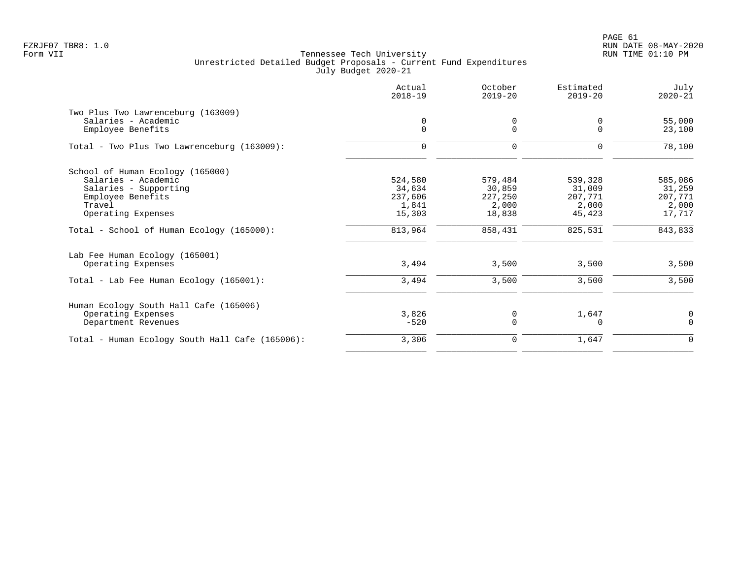Tennessee Tech University
Unrestricted Detailed Budget Proposals - Current Fund Expenditures
July Budget 2020-21

| | Actual 2018-19 | October 2019-20 | Estimated 2019-20 | July 2020-21 |
|---|---|---|---|---|
| **Two Plus Two Lawrenceburg (163009)** | | | | |
| Salaries - Academic | 0 | 0 | 0 | 55,000 |
| Employee Benefits | 0 | 0 | 0 | 23,100 |
| Total - Two Plus Two Lawrenceburg (163009): | 0 | 0 | 0 | 78,100 |
| **School of Human Ecology (165000)** | | | | |
| Salaries - Academic | 524,580 | 579,484 | 539,328 | 585,086 |
| Salaries - Supporting | 34,634 | 30,859 | 31,009 | 31,259 |
| Employee Benefits | 237,606 | 227,250 | 207,771 | 207,771 |
| Travel | 1,841 | 2,000 | 2,000 | 2,000 |
| Operating Expenses | 15,303 | 18,838 | 45,423 | 17,717 |
| Total - School of Human Ecology (165000): | 813,964 | 858,431 | 825,531 | 843,833 |
| **Lab Fee Human Ecology (165001)** | | | | |
| Operating Expenses | 3,494 | 3,500 | 3,500 | 3,500 |
| Total - Lab Fee Human Ecology (165001): | 3,494 | 3,500 | 3,500 | 3,500 |
| **Human Ecology South Hall Cafe (165006)** | | | | |
| Operating Expenses | 3,826 | 0 | 1,647 | 0 |
| Department Revenues | -520 | 0 | 0 | 0 |
| Total - Human Ecology South Hall Cafe (165006): | 3,306 | 0 | 1,647 | 0 |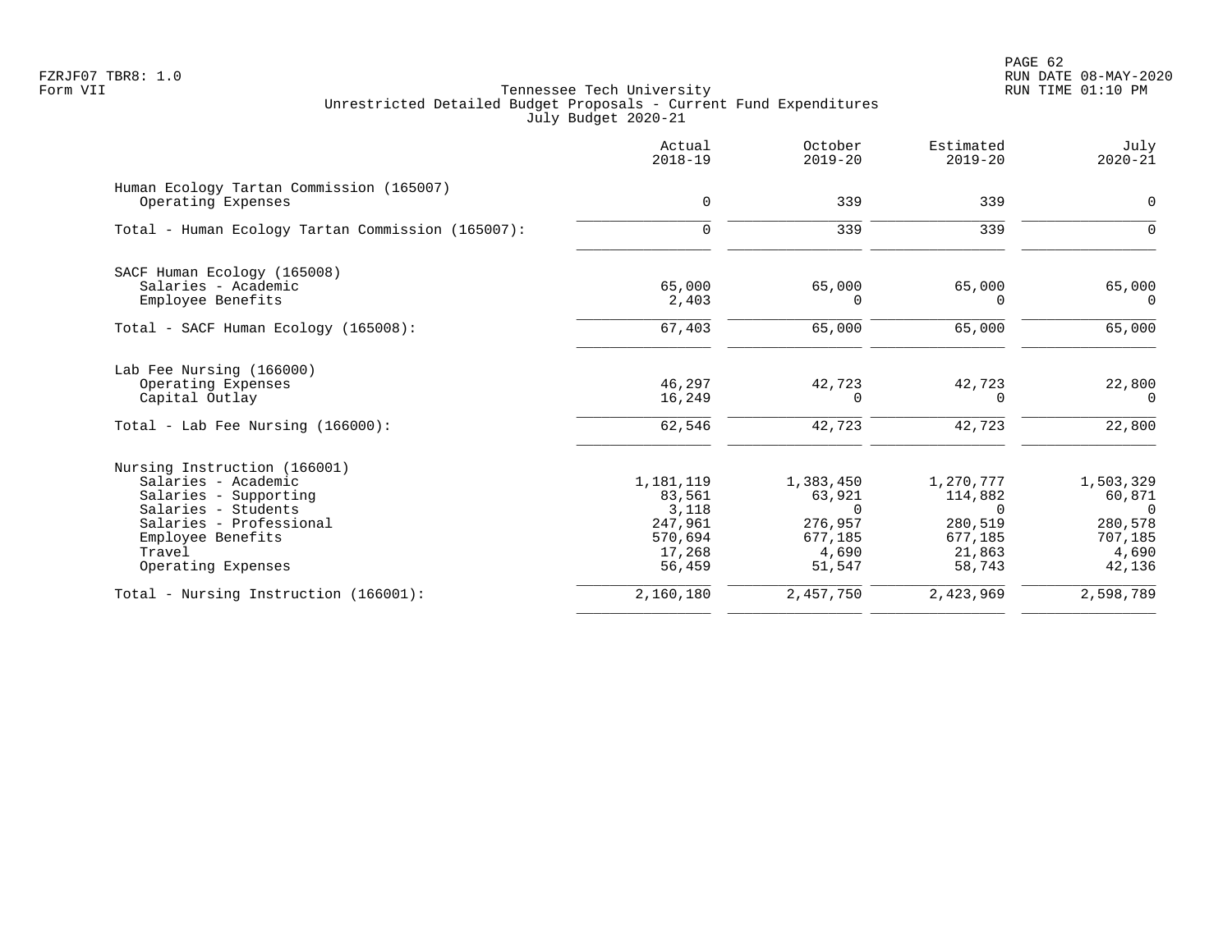Tennessee Tech University
Unrestricted Detailed Budget Proposals - Current Fund Expenditures
July Budget 2020-21

| | Actual 2018-19 | October 2019-20 | Estimated 2019-20 | July 2020-21 |
|---|---|---|---|---|
| **Human Ecology Tartan Commission (165007)** | | | | |
| Operating Expenses | 0 | 339 | 339 | 0 |
| Total - Human Ecology Tartan Commission (165007): | 0 | 339 | 339 | 0 |
| **SACF Human Ecology (165008)** | | | | |
| Salaries - Academic | 65,000 | 65,000 | 65,000 | 65,000 |
| Employee Benefits | 2,403 | 0 | 0 | 0 |
| Total - SACF Human Ecology (165008): | 67,403 | 65,000 | 65,000 | 65,000 |
| **Lab Fee Nursing (166000)** | | | | |
| Operating Expenses | 46,297 | 42,723 | 42,723 | 22,800 |
| Capital Outlay | 16,249 | 0 | 0 | 0 |
| Total - Lab Fee Nursing (166000): | 62,546 | 42,723 | 42,723 | 22,800 |
| **Nursing Instruction (166001)** | | | | |
| Salaries - Academic | 1,181,119 | 1,383,450 | 1,270,777 | 1,503,329 |
| Salaries - Supporting | 83,561 | 63,921 | 114,882 | 60,871 |
| Salaries - Students | 3,118 | 0 | 0 | 0 |
| Salaries - Professional | 247,961 | 276,957 | 280,519 | 280,578 |
| Employee Benefits | 570,694 | 677,185 | 677,185 | 707,185 |
| Travel | 17,268 | 4,690 | 21,863 | 4,690 |
| Operating Expenses | 56,459 | 51,547 | 58,743 | 42,136 |
| Total - Nursing Instruction (166001): | 2,160,180 | 2,457,750 | 2,423,969 | 2,598,789 |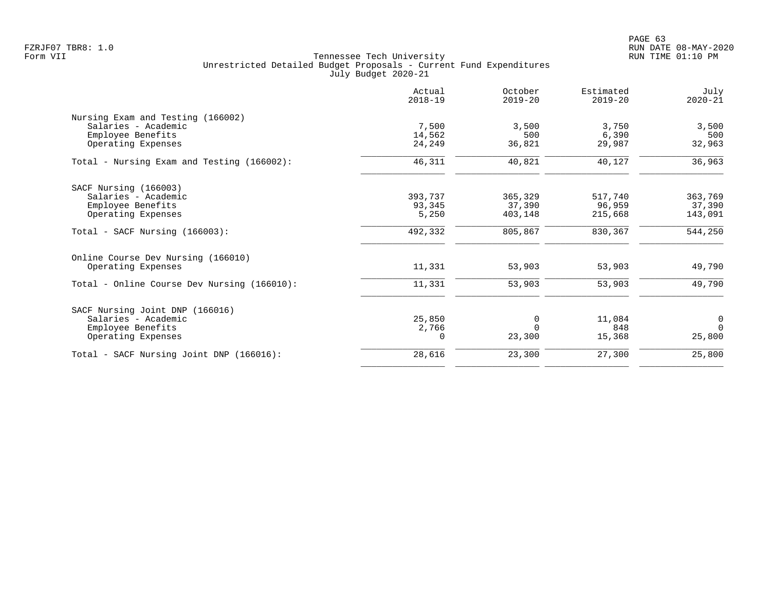FZRJF07 TBR8: 1.0
Form VII

# Tennessee Tech University
## Unrestricted Detailed Budget Proposals - Current Fund Expenditures
### July Budget 2020-21

RUN DATE 08-MAY-2020
RUN TIME 01:10 PM

| | Actual 2018-19 | October 2019-20 | Estimated 2019-20 | July 2020-21 |
|---|---|---|---|---|
| **Nursing Exam and Testing (166002)** | | | | |
| Salaries - Academic | 7,500 | 3,500 | 3,750 | 3,500 |
| Employee Benefits | 14,562 | 500 | 6,390 | 500 |
| Operating Expenses | 24,249 | 36,821 | 29,987 | 32,963 |
| Total - Nursing Exam and Testing (166002): | 46,311 | 40,821 | 40,127 | 36,963 |
| **SACF Nursing (166003)** | | | | |
| Salaries - Academic | 393,737 | 365,329 | 517,740 | 363,769 |
| Employee Benefits | 93,345 | 37,390 | 96,959 | 37,390 |
| Operating Expenses | 5,250 | 403,148 | 215,668 | 143,091 |
| Total - SACF Nursing (166003): | 492,332 | 805,867 | 830,367 | 544,250 |
| **Online Course Dev Nursing (166010)** | | | | |
| Operating Expenses | 11,331 | 53,903 | 53,903 | 49,790 |
| Total - Online Course Dev Nursing (166010): | 11,331 | 53,903 | 53,903 | 49,790 |
| **SACF Nursing Joint DNP (166016)** | | | | |
| Salaries - Academic | 25,850 | 0 | 11,084 | 0 |
| Employee Benefits | 2,766 | 0 | 848 | 0 |
| Operating Expenses | 0 | 23,300 | 15,368 | 25,800 |
| Total - SACF Nursing Joint DNP (166016): | 28,616 | 23,300 | 27,300 | 25,800 |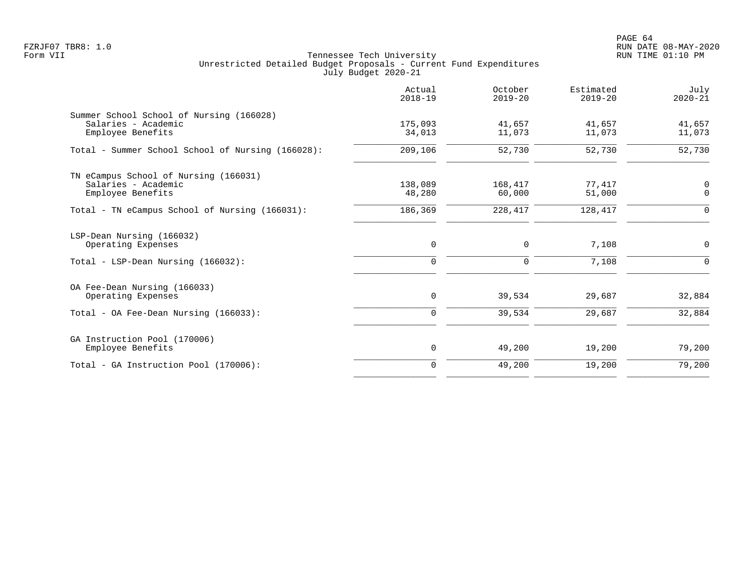FZRJF07 TBR8: 1.0
Form VII

Tennessee Tech University
Unrestricted Detailed Budget Proposals - Current Fund Expenditures
July Budget 2020-21

RUN DATE 08-MAY-2020
RUN TIME 01:10 PM

| | Actual 2018-19 | October 2019-20 | Estimated 2019-20 | July 2020-21 |
|---|---|---|---|---|
| **Summer School School of Nursing (166028)** | | | | |
| Salaries - Academic | 175,093 | 41,657 | 41,657 | 41,657 |
| Employee Benefits | 34,013 | 11,073 | 11,073 | 11,073 |
| Total - Summer School School of Nursing (166028): | 209,106 | 52,730 | 52,730 | 52,730 |
| **TN eCampus School of Nursing (166031)** | | | | |
| Salaries - Academic | 138,089 | 168,417 | 77,417 | 0 |
| Employee Benefits | 48,280 | 60,000 | 51,000 | 0 |
| Total - TN eCampus School of Nursing (166031): | 186,369 | 228,417 | 128,417 | 0 |
| **LSP-Dean Nursing (166032)** | | | | |
| Operating Expenses | 0 | 0 | 7,108 | 0 |
| Total - LSP-Dean Nursing (166032): | 0 | 0 | 7,108 | 0 |
| **OA Fee-Dean Nursing (166033)** | | | | |
| Operating Expenses | 0 | 39,534 | 29,687 | 32,884 |
| Total - OA Fee-Dean Nursing (166033): | 0 | 39,534 | 29,687 | 32,884 |
| **GA Instruction Pool (170006)** | | | | |
| Employee Benefits | 0 | 49,200 | 19,200 | 79,200 |
| Total - GA Instruction Pool (170006): | 0 | 49,200 | 19,200 | 79,200 |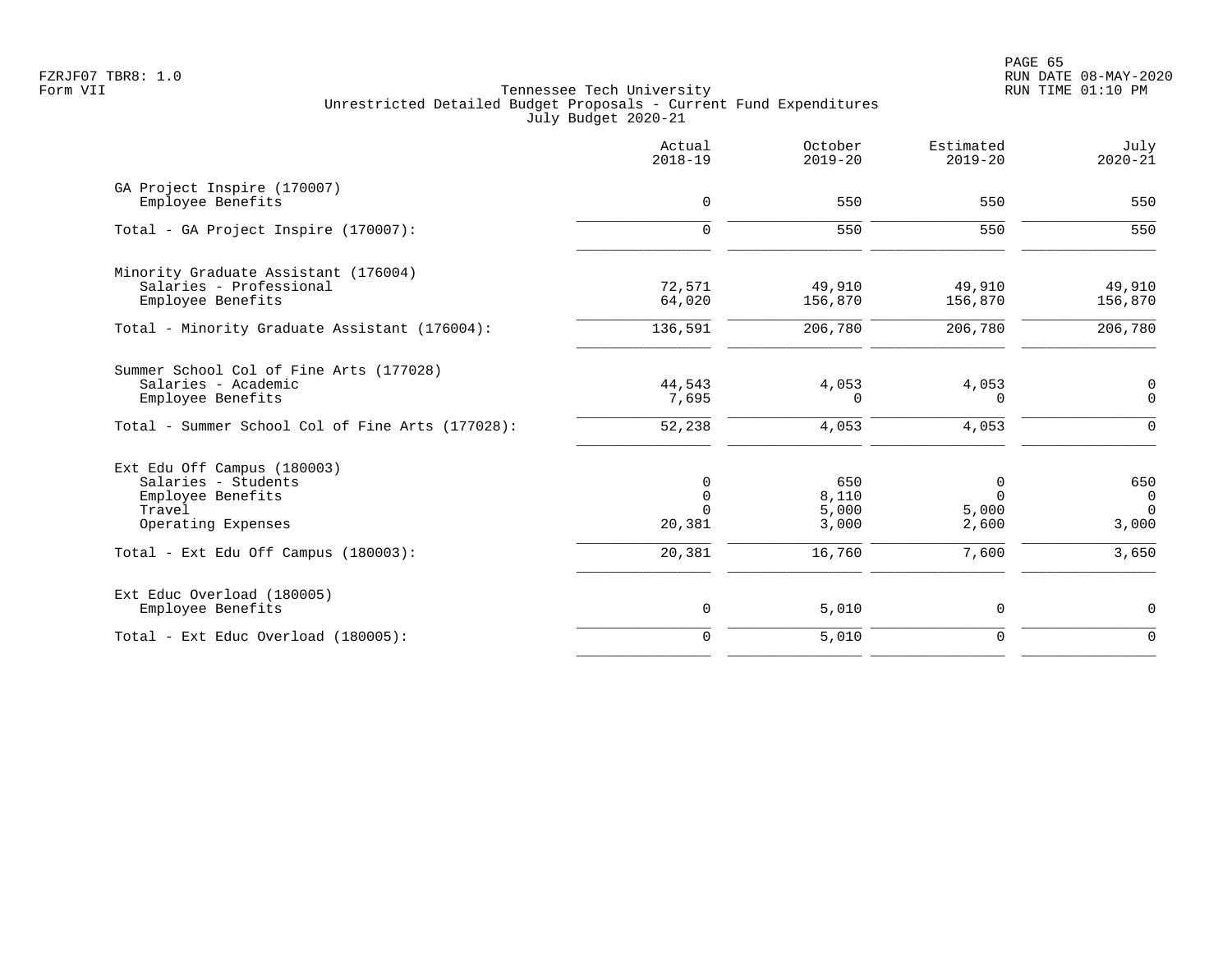Tennessee Tech University
Unrestricted Detailed Budget Proposals - Current Fund Expenditures
July Budget 2020-21

FZRJF07 TBR8: 1.0
Form VII

RUN DATE 08-MAY-2020
RUN TIME 01:10 PM

| | Actual 2018-19 | October 2019-20 | Estimated 2019-20 | July 2020-21 |
|---|---|---|---|---|
| **GA Project Inspire (170007)** | | | | |
| Employee Benefits | 0 | 550 | 550 | 550 |
| Total - GA Project Inspire (170007): | 0 | 550 | 550 | 550 |
| **Minority Graduate Assistant (176004)** | | | | |
| Salaries - Professional | 72,571 | 49,910 | 49,910 | 49,910 |
| Employee Benefits | 64,020 | 156,870 | 156,870 | 156,870 |
| Total - Minority Graduate Assistant (176004): | 136,591 | 206,780 | 206,780 | 206,780 |
| **Summer School Col of Fine Arts (177028)** | | | | |
| Salaries - Academic | 44,543 | 4,053 | 4,053 | 0 |
| Employee Benefits | 7,695 | 0 | 0 | 0 |
| Total - Summer School Col of Fine Arts (177028): | 52,238 | 4,053 | 4,053 | 0 |
| **Ext Edu Off Campus (180003)** | | | | |
| Salaries - Students | 0 | 650 | 0 | 650 |
| Employee Benefits | 0 | 8,110 | 0 | 0 |
| Travel | 0 | 5,000 | 5,000 | 0 |
| Operating Expenses | 20,381 | 3,000 | 2,600 | 3,000 |
| Total - Ext Edu Off Campus (180003): | 20,381 | 16,760 | 7,600 | 3,650 |
| **Ext Educ Overload (180005)** | | | | |
| Employee Benefits | 0 | 5,010 | 0 | 0 |
| Total - Ext Educ Overload (180005): | 0 | 5,010 | 0 | 0 |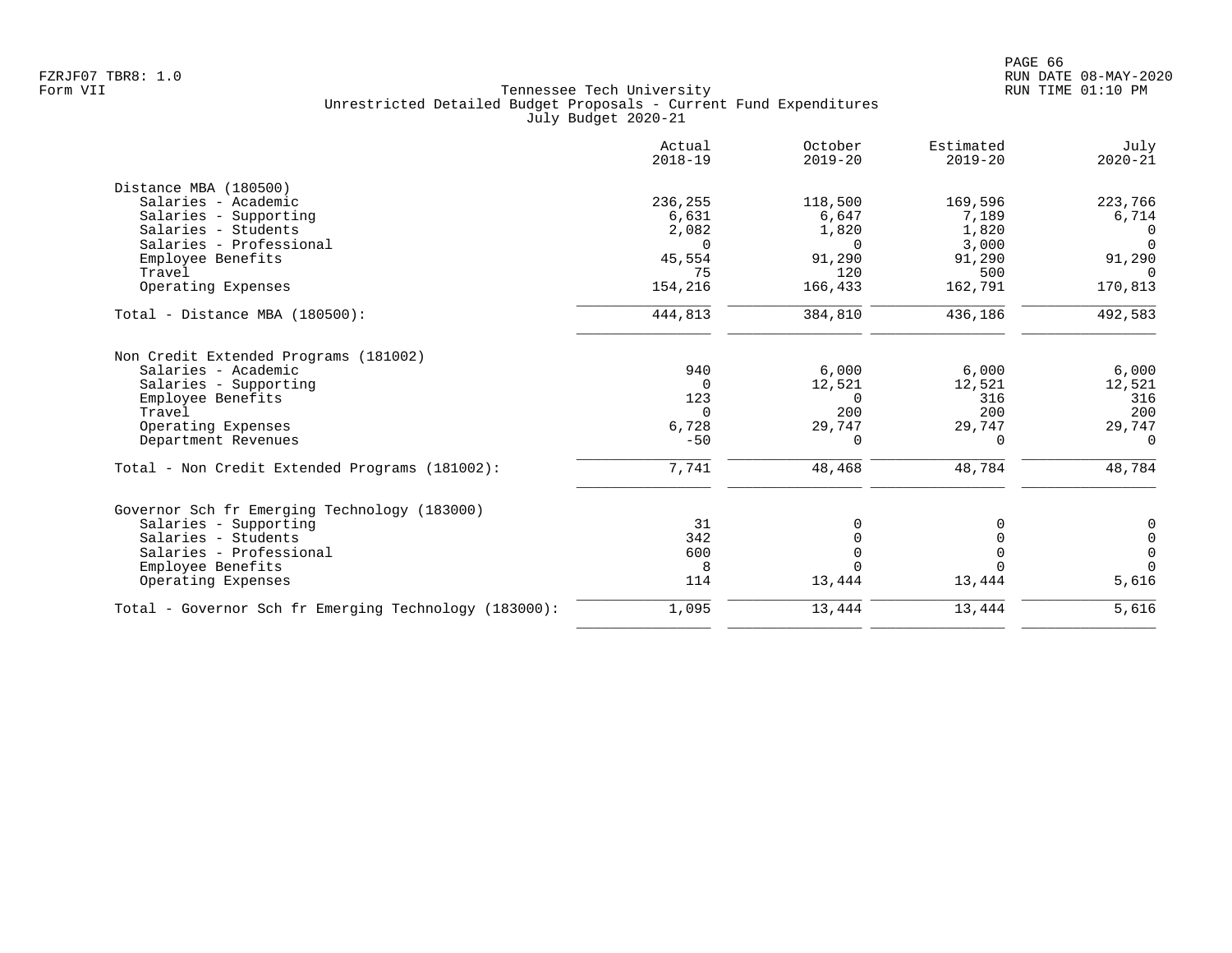Tennessee Tech University
Unrestricted Detailed Budget Proposals - Current Fund Expenditures
July Budget 2020-21

| | Actual 2018-19 | October 2019-20 | Estimated 2019-20 | July 2020-21 |
|---|---|---|---|---|
| **Distance MBA (180500)** | | | | |
| Salaries - Academic | 236,255 | 118,500 | 169,596 | 223,766 |
| Salaries - Supporting | 6,631 | 6,647 | 7,189 | 6,714 |
| Salaries - Students | 2,082 | 1,820 | 1,820 | 0 |
| Salaries - Professional | 0 | 0 | 3,000 | 0 |
| Employee Benefits | 45,554 | 91,290 | 91,290 | 91,290 |
| Travel | 75 | 120 | 500 | 0 |
| Operating Expenses | 154,216 | 166,433 | 162,791 | 170,813 |
| Total - Distance MBA (180500): | 444,813 | 384,810 | 436,186 | 492,583 |
| **Non Credit Extended Programs (181002)** | | | | |
| Salaries - Academic | 940 | 6,000 | 6,000 | 6,000 |
| Salaries - Supporting | 0 | 12,521 | 12,521 | 12,521 |
| Employee Benefits | 123 | 0 | 316 | 316 |
| Travel | 0 | 200 | 200 | 200 |
| Operating Expenses | 6,728 | 29,747 | 29,747 | 29,747 |
| Department Revenues | -50 | 0 | 0 | 0 |
| Total - Non Credit Extended Programs (181002): | 7,741 | 48,468 | 48,784 | 48,784 |
| **Governor Sch fr Emerging Technology (183000)** | | | | |
| Salaries - Supporting | 31 | 0 | 0 | 0 |
| Salaries - Students | 342 | 0 | 0 | 0 |
| Salaries - Professional | 600 | 0 | 0 | 0 |
| Employee Benefits | 8 | 0 | 0 | 0 |
| Operating Expenses | 114 | 13,444 | 13,444 | 5,616 |
| Total - Governor Sch fr Emerging Technology (183000): | 1,095 | 13,444 | 13,444 | 5,616 |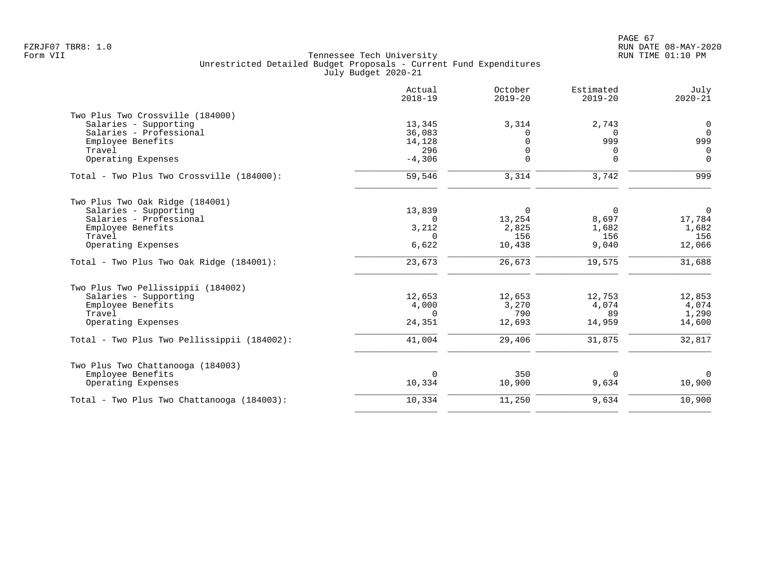FZRJF07 TBR8: 1.0
Form VII

RUN DATE 08-MAY-2020
RUN TIME 01:10 PM

# Tennessee Tech University
## Unrestricted Detailed Budget Proposals - Current Fund Expenditures
### July Budget 2020-21

| | Actual 2018-19 | October 2019-20 | Estimated 2019-20 | July 2020-21 |
|---|---:|---:|---:|---:|
| **Two Plus Two Crossville (184000)** | | | | |
| Salaries - Supporting | 13,345 | 3,314 | 2,743 | 0 |
| Salaries - Professional | 36,083 | 0 | 0 | 0 |
| Employee Benefits | 14,128 | 0 | 999 | 999 |
| Travel | 296 | 0 | 0 | 0 |
| Operating Expenses | -4,306 | 0 | 0 | 0 |
| Total - Two Plus Two Crossville (184000): | 59,546 | 3,314 | 3,742 | 999 |
| **Two Plus Two Oak Ridge (184001)** | | | | |
| Salaries - Supporting | 13,839 | 0 | 0 | 0 |
| Salaries - Professional | 0 | 13,254 | 8,697 | 17,784 |
| Employee Benefits | 3,212 | 2,825 | 1,682 | 1,682 |
| Travel | 0 | 156 | 156 | 156 |
| Operating Expenses | 6,622 | 10,438 | 9,040 | 12,066 |
| Total - Two Plus Two Oak Ridge (184001): | 23,673 | 26,673 | 19,575 | 31,688 |
| **Two Plus Two Pellissippii (184002)** | | | | |
| Salaries - Supporting | 12,653 | 12,653 | 12,753 | 12,853 |
| Employee Benefits | 4,000 | 3,270 | 4,074 | 4,074 |
| Travel | 0 | 790 | 89 | 1,290 |
| Operating Expenses | 24,351 | 12,693 | 14,959 | 14,600 |
| Total - Two Plus Two Pellissippii (184002): | 41,004 | 29,406 | 31,875 | 32,817 |
| **Two Plus Two Chattanooga (184003)** | | | | |
| Employee Benefits | 0 | 350 | 0 | 0 |
| Operating Expenses | 10,334 | 10,900 | 9,634 | 10,900 |
| Total - Two Plus Two Chattanooga (184003): | 10,334 | 11,250 | 9,634 | 10,900 |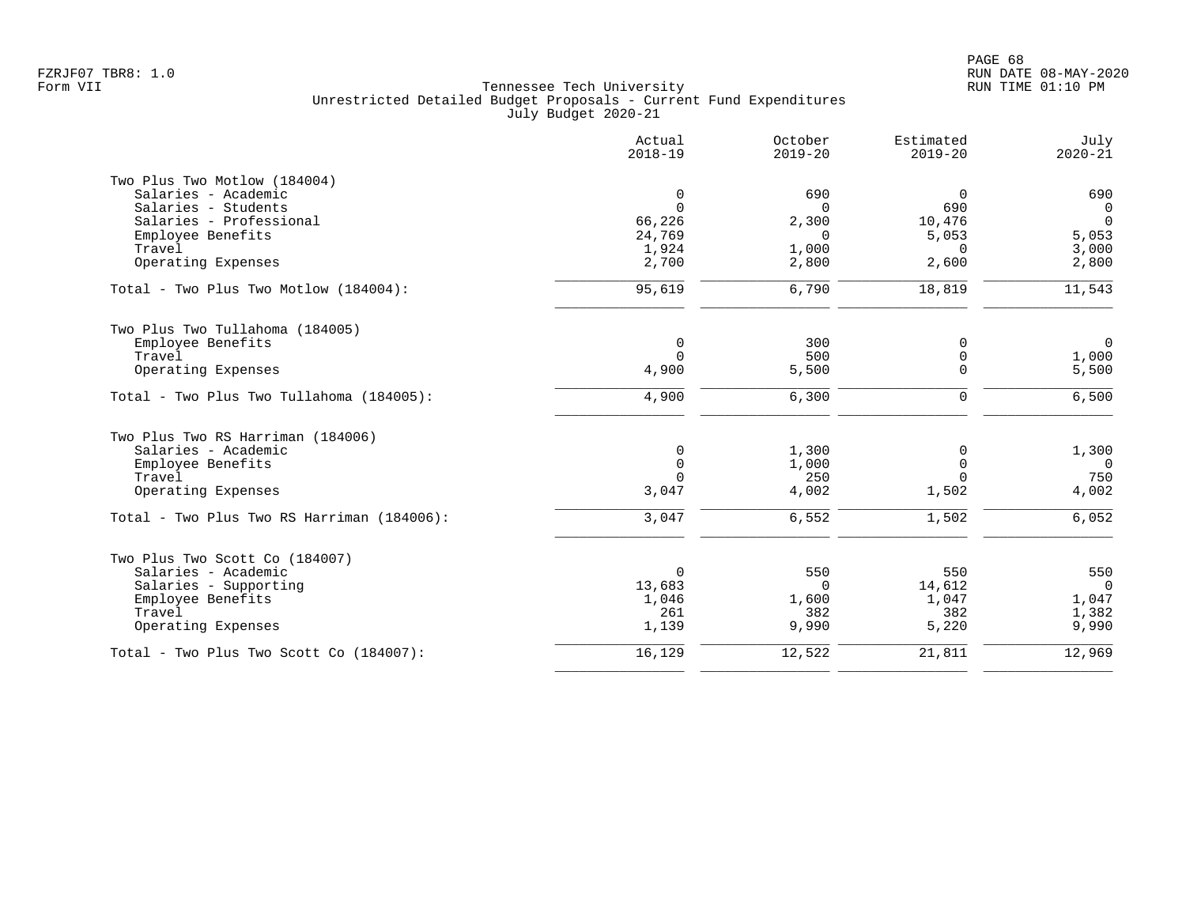FZRJF07 TBR8: 1.0
Form VII

Tennessee Tech University
Unrestricted Detailed Budget Proposals - Current Fund Expenditures
July Budget 2020-21

RUN DATE 08-MAY-2020
RUN TIME 01:10 PM

| | Actual 2018-19 | October 2019-20 | Estimated 2019-20 | July 2020-21 |
|---|---|---|---|---|
| **Two Plus Two Motlow (184004)** | | | | |
| Salaries - Academic | 0 | 690 | 0 | 690 |
| Salaries - Students | 0 | 0 | 690 | 0 |
| Salaries - Professional | 66,226 | 2,300 | 10,476 | 0 |
| Employee Benefits | 24,769 | 0 | 5,053 | 5,053 |
| Travel | 1,924 | 1,000 | 0 | 3,000 |
| Operating Expenses | 2,700 | 2,800 | 2,600 | 2,800 |
| Total - Two Plus Two Motlow (184004): | 95,619 | 6,790 | 18,819 | 11,543 |
| **Two Plus Two Tullahoma (184005)** | | | | |
| Employee Benefits | 0 | 300 | 0 | 0 |
| Travel | 0 | 500 | 0 | 1,000 |
| Operating Expenses | 4,900 | 5,500 | 0 | 5,500 |
| Total - Two Plus Two Tullahoma (184005): | 4,900 | 6,300 | 0 | 6,500 |
| **Two Plus Two RS Harriman (184006)** | | | | |
| Salaries - Academic | 0 | 1,300 | 0 | 1,300 |
| Employee Benefits | 0 | 1,000 | 0 | 0 |
| Travel | 0 | 250 | 0 | 750 |
| Operating Expenses | 3,047 | 4,002 | 1,502 | 4,002 |
| Total - Two Plus Two RS Harriman (184006): | 3,047 | 6,552 | 1,502 | 6,052 |
| **Two Plus Two Scott Co (184007)** | | | | |
| Salaries - Academic | 0 | 550 | 550 | 550 |
| Salaries - Supporting | 13,683 | 0 | 14,612 | 0 |
| Employee Benefits | 1,046 | 1,600 | 1,047 | 1,047 |
| Travel | 261 | 382 | 382 | 1,382 |
| Operating Expenses | 1,139 | 9,990 | 5,220 | 9,990 |
| Total - Two Plus Two Scott Co (184007): | 16,129 | 12,522 | 21,811 | 12,969 |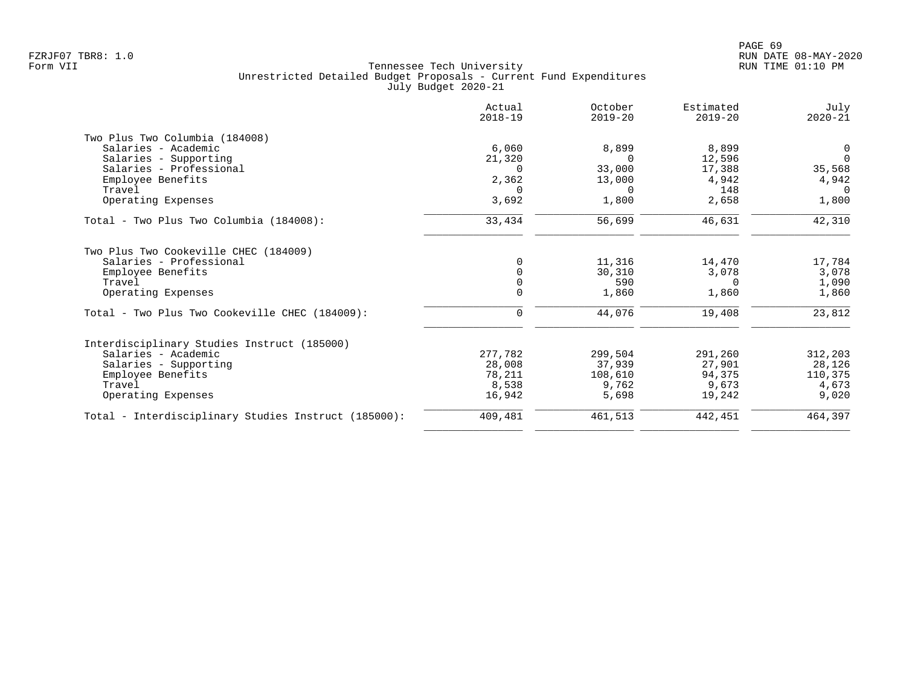Tennessee Tech University
Unrestricted Detailed Budget Proposals - Current Fund Expenditures
July Budget 2020-21

Form VII

| | Actual 2018-19 | October 2019-20 | Estimated 2019-20 | July 2020-21 |
|---|---|---|---|---|
| **Two Plus Two Columbia (184008)** | | | | |
| Salaries - Academic | 6,060 | 8,899 | 8,899 | 0 |
| Salaries - Supporting | 21,320 | 0 | 12,596 | 0 |
| Salaries - Professional | 0 | 33,000 | 17,388 | 35,568 |
| Employee Benefits | 2,362 | 13,000 | 4,942 | 4,942 |
| Travel | 0 | 0 | 148 | 0 |
| Operating Expenses | 3,692 | 1,800 | 2,658 | 1,800 |
| Total - Two Plus Two Columbia (184008): | 33,434 | 56,699 | 46,631 | 42,310 |
| **Two Plus Two Cookeville CHEC (184009)** | | | | |
| Salaries - Professional | 0 | 11,316 | 14,470 | 17,784 |
| Employee Benefits | 0 | 30,310 | 3,078 | 3,078 |
| Travel | 0 | 590 | 0 | 1,090 |
| Operating Expenses | 0 | 1,860 | 1,860 | 1,860 |
| Total - Two Plus Two Cookeville CHEC (184009): | 0 | 44,076 | 19,408 | 23,812 |
| **Interdisciplinary Studies Instruct (185000)** | | | | |
| Salaries - Academic | 277,782 | 299,504 | 291,260 | 312,203 |
| Salaries - Supporting | 28,008 | 37,939 | 27,901 | 28,126 |
| Employee Benefits | 78,211 | 108,610 | 94,375 | 110,375 |
| Travel | 8,538 | 9,762 | 9,673 | 4,673 |
| Operating Expenses | 16,942 | 5,698 | 19,242 | 9,020 |
| Total - Interdisciplinary Studies Instruct (185000): | 409,481 | 461,513 | 442,451 | 464,397 |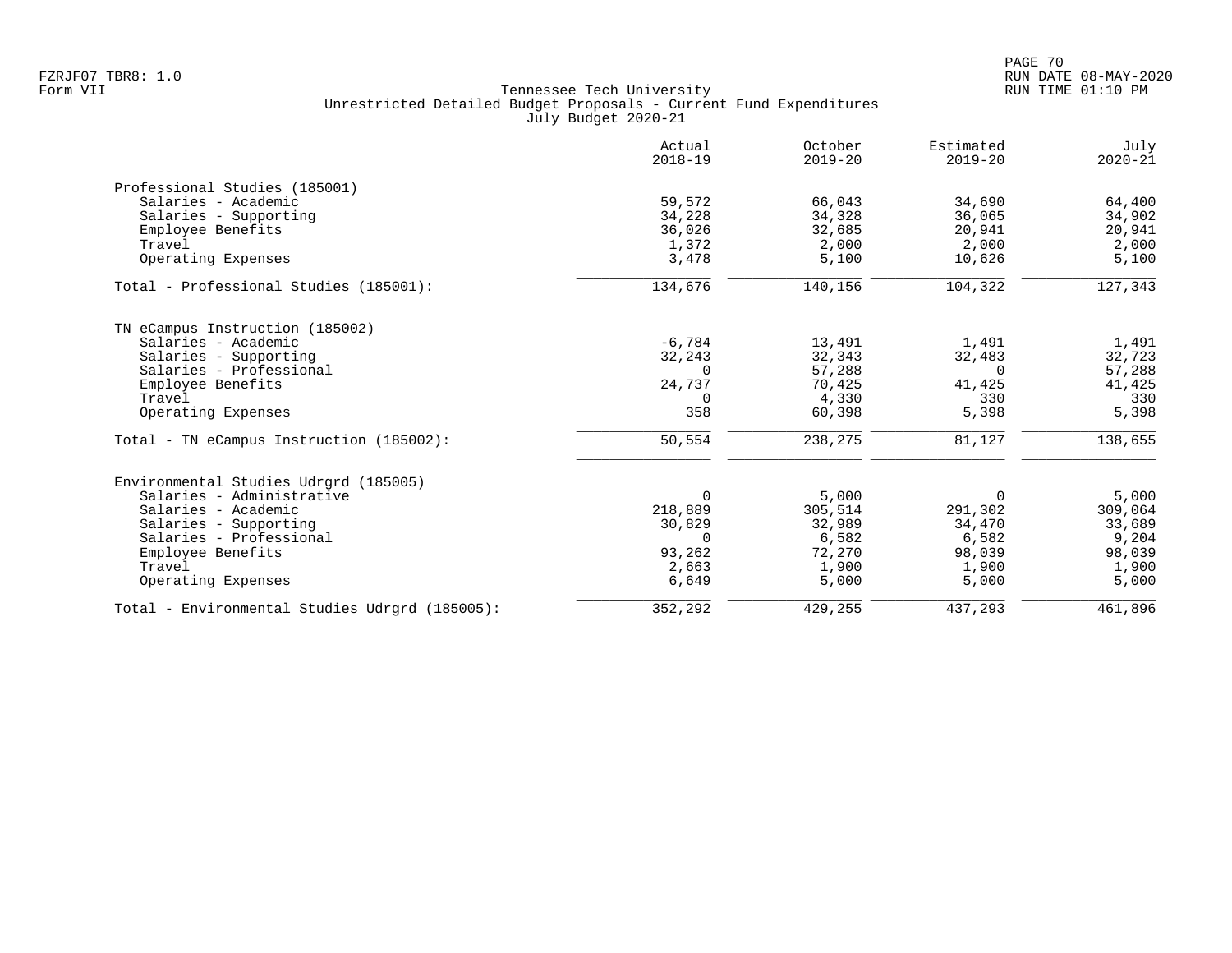Tennessee Tech University
Unrestricted Detailed Budget Proposals - Current Fund Expenditures
July Budget 2020-21

|  | Actual 2018-19 | October 2019-20 | Estimated 2019-20 | July 2020-21 |
|---|---|---|---|---|
| **Professional Studies (185001)** |  |  |  |  |
| Salaries - Academic | 59,572 | 66,043 | 34,690 | 64,400 |
| Salaries - Supporting | 34,228 | 34,328 | 36,065 | 34,902 |
| Employee Benefits | 36,026 | 32,685 | 20,941 | 20,941 |
| Travel | 1,372 | 2,000 | 2,000 | 2,000 |
| Operating Expenses | 3,478 | 5,100 | 10,626 | 5,100 |
| Total - Professional Studies (185001): | 134,676 | 140,156 | 104,322 | 127,343 |
| **TN eCampus Instruction (185002)** |  |  |  |  |
| Salaries - Academic | -6,784 | 13,491 | 1,491 | 1,491 |
| Salaries - Supporting | 32,243 | 32,343 | 32,483 | 32,723 |
| Salaries - Professional | 0 | 57,288 | 0 | 57,288 |
| Employee Benefits | 24,737 | 70,425 | 41,425 | 41,425 |
| Travel | 0 | 4,330 | 330 | 330 |
| Operating Expenses | 358 | 60,398 | 5,398 | 5,398 |
| Total - TN eCampus Instruction (185002): | 50,554 | 238,275 | 81,127 | 138,655 |
| **Environmental Studies Udrgrd (185005)** |  |  |  |  |
| Salaries - Administrative | 0 | 5,000 | 0 | 5,000 |
| Salaries - Academic | 218,889 | 305,514 | 291,302 | 309,064 |
| Salaries - Supporting | 30,829 | 32,989 | 34,470 | 33,689 |
| Salaries - Professional | 0 | 6,582 | 6,582 | 9,204 |
| Employee Benefits | 93,262 | 72,270 | 98,039 | 98,039 |
| Travel | 2,663 | 1,900 | 1,900 | 1,900 |
| Operating Expenses | 6,649 | 5,000 | 5,000 | 5,000 |
| Total - Environmental Studies Udrgrd (185005): | 352,292 | 429,255 | 437,293 | 461,896 |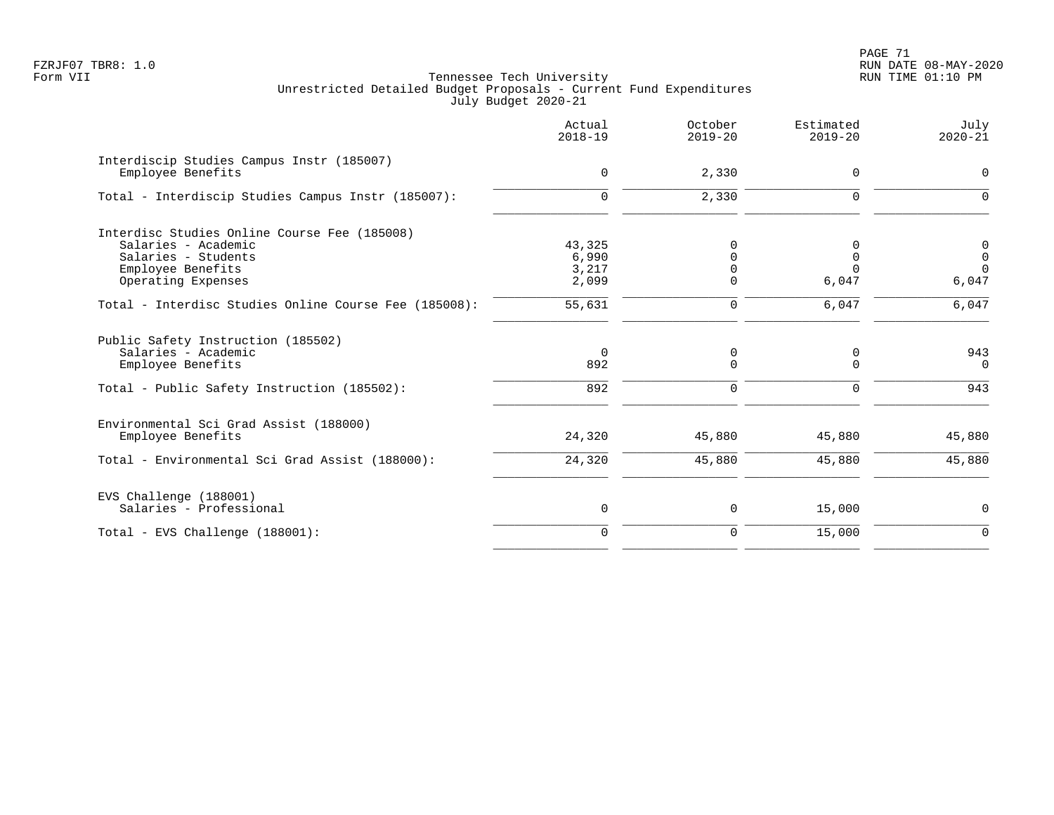Tennessee Tech University
Unrestricted Detailed Budget Proposals - Current Fund Expenditures
July Budget 2020-21

Form VII

| | Actual 2018-19 | October 2019-20 | Estimated 2019-20 | July 2020-21 |
|---|---|---|---|---|
| Interdiscip Studies Campus Instr (185007) | | | | |
| Employee Benefits | 0 | 2,330 | 0 | 0 |
| Total - Interdiscip Studies Campus Instr (185007): | 0 | 2,330 | 0 | 0 |
| Interdisc Studies Online Course Fee (185008) | | | | |
| Salaries - Academic | 43,325 | 0 | 0 | 0 |
| Salaries - Students | 6,990 | 0 | 0 | 0 |
| Employee Benefits | 3,217 | 0 | 0 | 0 |
| Operating Expenses | 2,099 | 0 | 6,047 | 6,047 |
| Total - Interdisc Studies Online Course Fee (185008): | 55,631 | 0 | 6,047 | 6,047 |
| Public Safety Instruction (185502) | | | | |
| Salaries - Academic | 0 | 0 | 0 | 943 |
| Employee Benefits | 892 | 0 | 0 | 0 |
| Total - Public Safety Instruction (185502): | 892 | 0 | 0 | 943 |
| Environmental Sci Grad Assist (188000) | | | | |
| Employee Benefits | 24,320 | 45,880 | 45,880 | 45,880 |
| Total - Environmental Sci Grad Assist (188000): | 24,320 | 45,880 | 45,880 | 45,880 |
| EVS Challenge (188001) | | | | |
| Salaries - Professional | 0 | 0 | 15,000 | 0 |
| Total - EVS Challenge (188001): | 0 | 0 | 15,000 | 0 |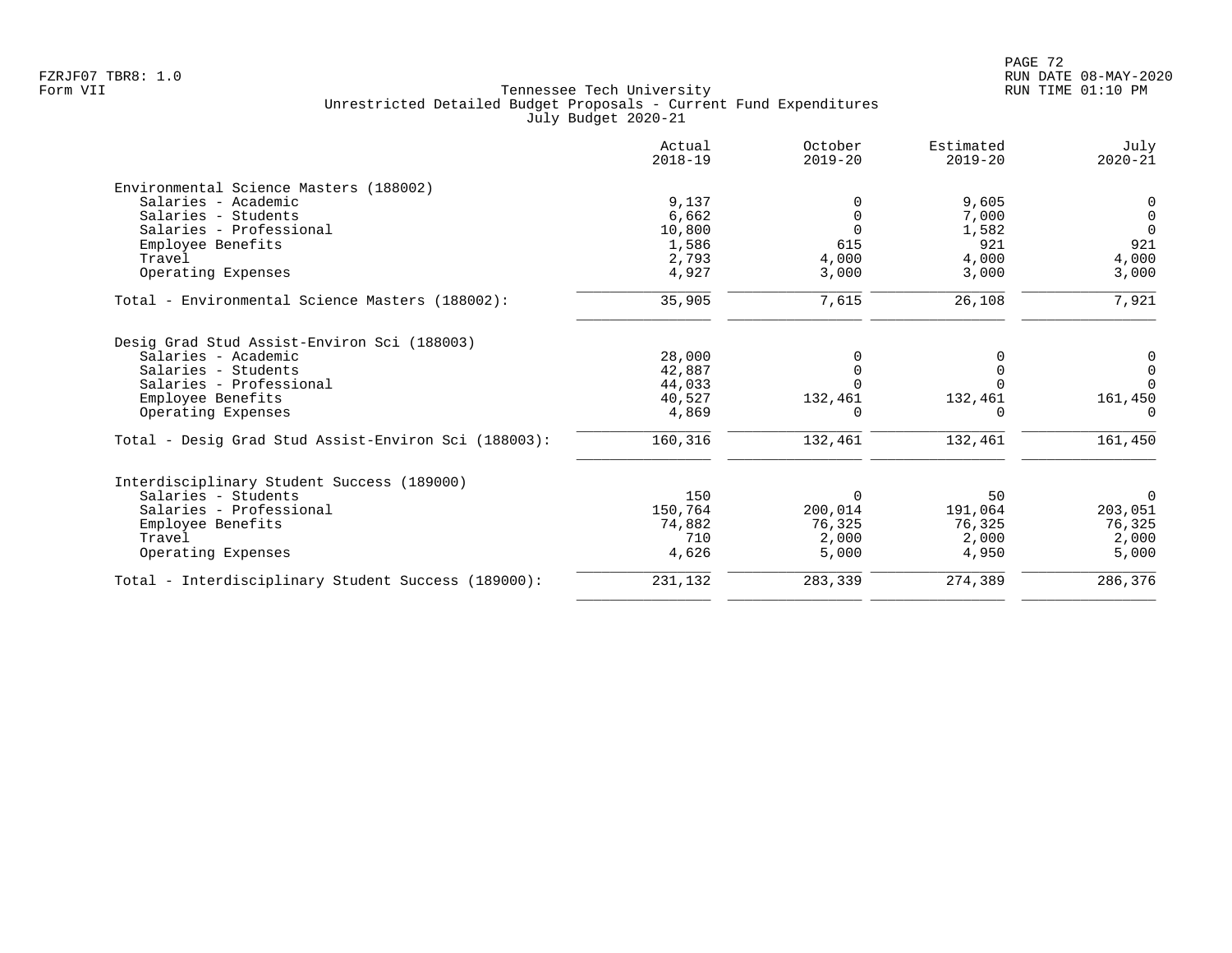Tennessee Tech University
Unrestricted Detailed Budget Proposals - Current Fund Expenditures
July Budget 2020-21

| | Actual 2018-19 | October 2019-20 | Estimated 2019-20 | July 2020-21 |
|---|---|---|---|---|
| **Environmental Science Masters (188002)** | | | | |
| Salaries - Academic | 9,137 | 0 | 9,605 | 0 |
| Salaries - Students | 6,662 | 0 | 7,000 | 0 |
| Salaries - Professional | 10,800 | 0 | 1,582 | 0 |
| Employee Benefits | 1,586 | 615 | 921 | 921 |
| Travel | 2,793 | 4,000 | 4,000 | 4,000 |
| Operating Expenses | 4,927 | 3,000 | 3,000 | 3,000 |
| Total - Environmental Science Masters (188002): | 35,905 | 7,615 | 26,108 | 7,921 |
| **Desig Grad Stud Assist-Environ Sci (188003)** | | | | |
| Salaries - Academic | 28,000 | 0 | 0 | 0 |
| Salaries - Students | 42,887 | 0 | 0 | 0 |
| Salaries - Professional | 44,033 | 0 | 0 | 0 |
| Employee Benefits | 40,527 | 132,461 | 132,461 | 161,450 |
| Operating Expenses | 4,869 | 0 | 0 | 0 |
| Total - Desig Grad Stud Assist-Environ Sci (188003): | 160,316 | 132,461 | 132,461 | 161,450 |
| **Interdisciplinary Student Success (189000)** | | | | |
| Salaries - Students | 150 | 0 | 50 | 0 |
| Salaries - Professional | 150,764 | 200,014 | 191,064 | 203,051 |
| Employee Benefits | 74,882 | 76,325 | 76,325 | 76,325 |
| Travel | 710 | 2,000 | 2,000 | 2,000 |
| Operating Expenses | 4,626 | 5,000 | 4,950 | 5,000 |
| Total - Interdisciplinary Student Success (189000): | 231,132 | 283,339 | 274,389 | 286,376 |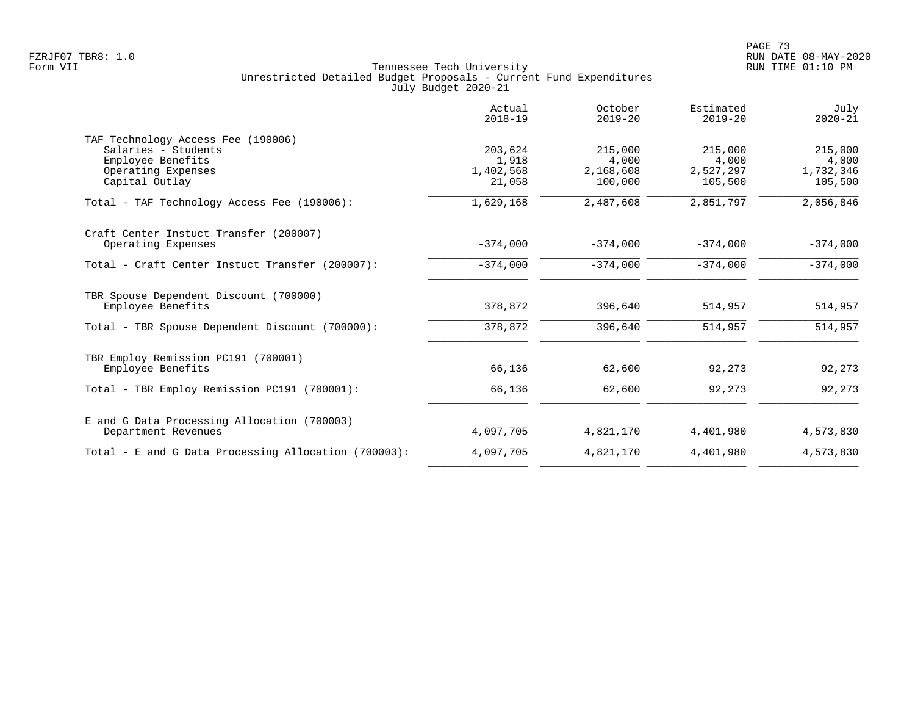Tennessee Tech University
Unrestricted Detailed Budget Proposals - Current Fund Expenditures
July Budget 2020-21

Form VII

| | Actual 2018-19 | October 2019-20 | Estimated 2019-20 | July 2020-21 |
|---|---|---|---|---|
| **TAF Technology Access Fee (190006)** | | | | |
| Salaries - Students | 203,624 | 215,000 | 215,000 | 215,000 |
| Employee Benefits | 1,918 | 4,000 | 4,000 | 4,000 |
| Operating Expenses | 1,402,568 | 2,168,608 | 2,527,297 | 1,732,346 |
| Capital Outlay | 21,058 | 100,000 | 105,500 | 105,500 |
| Total - TAF Technology Access Fee (190006): | 1,629,168 | 2,487,608 | 2,851,797 | 2,056,846 |
| **Craft Center Instuct Transfer (200007)** | | | | |
| Operating Expenses | -374,000 | -374,000 | -374,000 | -374,000 |
| Total - Craft Center Instuct Transfer (200007): | -374,000 | -374,000 | -374,000 | -374,000 |
| **TBR Spouse Dependent Discount (700000)** | | | | |
| Employee Benefits | 378,872 | 396,640 | 514,957 | 514,957 |
| Total - TBR Spouse Dependent Discount (700000): | 378,872 | 396,640 | 514,957 | 514,957 |
| **TBR Employ Remission PC191 (700001)** | | | | |
| Employee Benefits | 66,136 | 62,600 | 92,273 | 92,273 |
| Total - TBR Employ Remission PC191 (700001): | 66,136 | 62,600 | 92,273 | 92,273 |
| **E and G Data Processing Allocation (700003)** | | | | |
| Department Revenues | 4,097,705 | 4,821,170 | 4,401,980 | 4,573,830 |
| Total - E and G Data Processing Allocation (700003): | 4,097,705 | 4,821,170 | 4,401,980 | 4,573,830 |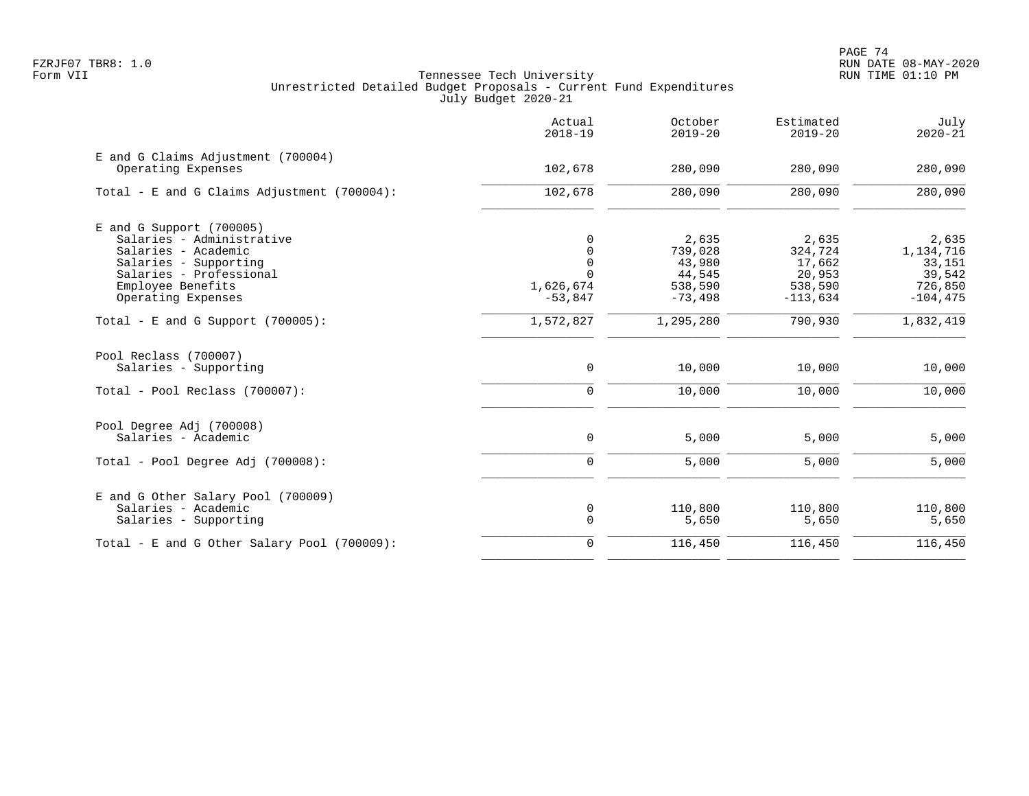FZRJF07 TBR8: 1.0
Form VII

Tennessee Tech University
Unrestricted Detailed Budget Proposals - Current Fund Expenditures
July Budget 2020-21

RUN DATE 08-MAY-2020
RUN TIME 01:10 PM

| | Actual 2018-19 | October 2019-20 | Estimated 2019-20 | July 2020-21 |
|---|---|---|---|---|
| E and G Claims Adjustment (700004) | | | | |
| Operating Expenses | 102,678 | 280,090 | 280,090 | 280,090 |
| Total - E and G Claims Adjustment (700004): | 102,678 | 280,090 | 280,090 | 280,090 |
| E and G Support (700005) | | | | |
| Salaries - Administrative | 0 | 2,635 | 2,635 | 2,635 |
| Salaries - Academic | 0 | 739,028 | 324,724 | 1,134,716 |
| Salaries - Supporting | 0 | 43,980 | 17,662 | 33,151 |
| Salaries - Professional | 0 | 44,545 | 20,953 | 39,542 |
| Employee Benefits | 1,626,674 | 538,590 | 538,590 | 726,850 |
| Operating Expenses | -53,847 | -73,498 | -113,634 | -104,475 |
| Total - E and G Support (700005): | 1,572,827 | 1,295,280 | 790,930 | 1,832,419 |
| Pool Reclass (700007) | | | | |
| Salaries - Supporting | 0 | 10,000 | 10,000 | 10,000 |
| Total - Pool Reclass (700007): | 0 | 10,000 | 10,000 | 10,000 |
| Pool Degree Adj (700008) | | | | |
| Salaries - Academic | 0 | 5,000 | 5,000 | 5,000 |
| Total - Pool Degree Adj (700008): | 0 | 5,000 | 5,000 | 5,000 |
| E and G Other Salary Pool (700009) | | | | |
| Salaries - Academic | 0 | 110,800 | 110,800 | 110,800 |
| Salaries - Supporting | 0 | 5,650 | 5,650 | 5,650 |
| Total - E and G Other Salary Pool (700009): | 0 | 116,450 | 116,450 | 116,450 |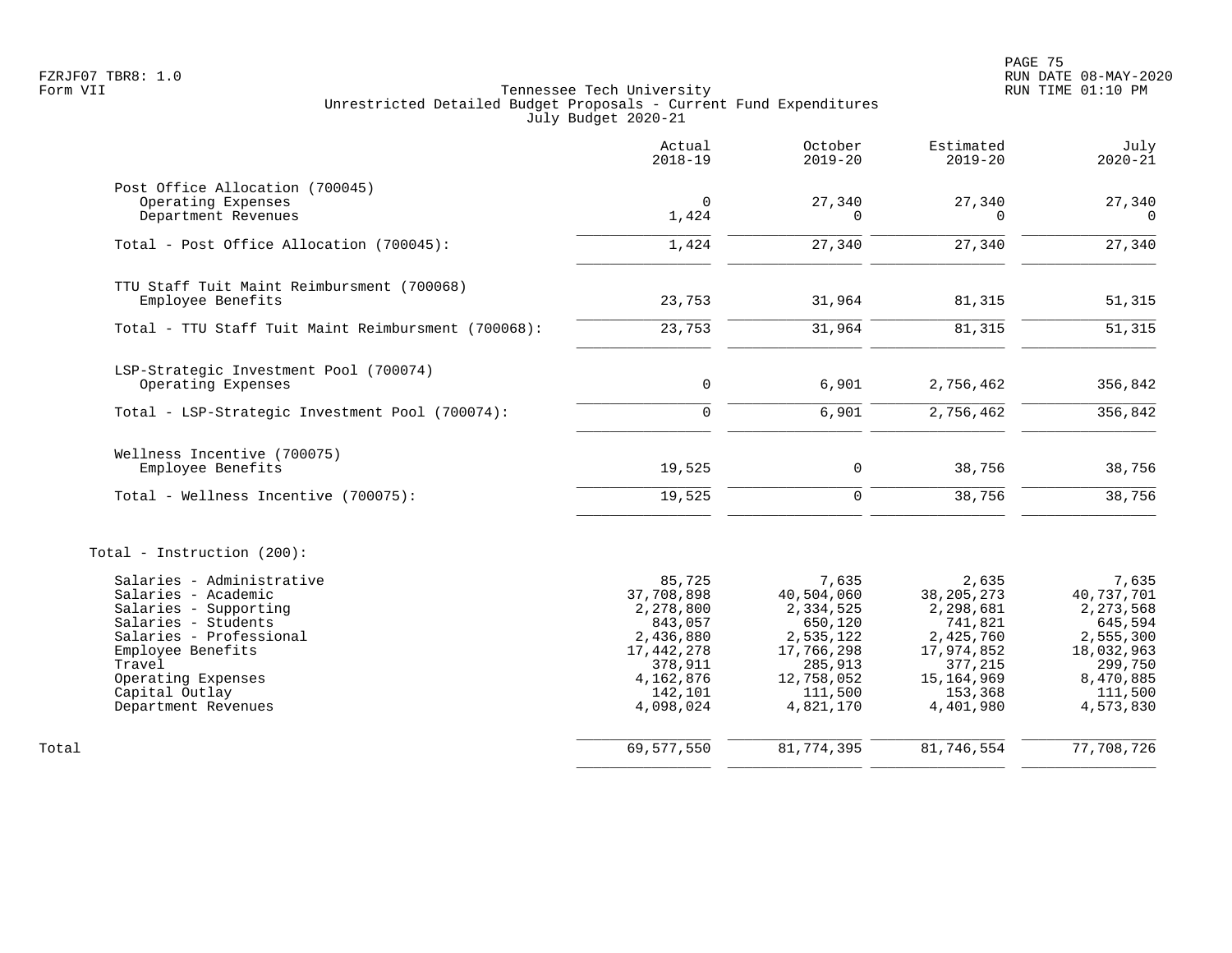Tennessee Tech University
Unrestricted Detailed Budget Proposals - Current Fund Expenditures
July Budget 2020-21

| | Actual 2018-19 | October 2019-20 | Estimated 2019-20 | July 2020-21 |
|---|---|---|---|---|
| **Post Office Allocation (700045)** | | | | |
| Operating Expenses | 0 | 27,340 | 27,340 | 27,340 |
| Department Revenues | 1,424 | 0 | 0 | 0 |
| Total - Post Office Allocation (700045): | 1,424 | 27,340 | 27,340 | 27,340 |
| **TTU Staff Tuit Maint Reimbursment (700068)** | | | | |
| Employee Benefits | 23,753 | 31,964 | 81,315 | 51,315 |
| Total - TTU Staff Tuit Maint Reimbursment (700068): | 23,753 | 31,964 | 81,315 | 51,315 |
| **LSP-Strategic Investment Pool (700074)** | | | | |
| Operating Expenses | 0 | 6,901 | 2,756,462 | 356,842 |
| Total - LSP-Strategic Investment Pool (700074): | 0 | 6,901 | 2,756,462 | 356,842 |
| **Wellness Incentive (700075)** | | | | |
| Employee Benefits | 19,525 | 0 | 38,756 | 38,756 |
| Total - Wellness Incentive (700075): | 19,525 | 0 | 38,756 | 38,756 |
| **Total - Instruction (200):** | | | | |
| Salaries - Administrative | 85,725 | 7,635 | 2,635 | 7,635 |
| Salaries - Academic | 37,708,898 | 40,504,060 | 38,205,273 | 40,737,701 |
| Salaries - Supporting | 2,278,800 | 2,334,525 | 2,298,681 | 2,273,568 |
| Salaries - Students | 843,057 | 650,120 | 741,821 | 645,594 |
| Salaries - Professional | 2,436,880 | 2,535,122 | 2,425,760 | 2,555,300 |
| Employee Benefits | 17,442,278 | 17,766,298 | 17,974,852 | 18,032,963 |
| Travel | 378,911 | 285,913 | 377,215 | 299,750 |
| Operating Expenses | 4,162,876 | 12,758,052 | 15,164,969 | 8,470,885 |
| Capital Outlay | 142,101 | 111,500 | 153,368 | 111,500 |
| Department Revenues | 4,098,024 | 4,821,170 | 4,401,980 | 4,573,830 |
| Total | 69,577,550 | 81,774,395 | 81,746,554 | 77,708,726 |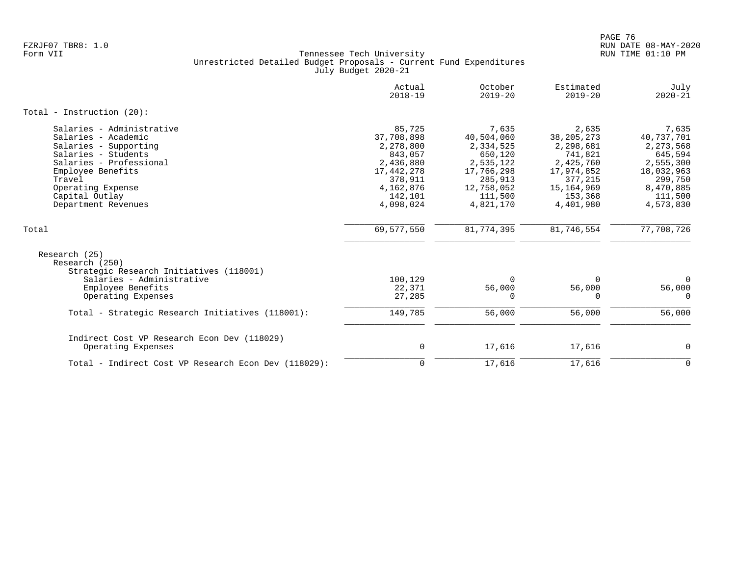FZRJF07 TBR8: 1.0
Form VII

Tennessee Tech University
Unrestricted Detailed Budget Proposals - Current Fund Expenditures
July Budget 2020-21

RUN DATE 08-MAY-2020
RUN TIME 01:10 PM

| | Actual 2018-19 | October 2019-20 | Estimated 2019-20 | July 2020-21 |
|---|---|---|---|---|
| Total - Instruction (20): | | | | |
| Salaries - Administrative | 85,725 | 7,635 | 2,635 | 7,635 |
| Salaries - Academic | 37,708,898 | 40,504,060 | 38,205,273 | 40,737,701 |
| Salaries - Supporting | 2,278,800 | 2,334,525 | 2,298,681 | 2,273,568 |
| Salaries - Students | 843,057 | 650,120 | 741,821 | 645,594 |
| Salaries - Professional | 2,436,880 | 2,535,122 | 2,425,760 | 2,555,300 |
| Employee Benefits | 17,442,278 | 17,766,298 | 17,974,852 | 18,032,963 |
| Travel | 378,911 | 285,913 | 377,215 | 299,750 |
| Operating Expense | 4,162,876 | 12,758,052 | 15,164,969 | 8,470,885 |
| Capital Outlay | 142,101 | 111,500 | 153,368 | 111,500 |
| Department Revenues | 4,098,024 | 4,821,170 | 4,401,980 | 4,573,830 |
| Total | 69,577,550 | 81,774,395 | 81,746,554 | 77,708,726 |
| Research (25) | | | | |
| Research (250) | | | | |
| Strategic Research Initiatives (118001) | | | | |
| Salaries - Administrative | 100,129 | 0 | 0 | 0 |
| Employee Benefits | 22,371 | 56,000 | 56,000 | 56,000 |
| Operating Expenses | 27,285 | 0 | 0 | 0 |
| Total - Strategic Research Initiatives (118001): | 149,785 | 56,000 | 56,000 | 56,000 |
| Indirect Cost VP Research Econ Dev (118029) | | | | |
| Operating Expenses | 0 | 17,616 | 17,616 | 0 |
| Total - Indirect Cost VP Research Econ Dev (118029): | 0 | 17,616 | 17,616 | 0 |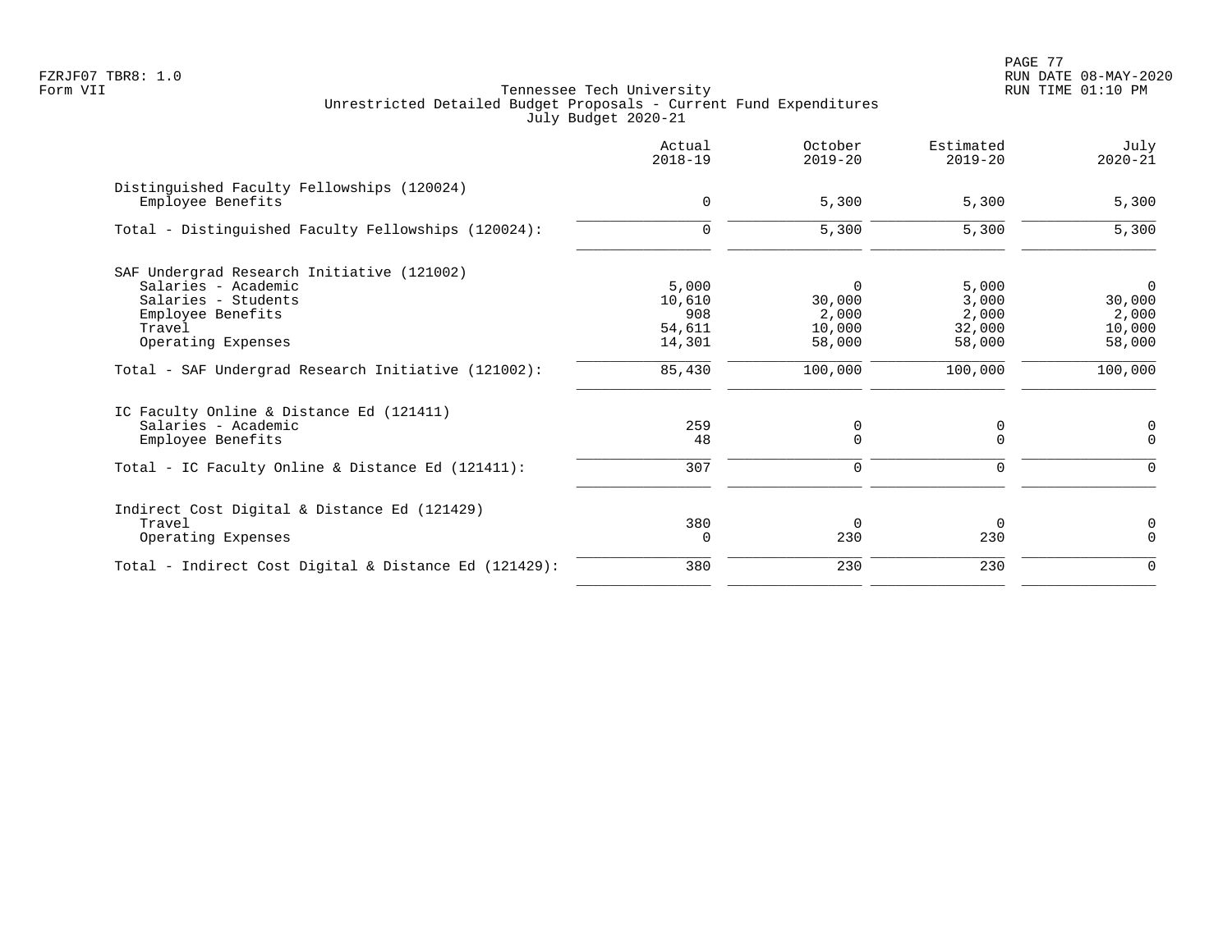Tennessee Tech University
Unrestricted Detailed Budget Proposals - Current Fund Expenditures
July Budget 2020-21

Form VII

| | Actual 2018-19 | October 2019-20 | Estimated 2019-20 | July 2020-21 |
|---|---|---|---|---|
| **Distinguished Faculty Fellowships (120024)** | | | | |
| Employee Benefits | 0 | 5,300 | 5,300 | 5,300 |
| Total - Distinguished Faculty Fellowships (120024): | 0 | 5,300 | 5,300 | 5,300 |
| **SAF Undergrad Research Initiative (121002)** | | | | |
| Salaries - Academic | 5,000 | 0 | 5,000 | 0 |
| Salaries - Students | 10,610 | 30,000 | 3,000 | 30,000 |
| Employee Benefits | 908 | 2,000 | 2,000 | 2,000 |
| Travel | 54,611 | 10,000 | 32,000 | 10,000 |
| Operating Expenses | 14,301 | 58,000 | 58,000 | 58,000 |
| Total - SAF Undergrad Research Initiative (121002): | 85,430 | 100,000 | 100,000 | 100,000 |
| **IC Faculty Online & Distance Ed (121411)** | | | | |
| Salaries - Academic | 259 | 0 | 0 | 0 |
| Employee Benefits | 48 | 0 | 0 | 0 |
| Total - IC Faculty Online & Distance Ed (121411): | 307 | 0 | 0 | 0 |
| **Indirect Cost Digital & Distance Ed (121429)** | | | | |
| Travel | 380 | 0 | 0 | 0 |
| Operating Expenses | 0 | 230 | 230 | 0 |
| Total - Indirect Cost Digital & Distance Ed (121429): | 380 | 230 | 230 | 0 |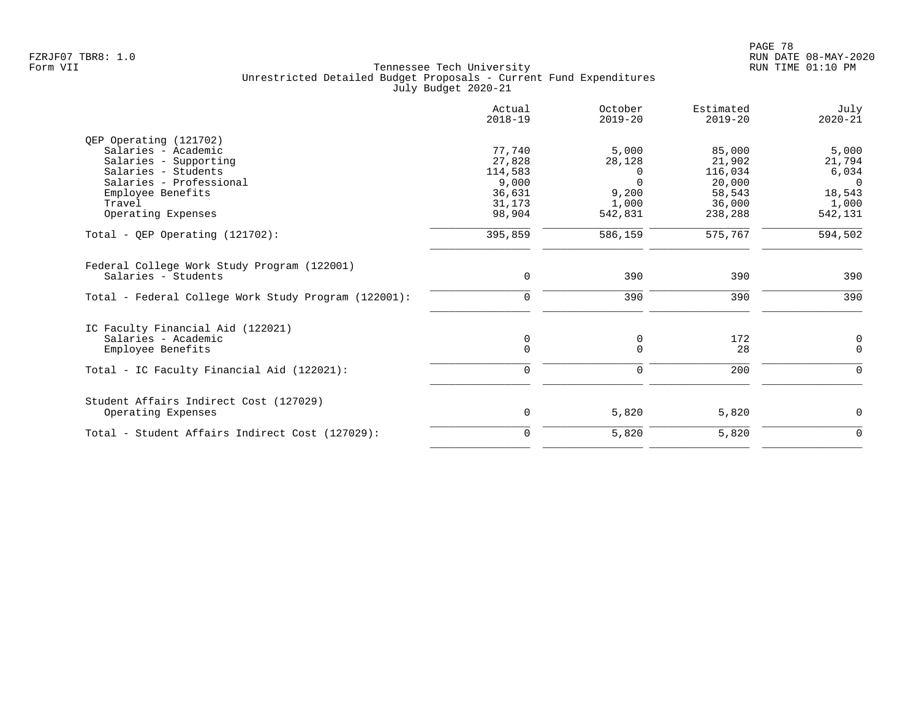Tennessee Tech University
Unrestricted Detailed Budget Proposals - Current Fund Expenditures
July Budget 2020-21

Form VII

| | Actual 2018-19 | October 2019-20 | Estimated 2019-20 | July 2020-21 |
|---|---|---|---|---|
| QEP Operating (121702) | | | | |
| Salaries - Academic | 77,740 | 5,000 | 85,000 | 5,000 |
| Salaries - Supporting | 27,828 | 28,128 | 21,902 | 21,794 |
| Salaries - Students | 114,583 | 0 | 116,034 | 6,034 |
| Salaries - Professional | 9,000 | 0 | 20,000 | 0 |
| Employee Benefits | 36,631 | 9,200 | 58,543 | 18,543 |
| Travel | 31,173 | 1,000 | 36,000 | 1,000 |
| Operating Expenses | 98,904 | 542,831 | 238,288 | 542,131 |
| Total - QEP Operating (121702): | 395,859 | 586,159 | 575,767 | 594,502 |
| Federal College Work Study Program (122001) | | | | |
| Salaries - Students | 0 | 390 | 390 | 390 |
| Total - Federal College Work Study Program (122001): | 0 | 390 | 390 | 390 |
| IC Faculty Financial Aid (122021) | | | | |
| Salaries - Academic | 0 | 0 | 172 | 0 |
| Employee Benefits | 0 | 0 | 28 | 0 |
| Total - IC Faculty Financial Aid (122021): | 0 | 0 | 200 | 0 |
| Student Affairs Indirect Cost (127029) | | | | |
| Operating Expenses | 0 | 5,820 | 5,820 | 0 |
| Total - Student Affairs Indirect Cost (127029): | 0 | 5,820 | 5,820 | 0 |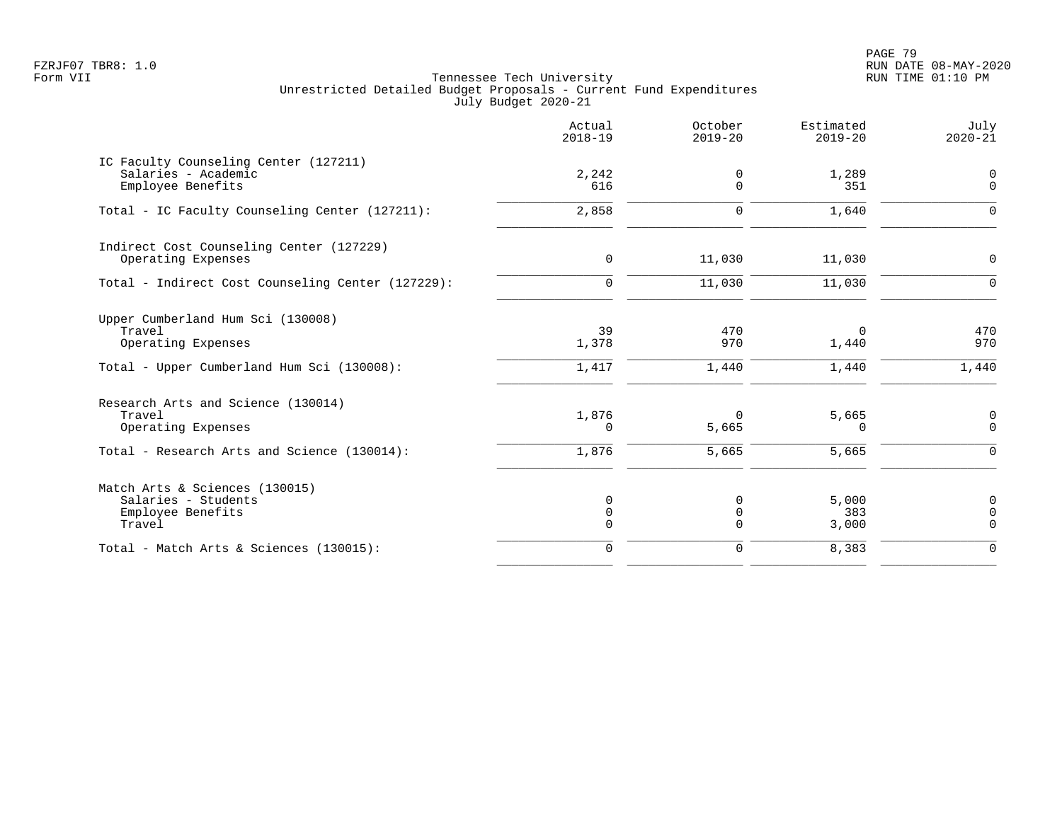Tennessee Tech University
Unrestricted Detailed Budget Proposals - Current Fund Expenditures
July Budget 2020-21

| | Actual 2018-19 | October 2019-20 | Estimated 2019-20 | July 2020-21 |
|---|---|---|---|---|
| **IC Faculty Counseling Center (127211)** | | | | |
| Salaries - Academic | 2,242 | 0 | 1,289 | 0 |
| Employee Benefits | 616 | 0 | 351 | 0 |
| Total - IC Faculty Counseling Center (127211): | 2,858 | 0 | 1,640 | 0 |
| **Indirect Cost Counseling Center (127229)** | | | | |
| Operating Expenses | 0 | 11,030 | 11,030 | 0 |
| Total - Indirect Cost Counseling Center (127229): | 0 | 11,030 | 11,030 | 0 |
| **Upper Cumberland Hum Sci (130008)** | | | | |
| Travel | 39 | 470 | 0 | 470 |
| Operating Expenses | 1,378 | 970 | 1,440 | 970 |
| Total - Upper Cumberland Hum Sci (130008): | 1,417 | 1,440 | 1,440 | 1,440 |
| **Research Arts and Science (130014)** | | | | |
| Travel | 1,876 | 0 | 5,665 | 0 |
| Operating Expenses | 0 | 5,665 | 0 | 0 |
| Total - Research Arts and Science (130014): | 1,876 | 5,665 | 5,665 | 0 |
| **Match Arts & Sciences (130015)** | | | | |
| Salaries - Students | 0 | 0 | 5,000 | 0 |
| Employee Benefits | 0 | 0 | 383 | 0 |
| Travel | 0 | 0 | 3,000 | 0 |
| Total - Match Arts & Sciences (130015): | 0 | 0 | 8,383 | 0 |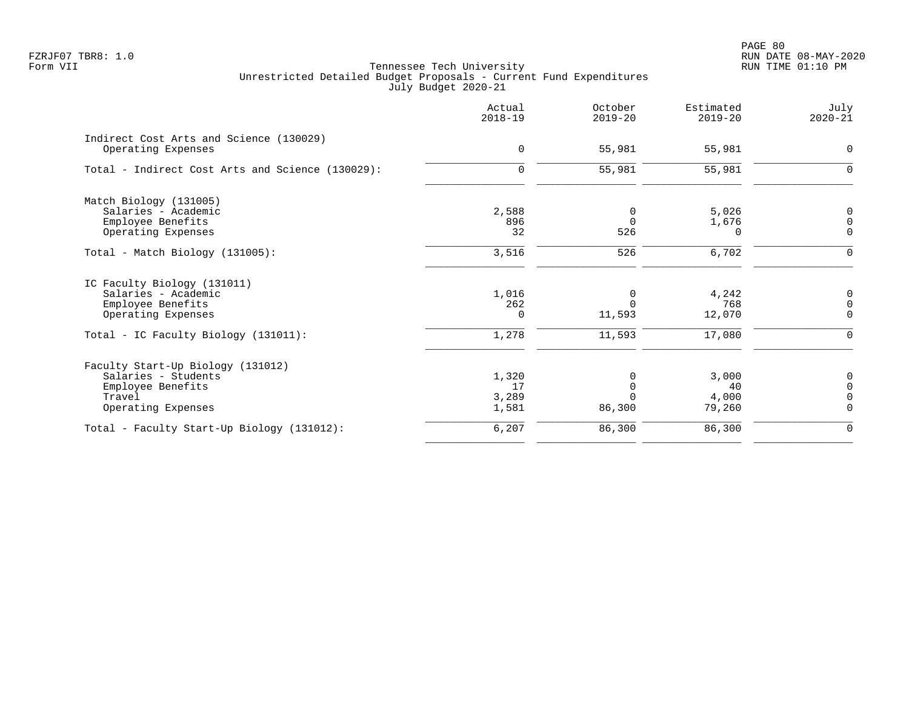FZRJF07 TBR8: 1.0
Form VII

Tennessee Tech University
Unrestricted Detailed Budget Proposals - Current Fund Expenditures
July Budget 2020-21

RUN DATE 08-MAY-2020
RUN TIME 01:10 PM

| | Actual 2018-19 | October 2019-20 | Estimated 2019-20 | July 2020-21 |
|---|---|---|---|---|
| **Indirect Cost Arts and Science (130029)** | | | | |
| Operating Expenses | 0 | 55,981 | 55,981 | 0 |
| Total - Indirect Cost Arts and Science (130029): | 0 | 55,981 | 55,981 | 0 |
| **Match Biology (131005)** | | | | |
| Salaries - Academic | 2,588 | 0 | 5,026 | 0 |
| Employee Benefits | 896 | 0 | 1,676 | 0 |
| Operating Expenses | 32 | 526 | 0 | 0 |
| Total - Match Biology (131005): | 3,516 | 526 | 6,702 | 0 |
| **IC Faculty Biology (131011)** | | | | |
| Salaries - Academic | 1,016 | 0 | 4,242 | 0 |
| Employee Benefits | 262 | 0 | 768 | 0 |
| Operating Expenses | 0 | 11,593 | 12,070 | 0 |
| Total - IC Faculty Biology (131011): | 1,278 | 11,593 | 17,080 | 0 |
| **Faculty Start-Up Biology (131012)** | | | | |
| Salaries - Students | 1,320 | 0 | 3,000 | 0 |
| Employee Benefits | 17 | 0 | 40 | 0 |
| Travel | 3,289 | 0 | 4,000 | 0 |
| Operating Expenses | 1,581 | 86,300 | 79,260 | 0 |
| Total - Faculty Start-Up Biology (131012): | 6,207 | 86,300 | 86,300 | 0 |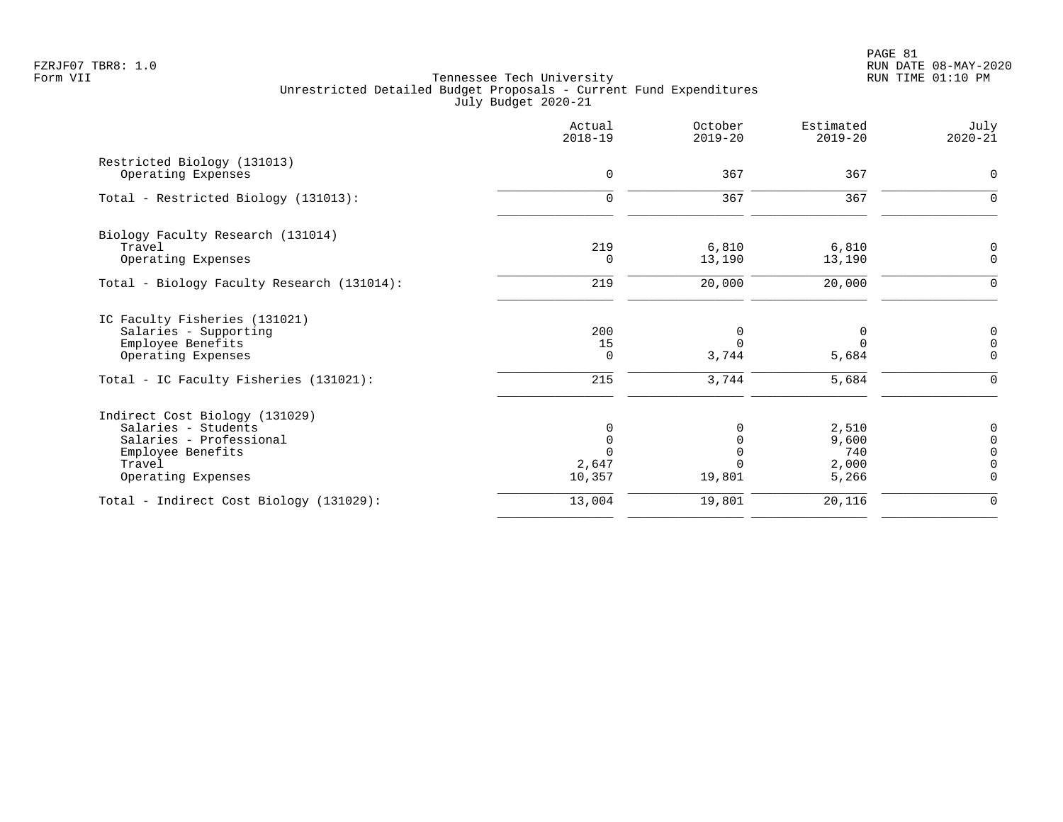Tennessee Tech University
Unrestricted Detailed Budget Proposals - Current Fund Expenditures
July Budget 2020-21

| | Actual 2018-19 | October 2019-20 | Estimated 2019-20 | July 2020-21 |
|---|---|---|---|---|
| **Restricted Biology (131013)** | | | | |
| Operating Expenses | 0 | 367 | 367 | 0 |
| Total - Restricted Biology (131013): | 0 | 367 | 367 | 0 |
| **Biology Faculty Research (131014)** | | | | |
| Travel | 219 | 6,810 | 6,810 | 0 |
| Operating Expenses | 0 | 13,190 | 13,190 | 0 |
| Total - Biology Faculty Research (131014): | 219 | 20,000 | 20,000 | 0 |
| **IC Faculty Fisheries (131021)** | | | | |
| Salaries - Supporting | 200 | 0 | 0 | 0 |
| Employee Benefits | 15 | 0 | 0 | 0 |
| Operating Expenses | 0 | 3,744 | 5,684 | 0 |
| Total - IC Faculty Fisheries (131021): | 215 | 3,744 | 5,684 | 0 |
| **Indirect Cost Biology (131029)** | | | | |
| Salaries - Students | 0 | 0 | 2,510 | 0 |
| Salaries - Professional | 0 | 0 | 9,600 | 0 |
| Employee Benefits | 0 | 0 | 740 | 0 |
| Travel | 2,647 | 0 | 2,000 | 0 |
| Operating Expenses | 10,357 | 19,801 | 5,266 | 0 |
| Total - Indirect Cost Biology (131029): | 13,004 | 19,801 | 20,116 | 0 |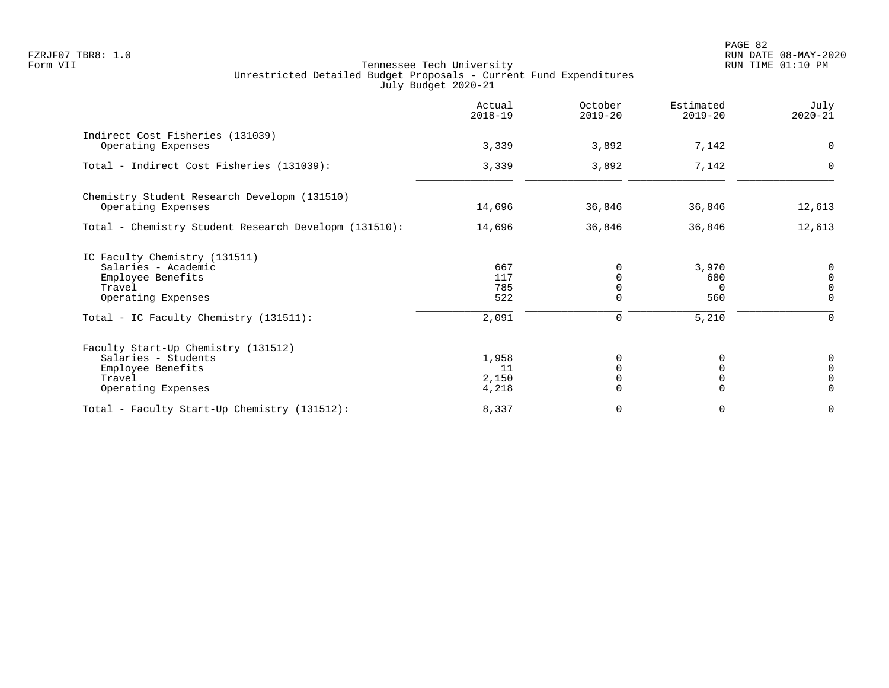Tennessee Tech University
Unrestricted Detailed Budget Proposals - Current Fund Expenditures
July Budget 2020-21

FZRJF07 TBR8: 1.0
Form VII

RUN DATE 08-MAY-2020
RUN TIME 01:10 PM

| | Actual 2018-19 | October 2019-20 | Estimated 2019-20 | July 2020-21 |
|---|---|---|---|---|
| Indirect Cost Fisheries (131039) | | | | |
| Operating Expenses | 3,339 | 3,892 | 7,142 | 0 |
| Total - Indirect Cost Fisheries (131039): | 3,339 | 3,892 | 7,142 | 0 |
| Chemistry Student Research Developm (131510) | | | | |
| Operating Expenses | 14,696 | 36,846 | 36,846 | 12,613 |
| Total - Chemistry Student Research Developm (131510): | 14,696 | 36,846 | 36,846 | 12,613 |
| IC Faculty Chemistry (131511) | | | | |
| Salaries - Academic | 667 | 0 | 3,970 | 0 |
| Employee Benefits | 117 | 0 | 680 | 0 |
| Travel | 785 | 0 | 0 | 0 |
| Operating Expenses | 522 | 0 | 560 | 0 |
| Total - IC Faculty Chemistry (131511): | 2,091 | 0 | 5,210 | 0 |
| Faculty Start-Up Chemistry (131512) | | | | |
| Salaries - Students | 1,958 | 0 | 0 | 0 |
| Employee Benefits | 11 | 0 | 0 | 0 |
| Travel | 2,150 | 0 | 0 | 0 |
| Operating Expenses | 4,218 | 0 | 0 | 0 |
| Total - Faculty Start-Up Chemistry (131512): | 8,337 | 0 | 0 | 0 |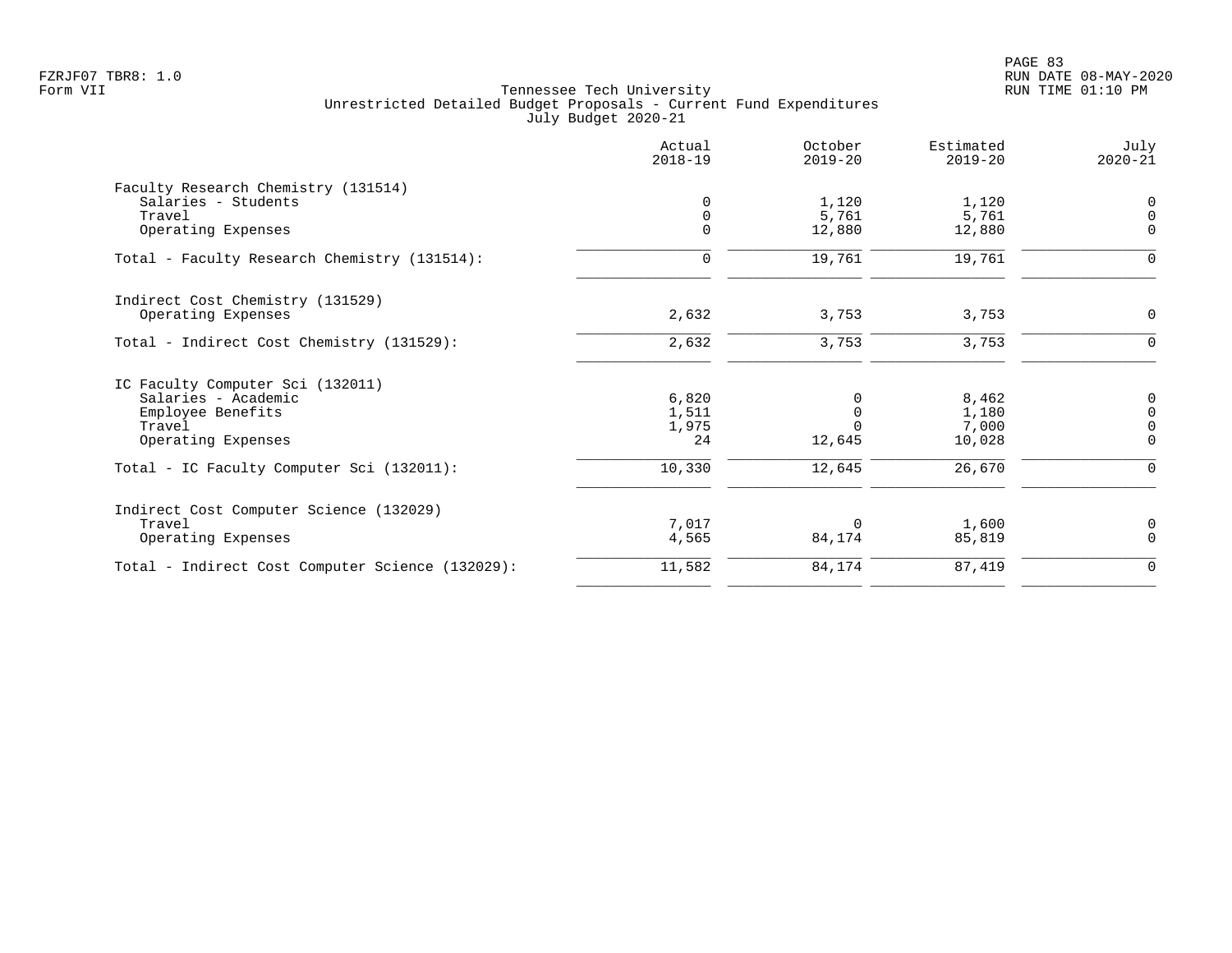Tennessee Tech University
Unrestricted Detailed Budget Proposals - Current Fund Expenditures
July Budget 2020-21

| | Actual 2018-19 | October 2019-20 | Estimated 2019-20 | July 2020-21 |
|---|---|---|---|---|
| **Faculty Research Chemistry (131514)** | | | | |
| Salaries - Students | 0 | 1,120 | 1,120 | 0 |
| Travel | 0 | 5,761 | 5,761 | 0 |
| Operating Expenses | 0 | 12,880 | 12,880 | 0 |
| Total - Faculty Research Chemistry (131514): | 0 | 19,761 | 19,761 | 0 |
| **Indirect Cost Chemistry (131529)** | | | | |
| Operating Expenses | 2,632 | 3,753 | 3,753 | 0 |
| Total - Indirect Cost Chemistry (131529): | 2,632 | 3,753 | 3,753 | 0 |
| **IC Faculty Computer Sci (132011)** | | | | |
| Salaries - Academic | 6,820 | 0 | 8,462 | 0 |
| Employee Benefits | 1,511 | 0 | 1,180 | 0 |
| Travel | 1,975 | 0 | 7,000 | 0 |
| Operating Expenses | 24 | 12,645 | 10,028 | 0 |
| Total - IC Faculty Computer Sci (132011): | 10,330 | 12,645 | 26,670 | 0 |
| **Indirect Cost Computer Science (132029)** | | | | |
| Travel | 7,017 | 0 | 1,600 | 0 |
| Operating Expenses | 4,565 | 84,174 | 85,819 | 0 |
| Total - Indirect Cost Computer Science (132029): | 11,582 | 84,174 | 87,419 | 0 |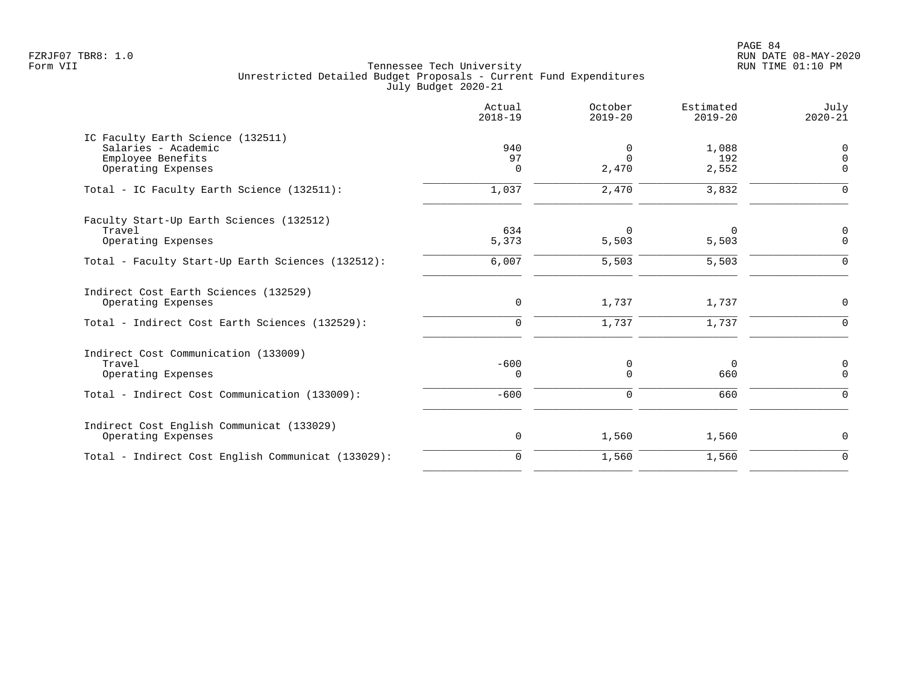FZRJF07 TBR8: 1.0
Form VII

Tennessee Tech University
Unrestricted Detailed Budget Proposals - Current Fund Expenditures
July Budget 2020-21

RUN DATE 08-MAY-2020
RUN TIME 01:10 PM

| | Actual 2018-19 | October 2019-20 | Estimated 2019-20 | July 2020-21 |
|---|---|---|---|---|
| **IC Faculty Earth Science (132511)** | | | | |
| Salaries - Academic | 940 | 0 | 1,088 | 0 |
| Employee Benefits | 97 | 0 | 192 | 0 |
| Operating Expenses | 0 | 2,470 | 2,552 | 0 |
| Total - IC Faculty Earth Science (132511): | 1,037 | 2,470 | 3,832 | 0 |
| **Faculty Start-Up Earth Sciences (132512)** | | | | |
| Travel | 634 | 0 | 0 | 0 |
| Operating Expenses | 5,373 | 5,503 | 5,503 | 0 |
| Total - Faculty Start-Up Earth Sciences (132512): | 6,007 | 5,503 | 5,503 | 0 |
| **Indirect Cost Earth Sciences (132529)** | | | | |
| Operating Expenses | 0 | 1,737 | 1,737 | 0 |
| Total - Indirect Cost Earth Sciences (132529): | 0 | 1,737 | 1,737 | 0 |
| **Indirect Cost Communication (133009)** | | | | |
| Travel | -600 | 0 | 0 | 0 |
| Operating Expenses | 0 | 0 | 660 | 0 |
| Total - Indirect Cost Communication (133009): | -600 | 0 | 660 | 0 |
| **Indirect Cost English Communicat (133029)** | | | | |
| Operating Expenses | 0 | 1,560 | 1,560 | 0 |
| Total - Indirect Cost English Communicat (133029): | 0 | 1,560 | 1,560 | 0 |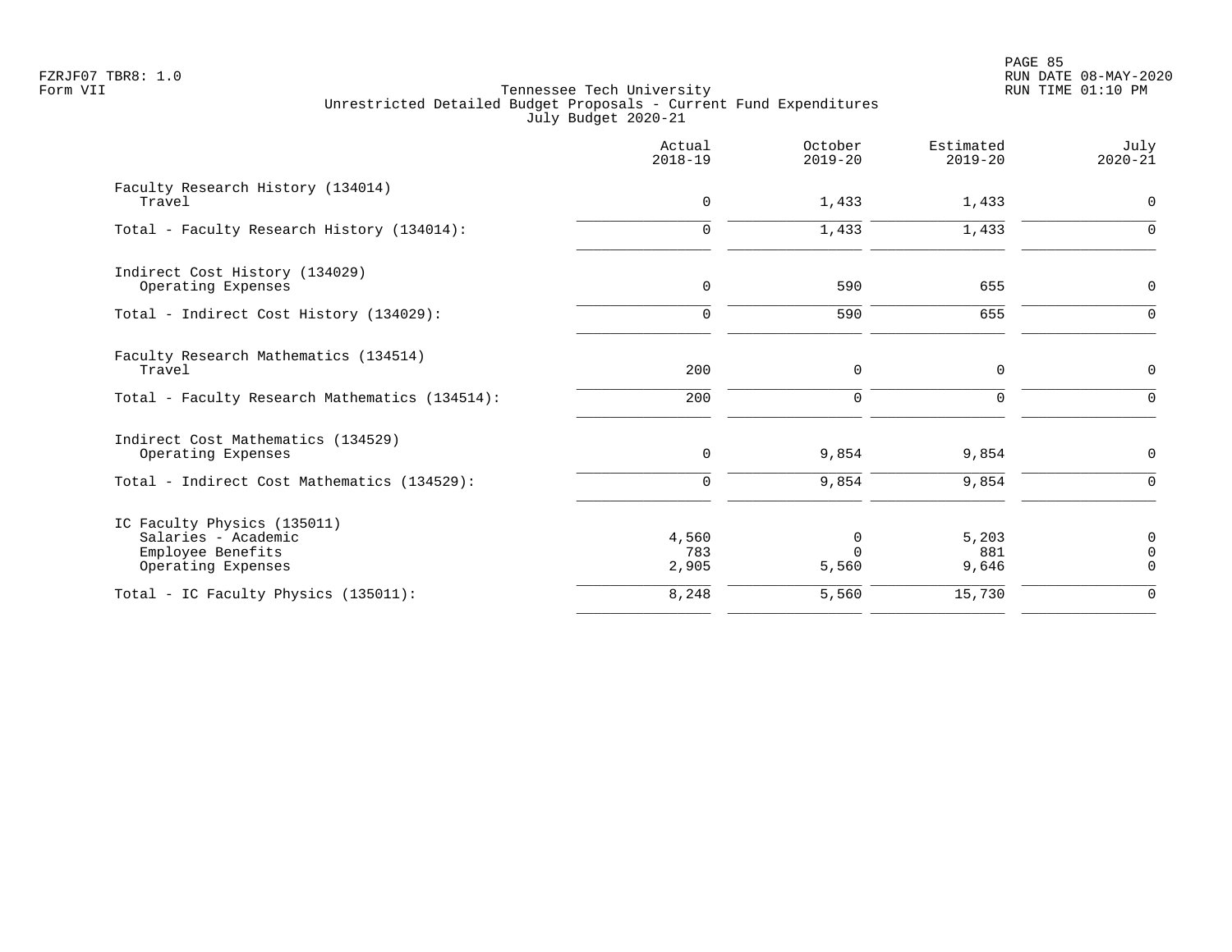Tennessee Tech University
Unrestricted Detailed Budget Proposals - Current Fund Expenditures
July Budget 2020-21

| | Actual 2018-19 | October 2019-20 | Estimated 2019-20 | July 2020-21 |
|---|---|---|---|---|
| Faculty Research History (134014) | | | | |
| Travel | 0 | 1,433 | 1,433 | 0 |
| Total - Faculty Research History (134014): | 0 | 1,433 | 1,433 | 0 |
| Indirect Cost History (134029) | | | | |
| Operating Expenses | 0 | 590 | 655 | 0 |
| Total - Indirect Cost History (134029): | 0 | 590 | 655 | 0 |
| Faculty Research Mathematics (134514) | | | | |
| Travel | 200 | 0 | 0 | 0 |
| Total - Faculty Research Mathematics (134514): | 200 | 0 | 0 | 0 |
| Indirect Cost Mathematics (134529) | | | | |
| Operating Expenses | 0 | 9,854 | 9,854 | 0 |
| Total - Indirect Cost Mathematics (134529): | 0 | 9,854 | 9,854 | 0 |
| IC Faculty Physics (135011) | | | | |
| Salaries - Academic | 4,560 | 0 | 5,203 | 0 |
| Employee Benefits | 783 | 0 | 881 | 0 |
| Operating Expenses | 2,905 | 5,560 | 9,646 | 0 |
| Total - IC Faculty Physics (135011): | 8,248 | 5,560 | 15,730 | 0 |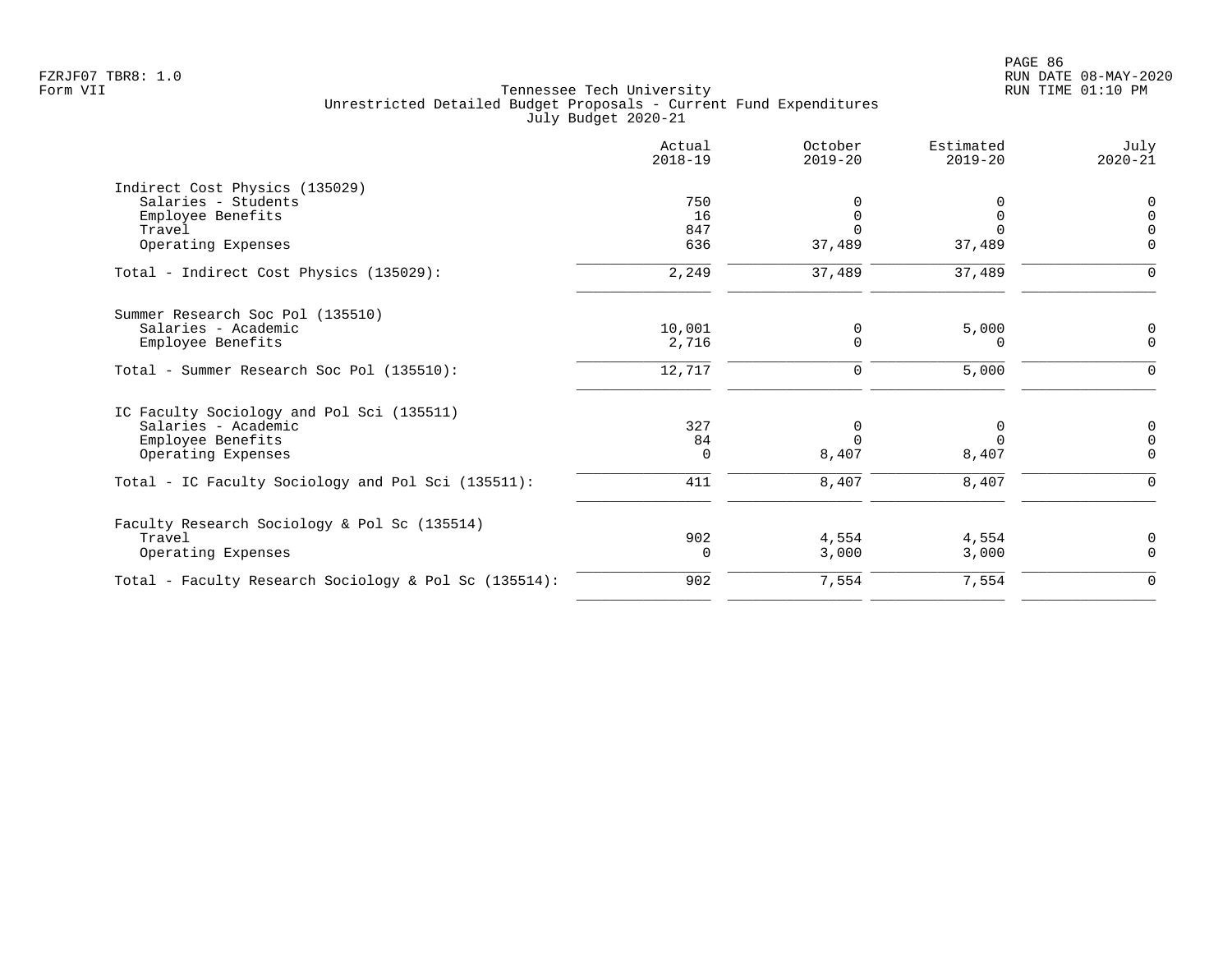FZRJF07 TBR8: 1.0
Form VII

Tennessee Tech University
Unrestricted Detailed Budget Proposals - Current Fund Expenditures
July Budget 2020-21

|  | Actual 2018-19 | October 2019-20 | Estimated 2019-20 | July 2020-21 |
|---|---|---|---|---|
| Indirect Cost Physics (135029) |  |  |  |  |
| Salaries - Students | 750 | 0 | 0 | 0 |
| Employee Benefits | 16 | 0 | 0 | 0 |
| Travel | 847 | 0 | 0 | 0 |
| Operating Expenses | 636 | 37,489 | 37,489 | 0 |
| Total - Indirect Cost Physics (135029): | 2,249 | 37,489 | 37,489 | 0 |
| Summer Research Soc Pol (135510) |  |  |  |  |
| Salaries - Academic | 10,001 | 0 | 5,000 | 0 |
| Employee Benefits | 2,716 | 0 | 0 | 0 |
| Total - Summer Research Soc Pol (135510): | 12,717 | 0 | 5,000 | 0 |
| IC Faculty Sociology and Pol Sci (135511) |  |  |  |  |
| Salaries - Academic | 327 | 0 | 0 | 0 |
| Employee Benefits | 84 | 0 | 0 | 0 |
| Operating Expenses | 0 | 8,407 | 8,407 | 0 |
| Total - IC Faculty Sociology and Pol Sci (135511): | 411 | 8,407 | 8,407 | 0 |
| Faculty Research Sociology & Pol Sc (135514) |  |  |  |  |
| Travel | 902 | 4,554 | 4,554 | 0 |
| Operating Expenses | 0 | 3,000 | 3,000 | 0 |
| Total - Faculty Research Sociology & Pol Sc (135514): | 902 | 7,554 | 7,554 | 0 |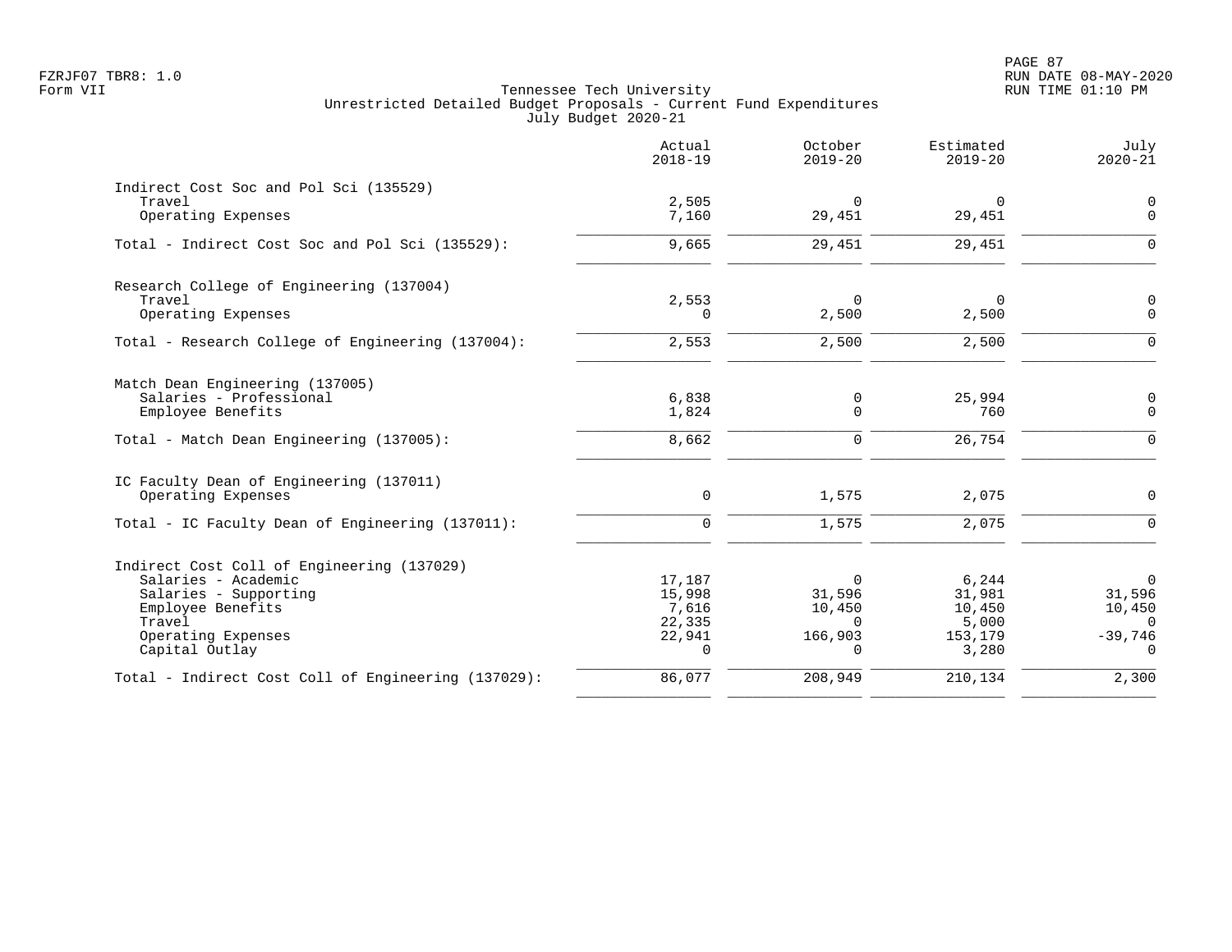Tennessee Tech University
Unrestricted Detailed Budget Proposals - Current Fund Expenditures
July Budget 2020-21

| | Actual 2018-19 | October 2019-20 | Estimated 2019-20 | July 2020-21 |
|---|---|---|---|---|
| **Indirect Cost Soc and Pol Sci (135529)** | | | | |
| Travel | 2,505 | 0 | 0 | 0 |
| Operating Expenses | 7,160 | 29,451 | 29,451 | 0 |
| Total - Indirect Cost Soc and Pol Sci (135529): | 9,665 | 29,451 | 29,451 | 0 |
| **Research College of Engineering (137004)** | | | | |
| Travel | 2,553 | 0 | 0 | 0 |
| Operating Expenses | 0 | 2,500 | 2,500 | 0 |
| Total - Research College of Engineering (137004): | 2,553 | 2,500 | 2,500 | 0 |
| **Match Dean Engineering (137005)** | | | | |
| Salaries - Professional | 6,838 | 0 | 25,994 | 0 |
| Employee Benefits | 1,824 | 0 | 760 | 0 |
| Total - Match Dean Engineering (137005): | 8,662 | 0 | 26,754 | 0 |
| **IC Faculty Dean of Engineering (137011)** | | | | |
| Operating Expenses | 0 | 1,575 | 2,075 | 0 |
| Total - IC Faculty Dean of Engineering (137011): | 0 | 1,575 | 2,075 | 0 |
| **Indirect Cost Coll of Engineering (137029)** | | | | |
| Salaries - Academic | 17,187 | 0 | 6,244 | 0 |
| Salaries - Supporting | 15,998 | 31,596 | 31,981 | 31,596 |
| Employee Benefits | 7,616 | 10,450 | 10,450 | 10,450 |
| Travel | 22,335 | 0 | 5,000 | 0 |
| Operating Expenses | 22,941 | 166,903 | 153,179 | -39,746 |
| Capital Outlay | 0 | 0 | 3,280 | 0 |
| Total - Indirect Cost Coll of Engineering (137029): | 86,077 | 208,949 | 210,134 | 2,300 |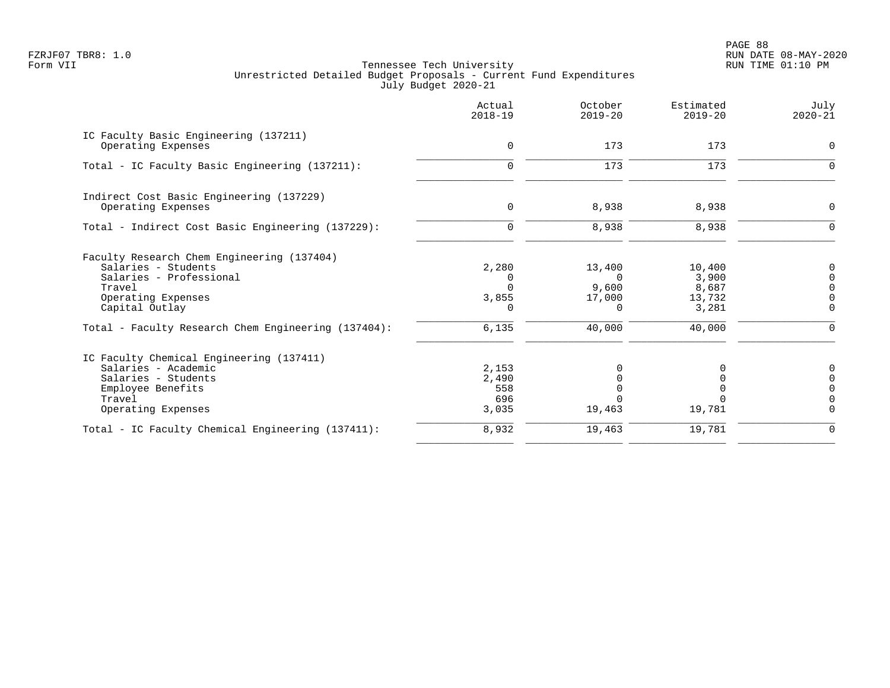Tennessee Tech University
Unrestricted Detailed Budget Proposals - Current Fund Expenditures
July Budget 2020-21

| | Actual 2018-19 | October 2019-20 | Estimated 2019-20 | July 2020-21 |
|---|---|---|---|---|
| **IC Faculty Basic Engineering (137211)** | | | | |
| Operating Expenses | 0 | 173 | 173 | 0 |
| Total - IC Faculty Basic Engineering (137211): | 0 | 173 | 173 | 0 |
| **Indirect Cost Basic Engineering (137229)** | | | | |
| Operating Expenses | 0 | 8,938 | 8,938 | 0 |
| Total - Indirect Cost Basic Engineering (137229): | 0 | 8,938 | 8,938 | 0 |
| **Faculty Research Chem Engineering (137404)** | | | | |
| Salaries - Students | 2,280 | 13,400 | 10,400 | 0 |
| Salaries - Professional | 0 | 0 | 3,900 | 0 |
| Travel | 0 | 9,600 | 8,687 | 0 |
| Operating Expenses | 3,855 | 17,000 | 13,732 | 0 |
| Capital Outlay | 0 | 0 | 3,281 | 0 |
| Total - Faculty Research Chem Engineering (137404): | 6,135 | 40,000 | 40,000 | 0 |
| **IC Faculty Chemical Engineering (137411)** | | | | |
| Salaries - Academic | 2,153 | 0 | 0 | 0 |
| Salaries - Students | 2,490 | 0 | 0 | 0 |
| Employee Benefits | 558 | 0 | 0 | 0 |
| Travel | 696 | 0 | 0 | 0 |
| Operating Expenses | 3,035 | 19,463 | 19,781 | 0 |
| Total - IC Faculty Chemical Engineering (137411): | 8,932 | 19,463 | 19,781 | 0 |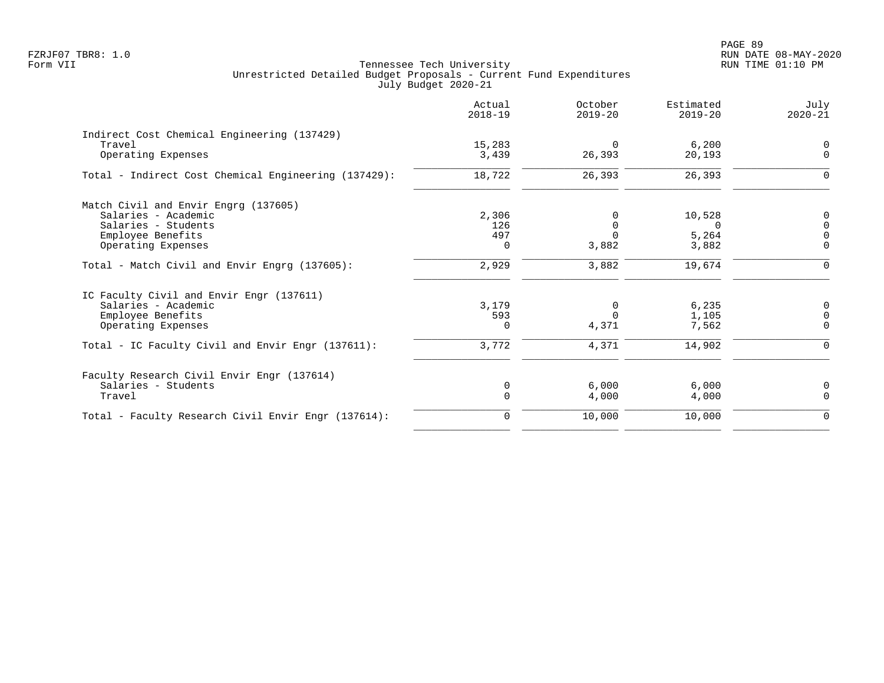Tennessee Tech University
Unrestricted Detailed Budget Proposals - Current Fund Expenditures
July Budget 2020-21

| | Actual 2018-19 | October 2019-20 | Estimated 2019-20 | July 2020-21 |
|---|---|---|---|---|
| **Indirect Cost Chemical Engineering (137429)** | | | | |
| Travel | 15,283 | 0 | 6,200 | 0 |
| Operating Expenses | 3,439 | 26,393 | 20,193 | 0 |
| Total - Indirect Cost Chemical Engineering (137429): | 18,722 | 26,393 | 26,393 | 0 |
| **Match Civil and Envir Engrg (137605)** | | | | |
| Salaries - Academic | 2,306 | 0 | 10,528 | 0 |
| Salaries - Students | 126 | 0 | 0 | 0 |
| Employee Benefits | 497 | 0 | 5,264 | 0 |
| Operating Expenses | 0 | 3,882 | 3,882 | 0 |
| Total - Match Civil and Envir Engrg (137605): | 2,929 | 3,882 | 19,674 | 0 |
| **IC Faculty Civil and Envir Engr (137611)** | | | | |
| Salaries - Academic | 3,179 | 0 | 6,235 | 0 |
| Employee Benefits | 593 | 0 | 1,105 | 0 |
| Operating Expenses | 0 | 4,371 | 7,562 | 0 |
| Total - IC Faculty Civil and Envir Engr (137611): | 3,772 | 4,371 | 14,902 | 0 |
| **Faculty Research Civil Envir Engr (137614)** | | | | |
| Salaries - Students | 0 | 6,000 | 6,000 | 0 |
| Travel | 0 | 4,000 | 4,000 | 0 |
| Total - Faculty Research Civil Envir Engr (137614): | 0 | 10,000 | 10,000 | 0 |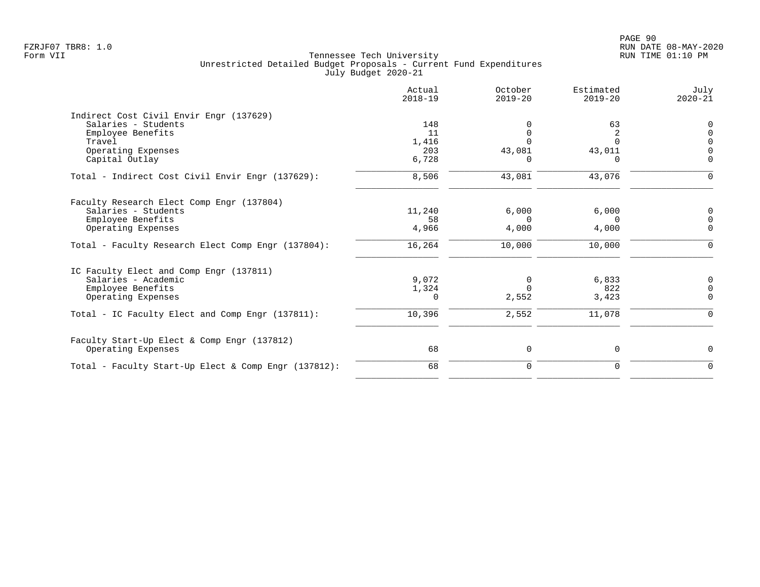FZRJF07 TBR8: 1.0
Form VII

Tennessee Tech University
Unrestricted Detailed Budget Proposals - Current Fund Expenditures
July Budget 2020-21

|  | Actual 2018-19 | October 2019-20 | Estimated 2019-20 | July 2020-21 |
|---|---|---|---|---|
| Indirect Cost Civil Envir Engr (137629) |  |  |  |  |
| Salaries - Students | 148 | 0 | 63 | 0 |
| Employee Benefits | 11 | 0 | 2 | 0 |
| Travel | 1,416 | 0 | 0 | 0 |
| Operating Expenses | 203 | 43,081 | 43,011 | 0 |
| Capital Outlay | 6,728 | 0 | 0 | 0 |
| Total - Indirect Cost Civil Envir Engr (137629): | 8,506 | 43,081 | 43,076 | 0 |
| Faculty Research Elect Comp Engr (137804) |  |  |  |  |
| Salaries - Students | 11,240 | 6,000 | 6,000 | 0 |
| Employee Benefits | 58 | 0 | 0 | 0 |
| Operating Expenses | 4,966 | 4,000 | 4,000 | 0 |
| Total - Faculty Research Elect Comp Engr (137804): | 16,264 | 10,000 | 10,000 | 0 |
| IC Faculty Elect and Comp Engr (137811) |  |  |  |  |
| Salaries - Academic | 9,072 | 0 | 6,833 | 0 |
| Employee Benefits | 1,324 | 0 | 822 | 0 |
| Operating Expenses | 0 | 2,552 | 3,423 | 0 |
| Total - IC Faculty Elect and Comp Engr (137811): | 10,396 | 2,552 | 11,078 | 0 |
| Faculty Start-Up Elect & Comp Engr (137812) |  |  |  |  |
| Operating Expenses | 68 | 0 | 0 | 0 |
| Total - Faculty Start-Up Elect & Comp Engr (137812): | 68 | 0 | 0 | 0 |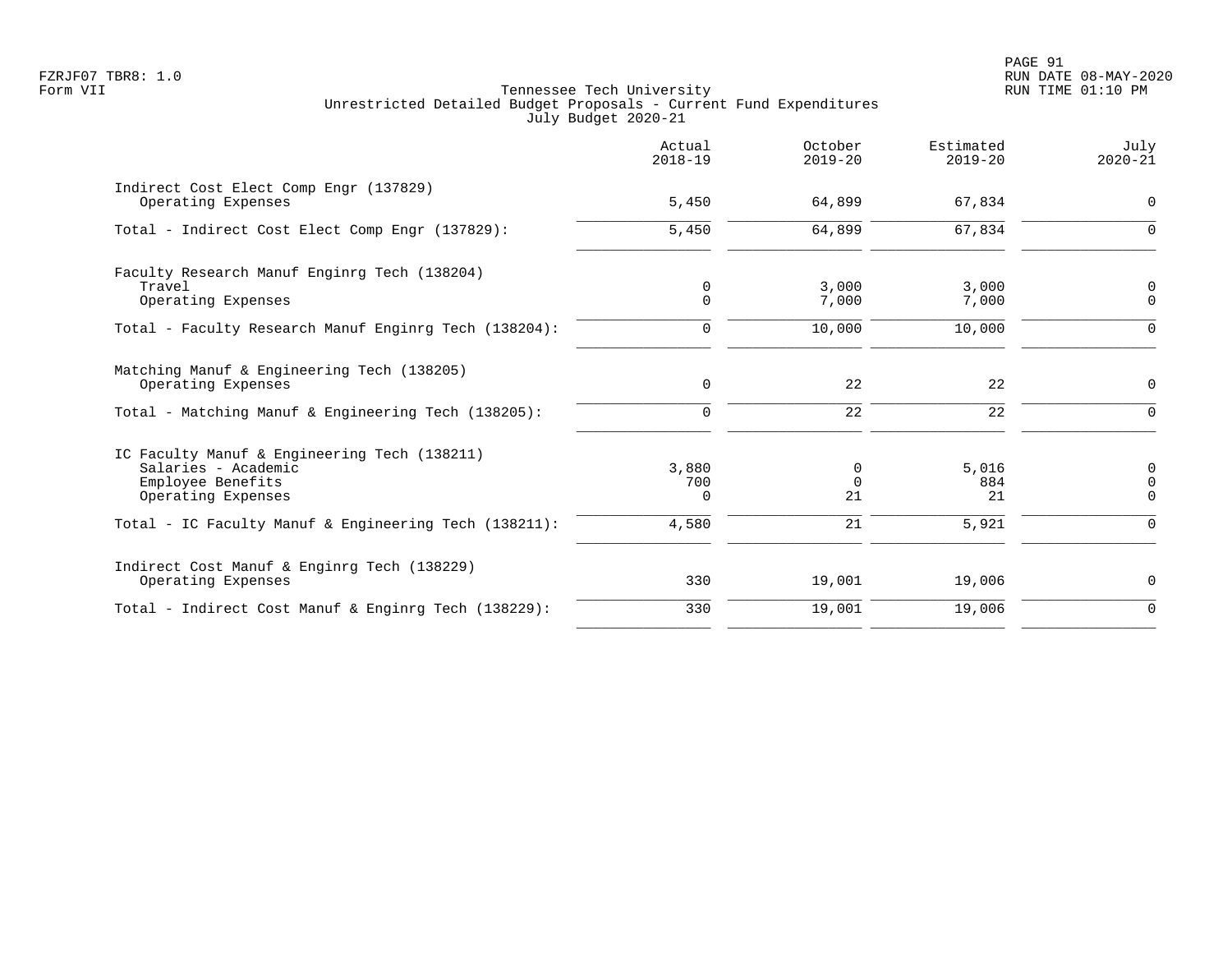Tennessee Tech University
Unrestricted Detailed Budget Proposals - Current Fund Expenditures
July Budget 2020-21

| | Actual 2018-19 | October 2019-20 | Estimated 2019-20 | July 2020-21 |
|---|---|---|---|---|
| Indirect Cost Elect Comp Engr (137829) | | | | |
| Operating Expenses | 5,450 | 64,899 | 67,834 | 0 |
| Total - Indirect Cost Elect Comp Engr (137829): | 5,450 | 64,899 | 67,834 | 0 |
| Faculty Research Manuf Enginrg Tech (138204) | | | | |
| Travel | 0 | 3,000 | 3,000 | 0 |
| Operating Expenses | 0 | 7,000 | 7,000 | 0 |
| Total - Faculty Research Manuf Enginrg Tech (138204): | 0 | 10,000 | 10,000 | 0 |
| Matching Manuf & Engineering Tech (138205) | | | | |
| Operating Expenses | 0 | 22 | 22 | 0 |
| Total - Matching Manuf & Engineering Tech (138205): | 0 | 22 | 22 | 0 |
| IC Faculty Manuf & Engineering Tech (138211) | | | | |
| Salaries - Academic | 3,880 | 0 | 5,016 | 0 |
| Employee Benefits | 700 | 0 | 884 | 0 |
| Operating Expenses | 0 | 21 | 21 | 0 |
| Total - IC Faculty Manuf & Engineering Tech (138211): | 4,580 | 21 | 5,921 | 0 |
| Indirect Cost Manuf & Enginrg Tech (138229) | | | | |
| Operating Expenses | 330 | 19,001 | 19,006 | 0 |
| Total - Indirect Cost Manuf & Enginrg Tech (138229): | 330 | 19,001 | 19,006 | 0 |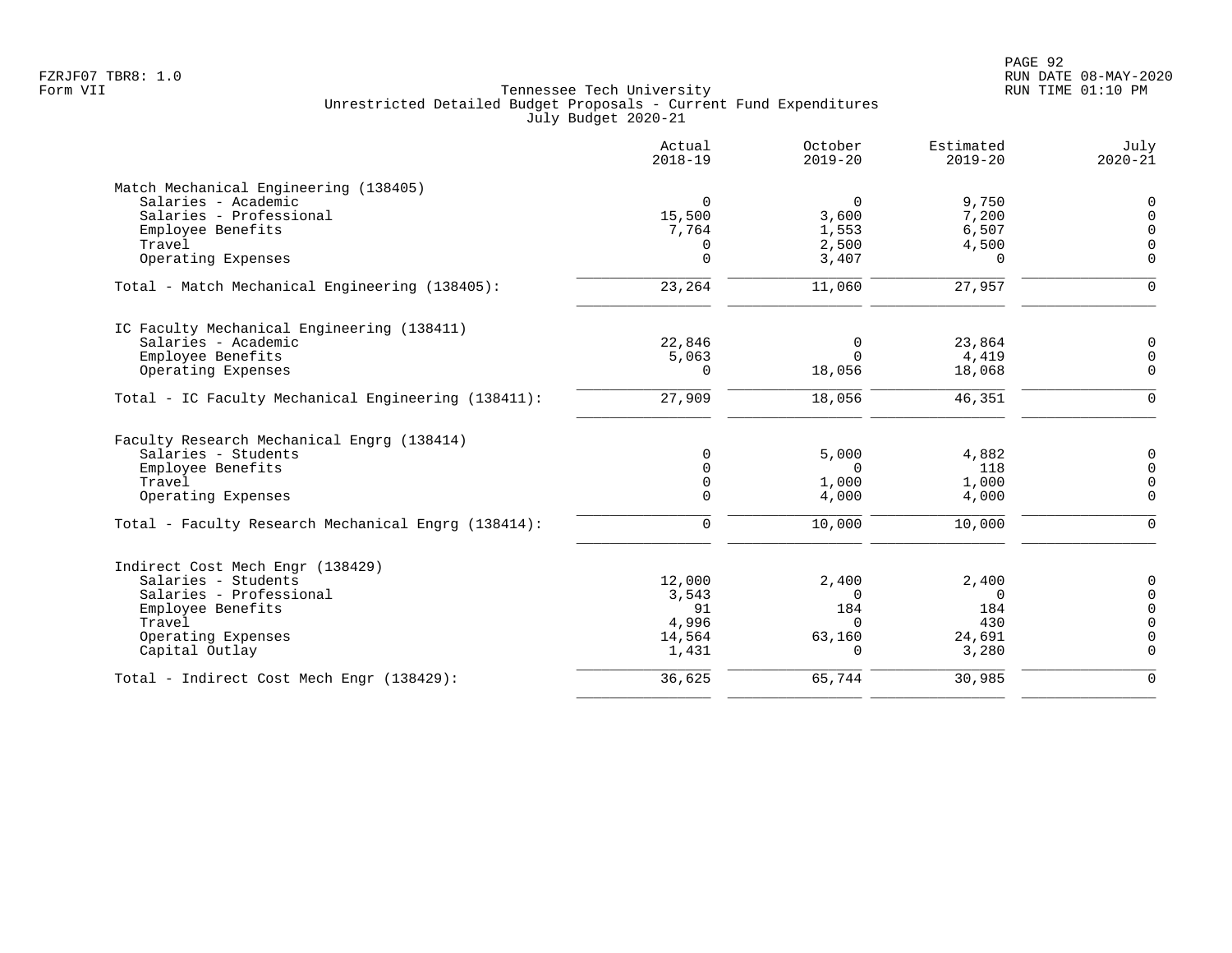Tennessee Tech University
Unrestricted Detailed Budget Proposals - Current Fund Expenditures
July Budget 2020-21

FZRJF07 TBR8: 1.0
Form VII

RUN DATE 08-MAY-2020
RUN TIME 01:10 PM

| | Actual 2018-19 | October 2019-20 | Estimated 2019-20 | July 2020-21 |
|---|---|---|---|---|
| **Match Mechanical Engineering (138405)** | | | | |
| Salaries - Academic | 0 | 0 | 9,750 | 0 |
| Salaries - Professional | 15,500 | 3,600 | 7,200 | 0 |
| Employee Benefits | 7,764 | 1,553 | 6,507 | 0 |
| Travel | 0 | 2,500 | 4,500 | 0 |
| Operating Expenses | 0 | 3,407 | 0 | 0 |
| Total - Match Mechanical Engineering (138405): | 23,264 | 11,060 | 27,957 | 0 |
| **IC Faculty Mechanical Engineering (138411)** | | | | |
| Salaries - Academic | 22,846 | 0 | 23,864 | 0 |
| Employee Benefits | 5,063 | 0 | 4,419 | 0 |
| Operating Expenses | 0 | 18,056 | 18,068 | 0 |
| Total - IC Faculty Mechanical Engineering (138411): | 27,909 | 18,056 | 46,351 | 0 |
| **Faculty Research Mechanical Engrg (138414)** | | | | |
| Salaries - Students | 0 | 5,000 | 4,882 | 0 |
| Employee Benefits | 0 | 0 | 118 | 0 |
| Travel | 0 | 1,000 | 1,000 | 0 |
| Operating Expenses | 0 | 4,000 | 4,000 | 0 |
| Total - Faculty Research Mechanical Engrg (138414): | 0 | 10,000 | 10,000 | 0 |
| **Indirect Cost Mech Engr (138429)** | | | | |
| Salaries - Students | 12,000 | 2,400 | 2,400 | 0 |
| Salaries - Professional | 3,543 | 0 | 0 | 0 |
| Employee Benefits | 91 | 184 | 184 | 0 |
| Travel | 4,996 | 0 | 430 | 0 |
| Operating Expenses | 14,564 | 63,160 | 24,691 | 0 |
| Capital Outlay | 1,431 | 0 | 3,280 | 0 |
| Total - Indirect Cost Mech Engr (138429): | 36,625 | 65,744 | 30,985 | 0 |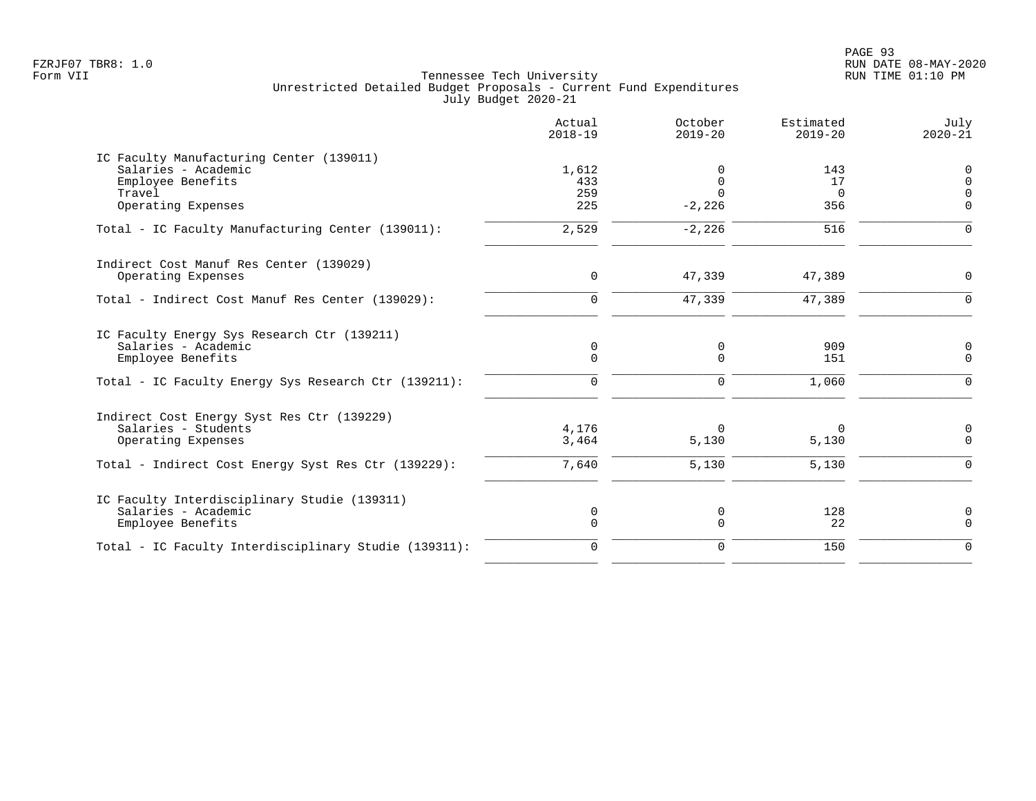Tennessee Tech University
Unrestricted Detailed Budget Proposals - Current Fund Expenditures
July Budget 2020-21

| | Actual 2018-19 | October 2019-20 | Estimated 2019-20 | July 2020-21 |
|---|---|---|---|---|
| IC Faculty Manufacturing Center (139011) | | | | |
| Salaries - Academic | 1,612 | 0 | 143 | 0 |
| Employee Benefits | 433 | 0 | 17 | 0 |
| Travel | 259 | 0 | 0 | 0 |
| Operating Expenses | 225 | -2,226 | 356 | 0 |
| Total - IC Faculty Manufacturing Center (139011): | 2,529 | -2,226 | 516 | 0 |
| Indirect Cost Manuf Res Center (139029) | | | | |
| Operating Expenses | 0 | 47,339 | 47,389 | 0 |
| Total - Indirect Cost Manuf Res Center (139029): | 0 | 47,339 | 47,389 | 0 |
| IC Faculty Energy Sys Research Ctr (139211) | | | | |
| Salaries - Academic | 0 | 0 | 909 | 0 |
| Employee Benefits | 0 | 0 | 151 | 0 |
| Total - IC Faculty Energy Sys Research Ctr (139211): | 0 | 0 | 1,060 | 0 |
| Indirect Cost Energy Syst Res Ctr (139229) | | | | |
| Salaries - Students | 4,176 | 0 | 0 | 0 |
| Operating Expenses | 3,464 | 5,130 | 5,130 | 0 |
| Total - Indirect Cost Energy Syst Res Ctr (139229): | 7,640 | 5,130 | 5,130 | 0 |
| IC Faculty Interdisciplinary Studie (139311) | | | | |
| Salaries - Academic | 0 | 0 | 128 | 0 |
| Employee Benefits | 0 | 0 | 22 | 0 |
| Total - IC Faculty Interdisciplinary Studie (139311): | 0 | 0 | 150 | 0 |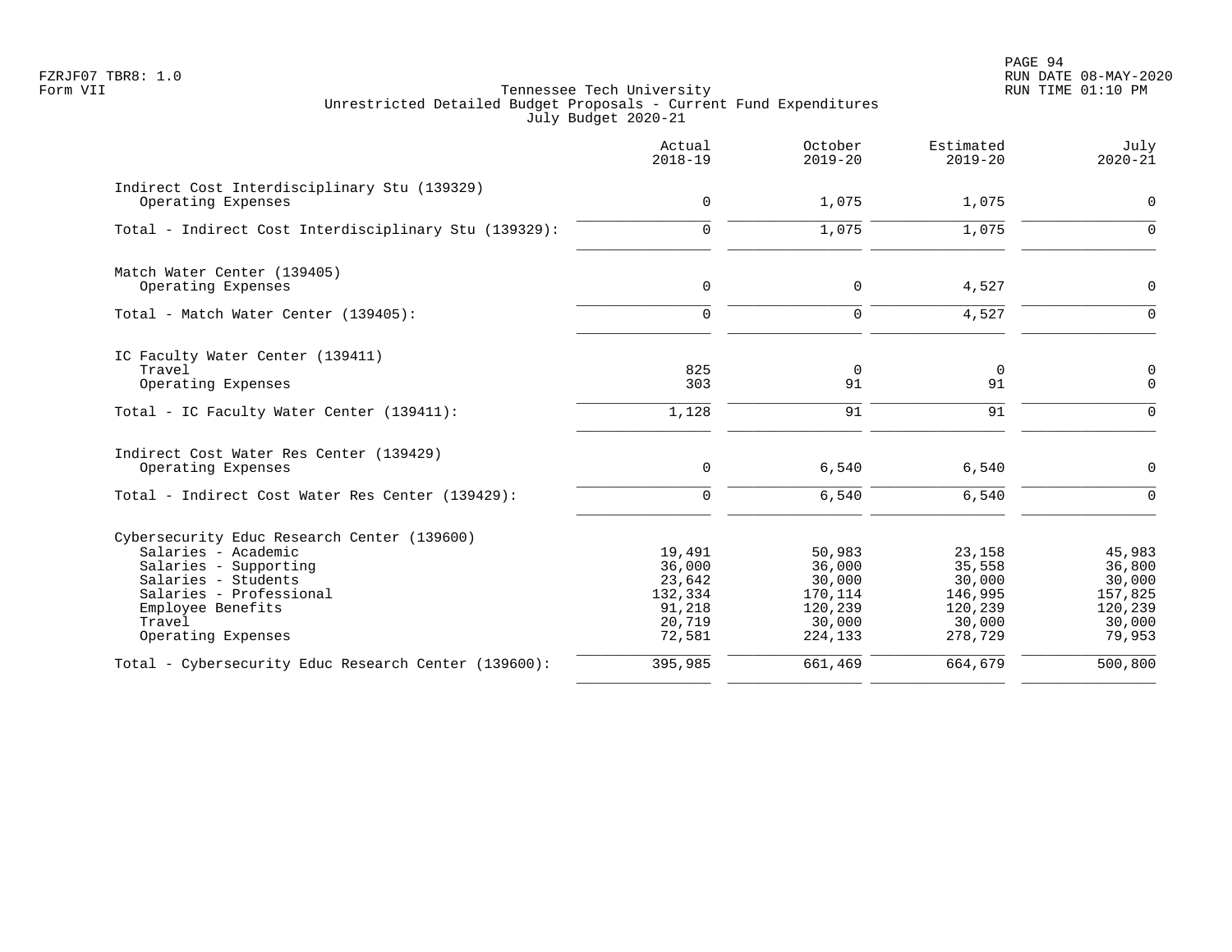Tennessee Tech University
Unrestricted Detailed Budget Proposals - Current Fund Expenditures
July Budget 2020-21

Form VII

| | Actual 2018-19 | October 2019-20 | Estimated 2019-20 | July 2020-21 |
|---|---|---|---|---|
| **Indirect Cost Interdisciplinary Stu (139329)** | | | | |
| Operating Expenses | 0 | 1,075 | 1,075 | 0 |
| Total - Indirect Cost Interdisciplinary Stu (139329): | 0 | 1,075 | 1,075 | 0 |
| **Match Water Center (139405)** | | | | |
| Operating Expenses | 0 | 0 | 4,527 | 0 |
| Total - Match Water Center (139405): | 0 | 0 | 4,527 | 0 |
| **IC Faculty Water Center (139411)** | | | | |
| Travel | 825 | 0 | 0 | 0 |
| Operating Expenses | 303 | 91 | 91 | 0 |
| Total - IC Faculty Water Center (139411): | 1,128 | 91 | 91 | 0 |
| **Indirect Cost Water Res Center (139429)** | | | | |
| Operating Expenses | 0 | 6,540 | 6,540 | 0 |
| Total - Indirect Cost Water Res Center (139429): | 0 | 6,540 | 6,540 | 0 |
| **Cybersecurity Educ Research Center (139600)** | | | | |
| Salaries - Academic | 19,491 | 50,983 | 23,158 | 45,983 |
| Salaries - Supporting | 36,000 | 36,000 | 35,558 | 36,800 |
| Salaries - Students | 23,642 | 30,000 | 30,000 | 30,000 |
| Salaries - Professional | 132,334 | 170,114 | 146,995 | 157,825 |
| Employee Benefits | 91,218 | 120,239 | 120,239 | 120,239 |
| Travel | 20,719 | 30,000 | 30,000 | 30,000 |
| Operating Expenses | 72,581 | 224,133 | 278,729 | 79,953 |
| Total - Cybersecurity Educ Research Center (139600): | 395,985 | 661,469 | 664,679 | 500,800 |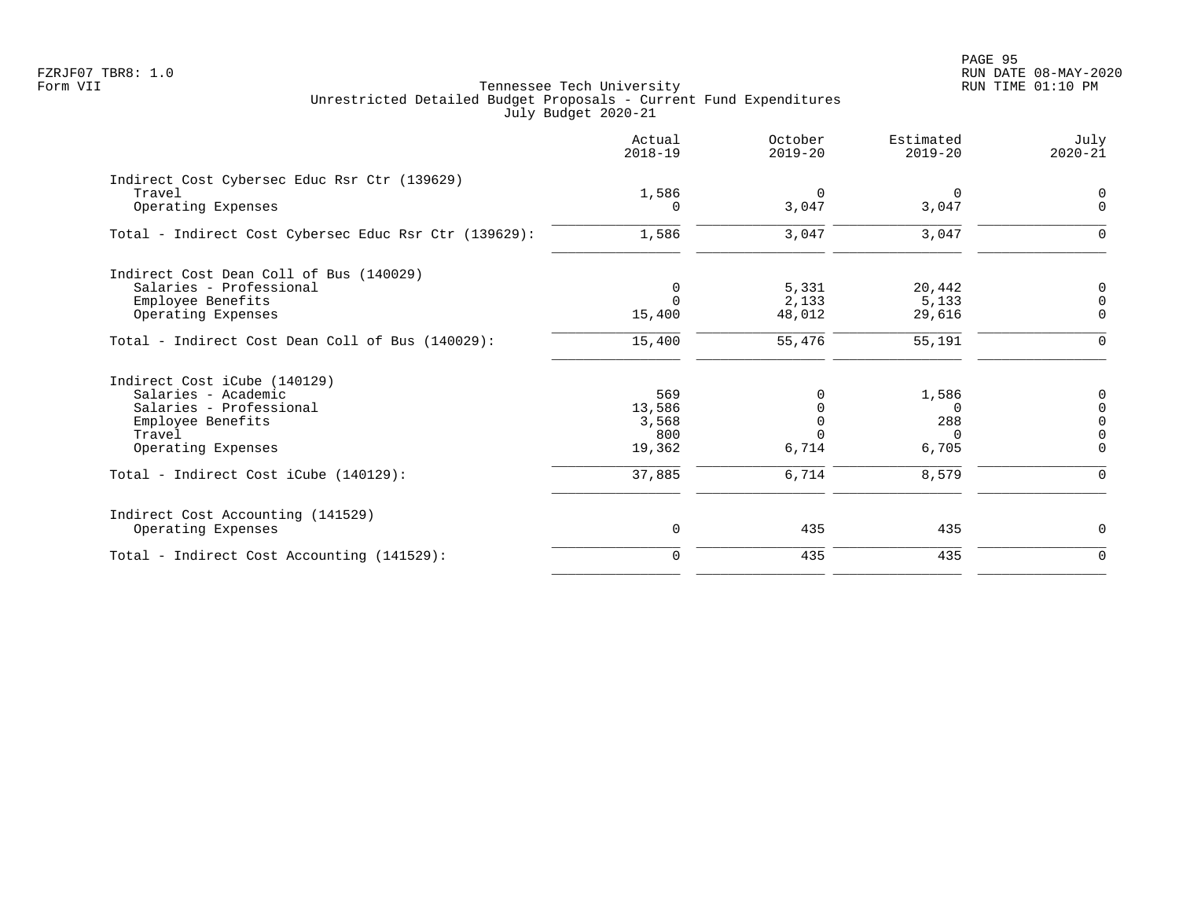FZRJF07 TBR8: 1.0
Form VII

Tennessee Tech University
Unrestricted Detailed Budget Proposals - Current Fund Expenditures
July Budget 2020-21

RUN DATE 08-MAY-2020
RUN TIME 01:10 PM

| | Actual 2018-19 | October 2019-20 | Estimated 2019-20 | July 2020-21 |
|---|---|---|---|---|
| **Indirect Cost Cybersec Educ Rsr Ctr (139629)** | | | | |
| Travel | 1,586 | 0 | 0 | 0 |
| Operating Expenses | 0 | 3,047 | 3,047 | 0 |
| Total - Indirect Cost Cybersec Educ Rsr Ctr (139629): | 1,586 | 3,047 | 3,047 | 0 |
| **Indirect Cost Dean Coll of Bus (140029)** | | | | |
| Salaries - Professional | 0 | 5,331 | 20,442 | 0 |
| Employee Benefits | 0 | 2,133 | 5,133 | 0 |
| Operating Expenses | 15,400 | 48,012 | 29,616 | 0 |
| Total - Indirect Cost Dean Coll of Bus (140029): | 15,400 | 55,476 | 55,191 | 0 |
| **Indirect Cost iCube (140129)** | | | | |
| Salaries - Academic | 569 | 0 | 1,586 | 0 |
| Salaries - Professional | 13,586 | 0 | 0 | 0 |
| Employee Benefits | 3,568 | 0 | 288 | 0 |
| Travel | 800 | 0 | 0 | 0 |
| Operating Expenses | 19,362 | 6,714 | 6,705 | 0 |
| Total - Indirect Cost iCube (140129): | 37,885 | 6,714 | 8,579 | 0 |
| **Indirect Cost Accounting (141529)** | | | | |
| Operating Expenses | 0 | 435 | 435 | 0 |
| Total - Indirect Cost Accounting (141529): | 0 | 435 | 435 | 0 |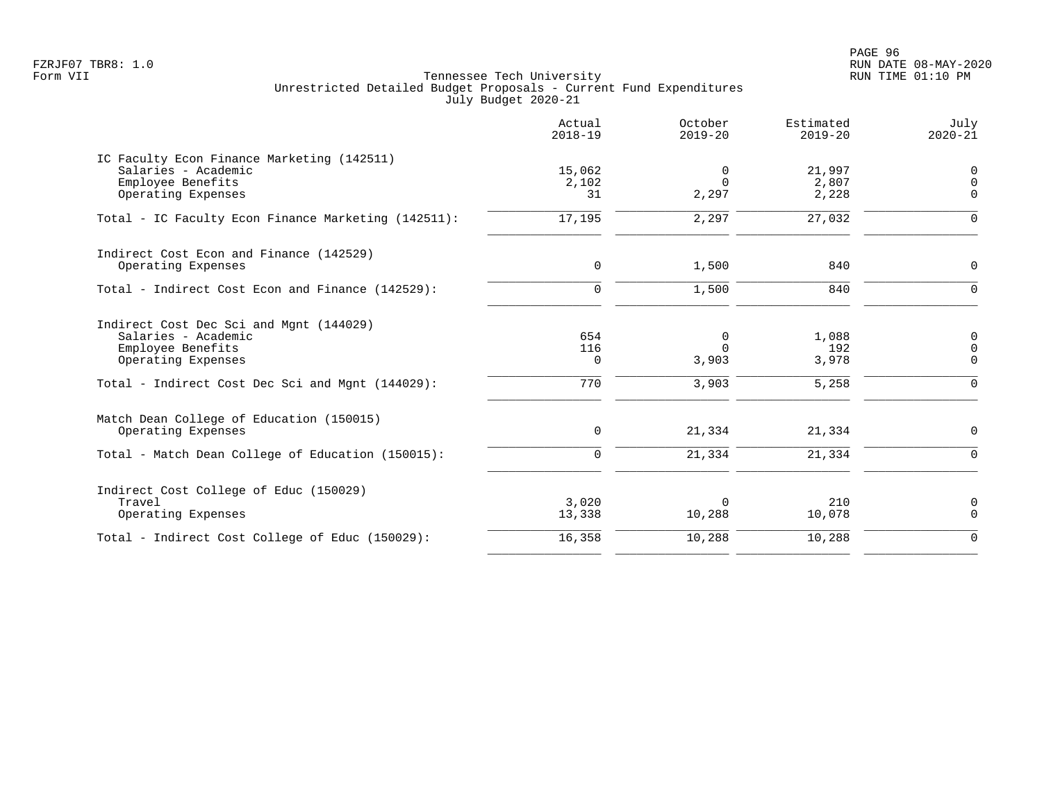Tennessee Tech University
Unrestricted Detailed Budget Proposals - Current Fund Expenditures
July Budget 2020-21

FZRJF07 TBR8: 1.0
Form VII

RUN DATE 08-MAY-2020
RUN TIME 01:10 PM

| | Actual 2018-19 | October 2019-20 | Estimated 2019-20 | July 2020-21 |
|---|---:|---:|---:|---:|
| **IC Faculty Econ Finance Marketing (142511)** | | | | |
| Salaries - Academic | 15,062 | 0 | 21,997 | 0 |
| Employee Benefits | 2,102 | 0 | 2,807 | 0 |
| Operating Expenses | 31 | 2,297 | 2,228 | 0 |
| Total - IC Faculty Econ Finance Marketing (142511): | 17,195 | 2,297 | 27,032 | 0 |
| **Indirect Cost Econ and Finance (142529)** | | | | |
| Operating Expenses | 0 | 1,500 | 840 | 0 |
| Total - Indirect Cost Econ and Finance (142529): | 0 | 1,500 | 840 | 0 |
| **Indirect Cost Dec Sci and Mgnt (144029)** | | | | |
| Salaries - Academic | 654 | 0 | 1,088 | 0 |
| Employee Benefits | 116 | 0 | 192 | 0 |
| Operating Expenses | 0 | 3,903 | 3,978 | 0 |
| Total - Indirect Cost Dec Sci and Mgnt (144029): | 770 | 3,903 | 5,258 | 0 |
| **Match Dean College of Education (150015)** | | | | |
| Operating Expenses | 0 | 21,334 | 21,334 | 0 |
| Total - Match Dean College of Education (150015): | 0 | 21,334 | 21,334 | 0 |
| **Indirect Cost College of Educ (150029)** | | | | |
| Travel | 3,020 | 0 | 210 | 0 |
| Operating Expenses | 13,338 | 10,288 | 10,078 | 0 |
| Total - Indirect Cost College of Educ (150029): | 16,358 | 10,288 | 10,288 | 0 |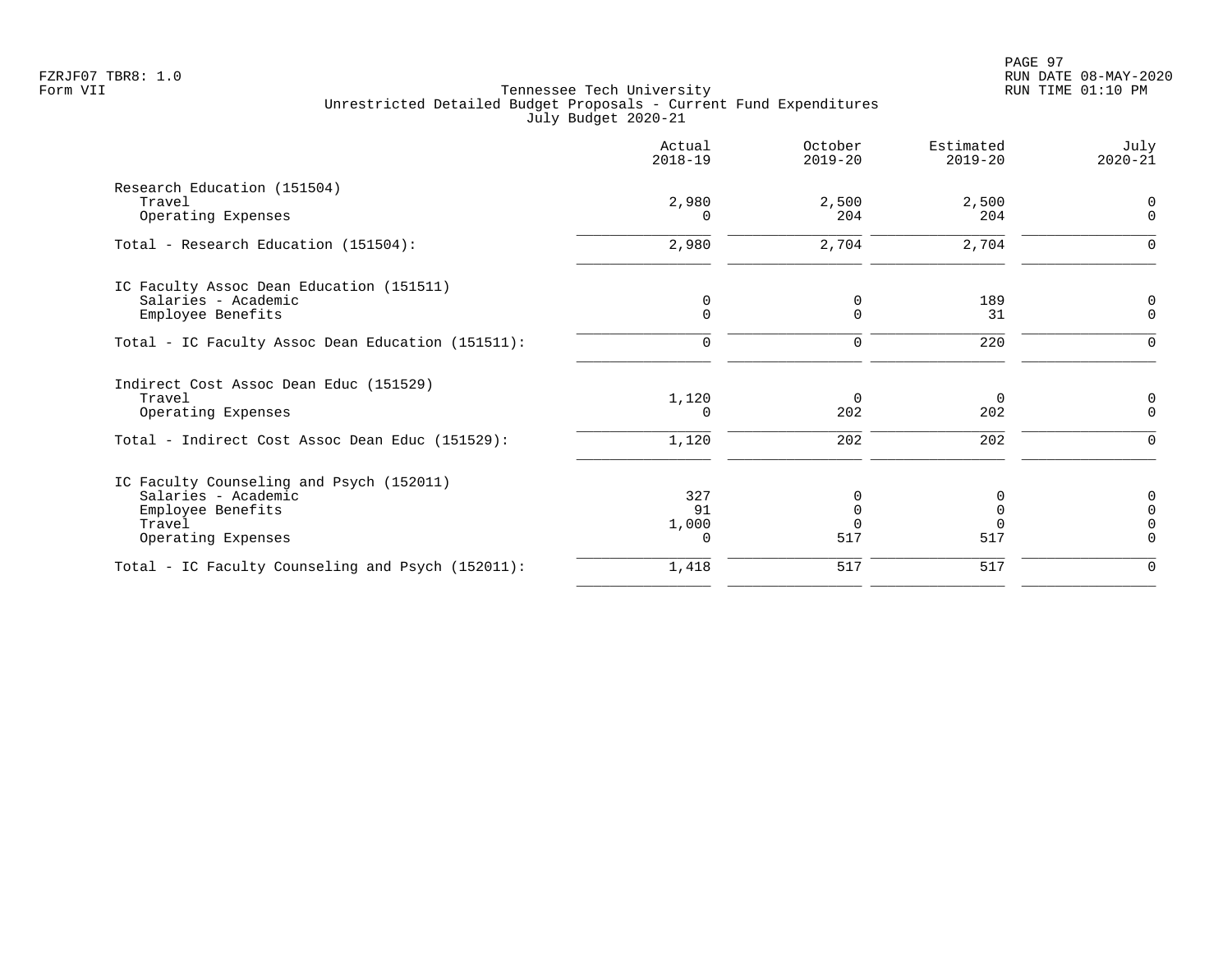Tennessee Tech University
Unrestricted Detailed Budget Proposals - Current Fund Expenditures
July Budget 2020-21

| | Actual 2018-19 | October 2019-20 | Estimated 2019-20 | July 2020-21 |
|---|---|---|---|---|
| **Research Education (151504)** | | | | |
| Travel | 2,980 | 2,500 | 2,500 | 0 |
| Operating Expenses | 0 | 204 | 204 | 0 |
| Total - Research Education (151504): | 2,980 | 2,704 | 2,704 | 0 |
| **IC Faculty Assoc Dean Education (151511)** | | | | |
| Salaries - Academic | 0 | 0 | 189 | 0 |
| Employee Benefits | 0 | 0 | 31 | 0 |
| Total - IC Faculty Assoc Dean Education (151511): | 0 | 0 | 220 | 0 |
| **Indirect Cost Assoc Dean Educ (151529)** | | | | |
| Travel | 1,120 | 0 | 0 | 0 |
| Operating Expenses | 0 | 202 | 202 | 0 |
| Total - Indirect Cost Assoc Dean Educ (151529): | 1,120 | 202 | 202 | 0 |
| **IC Faculty Counseling and Psych (152011)** | | | | |
| Salaries - Academic | 327 | 0 | 0 | 0 |
| Employee Benefits | 91 | 0 | 0 | 0 |
| Travel | 1,000 | 0 | 0 | 0 |
| Operating Expenses | 0 | 517 | 517 | 0 |
| Total - IC Faculty Counseling and Psych (152011): | 1,418 | 517 | 517 | 0 |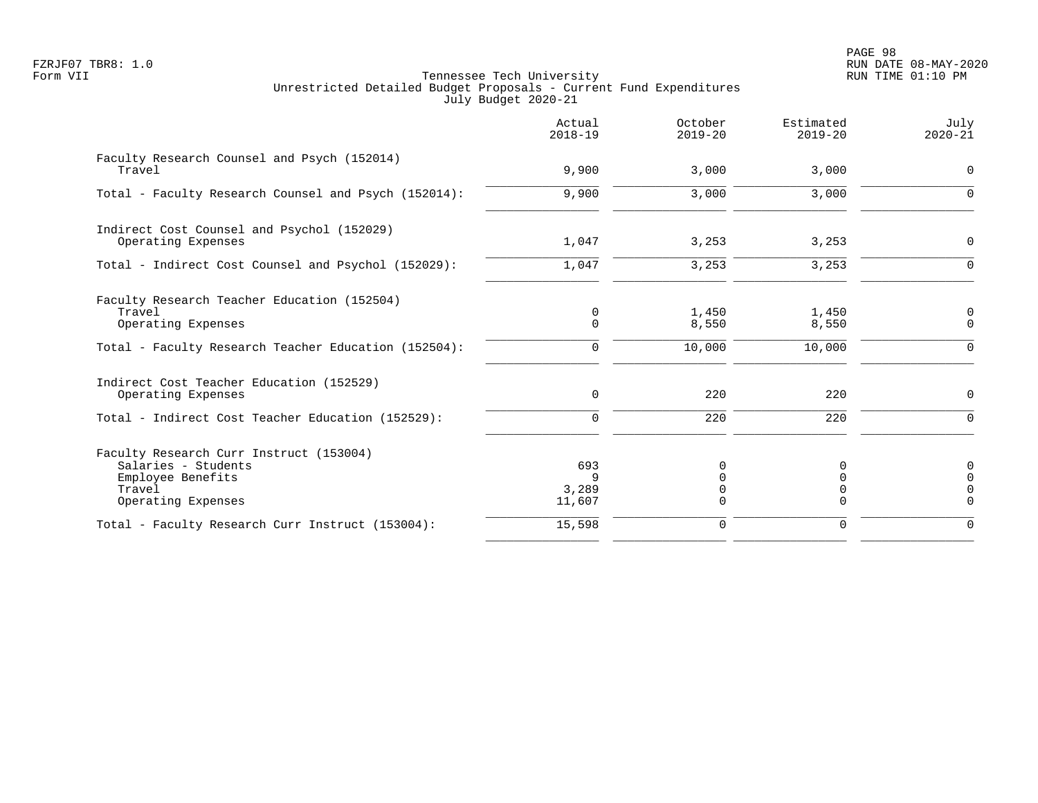Tennessee Tech University
Unrestricted Detailed Budget Proposals - Current Fund Expenditures
July Budget 2020-21

| | Actual 2018-19 | October 2019-20 | Estimated 2019-20 | July 2020-21 |
|---|---|---|---|---|
| Faculty Research Counsel and Psych (152014) | | | | |
| Travel | 9,900 | 3,000 | 3,000 | 0 |
| Total - Faculty Research Counsel and Psych (152014): | 9,900 | 3,000 | 3,000 | 0 |
| Indirect Cost Counsel and Psychol (152029) | | | | |
| Operating Expenses | 1,047 | 3,253 | 3,253 | 0 |
| Total - Indirect Cost Counsel and Psychol (152029): | 1,047 | 3,253 | 3,253 | 0 |
| Faculty Research Teacher Education (152504) | | | | |
| Travel | 0 | 1,450 | 1,450 | 0 |
| Operating Expenses | 0 | 8,550 | 8,550 | 0 |
| Total - Faculty Research Teacher Education (152504): | 0 | 10,000 | 10,000 | 0 |
| Indirect Cost Teacher Education (152529) | | | | |
| Operating Expenses | 0 | 220 | 220 | 0 |
| Total - Indirect Cost Teacher Education (152529): | 0 | 220 | 220 | 0 |
| Faculty Research Curr Instruct (153004) | | | | |
| Salaries - Students | 693 | 0 | 0 | 0 |
| Employee Benefits | 9 | 0 | 0 | 0 |
| Travel | 3,289 | 0 | 0 | 0 |
| Operating Expenses | 11,607 | 0 | 0 | 0 |
| Total - Faculty Research Curr Instruct (153004): | 15,598 | 0 | 0 | 0 |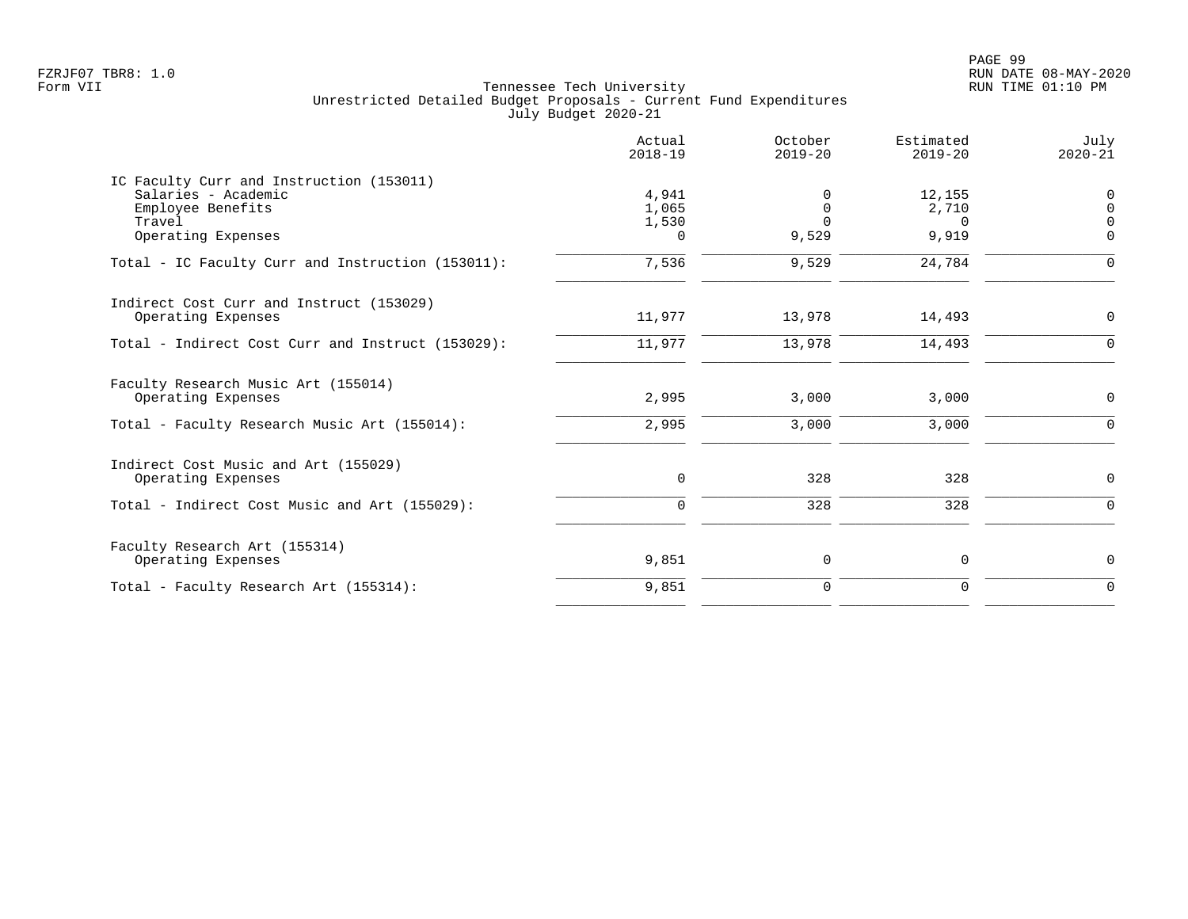FZRJF07 TBR8: 1.0
Form VII

Tennessee Tech University
Unrestricted Detailed Budget Proposals - Current Fund Expenditures
July Budget 2020-21

RUN DATE 08-MAY-2020
RUN TIME 01:10 PM

| | Actual 2018-19 | October 2019-20 | Estimated 2019-20 | July 2020-21 |
|---|---|---|---|---|
| IC Faculty Curr and Instruction (153011) | | | | |
| Salaries - Academic | 4,941 | 0 | 12,155 | 0 |
| Employee Benefits | 1,065 | 0 | 2,710 | 0 |
| Travel | 1,530 | 0 | 0 | 0 |
| Operating Expenses | 0 | 9,529 | 9,919 | 0 |
| Total - IC Faculty Curr and Instruction (153011): | 7,536 | 9,529 | 24,784 | 0 |
| Indirect Cost Curr and Instruct (153029) | | | | |
| Operating Expenses | 11,977 | 13,978 | 14,493 | 0 |
| Total - Indirect Cost Curr and Instruct (153029): | 11,977 | 13,978 | 14,493 | 0 |
| Faculty Research Music Art (155014) | | | | |
| Operating Expenses | 2,995 | 3,000 | 3,000 | 0 |
| Total - Faculty Research Music Art (155014): | 2,995 | 3,000 | 3,000 | 0 |
| Indirect Cost Music and Art (155029) | | | | |
| Operating Expenses | 0 | 328 | 328 | 0 |
| Total - Indirect Cost Music and Art (155029): | 0 | 328 | 328 | 0 |
| Faculty Research Art (155314) | | | | |
| Operating Expenses | 9,851 | 0 | 0 | 0 |
| Total - Faculty Research Art (155314): | 9,851 | 0 | 0 | 0 |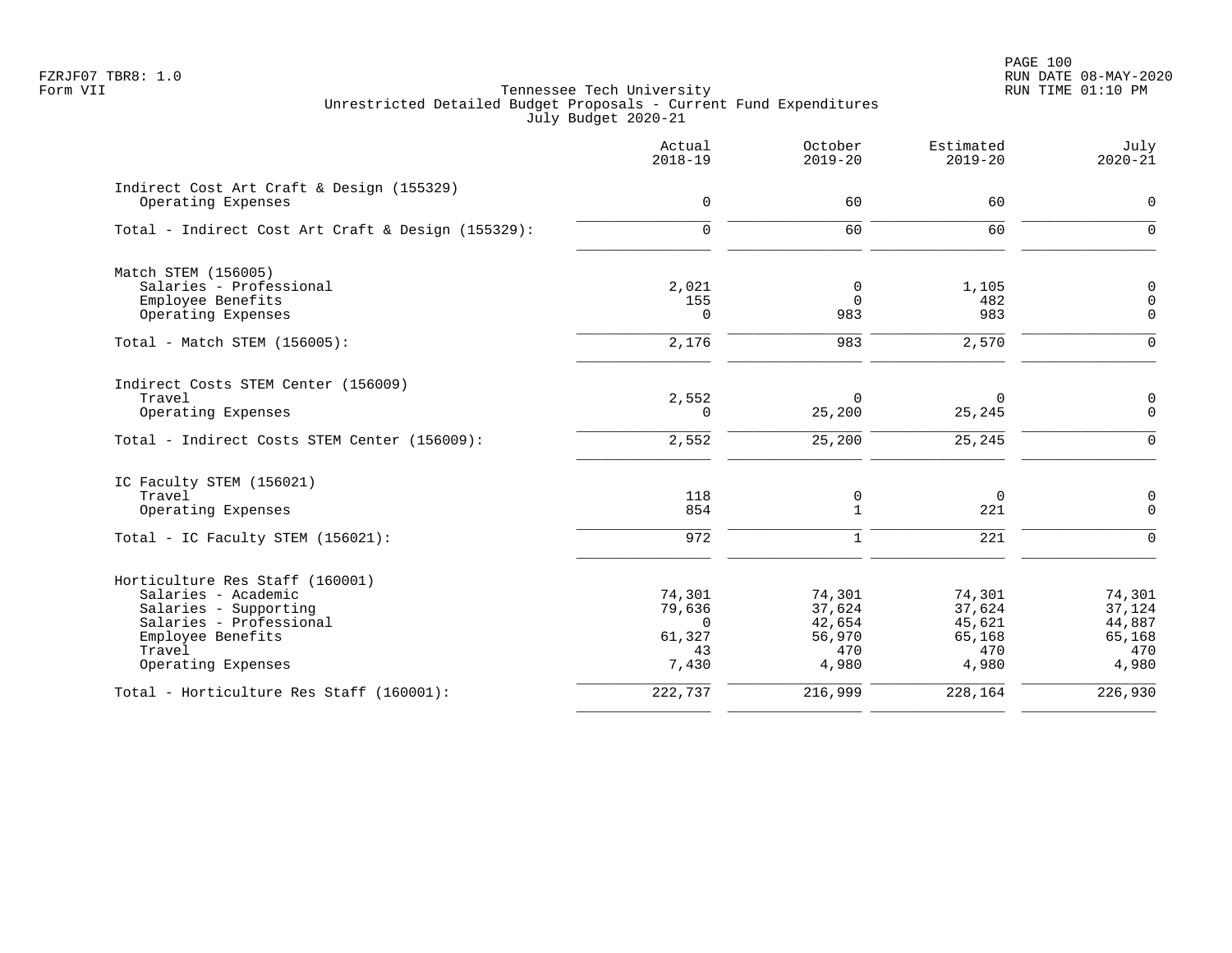Tennessee Tech University
Unrestricted Detailed Budget Proposals - Current Fund Expenditures
July Budget 2020-21

| | Actual 2018-19 | October 2019-20 | Estimated 2019-20 | July 2020-21 |
|---|---|---|---|---|
| **Indirect Cost Art Craft & Design (155329)** | | | | |
| Operating Expenses | 0 | 60 | 60 | 0 |
| Total - Indirect Cost Art Craft & Design (155329): | 0 | 60 | 60 | 0 |
| **Match STEM (156005)** | | | | |
| Salaries - Professional | 2,021 | 0 | 1,105 | 0 |
| Employee Benefits | 155 | 0 | 482 | 0 |
| Operating Expenses | 0 | 983 | 983 | 0 |
| Total - Match STEM (156005): | 2,176 | 983 | 2,570 | 0 |
| **Indirect Costs STEM Center (156009)** | | | | |
| Travel | 2,552 | 0 | 0 | 0 |
| Operating Expenses | 0 | 25,200 | 25,245 | 0 |
| Total - Indirect Costs STEM Center (156009): | 2,552 | 25,200 | 25,245 | 0 |
| **IC Faculty STEM (156021)** | | | | |
| Travel | 118 | 0 | 0 | 0 |
| Operating Expenses | 854 | 1 | 221 | 0 |
| Total - IC Faculty STEM (156021): | 972 | 1 | 221 | 0 |
| **Horticulture Res Staff (160001)** | | | | |
| Salaries - Academic | 74,301 | 74,301 | 74,301 | 74,301 |
| Salaries - Supporting | 79,636 | 37,624 | 37,624 | 37,124 |
| Salaries - Professional | 0 | 42,654 | 45,621 | 44,887 |
| Employee Benefits | 61,327 | 56,970 | 65,168 | 65,168 |
| Travel | 43 | 470 | 470 | 470 |
| Operating Expenses | 7,430 | 4,980 | 4,980 | 4,980 |
| Total - Horticulture Res Staff (160001): | 222,737 | 216,999 | 228,164 | 226,930 |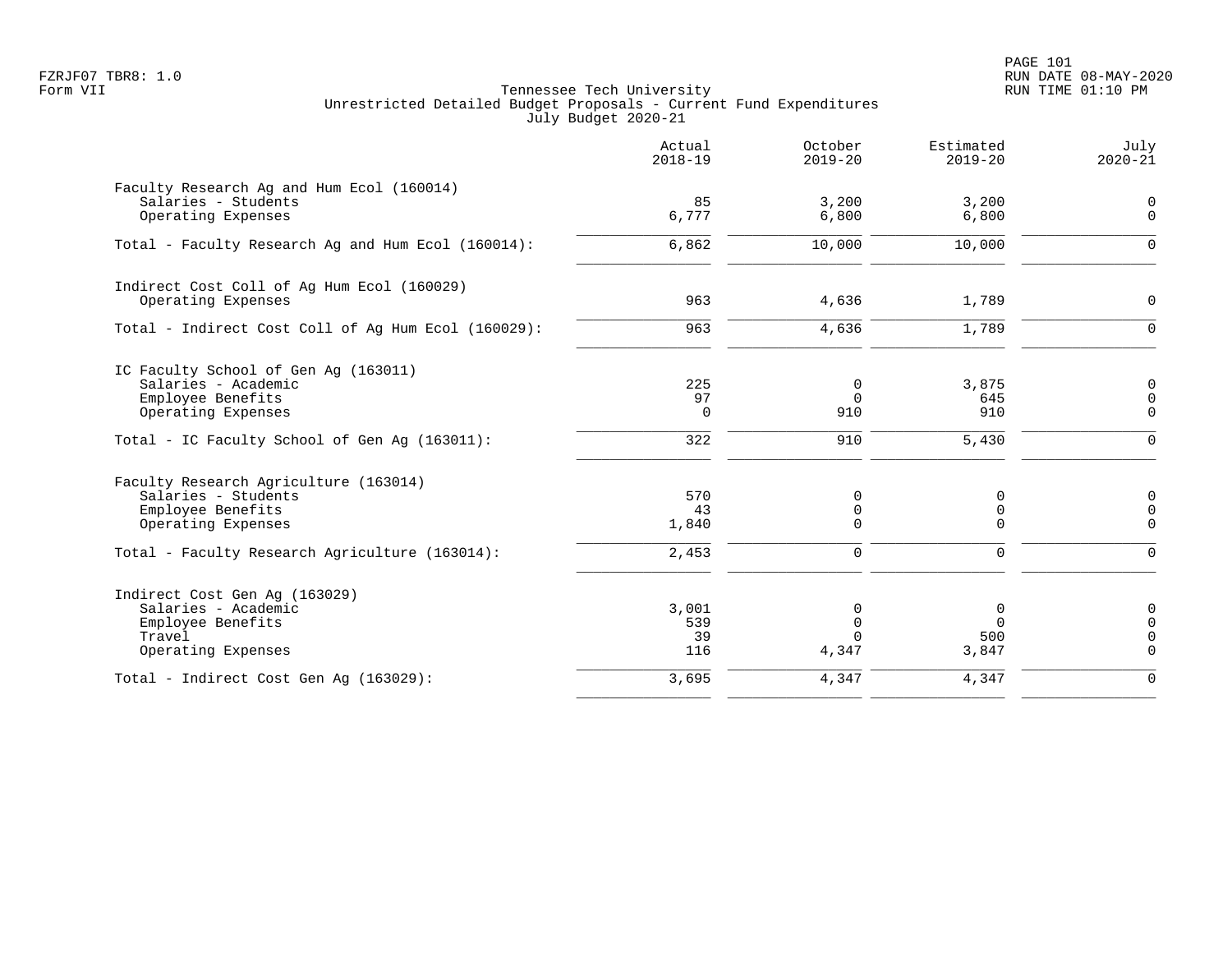Tennessee Tech University
Unrestricted Detailed Budget Proposals - Current Fund Expenditures
July Budget 2020-21

| | Actual 2018-19 | October 2019-20 | Estimated 2019-20 | July 2020-21 |
|---|---|---|---|---|
| Faculty Research Ag and Hum Ecol (160014) | | | | |
| Salaries - Students | 85 | 3,200 | 3,200 | 0 |
| Operating Expenses | 6,777 | 6,800 | 6,800 | 0 |
| Total - Faculty Research Ag and Hum Ecol (160014): | 6,862 | 10,000 | 10,000 | 0 |
| Indirect Cost Coll of Ag Hum Ecol (160029) | | | | |
| Operating Expenses | 963 | 4,636 | 1,789 | 0 |
| Total - Indirect Cost Coll of Ag Hum Ecol (160029): | 963 | 4,636 | 1,789 | 0 |
| IC Faculty School of Gen Ag (163011) | | | | |
| Salaries - Academic | 225 | 0 | 3,875 | 0 |
| Employee Benefits | 97 | 0 | 645 | 0 |
| Operating Expenses | 0 | 910 | 910 | 0 |
| Total - IC Faculty School of Gen Ag (163011): | 322 | 910 | 5,430 | 0 |
| Faculty Research Agriculture (163014) | | | | |
| Salaries - Students | 570 | 0 | 0 | 0 |
| Employee Benefits | 43 | 0 | 0 | 0 |
| Operating Expenses | 1,840 | 0 | 0 | 0 |
| Total - Faculty Research Agriculture (163014): | 2,453 | 0 | 0 | 0 |
| Indirect Cost Gen Ag (163029) | | | | |
| Salaries - Academic | 3,001 | 0 | 0 | 0 |
| Employee Benefits | 539 | 0 | 0 | 0 |
| Travel | 39 | 0 | 500 | 0 |
| Operating Expenses | 116 | 4,347 | 3,847 | 0 |
| Total - Indirect Cost Gen Ag (163029): | 3,695 | 4,347 | 4,347 | 0 |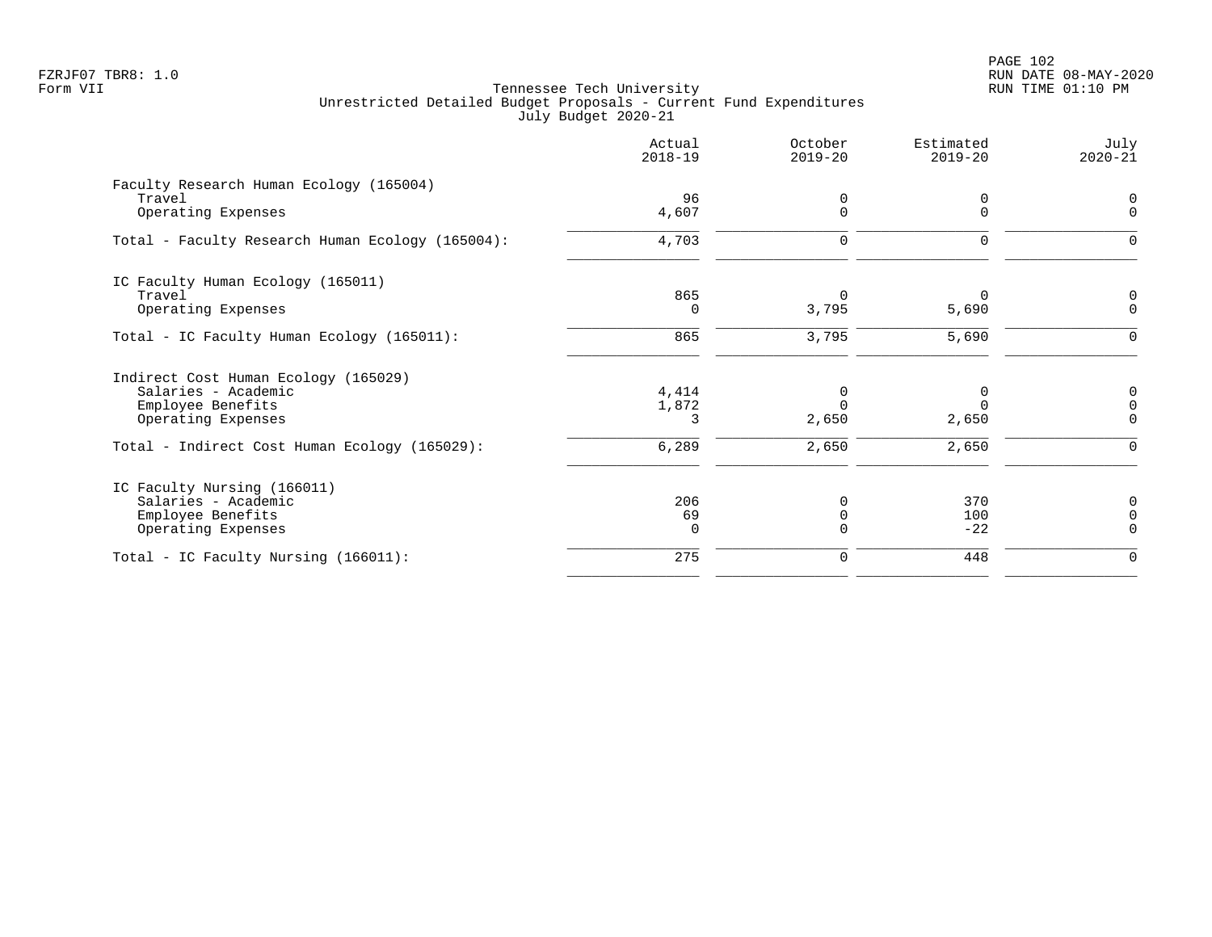Tennessee Tech University
Unrestricted Detailed Budget Proposals - Current Fund Expenditures
July Budget 2020-21

FZRJF07 TBR8: 1.0
Form VII

RUN DATE 08-MAY-2020
RUN TIME 01:10 PM

| | Actual 2018-19 | October 2019-20 | Estimated 2019-20 | July 2020-21 |
|---|---|---|---|---|
| **Faculty Research Human Ecology (165004)** | | | | |
| Travel | 96 | 0 | 0 | 0 |
| Operating Expenses | 4,607 | 0 | 0 | 0 |
| Total - Faculty Research Human Ecology (165004): | 4,703 | 0 | 0 | 0 |
| **IC Faculty Human Ecology (165011)** | | | | |
| Travel | 865 | 0 | 0 | 0 |
| Operating Expenses | 0 | 3,795 | 5,690 | 0 |
| Total - IC Faculty Human Ecology (165011): | 865 | 3,795 | 5,690 | 0 |
| **Indirect Cost Human Ecology (165029)** | | | | |
| Salaries - Academic | 4,414 | 0 | 0 | 0 |
| Employee Benefits | 1,872 | 0 | 0 | 0 |
| Operating Expenses | 3 | 2,650 | 2,650 | 0 |
| Total - Indirect Cost Human Ecology (165029): | 6,289 | 2,650 | 2,650 | 0 |
| **IC Faculty Nursing (166011)** | | | | |
| Salaries - Academic | 206 | 0 | 370 | 0 |
| Employee Benefits | 69 | 0 | 100 | 0 |
| Operating Expenses | 0 | 0 | -22 | 0 |
| Total - IC Faculty Nursing (166011): | 275 | 0 | 448 | 0 |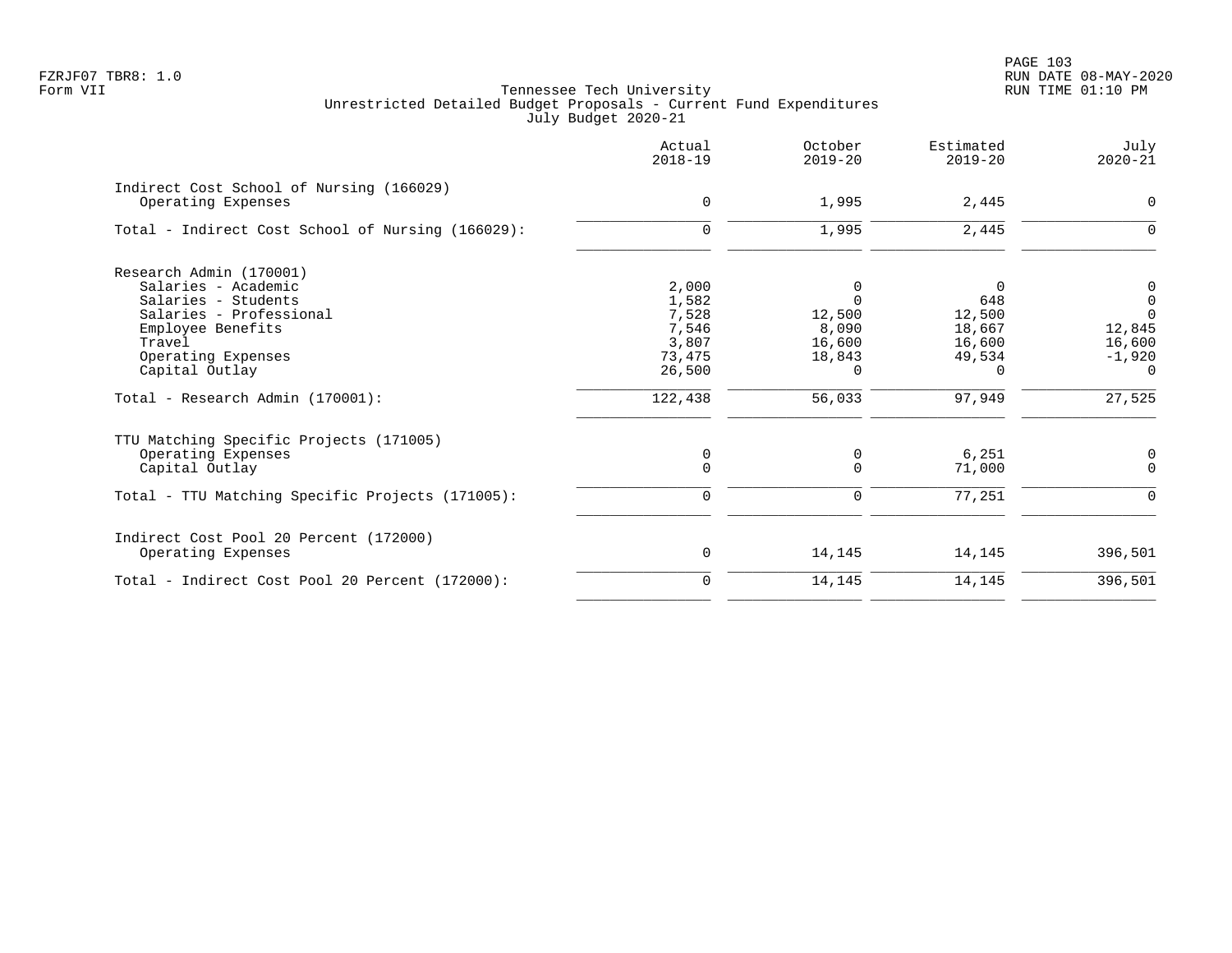Tennessee Tech University
Unrestricted Detailed Budget Proposals - Current Fund Expenditures
July Budget 2020-21

Form VII

| | Actual 2018-19 | October 2019-20 | Estimated 2019-20 | July 2020-21 |
|---|---|---|---|---|
| **Indirect Cost School of Nursing (166029)** | | | | |
| Operating Expenses | 0 | 1,995 | 2,445 | 0 |
| Total - Indirect Cost School of Nursing (166029): | 0 | 1,995 | 2,445 | 0 |
| **Research Admin (170001)** | | | | |
| Salaries - Academic | 2,000 | 0 | 0 | 0 |
| Salaries - Students | 1,582 | 0 | 648 | 0 |
| Salaries - Professional | 7,528 | 12,500 | 12,500 | 0 |
| Employee Benefits | 7,546 | 8,090 | 18,667 | 12,845 |
| Travel | 3,807 | 16,600 | 16,600 | 16,600 |
| Operating Expenses | 73,475 | 18,843 | 49,534 | -1,920 |
| Capital Outlay | 26,500 | 0 | 0 | 0 |
| Total - Research Admin (170001): | 122,438 | 56,033 | 97,949 | 27,525 |
| **TTU Matching Specific Projects (171005)** | | | | |
| Operating Expenses | 0 | 0 | 6,251 | 0 |
| Capital Outlay | 0 | 0 | 71,000 | 0 |
| Total - TTU Matching Specific Projects (171005): | 0 | 0 | 77,251 | 0 |
| **Indirect Cost Pool 20 Percent (172000)** | | | | |
| Operating Expenses | 0 | 14,145 | 14,145 | 396,501 |
| Total - Indirect Cost Pool 20 Percent (172000): | 0 | 14,145 | 14,145 | 396,501 |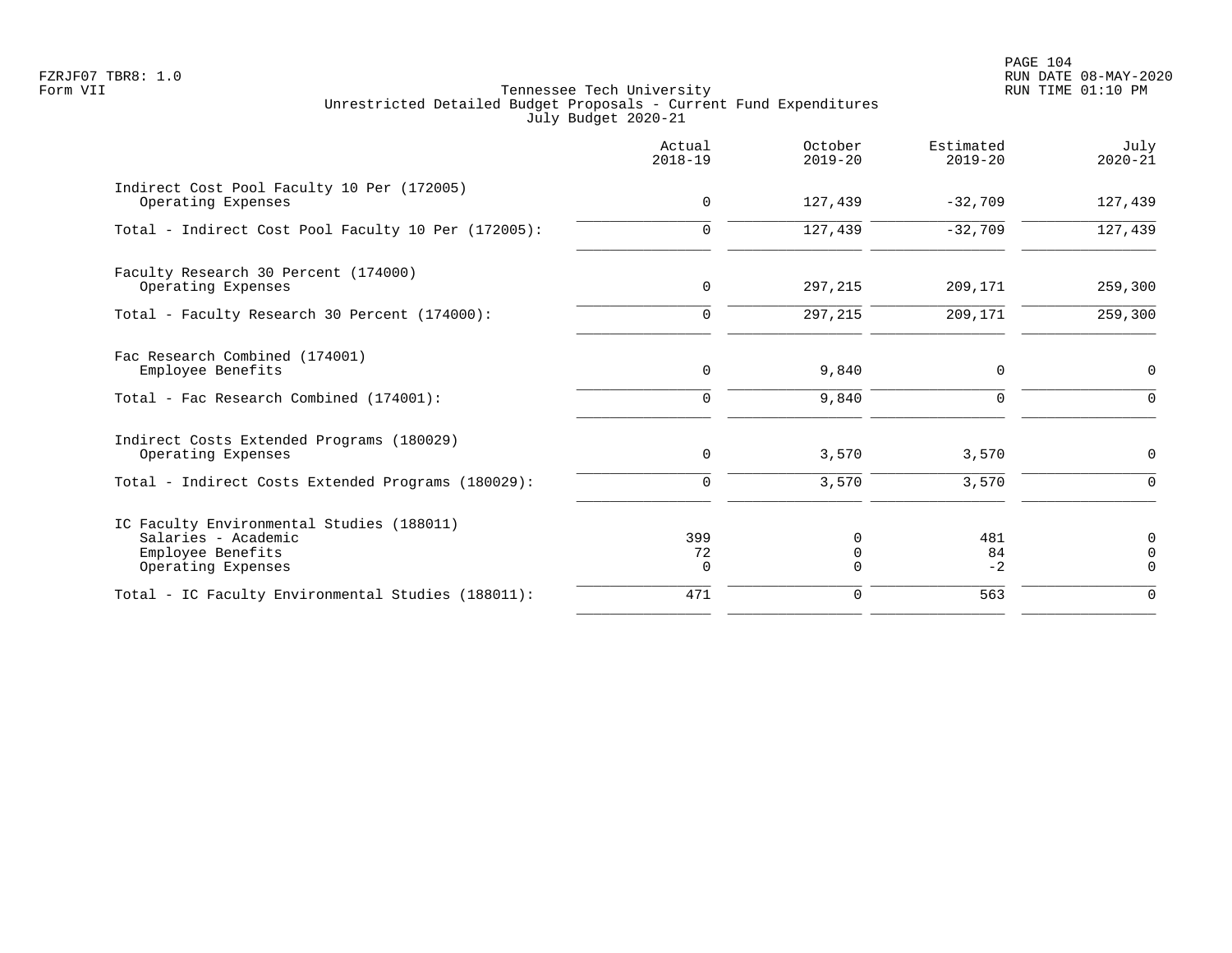FZRJF07 TBR8: 1.0
Form VII

Tennessee Tech University
Unrestricted Detailed Budget Proposals - Current Fund Expenditures
July Budget 2020-21

RUN DATE 08-MAY-2020
RUN TIME 01:10 PM

| | Actual 2018-19 | October 2019-20 | Estimated 2019-20 | July 2020-21 |
|---|---|---|---|---|
| Indirect Cost Pool Faculty 10 Per (172005) | | | | |
| Operating Expenses | 0 | 127,439 | -32,709 | 127,439 |
| Total - Indirect Cost Pool Faculty 10 Per (172005): | 0 | 127,439 | -32,709 | 127,439 |
| Faculty Research 30 Percent (174000) | | | | |
| Operating Expenses | 0 | 297,215 | 209,171 | 259,300 |
| Total - Faculty Research 30 Percent (174000): | 0 | 297,215 | 209,171 | 259,300 |
| Fac Research Combined (174001) | | | | |
| Employee Benefits | 0 | 9,840 | 0 | 0 |
| Total - Fac Research Combined (174001): | 0 | 9,840 | 0 | 0 |
| Indirect Costs Extended Programs (180029) | | | | |
| Operating Expenses | 0 | 3,570 | 3,570 | 0 |
| Total - Indirect Costs Extended Programs (180029): | 0 | 3,570 | 3,570 | 0 |
| IC Faculty Environmental Studies (188011) | | | | |
| Salaries - Academic | 399 | 0 | 481 | 0 |
| Employee Benefits | 72 | 0 | 84 | 0 |
| Operating Expenses | 0 | 0 | -2 | 0 |
| Total - IC Faculty Environmental Studies (188011): | 471 | 0 | 563 | 0 |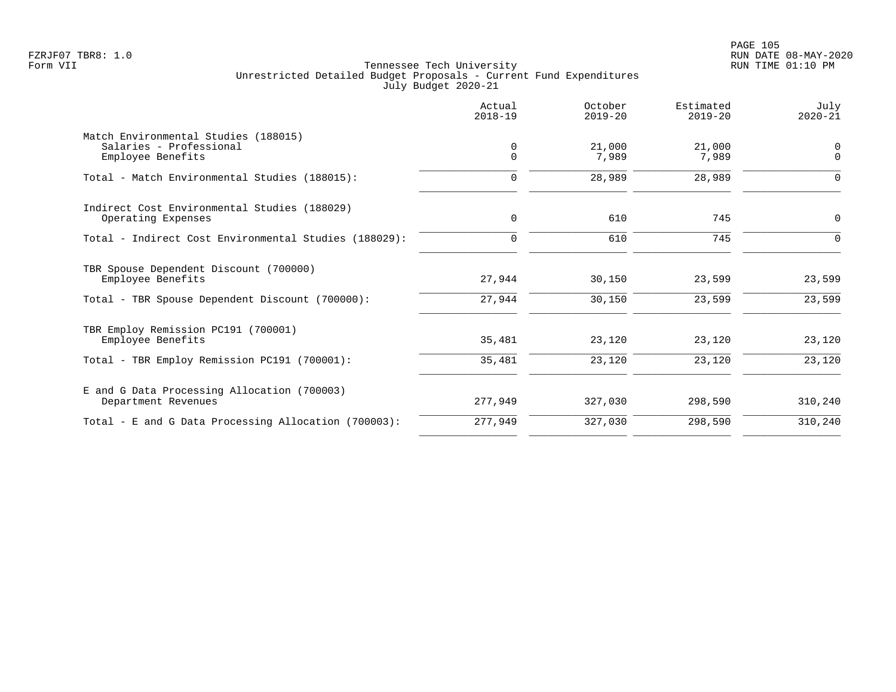Tennessee Tech University
Unrestricted Detailed Budget Proposals - Current Fund Expenditures
July Budget 2020-21

| | Actual 2018-19 | October 2019-20 | Estimated 2019-20 | July 2020-21 |
|---|---|---|---|---|
| Match Environmental Studies (188015) | | | | |
| Salaries - Professional | 0 | 21,000 | 21,000 | 0 |
| Employee Benefits | 0 | 7,989 | 7,989 | 0 |
| Total - Match Environmental Studies (188015): | 0 | 28,989 | 28,989 | 0 |
| Indirect Cost Environmental Studies (188029) | | | | |
| Operating Expenses | 0 | 610 | 745 | 0 |
| Total - Indirect Cost Environmental Studies (188029): | 0 | 610 | 745 | 0 |
| TBR Spouse Dependent Discount (700000) | | | | |
| Employee Benefits | 27,944 | 30,150 | 23,599 | 23,599 |
| Total - TBR Spouse Dependent Discount (700000): | 27,944 | 30,150 | 23,599 | 23,599 |
| TBR Employ Remission PC191 (700001) | | | | |
| Employee Benefits | 35,481 | 23,120 | 23,120 | 23,120 |
| Total - TBR Employ Remission PC191 (700001): | 35,481 | 23,120 | 23,120 | 23,120 |
| E and G Data Processing Allocation (700003) | | | | |
| Department Revenues | 277,949 | 327,030 | 298,590 | 310,240 |
| Total - E and G Data Processing Allocation (700003): | 277,949 | 327,030 | 298,590 | 310,240 |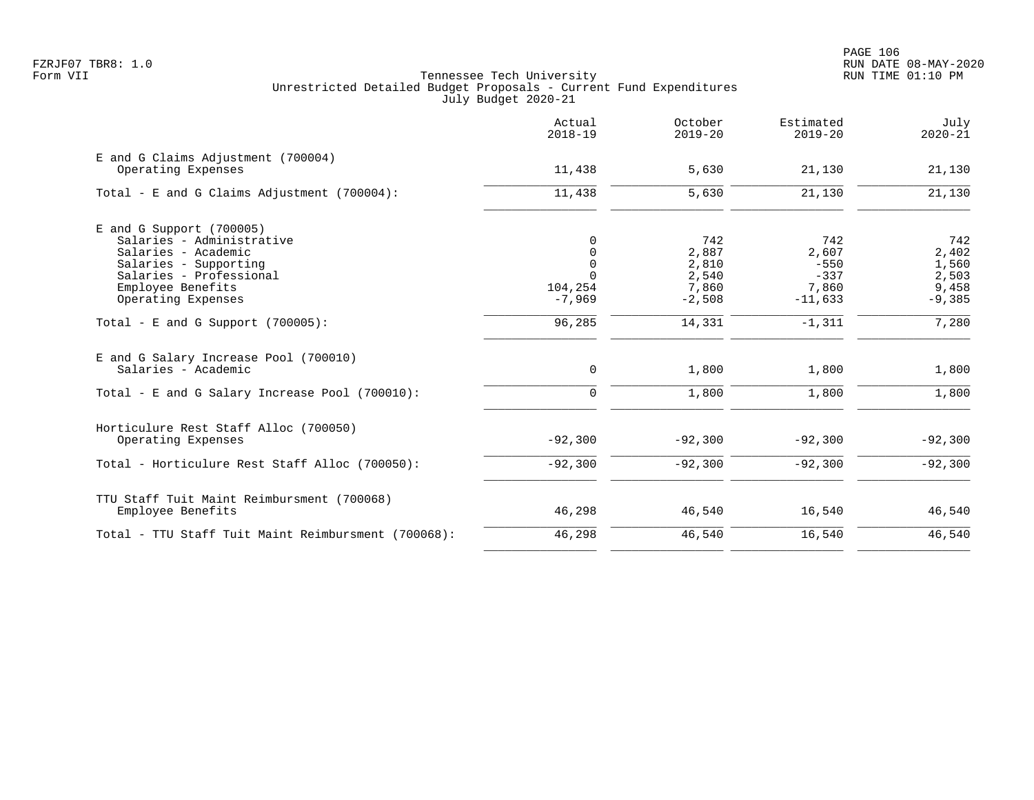Tennessee Tech University
Unrestricted Detailed Budget Proposals - Current Fund Expenditures
July Budget 2020-21

| | Actual 2018-19 | October 2019-20 | Estimated 2019-20 | July 2020-21 |
|---|---|---|---|---|
| **E and G Claims Adjustment (700004)** | | | | |
| Operating Expenses | 11,438 | 5,630 | 21,130 | 21,130 |
| Total - E and G Claims Adjustment (700004): | 11,438 | 5,630 | 21,130 | 21,130 |
| **E and G Support (700005)** | | | | |
| Salaries - Administrative | 0 | 742 | 742 | 742 |
| Salaries - Academic | 0 | 2,887 | 2,607 | 2,402 |
| Salaries - Supporting | 0 | 2,810 | -550 | 1,560 |
| Salaries - Professional | 0 | 2,540 | -337 | 2,503 |
| Employee Benefits | 104,254 | 7,860 | 7,860 | 9,458 |
| Operating Expenses | -7,969 | -2,508 | -11,633 | -9,385 |
| Total - E and G Support (700005): | 96,285 | 14,331 | -1,311 | 7,280 |
| **E and G Salary Increase Pool (700010)** | | | | |
| Salaries - Academic | 0 | 1,800 | 1,800 | 1,800 |
| Total - E and G Salary Increase Pool (700010): | 0 | 1,800 | 1,800 | 1,800 |
| **Horticulure Rest Staff Alloc (700050)** | | | | |
| Operating Expenses | -92,300 | -92,300 | -92,300 | -92,300 |
| Total - Horticulure Rest Staff Alloc (700050): | -92,300 | -92,300 | -92,300 | -92,300 |
| **TTU Staff Tuit Maint Reimbursment (700068)** | | | | |
| Employee Benefits | 46,298 | 46,540 | 16,540 | 46,540 |
| Total - TTU Staff Tuit Maint Reimbursment (700068): | 46,298 | 46,540 | 16,540 | 46,540 |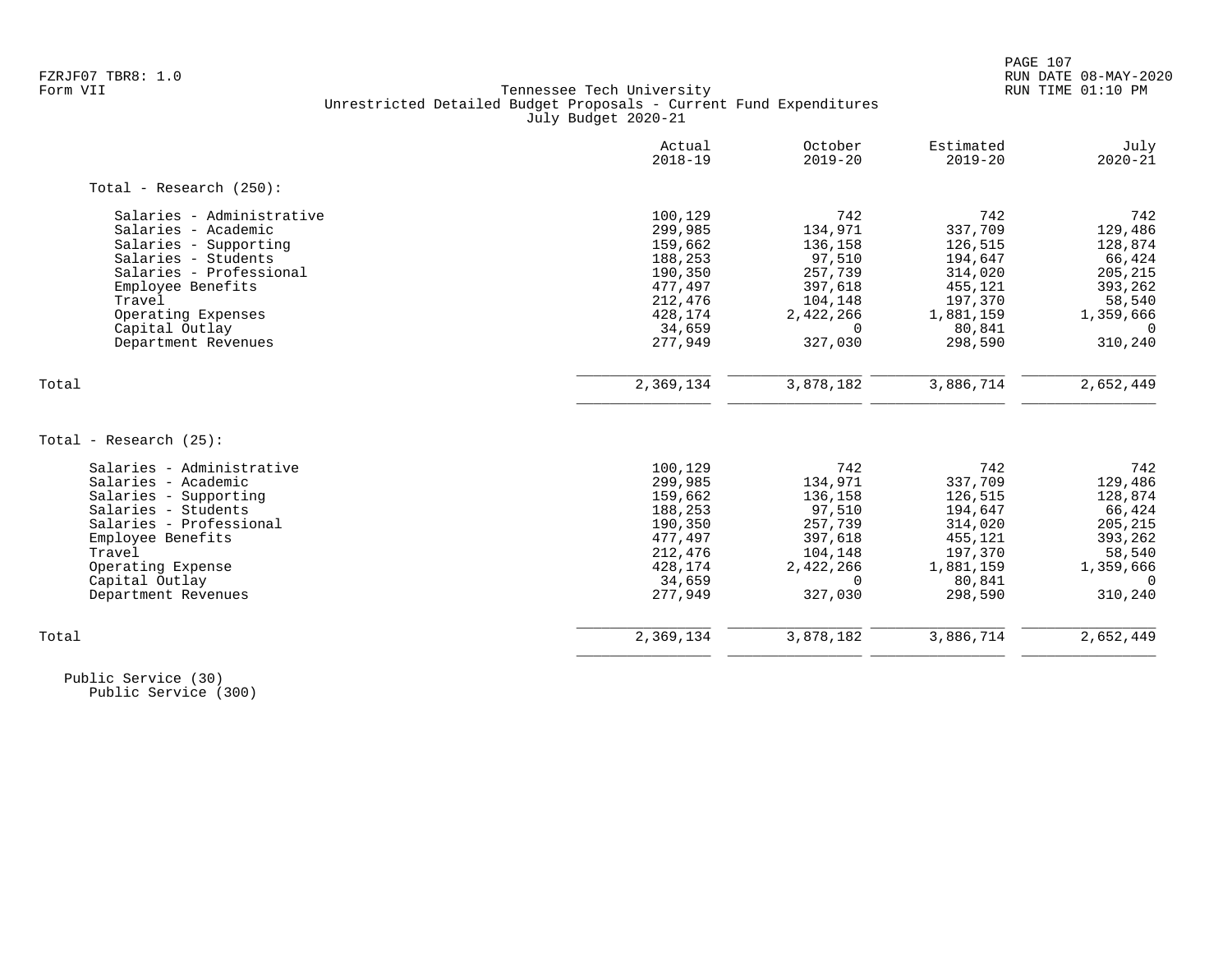Tennessee Tech University
Unrestricted Detailed Budget Proposals - Current Fund Expenditures
July Budget 2020-21

| | Actual 2018-19 | October 2019-20 | Estimated 2019-20 | July 2020-21 |
|---|---|---|---|---|
| **Total - Research (250):** | | | | |
| Salaries - Administrative | 100,129 | 742 | 742 | 742 |
| Salaries - Academic | 299,985 | 134,971 | 337,709 | 129,486 |
| Salaries - Supporting | 159,662 | 136,158 | 126,515 | 128,874 |
| Salaries - Students | 188,253 | 97,510 | 194,647 | 66,424 |
| Salaries - Professional | 190,350 | 257,739 | 314,020 | 205,215 |
| Employee Benefits | 477,497 | 397,618 | 455,121 | 393,262 |
| Travel | 212,476 | 104,148 | 197,370 | 58,540 |
| Operating Expenses | 428,174 | 2,422,266 | 1,881,159 | 1,359,666 |
| Capital Outlay | 34,659 | 0 | 80,841 | 0 |
| Department Revenues | 277,949 | 327,030 | 298,590 | 310,240 |
| Total | 2,369,134 | 3,878,182 | 3,886,714 | 2,652,449 |
| **Total - Research (25):** | | | | |
| Salaries - Administrative | 100,129 | 742 | 742 | 742 |
| Salaries - Academic | 299,985 | 134,971 | 337,709 | 129,486 |
| Salaries - Supporting | 159,662 | 136,158 | 126,515 | 128,874 |
| Salaries - Students | 188,253 | 97,510 | 194,647 | 66,424 |
| Salaries - Professional | 190,350 | 257,739 | 314,020 | 205,215 |
| Employee Benefits | 477,497 | 397,618 | 455,121 | 393,262 |
| Travel | 212,476 | 104,148 | 197,370 | 58,540 |
| Operating Expense | 428,174 | 2,422,266 | 1,881,159 | 1,359,666 |
| Capital Outlay | 34,659 | 0 | 80,841 | 0 |
| Department Revenues | 277,949 | 327,030 | 298,590 | 310,240 |
| Total | 2,369,134 | 3,878,182 | 3,886,714 | 2,652,449 |

Public Service (30)
Public Service (300)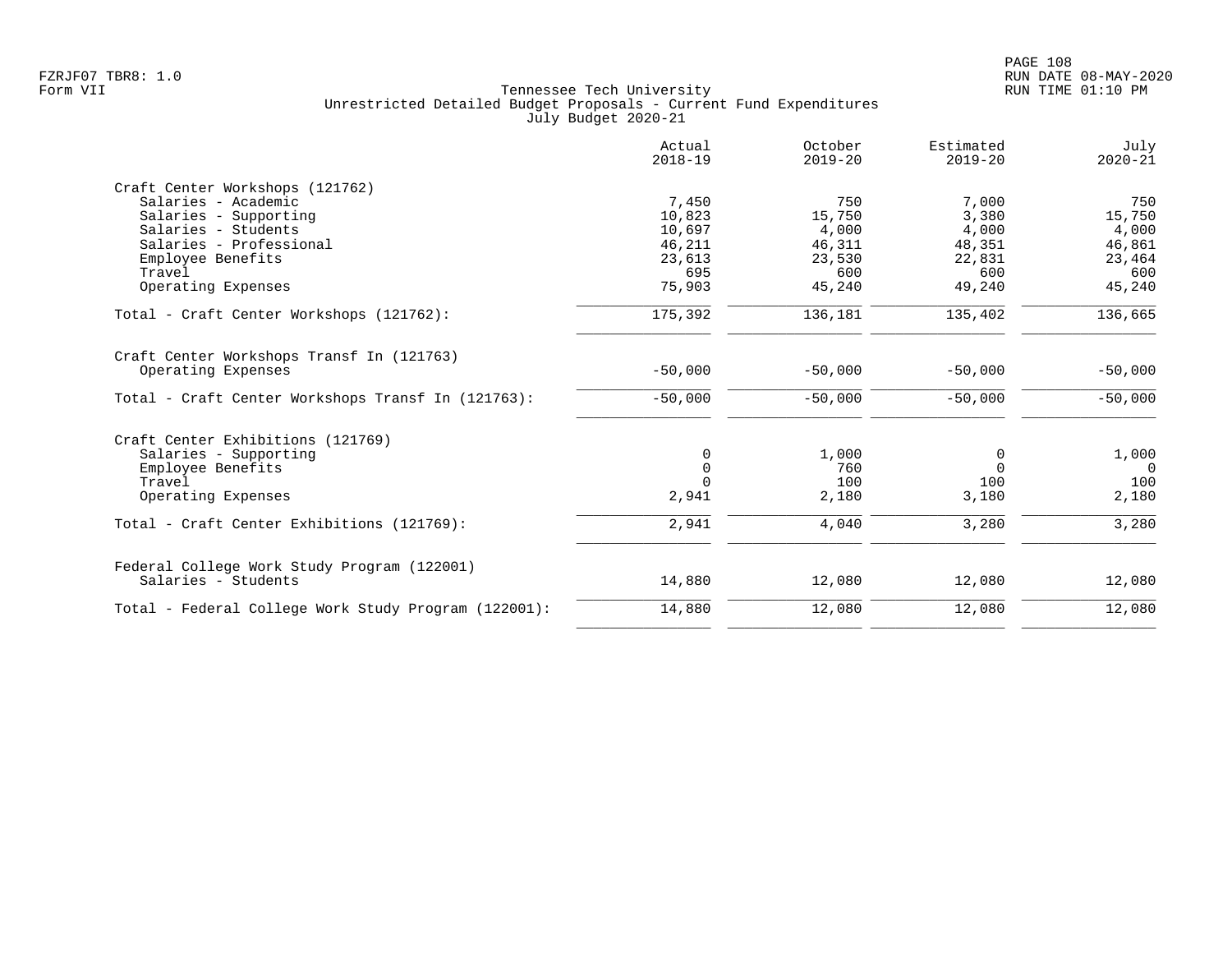Tennessee Tech University
Unrestricted Detailed Budget Proposals - Current Fund Expenditures
July Budget 2020-21

Form VII

| | Actual 2018-19 | October 2019-20 | Estimated 2019-20 | July 2020-21 |
|---|---|---|---|---|
| **Craft Center Workshops (121762)** | | | | |
| Salaries - Academic | 7,450 | 750 | 7,000 | 750 |
| Salaries - Supporting | 10,823 | 15,750 | 3,380 | 15,750 |
| Salaries - Students | 10,697 | 4,000 | 4,000 | 4,000 |
| Salaries - Professional | 46,211 | 46,311 | 48,351 | 46,861 |
| Employee Benefits | 23,613 | 23,530 | 22,831 | 23,464 |
| Travel | 695 | 600 | 600 | 600 |
| Operating Expenses | 75,903 | 45,240 | 49,240 | 45,240 |
| Total - Craft Center Workshops (121762): | 175,392 | 136,181 | 135,402 | 136,665 |
| **Craft Center Workshops Transf In (121763)** | | | | |
| Operating Expenses | -50,000 | -50,000 | -50,000 | -50,000 |
| Total - Craft Center Workshops Transf In (121763): | -50,000 | -50,000 | -50,000 | -50,000 |
| **Craft Center Exhibitions (121769)** | | | | |
| Salaries - Supporting | 0 | 1,000 | 0 | 1,000 |
| Employee Benefits | 0 | 760 | 0 | 0 |
| Travel | 0 | 100 | 100 | 100 |
| Operating Expenses | 2,941 | 2,180 | 3,180 | 2,180 |
| Total - Craft Center Exhibitions (121769): | 2,941 | 4,040 | 3,280 | 3,280 |
| **Federal College Work Study Program (122001)** | | | | |
| Salaries - Students | 14,880 | 12,080 | 12,080 | 12,080 |
| Total - Federal College Work Study Program (122001): | 14,880 | 12,080 | 12,080 | 12,080 |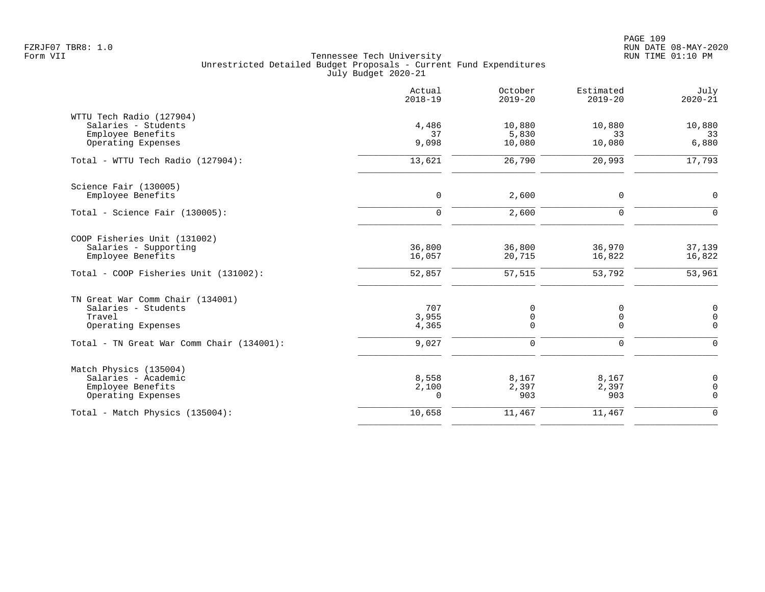Tennessee Tech University
Unrestricted Detailed Budget Proposals - Current Fund Expenditures
July Budget 2020-21

|  | Actual 2018-19 | October 2019-20 | Estimated 2019-20 | July 2020-21 |
|---|---|---|---|---|
| **WTTU Tech Radio (127904)** | | | | |
| Salaries - Students | 4,486 | 10,880 | 10,880 | 10,880 |
| Employee Benefits | 37 | 5,830 | 33 | 33 |
| Operating Expenses | 9,098 | 10,080 | 10,080 | 6,880 |
| Total - WTTU Tech Radio (127904): | 13,621 | 26,790 | 20,993 | 17,793 |
| **Science Fair (130005)** | | | | |
| Employee Benefits | 0 | 2,600 | 0 | 0 |
| Total - Science Fair (130005): | 0 | 2,600 | 0 | 0 |
| **COOP Fisheries Unit (131002)** | | | | |
| Salaries - Supporting | 36,800 | 36,800 | 36,970 | 37,139 |
| Employee Benefits | 16,057 | 20,715 | 16,822 | 16,822 |
| Total - COOP Fisheries Unit (131002): | 52,857 | 57,515 | 53,792 | 53,961 |
| **TN Great War Comm Chair (134001)** | | | | |
| Salaries - Students | 707 | 0 | 0 | 0 |
| Travel | 3,955 | 0 | 0 | 0 |
| Operating Expenses | 4,365 | 0 | 0 | 0 |
| Total - TN Great War Comm Chair (134001): | 9,027 | 0 | 0 | 0 |
| **Match Physics (135004)** | | | | |
| Salaries - Academic | 8,558 | 8,167 | 8,167 | 0 |
| Employee Benefits | 2,100 | 2,397 | 2,397 | 0 |
| Operating Expenses | 0 | 903 | 903 | 0 |
| Total - Match Physics (135004): | 10,658 | 11,467 | 11,467 | 0 |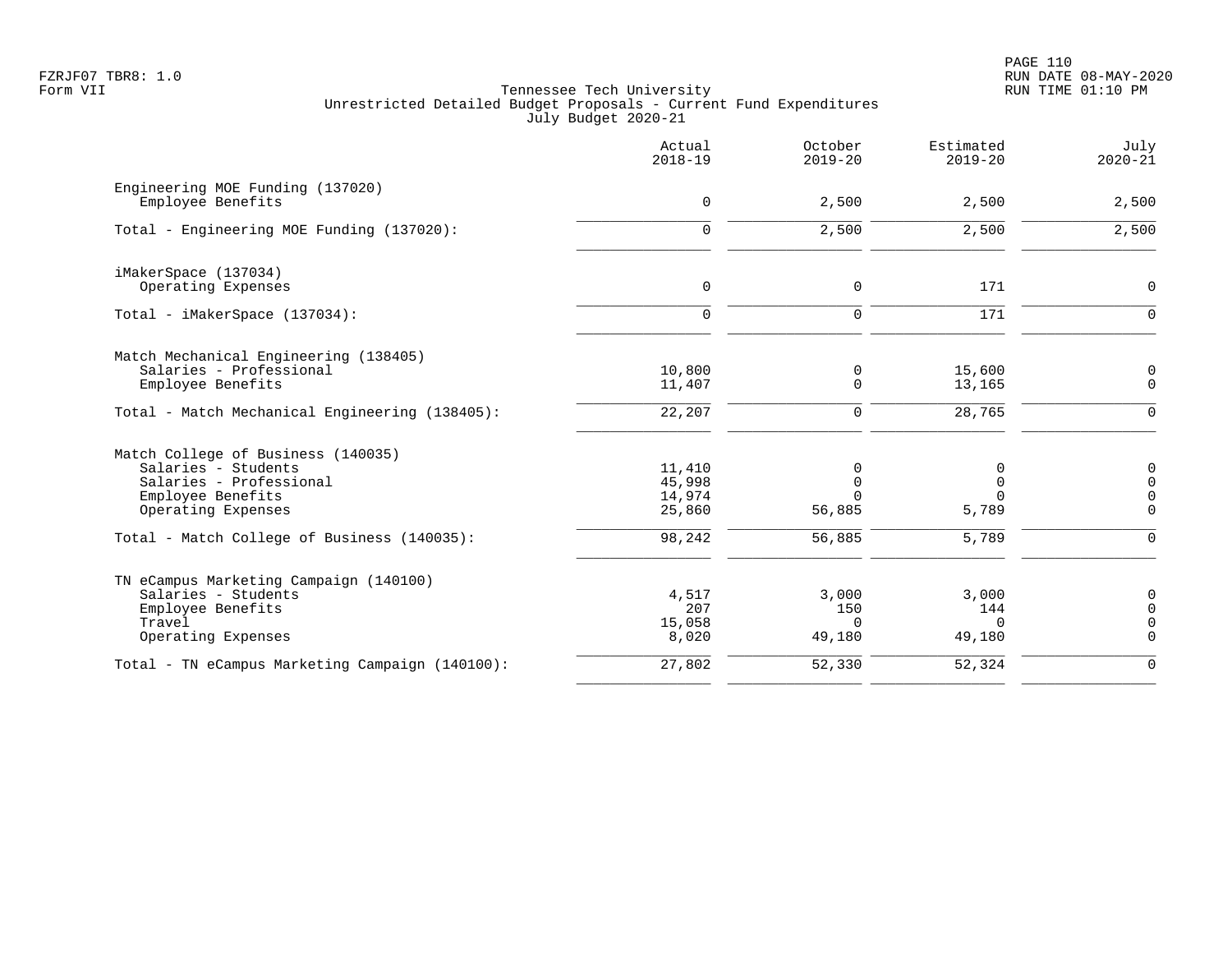FZRJF07 TBR8: 1.0
Form VII

Tennessee Tech University
Unrestricted Detailed Budget Proposals - Current Fund Expenditures
July Budget 2020-21

RUN DATE 08-MAY-2020
RUN TIME 01:10 PM

| | Actual 2018-19 | October 2019-20 | Estimated 2019-20 | July 2020-21 |
|---|---|---|---|---|
| **Engineering MOE Funding (137020)** | | | | |
| Employee Benefits | 0 | 2,500 | 2,500 | 2,500 |
| Total - Engineering MOE Funding (137020): | 0 | 2,500 | 2,500 | 2,500 |
| **iMakerSpace (137034)** | | | | |
| Operating Expenses | 0 | 0 | 171 | 0 |
| Total - iMakerSpace (137034): | 0 | 0 | 171 | 0 |
| **Match Mechanical Engineering (138405)** | | | | |
| Salaries - Professional | 10,800 | 0 | 15,600 | 0 |
| Employee Benefits | 11,407 | 0 | 13,165 | 0 |
| Total - Match Mechanical Engineering (138405): | 22,207 | 0 | 28,765 | 0 |
| **Match College of Business (140035)** | | | | |
| Salaries - Students | 11,410 | 0 | 0 | 0 |
| Salaries - Professional | 45,998 | 0 | 0 | 0 |
| Employee Benefits | 14,974 | 0 | 0 | 0 |
| Operating Expenses | 25,860 | 56,885 | 5,789 | 0 |
| Total - Match College of Business (140035): | 98,242 | 56,885 | 5,789 | 0 |
| **TN eCampus Marketing Campaign (140100)** | | | | |
| Salaries - Students | 4,517 | 3,000 | 3,000 | 0 |
| Employee Benefits | 207 | 150 | 144 | 0 |
| Travel | 15,058 | 0 | 0 | 0 |
| Operating Expenses | 8,020 | 49,180 | 49,180 | 0 |
| Total - TN eCampus Marketing Campaign (140100): | 27,802 | 52,330 | 52,324 | 0 |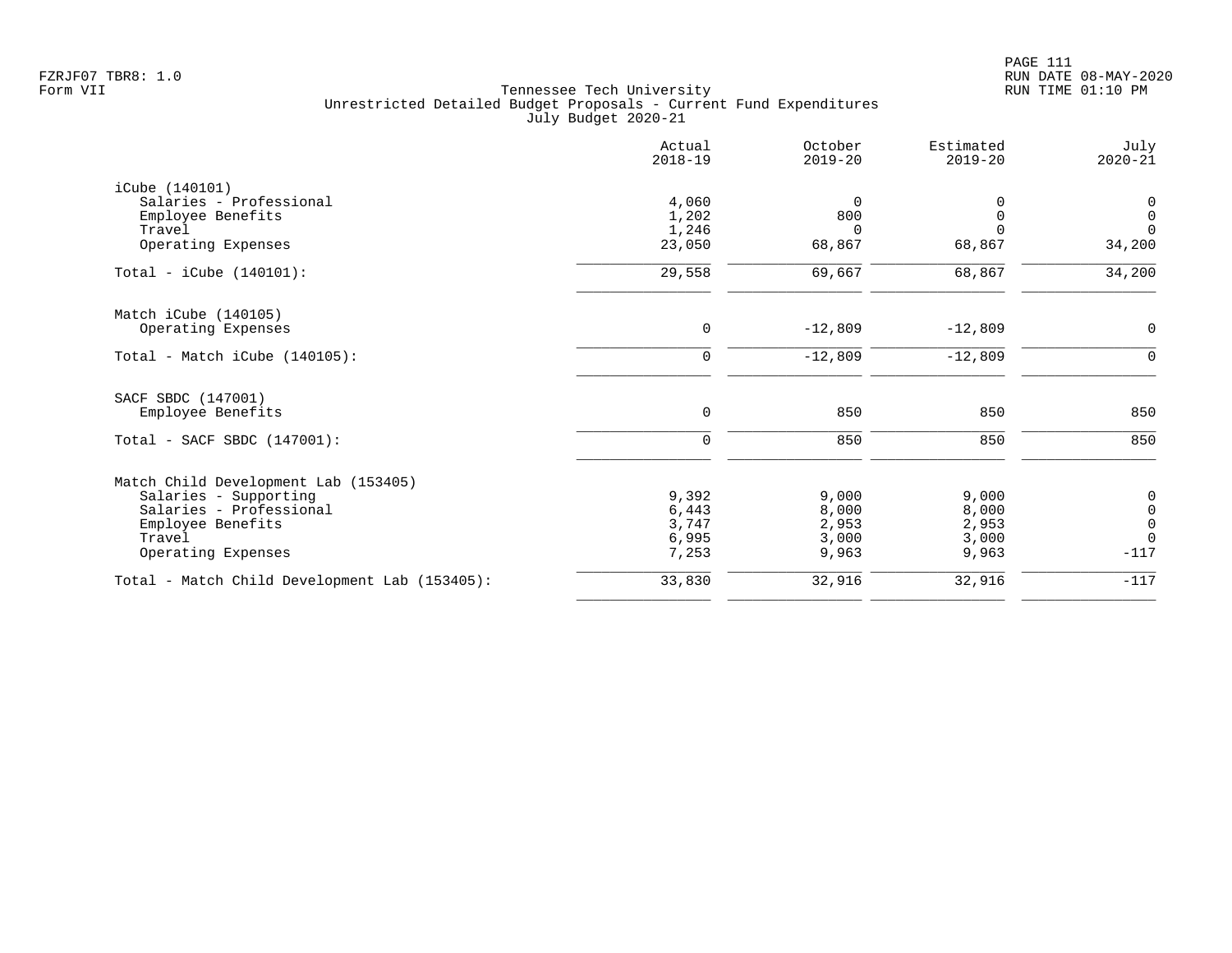Tennessee Tech University
Unrestricted Detailed Budget Proposals - Current Fund Expenditures
July Budget 2020-21

| | Actual 2018-19 | October 2019-20 | Estimated 2019-20 | July 2020-21 |
|---|---|---|---|---|
| **iCube (140101)** | | | | |
| Salaries - Professional | 4,060 | 0 | 0 | 0 |
| Employee Benefits | 1,202 | 800 | 0 | 0 |
| Travel | 1,246 | 0 | 0 | 0 |
| Operating Expenses | 23,050 | 68,867 | 68,867 | 34,200 |
| Total - iCube (140101): | 29,558 | 69,667 | 68,867 | 34,200 |
| **Match iCube (140105)** | | | | |
| Operating Expenses | 0 | -12,809 | -12,809 | 0 |
| Total - Match iCube (140105): | 0 | -12,809 | -12,809 | 0 |
| **SACF SBDC (147001)** | | | | |
| Employee Benefits | 0 | 850 | 850 | 850 |
| Total - SACF SBDC (147001): | 0 | 850 | 850 | 850 |
| **Match Child Development Lab (153405)** | | | | |
| Salaries - Supporting | 9,392 | 9,000 | 9,000 | 0 |
| Salaries - Professional | 6,443 | 8,000 | 8,000 | 0 |
| Employee Benefits | 3,747 | 2,953 | 2,953 | 0 |
| Travel | 6,995 | 3,000 | 3,000 | 0 |
| Operating Expenses | 7,253 | 9,963 | 9,963 | -117 |
| Total - Match Child Development Lab (153405): | 33,830 | 32,916 | 32,916 | -117 |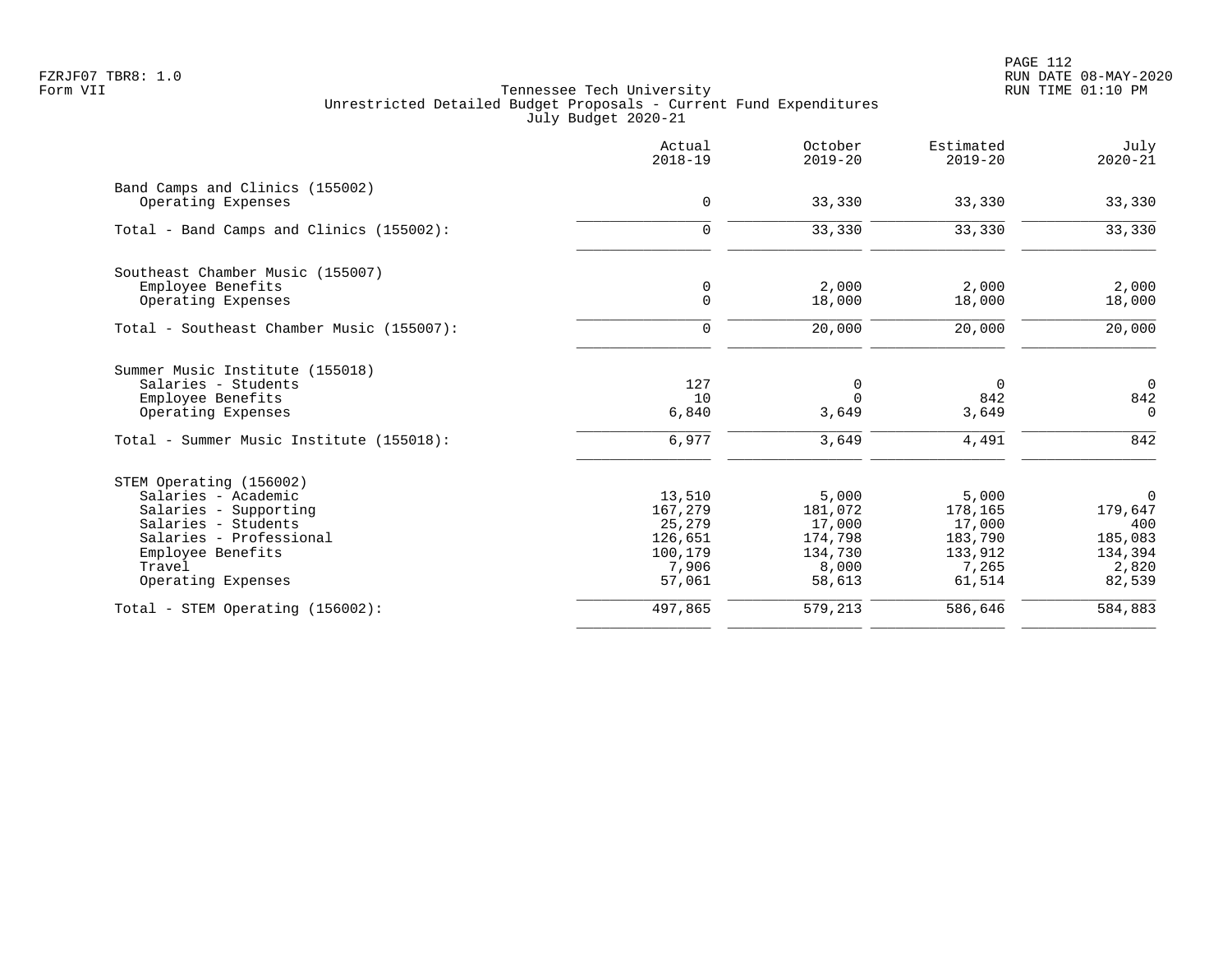Tennessee Tech University
Unrestricted Detailed Budget Proposals - Current Fund Expenditures
July Budget 2020-21

| | Actual 2018-19 | October 2019-20 | Estimated 2019-20 | July 2020-21 |
|---|---|---|---|---|
| **Band Camps and Clinics (155002)** | | | | |
| Operating Expenses | 0 | 33,330 | 33,330 | 33,330 |
| Total - Band Camps and Clinics (155002): | 0 | 33,330 | 33,330 | 33,330 |
| **Southeast Chamber Music (155007)** | | | | |
| Employee Benefits | 0 | 2,000 | 2,000 | 2,000 |
| Operating Expenses | 0 | 18,000 | 18,000 | 18,000 |
| Total - Southeast Chamber Music (155007): | 0 | 20,000 | 20,000 | 20,000 |
| **Summer Music Institute (155018)** | | | | |
| Salaries - Students | 127 | 0 | 0 | 0 |
| Employee Benefits | 10 | 0 | 842 | 842 |
| Operating Expenses | 6,840 | 3,649 | 3,649 | 0 |
| Total - Summer Music Institute (155018): | 6,977 | 3,649 | 4,491 | 842 |
| **STEM Operating (156002)** | | | | |
| Salaries - Academic | 13,510 | 5,000 | 5,000 | 0 |
| Salaries - Supporting | 167,279 | 181,072 | 178,165 | 179,647 |
| Salaries - Students | 25,279 | 17,000 | 17,000 | 400 |
| Salaries - Professional | 126,651 | 174,798 | 183,790 | 185,083 |
| Employee Benefits | 100,179 | 134,730 | 133,912 | 134,394 |
| Travel | 7,906 | 8,000 | 7,265 | 2,820 |
| Operating Expenses | 57,061 | 58,613 | 61,514 | 82,539 |
| Total - STEM Operating (156002): | 497,865 | 579,213 | 586,646 | 584,883 |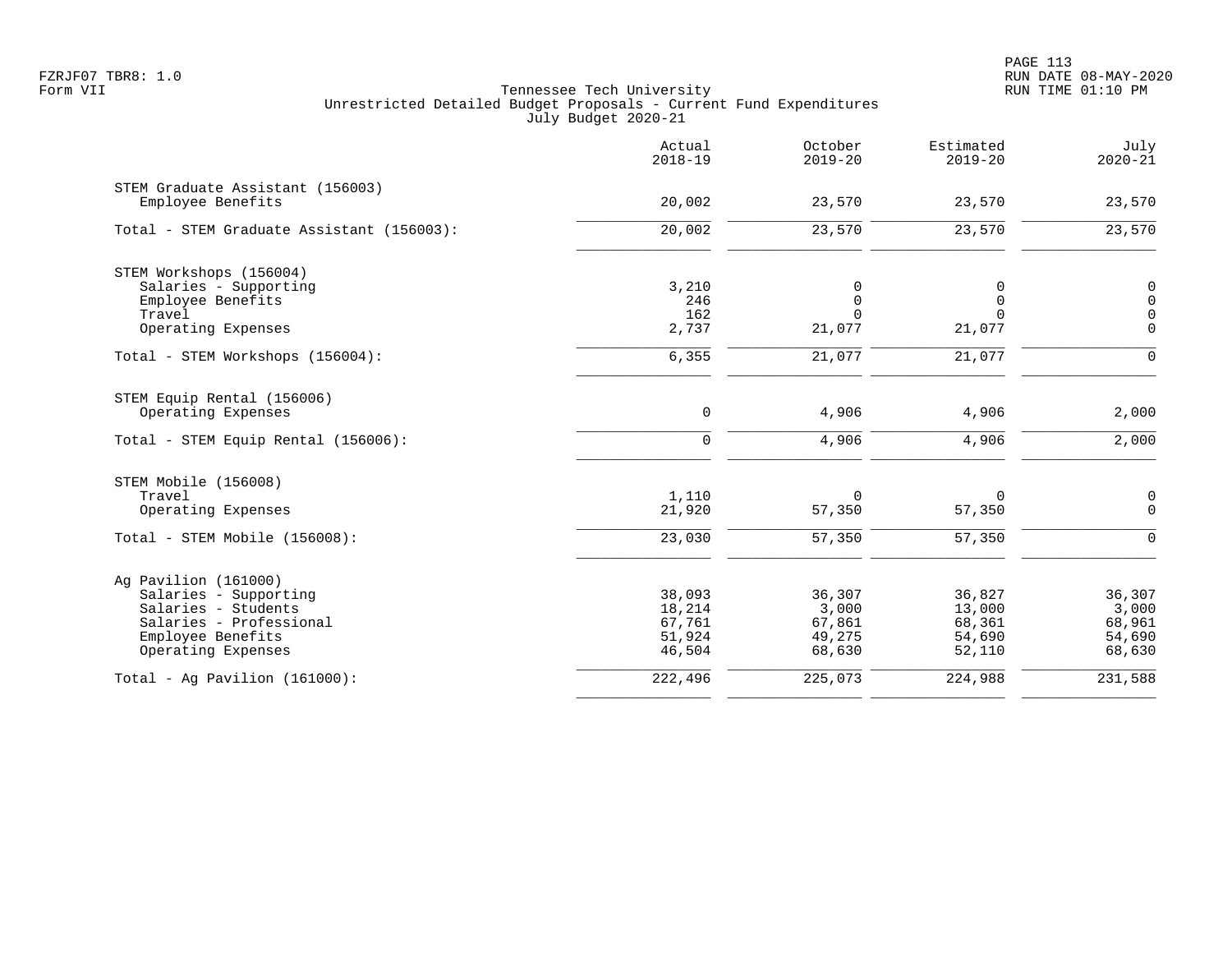Tennessee Tech University
Unrestricted Detailed Budget Proposals - Current Fund Expenditures
July Budget 2020-21

| | Actual 2018-19 | October 2019-20 | Estimated 2019-20 | July 2020-21 |
|---|---|---|---|---|
| **STEM Graduate Assistant (156003)** | | | | |
| Employee Benefits | 20,002 | 23,570 | 23,570 | 23,570 |
| Total - STEM Graduate Assistant (156003): | 20,002 | 23,570 | 23,570 | 23,570 |
| **STEM Workshops (156004)** | | | | |
| Salaries - Supporting | 3,210 | 0 | 0 | 0 |
| Employee Benefits | 246 | 0 | 0 | 0 |
| Travel | 162 | 0 | 0 | 0 |
| Operating Expenses | 2,737 | 21,077 | 21,077 | 0 |
| Total - STEM Workshops (156004): | 6,355 | 21,077 | 21,077 | 0 |
| **STEM Equip Rental (156006)** | | | | |
| Operating Expenses | 0 | 4,906 | 4,906 | 2,000 |
| Total - STEM Equip Rental (156006): | 0 | 4,906 | 4,906 | 2,000 |
| **STEM Mobile (156008)** | | | | |
| Travel | 1,110 | 0 | 0 | 0 |
| Operating Expenses | 21,920 | 57,350 | 57,350 | 0 |
| Total - STEM Mobile (156008): | 23,030 | 57,350 | 57,350 | 0 |
| **Ag Pavilion (161000)** | | | | |
| Salaries - Supporting | 38,093 | 36,307 | 36,827 | 36,307 |
| Salaries - Students | 18,214 | 3,000 | 13,000 | 3,000 |
| Salaries - Professional | 67,761 | 67,861 | 68,361 | 68,961 |
| Employee Benefits | 51,924 | 49,275 | 54,690 | 54,690 |
| Operating Expenses | 46,504 | 68,630 | 52,110 | 68,630 |
| Total - Ag Pavilion (161000): | 222,496 | 225,073 | 224,988 | 231,588 |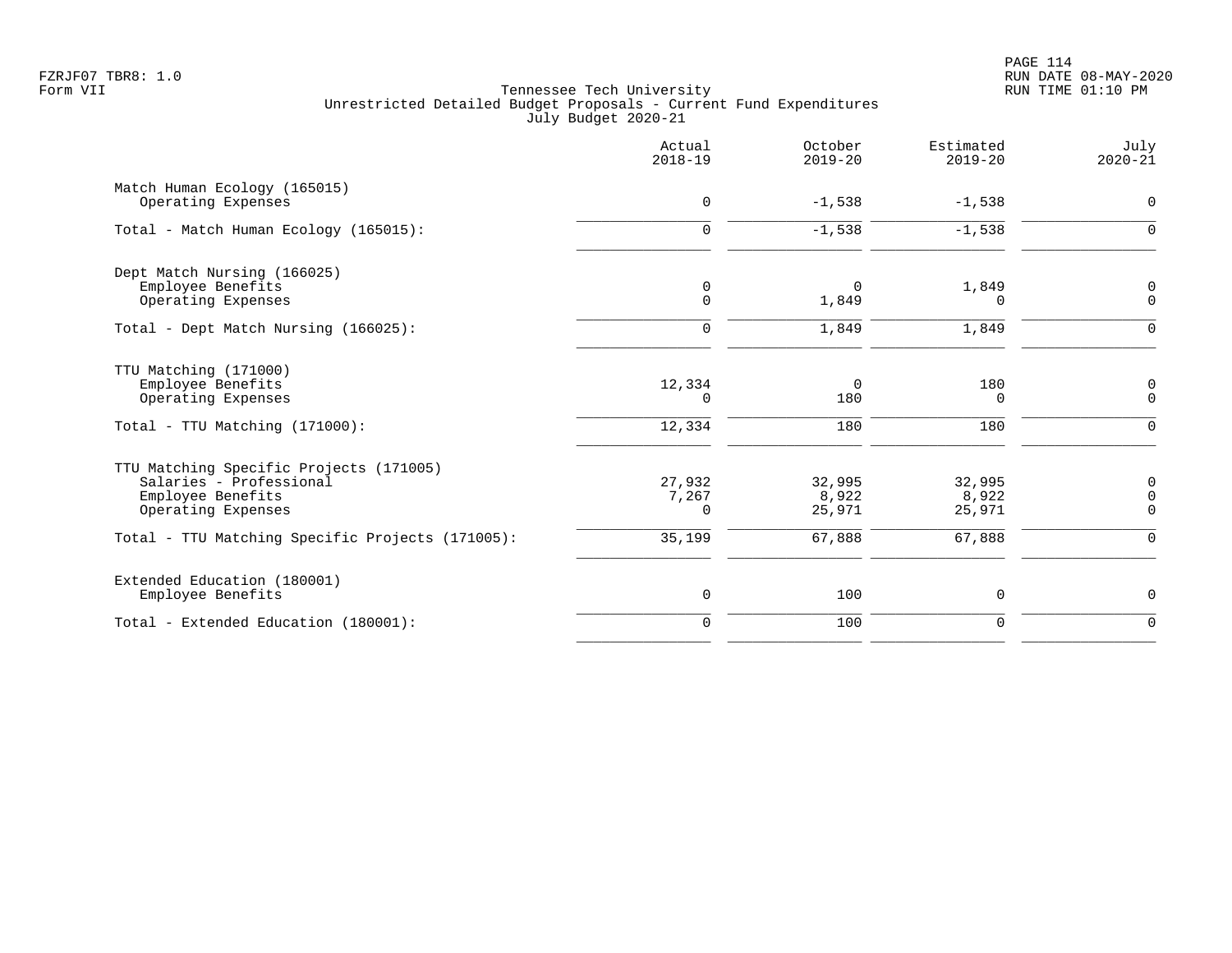Tennessee Tech University
Unrestricted Detailed Budget Proposals - Current Fund Expenditures
July Budget 2020-21

| | Actual 2018-19 | October 2019-20 | Estimated 2019-20 | July 2020-21 |
|---|---|---|---|---|
| **Match Human Ecology (165015)** | | | | |
| Operating Expenses | 0 | -1,538 | -1,538 | 0 |
| Total - Match Human Ecology (165015): | 0 | -1,538 | -1,538 | 0 |
| **Dept Match Nursing (166025)** | | | | |
| Employee Benefits | 0 | 0 | 1,849 | 0 |
| Operating Expenses | 0 | 1,849 | 0 | 0 |
| Total - Dept Match Nursing (166025): | 0 | 1,849 | 1,849 | 0 |
| **TTU Matching (171000)** | | | | |
| Employee Benefits | 12,334 | 0 | 180 | 0 |
| Operating Expenses | 0 | 180 | 0 | 0 |
| Total - TTU Matching (171000): | 12,334 | 180 | 180 | 0 |
| **TTU Matching Specific Projects (171005)** | | | | |
| Salaries - Professional | 27,932 | 32,995 | 32,995 | 0 |
| Employee Benefits | 7,267 | 8,922 | 8,922 | 0 |
| Operating Expenses | 0 | 25,971 | 25,971 | 0 |
| Total - TTU Matching Specific Projects (171005): | 35,199 | 67,888 | 67,888 | 0 |
| **Extended Education (180001)** | | | | |
| Employee Benefits | 0 | 100 | 0 | 0 |
| Total - Extended Education (180001): | 0 | 100 | 0 | 0 |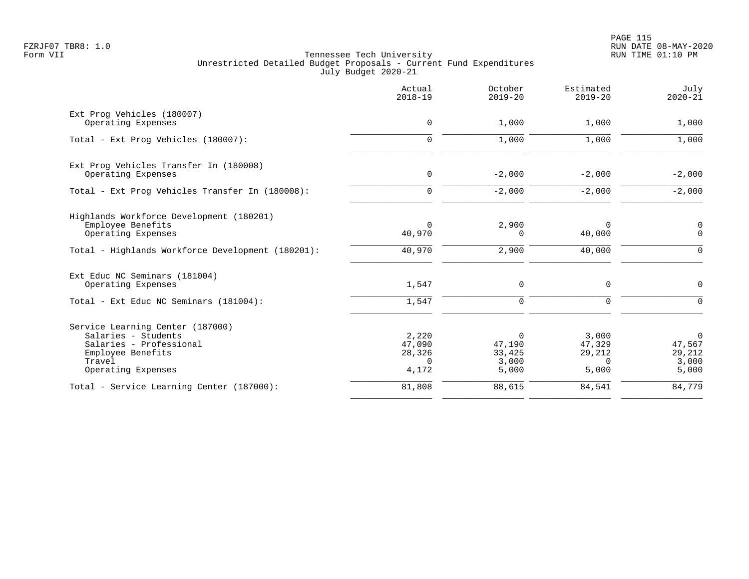Tennessee Tech University
Unrestricted Detailed Budget Proposals - Current Fund Expenditures
July Budget 2020-21

| | Actual 2018-19 | October 2019-20 | Estimated 2019-20 | July 2020-21 |
|---|---|---|---|---|
| Ext Prog Vehicles (180007) | | | | |
| Operating Expenses | 0 | 1,000 | 1,000 | 1,000 |
| Total - Ext Prog Vehicles (180007): | 0 | 1,000 | 1,000 | 1,000 |
| Ext Prog Vehicles Transfer In (180008) | | | | |
| Operating Expenses | 0 | -2,000 | -2,000 | -2,000 |
| Total - Ext Prog Vehicles Transfer In (180008): | 0 | -2,000 | -2,000 | -2,000 |
| Highlands Workforce Development (180201) | | | | |
| Employee Benefits | 0 | 2,900 | 0 | 0 |
| Operating Expenses | 40,970 | 0 | 40,000 | 0 |
| Total - Highlands Workforce Development (180201): | 40,970 | 2,900 | 40,000 | 0 |
| Ext Educ NC Seminars (181004) | | | | |
| Operating Expenses | 1,547 | 0 | 0 | 0 |
| Total - Ext Educ NC Seminars (181004): | 1,547 | 0 | 0 | 0 |
| Service Learning Center (187000) | | | | |
| Salaries - Students | 2,220 | 0 | 3,000 | 0 |
| Salaries - Professional | 47,090 | 47,190 | 47,329 | 47,567 |
| Employee Benefits | 28,326 | 33,425 | 29,212 | 29,212 |
| Travel | 0 | 3,000 | 0 | 3,000 |
| Operating Expenses | 4,172 | 5,000 | 5,000 | 5,000 |
| Total - Service Learning Center (187000): | 81,808 | 88,615 | 84,541 | 84,779 |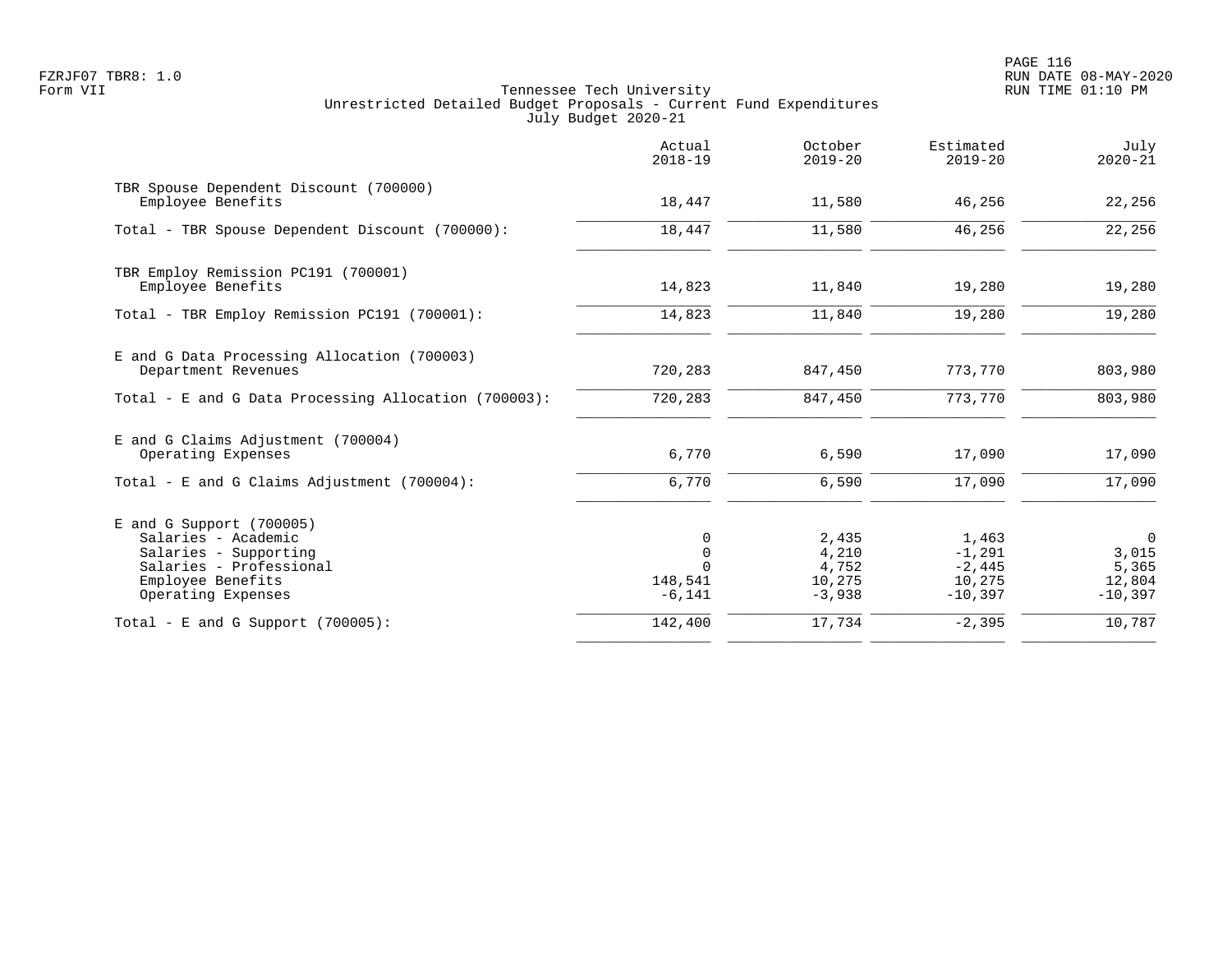Tennessee Tech University
Unrestricted Detailed Budget Proposals - Current Fund Expenditures
July Budget 2020-21

| | Actual 2018-19 | October 2019-20 | Estimated 2019-20 | July 2020-21 |
|---|---|---|---|---|
| TBR Spouse Dependent Discount (700000) | | | | |
| Employee Benefits | 18,447 | 11,580 | 46,256 | 22,256 |
| Total - TBR Spouse Dependent Discount (700000): | 18,447 | 11,580 | 46,256 | 22,256 |
| TBR Employ Remission PC191 (700001) | | | | |
| Employee Benefits | 14,823 | 11,840 | 19,280 | 19,280 |
| Total - TBR Employ Remission PC191 (700001): | 14,823 | 11,840 | 19,280 | 19,280 |
| E and G Data Processing Allocation (700003) | | | | |
| Department Revenues | 720,283 | 847,450 | 773,770 | 803,980 |
| Total - E and G Data Processing Allocation (700003): | 720,283 | 847,450 | 773,770 | 803,980 |
| E and G Claims Adjustment (700004) | | | | |
| Operating Expenses | 6,770 | 6,590 | 17,090 | 17,090 |
| Total - E and G Claims Adjustment (700004): | 6,770 | 6,590 | 17,090 | 17,090 |
| E and G Support (700005) | | | | |
| Salaries - Academic | 0 | 2,435 | 1,463 | 0 |
| Salaries - Supporting | 0 | 4,210 | -1,291 | 3,015 |
| Salaries - Professional | 0 | 4,752 | -2,445 | 5,365 |
| Employee Benefits | 148,541 | 10,275 | 10,275 | 12,804 |
| Operating Expenses | -6,141 | -3,938 | -10,397 | -10,397 |
| Total - E and G Support (700005): | 142,400 | 17,734 | -2,395 | 10,787 |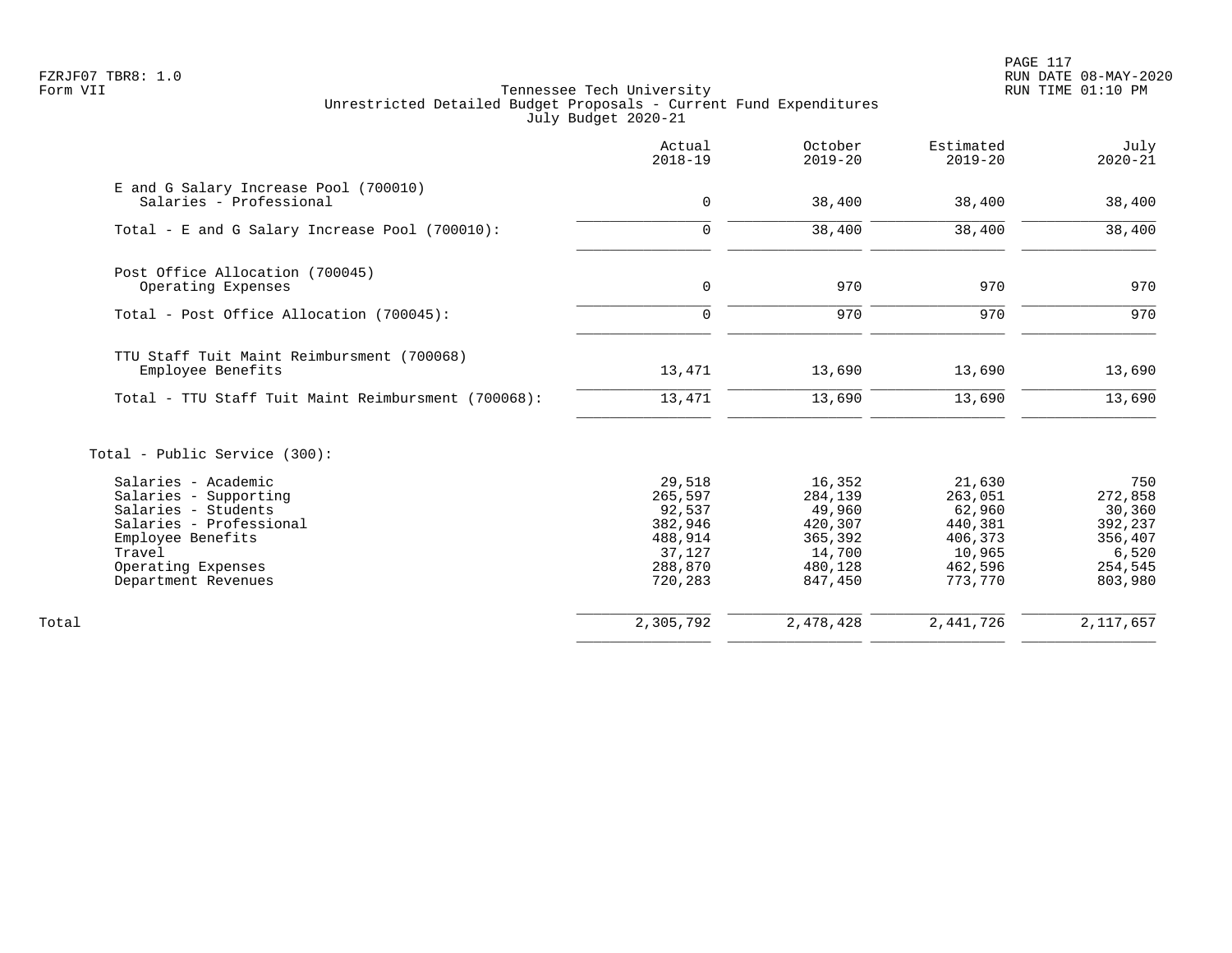Tennessee Tech University
Unrestricted Detailed Budget Proposals - Current Fund Expenditures
July Budget 2020-21

| | Actual 2018-19 | October 2019-20 | Estimated 2019-20 | July 2020-21 |
|---|---|---|---|---|
| E and G Salary Increase Pool (700010) | | | | |
| Salaries - Professional | 0 | 38,400 | 38,400 | 38,400 |
| Total - E and G Salary Increase Pool (700010): | 0 | 38,400 | 38,400 | 38,400 |
| Post Office Allocation (700045) | | | | |
| Operating Expenses | 0 | 970 | 970 | 970 |
| Total - Post Office Allocation (700045): | 0 | 970 | 970 | 970 |
| TTU Staff Tuit Maint Reimbursment (700068) | | | | |
| Employee Benefits | 13,471 | 13,690 | 13,690 | 13,690 |
| Total - TTU Staff Tuit Maint Reimbursment (700068): | 13,471 | 13,690 | 13,690 | 13,690 |
| Total - Public Service (300): | | | | |
| Salaries - Academic | 29,518 | 16,352 | 21,630 | 750 |
| Salaries - Supporting | 265,597 | 284,139 | 263,051 | 272,858 |
| Salaries - Students | 92,537 | 49,960 | 62,960 | 30,360 |
| Salaries - Professional | 382,946 | 420,307 | 440,381 | 392,237 |
| Employee Benefits | 488,914 | 365,392 | 406,373 | 356,407 |
| Travel | 37,127 | 14,700 | 10,965 | 6,520 |
| Operating Expenses | 288,870 | 480,128 | 462,596 | 254,545 |
| Department Revenues | 720,283 | 847,450 | 773,770 | 803,980 |
| Total | 2,305,792 | 2,478,428 | 2,441,726 | 2,117,657 |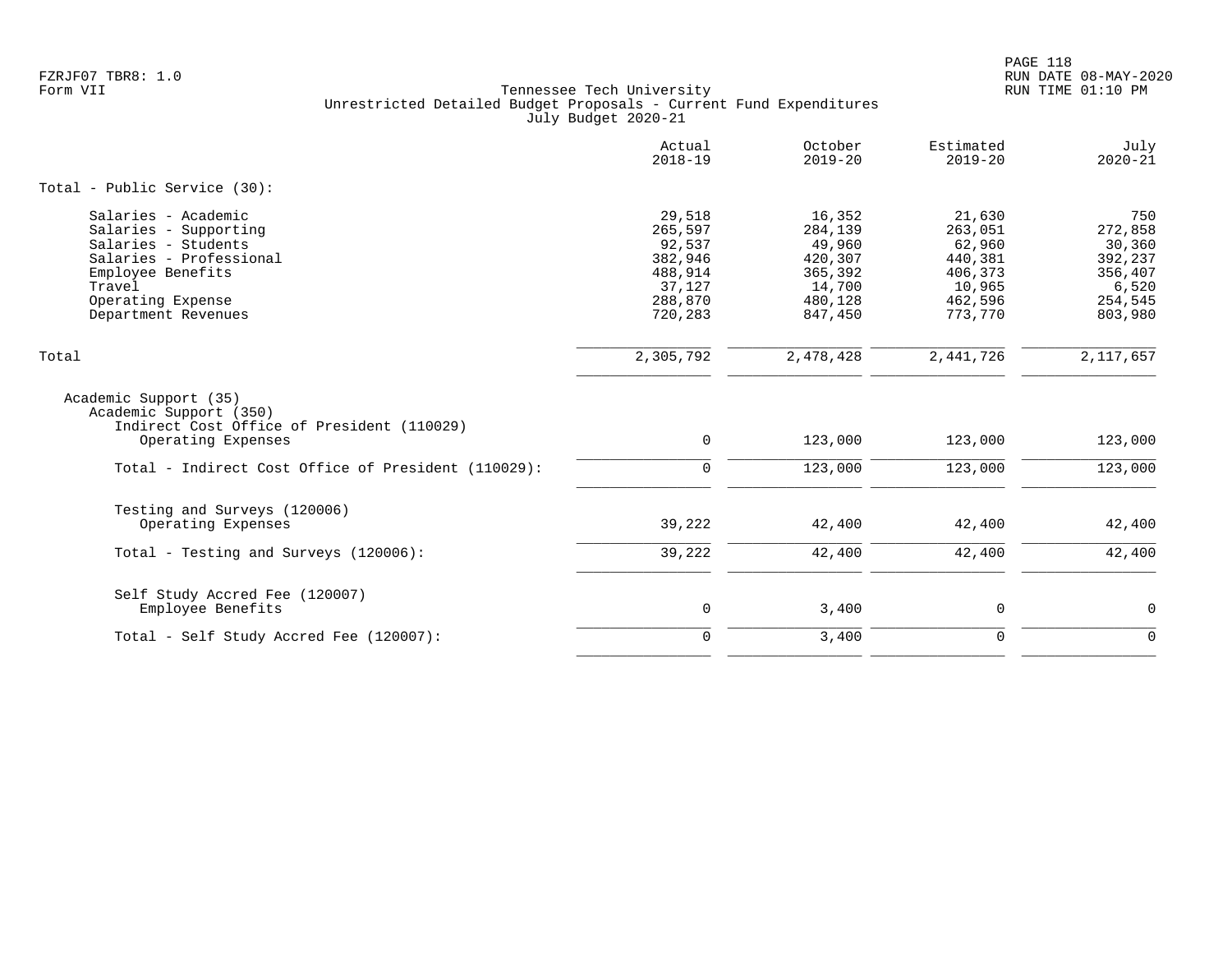Tennessee Tech University
Unrestricted Detailed Budget Proposals - Current Fund Expenditures
July Budget 2020-21

| | Actual 2018-19 | October 2019-20 | Estimated 2019-20 | July 2020-21 |
|---|---|---|---|---|
| **Total - Public Service (30):** | | | | |
| Salaries - Academic | 29,518 | 16,352 | 21,630 | 750 |
| Salaries - Supporting | 265,597 | 284,139 | 263,051 | 272,858 |
| Salaries - Students | 92,537 | 49,960 | 62,960 | 30,360 |
| Salaries - Professional | 382,946 | 420,307 | 440,381 | 392,237 |
| Employee Benefits | 488,914 | 365,392 | 406,373 | 356,407 |
| Travel | 37,127 | 14,700 | 10,965 | 6,520 |
| Operating Expense | 288,870 | 480,128 | 462,596 | 254,545 |
| Department Revenues | 720,283 | 847,450 | 773,770 | 803,980 |
| Total | 2,305,792 | 2,478,428 | 2,441,726 | 2,117,657 |
| Academic Support (35) | | | | |
| Academic Support (350) | | | | |
| Indirect Cost Office of President (110029) | | | | |
| Operating Expenses | 0 | 123,000 | 123,000 | 123,000 |
| Total - Indirect Cost Office of President (110029): | 0 | 123,000 | 123,000 | 123,000 |
| Testing and Surveys (120006) | | | | |
| Operating Expenses | 39,222 | 42,400 | 42,400 | 42,400 |
| Total - Testing and Surveys (120006): | 39,222 | 42,400 | 42,400 | 42,400 |
| Self Study Accred Fee (120007) | | | | |
| Employee Benefits | 0 | 3,400 | 0 | 0 |
| Total - Self Study Accred Fee (120007): | 0 | 3,400 | 0 | 0 |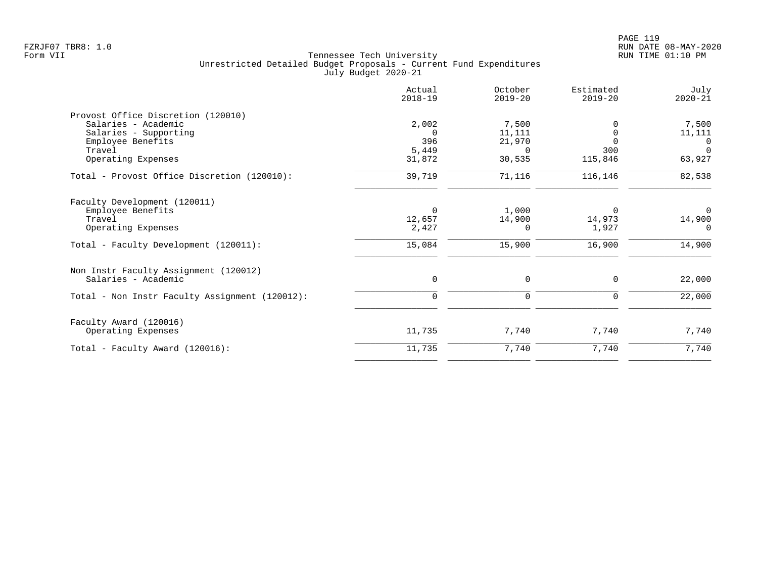Tennessee Tech University
Unrestricted Detailed Budget Proposals - Current Fund Expenditures
July Budget 2020-21

| | Actual 2018-19 | October 2019-20 | Estimated 2019-20 | July 2020-21 |
|---|---|---|---|---|
| **Provost Office Discretion (120010)** | | | | |
| Salaries - Academic | 2,002 | 7,500 | 0 | 7,500 |
| Salaries - Supporting | 0 | 11,111 | 0 | 11,111 |
| Employee Benefits | 396 | 21,970 | 0 | 0 |
| Travel | 5,449 | 0 | 300 | 0 |
| Operating Expenses | 31,872 | 30,535 | 115,846 | 63,927 |
| Total - Provost Office Discretion (120010): | 39,719 | 71,116 | 116,146 | 82,538 |
| **Faculty Development (120011)** | | | | |
| Employee Benefits | 0 | 1,000 | 0 | 0 |
| Travel | 12,657 | 14,900 | 14,973 | 14,900 |
| Operating Expenses | 2,427 | 0 | 1,927 | 0 |
| Total - Faculty Development (120011): | 15,084 | 15,900 | 16,900 | 14,900 |
| **Non Instr Faculty Assignment (120012)** | | | | |
| Salaries - Academic | 0 | 0 | 0 | 22,000 |
| Total - Non Instr Faculty Assignment (120012): | 0 | 0 | 0 | 22,000 |
| **Faculty Award (120016)** | | | | |
| Operating Expenses | 11,735 | 7,740 | 7,740 | 7,740 |
| Total - Faculty Award (120016): | 11,735 | 7,740 | 7,740 | 7,740 |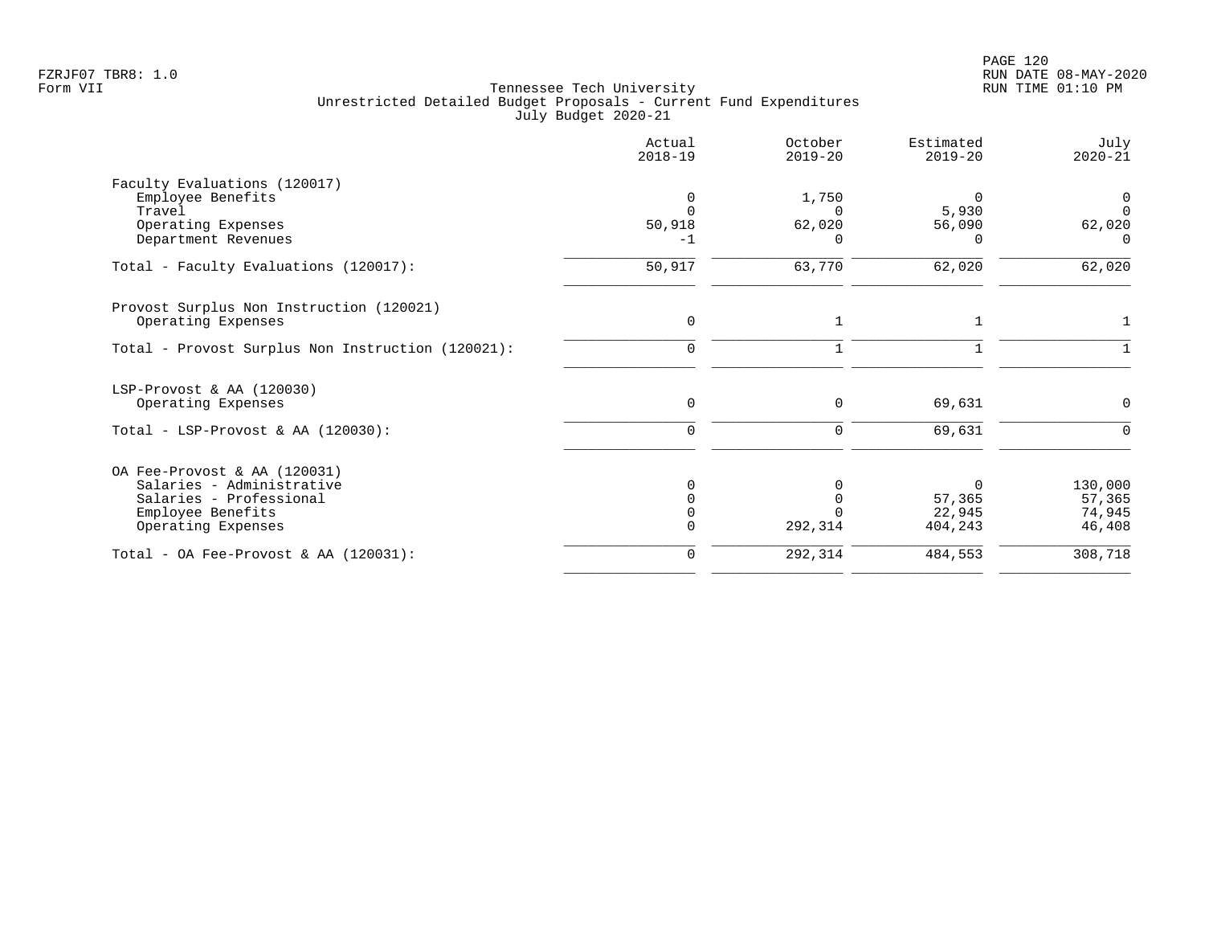Tennessee Tech University
Unrestricted Detailed Budget Proposals - Current Fund Expenditures
July Budget 2020-21

FZRJF07 TBR8: 1.0
Form VII

RUN DATE 08-MAY-2020
RUN TIME 01:10 PM

| | Actual 2018-19 | October 2019-20 | Estimated 2019-20 | July 2020-21 |
|---|---|---|---|---|
| **Faculty Evaluations (120017)** | | | | |
| Employee Benefits | 0 | 1,750 | 0 | 0 |
| Travel | 0 | 0 | 5,930 | 0 |
| Operating Expenses | 50,918 | 62,020 | 56,090 | 62,020 |
| Department Revenues | -1 | 0 | 0 | 0 |
| Total - Faculty Evaluations (120017): | 50,917 | 63,770 | 62,020 | 62,020 |
| **Provost Surplus Non Instruction (120021)** | | | | |
| Operating Expenses | 0 | 1 | 1 | 1 |
| Total - Provost Surplus Non Instruction (120021): | 0 | 1 | 1 | 1 |
| **LSP-Provost & AA (120030)** | | | | |
| Operating Expenses | 0 | 0 | 69,631 | 0 |
| Total - LSP-Provost & AA (120030): | 0 | 0 | 69,631 | 0 |
| **OA Fee-Provost & AA (120031)** | | | | |
| Salaries - Administrative | 0 | 0 | 0 | 130,000 |
| Salaries - Professional | 0 | 0 | 57,365 | 57,365 |
| Employee Benefits | 0 | 0 | 22,945 | 74,945 |
| Operating Expenses | 0 | 292,314 | 404,243 | 46,408 |
| Total - OA Fee-Provost & AA (120031): | 0 | 292,314 | 484,553 | 308,718 |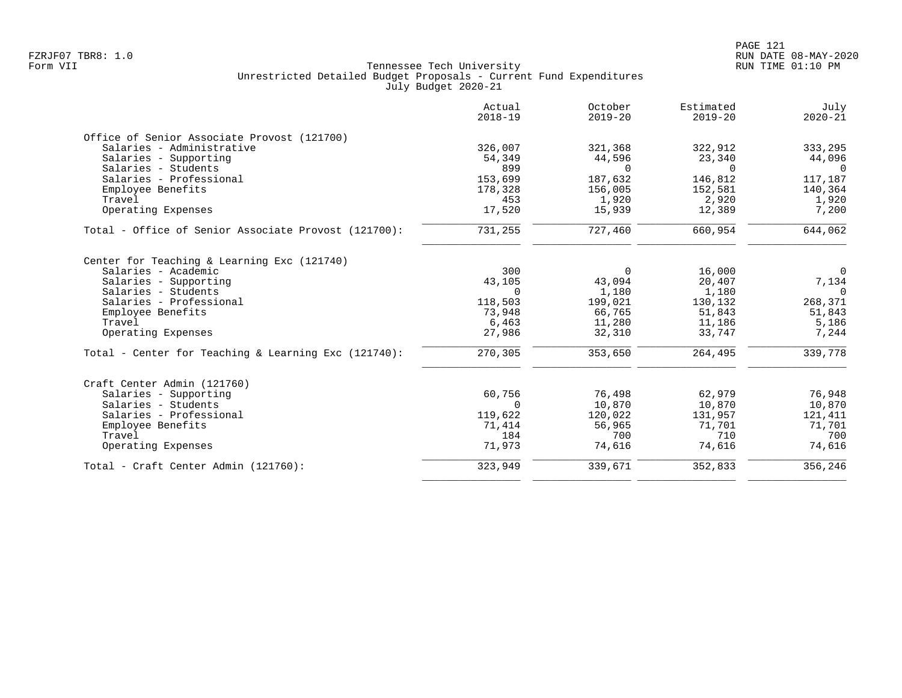Tennessee Tech University
Unrestricted Detailed Budget Proposals - Current Fund Expenditures
July Budget 2020-21

Form VII

| | Actual 2018-19 | October 2019-20 | Estimated 2019-20 | July 2020-21 |
|---|---|---|---|---|
| **Office of Senior Associate Provost (121700)** | | | | |
| Salaries - Administrative | 326,007 | 321,368 | 322,912 | 333,295 |
| Salaries - Supporting | 54,349 | 44,596 | 23,340 | 44,096 |
| Salaries - Students | 899 | 0 | 0 | 0 |
| Salaries - Professional | 153,699 | 187,632 | 146,812 | 117,187 |
| Employee Benefits | 178,328 | 156,005 | 152,581 | 140,364 |
| Travel | 453 | 1,920 | 2,920 | 1,920 |
| Operating Expenses | 17,520 | 15,939 | 12,389 | 7,200 |
| Total - Office of Senior Associate Provost (121700): | 731,255 | 727,460 | 660,954 | 644,062 |
| **Center for Teaching & Learning Exc (121740)** | | | | |
| Salaries - Academic | 300 | 0 | 16,000 | 0 |
| Salaries - Supporting | 43,105 | 43,094 | 20,407 | 7,134 |
| Salaries - Students | 0 | 1,180 | 1,180 | 0 |
| Salaries - Professional | 118,503 | 199,021 | 130,132 | 268,371 |
| Employee Benefits | 73,948 | 66,765 | 51,843 | 51,843 |
| Travel | 6,463 | 11,280 | 11,186 | 5,186 |
| Operating Expenses | 27,986 | 32,310 | 33,747 | 7,244 |
| Total - Center for Teaching & Learning Exc (121740): | 270,305 | 353,650 | 264,495 | 339,778 |
| **Craft Center Admin (121760)** | | | | |
| Salaries - Supporting | 60,756 | 76,498 | 62,979 | 76,948 |
| Salaries - Students | 0 | 10,870 | 10,870 | 10,870 |
| Salaries - Professional | 119,622 | 120,022 | 131,957 | 121,411 |
| Employee Benefits | 71,414 | 56,965 | 71,701 | 71,701 |
| Travel | 184 | 700 | 710 | 700 |
| Operating Expenses | 71,973 | 74,616 | 74,616 | 74,616 |
| Total - Craft Center Admin (121760): | 323,949 | 339,671 | 352,833 | 356,246 |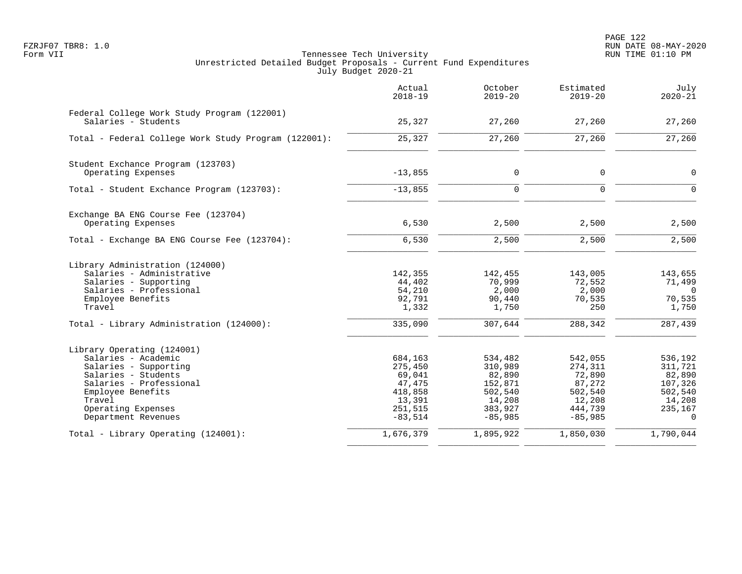Tennessee Tech University
Unrestricted Detailed Budget Proposals - Current Fund Expenditures
July Budget 2020-21

| | Actual 2018-19 | October 2019-20 | Estimated 2019-20 | July 2020-21 |
|---|---|---|---|---|
| **Federal College Work Study Program (122001)** | | | | |
| Salaries - Students | 25,327 | 27,260 | 27,260 | 27,260 |
| Total - Federal College Work Study Program (122001): | 25,327 | 27,260 | 27,260 | 27,260 |
| **Student Exchance Program (123703)** | | | | |
| Operating Expenses | -13,855 | 0 | 0 | 0 |
| Total - Student Exchance Program (123703): | -13,855 | 0 | 0 | 0 |
| **Exchange BA ENG Course Fee (123704)** | | | | |
| Operating Expenses | 6,530 | 2,500 | 2,500 | 2,500 |
| Total - Exchange BA ENG Course Fee (123704): | 6,530 | 2,500 | 2,500 | 2,500 |
| **Library Administration (124000)** | | | | |
| Salaries - Administrative | 142,355 | 142,455 | 143,005 | 143,655 |
| Salaries - Supporting | 44,402 | 70,999 | 72,552 | 71,499 |
| Salaries - Professional | 54,210 | 2,000 | 2,000 | 0 |
| Employee Benefits | 92,791 | 90,440 | 70,535 | 70,535 |
| Travel | 1,332 | 1,750 | 250 | 1,750 |
| Total - Library Administration (124000): | 335,090 | 307,644 | 288,342 | 287,439 |
| **Library Operating (124001)** | | | | |
| Salaries - Academic | 684,163 | 534,482 | 542,055 | 536,192 |
| Salaries - Supporting | 275,450 | 310,989 | 274,311 | 311,721 |
| Salaries - Students | 69,041 | 82,890 | 72,890 | 82,890 |
| Salaries - Professional | 47,475 | 152,871 | 87,272 | 107,326 |
| Employee Benefits | 418,858 | 502,540 | 502,540 | 502,540 |
| Travel | 13,391 | 14,208 | 12,208 | 14,208 |
| Operating Expenses | 251,515 | 383,927 | 444,739 | 235,167 |
| Department Revenues | -83,514 | -85,985 | -85,985 | 0 |
| Total - Library Operating (124001): | 1,676,379 | 1,895,922 | 1,850,030 | 1,790,044 |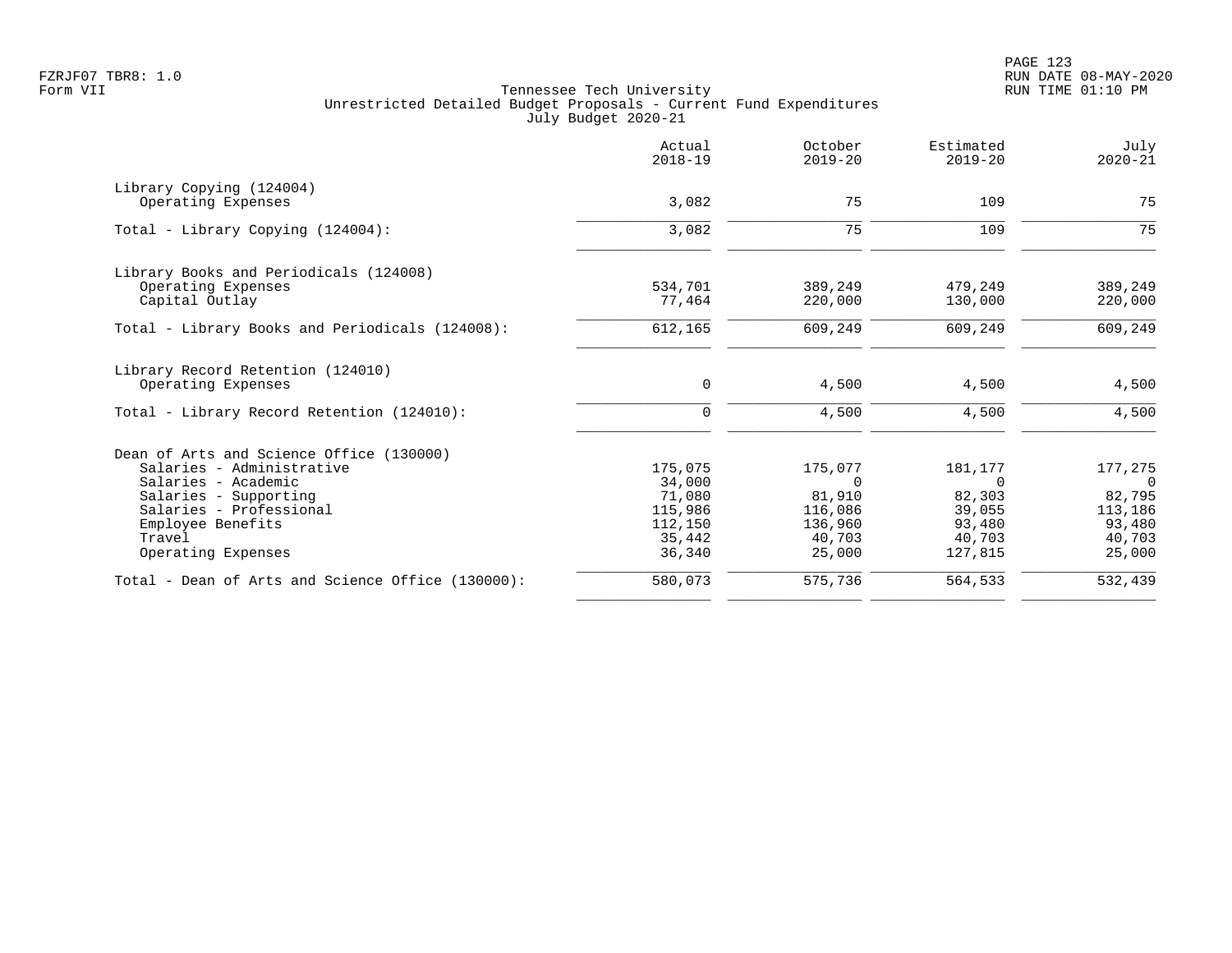Tennessee Tech University
Unrestricted Detailed Budget Proposals - Current Fund Expenditures
July Budget 2020-21

| | Actual 2018-19 | October 2019-20 | Estimated 2019-20 | July 2020-21 |
|---|---|---|---|---|
| **Library Copying (124004)** | | | | |
| Operating Expenses | 3,082 | 75 | 109 | 75 |
| Total - Library Copying (124004): | 3,082 | 75 | 109 | 75 |
| **Library Books and Periodicals (124008)** | | | | |
| Operating Expenses | 534,701 | 389,249 | 479,249 | 389,249 |
| Capital Outlay | 77,464 | 220,000 | 130,000 | 220,000 |
| Total - Library Books and Periodicals (124008): | 612,165 | 609,249 | 609,249 | 609,249 |
| **Library Record Retention (124010)** | | | | |
| Operating Expenses | 0 | 4,500 | 4,500 | 4,500 |
| Total - Library Record Retention (124010): | 0 | 4,500 | 4,500 | 4,500 |
| **Dean of Arts and Science Office (130000)** | | | | |
| Salaries - Administrative | 175,075 | 175,077 | 181,177 | 177,275 |
| Salaries - Academic | 34,000 | 0 | 0 | 0 |
| Salaries - Supporting | 71,080 | 81,910 | 82,303 | 82,795 |
| Salaries - Professional | 115,986 | 116,086 | 39,055 | 113,186 |
| Employee Benefits | 112,150 | 136,960 | 93,480 | 93,480 |
| Travel | 35,442 | 40,703 | 40,703 | 40,703 |
| Operating Expenses | 36,340 | 25,000 | 127,815 | 25,000 |
| Total - Dean of Arts and Science Office (130000): | 580,073 | 575,736 | 564,533 | 532,439 |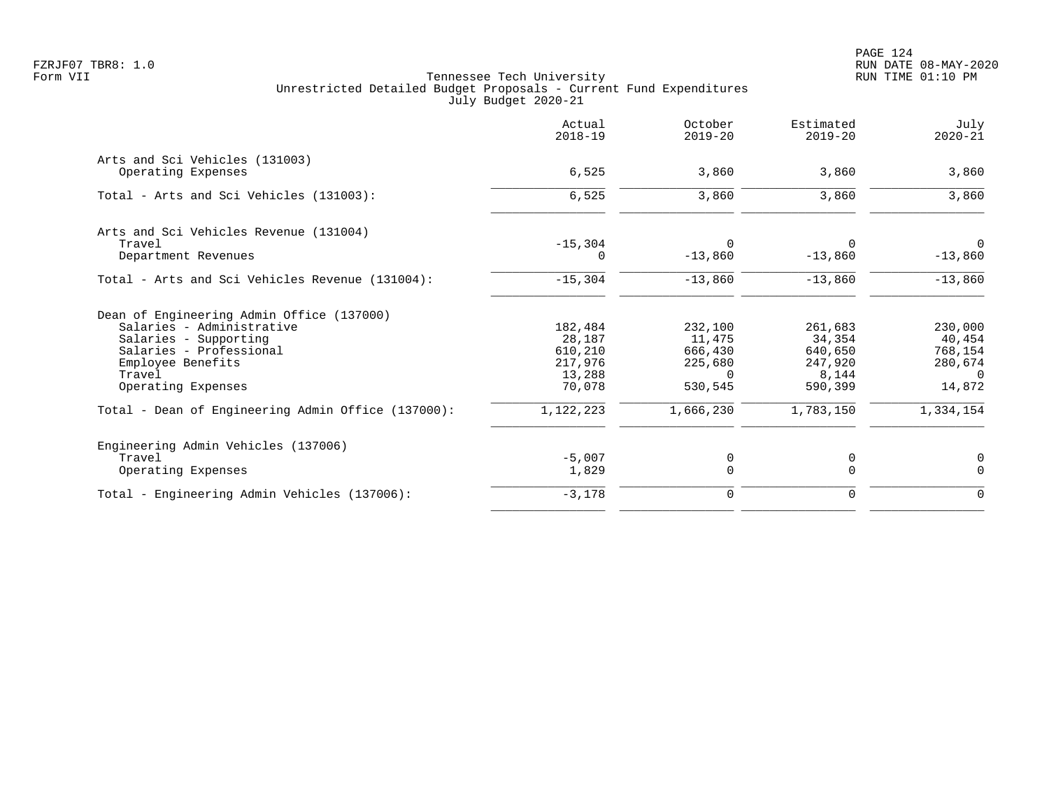Tennessee Tech University
Unrestricted Detailed Budget Proposals - Current Fund Expenditures
July Budget 2020-21

| | Actual 2018-19 | October 2019-20 | Estimated 2019-20 | July 2020-21 |
|---|---|---|---|---|
| **Arts and Sci Vehicles (131003)** | | | | |
| Operating Expenses | 6,525 | 3,860 | 3,860 | 3,860 |
| Total - Arts and Sci Vehicles (131003): | 6,525 | 3,860 | 3,860 | 3,860 |
| **Arts and Sci Vehicles Revenue (131004)** | | | | |
| Travel | -15,304 | 0 | 0 | 0 |
| Department Revenues | 0 | -13,860 | -13,860 | -13,860 |
| Total - Arts and Sci Vehicles Revenue (131004): | -15,304 | -13,860 | -13,860 | -13,860 |
| **Dean of Engineering Admin Office (137000)** | | | | |
| Salaries - Administrative | 182,484 | 232,100 | 261,683 | 230,000 |
| Salaries - Supporting | 28,187 | 11,475 | 34,354 | 40,454 |
| Salaries - Professional | 610,210 | 666,430 | 640,650 | 768,154 |
| Employee Benefits | 217,976 | 225,680 | 247,920 | 280,674 |
| Travel | 13,288 | 0 | 8,144 | 0 |
| Operating Expenses | 70,078 | 530,545 | 590,399 | 14,872 |
| Total - Dean of Engineering Admin Office (137000): | 1,122,223 | 1,666,230 | 1,783,150 | 1,334,154 |
| **Engineering Admin Vehicles (137006)** | | | | |
| Travel | -5,007 | 0 | 0 | 0 |
| Operating Expenses | 1,829 | 0 | 0 | 0 |
| Total - Engineering Admin Vehicles (137006): | -3,178 | 0 | 0 | 0 |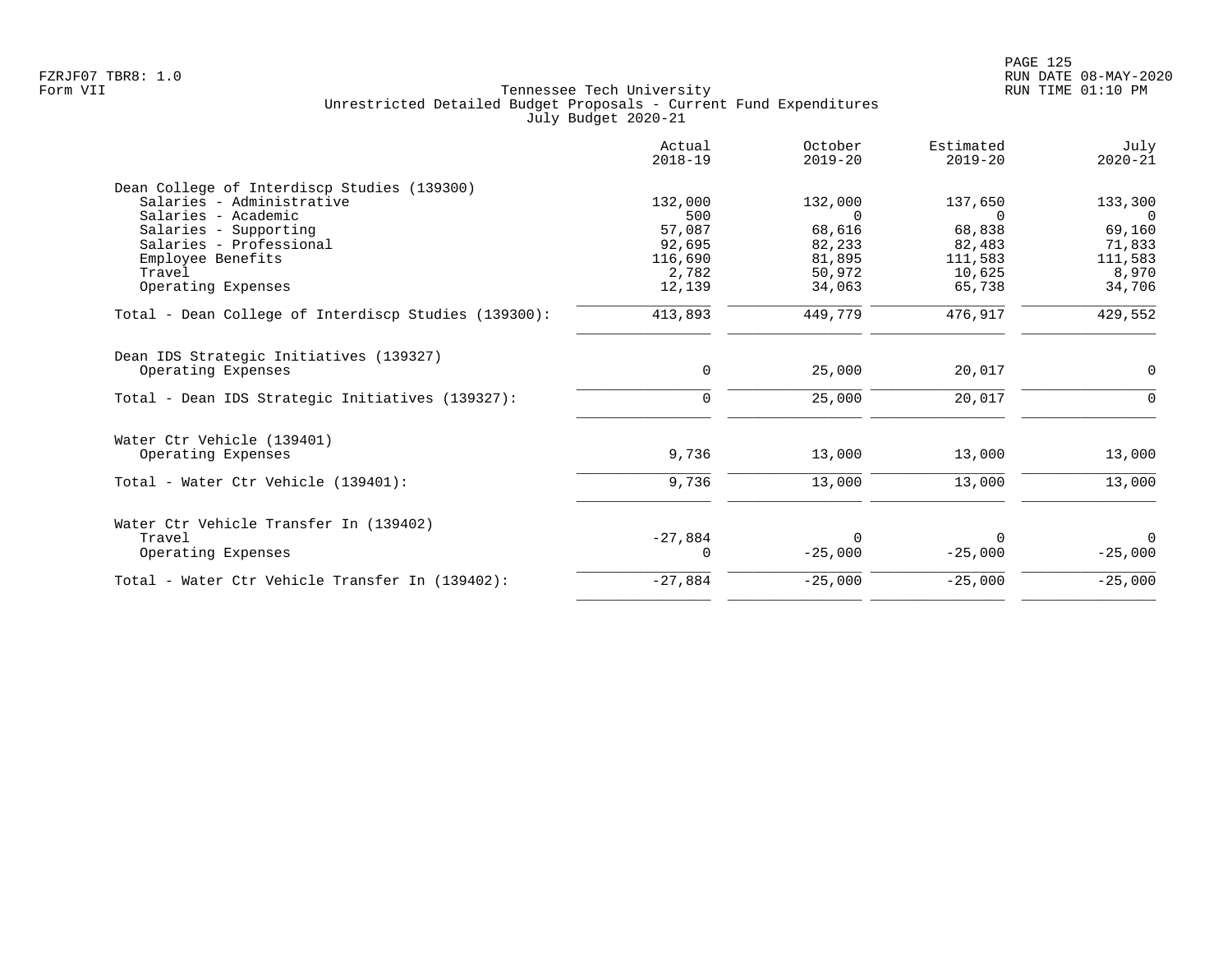Tennessee Tech University
Unrestricted Detailed Budget Proposals - Current Fund Expenditures
July Budget 2020-21

| | Actual 2018-19 | October 2019-20 | Estimated 2019-20 | July 2020-21 |
|---|---|---|---|---|
| **Dean College of Interdiscp Studies (139300)** | | | | |
| Salaries - Administrative | 132,000 | 132,000 | 137,650 | 133,300 |
| Salaries - Academic | 500 | 0 | 0 | 0 |
| Salaries - Supporting | 57,087 | 68,616 | 68,838 | 69,160 |
| Salaries - Professional | 92,695 | 82,233 | 82,483 | 71,833 |
| Employee Benefits | 116,690 | 81,895 | 111,583 | 111,583 |
| Travel | 2,782 | 50,972 | 10,625 | 8,970 |
| Operating Expenses | 12,139 | 34,063 | 65,738 | 34,706 |
| Total - Dean College of Interdiscp Studies (139300): | 413,893 | 449,779 | 476,917 | 429,552 |
| **Dean IDS Strategic Initiatives (139327)** | | | | |
| Operating Expenses | 0 | 25,000 | 20,017 | 0 |
| Total - Dean IDS Strategic Initiatives (139327): | 0 | 25,000 | 20,017 | 0 |
| **Water Ctr Vehicle (139401)** | | | | |
| Operating Expenses | 9,736 | 13,000 | 13,000 | 13,000 |
| Total - Water Ctr Vehicle (139401): | 9,736 | 13,000 | 13,000 | 13,000 |
| **Water Ctr Vehicle Transfer In (139402)** | | | | |
| Travel | -27,884 | 0 | 0 | 0 |
| Operating Expenses | 0 | -25,000 | -25,000 | -25,000 |
| Total - Water Ctr Vehicle Transfer In (139402): | -27,884 | -25,000 | -25,000 | -25,000 |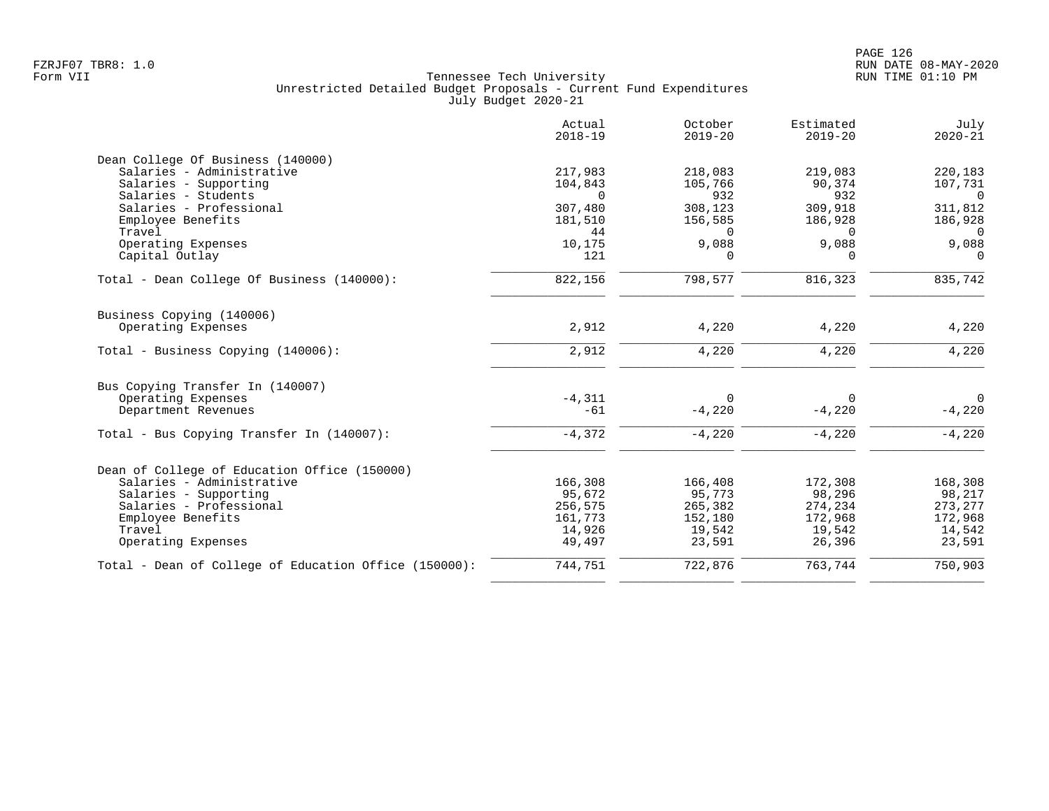Tennessee Tech University
Unrestricted Detailed Budget Proposals - Current Fund Expenditures
July Budget 2020-21

Form VII

| | Actual 2018-19 | October 2019-20 | Estimated 2019-20 | July 2020-21 |
|---|---|---|---|---|
| **Dean College Of Business (140000)** | | | | |
| Salaries - Administrative | 217,983 | 218,083 | 219,083 | 220,183 |
| Salaries - Supporting | 104,843 | 105,766 | 90,374 | 107,731 |
| Salaries - Students | 0 | 932 | 932 | 0 |
| Salaries - Professional | 307,480 | 308,123 | 309,918 | 311,812 |
| Employee Benefits | 181,510 | 156,585 | 186,928 | 186,928 |
| Travel | 44 | 0 | 0 | 0 |
| Operating Expenses | 10,175 | 9,088 | 9,088 | 9,088 |
| Capital Outlay | 121 | 0 | 0 | 0 |
| Total - Dean College Of Business (140000): | 822,156 | 798,577 | 816,323 | 835,742 |
| **Business Copying (140006)** | | | | |
| Operating Expenses | 2,912 | 4,220 | 4,220 | 4,220 |
| Total - Business Copying (140006): | 2,912 | 4,220 | 4,220 | 4,220 |
| **Bus Copying Transfer In (140007)** | | | | |
| Operating Expenses | -4,311 | 0 | 0 | 0 |
| Department Revenues | -61 | -4,220 | -4,220 | -4,220 |
| Total - Bus Copying Transfer In (140007): | -4,372 | -4,220 | -4,220 | -4,220 |
| **Dean of College of Education Office (150000)** | | | | |
| Salaries - Administrative | 166,308 | 166,408 | 172,308 | 168,308 |
| Salaries - Supporting | 95,672 | 95,773 | 98,296 | 98,217 |
| Salaries - Professional | 256,575 | 265,382 | 274,234 | 273,277 |
| Employee Benefits | 161,773 | 152,180 | 172,968 | 172,968 |
| Travel | 14,926 | 19,542 | 19,542 | 14,542 |
| Operating Expenses | 49,497 | 23,591 | 26,396 | 23,591 |
| Total - Dean of College of Education Office (150000): | 744,751 | 722,876 | 763,744 | 750,903 |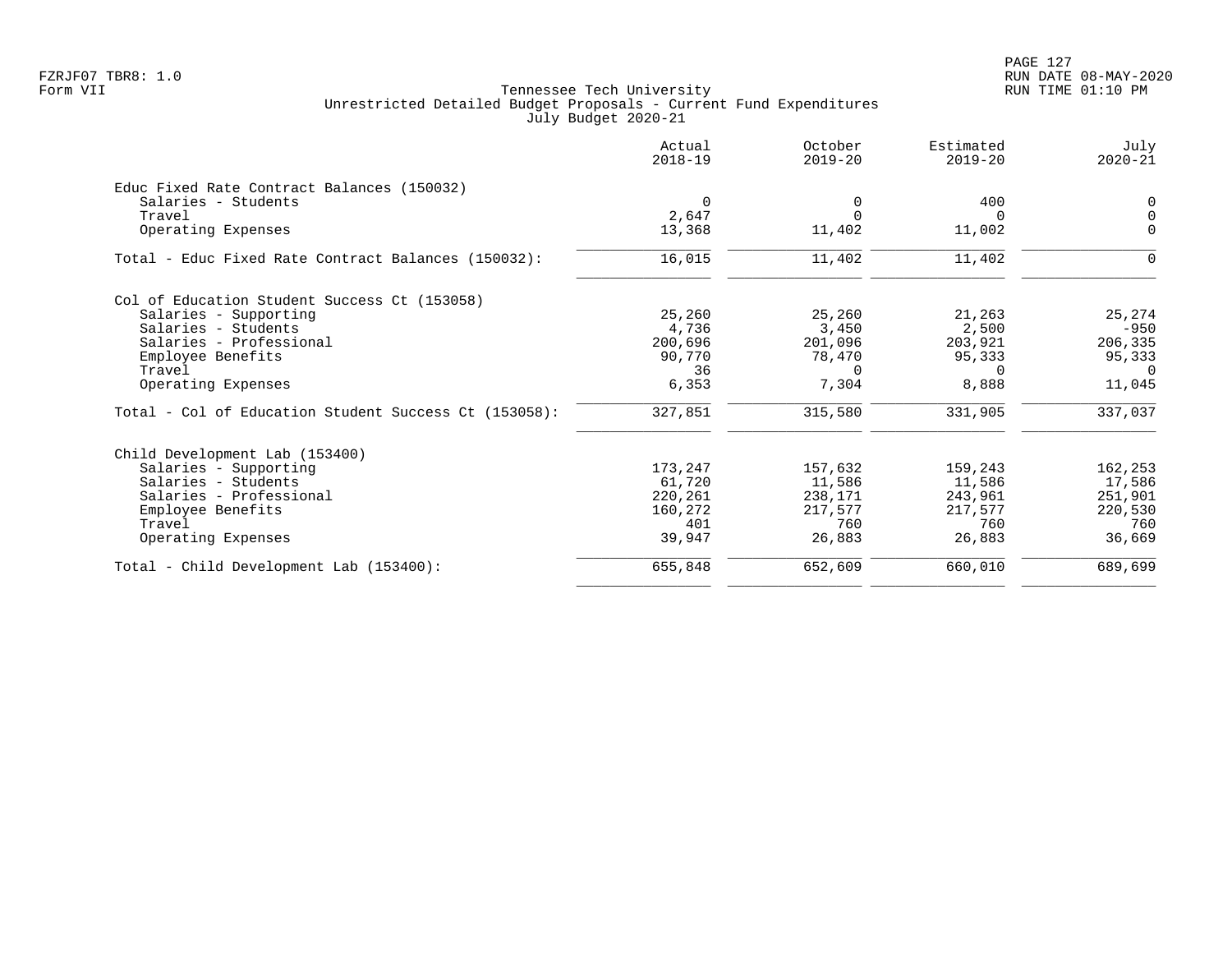Tennessee Tech University
Unrestricted Detailed Budget Proposals - Current Fund Expenditures
July Budget 2020-21

| | Actual 2018-19 | October 2019-20 | Estimated 2019-20 | July 2020-21 |
|---|---|---|---|---|
| **Educ Fixed Rate Contract Balances (150032)** | | | | |
| Salaries - Students | 0 | 0 | 400 | 0 |
| Travel | 2,647 | 0 | 0 | 0 |
| Operating Expenses | 13,368 | 11,402 | 11,002 | 0 |
| Total - Educ Fixed Rate Contract Balances (150032): | 16,015 | 11,402 | 11,402 | 0 |
| **Col of Education Student Success Ct (153058)** | | | | |
| Salaries - Supporting | 25,260 | 25,260 | 21,263 | 25,274 |
| Salaries - Students | 4,736 | 3,450 | 2,500 | -950 |
| Salaries - Professional | 200,696 | 201,096 | 203,921 | 206,335 |
| Employee Benefits | 90,770 | 78,470 | 95,333 | 95,333 |
| Travel | 36 | 0 | 0 | 0 |
| Operating Expenses | 6,353 | 7,304 | 8,888 | 11,045 |
| Total - Col of Education Student Success Ct (153058): | 327,851 | 315,580 | 331,905 | 337,037 |
| **Child Development Lab (153400)** | | | | |
| Salaries - Supporting | 173,247 | 157,632 | 159,243 | 162,253 |
| Salaries - Students | 61,720 | 11,586 | 11,586 | 17,586 |
| Salaries - Professional | 220,261 | 238,171 | 243,961 | 251,901 |
| Employee Benefits | 160,272 | 217,577 | 217,577 | 220,530 |
| Travel | 401 | 760 | 760 | 760 |
| Operating Expenses | 39,947 | 26,883 | 26,883 | 36,669 |
| Total - Child Development Lab (153400): | 655,848 | 652,609 | 660,010 | 689,699 |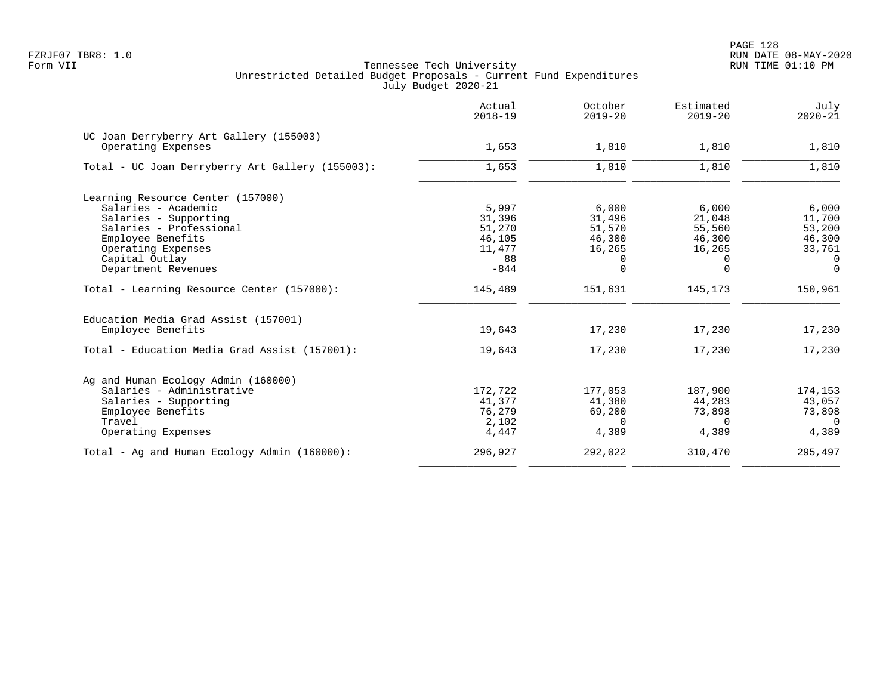FZRJF07 TBR8: 1.0
Form VII

Tennessee Tech University
Unrestricted Detailed Budget Proposals - Current Fund Expenditures
July Budget 2020-21

RUN DATE 08-MAY-2020
RUN TIME 01:10 PM

| | Actual 2018-19 | October 2019-20 | Estimated 2019-20 | July 2020-21 |
|---|---|---|---|---|
| **UC Joan Derryberry Art Gallery (155003)** | | | | |
| Operating Expenses | 1,653 | 1,810 | 1,810 | 1,810 |
| Total - UC Joan Derryberry Art Gallery (155003): | 1,653 | 1,810 | 1,810 | 1,810 |
| **Learning Resource Center (157000)** | | | | |
| Salaries - Academic | 5,997 | 6,000 | 6,000 | 6,000 |
| Salaries - Supporting | 31,396 | 31,496 | 21,048 | 11,700 |
| Salaries - Professional | 51,270 | 51,570 | 55,560 | 53,200 |
| Employee Benefits | 46,105 | 46,300 | 46,300 | 46,300 |
| Operating Expenses | 11,477 | 16,265 | 16,265 | 33,761 |
| Capital Outlay | 88 | 0 | 0 | 0 |
| Department Revenues | -844 | 0 | 0 | 0 |
| Total - Learning Resource Center (157000): | 145,489 | 151,631 | 145,173 | 150,961 |
| **Education Media Grad Assist (157001)** | | | | |
| Employee Benefits | 19,643 | 17,230 | 17,230 | 17,230 |
| Total - Education Media Grad Assist (157001): | 19,643 | 17,230 | 17,230 | 17,230 |
| **Ag and Human Ecology Admin (160000)** | | | | |
| Salaries - Administrative | 172,722 | 177,053 | 187,900 | 174,153 |
| Salaries - Supporting | 41,377 | 41,380 | 44,283 | 43,057 |
| Employee Benefits | 76,279 | 69,200 | 73,898 | 73,898 |
| Travel | 2,102 | 0 | 0 | 0 |
| Operating Expenses | 4,447 | 4,389 | 4,389 | 4,389 |
| Total - Ag and Human Ecology Admin (160000): | 296,927 | 292,022 | 310,470 | 295,497 |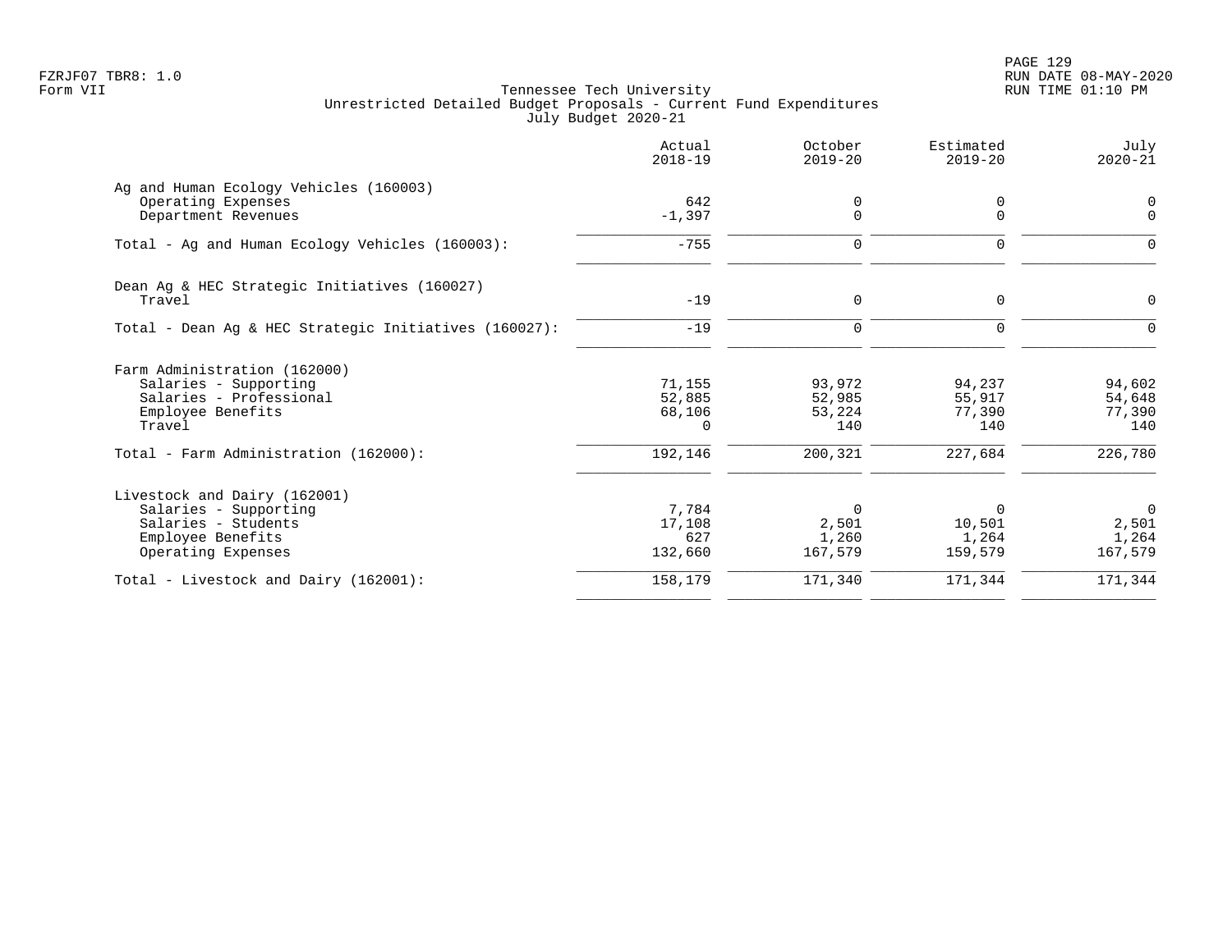Tennessee Tech University
Unrestricted Detailed Budget Proposals - Current Fund Expenditures
July Budget 2020-21

FZRJF07 TBR8: 1.0
Form VII

RUN DATE 08-MAY-2020
RUN TIME 01:10 PM

| | Actual 2018-19 | October 2019-20 | Estimated 2019-20 | July 2020-21 |
|---|---|---|---|---|
| **Ag and Human Ecology Vehicles (160003)** | | | | |
| Operating Expenses | 642 | 0 | 0 | 0 |
| Department Revenues | -1,397 | 0 | 0 | 0 |
| Total - Ag and Human Ecology Vehicles (160003): | -755 | 0 | 0 | 0 |
| **Dean Ag & HEC Strategic Initiatives (160027)** | | | | |
| Travel | -19 | 0 | 0 | 0 |
| Total - Dean Ag & HEC Strategic Initiatives (160027): | -19 | 0 | 0 | 0 |
| **Farm Administration (162000)** | | | | |
| Salaries - Supporting | 71,155 | 93,972 | 94,237 | 94,602 |
| Salaries - Professional | 52,885 | 52,985 | 55,917 | 54,648 |
| Employee Benefits | 68,106 | 53,224 | 77,390 | 77,390 |
| Travel | 0 | 140 | 140 | 140 |
| Total - Farm Administration (162000): | 192,146 | 200,321 | 227,684 | 226,780 |
| **Livestock and Dairy (162001)** | | | | |
| Salaries - Supporting | 7,784 | 0 | 0 | 0 |
| Salaries - Students | 17,108 | 2,501 | 10,501 | 2,501 |
| Employee Benefits | 627 | 1,260 | 1,264 | 1,264 |
| Operating Expenses | 132,660 | 167,579 | 159,579 | 167,579 |
| Total - Livestock and Dairy (162001): | 158,179 | 171,340 | 171,344 | 171,344 |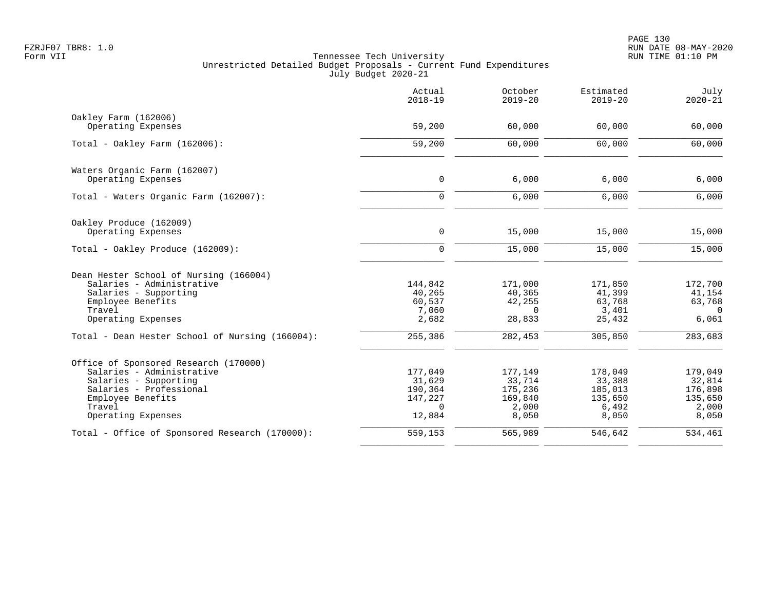FZRJF07 TBR8: 1.0
Form VII

# Tennessee Tech University
## Unrestricted Detailed Budget Proposals - Current Fund Expenditures
### July Budget 2020-21

| | Actual 2018-19 | October 2019-20 | Estimated 2019-20 | July 2020-21 |
|---|---|---|---|---|
| **Oakley Farm (162006)** | | | | |
| Operating Expenses | 59,200 | 60,000 | 60,000 | 60,000 |
| Total - Oakley Farm (162006): | 59,200 | 60,000 | 60,000 | 60,000 |
| **Waters Organic Farm (162007)** | | | | |
| Operating Expenses | 0 | 6,000 | 6,000 | 6,000 |
| Total - Waters Organic Farm (162007): | 0 | 6,000 | 6,000 | 6,000 |
| **Oakley Produce (162009)** | | | | |
| Operating Expenses | 0 | 15,000 | 15,000 | 15,000 |
| Total - Oakley Produce (162009): | 0 | 15,000 | 15,000 | 15,000 |
| **Dean Hester School of Nursing (166004)** | | | | |
| Salaries - Administrative | 144,842 | 171,000 | 171,850 | 172,700 |
| Salaries - Supporting | 40,265 | 40,365 | 41,399 | 41,154 |
| Employee Benefits | 60,537 | 42,255 | 63,768 | 63,768 |
| Travel | 7,060 | 0 | 3,401 | 0 |
| Operating Expenses | 2,682 | 28,833 | 25,432 | 6,061 |
| Total - Dean Hester School of Nursing (166004): | 255,386 | 282,453 | 305,850 | 283,683 |
| **Office of Sponsored Research (170000)** | | | | |
| Salaries - Administrative | 177,049 | 177,149 | 178,049 | 179,049 |
| Salaries - Supporting | 31,629 | 33,714 | 33,388 | 32,814 |
| Salaries - Professional | 190,364 | 175,236 | 185,013 | 176,898 |
| Employee Benefits | 147,227 | 169,840 | 135,650 | 135,650 |
| Travel | 0 | 2,000 | 6,492 | 2,000 |
| Operating Expenses | 12,884 | 8,050 | 8,050 | 8,050 |
| Total - Office of Sponsored Research (170000): | 559,153 | 565,989 | 546,642 | 534,461 |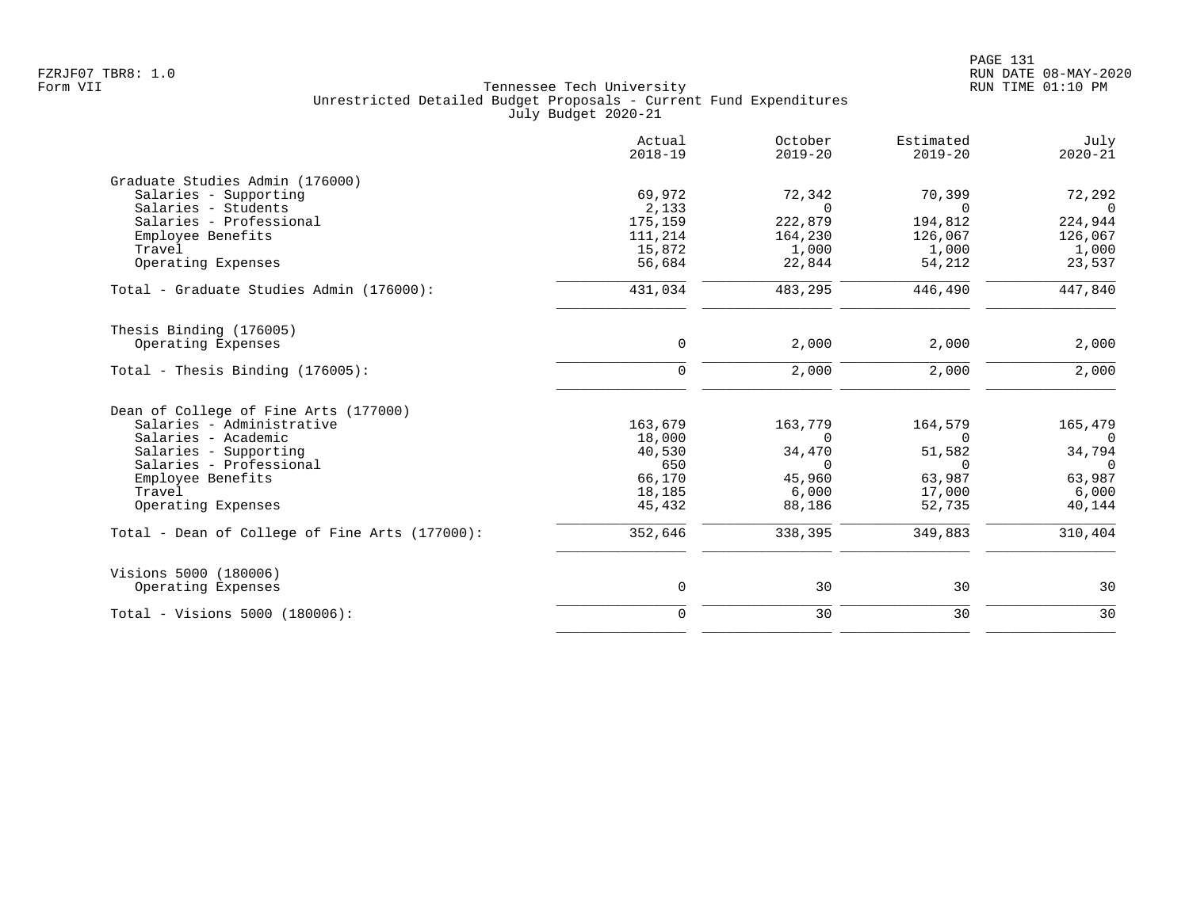Tennessee Tech University
Unrestricted Detailed Budget Proposals - Current Fund Expenditures
July Budget 2020-21

Form VII

| | Actual 2018-19 | October 2019-20 | Estimated 2019-20 | July 2020-21 |
|---|---|---|---|---|
| **Graduate Studies Admin (176000)** | | | | |
| Salaries - Supporting | 69,972 | 72,342 | 70,399 | 72,292 |
| Salaries - Students | 2,133 | 0 | 0 | 0 |
| Salaries - Professional | 175,159 | 222,879 | 194,812 | 224,944 |
| Employee Benefits | 111,214 | 164,230 | 126,067 | 126,067 |
| Travel | 15,872 | 1,000 | 1,000 | 1,000 |
| Operating Expenses | 56,684 | 22,844 | 54,212 | 23,537 |
| Total - Graduate Studies Admin (176000): | 431,034 | 483,295 | 446,490 | 447,840 |
| **Thesis Binding (176005)** | | | | |
| Operating Expenses | 0 | 2,000 | 2,000 | 2,000 |
| Total - Thesis Binding (176005): | 0 | 2,000 | 2,000 | 2,000 |
| **Dean of College of Fine Arts (177000)** | | | | |
| Salaries - Administrative | 163,679 | 163,779 | 164,579 | 165,479 |
| Salaries - Academic | 18,000 | 0 | 0 | 0 |
| Salaries - Supporting | 40,530 | 34,470 | 51,582 | 34,794 |
| Salaries - Professional | 650 | 0 | 0 | 0 |
| Employee Benefits | 66,170 | 45,960 | 63,987 | 63,987 |
| Travel | 18,185 | 6,000 | 17,000 | 6,000 |
| Operating Expenses | 45,432 | 88,186 | 52,735 | 40,144 |
| Total - Dean of College of Fine Arts (177000): | 352,646 | 338,395 | 349,883 | 310,404 |
| **Visions 5000 (180006)** | | | | |
| Operating Expenses | 0 | 30 | 30 | 30 |
| Total - Visions 5000 (180006): | 0 | 30 | 30 | 30 |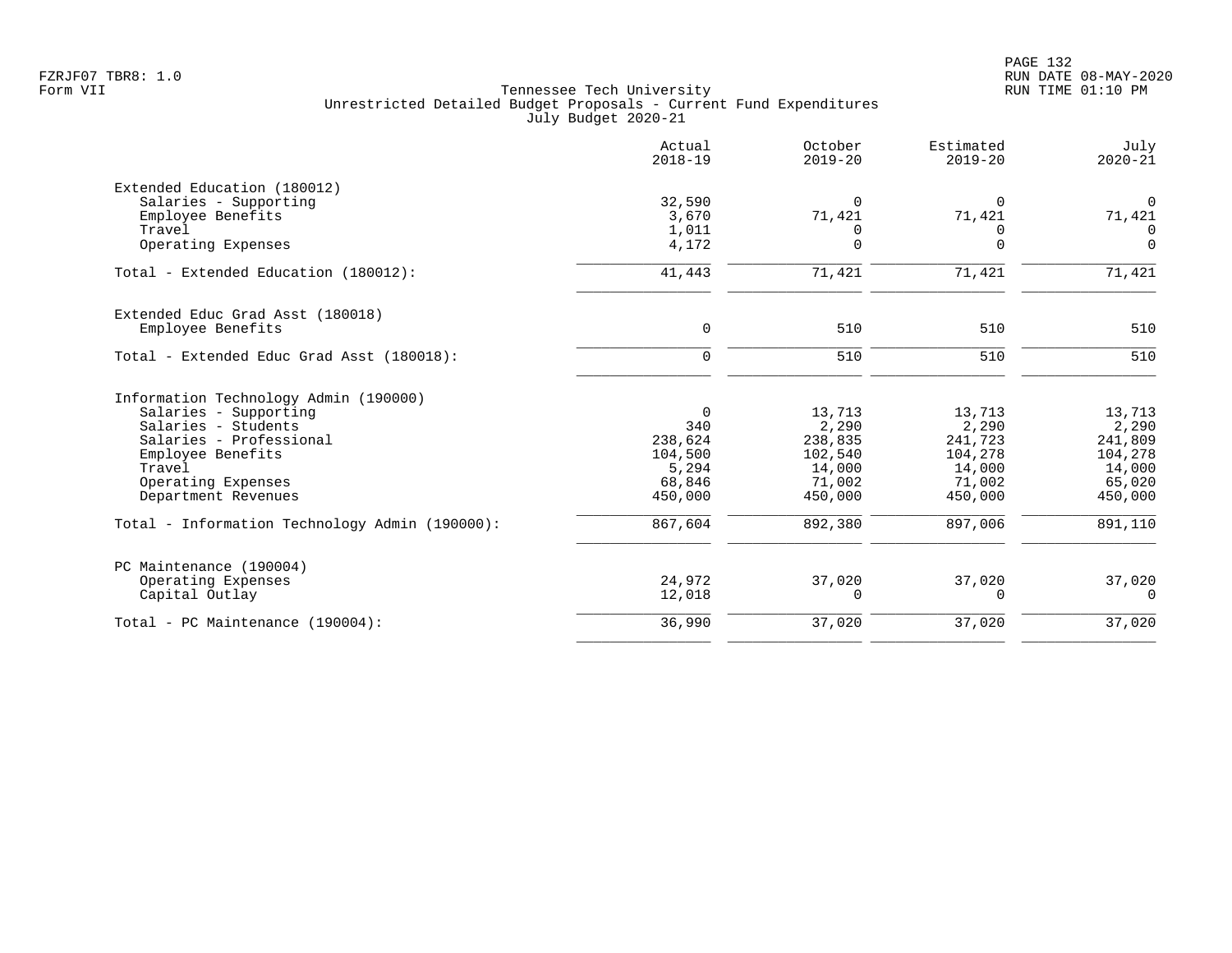Tennessee Tech University
Unrestricted Detailed Budget Proposals - Current Fund Expenditures
July Budget 2020-21

|  | Actual 2018-19 | October 2019-20 | Estimated 2019-20 | July 2020-21 |
|---|---|---|---|---|
| **Extended Education (180012)** | | | | |
| Salaries - Supporting | 32,590 | 0 | 0 | 0 |
| Employee Benefits | 3,670 | 71,421 | 71,421 | 71,421 |
| Travel | 1,011 | 0 | 0 | 0 |
| Operating Expenses | 4,172 | 0 | 0 | 0 |
| Total - Extended Education (180012): | 41,443 | 71,421 | 71,421 | 71,421 |
| **Extended Educ Grad Asst (180018)** | | | | |
| Employee Benefits | 0 | 510 | 510 | 510 |
| Total - Extended Educ Grad Asst (180018): | 0 | 510 | 510 | 510 |
| **Information Technology Admin (190000)** | | | | |
| Salaries - Supporting | 0 | 13,713 | 13,713 | 13,713 |
| Salaries - Students | 340 | 2,290 | 2,290 | 2,290 |
| Salaries - Professional | 238,624 | 238,835 | 241,723 | 241,809 |
| Employee Benefits | 104,500 | 102,540 | 104,278 | 104,278 |
| Travel | 5,294 | 14,000 | 14,000 | 14,000 |
| Operating Expenses | 68,846 | 71,002 | 71,002 | 65,020 |
| Department Revenues | 450,000 | 450,000 | 450,000 | 450,000 |
| Total - Information Technology Admin (190000): | 867,604 | 892,380 | 897,006 | 891,110 |
| **PC Maintenance (190004)** | | | | |
| Operating Expenses | 24,972 | 37,020 | 37,020 | 37,020 |
| Capital Outlay | 12,018 | 0 | 0 | 0 |
| Total - PC Maintenance (190004): | 36,990 | 37,020 | 37,020 | 37,020 |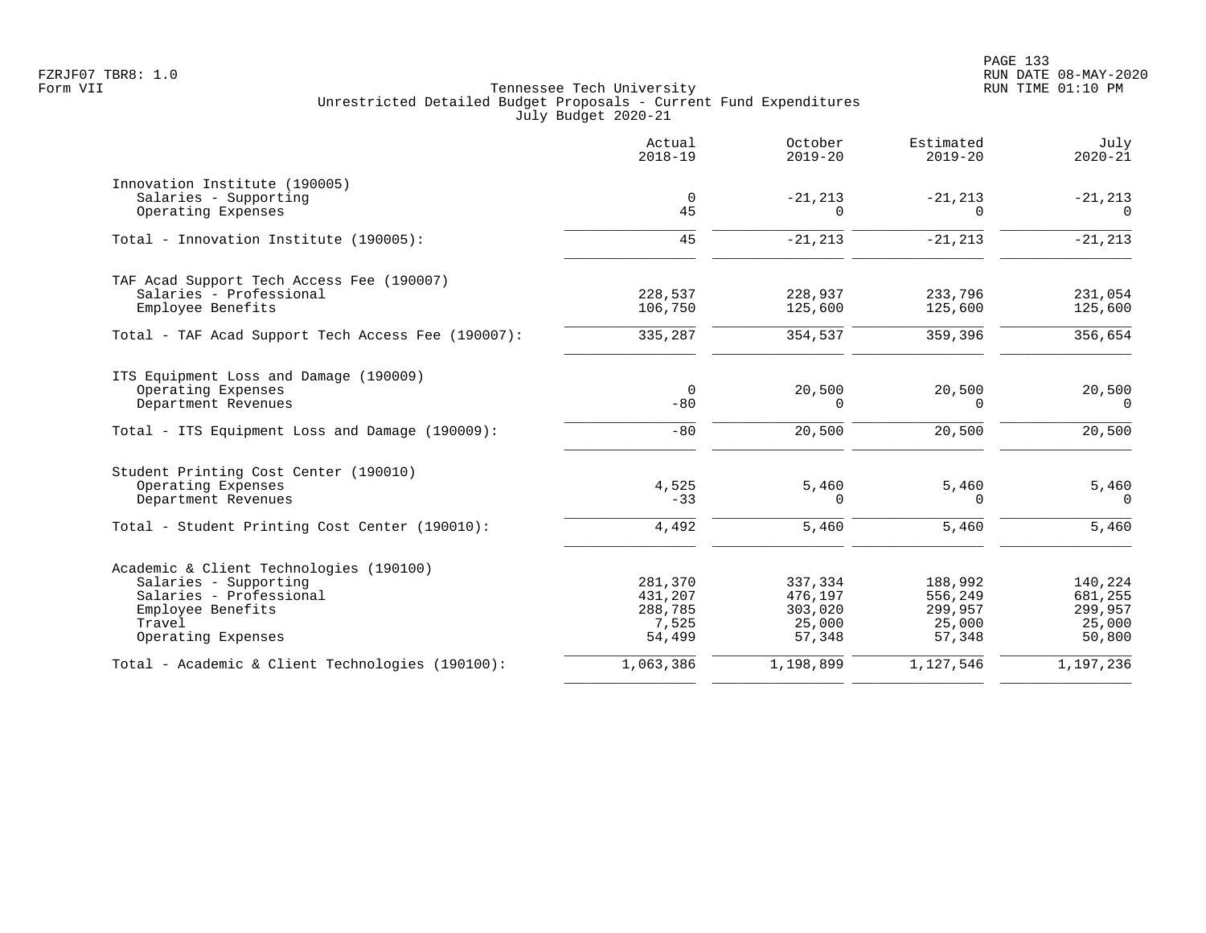Tennessee Tech University
Unrestricted Detailed Budget Proposals - Current Fund Expenditures
July Budget 2020-21

|  | Actual 2018-19 | October 2019-20 | Estimated 2019-20 | July 2020-21 |
|---|---|---|---|---|
| **Innovation Institute (190005)** | | | | |
| Salaries - Supporting | 0 | -21,213 | -21,213 | -21,213 |
| Operating Expenses | 45 | 0 | 0 | 0 |
| Total - Innovation Institute (190005): | 45 | -21,213 | -21,213 | -21,213 |
| **TAF Acad Support Tech Access Fee (190007)** | | | | |
| Salaries - Professional | 228,537 | 228,937 | 233,796 | 231,054 |
| Employee Benefits | 106,750 | 125,600 | 125,600 | 125,600 |
| Total - TAF Acad Support Tech Access Fee (190007): | 335,287 | 354,537 | 359,396 | 356,654 |
| **ITS Equipment Loss and Damage (190009)** | | | | |
| Operating Expenses | 0 | 20,500 | 20,500 | 20,500 |
| Department Revenues | -80 | 0 | 0 | 0 |
| Total - ITS Equipment Loss and Damage (190009): | -80 | 20,500 | 20,500 | 20,500 |
| **Student Printing Cost Center (190010)** | | | | |
| Operating Expenses | 4,525 | 5,460 | 5,460 | 5,460 |
| Department Revenues | -33 | 0 | 0 | 0 |
| Total - Student Printing Cost Center (190010): | 4,492 | 5,460 | 5,460 | 5,460 |
| **Academic & Client Technologies (190100)** | | | | |
| Salaries - Supporting | 281,370 | 337,334 | 188,992 | 140,224 |
| Salaries - Professional | 431,207 | 476,197 | 556,249 | 681,255 |
| Employee Benefits | 288,785 | 303,020 | 299,957 | 299,957 |
| Travel | 7,525 | 25,000 | 25,000 | 25,000 |
| Operating Expenses | 54,499 | 57,348 | 57,348 | 50,800 |
| Total - Academic & Client Technologies (190100): | 1,063,386 | 1,198,899 | 1,127,546 | 1,197,236 |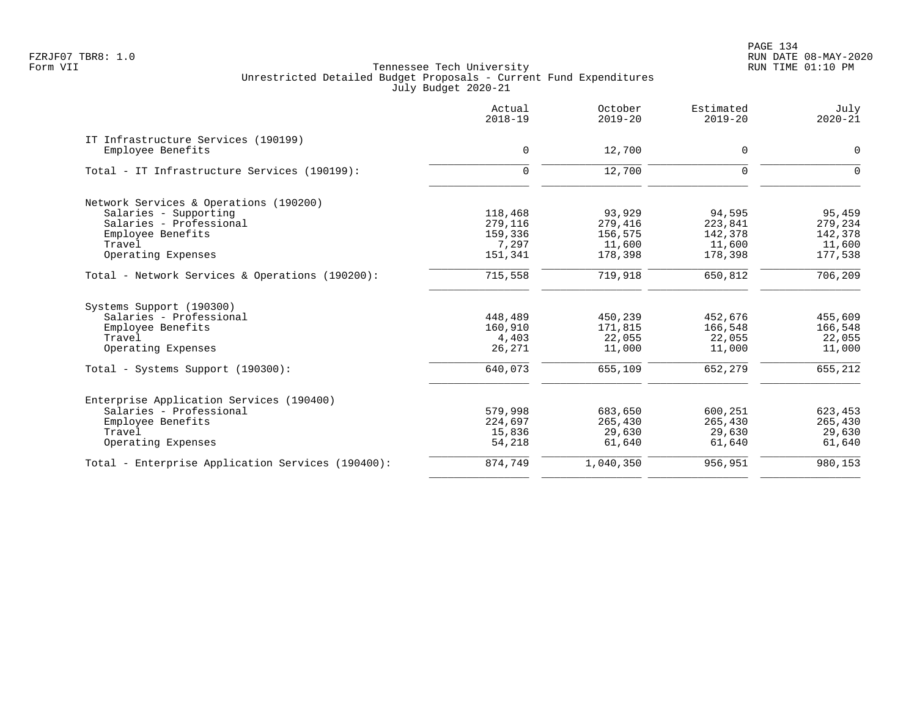Tennessee Tech University
Unrestricted Detailed Budget Proposals - Current Fund Expenditures
July Budget 2020-21

| | Actual 2018-19 | October 2019-20 | Estimated 2019-20 | July 2020-21 |
|---|---|---|---|---|
| **IT Infrastructure Services (190199)** | | | | |
| Employee Benefits | 0 | 12,700 | 0 | 0 |
| Total - IT Infrastructure Services (190199): | 0 | 12,700 | 0 | 0 |
| **Network Services & Operations (190200)** | | | | |
| Salaries - Supporting | 118,468 | 93,929 | 94,595 | 95,459 |
| Salaries - Professional | 279,116 | 279,416 | 223,841 | 279,234 |
| Employee Benefits | 159,336 | 156,575 | 142,378 | 142,378 |
| Travel | 7,297 | 11,600 | 11,600 | 11,600 |
| Operating Expenses | 151,341 | 178,398 | 178,398 | 177,538 |
| Total - Network Services & Operations (190200): | 715,558 | 719,918 | 650,812 | 706,209 |
| **Systems Support (190300)** | | | | |
| Salaries - Professional | 448,489 | 450,239 | 452,676 | 455,609 |
| Employee Benefits | 160,910 | 171,815 | 166,548 | 166,548 |
| Travel | 4,403 | 22,055 | 22,055 | 22,055 |
| Operating Expenses | 26,271 | 11,000 | 11,000 | 11,000 |
| Total - Systems Support (190300): | 640,073 | 655,109 | 652,279 | 655,212 |
| **Enterprise Application Services (190400)** | | | | |
| Salaries - Professional | 579,998 | 683,650 | 600,251 | 623,453 |
| Employee Benefits | 224,697 | 265,430 | 265,430 | 265,430 |
| Travel | 15,836 | 29,630 | 29,630 | 29,630 |
| Operating Expenses | 54,218 | 61,640 | 61,640 | 61,640 |
| Total - Enterprise Application Services (190400): | 874,749 | 1,040,350 | 956,951 | 980,153 |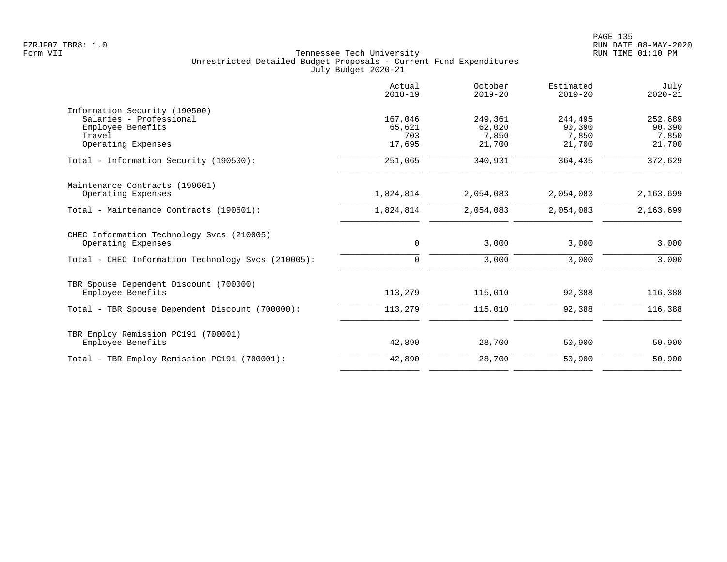Tennessee Tech University
Unrestricted Detailed Budget Proposals - Current Fund Expenditures
July Budget 2020-21

| | Actual 2018-19 | October 2019-20 | Estimated 2019-20 | July 2020-21 |
|---|---|---|---|---|
| **Information Security (190500)** | | | | |
| Salaries - Professional | 167,046 | 249,361 | 244,495 | 252,689 |
| Employee Benefits | 65,621 | 62,020 | 90,390 | 90,390 |
| Travel | 703 | 7,850 | 7,850 | 7,850 |
| Operating Expenses | 17,695 | 21,700 | 21,700 | 21,700 |
| Total - Information Security (190500): | 251,065 | 340,931 | 364,435 | 372,629 |
| **Maintenance Contracts (190601)** | | | | |
| Operating Expenses | 1,824,814 | 2,054,083 | 2,054,083 | 2,163,699 |
| Total - Maintenance Contracts (190601): | 1,824,814 | 2,054,083 | 2,054,083 | 2,163,699 |
| **CHEC Information Technology Svcs (210005)** | | | | |
| Operating Expenses | 0 | 3,000 | 3,000 | 3,000 |
| Total - CHEC Information Technology Svcs (210005): | 0 | 3,000 | 3,000 | 3,000 |
| **TBR Spouse Dependent Discount (700000)** | | | | |
| Employee Benefits | 113,279 | 115,010 | 92,388 | 116,388 |
| Total - TBR Spouse Dependent Discount (700000): | 113,279 | 115,010 | 92,388 | 116,388 |
| **TBR Employ Remission PC191 (700001)** | | | | |
| Employee Benefits | 42,890 | 28,700 | 50,900 | 50,900 |
| Total - TBR Employ Remission PC191 (700001): | 42,890 | 28,700 | 50,900 | 50,900 |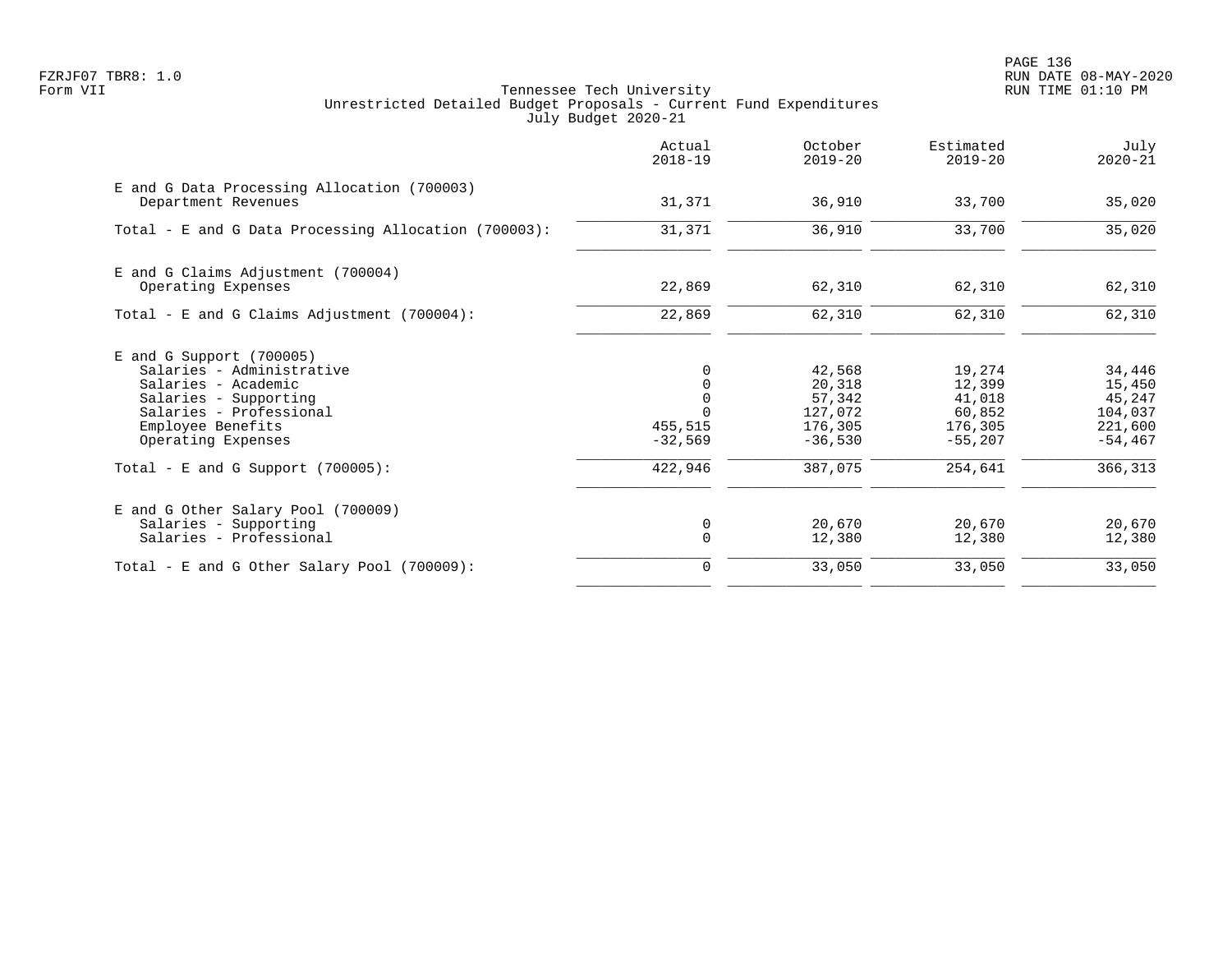Tennessee Tech University
Unrestricted Detailed Budget Proposals - Current Fund Expenditures
July Budget 2020-21

| | Actual 2018-19 | October 2019-20 | Estimated 2019-20 | July 2020-21 |
|---|---|---|---|---|
| **E and G Data Processing Allocation (700003)** | | | | |
| Department Revenues | 31,371 | 36,910 | 33,700 | 35,020 |
| Total - E and G Data Processing Allocation (700003): | 31,371 | 36,910 | 33,700 | 35,020 |
| **E and G Claims Adjustment (700004)** | | | | |
| Operating Expenses | 22,869 | 62,310 | 62,310 | 62,310 |
| Total - E and G Claims Adjustment (700004): | 22,869 | 62,310 | 62,310 | 62,310 |
| **E and G Support (700005)** | | | | |
| Salaries - Administrative | 0 | 42,568 | 19,274 | 34,446 |
| Salaries - Academic | 0 | 20,318 | 12,399 | 15,450 |
| Salaries - Supporting | 0 | 57,342 | 41,018 | 45,247 |
| Salaries - Professional | 0 | 127,072 | 60,852 | 104,037 |
| Employee Benefits | 455,515 | 176,305 | 176,305 | 221,600 |
| Operating Expenses | -32,569 | -36,530 | -55,207 | -54,467 |
| Total - E and G Support (700005): | 422,946 | 387,075 | 254,641 | 366,313 |
| **E and G Other Salary Pool (700009)** | | | | |
| Salaries - Supporting | 0 | 20,670 | 20,670 | 20,670 |
| Salaries - Professional | 0 | 12,380 | 12,380 | 12,380 |
| Total - E and G Other Salary Pool (700009): | 0 | 33,050 | 33,050 | 33,050 |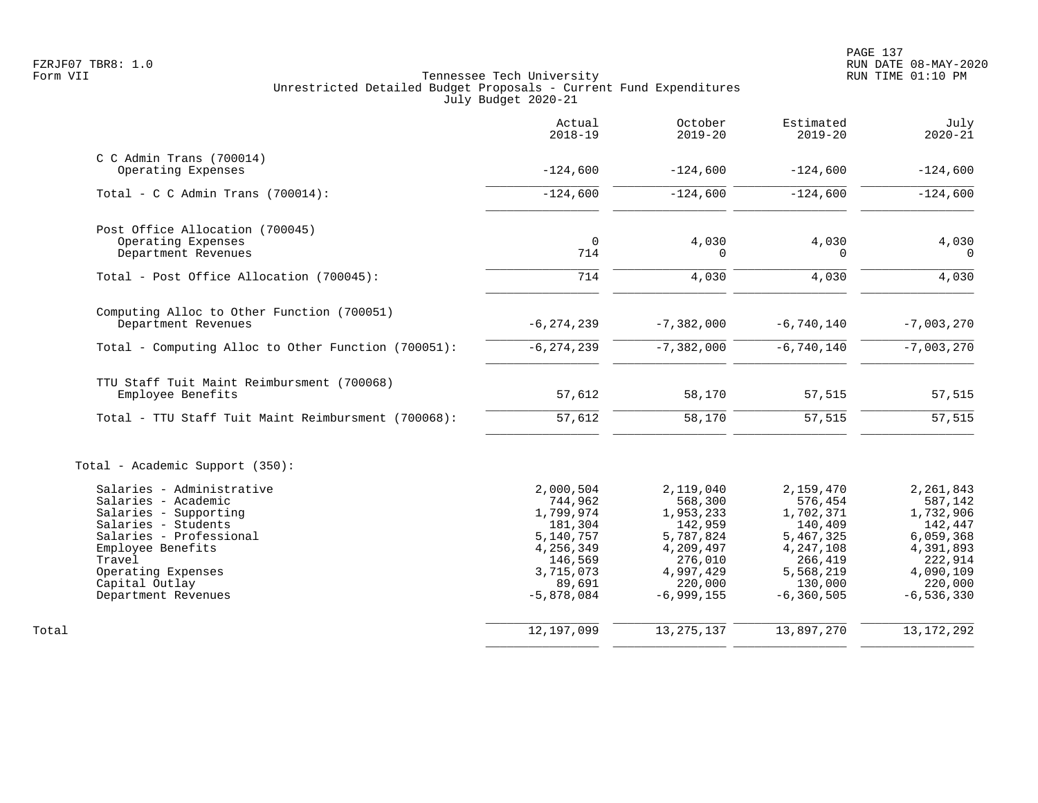Tennessee Tech University
Unrestricted Detailed Budget Proposals - Current Fund Expenditures
July Budget 2020-21

| | Actual 2018-19 | October 2019-20 | Estimated 2019-20 | July 2020-21 |
|---|---|---|---|---|
| **C C Admin Trans (700014)** | | | | |
| Operating Expenses | -124,600 | -124,600 | -124,600 | -124,600 |
| Total - C C Admin Trans (700014): | -124,600 | -124,600 | -124,600 | -124,600 |
| **Post Office Allocation (700045)** | | | | |
| Operating Expenses | 0 | 4,030 | 4,030 | 4,030 |
| Department Revenues | 714 | 0 | 0 | 0 |
| Total - Post Office Allocation (700045): | 714 | 4,030 | 4,030 | 4,030 |
| **Computing Alloc to Other Function (700051)** | | | | |
| Department Revenues | -6,274,239 | -7,382,000 | -6,740,140 | -7,003,270 |
| Total - Computing Alloc to Other Function (700051): | -6,274,239 | -7,382,000 | -6,740,140 | -7,003,270 |
| **TTU Staff Tuit Maint Reimbursment (700068)** | | | | |
| Employee Benefits | 57,612 | 58,170 | 57,515 | 57,515 |
| Total - TTU Staff Tuit Maint Reimbursment (700068): | 57,612 | 58,170 | 57,515 | 57,515 |
| **Total - Academic Support (350):** | | | | |
| Salaries - Administrative | 2,000,504 | 2,119,040 | 2,159,470 | 2,261,843 |
| Salaries - Academic | 744,962 | 568,300 | 576,454 | 587,142 |
| Salaries - Supporting | 1,799,974 | 1,953,233 | 1,702,371 | 1,732,906 |
| Salaries - Students | 181,304 | 142,959 | 140,409 | 142,447 |
| Salaries - Professional | 5,140,757 | 5,787,824 | 5,467,325 | 6,059,368 |
| Employee Benefits | 4,256,349 | 4,209,497 | 4,247,108 | 4,391,893 |
| Travel | 146,569 | 276,010 | 266,419 | 222,914 |
| Operating Expenses | 3,715,073 | 4,997,429 | 5,568,219 | 4,090,109 |
| Capital Outlay | 89,691 | 220,000 | 130,000 | 220,000 |
| Department Revenues | -5,878,084 | -6,999,155 | -6,360,505 | -6,536,330 |
| **Total** | 12,197,099 | 13,275,137 | 13,897,270 | 13,172,292 |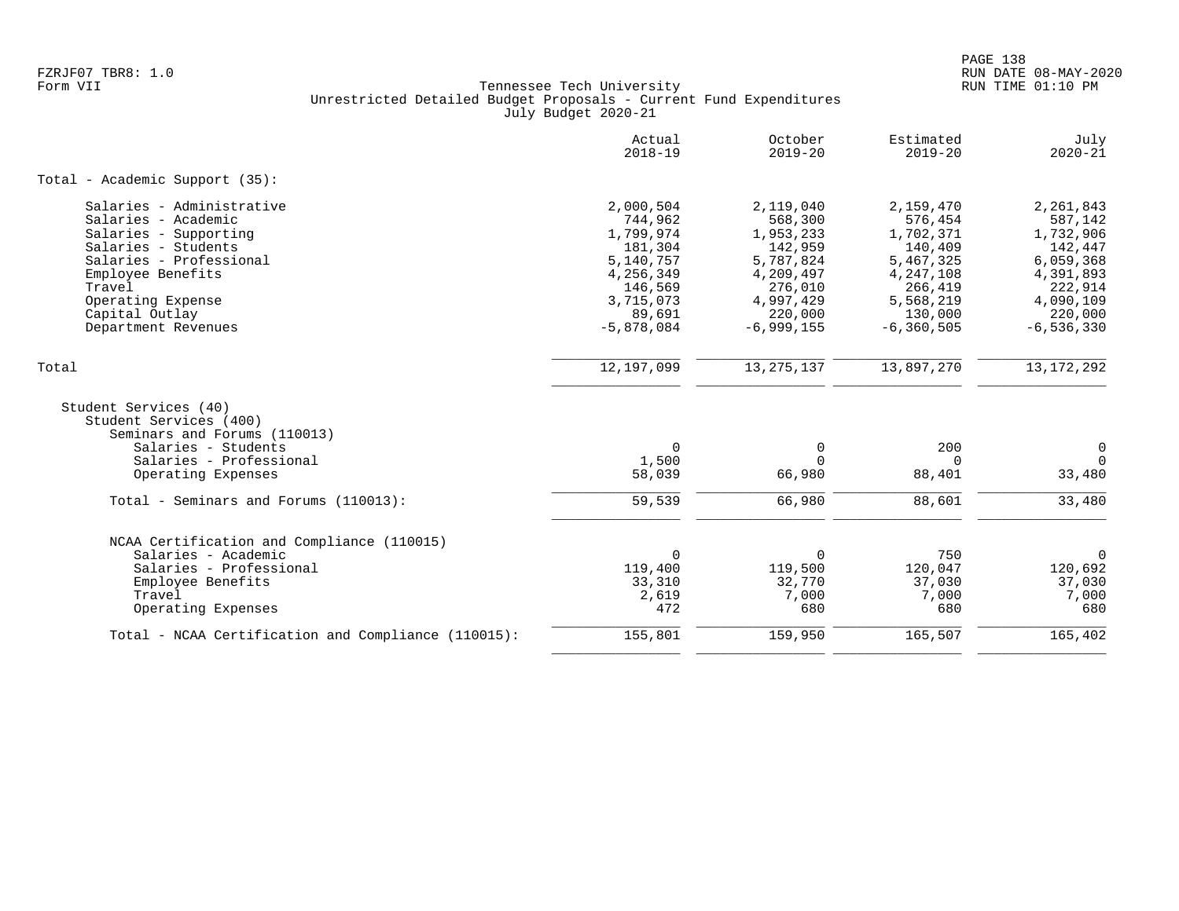Tennessee Tech University
Unrestricted Detailed Budget Proposals - Current Fund Expenditures
July Budget 2020-21

FZRJF07 TBR8: 1.0
Form VII

RUN DATE 08-MAY-2020
RUN TIME 01:10 PM

| | Actual 2018-19 | October 2019-20 | Estimated 2019-20 | July 2020-21 |
|---|---|---|---|---|
| **Total - Academic Support (35):** | | | | |
| Salaries - Administrative | 2,000,504 | 2,119,040 | 2,159,470 | 2,261,843 |
| Salaries - Academic | 744,962 | 568,300 | 576,454 | 587,142 |
| Salaries - Supporting | 1,799,974 | 1,953,233 | 1,702,371 | 1,732,906 |
| Salaries - Students | 181,304 | 142,959 | 140,409 | 142,447 |
| Salaries - Professional | 5,140,757 | 5,787,824 | 5,467,325 | 6,059,368 |
| Employee Benefits | 4,256,349 | 4,209,497 | 4,247,108 | 4,391,893 |
| Travel | 146,569 | 276,010 | 266,419 | 222,914 |
| Operating Expense | 3,715,073 | 4,997,429 | 5,568,219 | 4,090,109 |
| Capital Outlay | 89,691 | 220,000 | 130,000 | 220,000 |
| Department Revenues | -5,878,084 | -6,999,155 | -6,360,505 | -6,536,330 |
| **Total** | 12,197,099 | 13,275,137 | 13,897,270 | 13,172,292 |
| Student Services (40) | | | | |
| Student Services (400) | | | | |
| Seminars and Forums (110013) | | | | |
| Salaries - Students | 0 | 0 | 200 | 0 |
| Salaries - Professional | 1,500 | 0 | 0 | 0 |
| Operating Expenses | 58,039 | 66,980 | 88,401 | 33,480 |
| Total - Seminars and Forums (110013): | 59,539 | 66,980 | 88,601 | 33,480 |
| NCAA Certification and Compliance (110015) | | | | |
| Salaries - Academic | 0 | 0 | 750 | 0 |
| Salaries - Professional | 119,400 | 119,500 | 120,047 | 120,692 |
| Employee Benefits | 33,310 | 32,770 | 37,030 | 37,030 |
| Travel | 2,619 | 7,000 | 7,000 | 7,000 |
| Operating Expenses | 472 | 680 | 680 | 680 |
| Total - NCAA Certification and Compliance (110015): | 155,801 | 159,950 | 165,507 | 165,402 |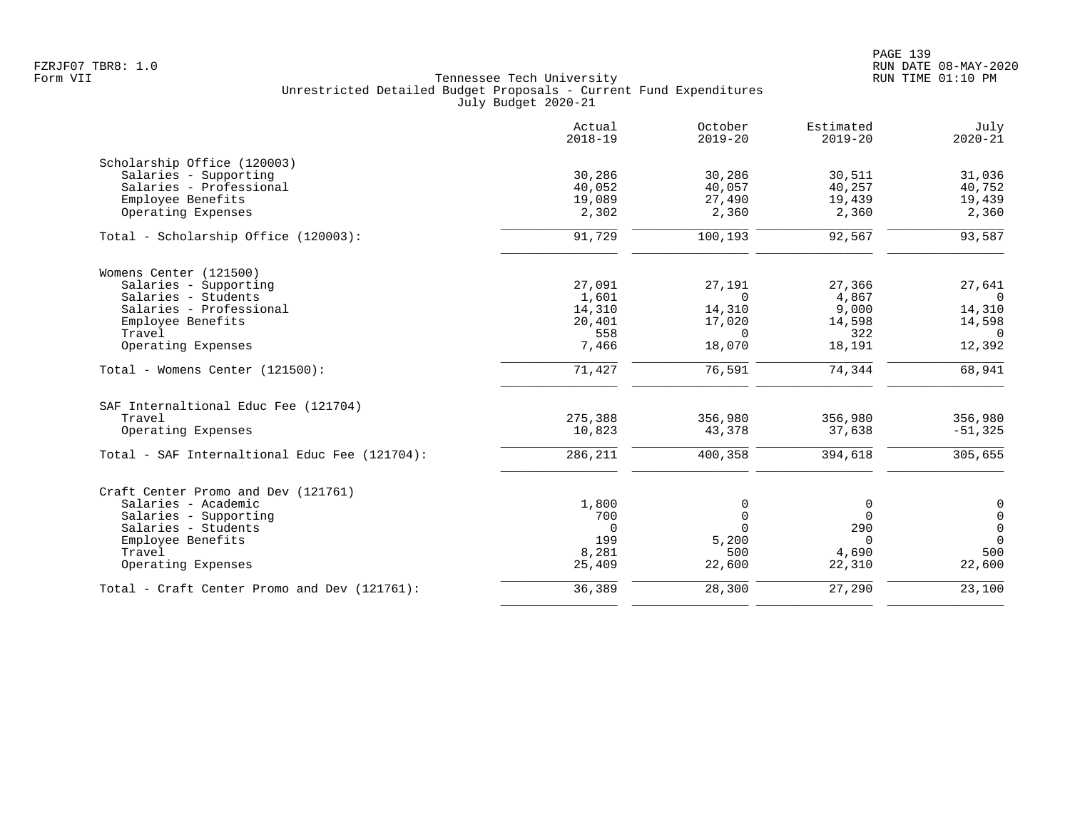Tennessee Tech University
Unrestricted Detailed Budget Proposals - Current Fund Expenditures
July Budget 2020-21

| | Actual 2018-19 | October 2019-20 | Estimated 2019-20 | July 2020-21 |
|---|---|---|---|---|
| **Scholarship Office (120003)** | | | | |
| Salaries - Supporting | 30,286 | 30,286 | 30,511 | 31,036 |
| Salaries - Professional | 40,052 | 40,057 | 40,257 | 40,752 |
| Employee Benefits | 19,089 | 27,490 | 19,439 | 19,439 |
| Operating Expenses | 2,302 | 2,360 | 2,360 | 2,360 |
| Total - Scholarship Office (120003): | 91,729 | 100,193 | 92,567 | 93,587 |
| **Womens Center (121500)** | | | | |
| Salaries - Supporting | 27,091 | 27,191 | 27,366 | 27,641 |
| Salaries - Students | 1,601 | 0 | 4,867 | 0 |
| Salaries - Professional | 14,310 | 14,310 | 9,000 | 14,310 |
| Employee Benefits | 20,401 | 17,020 | 14,598 | 14,598 |
| Travel | 558 | 0 | 322 | 0 |
| Operating Expenses | 7,466 | 18,070 | 18,191 | 12,392 |
| Total - Womens Center (121500): | 71,427 | 76,591 | 74,344 | 68,941 |
| **SAF Internaltional Educ Fee (121704)** | | | | |
| Travel | 275,388 | 356,980 | 356,980 | 356,980 |
| Operating Expenses | 10,823 | 43,378 | 37,638 | -51,325 |
| Total - SAF Internaltional Educ Fee (121704): | 286,211 | 400,358 | 394,618 | 305,655 |
| **Craft Center Promo and Dev (121761)** | | | | |
| Salaries - Academic | 1,800 | 0 | 0 | 0 |
| Salaries - Supporting | 700 | 0 | 0 | 0 |
| Salaries - Students | 0 | 0 | 290 | 0 |
| Employee Benefits | 199 | 5,200 | 0 | 0 |
| Travel | 8,281 | 500 | 4,690 | 500 |
| Operating Expenses | 25,409 | 22,600 | 22,310 | 22,600 |
| Total - Craft Center Promo and Dev (121761): | 36,389 | 28,300 | 27,290 | 23,100 |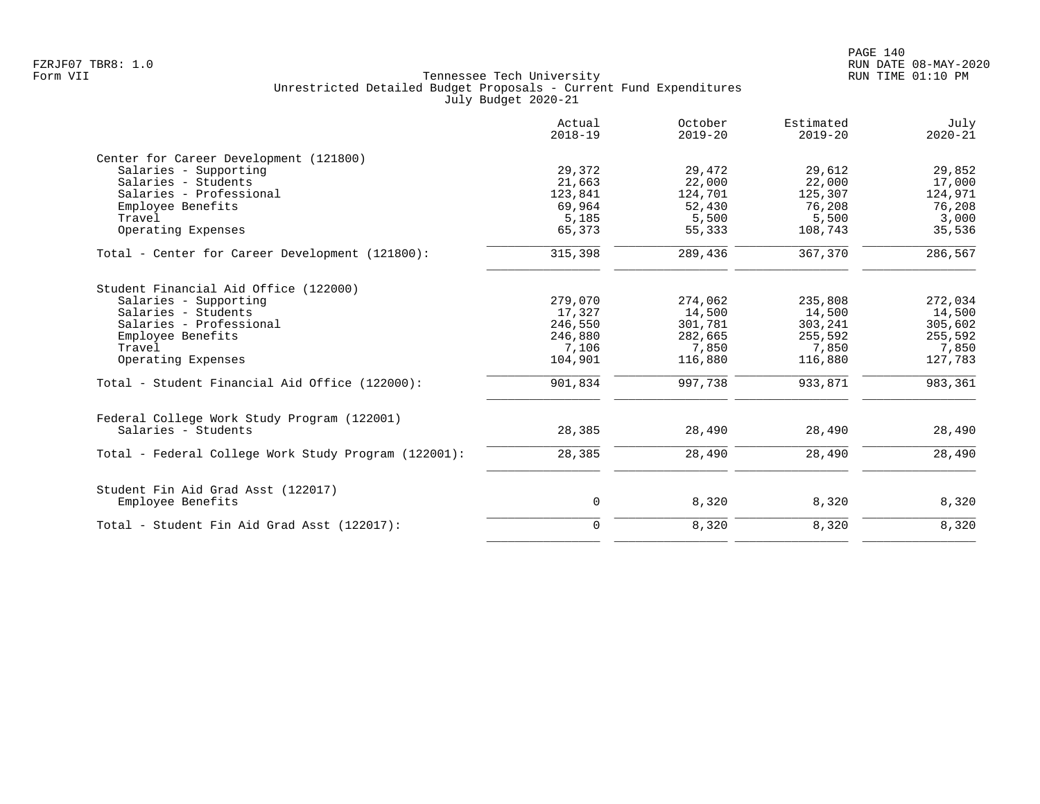Tennessee Tech University
Unrestricted Detailed Budget Proposals - Current Fund Expenditures
July Budget 2020-21

| | Actual 2018-19 | October 2019-20 | Estimated 2019-20 | July 2020-21 |
|---|---|---|---|---|
| **Center for Career Development (121800)** | | | | |
| Salaries - Supporting | 29,372 | 29,472 | 29,612 | 29,852 |
| Salaries - Students | 21,663 | 22,000 | 22,000 | 17,000 |
| Salaries - Professional | 123,841 | 124,701 | 125,307 | 124,971 |
| Employee Benefits | 69,964 | 52,430 | 76,208 | 76,208 |
| Travel | 5,185 | 5,500 | 5,500 | 3,000 |
| Operating Expenses | 65,373 | 55,333 | 108,743 | 35,536 |
| Total - Center for Career Development (121800): | 315,398 | 289,436 | 367,370 | 286,567 |
| **Student Financial Aid Office (122000)** | | | | |
| Salaries - Supporting | 279,070 | 274,062 | 235,808 | 272,034 |
| Salaries - Students | 17,327 | 14,500 | 14,500 | 14,500 |
| Salaries - Professional | 246,550 | 301,781 | 303,241 | 305,602 |
| Employee Benefits | 246,880 | 282,665 | 255,592 | 255,592 |
| Travel | 7,106 | 7,850 | 7,850 | 7,850 |
| Operating Expenses | 104,901 | 116,880 | 116,880 | 127,783 |
| Total - Student Financial Aid Office (122000): | 901,834 | 997,738 | 933,871 | 983,361 |
| **Federal College Work Study Program (122001)** | | | | |
| Salaries - Students | 28,385 | 28,490 | 28,490 | 28,490 |
| Total - Federal College Work Study Program (122001): | 28,385 | 28,490 | 28,490 | 28,490 |
| **Student Fin Aid Grad Asst (122017)** | | | | |
| Employee Benefits | 0 | 8,320 | 8,320 | 8,320 |
| Total - Student Fin Aid Grad Asst (122017): | 0 | 8,320 | 8,320 | 8,320 |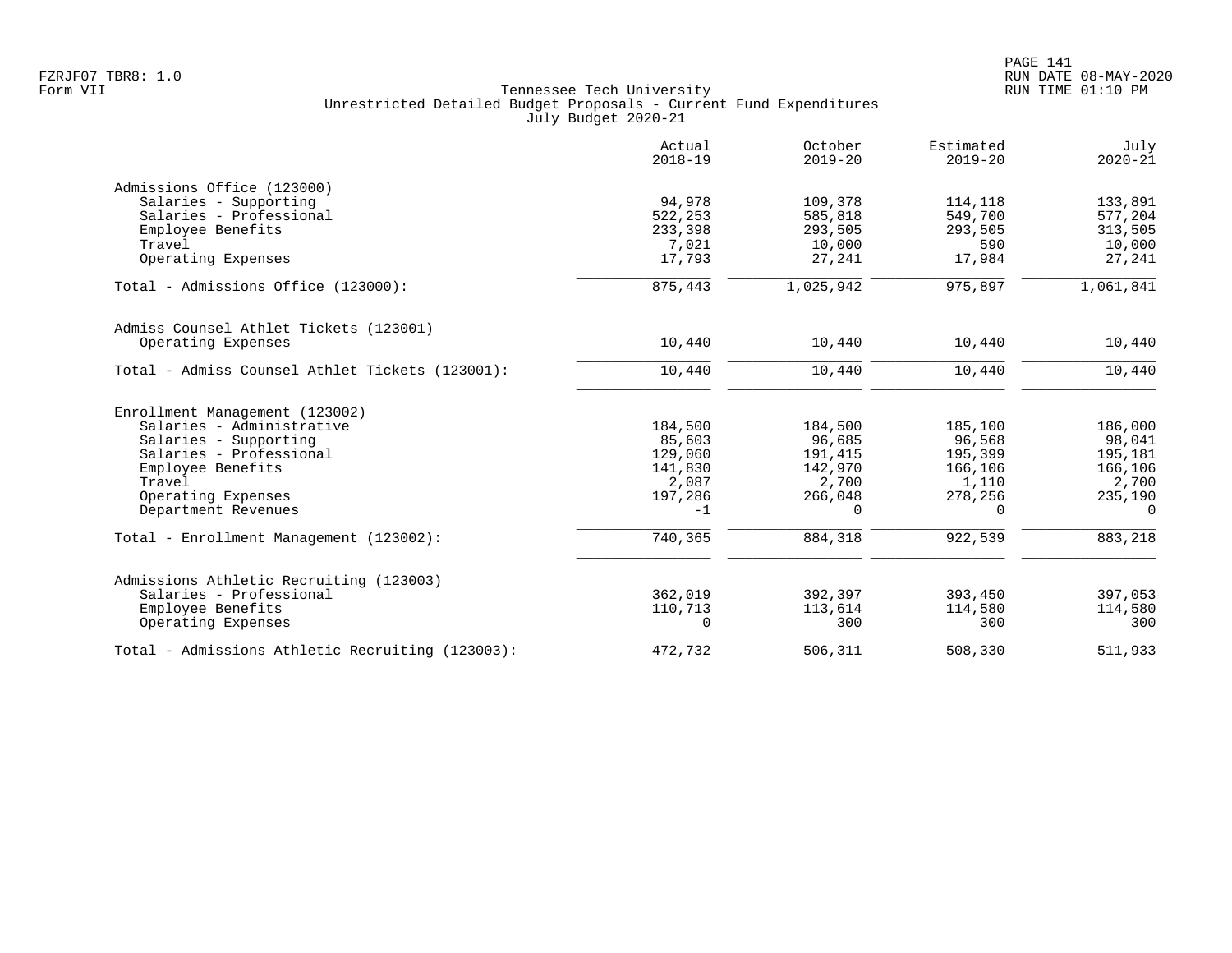Tennessee Tech University
Unrestricted Detailed Budget Proposals - Current Fund Expenditures
July Budget 2020-21

| | Actual 2018-19 | October 2019-20 | Estimated 2019-20 | July 2020-21 |
|---|---|---|---|---|
| **Admissions Office (123000)** | | | | |
| Salaries - Supporting | 94,978 | 109,378 | 114,118 | 133,891 |
| Salaries - Professional | 522,253 | 585,818 | 549,700 | 577,204 |
| Employee Benefits | 233,398 | 293,505 | 293,505 | 313,505 |
| Travel | 7,021 | 10,000 | 590 | 10,000 |
| Operating Expenses | 17,793 | 27,241 | 17,984 | 27,241 |
| Total - Admissions Office (123000): | 875,443 | 1,025,942 | 975,897 | 1,061,841 |
| **Admiss Counsel Athlet Tickets (123001)** | | | | |
| Operating Expenses | 10,440 | 10,440 | 10,440 | 10,440 |
| Total - Admiss Counsel Athlet Tickets (123001): | 10,440 | 10,440 | 10,440 | 10,440 |
| **Enrollment Management (123002)** | | | | |
| Salaries - Administrative | 184,500 | 184,500 | 185,100 | 186,000 |
| Salaries - Supporting | 85,603 | 96,685 | 96,568 | 98,041 |
| Salaries - Professional | 129,060 | 191,415 | 195,399 | 195,181 |
| Employee Benefits | 141,830 | 142,970 | 166,106 | 166,106 |
| Travel | 2,087 | 2,700 | 1,110 | 2,700 |
| Operating Expenses | 197,286 | 266,048 | 278,256 | 235,190 |
| Department Revenues | -1 | 0 | 0 | 0 |
| Total - Enrollment Management (123002): | 740,365 | 884,318 | 922,539 | 883,218 |
| **Admissions Athletic Recruiting (123003)** | | | | |
| Salaries - Professional | 362,019 | 392,397 | 393,450 | 397,053 |
| Employee Benefits | 110,713 | 113,614 | 114,580 | 114,580 |
| Operating Expenses | 0 | 300 | 300 | 300 |
| Total - Admissions Athletic Recruiting (123003): | 472,732 | 506,311 | 508,330 | 511,933 |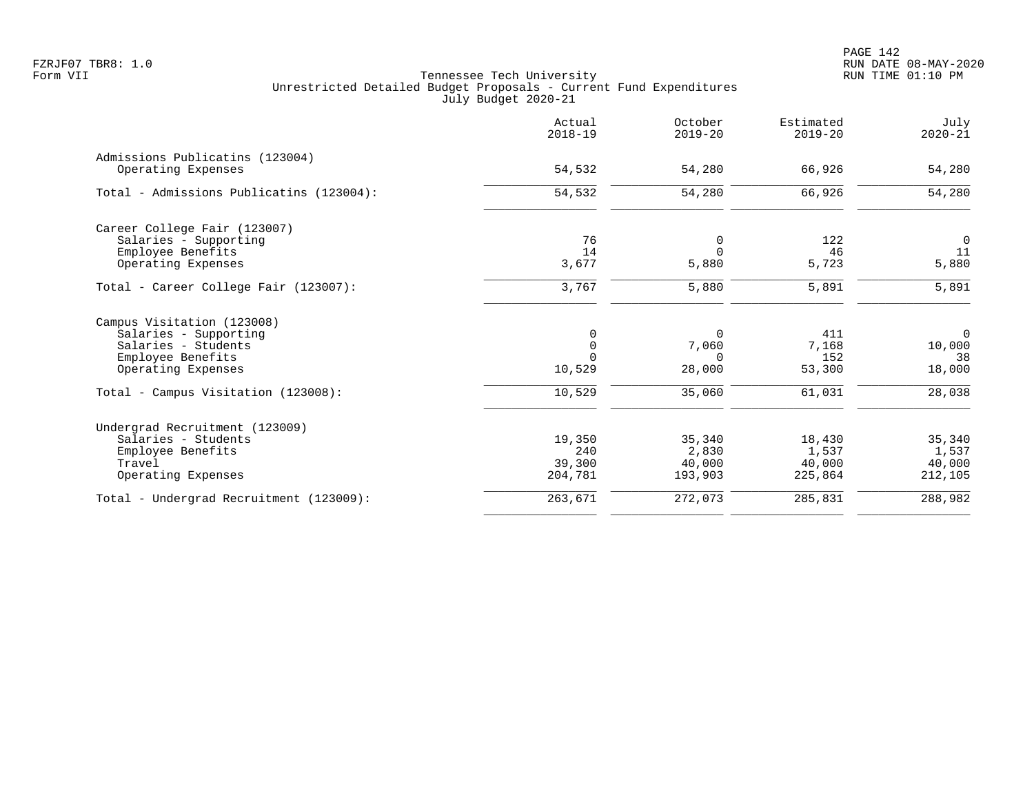Tennessee Tech University
Unrestricted Detailed Budget Proposals - Current Fund Expenditures
July Budget 2020-21

|  | Actual 2018-19 | October 2019-20 | Estimated 2019-20 | July 2020-21 |
|---|---|---|---|---|
| **Admissions Publicatins (123004)** | | | | |
| Operating Expenses | 54,532 | 54,280 | 66,926 | 54,280 |
| Total - Admissions Publicatins (123004): | 54,532 | 54,280 | 66,926 | 54,280 |
| **Career College Fair (123007)** | | | | |
| Salaries - Supporting | 76 | 0 | 122 | 0 |
| Employee Benefits | 14 | 0 | 46 | 11 |
| Operating Expenses | 3,677 | 5,880 | 5,723 | 5,880 |
| Total - Career College Fair (123007): | 3,767 | 5,880 | 5,891 | 5,891 |
| **Campus Visitation (123008)** | | | | |
| Salaries - Supporting | 0 | 0 | 411 | 0 |
| Salaries - Students | 0 | 7,060 | 7,168 | 10,000 |
| Employee Benefits | 0 | 0 | 152 | 38 |
| Operating Expenses | 10,529 | 28,000 | 53,300 | 18,000 |
| Total - Campus Visitation (123008): | 10,529 | 35,060 | 61,031 | 28,038 |
| **Undergrad Recruitment (123009)** | | | | |
| Salaries - Students | 19,350 | 35,340 | 18,430 | 35,340 |
| Employee Benefits | 240 | 2,830 | 1,537 | 1,537 |
| Travel | 39,300 | 40,000 | 40,000 | 40,000 |
| Operating Expenses | 204,781 | 193,903 | 225,864 | 212,105 |
| Total - Undergrad Recruitment (123009): | 263,671 | 272,073 | 285,831 | 288,982 |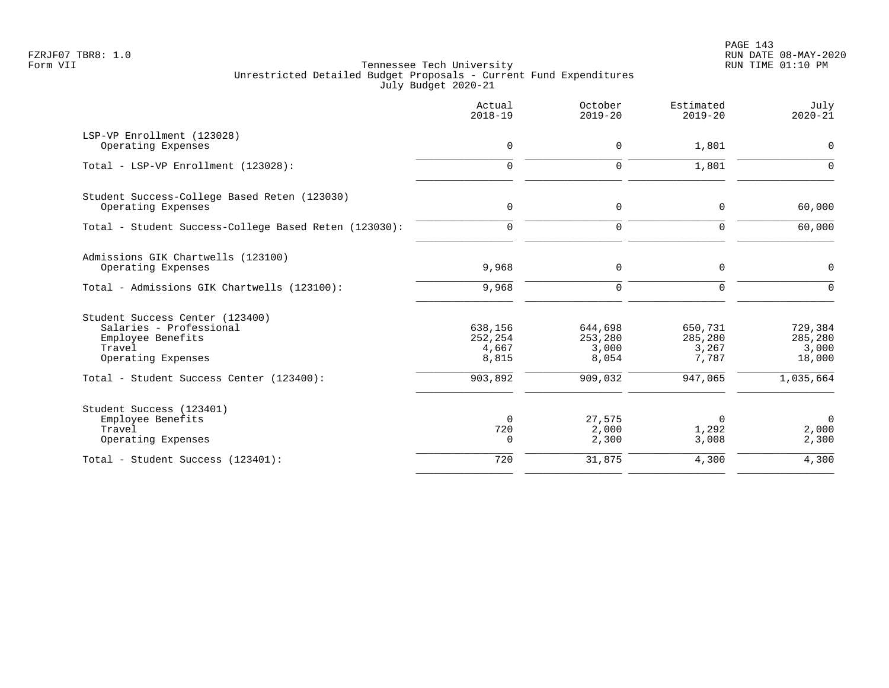FZRJF07 TBR8: 1.0
Form VII

# Tennessee Tech University
## Unrestricted Detailed Budget Proposals - Current Fund Expenditures
### July Budget 2020-21

| | Actual 2018-19 | October 2019-20 | Estimated 2019-20 | July 2020-21 |
|---|---:|---:|---:|---:|
| **LSP-VP Enrollment (123028)** | | | | |
| Operating Expenses | 0 | 0 | 1,801 | 0 |
| Total - LSP-VP Enrollment (123028): | 0 | 0 | 1,801 | 0 |
| **Student Success-College Based Reten (123030)** | | | | |
| Operating Expenses | 0 | 0 | 0 | 60,000 |
| Total - Student Success-College Based Reten (123030): | 0 | 0 | 0 | 60,000 |
| **Admissions GIK Chartwells (123100)** | | | | |
| Operating Expenses | 9,968 | 0 | 0 | 0 |
| Total - Admissions GIK Chartwells (123100): | 9,968 | 0 | 0 | 0 |
| **Student Success Center (123400)** | | | | |
| Salaries - Professional | 638,156 | 644,698 | 650,731 | 729,384 |
| Employee Benefits | 252,254 | 253,280 | 285,280 | 285,280 |
| Travel | 4,667 | 3,000 | 3,267 | 3,000 |
| Operating Expenses | 8,815 | 8,054 | 7,787 | 18,000 |
| Total - Student Success Center (123400): | 903,892 | 909,032 | 947,065 | 1,035,664 |
| **Student Success (123401)** | | | | |
| Employee Benefits | 0 | 27,575 | 0 | 0 |
| Travel | 720 | 2,000 | 1,292 | 2,000 |
| Operating Expenses | 0 | 2,300 | 3,008 | 2,300 |
| Total - Student Success (123401): | 720 | 31,875 | 4,300 | 4,300 |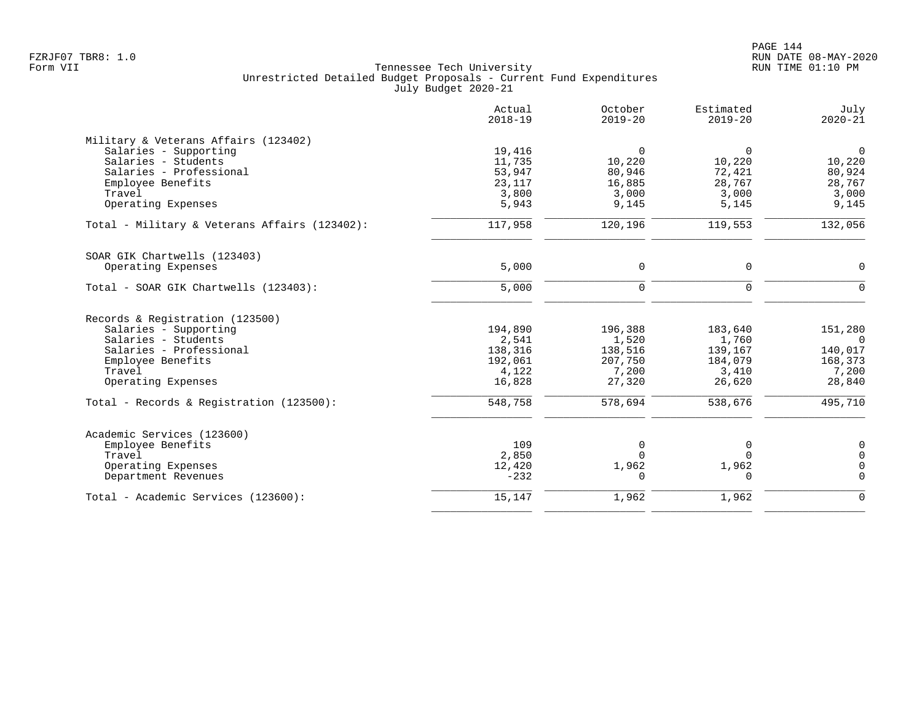FZRJF07 TBR8: 1.0
Form VII

Tennessee Tech University
Unrestricted Detailed Budget Proposals - Current Fund Expenditures
July Budget 2020-21

RUN DATE 08-MAY-2020
RUN TIME 01:10 PM

| | Actual 2018-19 | October 2019-20 | Estimated 2019-20 | July 2020-21 |
|---|---|---|---|---|
| **Military & Veterans Affairs (123402)** | | | | |
| Salaries - Supporting | 19,416 | 0 | 0 | 0 |
| Salaries - Students | 11,735 | 10,220 | 10,220 | 10,220 |
| Salaries - Professional | 53,947 | 80,946 | 72,421 | 80,924 |
| Employee Benefits | 23,117 | 16,885 | 28,767 | 28,767 |
| Travel | 3,800 | 3,000 | 3,000 | 3,000 |
| Operating Expenses | 5,943 | 9,145 | 5,145 | 9,145 |
| Total - Military & Veterans Affairs (123402): | 117,958 | 120,196 | 119,553 | 132,056 |
| **SOAR GIK Chartwells (123403)** | | | | |
| Operating Expenses | 5,000 | 0 | 0 | 0 |
| Total - SOAR GIK Chartwells (123403): | 5,000 | 0 | 0 | 0 |
| **Records & Registration (123500)** | | | | |
| Salaries - Supporting | 194,890 | 196,388 | 183,640 | 151,280 |
| Salaries - Students | 2,541 | 1,520 | 1,760 | 0 |
| Salaries - Professional | 138,316 | 138,516 | 139,167 | 140,017 |
| Employee Benefits | 192,061 | 207,750 | 184,079 | 168,373 |
| Travel | 4,122 | 7,200 | 3,410 | 7,200 |
| Operating Expenses | 16,828 | 27,320 | 26,620 | 28,840 |
| Total - Records & Registration (123500): | 548,758 | 578,694 | 538,676 | 495,710 |
| **Academic Services (123600)** | | | | |
| Employee Benefits | 109 | 0 | 0 | 0 |
| Travel | 2,850 | 0 | 0 | 0 |
| Operating Expenses | 12,420 | 1,962 | 1,962 | 0 |
| Department Revenues | -232 | 0 | 0 | 0 |
| Total - Academic Services (123600): | 15,147 | 1,962 | 1,962 | 0 |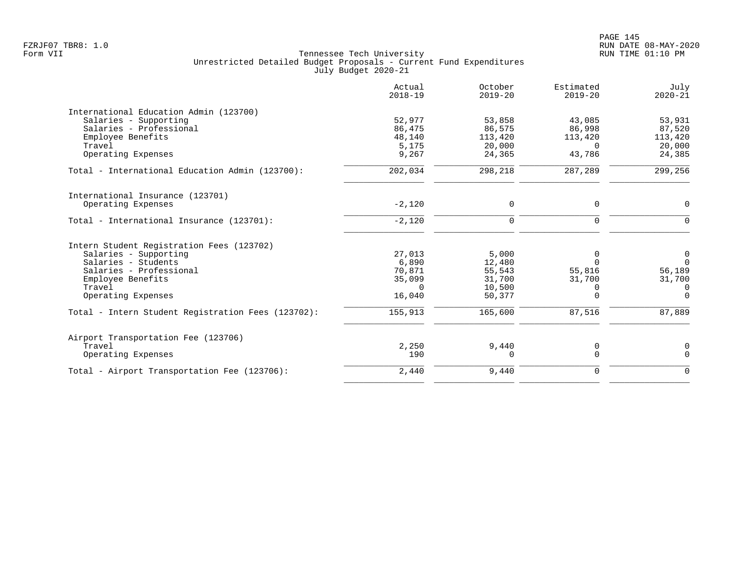Tennessee Tech University
Unrestricted Detailed Budget Proposals - Current Fund Expenditures
July Budget 2020-21

| | Actual 2018-19 | October 2019-20 | Estimated 2019-20 | July 2020-21 |
|---|---|---|---|---|
| **International Education Admin (123700)** | | | | |
| Salaries - Supporting | 52,977 | 53,858 | 43,085 | 53,931 |
| Salaries - Professional | 86,475 | 86,575 | 86,998 | 87,520 |
| Employee Benefits | 48,140 | 113,420 | 113,420 | 113,420 |
| Travel | 5,175 | 20,000 | 0 | 20,000 |
| Operating Expenses | 9,267 | 24,365 | 43,786 | 24,385 |
| Total - International Education Admin (123700): | 202,034 | 298,218 | 287,289 | 299,256 |
| **International Insurance (123701)** | | | | |
| Operating Expenses | -2,120 | 0 | 0 | 0 |
| Total - International Insurance (123701): | -2,120 | 0 | 0 | 0 |
| **Intern Student Registration Fees (123702)** | | | | |
| Salaries - Supporting | 27,013 | 5,000 | 0 | 0 |
| Salaries - Students | 6,890 | 12,480 | 0 | 0 |
| Salaries - Professional | 70,871 | 55,543 | 55,816 | 56,189 |
| Employee Benefits | 35,099 | 31,700 | 31,700 | 31,700 |
| Travel | 0 | 10,500 | 0 | 0 |
| Operating Expenses | 16,040 | 50,377 | 0 | 0 |
| Total - Intern Student Registration Fees (123702): | 155,913 | 165,600 | 87,516 | 87,889 |
| **Airport Transportation Fee (123706)** | | | | |
| Travel | 2,250 | 9,440 | 0 | 0 |
| Operating Expenses | 190 | 0 | 0 | 0 |
| Total - Airport Transportation Fee (123706): | 2,440 | 9,440 | 0 | 0 |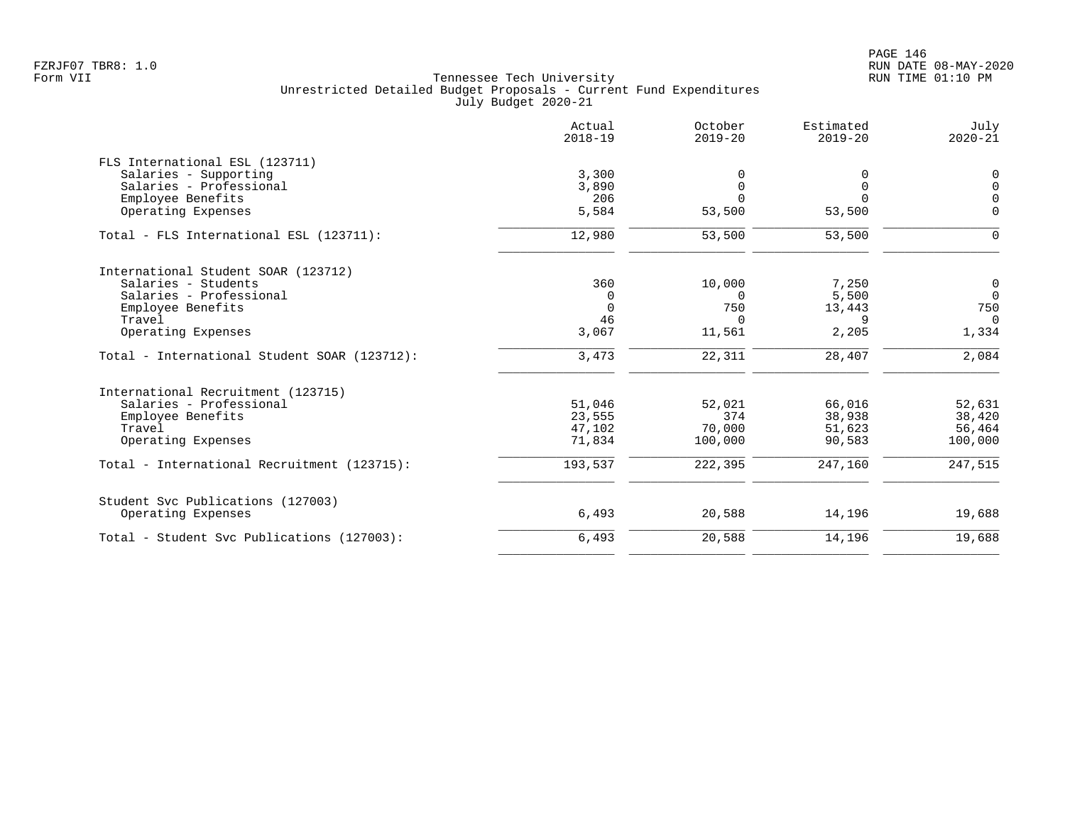Tennessee Tech University
Unrestricted Detailed Budget Proposals - Current Fund Expenditures
July Budget 2020-21

| | Actual 2018-19 | October 2019-20 | Estimated 2019-20 | July 2020-21 |
|---|---|---|---|---|
| **FLS International ESL (123711)** | | | | |
| Salaries - Supporting | 3,300 | 0 | 0 | 0 |
| Salaries - Professional | 3,890 | 0 | 0 | 0 |
| Employee Benefits | 206 | 0 | 0 | 0 |
| Operating Expenses | 5,584 | 53,500 | 53,500 | 0 |
| Total - FLS International ESL (123711): | 12,980 | 53,500 | 53,500 | 0 |
| **International Student SOAR (123712)** | | | | |
| Salaries - Students | 360 | 10,000 | 7,250 | 0 |
| Salaries - Professional | 0 | 0 | 5,500 | 0 |
| Employee Benefits | 0 | 750 | 13,443 | 750 |
| Travel | 46 | 0 | 9 | 0 |
| Operating Expenses | 3,067 | 11,561 | 2,205 | 1,334 |
| Total - International Student SOAR (123712): | 3,473 | 22,311 | 28,407 | 2,084 |
| **International Recruitment (123715)** | | | | |
| Salaries - Professional | 51,046 | 52,021 | 66,016 | 52,631 |
| Employee Benefits | 23,555 | 374 | 38,938 | 38,420 |
| Travel | 47,102 | 70,000 | 51,623 | 56,464 |
| Operating Expenses | 71,834 | 100,000 | 90,583 | 100,000 |
| Total - International Recruitment (123715): | 193,537 | 222,395 | 247,160 | 247,515 |
| **Student Svc Publications (127003)** | | | | |
| Operating Expenses | 6,493 | 20,588 | 14,196 | 19,688 |
| Total - Student Svc Publications (127003): | 6,493 | 20,588 | 14,196 | 19,688 |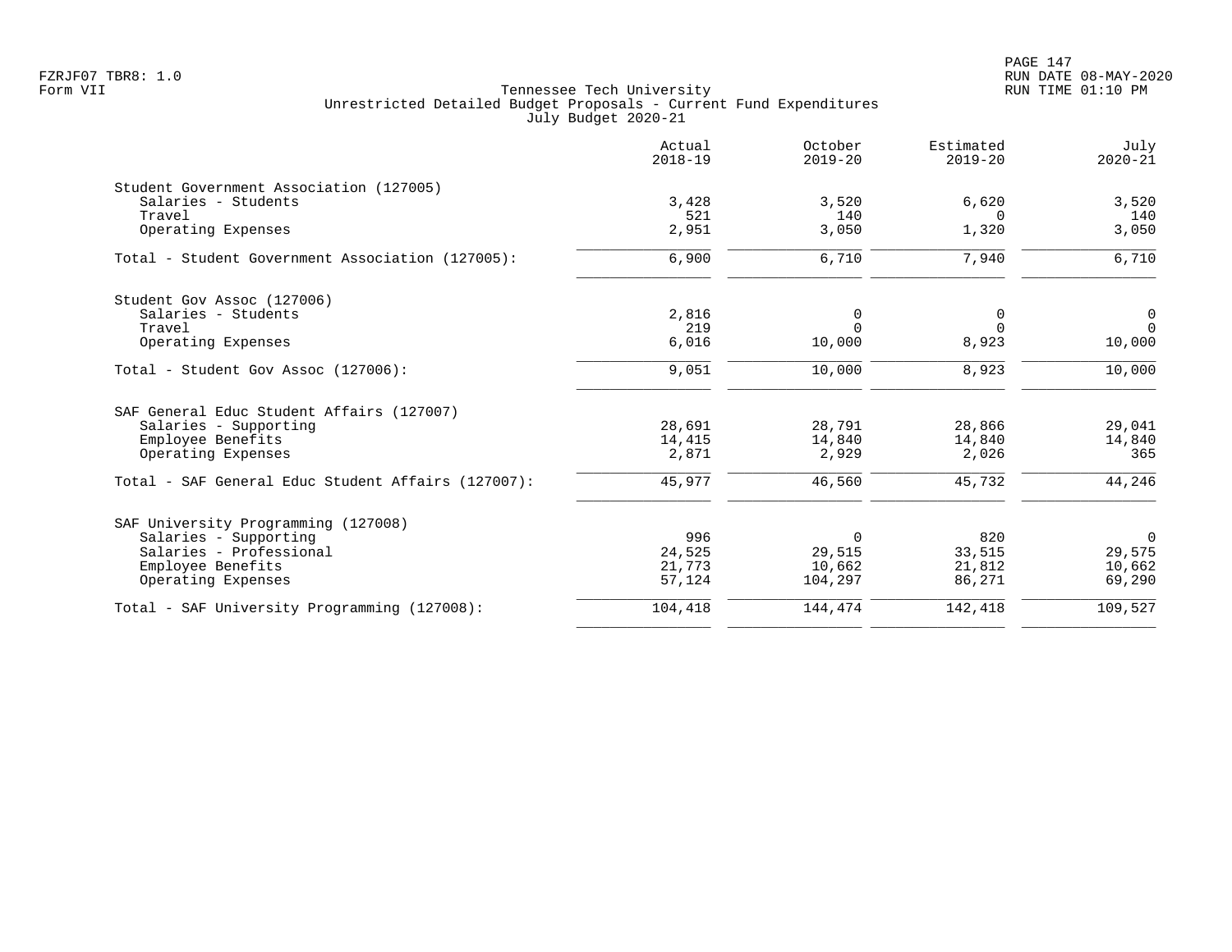Tennessee Tech University
Unrestricted Detailed Budget Proposals - Current Fund Expenditures
July Budget 2020-21

|  | Actual 2018-19 | October 2019-20 | Estimated 2019-20 | July 2020-21 |
|---|---|---|---|---|
| Student Government Association (127005) |  |  |  |  |
| Salaries - Students | 3,428 | 3,520 | 6,620 | 3,520 |
| Travel | 521 | 140 | 0 | 140 |
| Operating Expenses | 2,951 | 3,050 | 1,320 | 3,050 |
| Total - Student Government Association (127005): | 6,900 | 6,710 | 7,940 | 6,710 |
| Student Gov Assoc (127006) |  |  |  |  |
| Salaries - Students | 2,816 | 0 | 0 | 0 |
| Travel | 219 | 0 | 0 | 0 |
| Operating Expenses | 6,016 | 10,000 | 8,923 | 10,000 |
| Total - Student Gov Assoc (127006): | 9,051 | 10,000 | 8,923 | 10,000 |
| SAF General Educ Student Affairs (127007) |  |  |  |  |
| Salaries - Supporting | 28,691 | 28,791 | 28,866 | 29,041 |
| Employee Benefits | 14,415 | 14,840 | 14,840 | 14,840 |
| Operating Expenses | 2,871 | 2,929 | 2,026 | 365 |
| Total - SAF General Educ Student Affairs (127007): | 45,977 | 46,560 | 45,732 | 44,246 |
| SAF University Programming (127008) |  |  |  |  |
| Salaries - Supporting | 996 | 0 | 820 | 0 |
| Salaries - Professional | 24,525 | 29,515 | 33,515 | 29,575 |
| Employee Benefits | 21,773 | 10,662 | 21,812 | 10,662 |
| Operating Expenses | 57,124 | 104,297 | 86,271 | 69,290 |
| Total - SAF University Programming (127008): | 104,418 | 144,474 | 142,418 | 109,527 |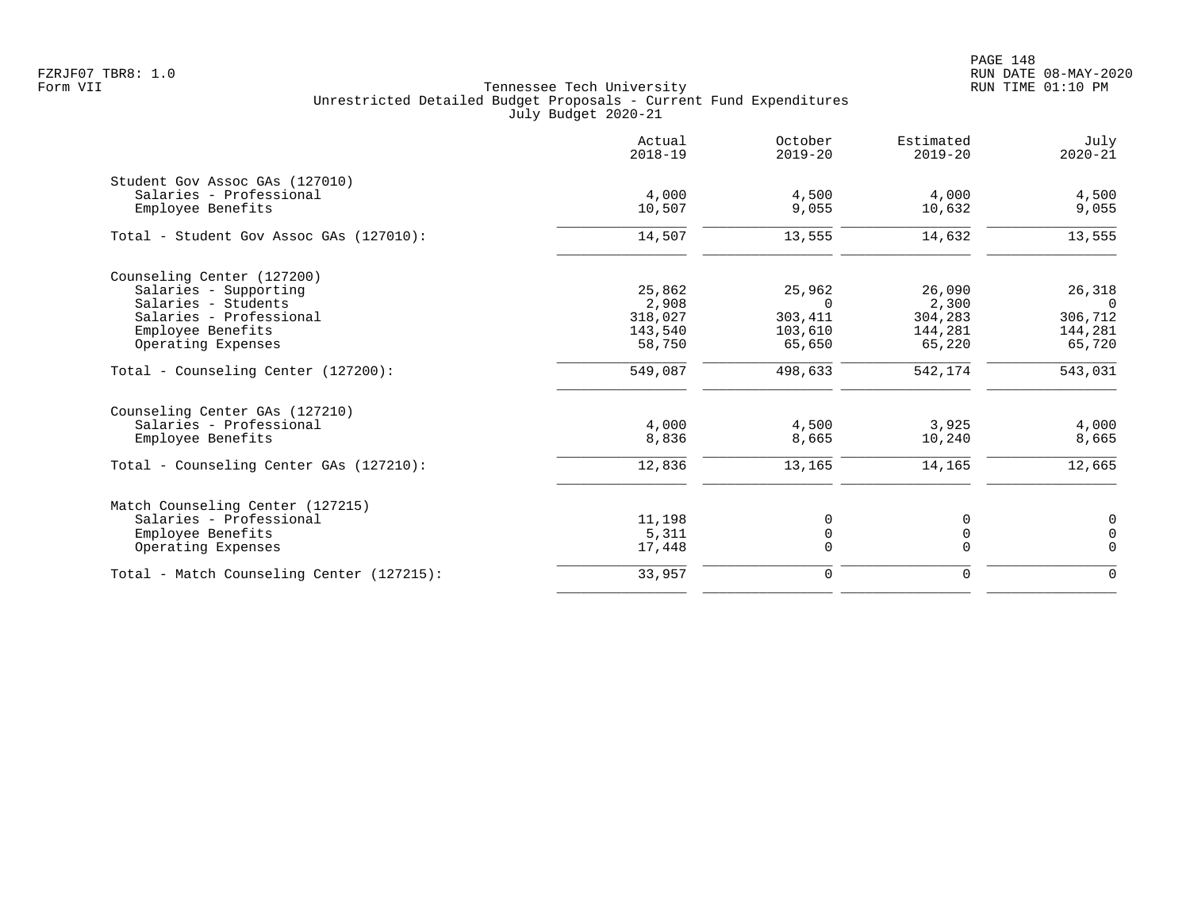Tennessee Tech University
Unrestricted Detailed Budget Proposals - Current Fund Expenditures
July Budget 2020-21

| | Actual 2018-19 | October 2019-20 | Estimated 2019-20 | July 2020-21 |
|---|---|---|---|---|
| **Student Gov Assoc GAs (127010)** | | | | |
| Salaries - Professional | 4,000 | 4,500 | 4,000 | 4,500 |
| Employee Benefits | 10,507 | 9,055 | 10,632 | 9,055 |
| Total - Student Gov Assoc GAs (127010): | 14,507 | 13,555 | 14,632 | 13,555 |
| **Counseling Center (127200)** | | | | |
| Salaries - Supporting | 25,862 | 25,962 | 26,090 | 26,318 |
| Salaries - Students | 2,908 | 0 | 2,300 | 0 |
| Salaries - Professional | 318,027 | 303,411 | 304,283 | 306,712 |
| Employee Benefits | 143,540 | 103,610 | 144,281 | 144,281 |
| Operating Expenses | 58,750 | 65,650 | 65,220 | 65,720 |
| Total - Counseling Center (127200): | 549,087 | 498,633 | 542,174 | 543,031 |
| **Counseling Center GAs (127210)** | | | | |
| Salaries - Professional | 4,000 | 4,500 | 3,925 | 4,000 |
| Employee Benefits | 8,836 | 8,665 | 10,240 | 8,665 |
| Total - Counseling Center GAs (127210): | 12,836 | 13,165 | 14,165 | 12,665 |
| **Match Counseling Center (127215)** | | | | |
| Salaries - Professional | 11,198 | 0 | 0 | 0 |
| Employee Benefits | 5,311 | 0 | 0 | 0 |
| Operating Expenses | 17,448 | 0 | 0 | 0 |
| Total - Match Counseling Center (127215): | 33,957 | 0 | 0 | 0 |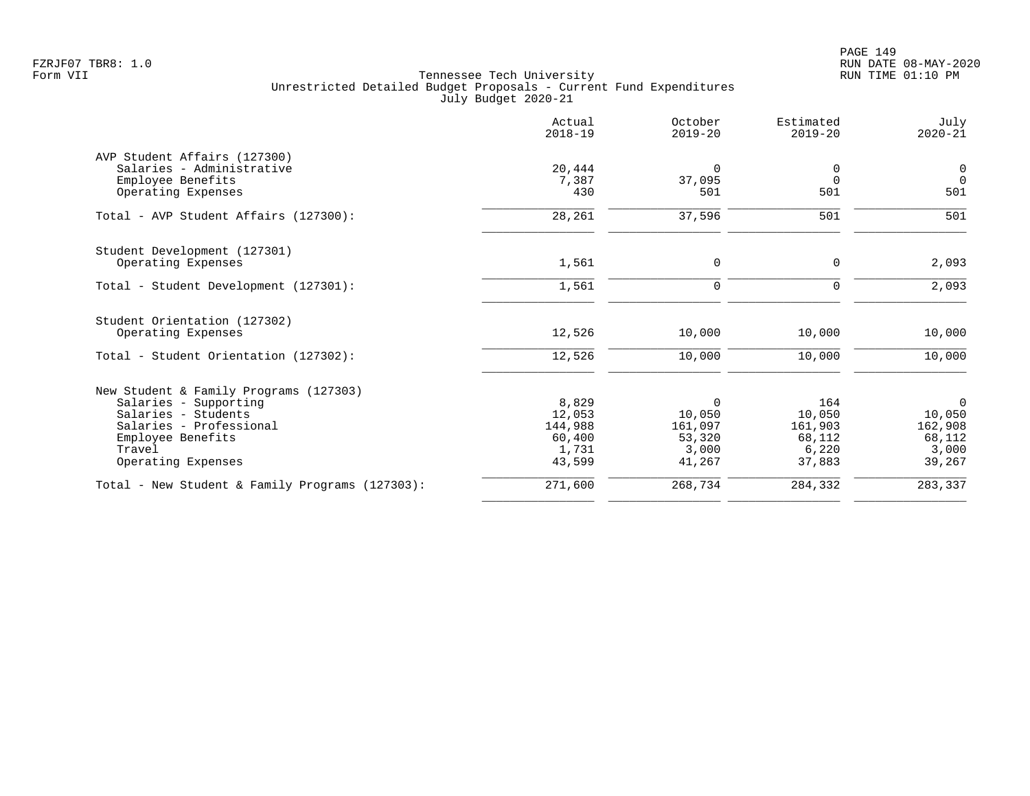Tennessee Tech University
Unrestricted Detailed Budget Proposals - Current Fund Expenditures
July Budget 2020-21

| | Actual 2018-19 | October 2019-20 | Estimated 2019-20 | July 2020-21 |
|---|---|---|---|---|
| **AVP Student Affairs (127300)** | | | | |
| Salaries - Administrative | 20,444 | 0 | 0 | 0 |
| Employee Benefits | 7,387 | 37,095 | 0 | 0 |
| Operating Expenses | 430 | 501 | 501 | 501 |
| Total - AVP Student Affairs (127300): | 28,261 | 37,596 | 501 | 501 |
| **Student Development (127301)** | | | | |
| Operating Expenses | 1,561 | 0 | 0 | 2,093 |
| Total - Student Development (127301): | 1,561 | 0 | 0 | 2,093 |
| **Student Orientation (127302)** | | | | |
| Operating Expenses | 12,526 | 10,000 | 10,000 | 10,000 |
| Total - Student Orientation (127302): | 12,526 | 10,000 | 10,000 | 10,000 |
| **New Student & Family Programs (127303)** | | | | |
| Salaries - Supporting | 8,829 | 0 | 164 | 0 |
| Salaries - Students | 12,053 | 10,050 | 10,050 | 10,050 |
| Salaries - Professional | 144,988 | 161,097 | 161,903 | 162,908 |
| Employee Benefits | 60,400 | 53,320 | 68,112 | 68,112 |
| Travel | 1,731 | 3,000 | 6,220 | 3,000 |
| Operating Expenses | 43,599 | 41,267 | 37,883 | 39,267 |
| Total - New Student & Family Programs (127303): | 271,600 | 268,734 | 284,332 | 283,337 |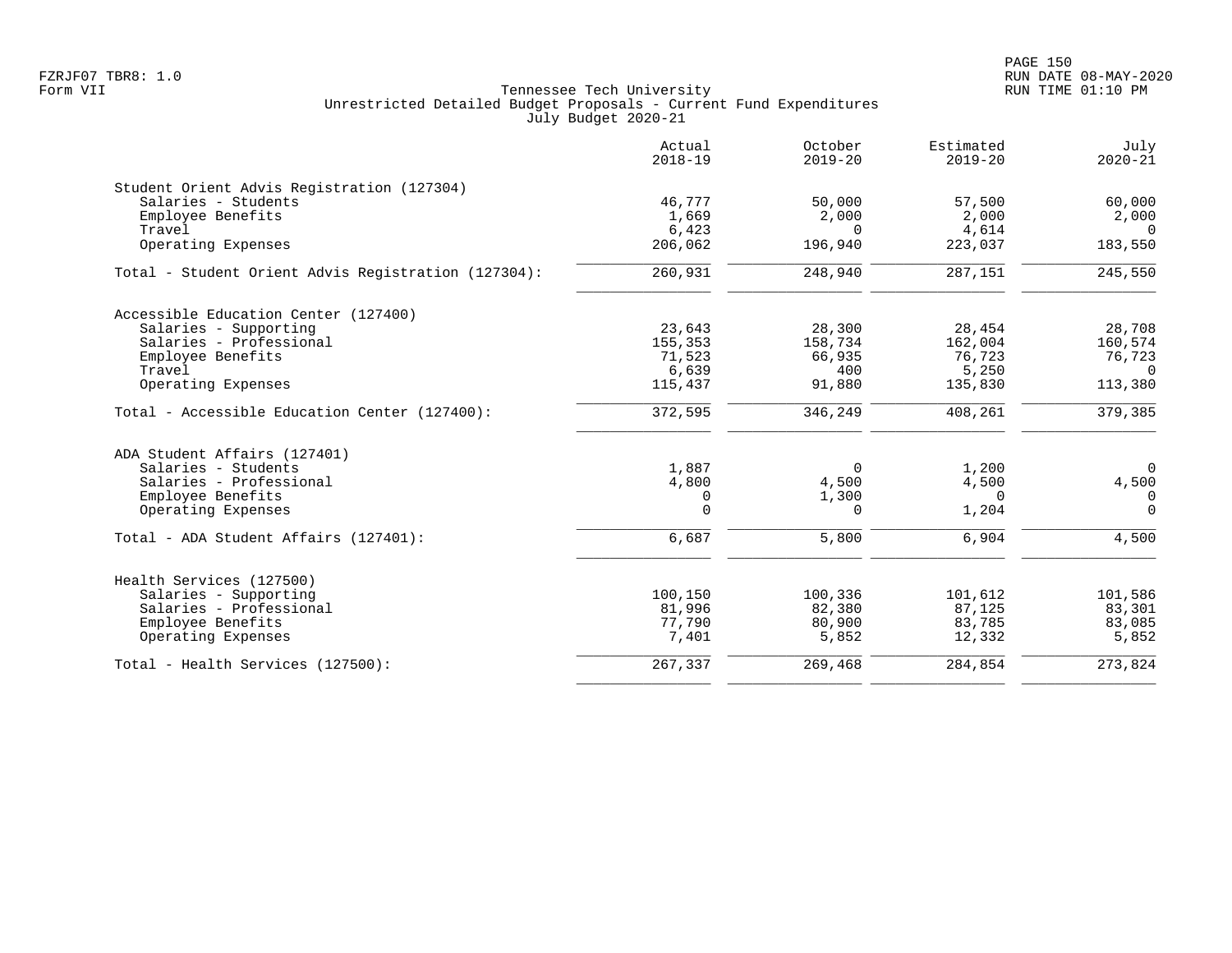Tennessee Tech University
Unrestricted Detailed Budget Proposals - Current Fund Expenditures
July Budget 2020-21

| | Actual 2018-19 | October 2019-20 | Estimated 2019-20 | July 2020-21 |
|---|---|---|---|---|
| **Student Orient Advis Registration (127304)** | | | | |
| Salaries - Students | 46,777 | 50,000 | 57,500 | 60,000 |
| Employee Benefits | 1,669 | 2,000 | 2,000 | 2,000 |
| Travel | 6,423 | 0 | 4,614 | 0 |
| Operating Expenses | 206,062 | 196,940 | 223,037 | 183,550 |
| Total - Student Orient Advis Registration (127304): | 260,931 | 248,940 | 287,151 | 245,550 |
| **Accessible Education Center (127400)** | | | | |
| Salaries - Supporting | 23,643 | 28,300 | 28,454 | 28,708 |
| Salaries - Professional | 155,353 | 158,734 | 162,004 | 160,574 |
| Employee Benefits | 71,523 | 66,935 | 76,723 | 76,723 |
| Travel | 6,639 | 400 | 5,250 | 0 |
| Operating Expenses | 115,437 | 91,880 | 135,830 | 113,380 |
| Total - Accessible Education Center (127400): | 372,595 | 346,249 | 408,261 | 379,385 |
| **ADA Student Affairs (127401)** | | | | |
| Salaries - Students | 1,887 | 0 | 1,200 | 0 |
| Salaries - Professional | 4,800 | 4,500 | 4,500 | 4,500 |
| Employee Benefits | 0 | 1,300 | 0 | 0 |
| Operating Expenses | 0 | 0 | 1,204 | 0 |
| Total - ADA Student Affairs (127401): | 6,687 | 5,800 | 6,904 | 4,500 |
| **Health Services (127500)** | | | | |
| Salaries - Supporting | 100,150 | 100,336 | 101,612 | 101,586 |
| Salaries - Professional | 81,996 | 82,380 | 87,125 | 83,301 |
| Employee Benefits | 77,790 | 80,900 | 83,785 | 83,085 |
| Operating Expenses | 7,401 | 5,852 | 12,332 | 5,852 |
| Total - Health Services (127500): | 267,337 | 269,468 | 284,854 | 273,824 |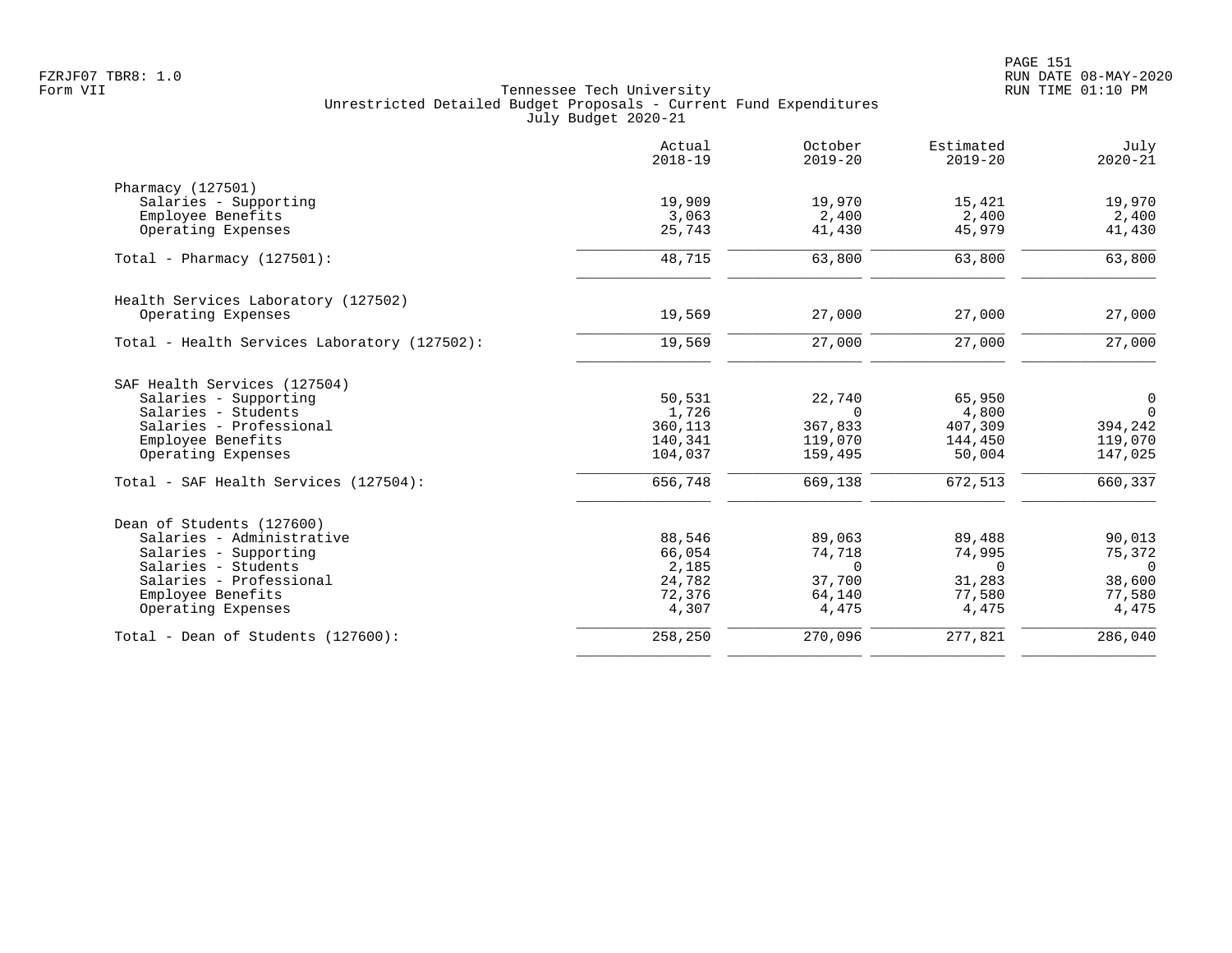Tennessee Tech University
Unrestricted Detailed Budget Proposals - Current Fund Expenditures
July Budget 2020-21

|  | Actual 2018-19 | October 2019-20 | Estimated 2019-20 | July 2020-21 |
|---|---|---|---|---|
| **Pharmacy (127501)** | | | | |
| Salaries - Supporting | 19,909 | 19,970 | 15,421 | 19,970 |
| Employee Benefits | 3,063 | 2,400 | 2,400 | 2,400 |
| Operating Expenses | 25,743 | 41,430 | 45,979 | 41,430 |
| Total - Pharmacy (127501): | 48,715 | 63,800 | 63,800 | 63,800 |
| **Health Services Laboratory (127502)** | | | | |
| Operating Expenses | 19,569 | 27,000 | 27,000 | 27,000 |
| Total - Health Services Laboratory (127502): | 19,569 | 27,000 | 27,000 | 27,000 |
| **SAF Health Services (127504)** | | | | |
| Salaries - Supporting | 50,531 | 22,740 | 65,950 | 0 |
| Salaries - Students | 1,726 | 0 | 4,800 | 0 |
| Salaries - Professional | 360,113 | 367,833 | 407,309 | 394,242 |
| Employee Benefits | 140,341 | 119,070 | 144,450 | 119,070 |
| Operating Expenses | 104,037 | 159,495 | 50,004 | 147,025 |
| Total - SAF Health Services (127504): | 656,748 | 669,138 | 672,513 | 660,337 |
| **Dean of Students (127600)** | | | | |
| Salaries - Administrative | 88,546 | 89,063 | 89,488 | 90,013 |
| Salaries - Supporting | 66,054 | 74,718 | 74,995 | 75,372 |
| Salaries - Students | 2,185 | 0 | 0 | 0 |
| Salaries - Professional | 24,782 | 37,700 | 31,283 | 38,600 |
| Employee Benefits | 72,376 | 64,140 | 77,580 | 77,580 |
| Operating Expenses | 4,307 | 4,475 | 4,475 | 4,475 |
| Total - Dean of Students (127600): | 258,250 | 270,096 | 277,821 | 286,040 |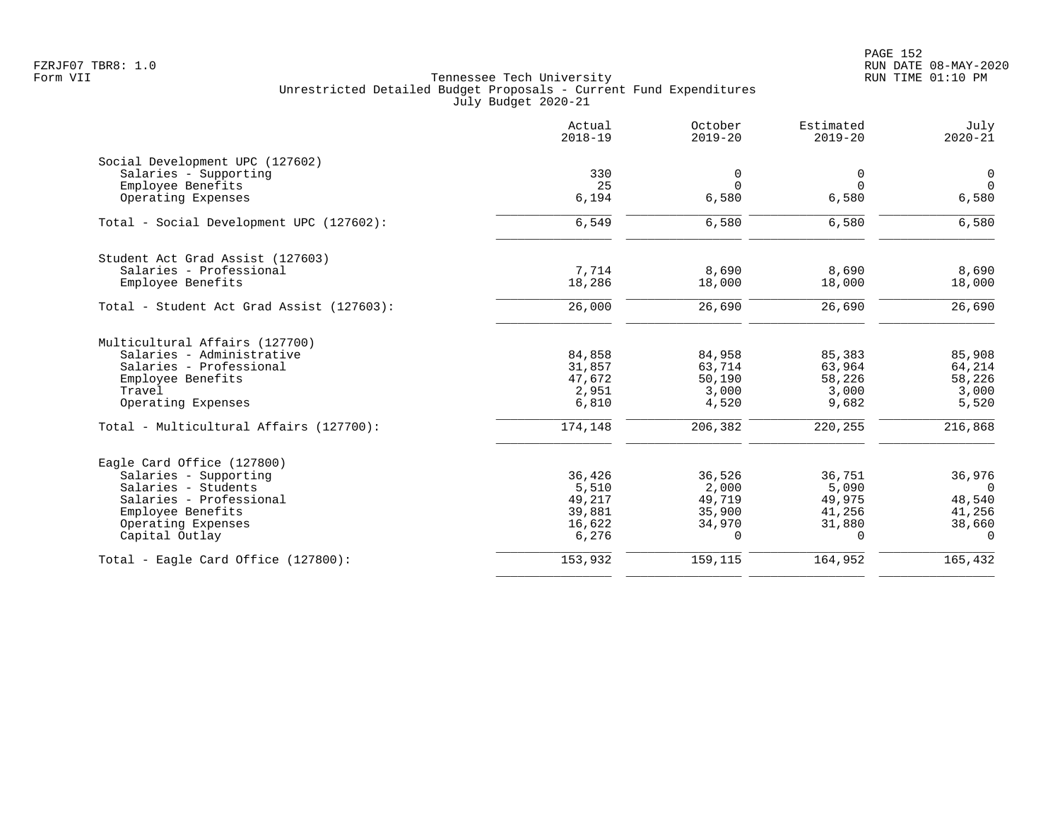Tennessee Tech University
Unrestricted Detailed Budget Proposals - Current Fund Expenditures
July Budget 2020-21

Form VII

| | Actual 2018-19 | October 2019-20 | Estimated 2019-20 | July 2020-21 |
|---|---|---|---|---|
| **Social Development UPC (127602)** | | | | |
| Salaries - Supporting | 330 | 0 | 0 | 0 |
| Employee Benefits | 25 | 0 | 0 | 0 |
| Operating Expenses | 6,194 | 6,580 | 6,580 | 6,580 |
| Total - Social Development UPC (127602): | 6,549 | 6,580 | 6,580 | 6,580 |
| **Student Act Grad Assist (127603)** | | | | |
| Salaries - Professional | 7,714 | 8,690 | 8,690 | 8,690 |
| Employee Benefits | 18,286 | 18,000 | 18,000 | 18,000 |
| Total - Student Act Grad Assist (127603): | 26,000 | 26,690 | 26,690 | 26,690 |
| **Multicultural Affairs (127700)** | | | | |
| Salaries - Administrative | 84,858 | 84,958 | 85,383 | 85,908 |
| Salaries - Professional | 31,857 | 63,714 | 63,964 | 64,214 |
| Employee Benefits | 47,672 | 50,190 | 58,226 | 58,226 |
| Travel | 2,951 | 3,000 | 3,000 | 3,000 |
| Operating Expenses | 6,810 | 4,520 | 9,682 | 5,520 |
| Total - Multicultural Affairs (127700): | 174,148 | 206,382 | 220,255 | 216,868 |
| **Eagle Card Office (127800)** | | | | |
| Salaries - Supporting | 36,426 | 36,526 | 36,751 | 36,976 |
| Salaries - Students | 5,510 | 2,000 | 5,090 | 0 |
| Salaries - Professional | 49,217 | 49,719 | 49,975 | 48,540 |
| Employee Benefits | 39,881 | 35,900 | 41,256 | 41,256 |
| Operating Expenses | 16,622 | 34,970 | 31,880 | 38,660 |
| Capital Outlay | 6,276 | 0 | 0 | 0 |
| Total - Eagle Card Office (127800): | 153,932 | 159,115 | 164,952 | 165,432 |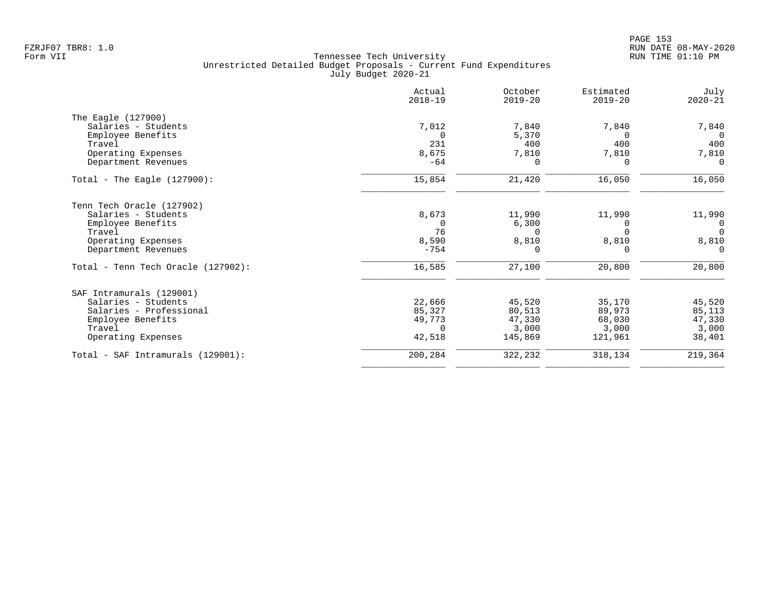Tennessee Tech University
Unrestricted Detailed Budget Proposals - Current Fund Expenditures
July Budget 2020-21

Form VII

| | Actual 2018-19 | October 2019-20 | Estimated 2019-20 | July 2020-21 |
|---|---|---|---|---|
| **The Eagle (127900)** | | | | |
| Salaries - Students | 7,012 | 7,840 | 7,840 | 7,840 |
| Employee Benefits | 0 | 5,370 | 0 | 0 |
| Travel | 231 | 400 | 400 | 400 |
| Operating Expenses | 8,675 | 7,810 | 7,810 | 7,810 |
| Department Revenues | -64 | 0 | 0 | 0 |
| Total - The Eagle (127900): | 15,854 | 21,420 | 16,050 | 16,050 |
| **Tenn Tech Oracle (127902)** | | | | |
| Salaries - Students | 8,673 | 11,990 | 11,990 | 11,990 |
| Employee Benefits | 0 | 6,300 | 0 | 0 |
| Travel | 76 | 0 | 0 | 0 |
| Operating Expenses | 8,590 | 8,810 | 8,810 | 8,810 |
| Department Revenues | -754 | 0 | 0 | 0 |
| Total - Tenn Tech Oracle (127902): | 16,585 | 27,100 | 20,800 | 20,800 |
| **SAF Intramurals (129001)** | | | | |
| Salaries - Students | 22,666 | 45,520 | 35,170 | 45,520 |
| Salaries - Professional | 85,327 | 80,513 | 89,973 | 85,113 |
| Employee Benefits | 49,773 | 47,330 | 68,030 | 47,330 |
| Travel | 0 | 3,000 | 3,000 | 3,000 |
| Operating Expenses | 42,518 | 145,869 | 121,961 | 38,401 |
| Total - SAF Intramurals (129001): | 200,284 | 322,232 | 318,134 | 219,364 |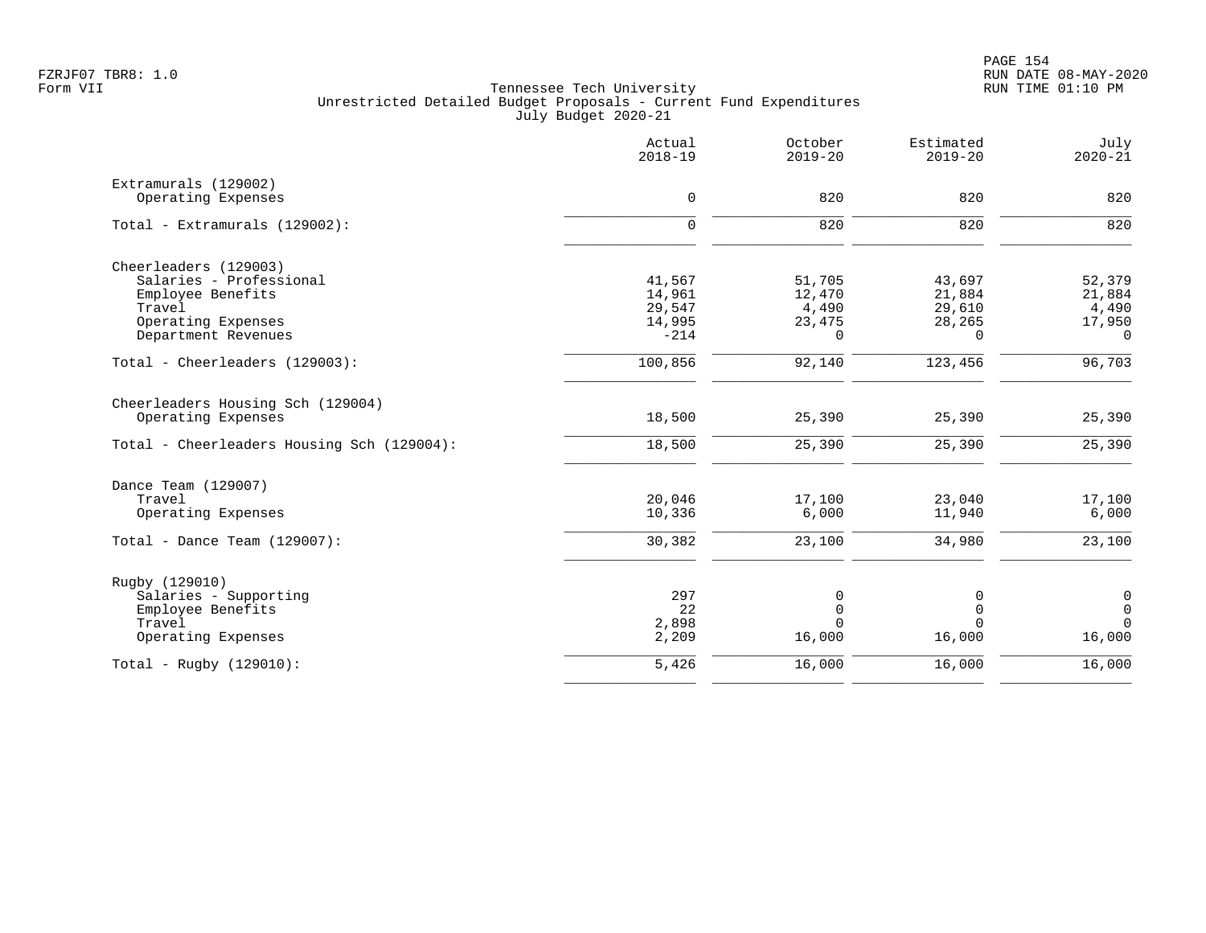Tennessee Tech University
Unrestricted Detailed Budget Proposals - Current Fund Expenditures
July Budget 2020-21

| | Actual 2018-19 | October 2019-20 | Estimated 2019-20 | July 2020-21 |
|---|---|---|---|---|
| **Extramurals (129002)** | | | | |
| Operating Expenses | 0 | 820 | 820 | 820 |
| Total - Extramurals (129002): | 0 | 820 | 820 | 820 |
| **Cheerleaders (129003)** | | | | |
| Salaries - Professional | 41,567 | 51,705 | 43,697 | 52,379 |
| Employee Benefits | 14,961 | 12,470 | 21,884 | 21,884 |
| Travel | 29,547 | 4,490 | 29,610 | 4,490 |
| Operating Expenses | 14,995 | 23,475 | 28,265 | 17,950 |
| Department Revenues | -214 | 0 | 0 | 0 |
| Total - Cheerleaders (129003): | 100,856 | 92,140 | 123,456 | 96,703 |
| **Cheerleaders Housing Sch (129004)** | | | | |
| Operating Expenses | 18,500 | 25,390 | 25,390 | 25,390 |
| Total - Cheerleaders Housing Sch (129004): | 18,500 | 25,390 | 25,390 | 25,390 |
| **Dance Team (129007)** | | | | |
| Travel | 20,046 | 17,100 | 23,040 | 17,100 |
| Operating Expenses | 10,336 | 6,000 | 11,940 | 6,000 |
| Total - Dance Team (129007): | 30,382 | 23,100 | 34,980 | 23,100 |
| **Rugby (129010)** | | | | |
| Salaries - Supporting | 297 | 0 | 0 | 0 |
| Employee Benefits | 22 | 0 | 0 | 0 |
| Travel | 2,898 | 0 | 0 | 0 |
| Operating Expenses | 2,209 | 16,000 | 16,000 | 16,000 |
| Total - Rugby (129010): | 5,426 | 16,000 | 16,000 | 16,000 |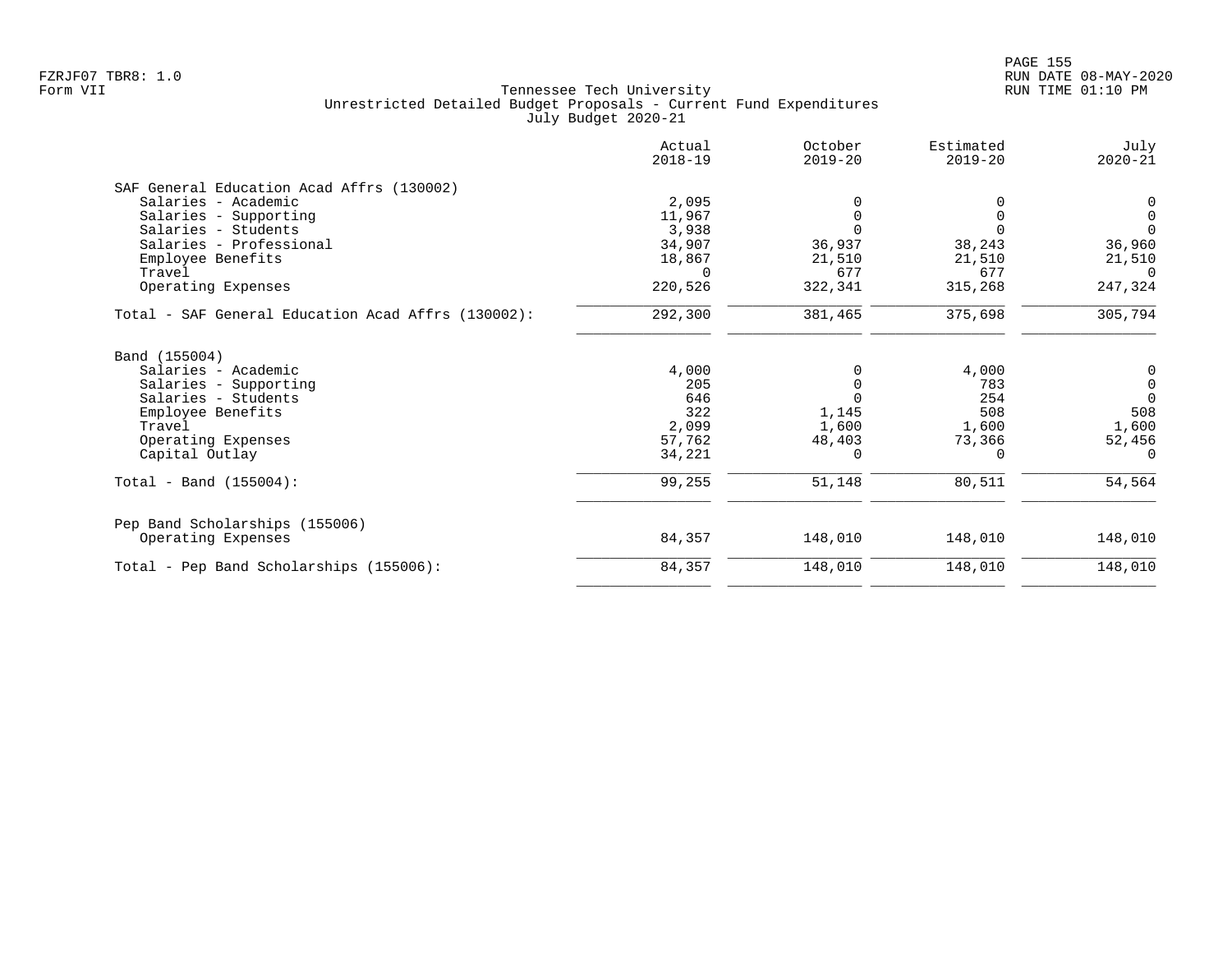Tennessee Tech University
Unrestricted Detailed Budget Proposals - Current Fund Expenditures
July Budget 2020-21

Form VII

| | Actual 2018-19 | October 2019-20 | Estimated 2019-20 | July 2020-21 |
|---|---|---|---|---|
| **SAF General Education Acad Affrs (130002)** | | | | |
| Salaries - Academic | 2,095 | 0 | 0 | 0 |
| Salaries - Supporting | 11,967 | 0 | 0 | 0 |
| Salaries - Students | 3,938 | 0 | 0 | 0 |
| Salaries - Professional | 34,907 | 36,937 | 38,243 | 36,960 |
| Employee Benefits | 18,867 | 21,510 | 21,510 | 21,510 |
| Travel | 0 | 677 | 677 | 0 |
| Operating Expenses | 220,526 | 322,341 | 315,268 | 247,324 |
| Total - SAF General Education Acad Affrs (130002): | 292,300 | 381,465 | 375,698 | 305,794 |
| **Band (155004)** | | | | |
| Salaries - Academic | 4,000 | 0 | 4,000 | 0 |
| Salaries - Supporting | 205 | 0 | 783 | 0 |
| Salaries - Students | 646 | 0 | 254 | 0 |
| Employee Benefits | 322 | 1,145 | 508 | 508 |
| Travel | 2,099 | 1,600 | 1,600 | 1,600 |
| Operating Expenses | 57,762 | 48,403 | 73,366 | 52,456 |
| Capital Outlay | 34,221 | 0 | 0 | 0 |
| Total - Band (155004): | 99,255 | 51,148 | 80,511 | 54,564 |
| **Pep Band Scholarships (155006)** | | | | |
| Operating Expenses | 84,357 | 148,010 | 148,010 | 148,010 |
| Total - Pep Band Scholarships (155006): | 84,357 | 148,010 | 148,010 | 148,010 |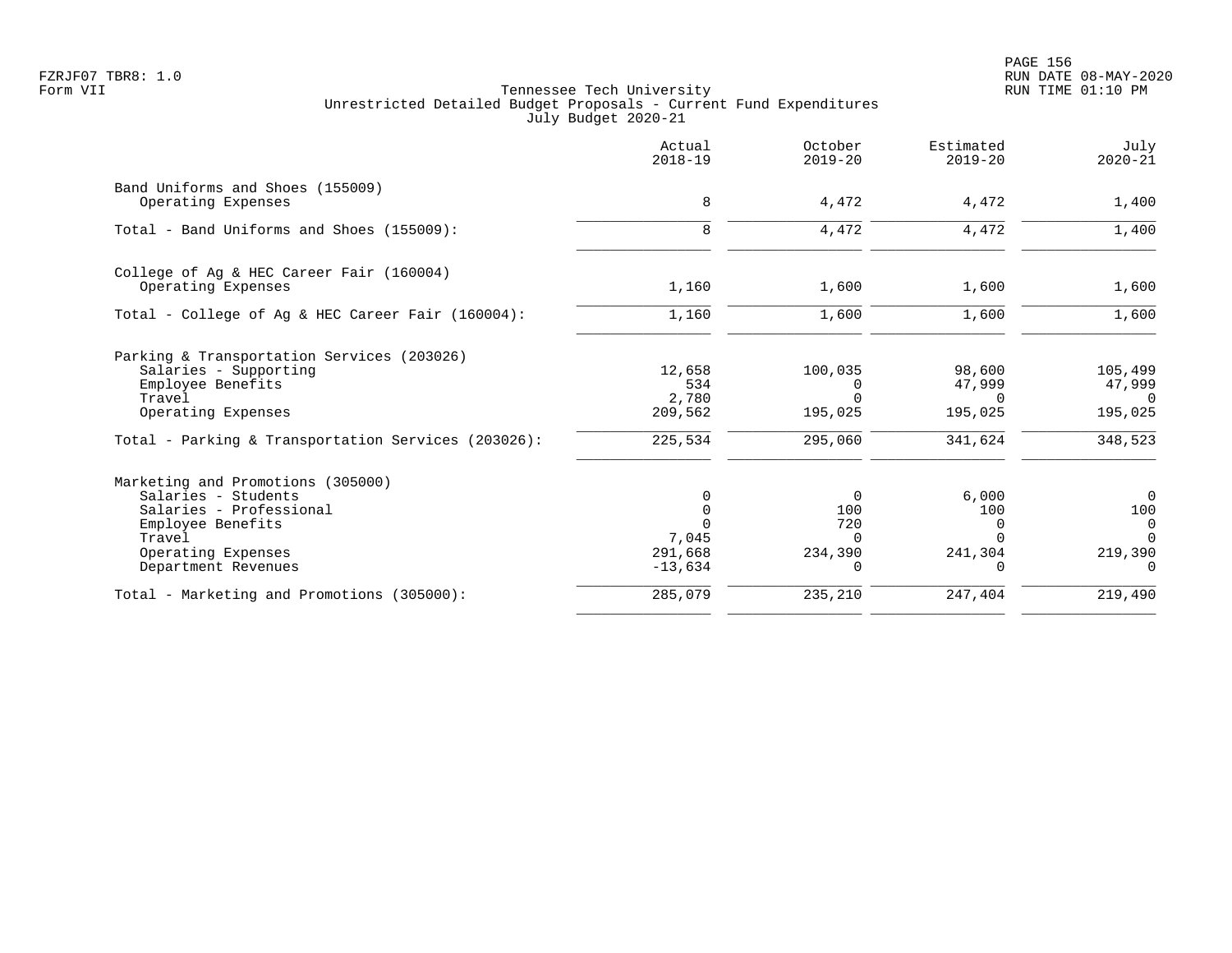Tennessee Tech University
Unrestricted Detailed Budget Proposals - Current Fund Expenditures
July Budget 2020-21

FZRJF07 TBR8: 1.0
Form VII

RUN DATE 08-MAY-2020
RUN TIME 01:10 PM

| | Actual 2018-19 | October 2019-20 | Estimated 2019-20 | July 2020-21 |
|---|---|---|---|---|
| **Band Uniforms and Shoes (155009)** | | | | |
| Operating Expenses | 8 | 4,472 | 4,472 | 1,400 |
| Total - Band Uniforms and Shoes (155009): | 8 | 4,472 | 4,472 | 1,400 |
| **College of Ag & HEC Career Fair (160004)** | | | | |
| Operating Expenses | 1,160 | 1,600 | 1,600 | 1,600 |
| Total - College of Ag & HEC Career Fair (160004): | 1,160 | 1,600 | 1,600 | 1,600 |
| **Parking & Transportation Services (203026)** | | | | |
| Salaries - Supporting | 12,658 | 100,035 | 98,600 | 105,499 |
| Employee Benefits | 534 | 0 | 47,999 | 47,999 |
| Travel | 2,780 | 0 | 0 | 0 |
| Operating Expenses | 209,562 | 195,025 | 195,025 | 195,025 |
| Total - Parking & Transportation Services (203026): | 225,534 | 295,060 | 341,624 | 348,523 |
| **Marketing and Promotions (305000)** | | | | |
| Salaries - Students | 0 | 0 | 6,000 | 0 |
| Salaries - Professional | 0 | 100 | 100 | 100 |
| Employee Benefits | 0 | 720 | 0 | 0 |
| Travel | 7,045 | 0 | 0 | 0 |
| Operating Expenses | 291,668 | 234,390 | 241,304 | 219,390 |
| Department Revenues | -13,634 | 0 | 0 | 0 |
| Total - Marketing and Promotions (305000): | 285,079 | 235,210 | 247,404 | 219,490 |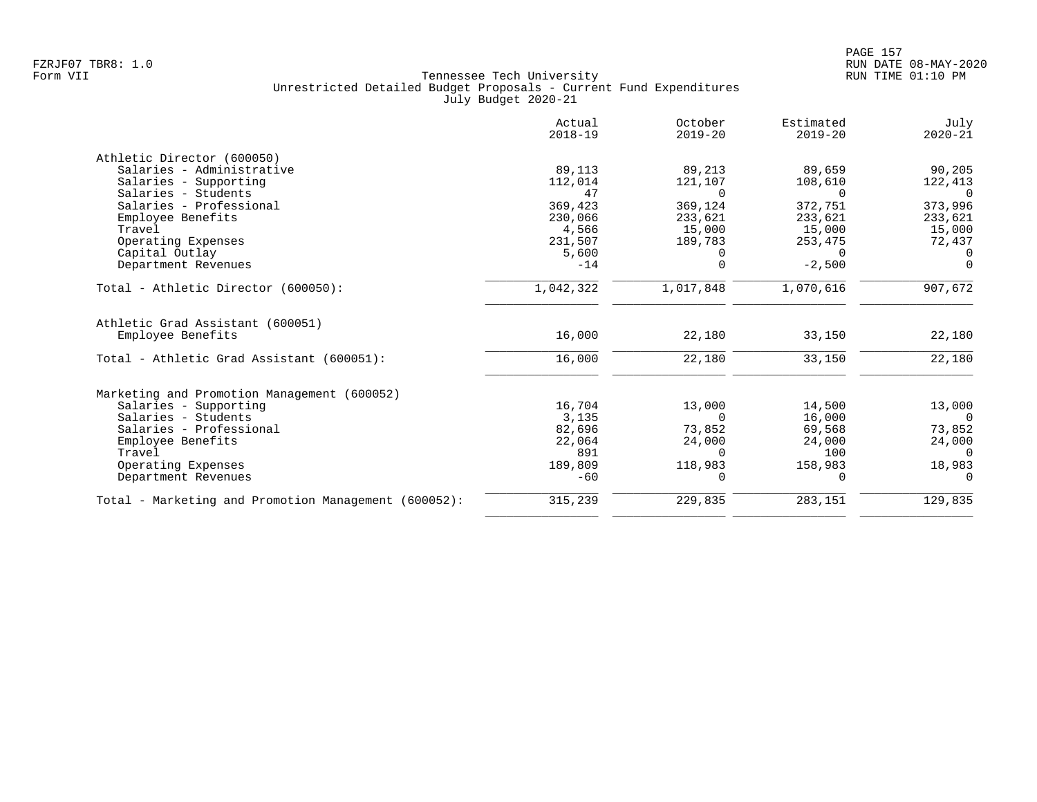Tennessee Tech University
Unrestricted Detailed Budget Proposals - Current Fund Expenditures
July Budget 2020-21

Form VII

| | Actual 2018-19 | October 2019-20 | Estimated 2019-20 | July 2020-21 |
|---|---|---|---|---|
| **Athletic Director (600050)** | | | | |
| Salaries - Administrative | 89,113 | 89,213 | 89,659 | 90,205 |
| Salaries - Supporting | 112,014 | 121,107 | 108,610 | 122,413 |
| Salaries - Students | 47 | 0 | 0 | 0 |
| Salaries - Professional | 369,423 | 369,124 | 372,751 | 373,996 |
| Employee Benefits | 230,066 | 233,621 | 233,621 | 233,621 |
| Travel | 4,566 | 15,000 | 15,000 | 15,000 |
| Operating Expenses | 231,507 | 189,783 | 253,475 | 72,437 |
| Capital Outlay | 5,600 | 0 | 0 | 0 |
| Department Revenues | -14 | 0 | -2,500 | 0 |
| Total - Athletic Director (600050): | 1,042,322 | 1,017,848 | 1,070,616 | 907,672 |
| **Athletic Grad Assistant (600051)** | | | | |
| Employee Benefits | 16,000 | 22,180 | 33,150 | 22,180 |
| Total - Athletic Grad Assistant (600051): | 16,000 | 22,180 | 33,150 | 22,180 |
| **Marketing and Promotion Management (600052)** | | | | |
| Salaries - Supporting | 16,704 | 13,000 | 14,500 | 13,000 |
| Salaries - Students | 3,135 | 0 | 16,000 | 0 |
| Salaries - Professional | 82,696 | 73,852 | 69,568 | 73,852 |
| Employee Benefits | 22,064 | 24,000 | 24,000 | 24,000 |
| Travel | 891 | 0 | 100 | 0 |
| Operating Expenses | 189,809 | 118,983 | 158,983 | 18,983 |
| Department Revenues | -60 | 0 | 0 | 0 |
| Total - Marketing and Promotion Management (600052): | 315,239 | 229,835 | 283,151 | 129,835 |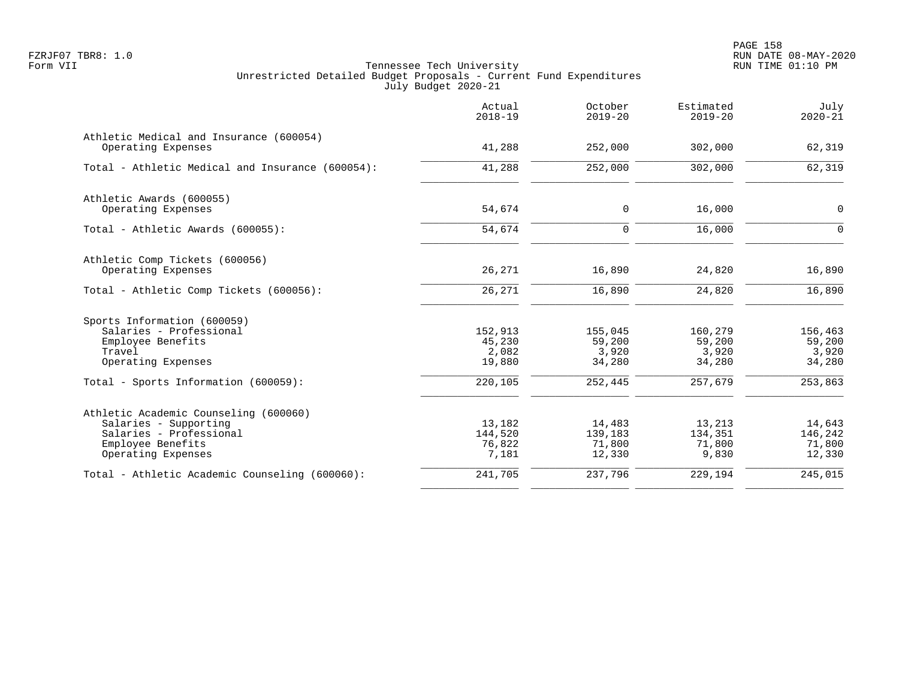Tennessee Tech University
Unrestricted Detailed Budget Proposals - Current Fund Expenditures
July Budget 2020-21

| | Actual 2018-19 | October 2019-20 | Estimated 2019-20 | July 2020-21 |
|---|---|---|---|---|
| **Athletic Medical and Insurance (600054)** | | | | |
| Operating Expenses | 41,288 | 252,000 | 302,000 | 62,319 |
| Total - Athletic Medical and Insurance (600054): | 41,288 | 252,000 | 302,000 | 62,319 |
| **Athletic Awards (600055)** | | | | |
| Operating Expenses | 54,674 | 0 | 16,000 | 0 |
| Total - Athletic Awards (600055): | 54,674 | 0 | 16,000 | 0 |
| **Athletic Comp Tickets (600056)** | | | | |
| Operating Expenses | 26,271 | 16,890 | 24,820 | 16,890 |
| Total - Athletic Comp Tickets (600056): | 26,271 | 16,890 | 24,820 | 16,890 |
| **Sports Information (600059)** | | | | |
| Salaries - Professional | 152,913 | 155,045 | 160,279 | 156,463 |
| Employee Benefits | 45,230 | 59,200 | 59,200 | 59,200 |
| Travel | 2,082 | 3,920 | 3,920 | 3,920 |
| Operating Expenses | 19,880 | 34,280 | 34,280 | 34,280 |
| Total - Sports Information (600059): | 220,105 | 252,445 | 257,679 | 253,863 |
| **Athletic Academic Counseling (600060)** | | | | |
| Salaries - Supporting | 13,182 | 14,483 | 13,213 | 14,643 |
| Salaries - Professional | 144,520 | 139,183 | 134,351 | 146,242 |
| Employee Benefits | 76,822 | 71,800 | 71,800 | 71,800 |
| Operating Expenses | 7,181 | 12,330 | 9,830 | 12,330 |
| Total - Athletic Academic Counseling (600060): | 241,705 | 237,796 | 229,194 | 245,015 |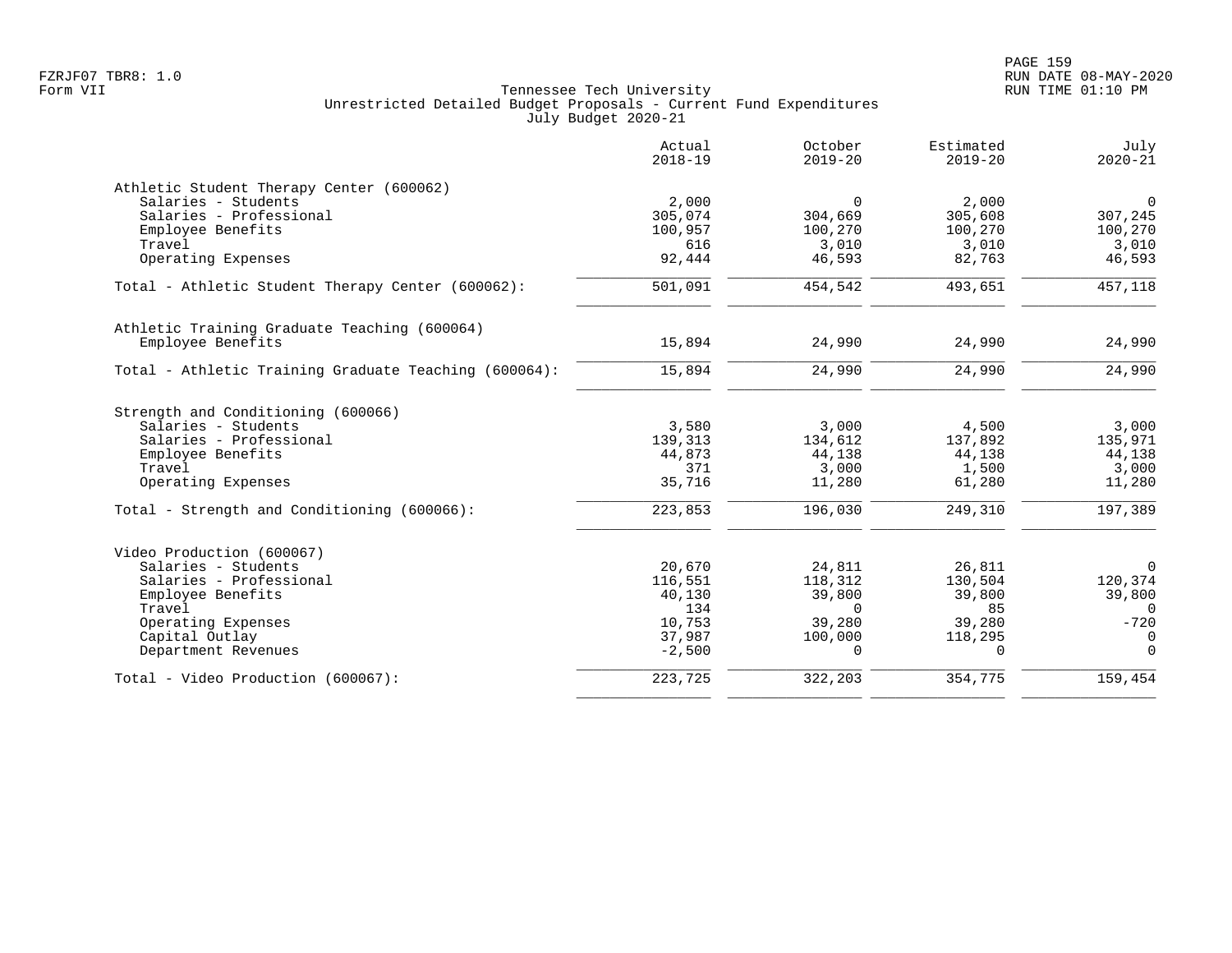Tennessee Tech University
Unrestricted Detailed Budget Proposals - Current Fund Expenditures
July Budget 2020-21

| | Actual 2018-19 | October 2019-20 | Estimated 2019-20 | July 2020-21 |
|---|---|---|---|---|
| **Athletic Student Therapy Center (600062)** | | | | |
| Salaries - Students | 2,000 | 0 | 2,000 | 0 |
| Salaries - Professional | 305,074 | 304,669 | 305,608 | 307,245 |
| Employee Benefits | 100,957 | 100,270 | 100,270 | 100,270 |
| Travel | 616 | 3,010 | 3,010 | 3,010 |
| Operating Expenses | 92,444 | 46,593 | 82,763 | 46,593 |
| Total - Athletic Student Therapy Center (600062): | 501,091 | 454,542 | 493,651 | 457,118 |
| **Athletic Training Graduate Teaching (600064)** | | | | |
| Employee Benefits | 15,894 | 24,990 | 24,990 | 24,990 |
| Total - Athletic Training Graduate Teaching (600064): | 15,894 | 24,990 | 24,990 | 24,990 |
| **Strength and Conditioning (600066)** | | | | |
| Salaries - Students | 3,580 | 3,000 | 4,500 | 3,000 |
| Salaries - Professional | 139,313 | 134,612 | 137,892 | 135,971 |
| Employee Benefits | 44,873 | 44,138 | 44,138 | 44,138 |
| Travel | 371 | 3,000 | 1,500 | 3,000 |
| Operating Expenses | 35,716 | 11,280 | 61,280 | 11,280 |
| Total - Strength and Conditioning (600066): | 223,853 | 196,030 | 249,310 | 197,389 |
| **Video Production (600067)** | | | | |
| Salaries - Students | 20,670 | 24,811 | 26,811 | 0 |
| Salaries - Professional | 116,551 | 118,312 | 130,504 | 120,374 |
| Employee Benefits | 40,130 | 39,800 | 39,800 | 39,800 |
| Travel | 134 | 0 | 85 | 0 |
| Operating Expenses | 10,753 | 39,280 | 39,280 | -720 |
| Capital Outlay | 37,987 | 100,000 | 118,295 | 0 |
| Department Revenues | -2,500 | 0 | 0 | 0 |
| Total - Video Production (600067): | 223,725 | 322,203 | 354,775 | 159,454 |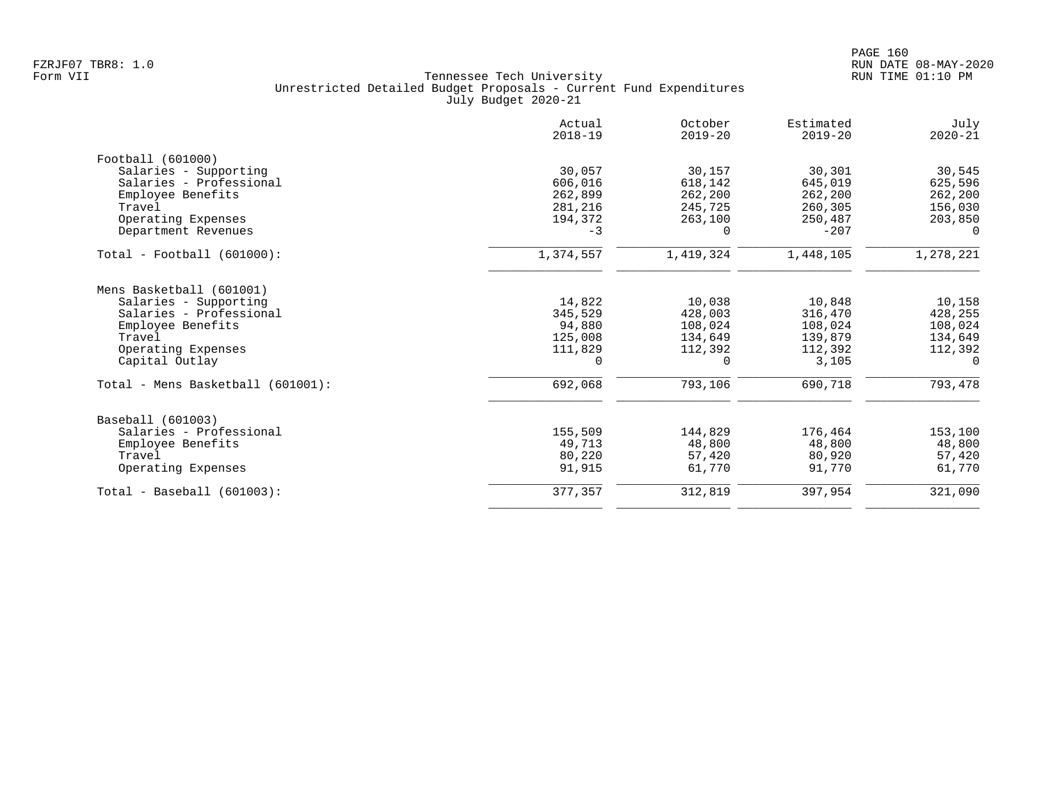FZRJF07 TBR8: 1.0
Form VII

Tennessee Tech University
Unrestricted Detailed Budget Proposals - Current Fund Expenditures
July Budget 2020-21

RUN DATE 08-MAY-2020
RUN TIME 01:10 PM

| | Actual 2018-19 | October 2019-20 | Estimated 2019-20 | July 2020-21 |
|---|---|---|---|---|
| **Football (601000)** | | | | |
| Salaries - Supporting | 30,057 | 30,157 | 30,301 | 30,545 |
| Salaries - Professional | 606,016 | 618,142 | 645,019 | 625,596 |
| Employee Benefits | 262,899 | 262,200 | 262,200 | 262,200 |
| Travel | 281,216 | 245,725 | 260,305 | 156,030 |
| Operating Expenses | 194,372 | 263,100 | 250,487 | 203,850 |
| Department Revenues | -3 | 0 | -207 | 0 |
| Total - Football (601000): | 1,374,557 | 1,419,324 | 1,448,105 | 1,278,221 |
| **Mens Basketball (601001)** | | | | |
| Salaries - Supporting | 14,822 | 10,038 | 10,848 | 10,158 |
| Salaries - Professional | 345,529 | 428,003 | 316,470 | 428,255 |
| Employee Benefits | 94,880 | 108,024 | 108,024 | 108,024 |
| Travel | 125,008 | 134,649 | 139,879 | 134,649 |
| Operating Expenses | 111,829 | 112,392 | 112,392 | 112,392 |
| Capital Outlay | 0 | 0 | 3,105 | 0 |
| Total - Mens Basketball (601001): | 692,068 | 793,106 | 690,718 | 793,478 |
| **Baseball (601003)** | | | | |
| Salaries - Professional | 155,509 | 144,829 | 176,464 | 153,100 |
| Employee Benefits | 49,713 | 48,800 | 48,800 | 48,800 |
| Travel | 80,220 | 57,420 | 80,920 | 57,420 |
| Operating Expenses | 91,915 | 61,770 | 91,770 | 61,770 |
| Total - Baseball (601003): | 377,357 | 312,819 | 397,954 | 321,090 |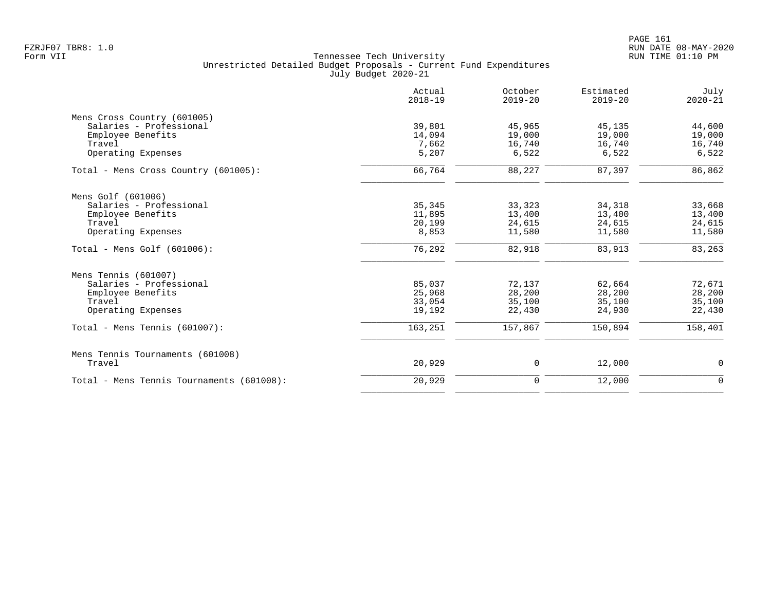Tennessee Tech University
Unrestricted Detailed Budget Proposals - Current Fund Expenditures
July Budget 2020-21

| | Actual 2018-19 | October 2019-20 | Estimated 2019-20 | July 2020-21 |
|---|---|---|---|---|
| Mens Cross Country (601005) | | | | |
| Salaries - Professional | 39,801 | 45,965 | 45,135 | 44,600 |
| Employee Benefits | 14,094 | 19,000 | 19,000 | 19,000 |
| Travel | 7,662 | 16,740 | 16,740 | 16,740 |
| Operating Expenses | 5,207 | 6,522 | 6,522 | 6,522 |
| Total - Mens Cross Country (601005): | 66,764 | 88,227 | 87,397 | 86,862 |
| Mens Golf (601006) | | | | |
| Salaries - Professional | 35,345 | 33,323 | 34,318 | 33,668 |
| Employee Benefits | 11,895 | 13,400 | 13,400 | 13,400 |
| Travel | 20,199 | 24,615 | 24,615 | 24,615 |
| Operating Expenses | 8,853 | 11,580 | 11,580 | 11,580 |
| Total - Mens Golf (601006): | 76,292 | 82,918 | 83,913 | 83,263 |
| Mens Tennis (601007) | | | | |
| Salaries - Professional | 85,037 | 72,137 | 62,664 | 72,671 |
| Employee Benefits | 25,968 | 28,200 | 28,200 | 28,200 |
| Travel | 33,054 | 35,100 | 35,100 | 35,100 |
| Operating Expenses | 19,192 | 22,430 | 24,930 | 22,430 |
| Total - Mens Tennis (601007): | 163,251 | 157,867 | 150,894 | 158,401 |
| Mens Tennis Tournaments (601008) | | | | |
| Travel | 20,929 | 0 | 12,000 | 0 |
| Total - Mens Tennis Tournaments (601008): | 20,929 | 0 | 12,000 | 0 |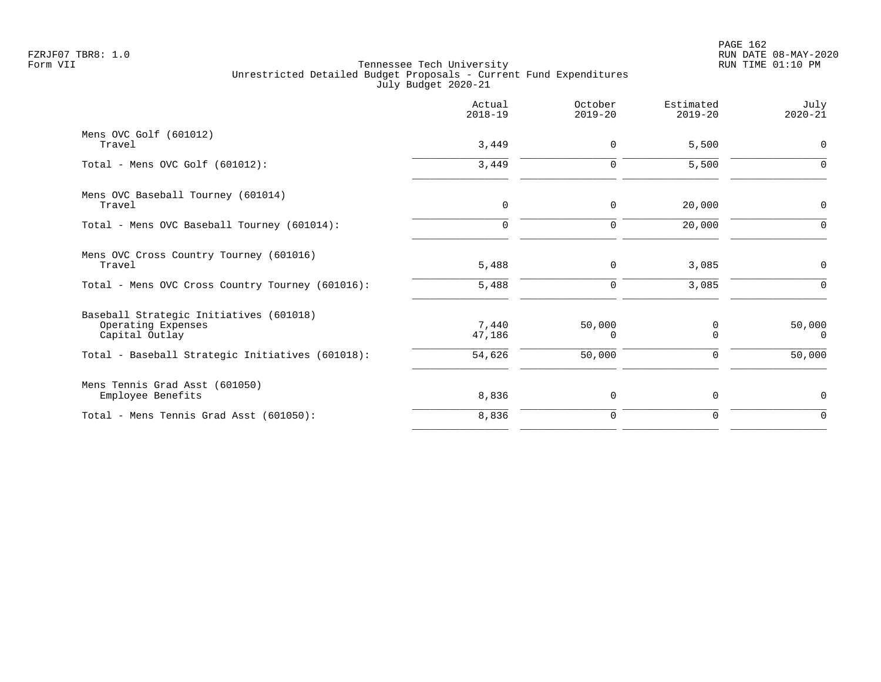Tennessee Tech University
Unrestricted Detailed Budget Proposals - Current Fund Expenditures
July Budget 2020-21

| | Actual 2018-19 | October 2019-20 | Estimated 2019-20 | July 2020-21 |
|---|---|---|---|---|
| Mens OVC Golf (601012) | | | | |
| Travel | 3,449 | 0 | 5,500 | 0 |
| Total - Mens OVC Golf (601012): | 3,449 | 0 | 5,500 | 0 |
| Mens OVC Baseball Tourney (601014) | | | | |
| Travel | 0 | 0 | 20,000 | 0 |
| Total - Mens OVC Baseball Tourney (601014): | 0 | 0 | 20,000 | 0 |
| Mens OVC Cross Country Tourney (601016) | | | | |
| Travel | 5,488 | 0 | 3,085 | 0 |
| Total - Mens OVC Cross Country Tourney (601016): | 5,488 | 0 | 3,085 | 0 |
| Baseball Strategic Initiatives (601018) | | | | |
| Operating Expenses | 7,440 | 50,000 | 0 | 50,000 |
| Capital Outlay | 47,186 | 0 | 0 | 0 |
| Total - Baseball Strategic Initiatives (601018): | 54,626 | 50,000 | 0 | 50,000 |
| Mens Tennis Grad Asst (601050) | | | | |
| Employee Benefits | 8,836 | 0 | 0 | 0 |
| Total - Mens Tennis Grad Asst (601050): | 8,836 | 0 | 0 | 0 |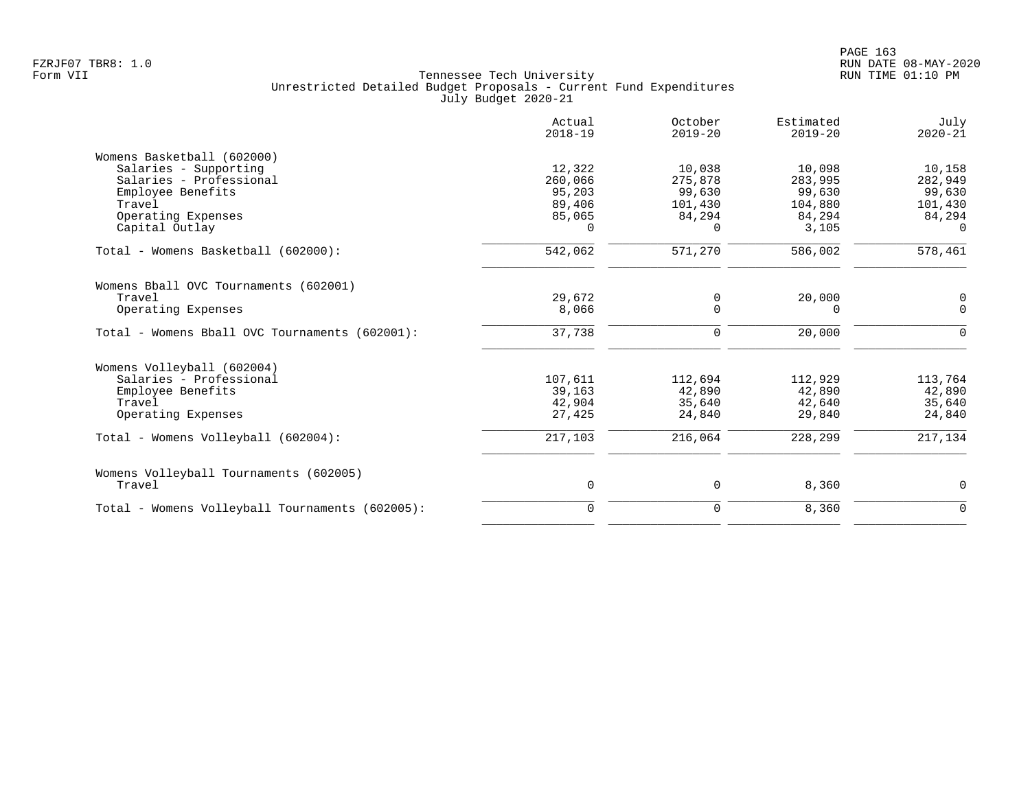Tennessee Tech University
Unrestricted Detailed Budget Proposals - Current Fund Expenditures
July Budget 2020-21

| | Actual 2018-19 | October 2019-20 | Estimated 2019-20 | July 2020-21 |
|---|---|---|---|---|
| **Womens Basketball (602000)** | | | | |
| Salaries - Supporting | 12,322 | 10,038 | 10,098 | 10,158 |
| Salaries - Professional | 260,066 | 275,878 | 283,995 | 282,949 |
| Employee Benefits | 95,203 | 99,630 | 99,630 | 99,630 |
| Travel | 89,406 | 101,430 | 104,880 | 101,430 |
| Operating Expenses | 85,065 | 84,294 | 84,294 | 84,294 |
| Capital Outlay | 0 | 0 | 3,105 | 0 |
| Total - Womens Basketball (602000): | 542,062 | 571,270 | 586,002 | 578,461 |
| **Womens Bball OVC Tournaments (602001)** | | | | |
| Travel | 29,672 | 0 | 20,000 | 0 |
| Operating Expenses | 8,066 | 0 | 0 | 0 |
| Total - Womens Bball OVC Tournaments (602001): | 37,738 | 0 | 20,000 | 0 |
| **Womens Volleyball (602004)** | | | | |
| Salaries - Professional | 107,611 | 112,694 | 112,929 | 113,764 |
| Employee Benefits | 39,163 | 42,890 | 42,890 | 42,890 |
| Travel | 42,904 | 35,640 | 42,640 | 35,640 |
| Operating Expenses | 27,425 | 24,840 | 29,840 | 24,840 |
| Total - Womens Volleyball (602004): | 217,103 | 216,064 | 228,299 | 217,134 |
| **Womens Volleyball Tournaments (602005)** | | | | |
| Travel | 0 | 0 | 8,360 | 0 |
| Total - Womens Volleyball Tournaments (602005): | 0 | 0 | 8,360 | 0 |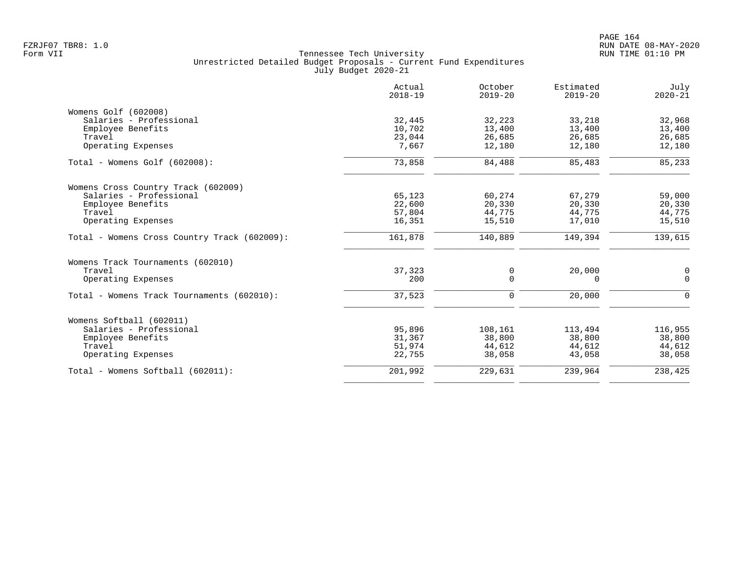Tennessee Tech University
Unrestricted Detailed Budget Proposals - Current Fund Expenditures
July Budget 2020-21

| | Actual 2018-19 | October 2019-20 | Estimated 2019-20 | July 2020-21 |
|---|---|---|---|---|
| **Womens Golf (602008)** | | | | |
| Salaries - Professional | 32,445 | 32,223 | 33,218 | 32,968 |
| Employee Benefits | 10,702 | 13,400 | 13,400 | 13,400 |
| Travel | 23,044 | 26,685 | 26,685 | 26,685 |
| Operating Expenses | 7,667 | 12,180 | 12,180 | 12,180 |
| Total - Womens Golf (602008): | 73,858 | 84,488 | 85,483 | 85,233 |
| **Womens Cross Country Track (602009)** | | | | |
| Salaries - Professional | 65,123 | 60,274 | 67,279 | 59,000 |
| Employee Benefits | 22,600 | 20,330 | 20,330 | 20,330 |
| Travel | 57,804 | 44,775 | 44,775 | 44,775 |
| Operating Expenses | 16,351 | 15,510 | 17,010 | 15,510 |
| Total - Womens Cross Country Track (602009): | 161,878 | 140,889 | 149,394 | 139,615 |
| **Womens Track Tournaments (602010)** | | | | |
| Travel | 37,323 | 0 | 20,000 | 0 |
| Operating Expenses | 200 | 0 | 0 | 0 |
| Total - Womens Track Tournaments (602010): | 37,523 | 0 | 20,000 | 0 |
| **Womens Softball (602011)** | | | | |
| Salaries - Professional | 95,896 | 108,161 | 113,494 | 116,955 |
| Employee Benefits | 31,367 | 38,800 | 38,800 | 38,800 |
| Travel | 51,974 | 44,612 | 44,612 | 44,612 |
| Operating Expenses | 22,755 | 38,058 | 43,058 | 38,058 |
| Total - Womens Softball (602011): | 201,992 | 229,631 | 239,964 | 238,425 |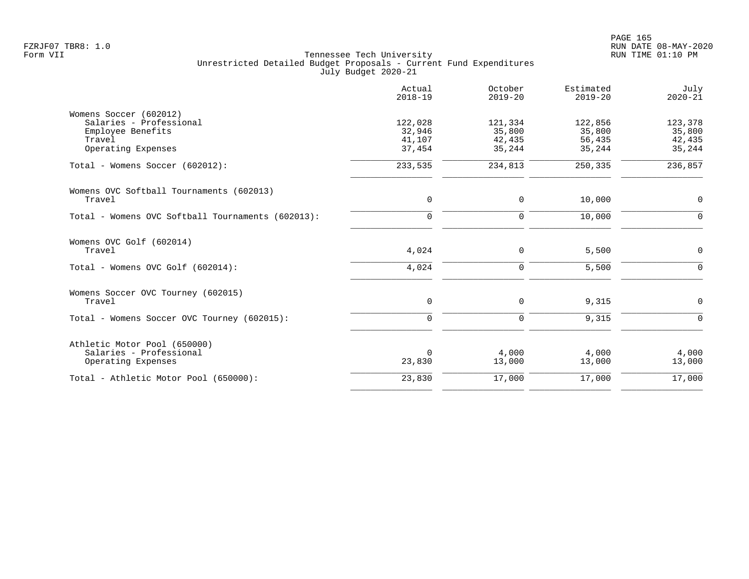Tennessee Tech University
Unrestricted Detailed Budget Proposals - Current Fund Expenditures
July Budget 2020-21

| | Actual 2018-19 | October 2019-20 | Estimated 2019-20 | July 2020-21 |
|---|---|---|---|---|
| **Womens Soccer (602012)** | | | | |
| Salaries - Professional | 122,028 | 121,334 | 122,856 | 123,378 |
| Employee Benefits | 32,946 | 35,800 | 35,800 | 35,800 |
| Travel | 41,107 | 42,435 | 56,435 | 42,435 |
| Operating Expenses | 37,454 | 35,244 | 35,244 | 35,244 |
| Total - Womens Soccer (602012): | 233,535 | 234,813 | 250,335 | 236,857 |
| **Womens OVC Softball Tournaments (602013)** | | | | |
| Travel | 0 | 0 | 10,000 | 0 |
| Total - Womens OVC Softball Tournaments (602013): | 0 | 0 | 10,000 | 0 |
| **Womens OVC Golf (602014)** | | | | |
| Travel | 4,024 | 0 | 5,500 | 0 |
| Total - Womens OVC Golf (602014): | 4,024 | 0 | 5,500 | 0 |
| **Womens Soccer OVC Tourney (602015)** | | | | |
| Travel | 0 | 0 | 9,315 | 0 |
| Total - Womens Soccer OVC Tourney (602015): | 0 | 0 | 9,315 | 0 |
| **Athletic Motor Pool (650000)** | | | | |
| Salaries - Professional | 0 | 4,000 | 4,000 | 4,000 |
| Operating Expenses | 23,830 | 13,000 | 13,000 | 13,000 |
| Total - Athletic Motor Pool (650000): | 23,830 | 17,000 | 17,000 | 17,000 |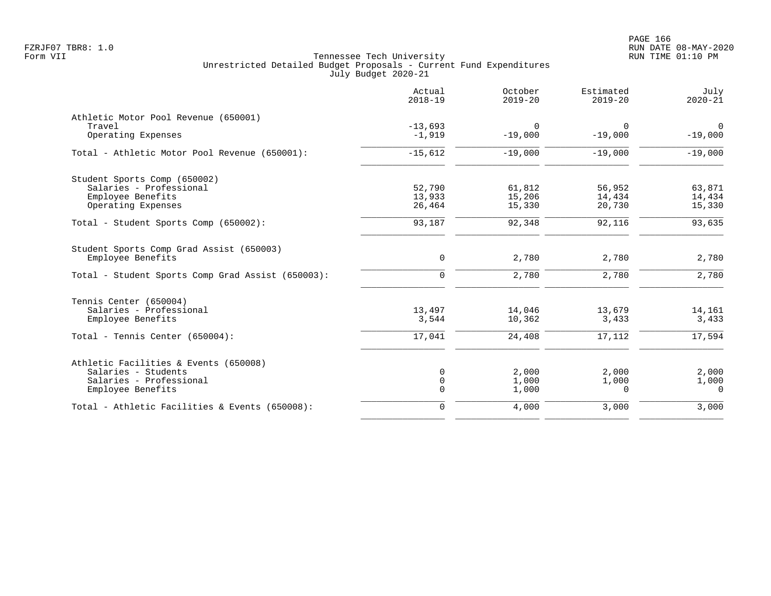Tennessee Tech University
Unrestricted Detailed Budget Proposals - Current Fund Expenditures
July Budget 2020-21

Form VII

| | Actual 2018-19 | October 2019-20 | Estimated 2019-20 | July 2020-21 |
|---|---|---|---|---|
| **Athletic Motor Pool Revenue (650001)** | | | | |
| Travel | -13,693 | 0 | 0 | 0 |
| Operating Expenses | -1,919 | -19,000 | -19,000 | -19,000 |
| Total - Athletic Motor Pool Revenue (650001): | -15,612 | -19,000 | -19,000 | -19,000 |
| **Student Sports Comp (650002)** | | | | |
| Salaries - Professional | 52,790 | 61,812 | 56,952 | 63,871 |
| Employee Benefits | 13,933 | 15,206 | 14,434 | 14,434 |
| Operating Expenses | 26,464 | 15,330 | 20,730 | 15,330 |
| Total - Student Sports Comp (650002): | 93,187 | 92,348 | 92,116 | 93,635 |
| **Student Sports Comp Grad Assist (650003)** | | | | |
| Employee Benefits | 0 | 2,780 | 2,780 | 2,780 |
| Total - Student Sports Comp Grad Assist (650003): | 0 | 2,780 | 2,780 | 2,780 |
| **Tennis Center (650004)** | | | | |
| Salaries - Professional | 13,497 | 14,046 | 13,679 | 14,161 |
| Employee Benefits | 3,544 | 10,362 | 3,433 | 3,433 |
| Total - Tennis Center (650004): | 17,041 | 24,408 | 17,112 | 17,594 |
| **Athletic Facilities & Events (650008)** | | | | |
| Salaries - Students | 0 | 2,000 | 2,000 | 2,000 |
| Salaries - Professional | 0 | 1,000 | 1,000 | 1,000 |
| Employee Benefits | 0 | 1,000 | 0 | 0 |
| Total - Athletic Facilities & Events (650008): | 0 | 4,000 | 3,000 | 3,000 |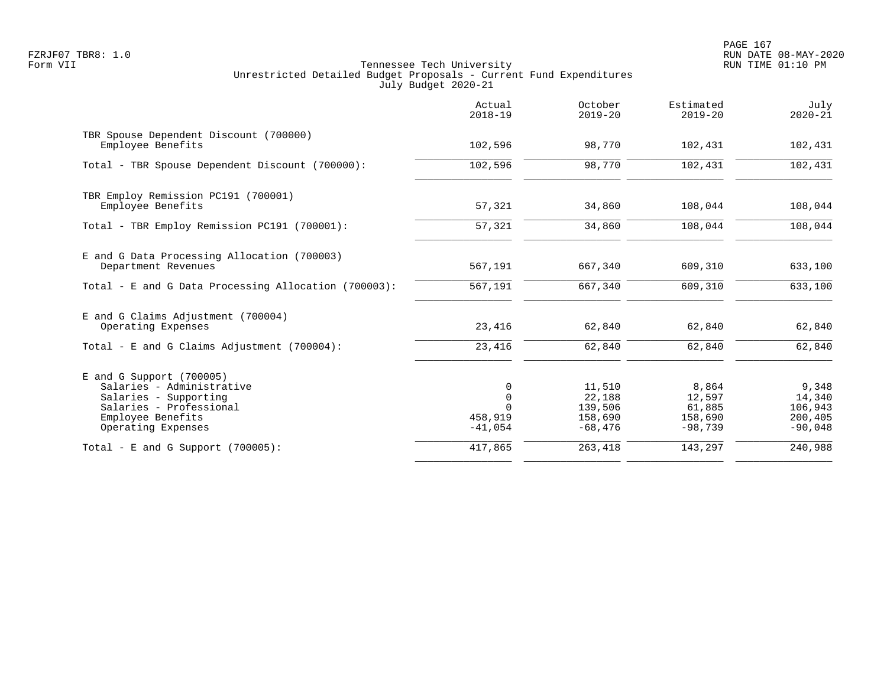Tennessee Tech University
Unrestricted Detailed Budget Proposals - Current Fund Expenditures
July Budget 2020-21

FZRJF07 TBR8: 1.0
Form VII

RUN DATE 08-MAY-2020
RUN TIME 01:10 PM

| | Actual 2018-19 | October 2019-20 | Estimated 2019-20 | July 2020-21 |
|---|---|---|---|---|
| TBR Spouse Dependent Discount (700000) | | | | |
| Employee Benefits | 102,596 | 98,770 | 102,431 | 102,431 |
| Total - TBR Spouse Dependent Discount (700000): | 102,596 | 98,770 | 102,431 | 102,431 |
| TBR Employ Remission PC191 (700001) | | | | |
| Employee Benefits | 57,321 | 34,860 | 108,044 | 108,044 |
| Total - TBR Employ Remission PC191 (700001): | 57,321 | 34,860 | 108,044 | 108,044 |
| E and G Data Processing Allocation (700003) | | | | |
| Department Revenues | 567,191 | 667,340 | 609,310 | 633,100 |
| Total - E and G Data Processing Allocation (700003): | 567,191 | 667,340 | 609,310 | 633,100 |
| E and G Claims Adjustment (700004) | | | | |
| Operating Expenses | 23,416 | 62,840 | 62,840 | 62,840 |
| Total - E and G Claims Adjustment (700004): | 23,416 | 62,840 | 62,840 | 62,840 |
| E and G Support (700005) | | | | |
| Salaries - Administrative | 0 | 11,510 | 8,864 | 9,348 |
| Salaries - Supporting | 0 | 22,188 | 12,597 | 14,340 |
| Salaries - Professional | 0 | 139,506 | 61,885 | 106,943 |
| Employee Benefits | 458,919 | 158,690 | 158,690 | 200,405 |
| Operating Expenses | -41,054 | -68,476 | -98,739 | -90,048 |
| Total - E and G Support (700005): | 417,865 | 263,418 | 143,297 | 240,988 |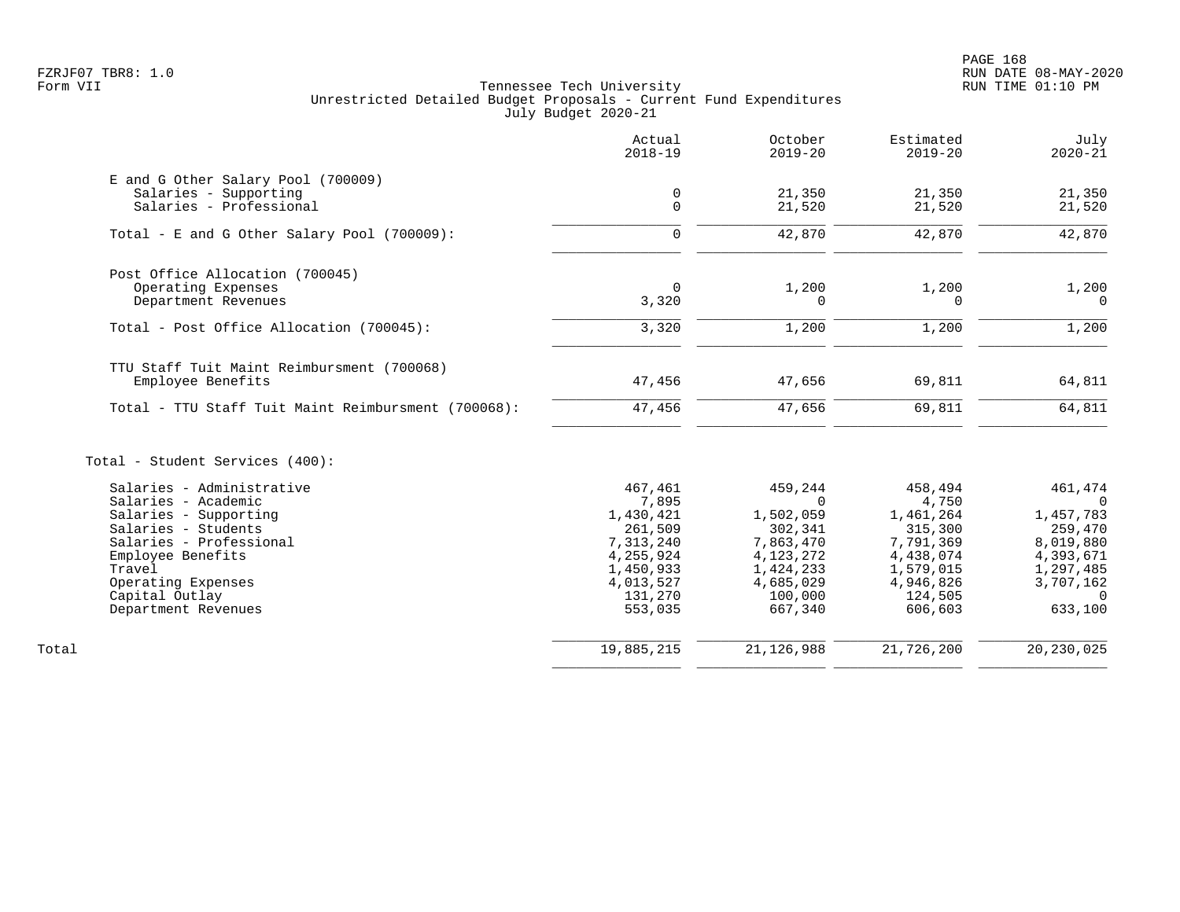FZRJF07 TBR8: 1.0
Form VII

Tennessee Tech University
Unrestricted Detailed Budget Proposals - Current Fund Expenditures
July Budget 2020-21

RUN DATE 08-MAY-2020
RUN TIME 01:10 PM

| | Actual 2018-19 | October 2019-20 | Estimated 2019-20 | July 2020-21 |
|---|---|---|---|---|
| E and G Other Salary Pool (700009) | | | | |
| Salaries - Supporting | 0 | 21,350 | 21,350 | 21,350 |
| Salaries - Professional | 0 | 21,520 | 21,520 | 21,520 |
| Total - E and G Other Salary Pool (700009): | 0 | 42,870 | 42,870 | 42,870 |
| Post Office Allocation (700045) | | | | |
| Operating Expenses | 0 | 1,200 | 1,200 | 1,200 |
| Department Revenues | 3,320 | 0 | 0 | 0 |
| Total - Post Office Allocation (700045): | 3,320 | 1,200 | 1,200 | 1,200 |
| TTU Staff Tuit Maint Reimbursment (700068) | | | | |
| Employee Benefits | 47,456 | 47,656 | 69,811 | 64,811 |
| Total - TTU Staff Tuit Maint Reimbursment (700068): | 47,456 | 47,656 | 69,811 | 64,811 |
| Total - Student Services (400): | | | | |
| Salaries - Administrative | 467,461 | 459,244 | 458,494 | 461,474 |
| Salaries - Academic | 7,895 | 0 | 4,750 | 0 |
| Salaries - Supporting | 1,430,421 | 1,502,059 | 1,461,264 | 1,457,783 |
| Salaries - Students | 261,509 | 302,341 | 315,300 | 259,470 |
| Salaries - Professional | 7,313,240 | 7,863,470 | 7,791,369 | 8,019,880 |
| Employee Benefits | 4,255,924 | 4,123,272 | 4,438,074 | 4,393,671 |
| Travel | 1,450,933 | 1,424,233 | 1,579,015 | 1,297,485 |
| Operating Expenses | 4,013,527 | 4,685,029 | 4,946,826 | 3,707,162 |
| Capital Outlay | 131,270 | 100,000 | 124,505 | 0 |
| Department Revenues | 553,035 | 667,340 | 606,603 | 633,100 |
| Total | 19,885,215 | 21,126,988 | 21,726,200 | 20,230,025 |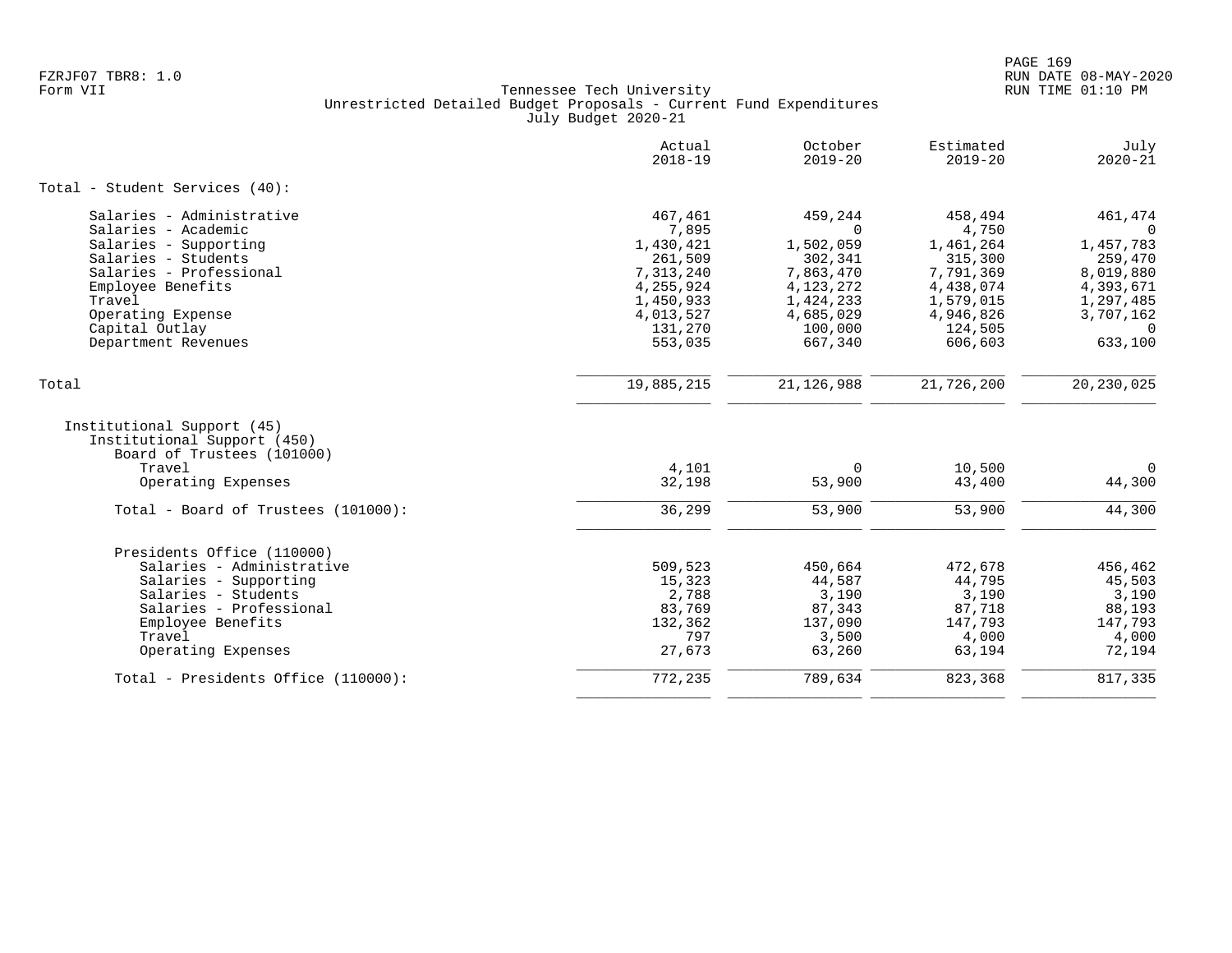Tennessee Tech University
Unrestricted Detailed Budget Proposals - Current Fund Expenditures
July Budget 2020-21

| | Actual 2018-19 | October 2019-20 | Estimated 2019-20 | July 2020-21 |
|---|---|---|---|---|
| **Total - Student Services (40):** | | | | |
| Salaries - Administrative | 467,461 | 459,244 | 458,494 | 461,474 |
| Salaries - Academic | 7,895 | 0 | 4,750 | 0 |
| Salaries - Supporting | 1,430,421 | 1,502,059 | 1,461,264 | 1,457,783 |
| Salaries - Students | 261,509 | 302,341 | 315,300 | 259,470 |
| Salaries - Professional | 7,313,240 | 7,863,470 | 7,791,369 | 8,019,880 |
| Employee Benefits | 4,255,924 | 4,123,272 | 4,438,074 | 4,393,671 |
| Travel | 1,450,933 | 1,424,233 | 1,579,015 | 1,297,485 |
| Operating Expense | 4,013,527 | 4,685,029 | 4,946,826 | 3,707,162 |
| Capital Outlay | 131,270 | 100,000 | 124,505 | 0 |
| Department Revenues | 553,035 | 667,340 | 606,603 | 633,100 |
| Total | 19,885,215 | 21,126,988 | 21,726,200 | 20,230,025 |
| Institutional Support (45) | | | | |
| Institutional Support (450) | | | | |
| Board of Trustees (101000) | | | | |
| Travel | 4,101 | 0 | 10,500 | 0 |
| Operating Expenses | 32,198 | 53,900 | 43,400 | 44,300 |
| Total - Board of Trustees (101000): | 36,299 | 53,900 | 53,900 | 44,300 |
| Presidents Office (110000) | | | | |
| Salaries - Administrative | 509,523 | 450,664 | 472,678 | 456,462 |
| Salaries - Supporting | 15,323 | 44,587 | 44,795 | 45,503 |
| Salaries - Students | 2,788 | 3,190 | 3,190 | 3,190 |
| Salaries - Professional | 83,769 | 87,343 | 87,718 | 88,193 |
| Employee Benefits | 132,362 | 137,090 | 147,793 | 147,793 |
| Travel | 797 | 3,500 | 4,000 | 4,000 |
| Operating Expenses | 27,673 | 63,260 | 63,194 | 72,194 |
| Total - Presidents Office (110000): | 772,235 | 789,634 | 823,368 | 817,335 |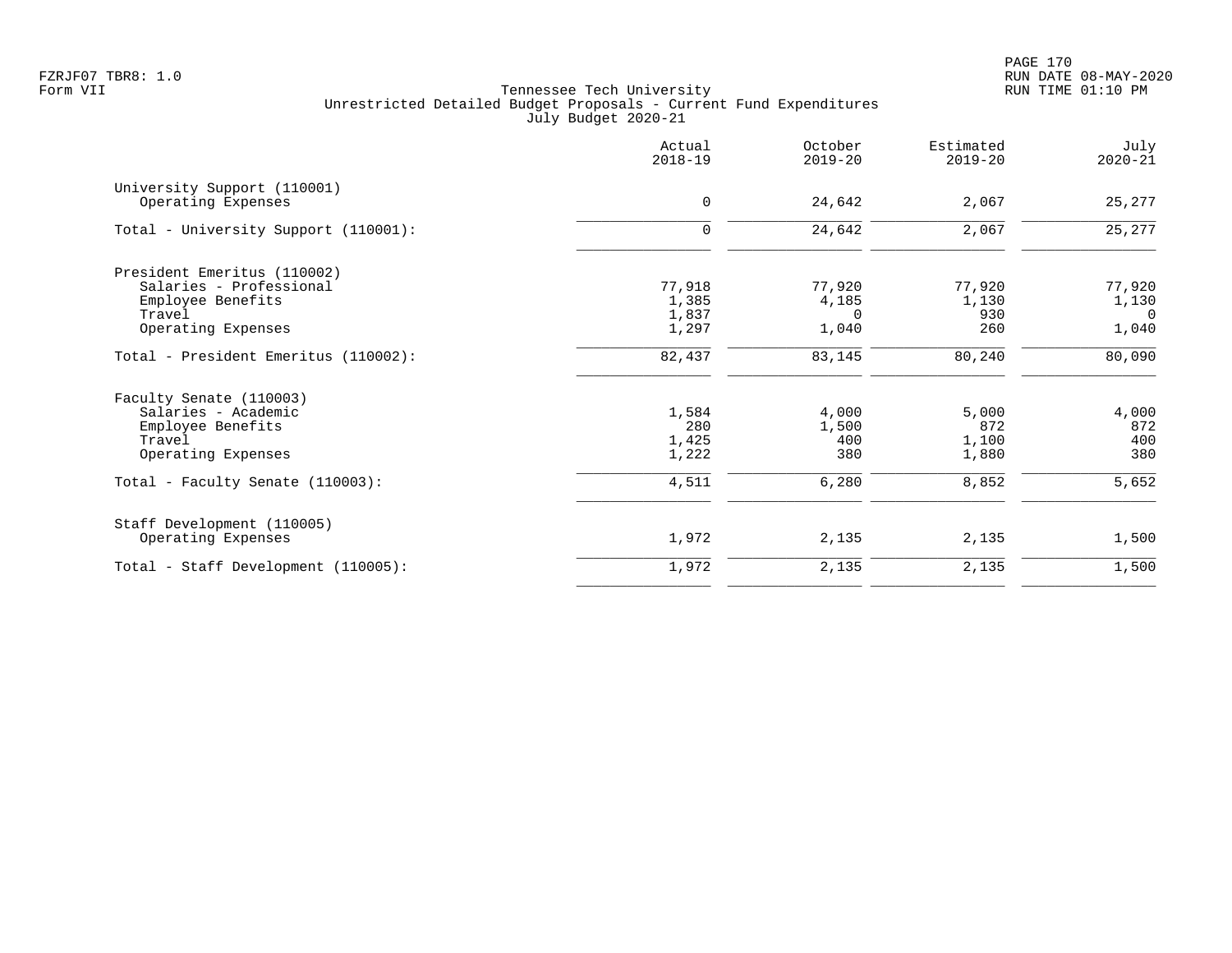FZRJF07 TBR8: 1.0
Form VII

Tennessee Tech University
Unrestricted Detailed Budget Proposals - Current Fund Expenditures
July Budget 2020-21

RUN DATE 08-MAY-2020
RUN TIME 01:10 PM

| | Actual 2018-19 | October 2019-20 | Estimated 2019-20 | July 2020-21 |
|---|---|---|---|---|
| University Support (110001) | | | | |
| Operating Expenses | 0 | 24,642 | 2,067 | 25,277 |
| Total - University Support (110001): | 0 | 24,642 | 2,067 | 25,277 |
| President Emeritus (110002) | | | | |
| Salaries - Professional | 77,918 | 77,920 | 77,920 | 77,920 |
| Employee Benefits | 1,385 | 4,185 | 1,130 | 1,130 |
| Travel | 1,837 | 0 | 930 | 0 |
| Operating Expenses | 1,297 | 1,040 | 260 | 1,040 |
| Total - President Emeritus (110002): | 82,437 | 83,145 | 80,240 | 80,090 |
| Faculty Senate (110003) | | | | |
| Salaries - Academic | 1,584 | 4,000 | 5,000 | 4,000 |
| Employee Benefits | 280 | 1,500 | 872 | 872 |
| Travel | 1,425 | 400 | 1,100 | 400 |
| Operating Expenses | 1,222 | 380 | 1,880 | 380 |
| Total - Faculty Senate (110003): | 4,511 | 6,280 | 8,852 | 5,652 |
| Staff Development (110005) | | | | |
| Operating Expenses | 1,972 | 2,135 | 2,135 | 1,500 |
| Total - Staff Development (110005): | 1,972 | 2,135 | 2,135 | 1,500 |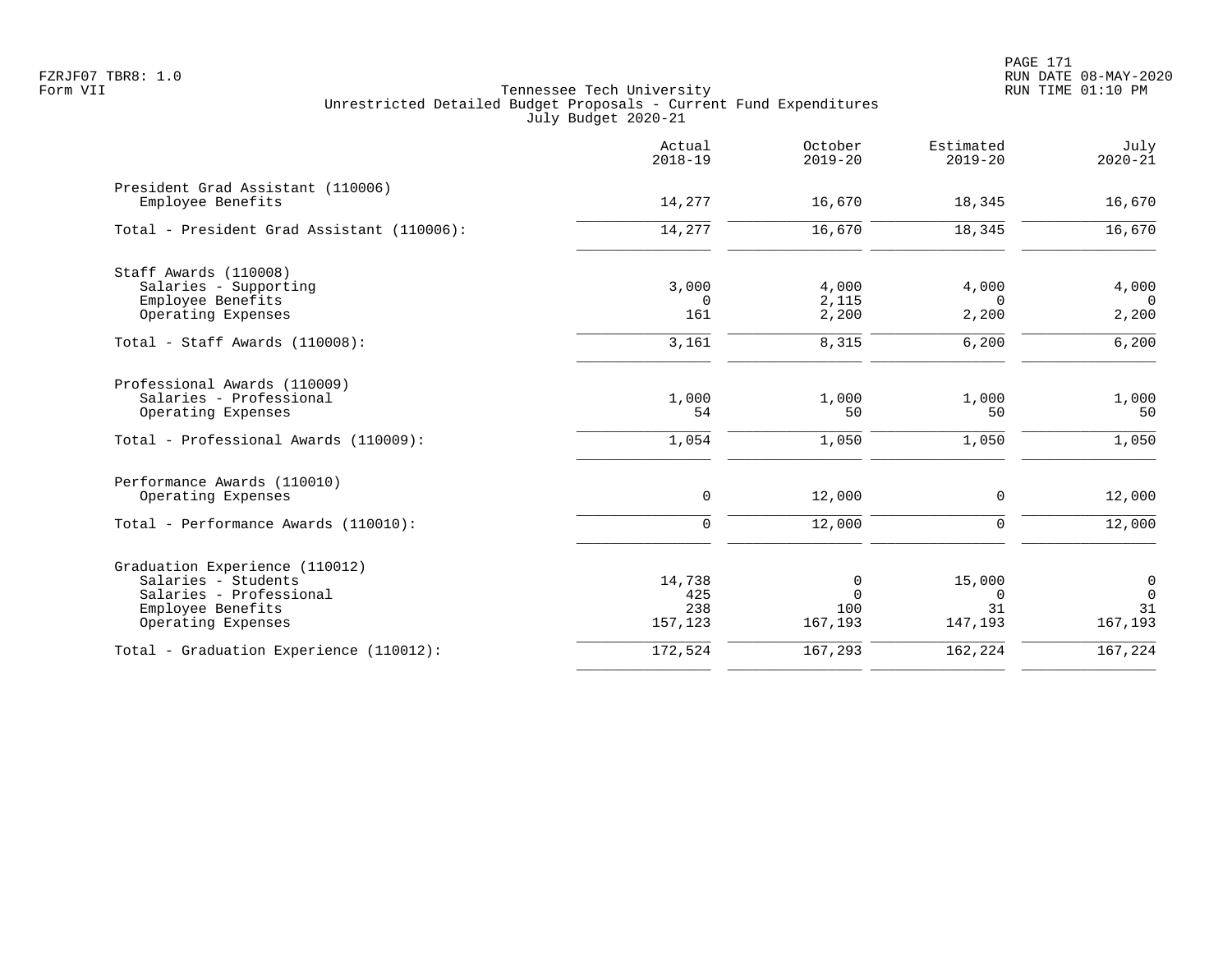Tennessee Tech University
Unrestricted Detailed Budget Proposals - Current Fund Expenditures
July Budget 2020-21

| | Actual 2018-19 | October 2019-20 | Estimated 2019-20 | July 2020-21 |
|---|---|---|---|---|
| **President Grad Assistant (110006)** | | | | |
| Employee Benefits | 14,277 | 16,670 | 18,345 | 16,670 |
| Total - President Grad Assistant (110006): | 14,277 | 16,670 | 18,345 | 16,670 |
| **Staff Awards (110008)** | | | | |
| Salaries - Supporting | 3,000 | 4,000 | 4,000 | 4,000 |
| Employee Benefits | 0 | 2,115 | 0 | 0 |
| Operating Expenses | 161 | 2,200 | 2,200 | 2,200 |
| Total - Staff Awards (110008): | 3,161 | 8,315 | 6,200 | 6,200 |
| **Professional Awards (110009)** | | | | |
| Salaries - Professional | 1,000 | 1,000 | 1,000 | 1,000 |
| Operating Expenses | 54 | 50 | 50 | 50 |
| Total - Professional Awards (110009): | 1,054 | 1,050 | 1,050 | 1,050 |
| **Performance Awards (110010)** | | | | |
| Operating Expenses | 0 | 12,000 | 0 | 12,000 |
| Total - Performance Awards (110010): | 0 | 12,000 | 0 | 12,000 |
| **Graduation Experience (110012)** | | | | |
| Salaries - Students | 14,738 | 0 | 15,000 | 0 |
| Salaries - Professional | 425 | 0 | 0 | 0 |
| Employee Benefits | 238 | 100 | 31 | 31 |
| Operating Expenses | 157,123 | 167,193 | 147,193 | 167,193 |
| Total - Graduation Experience (110012): | 172,524 | 167,293 | 162,224 | 167,224 |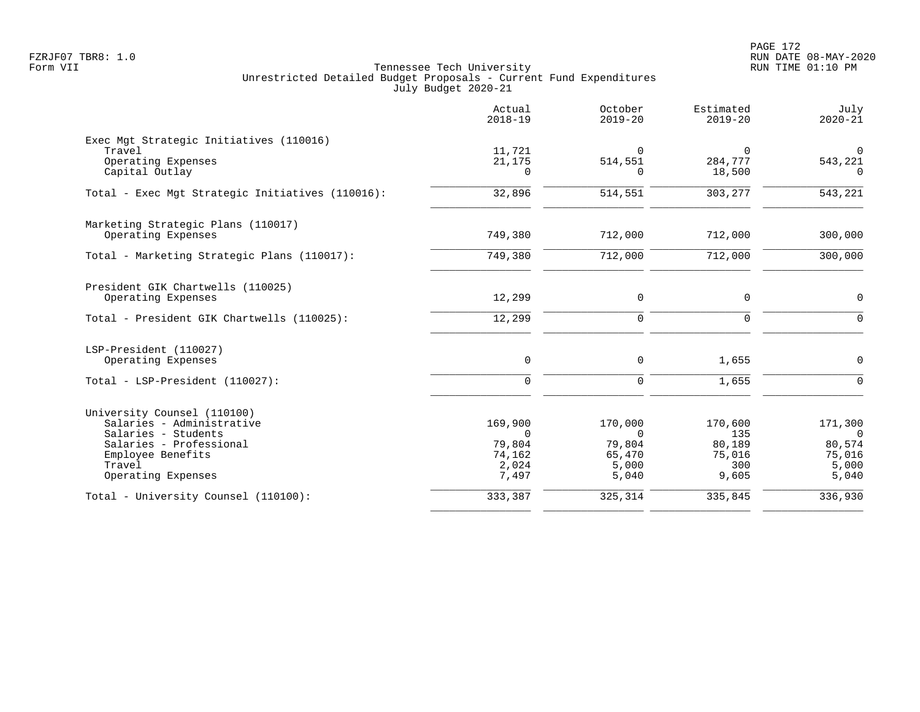FZRJF07 TBR8: 1.0
Form VII

Tennessee Tech University
Unrestricted Detailed Budget Proposals - Current Fund Expenditures
July Budget 2020-21

| | Actual 2018-19 | October 2019-20 | Estimated 2019-20 | July 2020-21 |
|---|---|---|---|---|
| **Exec Mgt Strategic Initiatives (110016)** | | | | |
| Travel | 11,721 | 0 | 0 | 0 |
| Operating Expenses | 21,175 | 514,551 | 284,777 | 543,221 |
| Capital Outlay | 0 | 0 | 18,500 | 0 |
| Total - Exec Mgt Strategic Initiatives (110016): | 32,896 | 514,551 | 303,277 | 543,221 |
| **Marketing Strategic Plans (110017)** | | | | |
| Operating Expenses | 749,380 | 712,000 | 712,000 | 300,000 |
| Total - Marketing Strategic Plans (110017): | 749,380 | 712,000 | 712,000 | 300,000 |
| **President GIK Chartwells (110025)** | | | | |
| Operating Expenses | 12,299 | 0 | 0 | 0 |
| Total - President GIK Chartwells (110025): | 12,299 | 0 | 0 | 0 |
| **LSP-President (110027)** | | | | |
| Operating Expenses | 0 | 0 | 1,655 | 0 |
| Total - LSP-President (110027): | 0 | 0 | 1,655 | 0 |
| **University Counsel (110100)** | | | | |
| Salaries - Administrative | 169,900 | 170,000 | 170,600 | 171,300 |
| Salaries - Students | 0 | 0 | 135 | 0 |
| Salaries - Professional | 79,804 | 79,804 | 80,189 | 80,574 |
| Employee Benefits | 74,162 | 65,470 | 75,016 | 75,016 |
| Travel | 2,024 | 5,000 | 300 | 5,000 |
| Operating Expenses | 7,497 | 5,040 | 9,605 | 5,040 |
| Total - University Counsel (110100): | 333,387 | 325,314 | 335,845 | 336,930 |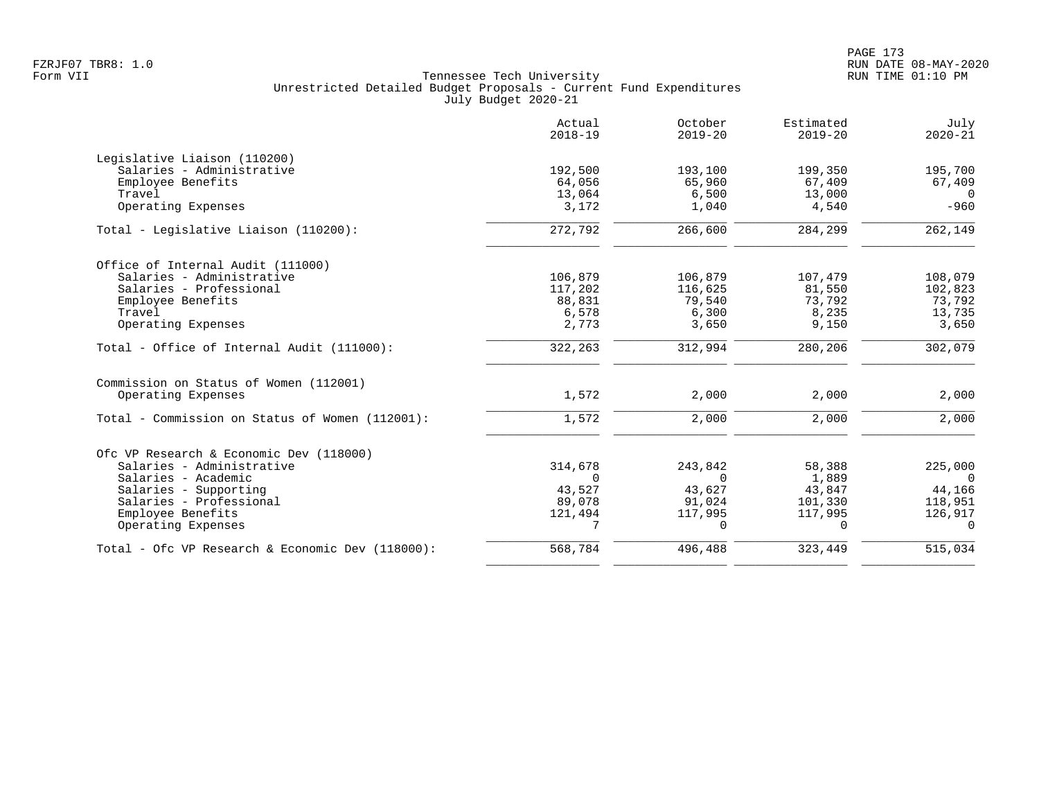Tennessee Tech University
Unrestricted Detailed Budget Proposals - Current Fund Expenditures
July Budget 2020-21

FZRJF07 TBR8: 1.0
Form VII

RUN DATE 08-MAY-2020
RUN TIME 01:10 PM

| | Actual 2018-19 | October 2019-20 | Estimated 2019-20 | July 2020-21 |
|---|---|---|---|---|
| **Legislative Liaison (110200)** | | | | |
| Salaries - Administrative | 192,500 | 193,100 | 199,350 | 195,700 |
| Employee Benefits | 64,056 | 65,960 | 67,409 | 67,409 |
| Travel | 13,064 | 6,500 | 13,000 | 0 |
| Operating Expenses | 3,172 | 1,040 | 4,540 | -960 |
| Total - Legislative Liaison (110200): | 272,792 | 266,600 | 284,299 | 262,149 |
| **Office of Internal Audit (111000)** | | | | |
| Salaries - Administrative | 106,879 | 106,879 | 107,479 | 108,079 |
| Salaries - Professional | 117,202 | 116,625 | 81,550 | 102,823 |
| Employee Benefits | 88,831 | 79,540 | 73,792 | 73,792 |
| Travel | 6,578 | 6,300 | 8,235 | 13,735 |
| Operating Expenses | 2,773 | 3,650 | 9,150 | 3,650 |
| Total - Office of Internal Audit (111000): | 322,263 | 312,994 | 280,206 | 302,079 |
| **Commission on Status of Women (112001)** | | | | |
| Operating Expenses | 1,572 | 2,000 | 2,000 | 2,000 |
| Total - Commission on Status of Women (112001): | 1,572 | 2,000 | 2,000 | 2,000 |
| **Ofc VP Research & Economic Dev (118000)** | | | | |
| Salaries - Administrative | 314,678 | 243,842 | 58,388 | 225,000 |
| Salaries - Academic | 0 | 0 | 1,889 | 0 |
| Salaries - Supporting | 43,527 | 43,627 | 43,847 | 44,166 |
| Salaries - Professional | 89,078 | 91,024 | 101,330 | 118,951 |
| Employee Benefits | 121,494 | 117,995 | 117,995 | 126,917 |
| Operating Expenses | 7 | 0 | 0 | 0 |
| Total - Ofc VP Research & Economic Dev (118000): | 568,784 | 496,488 | 323,449 | 515,034 |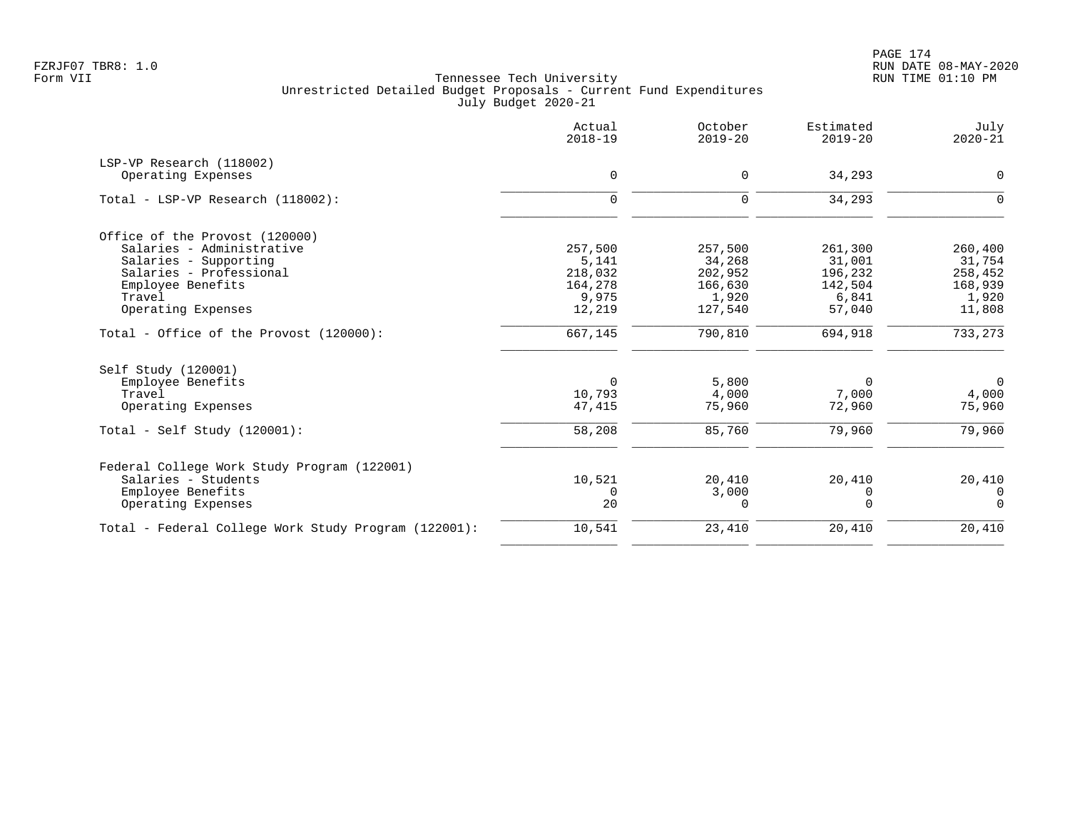Tennessee Tech University
Unrestricted Detailed Budget Proposals - Current Fund Expenditures
July Budget 2020-21

| | Actual 2018-19 | October 2019-20 | Estimated 2019-20 | July 2020-21 |
|---|---|---|---|---|
| **LSP-VP Research (118002)** | | | | |
| Operating Expenses | 0 | 0 | 34,293 | 0 |
| Total - LSP-VP Research (118002): | 0 | 0 | 34,293 | 0 |
| **Office of the Provost (120000)** | | | | |
| Salaries - Administrative | 257,500 | 257,500 | 261,300 | 260,400 |
| Salaries - Supporting | 5,141 | 34,268 | 31,001 | 31,754 |
| Salaries - Professional | 218,032 | 202,952 | 196,232 | 258,452 |
| Employee Benefits | 164,278 | 166,630 | 142,504 | 168,939 |
| Travel | 9,975 | 1,920 | 6,841 | 1,920 |
| Operating Expenses | 12,219 | 127,540 | 57,040 | 11,808 |
| Total - Office of the Provost (120000): | 667,145 | 790,810 | 694,918 | 733,273 |
| **Self Study (120001)** | | | | |
| Employee Benefits | 0 | 5,800 | 0 | 0 |
| Travel | 10,793 | 4,000 | 7,000 | 4,000 |
| Operating Expenses | 47,415 | 75,960 | 72,960 | 75,960 |
| Total - Self Study (120001): | 58,208 | 85,760 | 79,960 | 79,960 |
| **Federal College Work Study Program (122001)** | | | | |
| Salaries - Students | 10,521 | 20,410 | 20,410 | 20,410 |
| Employee Benefits | 0 | 3,000 | 0 | 0 |
| Operating Expenses | 20 | 0 | 0 | 0 |
| Total - Federal College Work Study Program (122001): | 10,541 | 23,410 | 20,410 | 20,410 |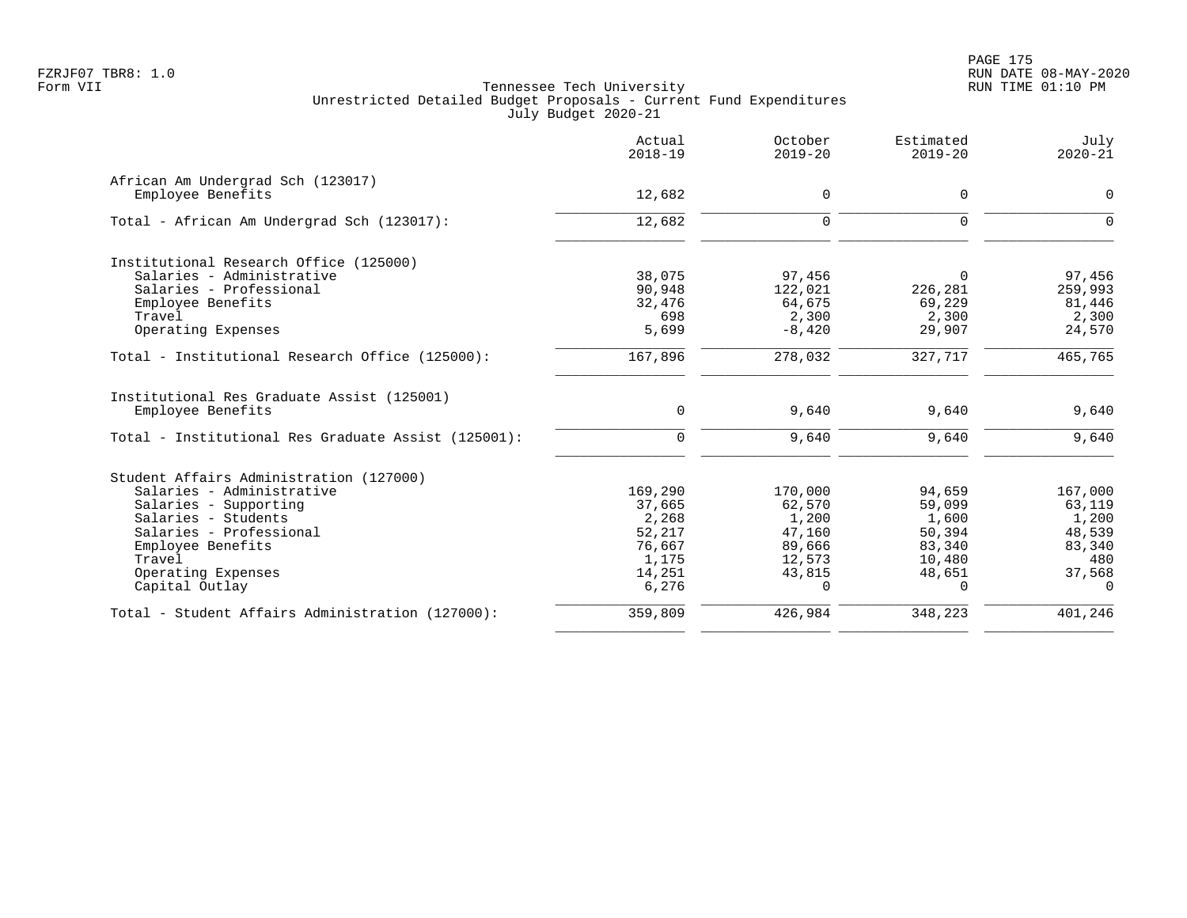Tennessee Tech University
Unrestricted Detailed Budget Proposals - Current Fund Expenditures
July Budget 2020-21

Form VII

| | Actual 2018-19 | October 2019-20 | Estimated 2019-20 | July 2020-21 |
|---|---|---|---|---|
| **African Am Undergrad Sch (123017)** | | | | |
| Employee Benefits | 12,682 | 0 | 0 | 0 |
| Total - African Am Undergrad Sch (123017): | 12,682 | 0 | 0 | 0 |
| **Institutional Research Office (125000)** | | | | |
| Salaries - Administrative | 38,075 | 97,456 | 0 | 97,456 |
| Salaries - Professional | 90,948 | 122,021 | 226,281 | 259,993 |
| Employee Benefits | 32,476 | 64,675 | 69,229 | 81,446 |
| Travel | 698 | 2,300 | 2,300 | 2,300 |
| Operating Expenses | 5,699 | -8,420 | 29,907 | 24,570 |
| Total - Institutional Research Office (125000): | 167,896 | 278,032 | 327,717 | 465,765 |
| **Institutional Res Graduate Assist (125001)** | | | | |
| Employee Benefits | 0 | 9,640 | 9,640 | 9,640 |
| Total - Institutional Res Graduate Assist (125001): | 0 | 9,640 | 9,640 | 9,640 |
| **Student Affairs Administration (127000)** | | | | |
| Salaries - Administrative | 169,290 | 170,000 | 94,659 | 167,000 |
| Salaries - Supporting | 37,665 | 62,570 | 59,099 | 63,119 |
| Salaries - Students | 2,268 | 1,200 | 1,600 | 1,200 |
| Salaries - Professional | 52,217 | 47,160 | 50,394 | 48,539 |
| Employee Benefits | 76,667 | 89,666 | 83,340 | 83,340 |
| Travel | 1,175 | 12,573 | 10,480 | 480 |
| Operating Expenses | 14,251 | 43,815 | 48,651 | 37,568 |
| Capital Outlay | 6,276 | 0 | 0 | 0 |
| Total - Student Affairs Administration (127000): | 359,809 | 426,984 | 348,223 | 401,246 |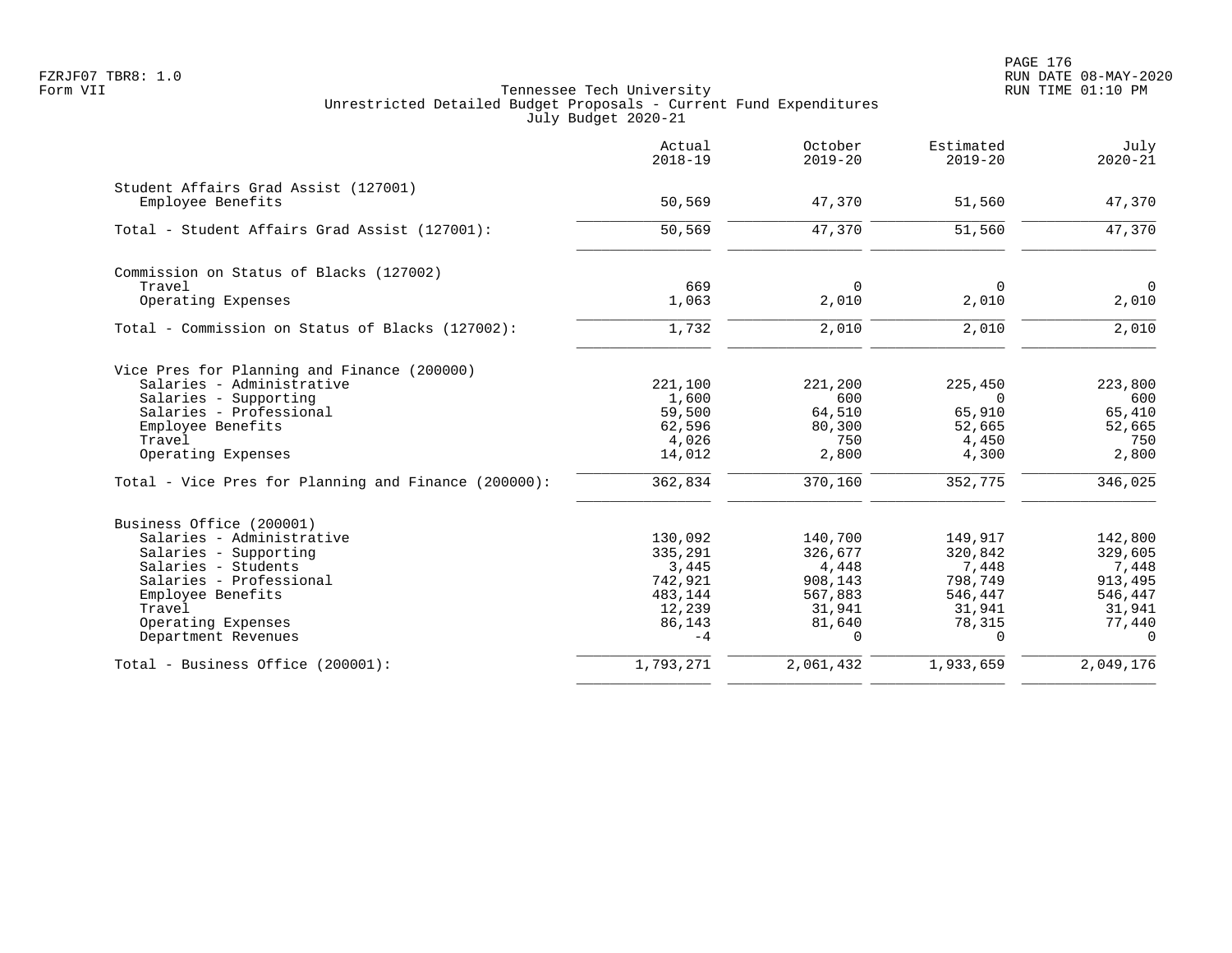Tennessee Tech University
Unrestricted Detailed Budget Proposals - Current Fund Expenditures
July Budget 2020-21

Form VII

| | Actual 2018-19 | October 2019-20 | Estimated 2019-20 | July 2020-21 |
|---|---|---|---|---|
| **Student Affairs Grad Assist (127001)** | | | | |
| Employee Benefits | 50,569 | 47,370 | 51,560 | 47,370 |
| Total - Student Affairs Grad Assist (127001): | 50,569 | 47,370 | 51,560 | 47,370 |
| **Commission on Status of Blacks (127002)** | | | | |
| Travel | 669 | 0 | 0 | 0 |
| Operating Expenses | 1,063 | 2,010 | 2,010 | 2,010 |
| Total - Commission on Status of Blacks (127002): | 1,732 | 2,010 | 2,010 | 2,010 |
| **Vice Pres for Planning and Finance (200000)** | | | | |
| Salaries - Administrative | 221,100 | 221,200 | 225,450 | 223,800 |
| Salaries - Supporting | 1,600 | 600 | 0 | 600 |
| Salaries - Professional | 59,500 | 64,510 | 65,910 | 65,410 |
| Employee Benefits | 62,596 | 80,300 | 52,665 | 52,665 |
| Travel | 4,026 | 750 | 4,450 | 750 |
| Operating Expenses | 14,012 | 2,800 | 4,300 | 2,800 |
| Total - Vice Pres for Planning and Finance (200000): | 362,834 | 370,160 | 352,775 | 346,025 |
| **Business Office (200001)** | | | | |
| Salaries - Administrative | 130,092 | 140,700 | 149,917 | 142,800 |
| Salaries - Supporting | 335,291 | 326,677 | 320,842 | 329,605 |
| Salaries - Students | 3,445 | 4,448 | 7,448 | 7,448 |
| Salaries - Professional | 742,921 | 908,143 | 798,749 | 913,495 |
| Employee Benefits | 483,144 | 567,883 | 546,447 | 546,447 |
| Travel | 12,239 | 31,941 | 31,941 | 31,941 |
| Operating Expenses | 86,143 | 81,640 | 78,315 | 77,440 |
| Department Revenues | -4 | 0 | 0 | 0 |
| Total - Business Office (200001): | 1,793,271 | 2,061,432 | 1,933,659 | 2,049,176 |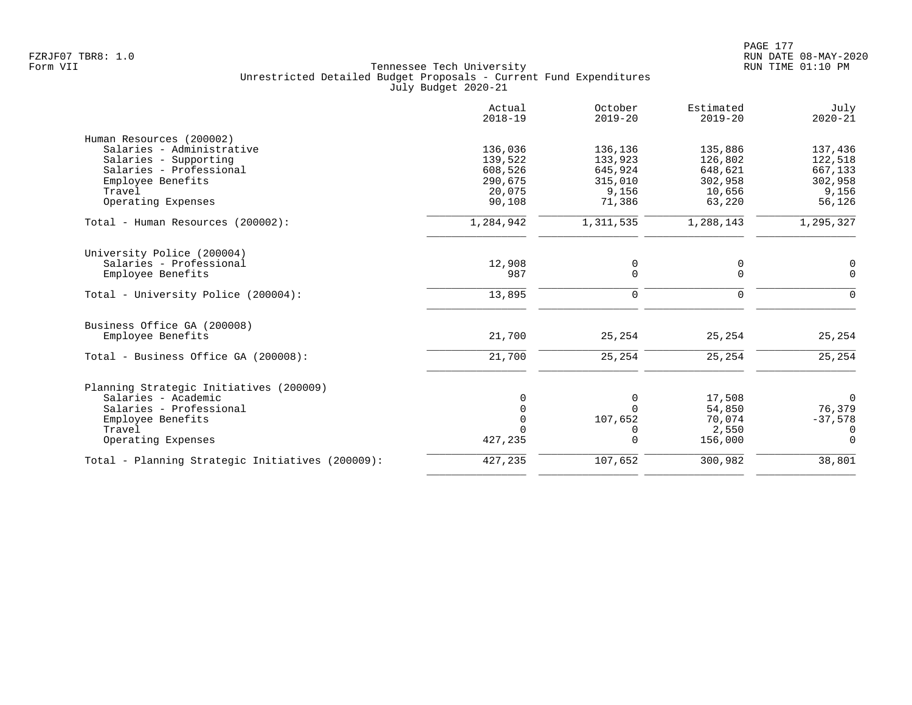Tennessee Tech University
Unrestricted Detailed Budget Proposals - Current Fund Expenditures
July Budget 2020-21

| | Actual 2018-19 | October 2019-20 | Estimated 2019-20 | July 2020-21 |
|---|---:|---:|---:|---:|
| **Human Resources (200002)** | | | | |
| Salaries - Administrative | 136,036 | 136,136 | 135,886 | 137,436 |
| Salaries - Supporting | 139,522 | 133,923 | 126,802 | 122,518 |
| Salaries - Professional | 608,526 | 645,924 | 648,621 | 667,133 |
| Employee Benefits | 290,675 | 315,010 | 302,958 | 302,958 |
| Travel | 20,075 | 9,156 | 10,656 | 9,156 |
| Operating Expenses | 90,108 | 71,386 | 63,220 | 56,126 |
| Total - Human Resources (200002): | 1,284,942 | 1,311,535 | 1,288,143 | 1,295,327 |
| **University Police (200004)** | | | | |
| Salaries - Professional | 12,908 | 0 | 0 | 0 |
| Employee Benefits | 987 | 0 | 0 | 0 |
| Total - University Police (200004): | 13,895 | 0 | 0 | 0 |
| **Business Office GA (200008)** | | | | |
| Employee Benefits | 21,700 | 25,254 | 25,254 | 25,254 |
| Total - Business Office GA (200008): | 21,700 | 25,254 | 25,254 | 25,254 |
| **Planning Strategic Initiatives (200009)** | | | | |
| Salaries - Academic | 0 | 0 | 17,508 | 0 |
| Salaries - Professional | 0 | 0 | 54,850 | 76,379 |
| Employee Benefits | 0 | 107,652 | 70,074 | -37,578 |
| Travel | 0 | 0 | 2,550 | 0 |
| Operating Expenses | 427,235 | 0 | 156,000 | 0 |
| Total - Planning Strategic Initiatives (200009): | 427,235 | 107,652 | 300,982 | 38,801 |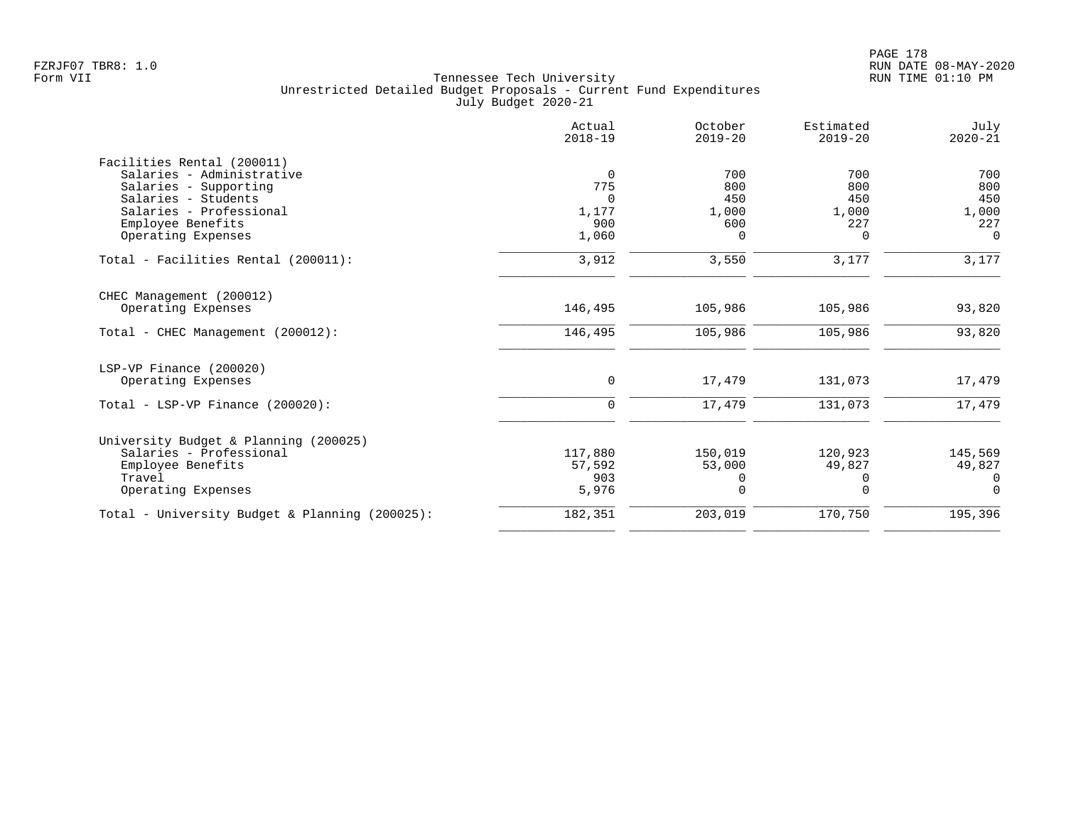FZRJF07 TBR8: 1.0
Form VII

Tennessee Tech University
Unrestricted Detailed Budget Proposals - Current Fund Expenditures
July Budget 2020-21

RUN DATE 08-MAY-2020
RUN TIME 01:10 PM

| | Actual 2018-19 | October 2019-20 | Estimated 2019-20 | July 2020-21 |
|---|---|---|---|---|
| **Facilities Rental (200011)** | | | | |
| Salaries - Administrative | 0 | 700 | 700 | 700 |
| Salaries - Supporting | 775 | 800 | 800 | 800 |
| Salaries - Students | 0 | 450 | 450 | 450 |
| Salaries - Professional | 1,177 | 1,000 | 1,000 | 1,000 |
| Employee Benefits | 900 | 600 | 227 | 227 |
| Operating Expenses | 1,060 | 0 | 0 | 0 |
| Total - Facilities Rental (200011): | 3,912 | 3,550 | 3,177 | 3,177 |
| **CHEC Management (200012)** | | | | |
| Operating Expenses | 146,495 | 105,986 | 105,986 | 93,820 |
| Total - CHEC Management (200012): | 146,495 | 105,986 | 105,986 | 93,820 |
| **LSP-VP Finance (200020)** | | | | |
| Operating Expenses | 0 | 17,479 | 131,073 | 17,479 |
| Total - LSP-VP Finance (200020): | 0 | 17,479 | 131,073 | 17,479 |
| **University Budget & Planning (200025)** | | | | |
| Salaries - Professional | 117,880 | 150,019 | 120,923 | 145,569 |
| Employee Benefits | 57,592 | 53,000 | 49,827 | 49,827 |
| Travel | 903 | 0 | 0 | 0 |
| Operating Expenses | 5,976 | 0 | 0 | 0 |
| Total - University Budget & Planning (200025): | 182,351 | 203,019 | 170,750 | 195,396 |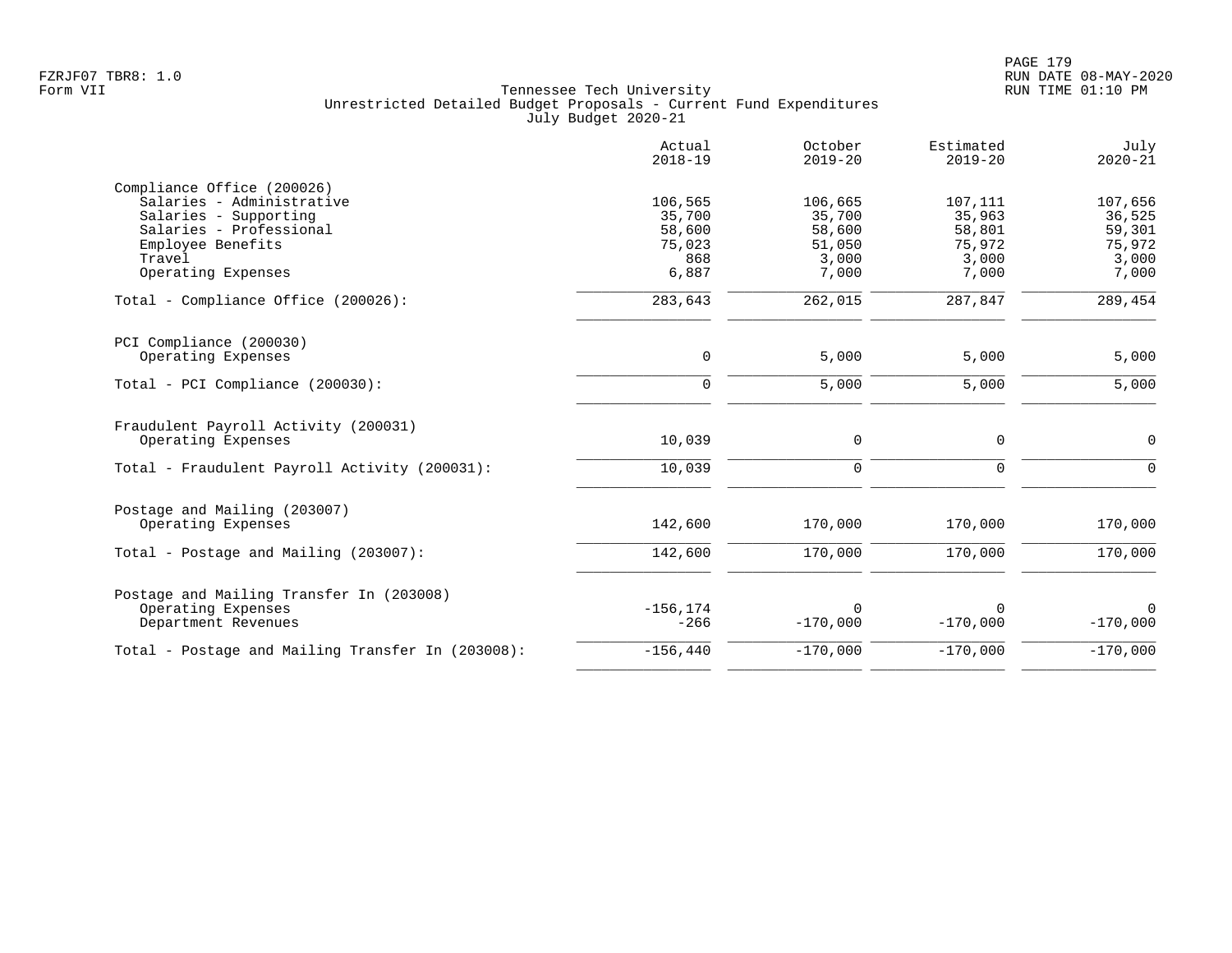Tennessee Tech University
Unrestricted Detailed Budget Proposals - Current Fund Expenditures
July Budget 2020-21

| | Actual 2018-19 | October 2019-20 | Estimated 2019-20 | July 2020-21 |
|---|---|---|---|---|
| **Compliance Office (200026)** | | | | |
| Salaries - Administrative | 106,565 | 106,665 | 107,111 | 107,656 |
| Salaries - Supporting | 35,700 | 35,700 | 35,963 | 36,525 |
| Salaries - Professional | 58,600 | 58,600 | 58,801 | 59,301 |
| Employee Benefits | 75,023 | 51,050 | 75,972 | 75,972 |
| Travel | 868 | 3,000 | 3,000 | 3,000 |
| Operating Expenses | 6,887 | 7,000 | 7,000 | 7,000 |
| Total - Compliance Office (200026): | 283,643 | 262,015 | 287,847 | 289,454 |
| **PCI Compliance (200030)** | | | | |
| Operating Expenses | 0 | 5,000 | 5,000 | 5,000 |
| Total - PCI Compliance (200030): | 0 | 5,000 | 5,000 | 5,000 |
| **Fraudulent Payroll Activity (200031)** | | | | |
| Operating Expenses | 10,039 | 0 | 0 | 0 |
| Total - Fraudulent Payroll Activity (200031): | 10,039 | 0 | 0 | 0 |
| **Postage and Mailing (203007)** | | | | |
| Operating Expenses | 142,600 | 170,000 | 170,000 | 170,000 |
| Total - Postage and Mailing (203007): | 142,600 | 170,000 | 170,000 | 170,000 |
| **Postage and Mailing Transfer In (203008)** | | | | |
| Operating Expenses | -156,174 | 0 | 0 | 0 |
| Department Revenues | -266 | -170,000 | -170,000 | -170,000 |
| Total - Postage and Mailing Transfer In (203008): | -156,440 | -170,000 | -170,000 | -170,000 |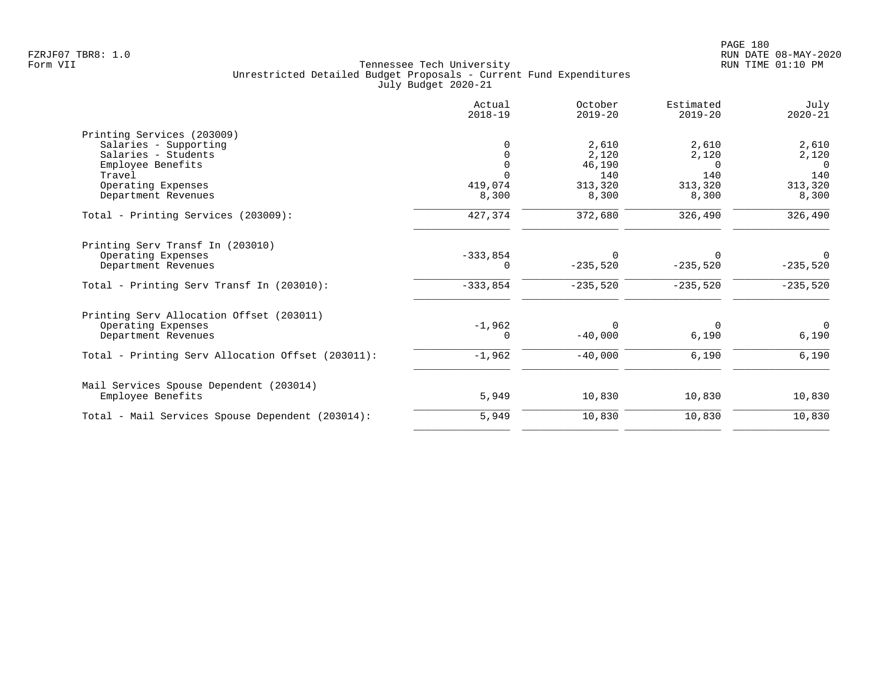Tennessee Tech University
Unrestricted Detailed Budget Proposals - Current Fund Expenditures
July Budget 2020-21

| | Actual 2018-19 | October 2019-20 | Estimated 2019-20 | July 2020-21 |
|---|---|---|---|---|
| **Printing Services (203009)** | | | | |
| Salaries - Supporting | 0 | 2,610 | 2,610 | 2,610 |
| Salaries - Students | 0 | 2,120 | 2,120 | 2,120 |
| Employee Benefits | 0 | 46,190 | 0 | 0 |
| Travel | 0 | 140 | 140 | 140 |
| Operating Expenses | 419,074 | 313,320 | 313,320 | 313,320 |
| Department Revenues | 8,300 | 8,300 | 8,300 | 8,300 |
| Total - Printing Services (203009): | 427,374 | 372,680 | 326,490 | 326,490 |
| **Printing Serv Transf In (203010)** | | | | |
| Operating Expenses | -333,854 | 0 | 0 | 0 |
| Department Revenues | 0 | -235,520 | -235,520 | -235,520 |
| Total - Printing Serv Transf In (203010): | -333,854 | -235,520 | -235,520 | -235,520 |
| **Printing Serv Allocation Offset (203011)** | | | | |
| Operating Expenses | -1,962 | 0 | 0 | 0 |
| Department Revenues | 0 | -40,000 | 6,190 | 6,190 |
| Total - Printing Serv Allocation Offset (203011): | -1,962 | -40,000 | 6,190 | 6,190 |
| **Mail Services Spouse Dependent (203014)** | | | | |
| Employee Benefits | 5,949 | 10,830 | 10,830 | 10,830 |
| Total - Mail Services Spouse Dependent (203014): | 5,949 | 10,830 | 10,830 | 10,830 |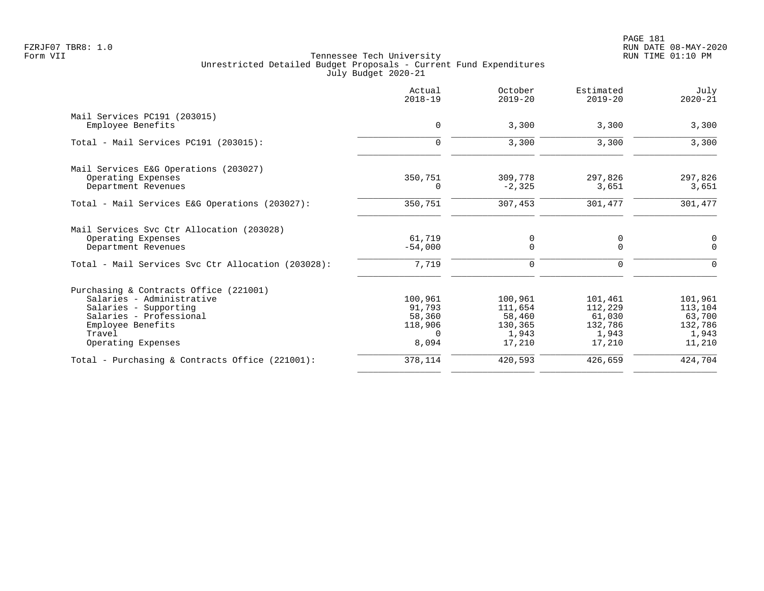Tennessee Tech University
Unrestricted Detailed Budget Proposals - Current Fund Expenditures
July Budget 2020-21

| | Actual 2018-19 | October 2019-20 | Estimated 2019-20 | July 2020-21 |
|---|---|---|---|---|
| **Mail Services PC191 (203015)** | | | | |
| Employee Benefits | 0 | 3,300 | 3,300 | 3,300 |
| Total - Mail Services PC191 (203015): | 0 | 3,300 | 3,300 | 3,300 |
| **Mail Services E&G Operations (203027)** | | | | |
| Operating Expenses | 350,751 | 309,778 | 297,826 | 297,826 |
| Department Revenues | 0 | -2,325 | 3,651 | 3,651 |
| Total - Mail Services E&G Operations (203027): | 350,751 | 307,453 | 301,477 | 301,477 |
| **Mail Services Svc Ctr Allocation (203028)** | | | | |
| Operating Expenses | 61,719 | 0 | 0 | 0 |
| Department Revenues | -54,000 | 0 | 0 | 0 |
| Total - Mail Services Svc Ctr Allocation (203028): | 7,719 | 0 | 0 | 0 |
| **Purchasing & Contracts Office (221001)** | | | | |
| Salaries - Administrative | 100,961 | 100,961 | 101,461 | 101,961 |
| Salaries - Supporting | 91,793 | 111,654 | 112,229 | 113,104 |
| Salaries - Professional | 58,360 | 58,460 | 61,030 | 63,700 |
| Employee Benefits | 118,906 | 130,365 | 132,786 | 132,786 |
| Travel | 0 | 1,943 | 1,943 | 1,943 |
| Operating Expenses | 8,094 | 17,210 | 17,210 | 11,210 |
| Total - Purchasing & Contracts Office (221001): | 378,114 | 420,593 | 426,659 | 424,704 |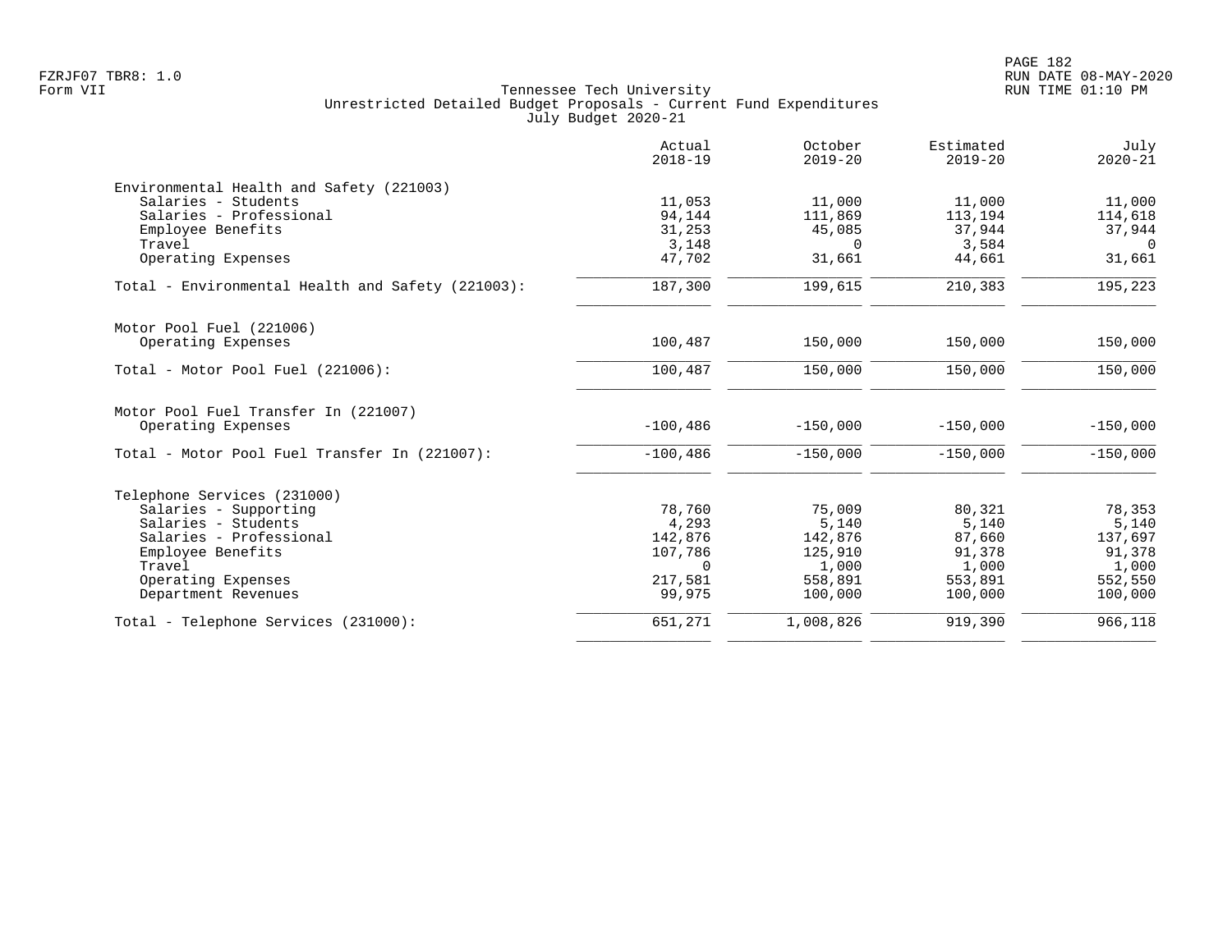Tennessee Tech University
Unrestricted Detailed Budget Proposals - Current Fund Expenditures
July Budget 2020-21

| | Actual 2018-19 | October 2019-20 | Estimated 2019-20 | July 2020-21 |
|---|---|---|---|---|
| **Environmental Health and Safety (221003)** | | | | |
| Salaries - Students | 11,053 | 11,000 | 11,000 | 11,000 |
| Salaries - Professional | 94,144 | 111,869 | 113,194 | 114,618 |
| Employee Benefits | 31,253 | 45,085 | 37,944 | 37,944 |
| Travel | 3,148 | 0 | 3,584 | 0 |
| Operating Expenses | 47,702 | 31,661 | 44,661 | 31,661 |
| Total - Environmental Health and Safety (221003): | 187,300 | 199,615 | 210,383 | 195,223 |
| **Motor Pool Fuel (221006)** | | | | |
| Operating Expenses | 100,487 | 150,000 | 150,000 | 150,000 |
| Total - Motor Pool Fuel (221006): | 100,487 | 150,000 | 150,000 | 150,000 |
| **Motor Pool Fuel Transfer In (221007)** | | | | |
| Operating Expenses | -100,486 | -150,000 | -150,000 | -150,000 |
| Total - Motor Pool Fuel Transfer In (221007): | -100,486 | -150,000 | -150,000 | -150,000 |
| **Telephone Services (231000)** | | | | |
| Salaries - Supporting | 78,760 | 75,009 | 80,321 | 78,353 |
| Salaries - Students | 4,293 | 5,140 | 5,140 | 5,140 |
| Salaries - Professional | 142,876 | 142,876 | 87,660 | 137,697 |
| Employee Benefits | 107,786 | 125,910 | 91,378 | 91,378 |
| Travel | 0 | 1,000 | 1,000 | 1,000 |
| Operating Expenses | 217,581 | 558,891 | 553,891 | 552,550 |
| Department Revenues | 99,975 | 100,000 | 100,000 | 100,000 |
| Total - Telephone Services (231000): | 651,271 | 1,008,826 | 919,390 | 966,118 |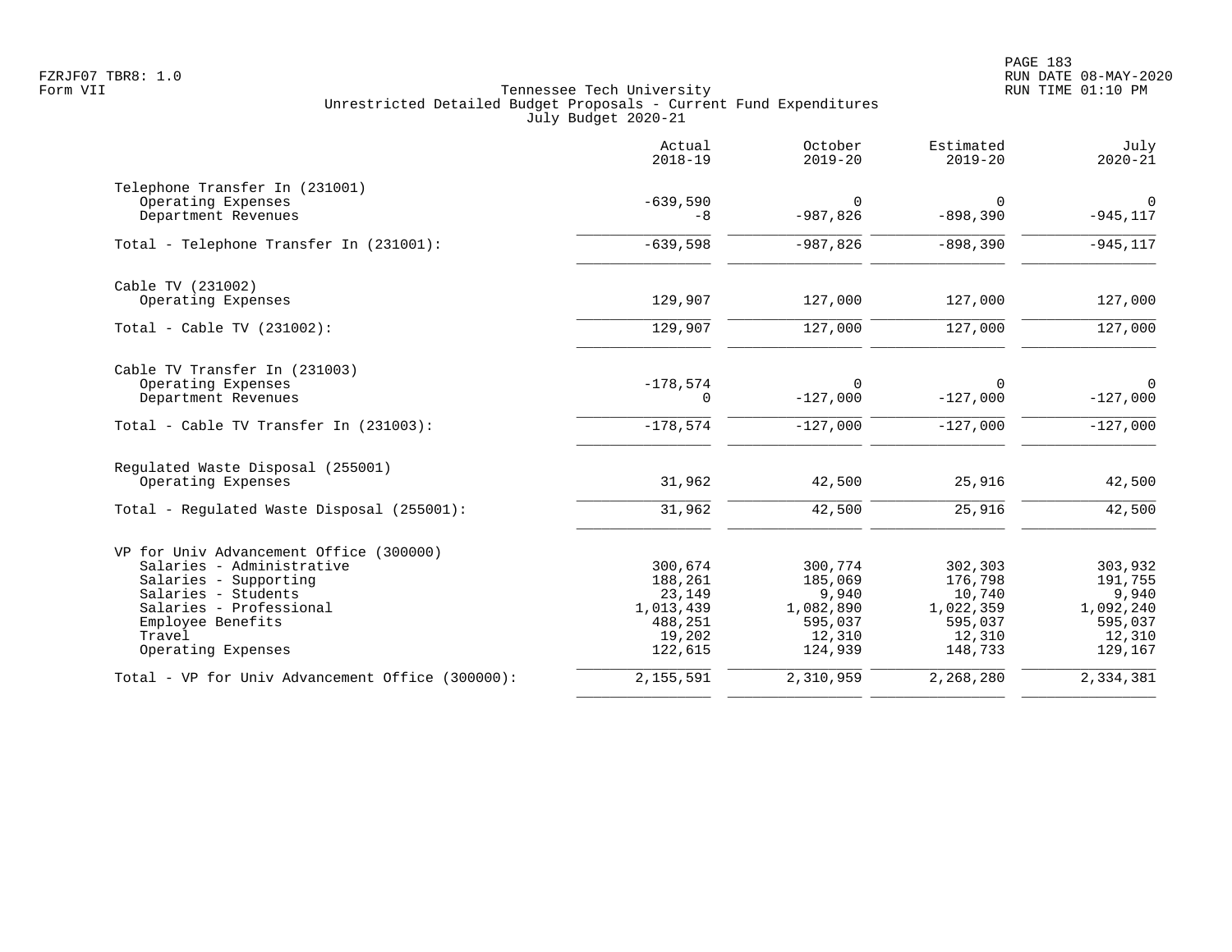Tennessee Tech University
Unrestricted Detailed Budget Proposals - Current Fund Expenditures
July Budget 2020-21

| | Actual 2018-19 | October 2019-20 | Estimated 2019-20 | July 2020-21 |
|---|---:|---:|---:|---:|
| **Telephone Transfer In (231001)** | | | | |
| Operating Expenses | -639,590 | 0 | 0 | 0 |
| Department Revenues | -8 | -987,826 | -898,390 | -945,117 |
| Total - Telephone Transfer In (231001): | -639,598 | -987,826 | -898,390 | -945,117 |
| **Cable TV (231002)** | | | | |
| Operating Expenses | 129,907 | 127,000 | 127,000 | 127,000 |
| Total - Cable TV (231002): | 129,907 | 127,000 | 127,000 | 127,000 |
| **Cable TV Transfer In (231003)** | | | | |
| Operating Expenses | -178,574 | 0 | 0 | 0 |
| Department Revenues | 0 | -127,000 | -127,000 | -127,000 |
| Total - Cable TV Transfer In (231003): | -178,574 | -127,000 | -127,000 | -127,000 |
| **Regulated Waste Disposal (255001)** | | | | |
| Operating Expenses | 31,962 | 42,500 | 25,916 | 42,500 |
| Total - Regulated Waste Disposal (255001): | 31,962 | 42,500 | 25,916 | 42,500 |
| **VP for Univ Advancement Office (300000)** | | | | |
| Salaries - Administrative | 300,674 | 300,774 | 302,303 | 303,932 |
| Salaries - Supporting | 188,261 | 185,069 | 176,798 | 191,755 |
| Salaries - Students | 23,149 | 9,940 | 10,740 | 9,940 |
| Salaries - Professional | 1,013,439 | 1,082,890 | 1,022,359 | 1,092,240 |
| Employee Benefits | 488,251 | 595,037 | 595,037 | 595,037 |
| Travel | 19,202 | 12,310 | 12,310 | 12,310 |
| Operating Expenses | 122,615 | 124,939 | 148,733 | 129,167 |
| Total - VP for Univ Advancement Office (300000): | 2,155,591 | 2,310,959 | 2,268,280 | 2,334,381 |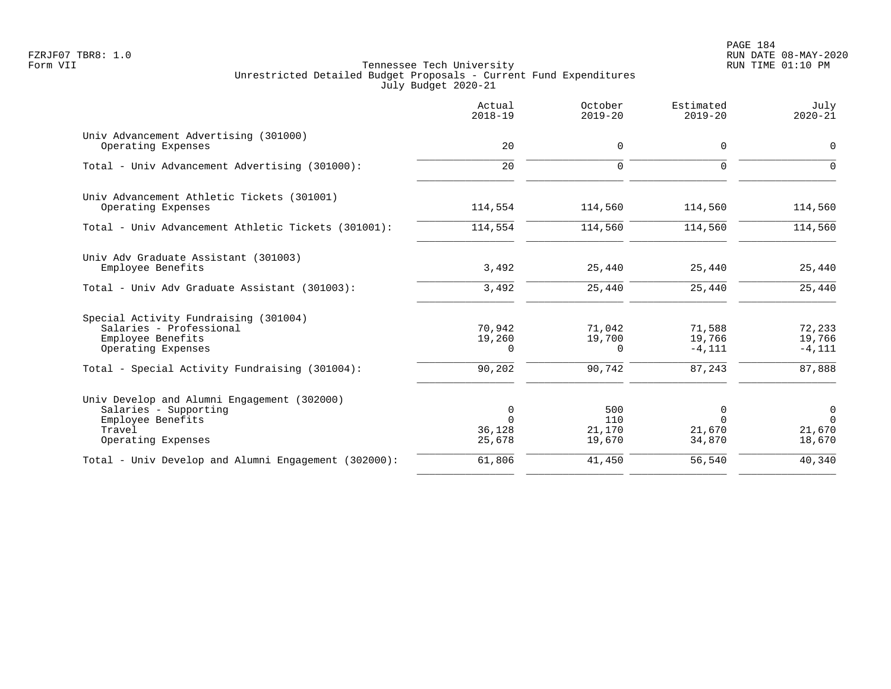Tennessee Tech University
Unrestricted Detailed Budget Proposals - Current Fund Expenditures
July Budget 2020-21

| | Actual 2018-19 | October 2019-20 | Estimated 2019-20 | July 2020-21 |
|---|---|---|---|---|
| **Univ Advancement Advertising (301000)** | | | | |
| Operating Expenses | 20 | 0 | 0 | 0 |
| Total - Univ Advancement Advertising (301000): | 20 | 0 | 0 | 0 |
| **Univ Advancement Athletic Tickets (301001)** | | | | |
| Operating Expenses | 114,554 | 114,560 | 114,560 | 114,560 |
| Total - Univ Advancement Athletic Tickets (301001): | 114,554 | 114,560 | 114,560 | 114,560 |
| **Univ Adv Graduate Assistant (301003)** | | | | |
| Employee Benefits | 3,492 | 25,440 | 25,440 | 25,440 |
| Total - Univ Adv Graduate Assistant (301003): | 3,492 | 25,440 | 25,440 | 25,440 |
| **Special Activity Fundraising (301004)** | | | | |
| Salaries - Professional | 70,942 | 71,042 | 71,588 | 72,233 |
| Employee Benefits | 19,260 | 19,700 | 19,766 | 19,766 |
| Operating Expenses | 0 | 0 | -4,111 | -4,111 |
| Total - Special Activity Fundraising (301004): | 90,202 | 90,742 | 87,243 | 87,888 |
| **Univ Develop and Alumni Engagement (302000)** | | | | |
| Salaries - Supporting | 0 | 500 | 0 | 0 |
| Employee Benefits | 0 | 110 | 0 | 0 |
| Travel | 36,128 | 21,170 | 21,670 | 21,670 |
| Operating Expenses | 25,678 | 19,670 | 34,870 | 18,670 |
| Total - Univ Develop and Alumni Engagement (302000): | 61,806 | 41,450 | 56,540 | 40,340 |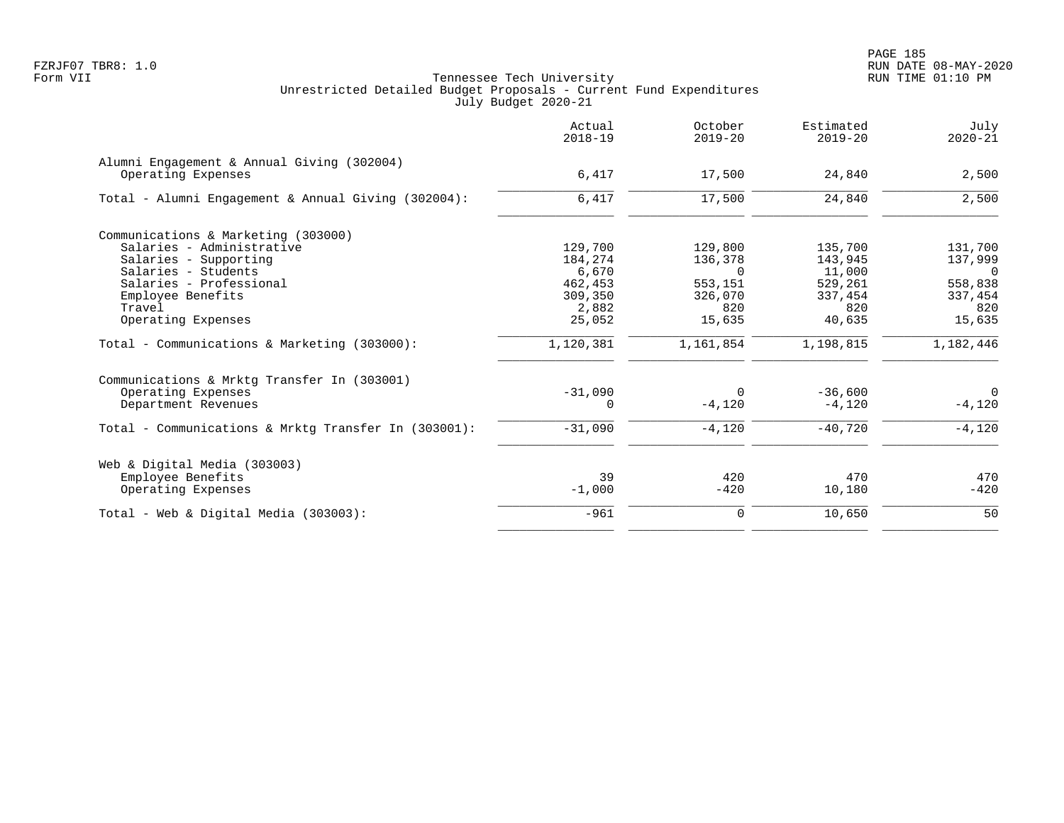Tennessee Tech University
Unrestricted Detailed Budget Proposals - Current Fund Expenditures
July Budget 2020-21

| | Actual 2018-19 | October 2019-20 | Estimated 2019-20 | July 2020-21 |
|---|---:|---:|---:|---:|
| **Alumni Engagement & Annual Giving (302004)** | | | | |
| Operating Expenses | 6,417 | 17,500 | 24,840 | 2,500 |
| Total - Alumni Engagement & Annual Giving (302004): | 6,417 | 17,500 | 24,840 | 2,500 |
| **Communications & Marketing (303000)** | | | | |
| Salaries - Administrative | 129,700 | 129,800 | 135,700 | 131,700 |
| Salaries - Supporting | 184,274 | 136,378 | 143,945 | 137,999 |
| Salaries - Students | 6,670 | 0 | 11,000 | 0 |
| Salaries - Professional | 462,453 | 553,151 | 529,261 | 558,838 |
| Employee Benefits | 309,350 | 326,070 | 337,454 | 337,454 |
| Travel | 2,882 | 820 | 820 | 820 |
| Operating Expenses | 25,052 | 15,635 | 40,635 | 15,635 |
| Total - Communications & Marketing (303000): | 1,120,381 | 1,161,854 | 1,198,815 | 1,182,446 |
| **Communications & Mrktg Transfer In (303001)** | | | | |
| Operating Expenses | -31,090 | 0 | -36,600 | 0 |
| Department Revenues | 0 | -4,120 | -4,120 | -4,120 |
| Total - Communications & Mrktg Transfer In (303001): | -31,090 | -4,120 | -40,720 | -4,120 |
| **Web & Digital Media (303003)** | | | | |
| Employee Benefits | 39 | 420 | 470 | 470 |
| Operating Expenses | -1,000 | -420 | 10,180 | -420 |
| Total - Web & Digital Media (303003): | -961 | 0 | 10,650 | 50 |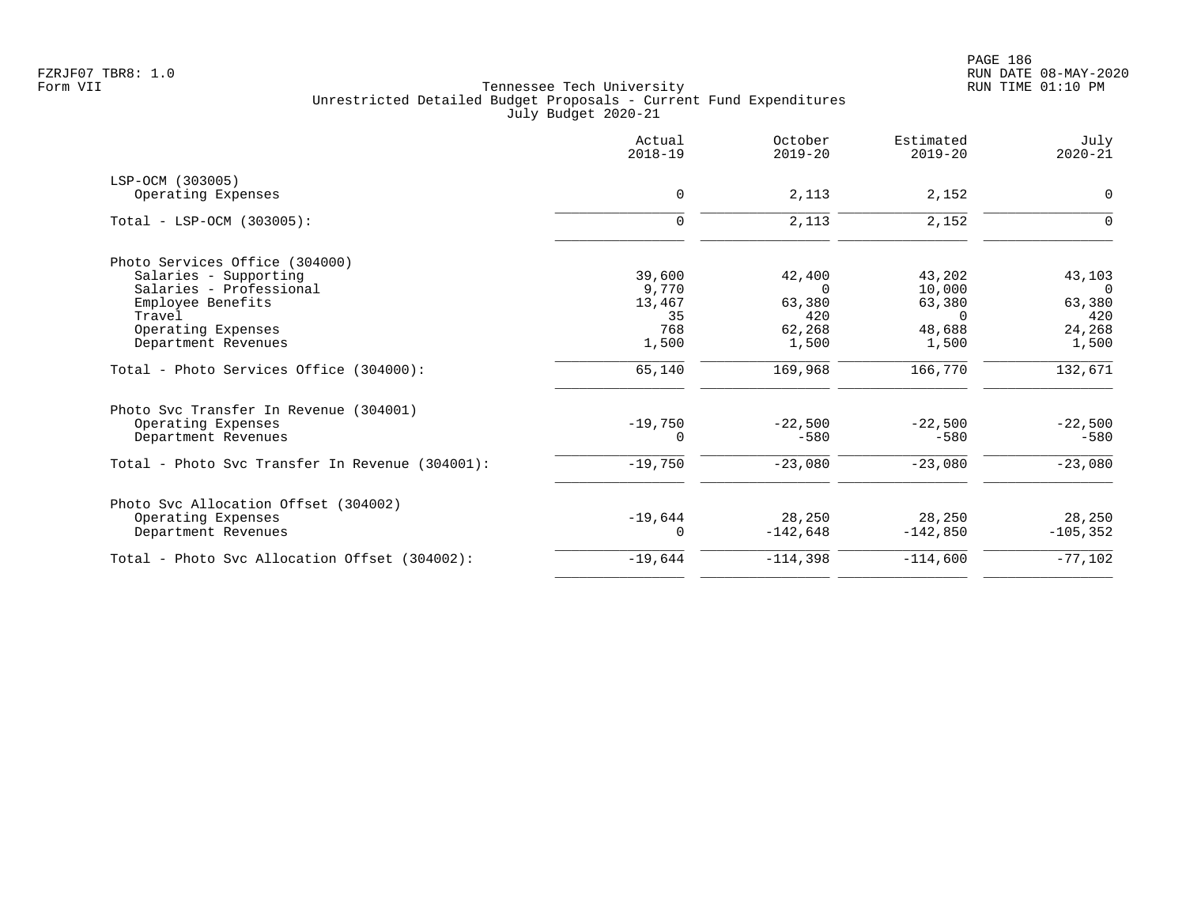FZRJF07 TBR8: 1.0
Form VII

Tennessee Tech University
Unrestricted Detailed Budget Proposals - Current Fund Expenditures
July Budget 2020-21

|  | Actual 2018-19 | October 2019-20 | Estimated 2019-20 | July 2020-21 |
|---|---|---|---|---|
| LSP-OCM (303005) | | | | |
| Operating Expenses | 0 | 2,113 | 2,152 | 0 |
| Total - LSP-OCM (303005): | 0 | 2,113 | 2,152 | 0 |
| Photo Services Office (304000) | | | | |
| Salaries - Supporting | 39,600 | 42,400 | 43,202 | 43,103 |
| Salaries - Professional | 9,770 | 0 | 10,000 | 0 |
| Employee Benefits | 13,467 | 63,380 | 63,380 | 63,380 |
| Travel | 35 | 420 | 0 | 420 |
| Operating Expenses | 768 | 62,268 | 48,688 | 24,268 |
| Department Revenues | 1,500 | 1,500 | 1,500 | 1,500 |
| Total - Photo Services Office (304000): | 65,140 | 169,968 | 166,770 | 132,671 |
| Photo Svc Transfer In Revenue (304001) | | | | |
| Operating Expenses | -19,750 | -22,500 | -22,500 | -22,500 |
| Department Revenues | 0 | -580 | -580 | -580 |
| Total - Photo Svc Transfer In Revenue (304001): | -19,750 | -23,080 | -23,080 | -23,080 |
| Photo Svc Allocation Offset (304002) | | | | |
| Operating Expenses | -19,644 | 28,250 | 28,250 | 28,250 |
| Department Revenues | 0 | -142,648 | -142,850 | -105,352 |
| Total - Photo Svc Allocation Offset (304002): | -19,644 | -114,398 | -114,600 | -77,102 |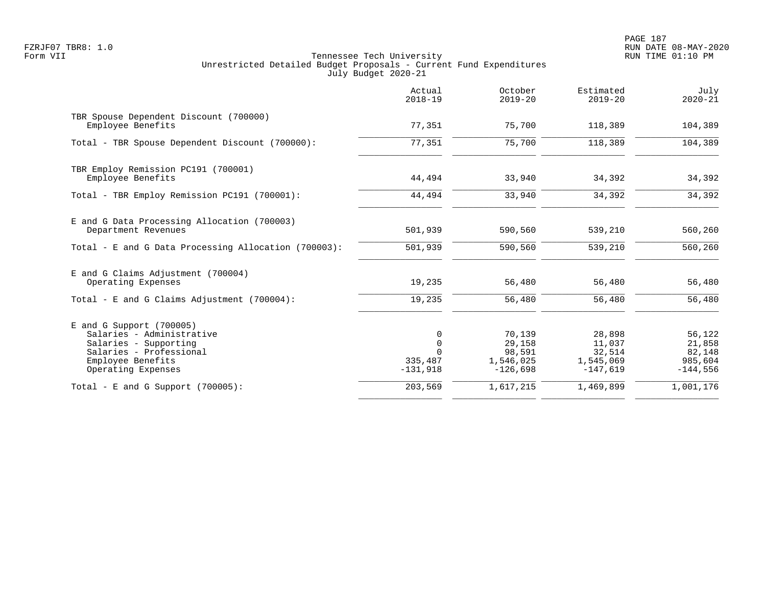Tennessee Tech University
Unrestricted Detailed Budget Proposals - Current Fund Expenditures
July Budget 2020-21

FZRJF07 TBR8: 1.0
Form VII

RUN DATE 08-MAY-2020
RUN TIME 01:10 PM

| | Actual 2018-19 | October 2019-20 | Estimated 2019-20 | July 2020-21 |
|---|---:|---:|---:|---:|
| TBR Spouse Dependent Discount (700000) | | | | |
| Employee Benefits | 77,351 | 75,700 | 118,389 | 104,389 |
| Total - TBR Spouse Dependent Discount (700000): | 77,351 | 75,700 | 118,389 | 104,389 |
| TBR Employ Remission PC191 (700001) | | | | |
| Employee Benefits | 44,494 | 33,940 | 34,392 | 34,392 |
| Total - TBR Employ Remission PC191 (700001): | 44,494 | 33,940 | 34,392 | 34,392 |
| E and G Data Processing Allocation (700003) | | | | |
| Department Revenues | 501,939 | 590,560 | 539,210 | 560,260 |
| Total - E and G Data Processing Allocation (700003): | 501,939 | 590,560 | 539,210 | 560,260 |
| E and G Claims Adjustment (700004) | | | | |
| Operating Expenses | 19,235 | 56,480 | 56,480 | 56,480 |
| Total - E and G Claims Adjustment (700004): | 19,235 | 56,480 | 56,480 | 56,480 |
| E and G Support (700005) | | | | |
| Salaries - Administrative | 0 | 70,139 | 28,898 | 56,122 |
| Salaries - Supporting | 0 | 29,158 | 11,037 | 21,858 |
| Salaries - Professional | 0 | 98,591 | 32,514 | 82,148 |
| Employee Benefits | 335,487 | 1,546,025 | 1,545,069 | 985,604 |
| Operating Expenses | -131,918 | -126,698 | -147,619 | -144,556 |
| Total - E and G Support (700005): | 203,569 | 1,617,215 | 1,469,899 | 1,001,176 |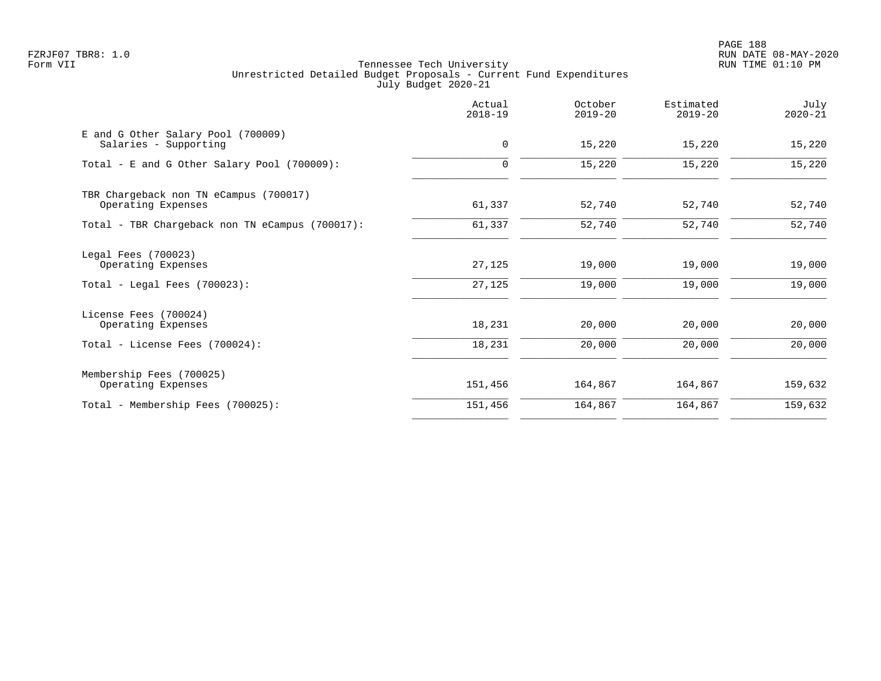Tennessee Tech University
Unrestricted Detailed Budget Proposals - Current Fund Expenditures
July Budget 2020-21

| | Actual 2018-19 | October 2019-20 | Estimated 2019-20 | July 2020-21 |
|---|---|---|---|---|
| E and G Other Salary Pool (700009) | | | | |
| Salaries - Supporting | 0 | 15,220 | 15,220 | 15,220 |
| Total - E and G Other Salary Pool (700009): | 0 | 15,220 | 15,220 | 15,220 |
| TBR Chargeback non TN eCampus (700017) | | | | |
| Operating Expenses | 61,337 | 52,740 | 52,740 | 52,740 |
| Total - TBR Chargeback non TN eCampus (700017): | 61,337 | 52,740 | 52,740 | 52,740 |
| Legal Fees (700023) | | | | |
| Operating Expenses | 27,125 | 19,000 | 19,000 | 19,000 |
| Total - Legal Fees (700023): | 27,125 | 19,000 | 19,000 | 19,000 |
| License Fees (700024) | | | | |
| Operating Expenses | 18,231 | 20,000 | 20,000 | 20,000 |
| Total - License Fees (700024): | 18,231 | 20,000 | 20,000 | 20,000 |
| Membership Fees (700025) | | | | |
| Operating Expenses | 151,456 | 164,867 | 164,867 | 159,632 |
| Total - Membership Fees (700025): | 151,456 | 164,867 | 164,867 | 159,632 |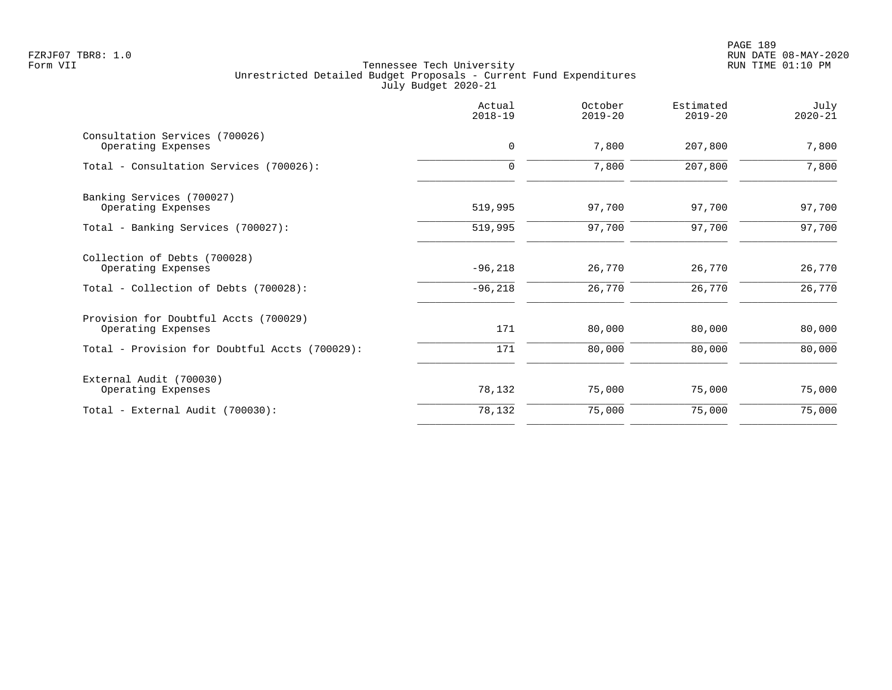Tennessee Tech University
Unrestricted Detailed Budget Proposals - Current Fund Expenditures
July Budget 2020-21

| | Actual 2018-19 | October 2019-20 | Estimated 2019-20 | July 2020-21 |
|---|---|---|---|---|
| Consultation Services (700026) | | | | |
| Operating Expenses | 0 | 7,800 | 207,800 | 7,800 |
| Total - Consultation Services (700026): | 0 | 7,800 | 207,800 | 7,800 |
| Banking Services (700027) | | | | |
| Operating Expenses | 519,995 | 97,700 | 97,700 | 97,700 |
| Total - Banking Services (700027): | 519,995 | 97,700 | 97,700 | 97,700 |
| Collection of Debts (700028) | | | | |
| Operating Expenses | -96,218 | 26,770 | 26,770 | 26,770 |
| Total - Collection of Debts (700028): | -96,218 | 26,770 | 26,770 | 26,770 |
| Provision for Doubtful Accts (700029) | | | | |
| Operating Expenses | 171 | 80,000 | 80,000 | 80,000 |
| Total - Provision for Doubtful Accts (700029): | 171 | 80,000 | 80,000 | 80,000 |
| External Audit (700030) | | | | |
| Operating Expenses | 78,132 | 75,000 | 75,000 | 75,000 |
| Total - External Audit (700030): | 78,132 | 75,000 | 75,000 | 75,000 |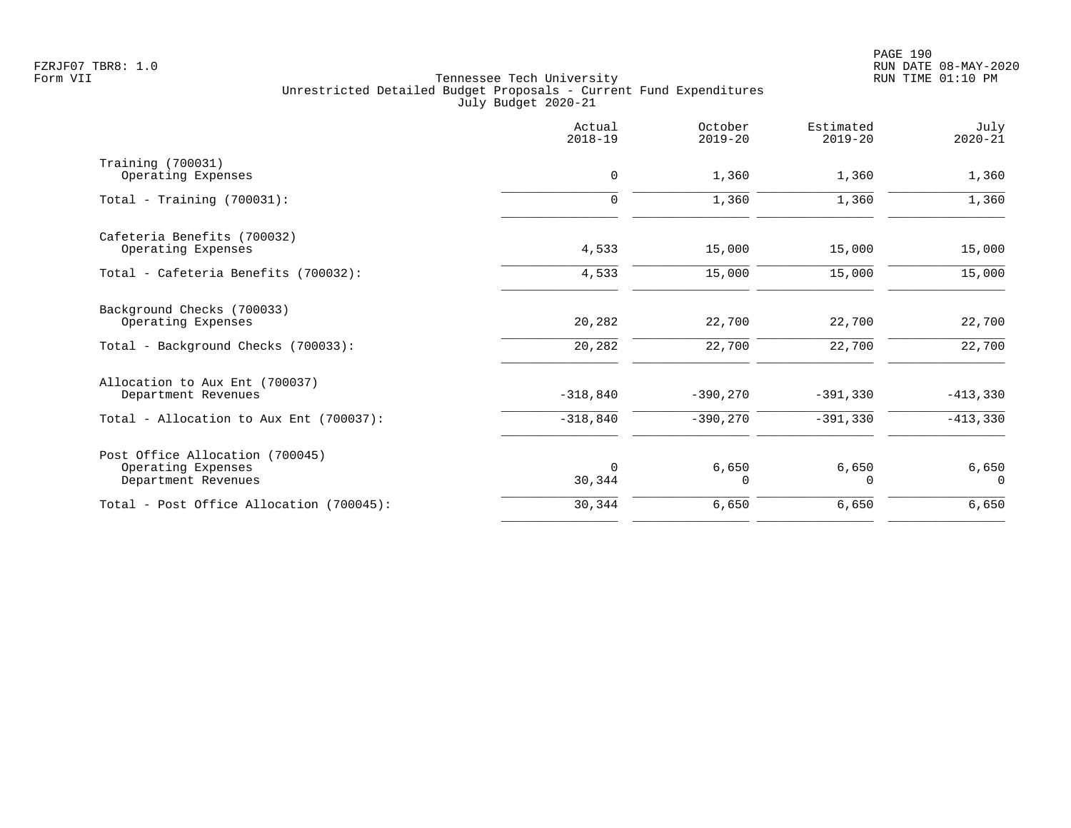Tennessee Tech University
Unrestricted Detailed Budget Proposals - Current Fund Expenditures
July Budget 2020-21

| | Actual 2018-19 | October 2019-20 | Estimated 2019-20 | July 2020-21 |
|---|---|---|---|---|
| Training (700031) | | | | |
| Operating Expenses | 0 | 1,360 | 1,360 | 1,360 |
| Total - Training (700031): | 0 | 1,360 | 1,360 | 1,360 |
| Cafeteria Benefits (700032) | | | | |
| Operating Expenses | 4,533 | 15,000 | 15,000 | 15,000 |
| Total - Cafeteria Benefits (700032): | 4,533 | 15,000 | 15,000 | 15,000 |
| Background Checks (700033) | | | | |
| Operating Expenses | 20,282 | 22,700 | 22,700 | 22,700 |
| Total - Background Checks (700033): | 20,282 | 22,700 | 22,700 | 22,700 |
| Allocation to Aux Ent (700037) | | | | |
| Department Revenues | -318,840 | -390,270 | -391,330 | -413,330 |
| Total - Allocation to Aux Ent (700037): | -318,840 | -390,270 | -391,330 | -413,330 |
| Post Office Allocation (700045) | | | | |
| Operating Expenses | 0 | 6,650 | 6,650 | 6,650 |
| Department Revenues | 30,344 | 0 | 0 | 0 |
| Total - Post Office Allocation (700045): | 30,344 | 6,650 | 6,650 | 6,650 |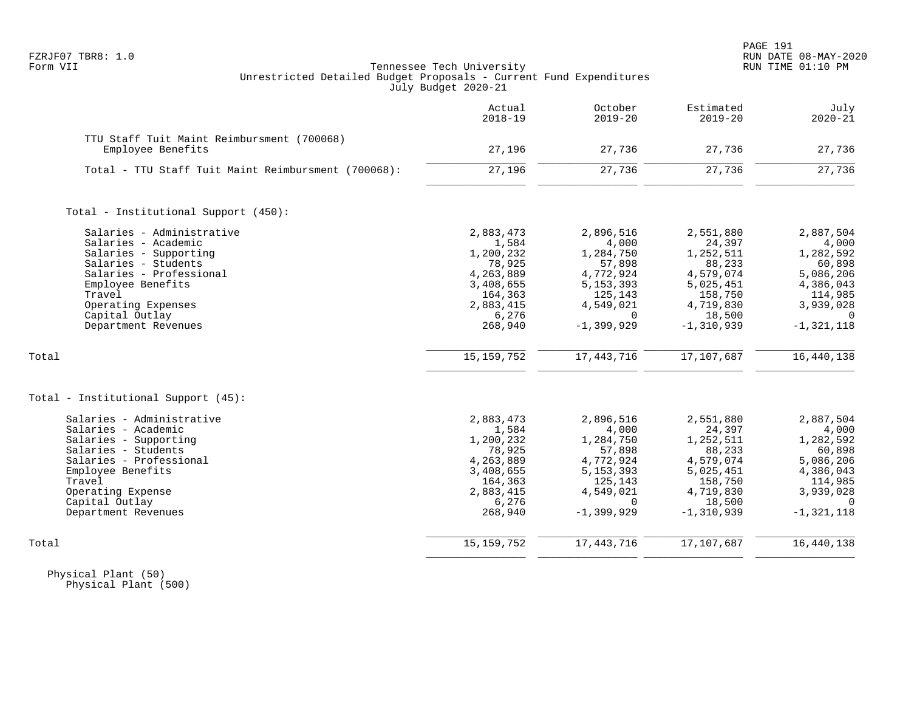Tennessee Tech University
Unrestricted Detailed Budget Proposals - Current Fund Expenditures
July Budget 2020-21

| | Actual 2018-19 | October 2019-20 | Estimated 2019-20 | July 2020-21 |
|---|---|---|---|---|
| TTU Staff Tuit Maint Reimbursment (700068) | | | | |
| Employee Benefits | 27,196 | 27,736 | 27,736 | 27,736 |
| Total - TTU Staff Tuit Maint Reimbursment (700068): | 27,196 | 27,736 | 27,736 | 27,736 |
| | | | | |
| Total - Institutional Support (450): | | | | |
| Salaries - Administrative | 2,883,473 | 2,896,516 | 2,551,880 | 2,887,504 |
| Salaries - Academic | 1,584 | 4,000 | 24,397 | 4,000 |
| Salaries - Supporting | 1,200,232 | 1,284,750 | 1,252,511 | 1,282,592 |
| Salaries - Students | 78,925 | 57,898 | 88,233 | 60,898 |
| Salaries - Professional | 4,263,889 | 4,772,924 | 4,579,074 | 5,086,206 |
| Employee Benefits | 3,408,655 | 5,153,393 | 5,025,451 | 4,386,043 |
| Travel | 164,363 | 125,143 | 158,750 | 114,985 |
| Operating Expenses | 2,883,415 | 4,549,021 | 4,719,830 | 3,939,028 |
| Capital Outlay | 6,276 | 0 | 18,500 | 0 |
| Department Revenues | 268,940 | -1,399,929 | -1,310,939 | -1,321,118 |
| Total | 15,159,752 | 17,443,716 | 17,107,687 | 16,440,138 |
| | | | | |
| Total - Institutional Support (45): | | | | |
| Salaries - Administrative | 2,883,473 | 2,896,516 | 2,551,880 | 2,887,504 |
| Salaries - Academic | 1,584 | 4,000 | 24,397 | 4,000 |
| Salaries - Supporting | 1,200,232 | 1,284,750 | 1,252,511 | 1,282,592 |
| Salaries - Students | 78,925 | 57,898 | 88,233 | 60,898 |
| Salaries - Professional | 4,263,889 | 4,772,924 | 4,579,074 | 5,086,206 |
| Employee Benefits | 3,408,655 | 5,153,393 | 5,025,451 | 4,386,043 |
| Travel | 164,363 | 125,143 | 158,750 | 114,985 |
| Operating Expense | 2,883,415 | 4,549,021 | 4,719,830 | 3,939,028 |
| Capital Outlay | 6,276 | 0 | 18,500 | 0 |
| Department Revenues | 268,940 | -1,399,929 | -1,310,939 | -1,321,118 |
| Total | 15,159,752 | 17,443,716 | 17,107,687 | 16,440,138 |

Physical Plant (50)
Physical Plant (500)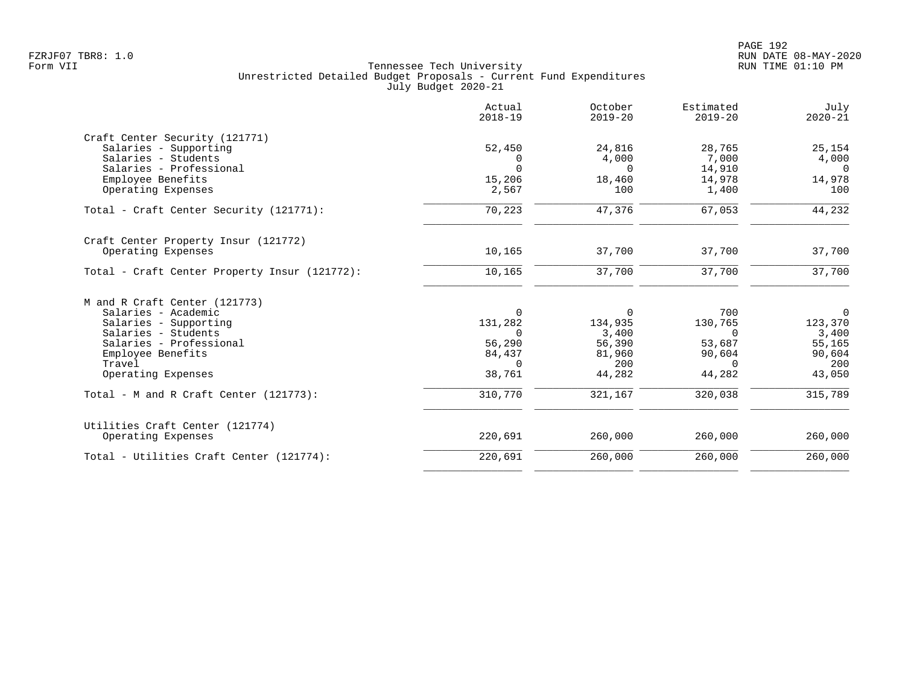Tennessee Tech University
Unrestricted Detailed Budget Proposals - Current Fund Expenditures
July Budget 2020-21

| | Actual 2018-19 | October 2019-20 | Estimated 2019-20 | July 2020-21 |
|---|---|---|---|---|
| **Craft Center Security (121771)** | | | | |
| Salaries - Supporting | 52,450 | 24,816 | 28,765 | 25,154 |
| Salaries - Students | 0 | 4,000 | 7,000 | 4,000 |
| Salaries - Professional | 0 | 0 | 14,910 | 0 |
| Employee Benefits | 15,206 | 18,460 | 14,978 | 14,978 |
| Operating Expenses | 2,567 | 100 | 1,400 | 100 |
| Total - Craft Center Security (121771): | 70,223 | 47,376 | 67,053 | 44,232 |
| **Craft Center Property Insur (121772)** | | | | |
| Operating Expenses | 10,165 | 37,700 | 37,700 | 37,700 |
| Total - Craft Center Property Insur (121772): | 10,165 | 37,700 | 37,700 | 37,700 |
| **M and R Craft Center (121773)** | | | | |
| Salaries - Academic | 0 | 0 | 700 | 0 |
| Salaries - Supporting | 131,282 | 134,935 | 130,765 | 123,370 |
| Salaries - Students | 0 | 3,400 | 0 | 3,400 |
| Salaries - Professional | 56,290 | 56,390 | 53,687 | 55,165 |
| Employee Benefits | 84,437 | 81,960 | 90,604 | 90,604 |
| Travel | 0 | 200 | 0 | 200 |
| Operating Expenses | 38,761 | 44,282 | 44,282 | 43,050 |
| Total - M and R Craft Center (121773): | 310,770 | 321,167 | 320,038 | 315,789 |
| **Utilities Craft Center (121774)** | | | | |
| Operating Expenses | 220,691 | 260,000 | 260,000 | 260,000 |
| Total - Utilities Craft Center (121774): | 220,691 | 260,000 | 260,000 | 260,000 |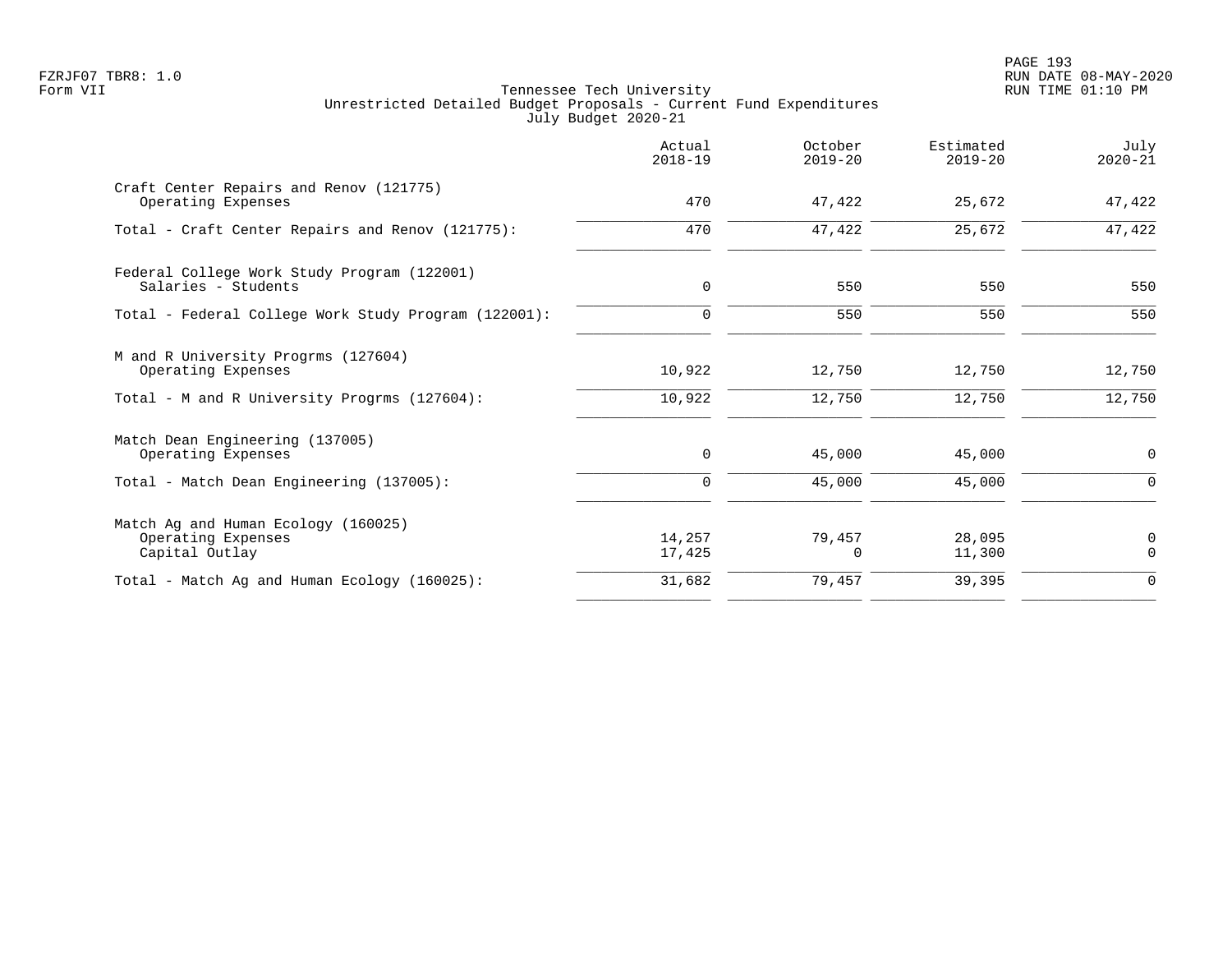Tennessee Tech University
Unrestricted Detailed Budget Proposals - Current Fund Expenditures
July Budget 2020-21

| | Actual 2018-19 | October 2019-20 | Estimated 2019-20 | July 2020-21 |
|---|---|---|---|---|
| Craft Center Repairs and Renov (121775) | | | | |
| Operating Expenses | 470 | 47,422 | 25,672 | 47,422 |
| Total - Craft Center Repairs and Renov (121775): | 470 | 47,422 | 25,672 | 47,422 |
| Federal College Work Study Program (122001) | | | | |
| Salaries - Students | 0 | 550 | 550 | 550 |
| Total - Federal College Work Study Program (122001): | 0 | 550 | 550 | 550 |
| M and R University Progrms (127604) | | | | |
| Operating Expenses | 10,922 | 12,750 | 12,750 | 12,750 |
| Total - M and R University Progrms (127604): | 10,922 | 12,750 | 12,750 | 12,750 |
| Match Dean Engineering (137005) | | | | |
| Operating Expenses | 0 | 45,000 | 45,000 | 0 |
| Total - Match Dean Engineering (137005): | 0 | 45,000 | 45,000 | 0 |
| Match Ag and Human Ecology (160025) | | | | |
| Operating Expenses | 14,257 | 79,457 | 28,095 | 0 |
| Capital Outlay | 17,425 | 0 | 11,300 | 0 |
| Total - Match Ag and Human Ecology (160025): | 31,682 | 79,457 | 39,395 | 0 |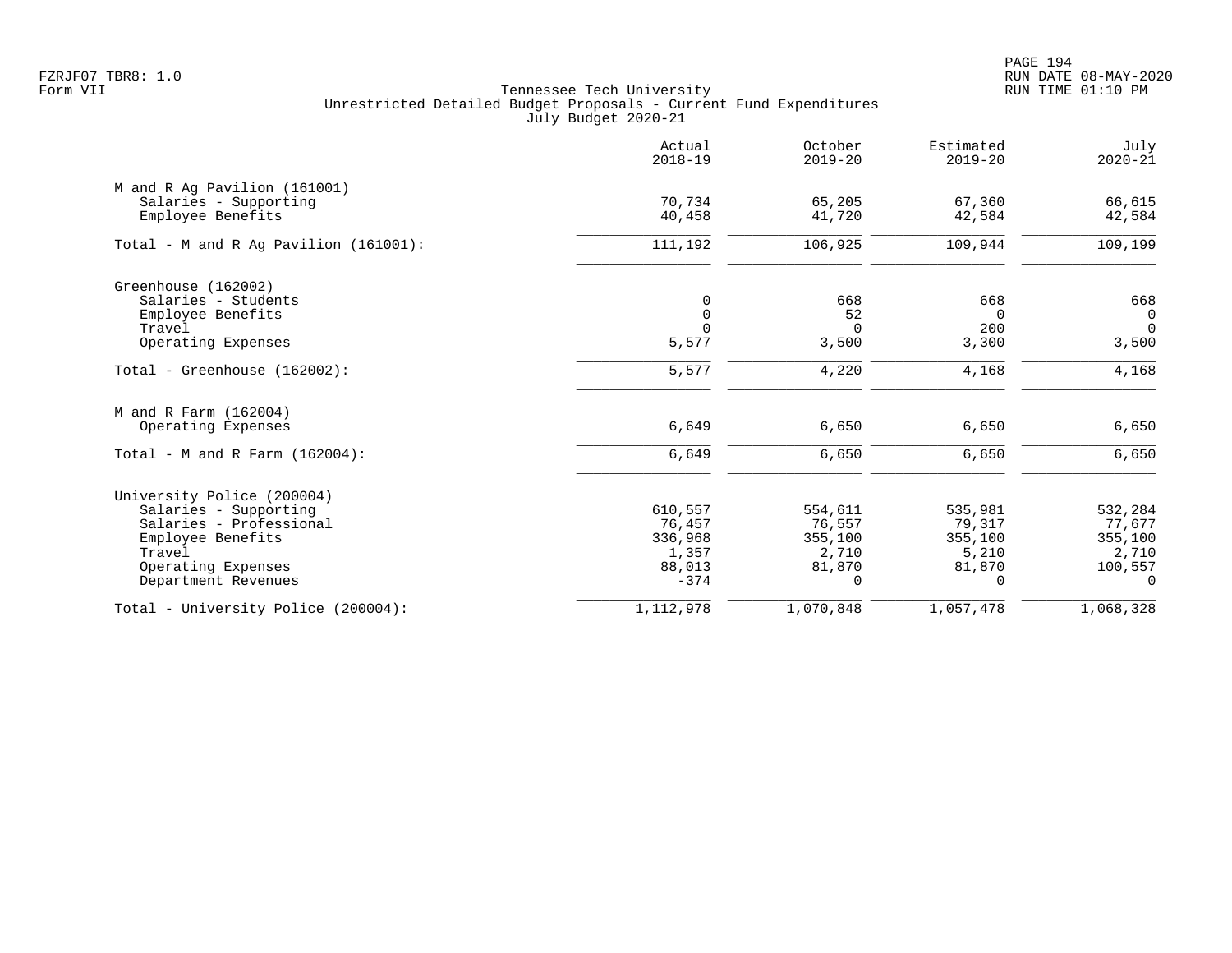Tennessee Tech University
Unrestricted Detailed Budget Proposals - Current Fund Expenditures
July Budget 2020-21

| | Actual 2018-19 | October 2019-20 | Estimated 2019-20 | July 2020-21 |
|---|---|---|---|---|
| **M and R Ag Pavilion (161001)** | | | | |
| Salaries - Supporting | 70,734 | 65,205 | 67,360 | 66,615 |
| Employee Benefits | 40,458 | 41,720 | 42,584 | 42,584 |
| Total - M and R Ag Pavilion (161001): | 111,192 | 106,925 | 109,944 | 109,199 |
| **Greenhouse (162002)** | | | | |
| Salaries - Students | 0 | 668 | 668 | 668 |
| Employee Benefits | 0 | 52 | 0 | 0 |
| Travel | 0 | 0 | 200 | 0 |
| Operating Expenses | 5,577 | 3,500 | 3,300 | 3,500 |
| Total - Greenhouse (162002): | 5,577 | 4,220 | 4,168 | 4,168 |
| **M and R Farm (162004)** | | | | |
| Operating Expenses | 6,649 | 6,650 | 6,650 | 6,650 |
| Total - M and R Farm (162004): | 6,649 | 6,650 | 6,650 | 6,650 |
| **University Police (200004)** | | | | |
| Salaries - Supporting | 610,557 | 554,611 | 535,981 | 532,284 |
| Salaries - Professional | 76,457 | 76,557 | 79,317 | 77,677 |
| Employee Benefits | 336,968 | 355,100 | 355,100 | 355,100 |
| Travel | 1,357 | 2,710 | 5,210 | 2,710 |
| Operating Expenses | 88,013 | 81,870 | 81,870 | 100,557 |
| Department Revenues | -374 | 0 | 0 | 0 |
| Total - University Police (200004): | 1,112,978 | 1,070,848 | 1,057,478 | 1,068,328 |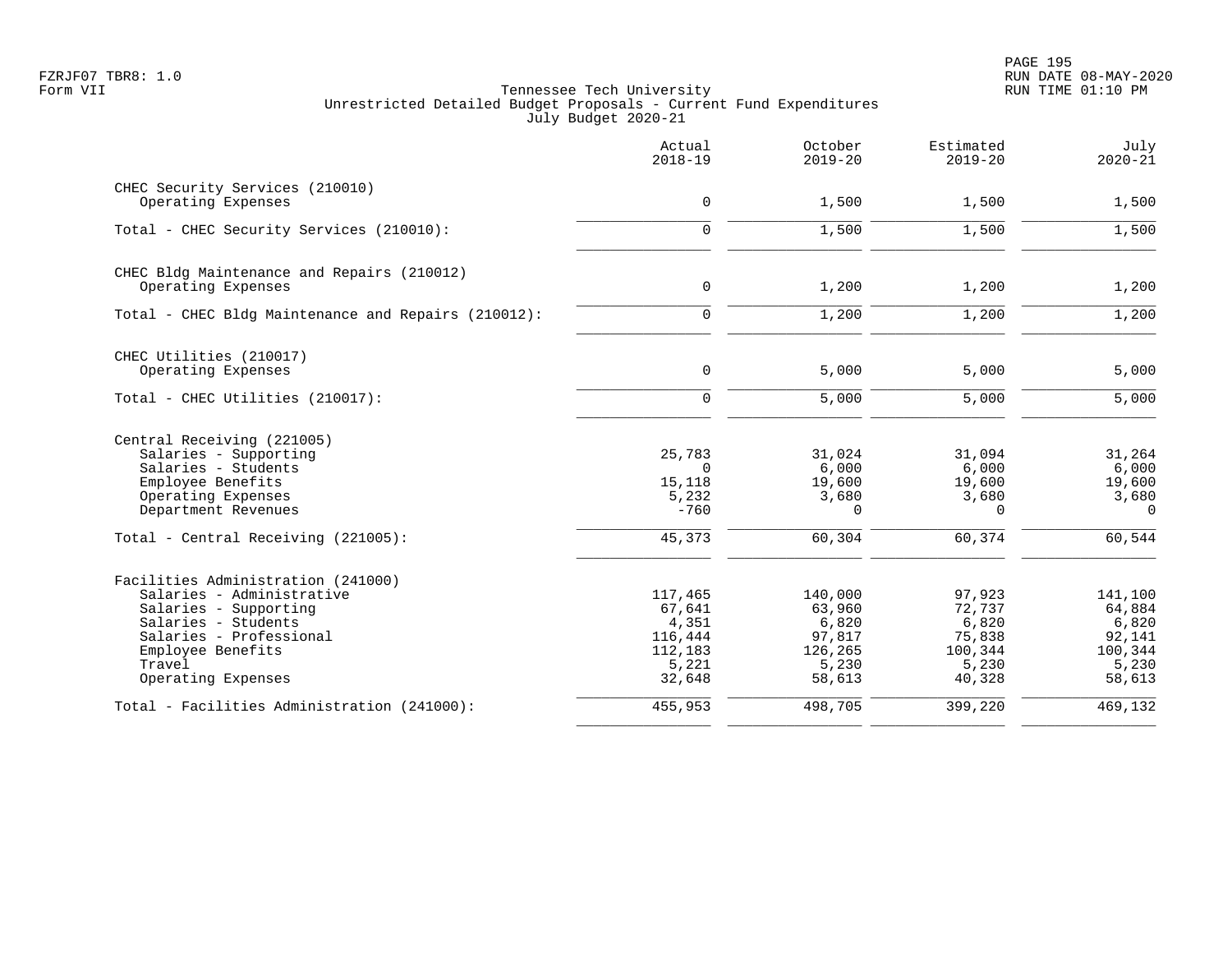FZRJF07 TBR8: 1.0
Form VII

Tennessee Tech University
Unrestricted Detailed Budget Proposals - Current Fund Expenditures
July Budget 2020-21

RUN DATE 08-MAY-2020
RUN TIME 01:10 PM

| | Actual 2018-19 | October 2019-20 | Estimated 2019-20 | July 2020-21 |
|---|---|---|---|---|
| **CHEC Security Services (210010)** | | | | |
| Operating Expenses | 0 | 1,500 | 1,500 | 1,500 |
| Total - CHEC Security Services (210010): | 0 | 1,500 | 1,500 | 1,500 |
| **CHEC Bldg Maintenance and Repairs (210012)** | | | | |
| Operating Expenses | 0 | 1,200 | 1,200 | 1,200 |
| Total - CHEC Bldg Maintenance and Repairs (210012): | 0 | 1,200 | 1,200 | 1,200 |
| **CHEC Utilities (210017)** | | | | |
| Operating Expenses | 0 | 5,000 | 5,000 | 5,000 |
| Total - CHEC Utilities (210017): | 0 | 5,000 | 5,000 | 5,000 |
| **Central Receiving (221005)** | | | | |
| Salaries - Supporting | 25,783 | 31,024 | 31,094 | 31,264 |
| Salaries - Students | 0 | 6,000 | 6,000 | 6,000 |
| Employee Benefits | 15,118 | 19,600 | 19,600 | 19,600 |
| Operating Expenses | 5,232 | 3,680 | 3,680 | 3,680 |
| Department Revenues | -760 | 0 | 0 | 0 |
| Total - Central Receiving (221005): | 45,373 | 60,304 | 60,374 | 60,544 |
| **Facilities Administration (241000)** | | | | |
| Salaries - Administrative | 117,465 | 140,000 | 97,923 | 141,100 |
| Salaries - Supporting | 67,641 | 63,960 | 72,737 | 64,884 |
| Salaries - Students | 4,351 | 6,820 | 6,820 | 6,820 |
| Salaries - Professional | 116,444 | 97,817 | 75,838 | 92,141 |
| Employee Benefits | 112,183 | 126,265 | 100,344 | 100,344 |
| Travel | 5,221 | 5,230 | 5,230 | 5,230 |
| Operating Expenses | 32,648 | 58,613 | 40,328 | 58,613 |
| Total - Facilities Administration (241000): | 455,953 | 498,705 | 399,220 | 469,132 |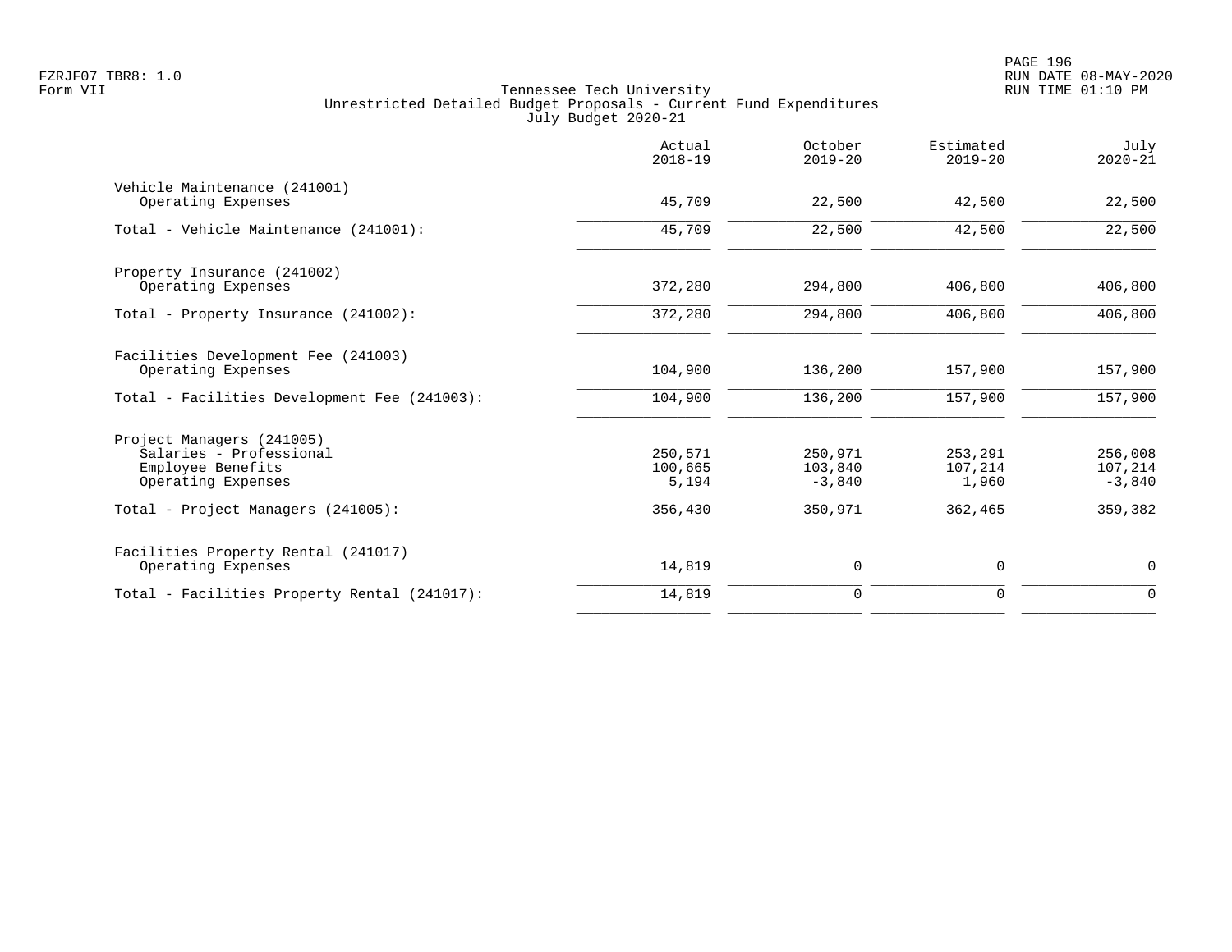FZRJF07 TBR8: 1.0
Form VII

Tennessee Tech University
Unrestricted Detailed Budget Proposals - Current Fund Expenditures
July Budget 2020-21

| | Actual 2018-19 | October 2019-20 | Estimated 2019-20 | July 2020-21 |
|---|---|---|---|---|
| Vehicle Maintenance (241001) | | | | |
| Operating Expenses | 45,709 | 22,500 | 42,500 | 22,500 |
| Total - Vehicle Maintenance (241001): | 45,709 | 22,500 | 42,500 | 22,500 |
| Property Insurance (241002) | | | | |
| Operating Expenses | 372,280 | 294,800 | 406,800 | 406,800 |
| Total - Property Insurance (241002): | 372,280 | 294,800 | 406,800 | 406,800 |
| Facilities Development Fee (241003) | | | | |
| Operating Expenses | 104,900 | 136,200 | 157,900 | 157,900 |
| Total - Facilities Development Fee (241003): | 104,900 | 136,200 | 157,900 | 157,900 |
| Project Managers (241005) | | | | |
| Salaries - Professional | 250,571 | 250,971 | 253,291 | 256,008 |
| Employee Benefits | 100,665 | 103,840 | 107,214 | 107,214 |
| Operating Expenses | 5,194 | -3,840 | 1,960 | -3,840 |
| Total - Project Managers (241005): | 356,430 | 350,971 | 362,465 | 359,382 |
| Facilities Property Rental (241017) | | | | |
| Operating Expenses | 14,819 | 0 | 0 | 0 |
| Total - Facilities Property Rental (241017): | 14,819 | 0 | 0 | 0 |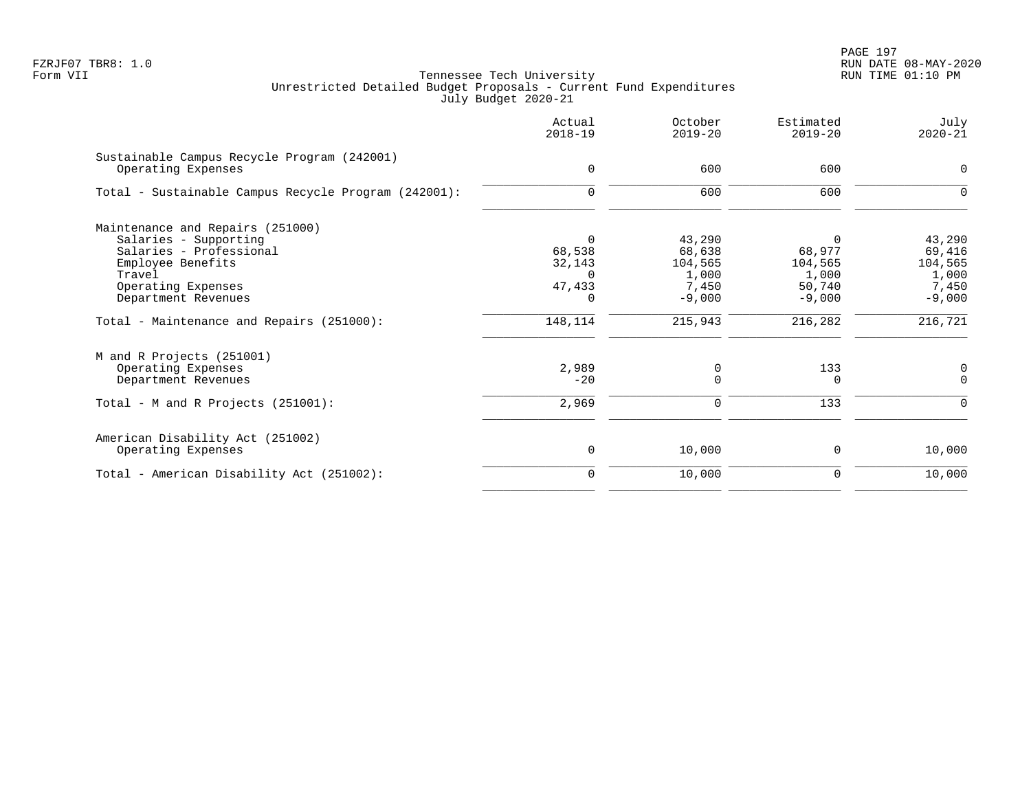FZRJF07 TBR8: 1.0
Form VII

Tennessee Tech University
Unrestricted Detailed Budget Proposals - Current Fund Expenditures
July Budget 2020-21

| | Actual 2018-19 | October 2019-20 | Estimated 2019-20 | July 2020-21 |
|---|---|---|---|---|
| **Sustainable Campus Recycle Program (242001)** | | | | |
| Operating Expenses | 0 | 600 | 600 | 0 |
| Total - Sustainable Campus Recycle Program (242001): | 0 | 600 | 600 | 0 |
| **Maintenance and Repairs (251000)** | | | | |
| Salaries - Supporting | 0 | 43,290 | 0 | 43,290 |
| Salaries - Professional | 68,538 | 68,638 | 68,977 | 69,416 |
| Employee Benefits | 32,143 | 104,565 | 104,565 | 104,565 |
| Travel | 0 | 1,000 | 1,000 | 1,000 |
| Operating Expenses | 47,433 | 7,450 | 50,740 | 7,450 |
| Department Revenues | 0 | -9,000 | -9,000 | -9,000 |
| Total - Maintenance and Repairs (251000): | 148,114 | 215,943 | 216,282 | 216,721 |
| **M and R Projects (251001)** | | | | |
| Operating Expenses | 2,989 | 0 | 133 | 0 |
| Department Revenues | -20 | 0 | 0 | 0 |
| Total - M and R Projects (251001): | 2,969 | 0 | 133 | 0 |
| **American Disability Act (251002)** | | | | |
| Operating Expenses | 0 | 10,000 | 0 | 10,000 |
| Total - American Disability Act (251002): | 0 | 10,000 | 0 | 10,000 |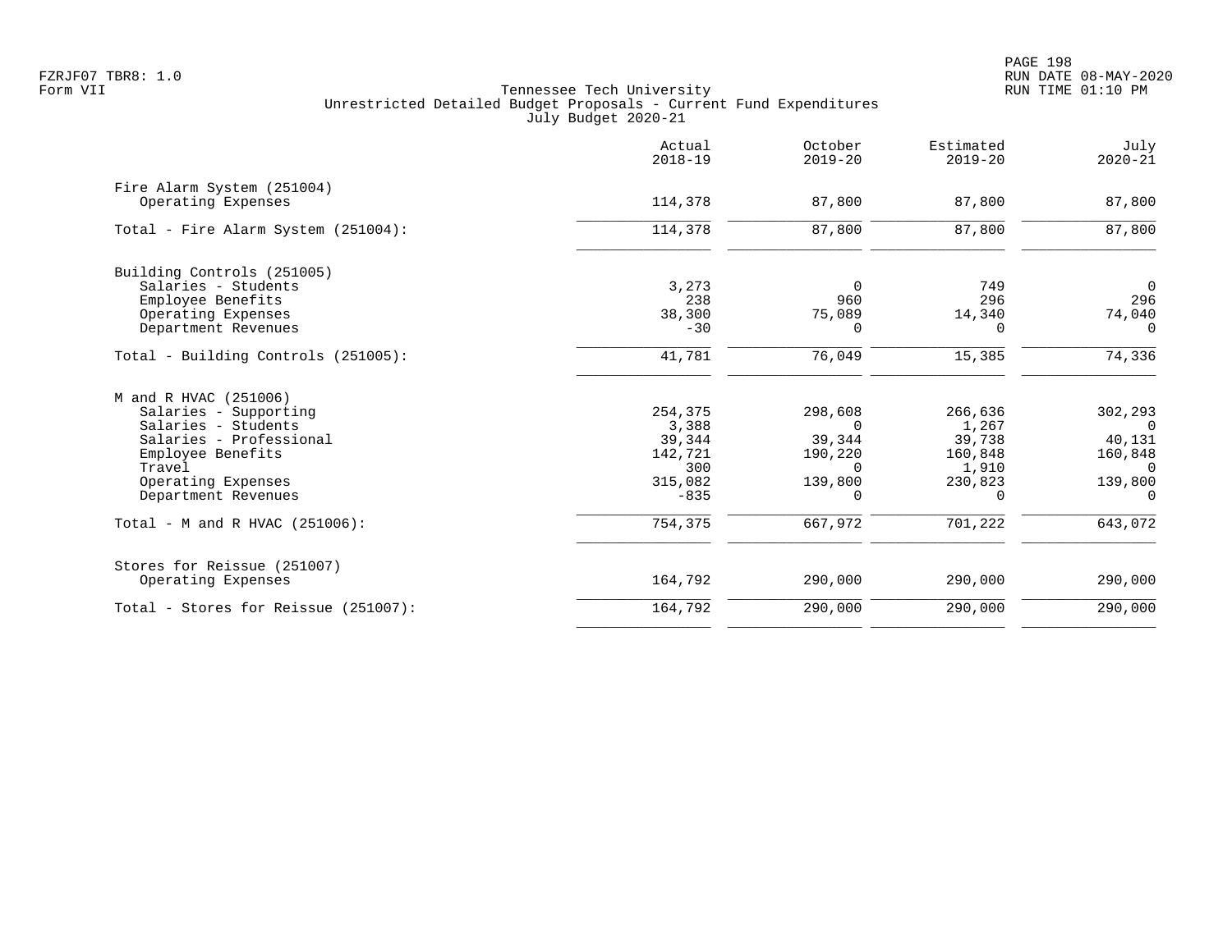FZRJF07 TBR8: 1.0
Form VII

Tennessee Tech University
Unrestricted Detailed Budget Proposals - Current Fund Expenditures
July Budget 2020-21

RUN DATE 08-MAY-2020
RUN TIME 01:10 PM

| | Actual 2018-19 | October 2019-20 | Estimated 2019-20 | July 2020-21 |
|---|---|---|---|---|
| **Fire Alarm System (251004)** | | | | |
| Operating Expenses | 114,378 | 87,800 | 87,800 | 87,800 |
| Total - Fire Alarm System (251004): | 114,378 | 87,800 | 87,800 | 87,800 |
| **Building Controls (251005)** | | | | |
| Salaries - Students | 3,273 | 0 | 749 | 0 |
| Employee Benefits | 238 | 960 | 296 | 296 |
| Operating Expenses | 38,300 | 75,089 | 14,340 | 74,040 |
| Department Revenues | -30 | 0 | 0 | 0 |
| Total - Building Controls (251005): | 41,781 | 76,049 | 15,385 | 74,336 |
| **M and R HVAC (251006)** | | | | |
| Salaries - Supporting | 254,375 | 298,608 | 266,636 | 302,293 |
| Salaries - Students | 3,388 | 0 | 1,267 | 0 |
| Salaries - Professional | 39,344 | 39,344 | 39,738 | 40,131 |
| Employee Benefits | 142,721 | 190,220 | 160,848 | 160,848 |
| Travel | 300 | 0 | 1,910 | 0 |
| Operating Expenses | 315,082 | 139,800 | 230,823 | 139,800 |
| Department Revenues | -835 | 0 | 0 | 0 |
| Total - M and R HVAC (251006): | 754,375 | 667,972 | 701,222 | 643,072 |
| **Stores for Reissue (251007)** | | | | |
| Operating Expenses | 164,792 | 290,000 | 290,000 | 290,000 |
| Total - Stores for Reissue (251007): | 164,792 | 290,000 | 290,000 | 290,000 |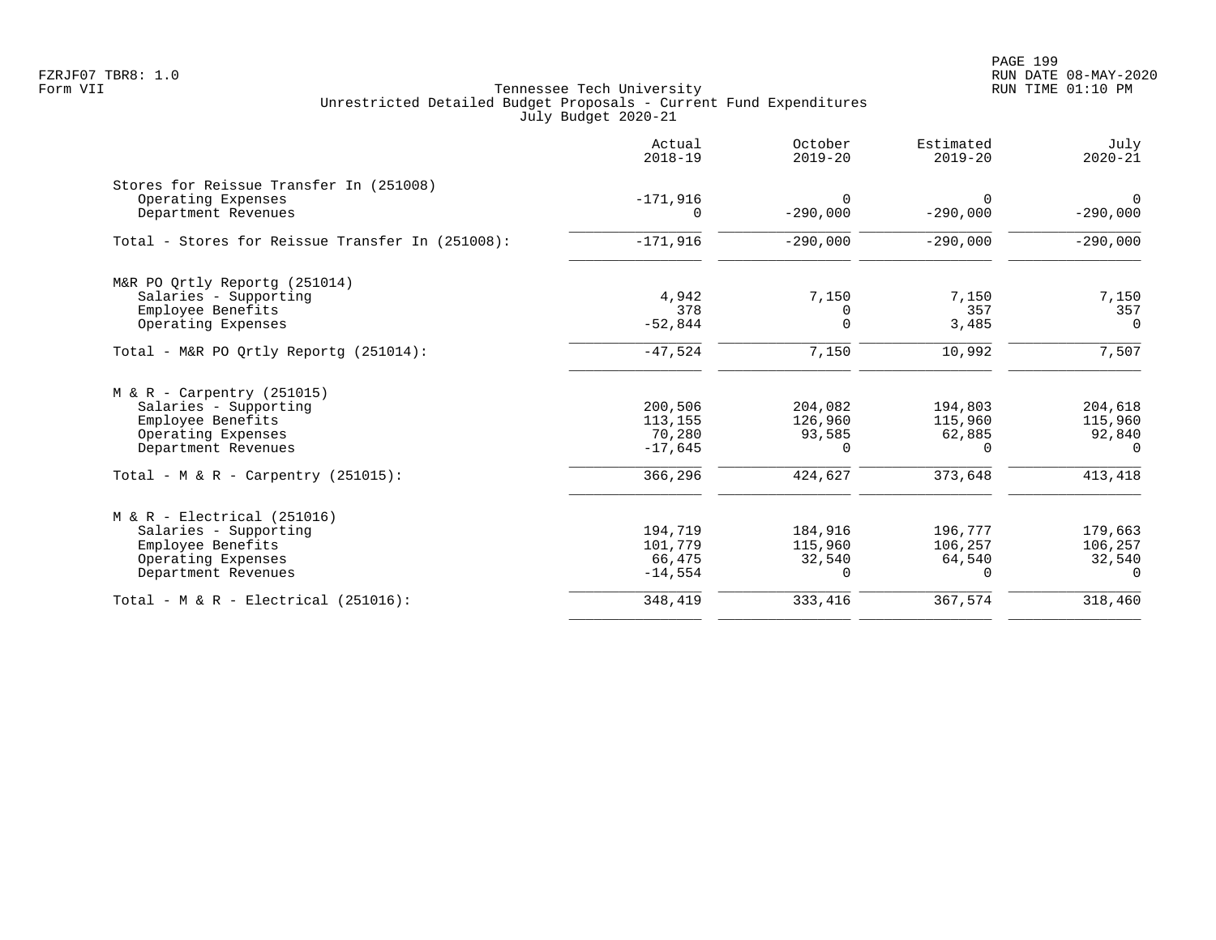Tennessee Tech University
Unrestricted Detailed Budget Proposals - Current Fund Expenditures
July Budget 2020-21

| | Actual 2018-19 | October 2019-20 | Estimated 2019-20 | July 2020-21 |
|---|---|---|---|---|
| **Stores for Reissue Transfer In (251008)** | | | | |
| Operating Expenses | -171,916 | 0 | 0 | 0 |
| Department Revenues | 0 | -290,000 | -290,000 | -290,000 |
| Total - Stores for Reissue Transfer In (251008): | -171,916 | -290,000 | -290,000 | -290,000 |
| **M&R PO Qrtly Reportg (251014)** | | | | |
| Salaries - Supporting | 4,942 | 7,150 | 7,150 | 7,150 |
| Employee Benefits | 378 | 0 | 357 | 357 |
| Operating Expenses | -52,844 | 0 | 3,485 | 0 |
| Total - M&R PO Qrtly Reportg (251014): | -47,524 | 7,150 | 10,992 | 7,507 |
| **M & R - Carpentry (251015)** | | | | |
| Salaries - Supporting | 200,506 | 204,082 | 194,803 | 204,618 |
| Employee Benefits | 113,155 | 126,960 | 115,960 | 115,960 |
| Operating Expenses | 70,280 | 93,585 | 62,885 | 92,840 |
| Department Revenues | -17,645 | 0 | 0 | 0 |
| Total - M & R - Carpentry (251015): | 366,296 | 424,627 | 373,648 | 413,418 |
| **M & R - Electrical (251016)** | | | | |
| Salaries - Supporting | 194,719 | 184,916 | 196,777 | 179,663 |
| Employee Benefits | 101,779 | 115,960 | 106,257 | 106,257 |
| Operating Expenses | 66,475 | 32,540 | 64,540 | 32,540 |
| Department Revenues | -14,554 | 0 | 0 | 0 |
| Total - M & R - Electrical (251016): | 348,419 | 333,416 | 367,574 | 318,460 |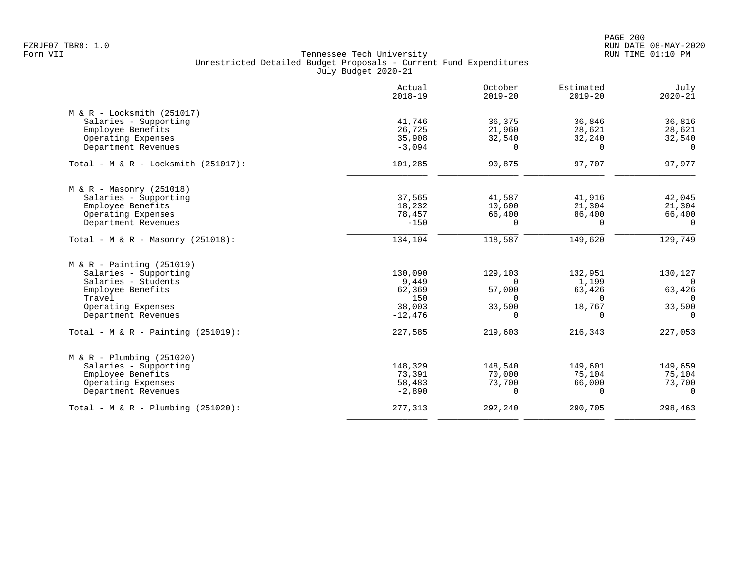Tennessee Tech University
Unrestricted Detailed Budget Proposals - Current Fund Expenditures
July Budget 2020-21

| | Actual 2018-19 | October 2019-20 | Estimated 2019-20 | July 2020-21 |
|---|---|---|---|---|
| M & R - Locksmith (251017) | | | | |
| Salaries - Supporting | 41,746 | 36,375 | 36,846 | 36,816 |
| Employee Benefits | 26,725 | 21,960 | 28,621 | 28,621 |
| Operating Expenses | 35,908 | 32,540 | 32,240 | 32,540 |
| Department Revenues | -3,094 | 0 | 0 | 0 |
| Total - M & R - Locksmith (251017): | 101,285 | 90,875 | 97,707 | 97,977 |
| M & R - Masonry (251018) | | | | |
| Salaries - Supporting | 37,565 | 41,587 | 41,916 | 42,045 |
| Employee Benefits | 18,232 | 10,600 | 21,304 | 21,304 |
| Operating Expenses | 78,457 | 66,400 | 86,400 | 66,400 |
| Department Revenues | -150 | 0 | 0 | 0 |
| Total - M & R - Masonry (251018): | 134,104 | 118,587 | 149,620 | 129,749 |
| M & R - Painting (251019) | | | | |
| Salaries - Supporting | 130,090 | 129,103 | 132,951 | 130,127 |
| Salaries - Students | 9,449 | 0 | 1,199 | 0 |
| Employee Benefits | 62,369 | 57,000 | 63,426 | 63,426 |
| Travel | 150 | 0 | 0 | 0 |
| Operating Expenses | 38,003 | 33,500 | 18,767 | 33,500 |
| Department Revenues | -12,476 | 0 | 0 | 0 |
| Total - M & R - Painting (251019): | 227,585 | 219,603 | 216,343 | 227,053 |
| M & R - Plumbing (251020) | | | | |
| Salaries - Supporting | 148,329 | 148,540 | 149,601 | 149,659 |
| Employee Benefits | 73,391 | 70,000 | 75,104 | 75,104 |
| Operating Expenses | 58,483 | 73,700 | 66,000 | 73,700 |
| Department Revenues | -2,890 | 0 | 0 | 0 |
| Total - M & R - Plumbing (251020): | 277,313 | 292,240 | 290,705 | 298,463 |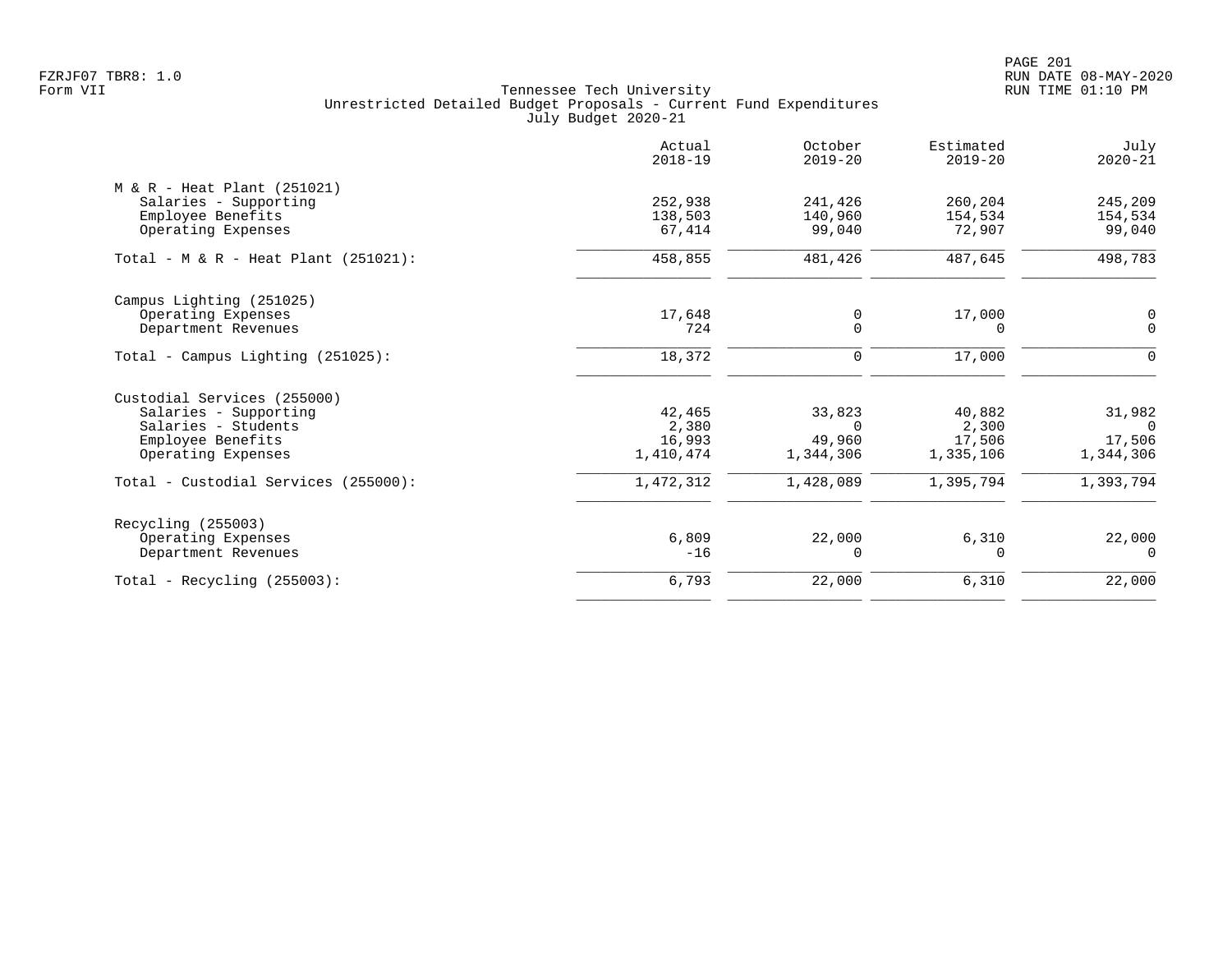Tennessee Tech University
Unrestricted Detailed Budget Proposals - Current Fund Expenditures
July Budget 2020-21

| | Actual 2018-19 | October 2019-20 | Estimated 2019-20 | July 2020-21 |
|---|---|---|---|---|
| **M & R - Heat Plant (251021)** | | | | |
| Salaries - Supporting | 252,938 | 241,426 | 260,204 | 245,209 |
| Employee Benefits | 138,503 | 140,960 | 154,534 | 154,534 |
| Operating Expenses | 67,414 | 99,040 | 72,907 | 99,040 |
| Total - M & R - Heat Plant (251021): | 458,855 | 481,426 | 487,645 | 498,783 |
| **Campus Lighting (251025)** | | | | |
| Operating Expenses | 17,648 | 0 | 17,000 | 0 |
| Department Revenues | 724 | 0 | 0 | 0 |
| Total - Campus Lighting (251025): | 18,372 | 0 | 17,000 | 0 |
| **Custodial Services (255000)** | | | | |
| Salaries - Supporting | 42,465 | 33,823 | 40,882 | 31,982 |
| Salaries - Students | 2,380 | 0 | 2,300 | 0 |
| Employee Benefits | 16,993 | 49,960 | 17,506 | 17,506 |
| Operating Expenses | 1,410,474 | 1,344,306 | 1,335,106 | 1,344,306 |
| Total - Custodial Services (255000): | 1,472,312 | 1,428,089 | 1,395,794 | 1,393,794 |
| **Recycling (255003)** | | | | |
| Operating Expenses | 6,809 | 22,000 | 6,310 | 22,000 |
| Department Revenues | -16 | 0 | 0 | 0 |
| Total - Recycling (255003): | 6,793 | 22,000 | 6,310 | 22,000 |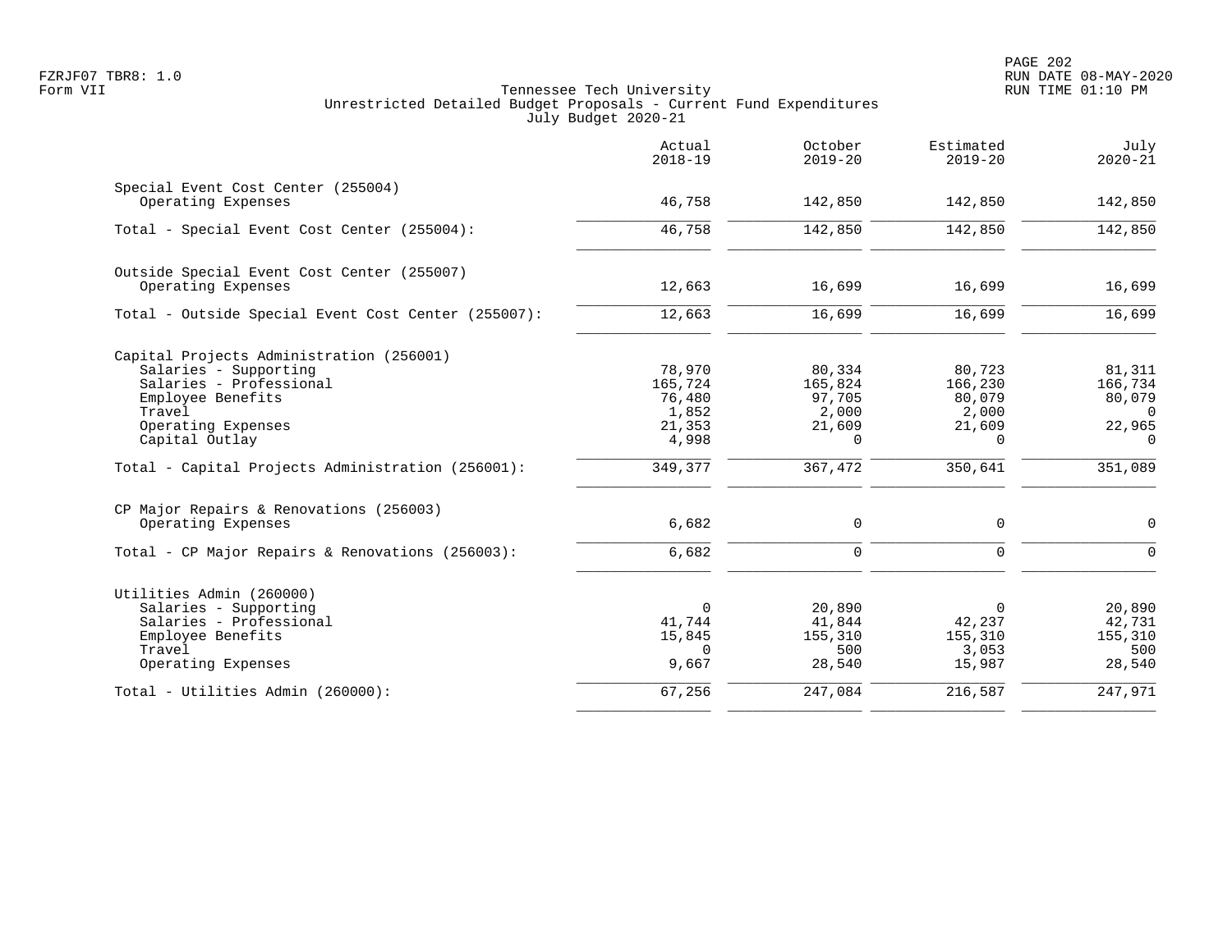Tennessee Tech University
Unrestricted Detailed Budget Proposals - Current Fund Expenditures
July Budget 2020-21

| | Actual 2018-19 | October 2019-20 | Estimated 2019-20 | July 2020-21 |
|---|---|---|---|---|
| **Special Event Cost Center (255004)** | | | | |
| Operating Expenses | 46,758 | 142,850 | 142,850 | 142,850 |
| Total - Special Event Cost Center (255004): | 46,758 | 142,850 | 142,850 | 142,850 |
| **Outside Special Event Cost Center (255007)** | | | | |
| Operating Expenses | 12,663 | 16,699 | 16,699 | 16,699 |
| Total - Outside Special Event Cost Center (255007): | 12,663 | 16,699 | 16,699 | 16,699 |
| **Capital Projects Administration (256001)** | | | | |
| Salaries - Supporting | 78,970 | 80,334 | 80,723 | 81,311 |
| Salaries - Professional | 165,724 | 165,824 | 166,230 | 166,734 |
| Employee Benefits | 76,480 | 97,705 | 80,079 | 80,079 |
| Travel | 1,852 | 2,000 | 2,000 | 0 |
| Operating Expenses | 21,353 | 21,609 | 21,609 | 22,965 |
| Capital Outlay | 4,998 | 0 | 0 | 0 |
| Total - Capital Projects Administration (256001): | 349,377 | 367,472 | 350,641 | 351,089 |
| **CP Major Repairs & Renovations (256003)** | | | | |
| Operating Expenses | 6,682 | 0 | 0 | 0 |
| Total - CP Major Repairs & Renovations (256003): | 6,682 | 0 | 0 | 0 |
| **Utilities Admin (260000)** | | | | |
| Salaries - Supporting | 0 | 20,890 | 0 | 20,890 |
| Salaries - Professional | 41,744 | 41,844 | 42,237 | 42,731 |
| Employee Benefits | 15,845 | 155,310 | 155,310 | 155,310 |
| Travel | 0 | 500 | 3,053 | 500 |
| Operating Expenses | 9,667 | 28,540 | 15,987 | 28,540 |
| Total - Utilities Admin (260000): | 67,256 | 247,084 | 216,587 | 247,971 |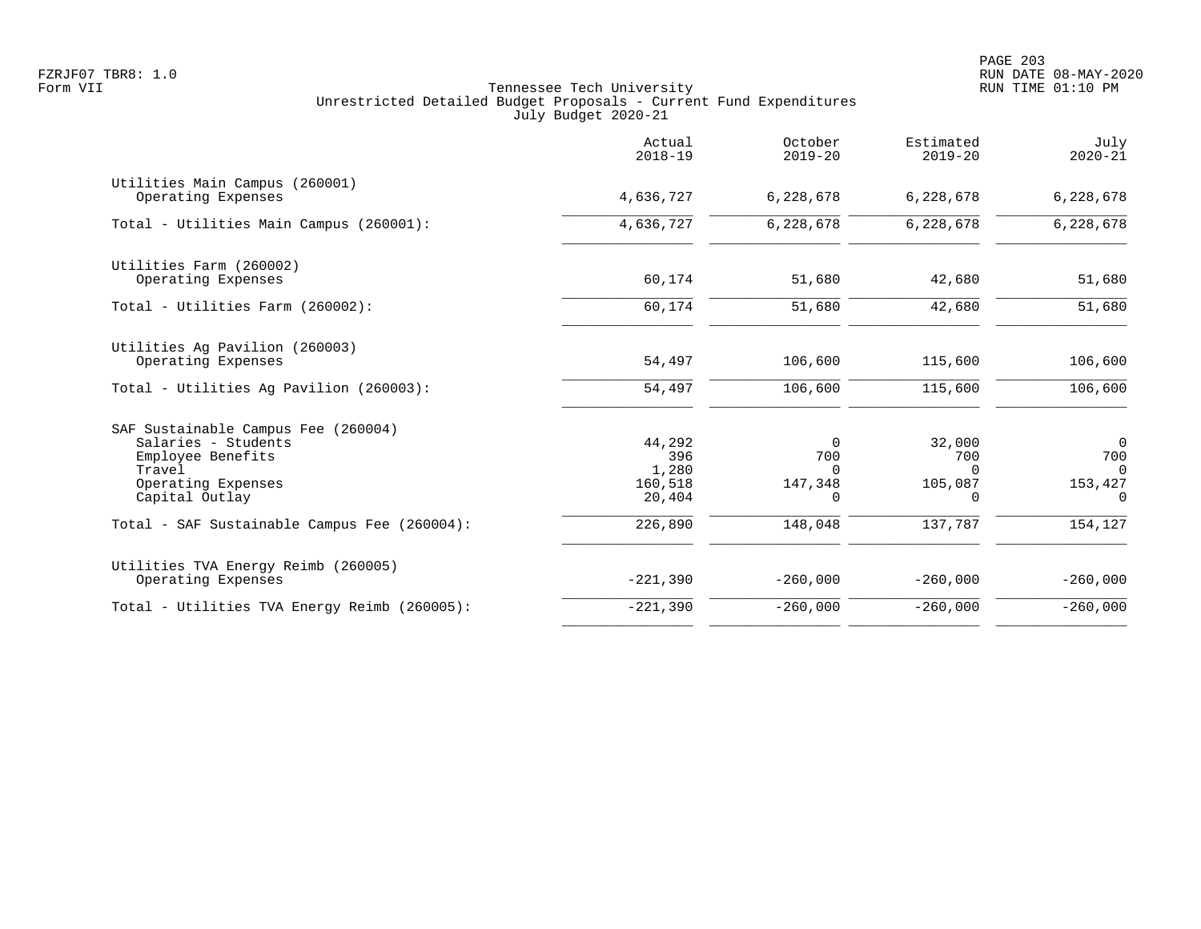Tennessee Tech University
Unrestricted Detailed Budget Proposals - Current Fund Expenditures
July Budget 2020-21

Form VII

| | Actual 2018-19 | October 2019-20 | Estimated 2019-20 | July 2020-21 |
|---|---|---|---|---|
| **Utilities Main Campus (260001)** | | | | |
| Operating Expenses | 4,636,727 | 6,228,678 | 6,228,678 | 6,228,678 |
| Total - Utilities Main Campus (260001): | 4,636,727 | 6,228,678 | 6,228,678 | 6,228,678 |
| **Utilities Farm (260002)** | | | | |
| Operating Expenses | 60,174 | 51,680 | 42,680 | 51,680 |
| Total - Utilities Farm (260002): | 60,174 | 51,680 | 42,680 | 51,680 |
| **Utilities Ag Pavilion (260003)** | | | | |
| Operating Expenses | 54,497 | 106,600 | 115,600 | 106,600 |
| Total - Utilities Ag Pavilion (260003): | 54,497 | 106,600 | 115,600 | 106,600 |
| **SAF Sustainable Campus Fee (260004)** | | | | |
| Salaries - Students | 44,292 | 0 | 32,000 | 0 |
| Employee Benefits | 396 | 700 | 700 | 700 |
| Travel | 1,280 | 0 | 0 | 0 |
| Operating Expenses | 160,518 | 147,348 | 105,087 | 153,427 |
| Capital Outlay | 20,404 | 0 | 0 | 0 |
| Total - SAF Sustainable Campus Fee (260004): | 226,890 | 148,048 | 137,787 | 154,127 |
| **Utilities TVA Energy Reimb (260005)** | | | | |
| Operating Expenses | -221,390 | -260,000 | -260,000 | -260,000 |
| Total - Utilities TVA Energy Reimb (260005): | -221,390 | -260,000 | -260,000 | -260,000 |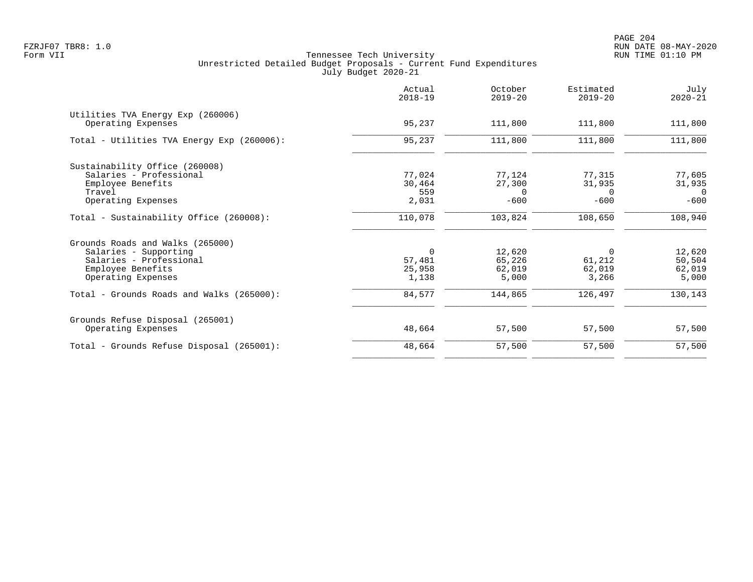Tennessee Tech University
Unrestricted Detailed Budget Proposals - Current Fund Expenditures
July Budget 2020-21

| | Actual 2018-19 | October 2019-20 | Estimated 2019-20 | July 2020-21 |
|---|---|---|---|---|
| **Utilities TVA Energy Exp (260006)** | | | | |
| Operating Expenses | 95,237 | 111,800 | 111,800 | 111,800 |
| Total - Utilities TVA Energy Exp (260006): | 95,237 | 111,800 | 111,800 | 111,800 |
| **Sustainability Office (260008)** | | | | |
| Salaries - Professional | 77,024 | 77,124 | 77,315 | 77,605 |
| Employee Benefits | 30,464 | 27,300 | 31,935 | 31,935 |
| Travel | 559 | 0 | 0 | 0 |
| Operating Expenses | 2,031 | -600 | -600 | -600 |
| Total - Sustainability Office (260008): | 110,078 | 103,824 | 108,650 | 108,940 |
| **Grounds Roads and Walks (265000)** | | | | |
| Salaries - Supporting | 0 | 12,620 | 0 | 12,620 |
| Salaries - Professional | 57,481 | 65,226 | 61,212 | 50,504 |
| Employee Benefits | 25,958 | 62,019 | 62,019 | 62,019 |
| Operating Expenses | 1,138 | 5,000 | 3,266 | 5,000 |
| Total - Grounds Roads and Walks (265000): | 84,577 | 144,865 | 126,497 | 130,143 |
| **Grounds Refuse Disposal (265001)** | | | | |
| Operating Expenses | 48,664 | 57,500 | 57,500 | 57,500 |
| Total - Grounds Refuse Disposal (265001): | 48,664 | 57,500 | 57,500 | 57,500 |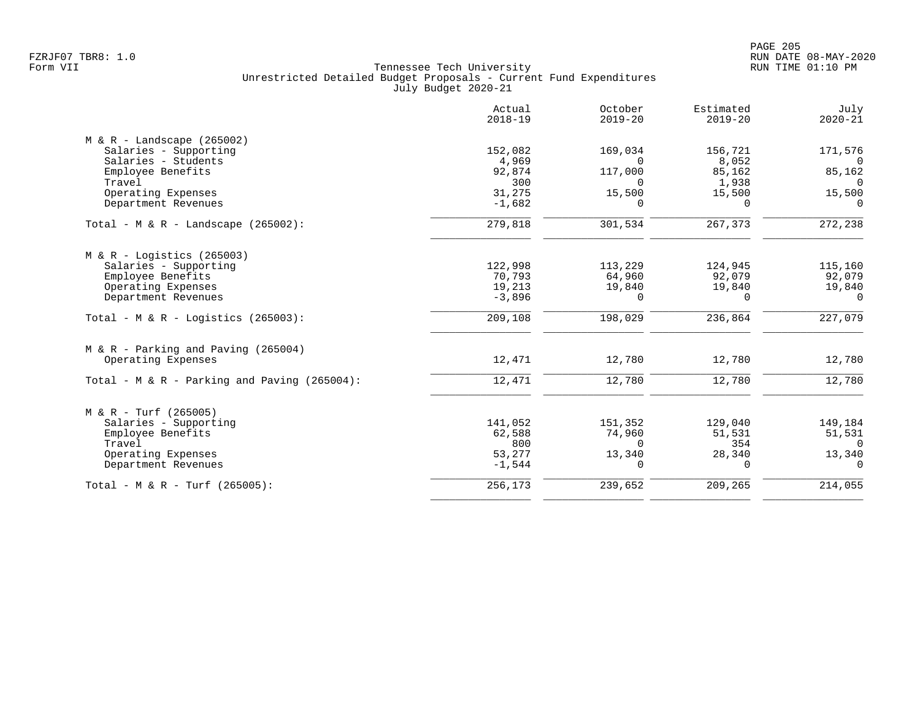Tennessee Tech University
Unrestricted Detailed Budget Proposals - Current Fund Expenditures
July Budget 2020-21

| | Actual 2018-19 | October 2019-20 | Estimated 2019-20 | July 2020-21 |
|---|---|---|---|---|
| **M & R - Landscape (265002)** | | | | |
| Salaries - Supporting | 152,082 | 169,034 | 156,721 | 171,576 |
| Salaries - Students | 4,969 | 0 | 8,052 | 0 |
| Employee Benefits | 92,874 | 117,000 | 85,162 | 85,162 |
| Travel | 300 | 0 | 1,938 | 0 |
| Operating Expenses | 31,275 | 15,500 | 15,500 | 15,500 |
| Department Revenues | -1,682 | 0 | 0 | 0 |
| Total - M & R - Landscape (265002): | 279,818 | 301,534 | 267,373 | 272,238 |
| **M & R - Logistics (265003)** | | | | |
| Salaries - Supporting | 122,998 | 113,229 | 124,945 | 115,160 |
| Employee Benefits | 70,793 | 64,960 | 92,079 | 92,079 |
| Operating Expenses | 19,213 | 19,840 | 19,840 | 19,840 |
| Department Revenues | -3,896 | 0 | 0 | 0 |
| Total - M & R - Logistics (265003): | 209,108 | 198,029 | 236,864 | 227,079 |
| **M & R - Parking and Paving (265004)** | | | | |
| Operating Expenses | 12,471 | 12,780 | 12,780 | 12,780 |
| Total - M & R - Parking and Paving (265004): | 12,471 | 12,780 | 12,780 | 12,780 |
| **M & R - Turf (265005)** | | | | |
| Salaries - Supporting | 141,052 | 151,352 | 129,040 | 149,184 |
| Employee Benefits | 62,588 | 74,960 | 51,531 | 51,531 |
| Travel | 800 | 0 | 354 | 0 |
| Operating Expenses | 53,277 | 13,340 | 28,340 | 13,340 |
| Department Revenues | -1,544 | 0 | 0 | 0 |
| Total - M & R - Turf (265005): | 256,173 | 239,652 | 209,265 | 214,055 |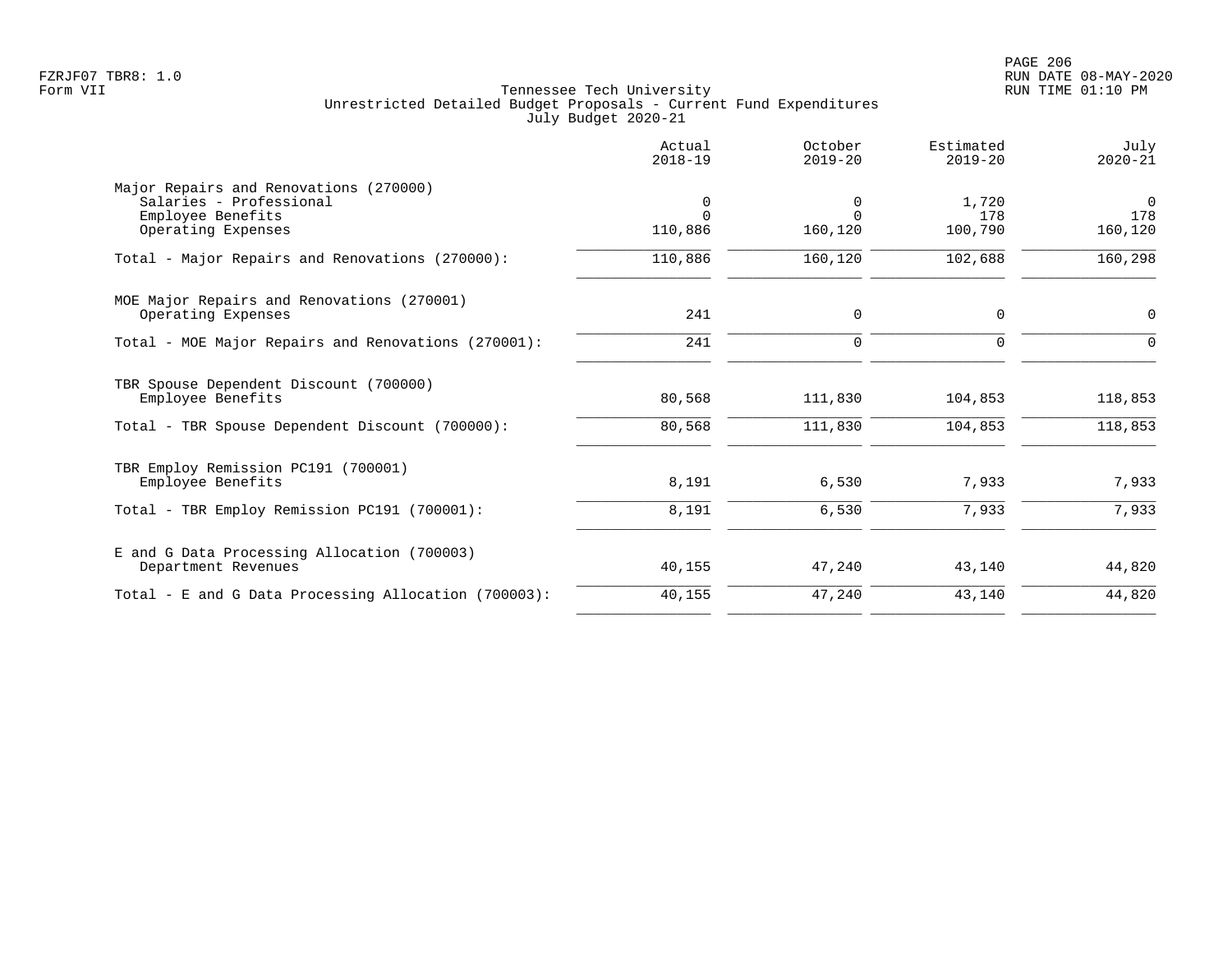Tennessee Tech University
Unrestricted Detailed Budget Proposals - Current Fund Expenditures
July Budget 2020-21

| | Actual 2018-19 | October 2019-20 | Estimated 2019-20 | July 2020-21 |
|---|---|---|---|---|
| **Major Repairs and Renovations (270000)** | | | | |
| Salaries - Professional | 0 | 0 | 1,720 | 0 |
| Employee Benefits | 0 | 0 | 178 | 178 |
| Operating Expenses | 110,886 | 160,120 | 100,790 | 160,120 |
| Total - Major Repairs and Renovations (270000): | 110,886 | 160,120 | 102,688 | 160,298 |
| **MOE Major Repairs and Renovations (270001)** | | | | |
| Operating Expenses | 241 | 0 | 0 | 0 |
| Total - MOE Major Repairs and Renovations (270001): | 241 | 0 | 0 | 0 |
| **TBR Spouse Dependent Discount (700000)** | | | | |
| Employee Benefits | 80,568 | 111,830 | 104,853 | 118,853 |
| Total - TBR Spouse Dependent Discount (700000): | 80,568 | 111,830 | 104,853 | 118,853 |
| **TBR Employ Remission PC191 (700001)** | | | | |
| Employee Benefits | 8,191 | 6,530 | 7,933 | 7,933 |
| Total - TBR Employ Remission PC191 (700001): | 8,191 | 6,530 | 7,933 | 7,933 |
| **E and G Data Processing Allocation (700003)** | | | | |
| Department Revenues | 40,155 | 47,240 | 43,140 | 44,820 |
| Total - E and G Data Processing Allocation (700003): | 40,155 | 47,240 | 43,140 | 44,820 |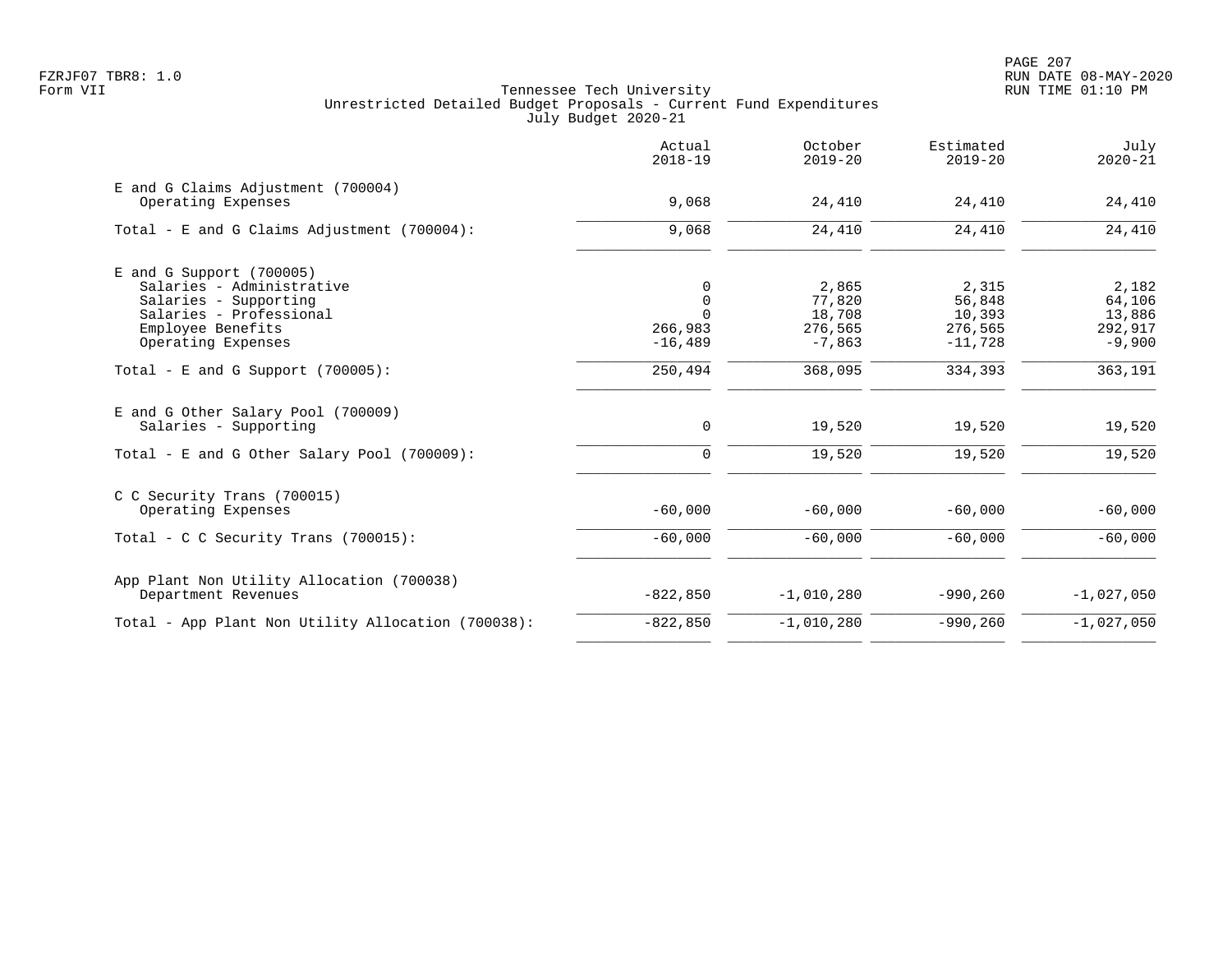Tennessee Tech University
Unrestricted Detailed Budget Proposals - Current Fund Expenditures
July Budget 2020-21

| | Actual 2018-19 | October 2019-20 | Estimated 2019-20 | July 2020-21 |
|---|---|---|---|---|
| **E and G Claims Adjustment (700004)** | | | | |
| Operating Expenses | 9,068 | 24,410 | 24,410 | 24,410 |
| Total - E and G Claims Adjustment (700004): | 9,068 | 24,410 | 24,410 | 24,410 |
| **E and G Support (700005)** | | | | |
| Salaries - Administrative | 0 | 2,865 | 2,315 | 2,182 |
| Salaries - Supporting | 0 | 77,820 | 56,848 | 64,106 |
| Salaries - Professional | 0 | 18,708 | 10,393 | 13,886 |
| Employee Benefits | 266,983 | 276,565 | 276,565 | 292,917 |
| Operating Expenses | -16,489 | -7,863 | -11,728 | -9,900 |
| Total - E and G Support (700005): | 250,494 | 368,095 | 334,393 | 363,191 |
| **E and G Other Salary Pool (700009)** | | | | |
| Salaries - Supporting | 0 | 19,520 | 19,520 | 19,520 |
| Total - E and G Other Salary Pool (700009): | 0 | 19,520 | 19,520 | 19,520 |
| **C C Security Trans (700015)** | | | | |
| Operating Expenses | -60,000 | -60,000 | -60,000 | -60,000 |
| Total - C C Security Trans (700015): | -60,000 | -60,000 | -60,000 | -60,000 |
| **App Plant Non Utility Allocation (700038)** | | | | |
| Department Revenues | -822,850 | -1,010,280 | -990,260 | -1,027,050 |
| Total - App Plant Non Utility Allocation (700038): | -822,850 | -1,010,280 | -990,260 | -1,027,050 |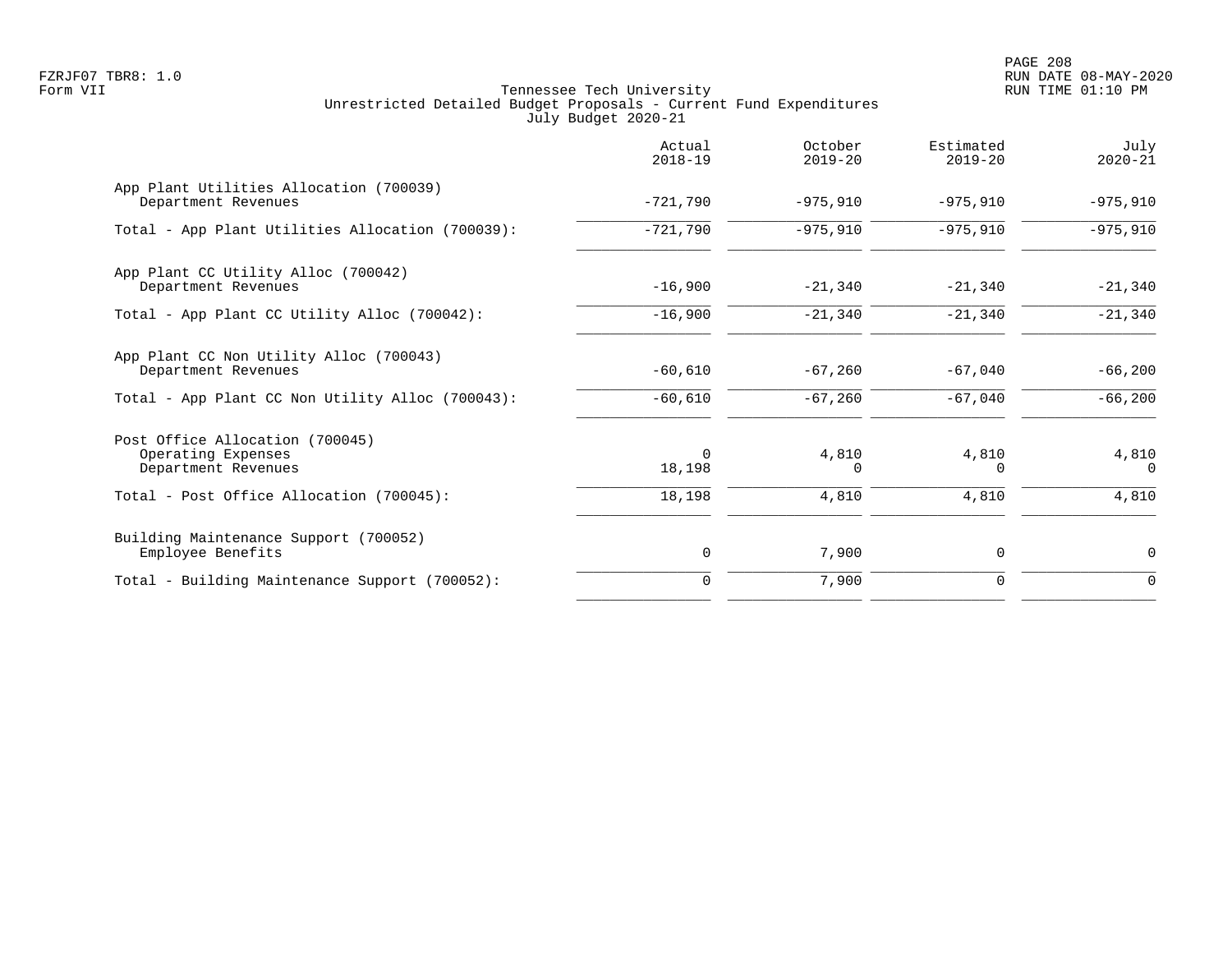Tennessee Tech University
Unrestricted Detailed Budget Proposals - Current Fund Expenditures
July Budget 2020-21

| | Actual 2018-19 | October 2019-20 | Estimated 2019-20 | July 2020-21 |
|---|---|---|---|---|
| **App Plant Utilities Allocation (700039)** | | | | |
| Department Revenues | -721,790 | -975,910 | -975,910 | -975,910 |
| Total - App Plant Utilities Allocation (700039): | -721,790 | -975,910 | -975,910 | -975,910 |
| **App Plant CC Utility Alloc (700042)** | | | | |
| Department Revenues | -16,900 | -21,340 | -21,340 | -21,340 |
| Total - App Plant CC Utility Alloc (700042): | -16,900 | -21,340 | -21,340 | -21,340 |
| **App Plant CC Non Utility Alloc (700043)** | | | | |
| Department Revenues | -60,610 | -67,260 | -67,040 | -66,200 |
| Total - App Plant CC Non Utility Alloc (700043): | -60,610 | -67,260 | -67,040 | -66,200 |
| **Post Office Allocation (700045)** | | | | |
| Operating Expenses | 0 | 4,810 | 4,810 | 4,810 |
| Department Revenues | 18,198 | 0 | 0 | 0 |
| Total - Post Office Allocation (700045): | 18,198 | 4,810 | 4,810 | 4,810 |
| **Building Maintenance Support (700052)** | | | | |
| Employee Benefits | 0 | 7,900 | 0 | 0 |
| Total - Building Maintenance Support (700052): | 0 | 7,900 | 0 | 0 |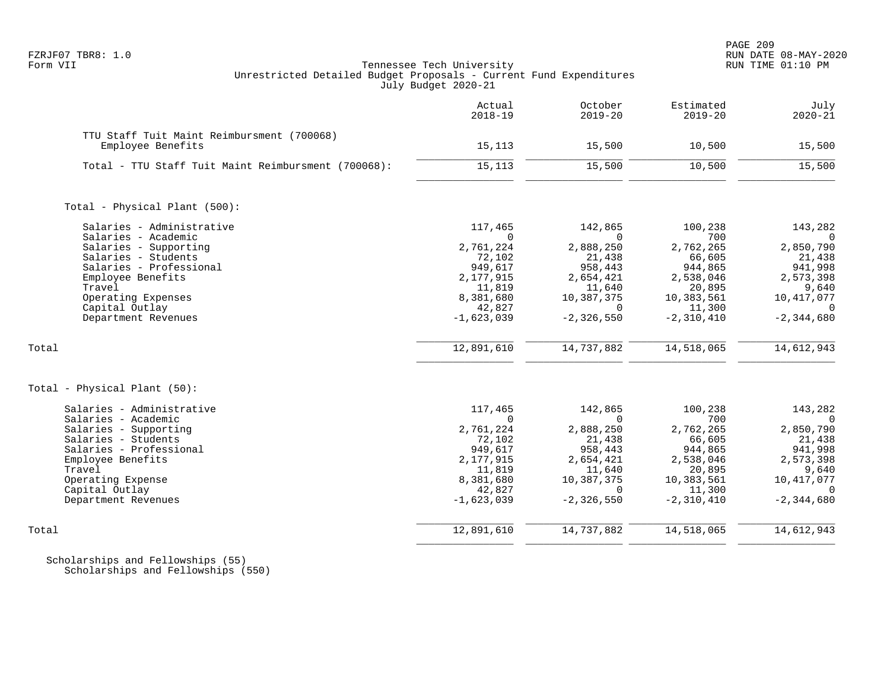Tennessee Tech University
Unrestricted Detailed Budget Proposals - Current Fund Expenditures
July Budget 2020-21

| | Actual 2018-19 | October 2019-20 | Estimated 2019-20 | July 2020-21 |
|---|---|---|---|---|
| TTU Staff Tuit Maint Reimbursment (700068) | | | | |
| Employee Benefits | 15,113 | 15,500 | 10,500 | 15,500 |
| Total - TTU Staff Tuit Maint Reimbursment (700068): | 15,113 | 15,500 | 10,500 | 15,500 |
| | | | | |
| Total - Physical Plant (500): | | | | |
| Salaries - Administrative | 117,465 | 142,865 | 100,238 | 143,282 |
| Salaries - Academic | 0 | 0 | 700 | 0 |
| Salaries - Supporting | 2,761,224 | 2,888,250 | 2,762,265 | 2,850,790 |
| Salaries - Students | 72,102 | 21,438 | 66,605 | 21,438 |
| Salaries - Professional | 949,617 | 958,443 | 944,865 | 941,998 |
| Employee Benefits | 2,177,915 | 2,654,421 | 2,538,046 | 2,573,398 |
| Travel | 11,819 | 11,640 | 20,895 | 9,640 |
| Operating Expenses | 8,381,680 | 10,387,375 | 10,383,561 | 10,417,077 |
| Capital Outlay | 42,827 | 0 | 11,300 | 0 |
| Department Revenues | -1,623,039 | -2,326,550 | -2,310,410 | -2,344,680 |
| Total | 12,891,610 | 14,737,882 | 14,518,065 | 14,612,943 |
| | | | | |
| Total - Physical Plant (50): | | | | |
| Salaries - Administrative | 117,465 | 142,865 | 100,238 | 143,282 |
| Salaries - Academic | 0 | 0 | 700 | 0 |
| Salaries - Supporting | 2,761,224 | 2,888,250 | 2,762,265 | 2,850,790 |
| Salaries - Students | 72,102 | 21,438 | 66,605 | 21,438 |
| Salaries - Professional | 949,617 | 958,443 | 944,865 | 941,998 |
| Employee Benefits | 2,177,915 | 2,654,421 | 2,538,046 | 2,573,398 |
| Travel | 11,819 | 11,640 | 20,895 | 9,640 |
| Operating Expense | 8,381,680 | 10,387,375 | 10,383,561 | 10,417,077 |
| Capital Outlay | 42,827 | 0 | 11,300 | 0 |
| Department Revenues | -1,623,039 | -2,326,550 | -2,310,410 | -2,344,680 |
| Total | 12,891,610 | 14,737,882 | 14,518,065 | 14,612,943 |

Scholarships and Fellowships (55)
Scholarships and Fellowships (550)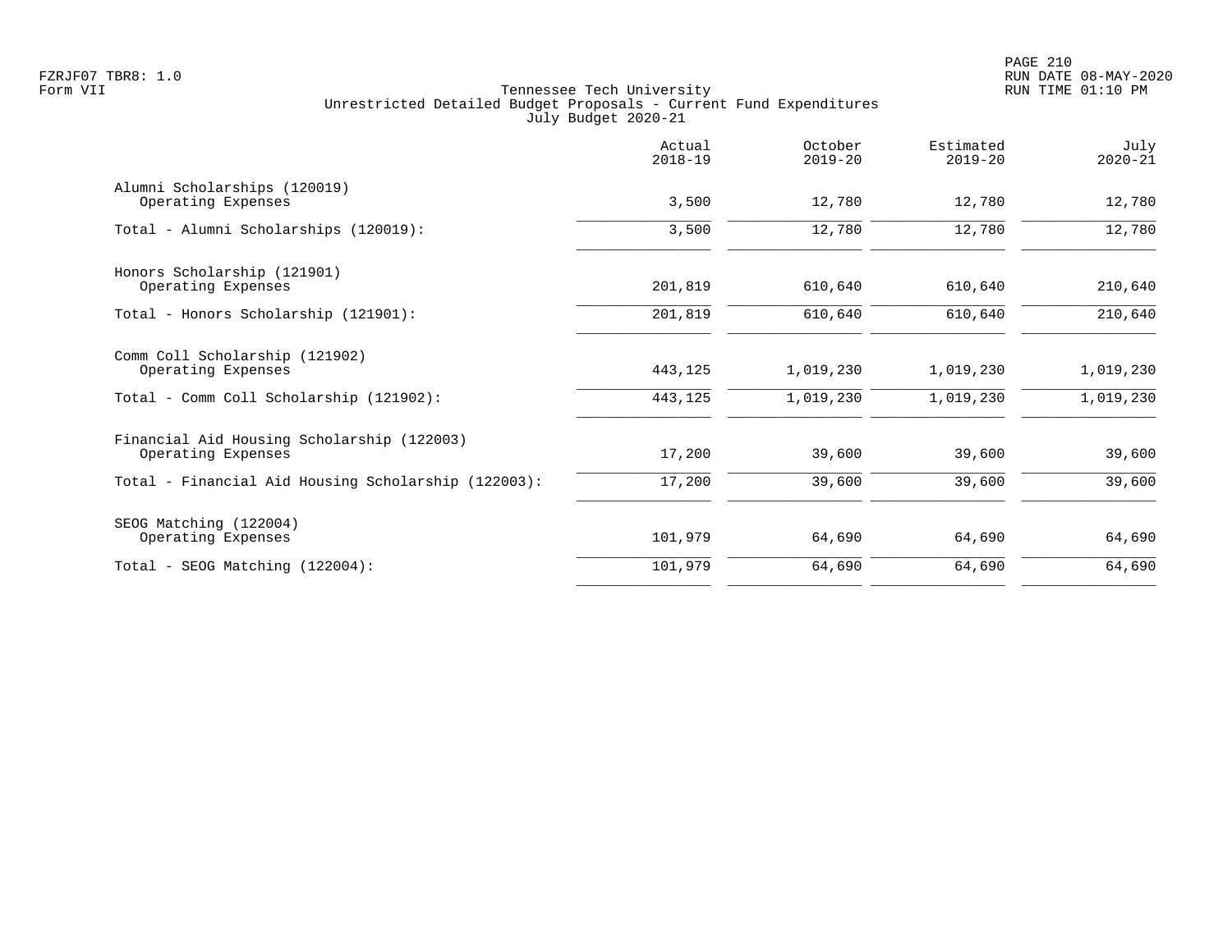Tennessee Tech University
Unrestricted Detailed Budget Proposals - Current Fund Expenditures
July Budget 2020-21

| | Actual 2018-19 | October 2019-20 | Estimated 2019-20 | July 2020-21 |
|---|---|---|---|---|
| Alumni Scholarships (120019) | | | | |
| Operating Expenses | 3,500 | 12,780 | 12,780 | 12,780 |
| Total - Alumni Scholarships (120019): | 3,500 | 12,780 | 12,780 | 12,780 |
| Honors Scholarship (121901) | | | | |
| Operating Expenses | 201,819 | 610,640 | 610,640 | 210,640 |
| Total - Honors Scholarship (121901): | 201,819 | 610,640 | 610,640 | 210,640 |
| Comm Coll Scholarship (121902) | | | | |
| Operating Expenses | 443,125 | 1,019,230 | 1,019,230 | 1,019,230 |
| Total - Comm Coll Scholarship (121902): | 443,125 | 1,019,230 | 1,019,230 | 1,019,230 |
| Financial Aid Housing Scholarship (122003) | | | | |
| Operating Expenses | 17,200 | 39,600 | 39,600 | 39,600 |
| Total - Financial Aid Housing Scholarship (122003): | 17,200 | 39,600 | 39,600 | 39,600 |
| SEOG Matching (122004) | | | | |
| Operating Expenses | 101,979 | 64,690 | 64,690 | 64,690 |
| Total - SEOG Matching (122004): | 101,979 | 64,690 | 64,690 | 64,690 |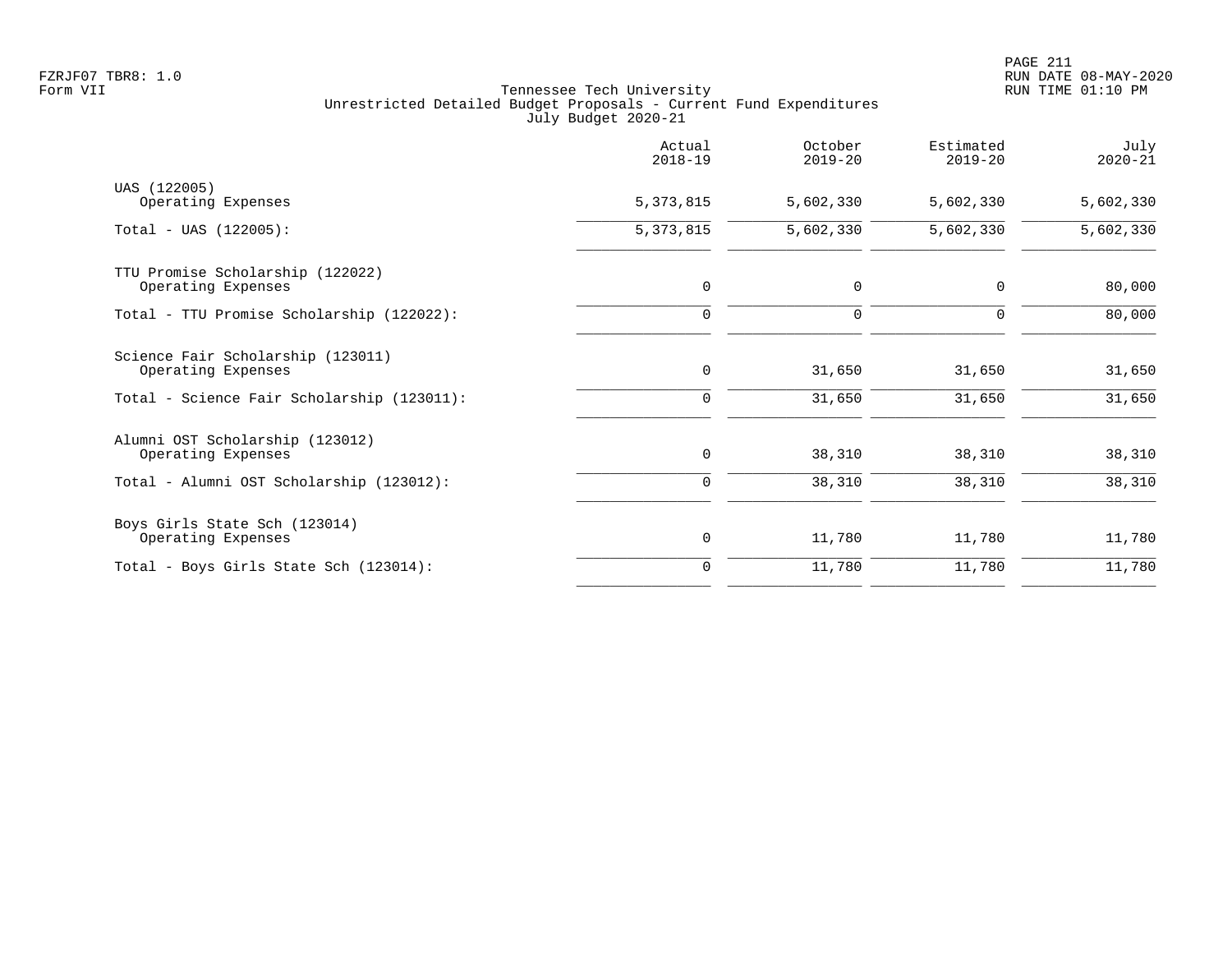Tennessee Tech University
Unrestricted Detailed Budget Proposals - Current Fund Expenditures
July Budget 2020-21

| | Actual 2018-19 | October 2019-20 | Estimated 2019-20 | July 2020-21 |
|---|---|---|---|---|
| UAS (122005) | | | | |
| Operating Expenses | 5,373,815 | 5,602,330 | 5,602,330 | 5,602,330 |
| Total - UAS (122005): | 5,373,815 | 5,602,330 | 5,602,330 | 5,602,330 |
| TTU Promise Scholarship (122022) | | | | |
| Operating Expenses | 0 | 0 | 0 | 80,000 |
| Total - TTU Promise Scholarship (122022): | 0 | 0 | 0 | 80,000 |
| Science Fair Scholarship (123011) | | | | |
| Operating Expenses | 0 | 31,650 | 31,650 | 31,650 |
| Total - Science Fair Scholarship (123011): | 0 | 31,650 | 31,650 | 31,650 |
| Alumni OST Scholarship (123012) | | | | |
| Operating Expenses | 0 | 38,310 | 38,310 | 38,310 |
| Total - Alumni OST Scholarship (123012): | 0 | 38,310 | 38,310 | 38,310 |
| Boys Girls State Sch (123014) | | | | |
| Operating Expenses | 0 | 11,780 | 11,780 | 11,780 |
| Total - Boys Girls State Sch (123014): | 0 | 11,780 | 11,780 | 11,780 |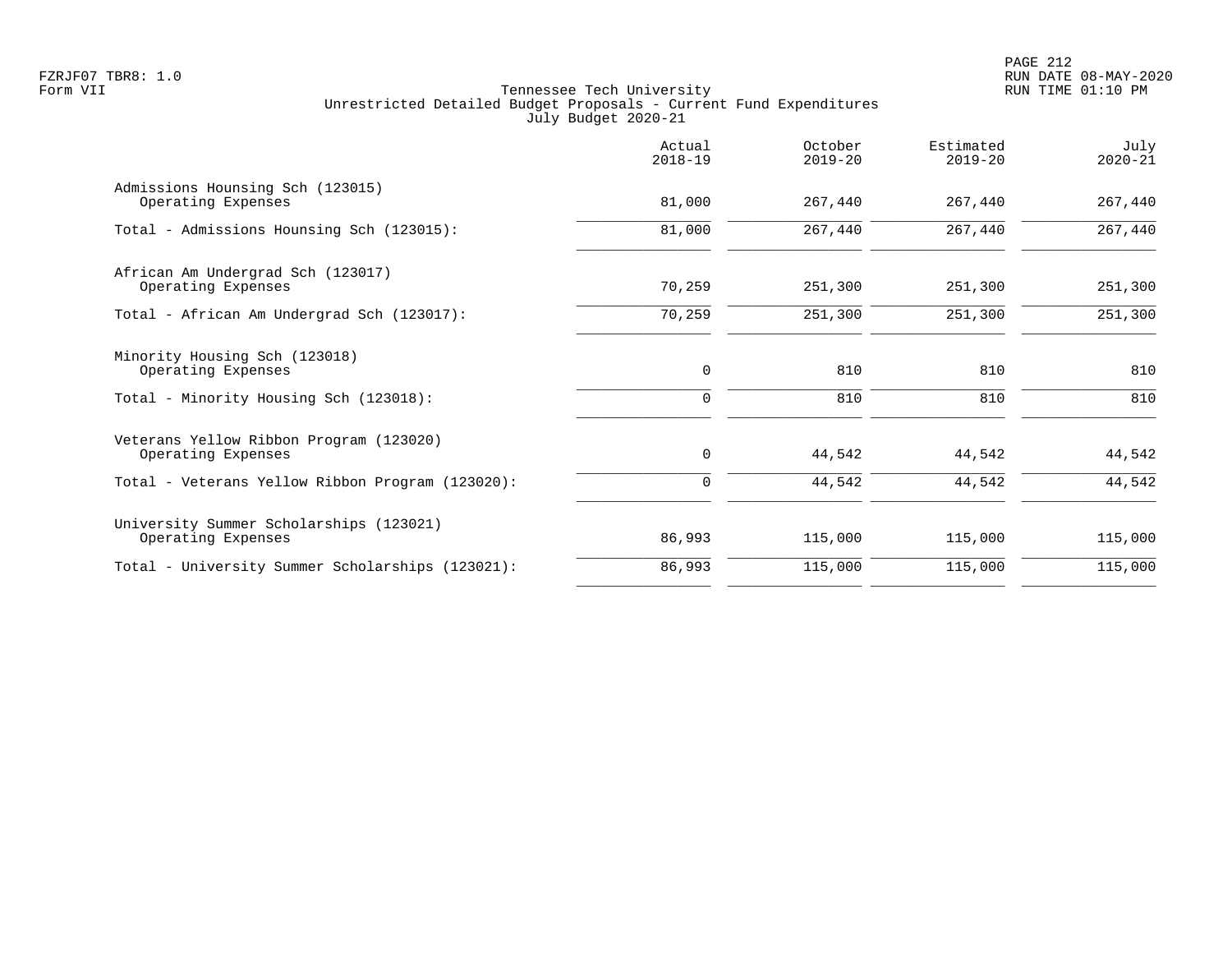FZRJF07 TBR8: 1.0
Form VII

Tennessee Tech University
Unrestricted Detailed Budget Proposals - Current Fund Expenditures
July Budget 2020-21

RUN DATE 08-MAY-2020
RUN TIME 01:10 PM

| | Actual 2018-19 | October 2019-20 | Estimated 2019-20 | July 2020-21 |
|---|---|---|---|---|
| Admissions Hounsing Sch (123015) | | | | |
| Operating Expenses | 81,000 | 267,440 | 267,440 | 267,440 |
| Total - Admissions Hounsing Sch (123015): | 81,000 | 267,440 | 267,440 | 267,440 |
| African Am Undergrad Sch (123017) | | | | |
| Operating Expenses | 70,259 | 251,300 | 251,300 | 251,300 |
| Total - African Am Undergrad Sch (123017): | 70,259 | 251,300 | 251,300 | 251,300 |
| Minority Housing Sch (123018) | | | | |
| Operating Expenses | 0 | 810 | 810 | 810 |
| Total - Minority Housing Sch (123018): | 0 | 810 | 810 | 810 |
| Veterans Yellow Ribbon Program (123020) | | | | |
| Operating Expenses | 0 | 44,542 | 44,542 | 44,542 |
| Total - Veterans Yellow Ribbon Program (123020): | 0 | 44,542 | 44,542 | 44,542 |
| University Summer Scholarships (123021) | | | | |
| Operating Expenses | 86,993 | 115,000 | 115,000 | 115,000 |
| Total - University Summer Scholarships (123021): | 86,993 | 115,000 | 115,000 | 115,000 |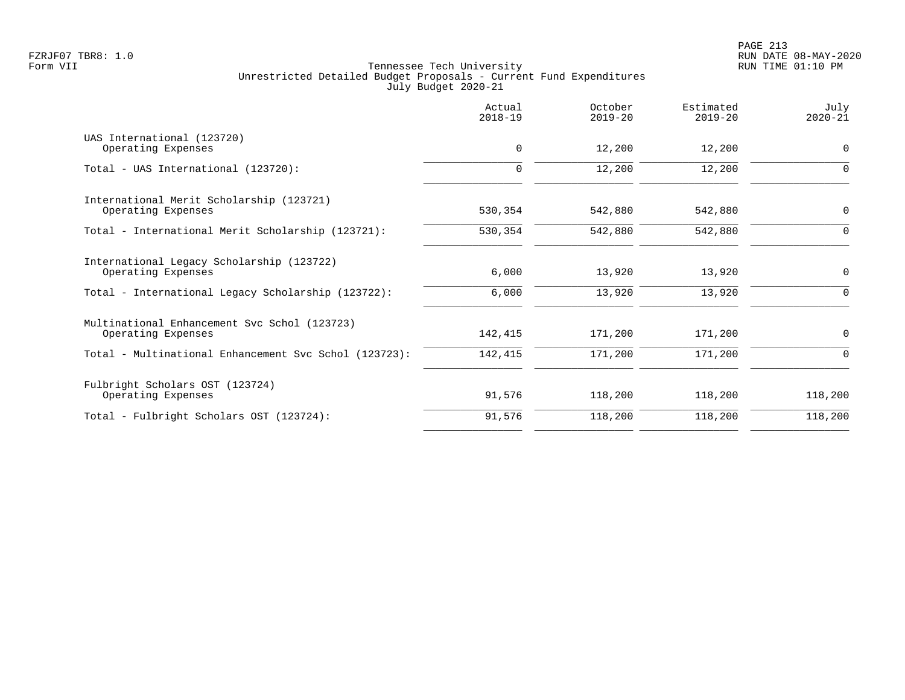Tennessee Tech University
Unrestricted Detailed Budget Proposals - Current Fund Expenditures
July Budget 2020-21

| | Actual 2018-19 | October 2019-20 | Estimated 2019-20 | July 2020-21 |
|---|---|---|---|---|
| UAS International (123720) | | | | |
| Operating Expenses | 0 | 12,200 | 12,200 | 0 |
| Total - UAS International (123720): | 0 | 12,200 | 12,200 | 0 |
| International Merit Scholarship (123721) | | | | |
| Operating Expenses | 530,354 | 542,880 | 542,880 | 0 |
| Total - International Merit Scholarship (123721): | 530,354 | 542,880 | 542,880 | 0 |
| International Legacy Scholarship (123722) | | | | |
| Operating Expenses | 6,000 | 13,920 | 13,920 | 0 |
| Total - International Legacy Scholarship (123722): | 6,000 | 13,920 | 13,920 | 0 |
| Multinational Enhancement Svc Schol (123723) | | | | |
| Operating Expenses | 142,415 | 171,200 | 171,200 | 0 |
| Total - Multinational Enhancement Svc Schol (123723): | 142,415 | 171,200 | 171,200 | 0 |
| Fulbright Scholars OST (123724) | | | | |
| Operating Expenses | 91,576 | 118,200 | 118,200 | 118,200 |
| Total - Fulbright Scholars OST (123724): | 91,576 | 118,200 | 118,200 | 118,200 |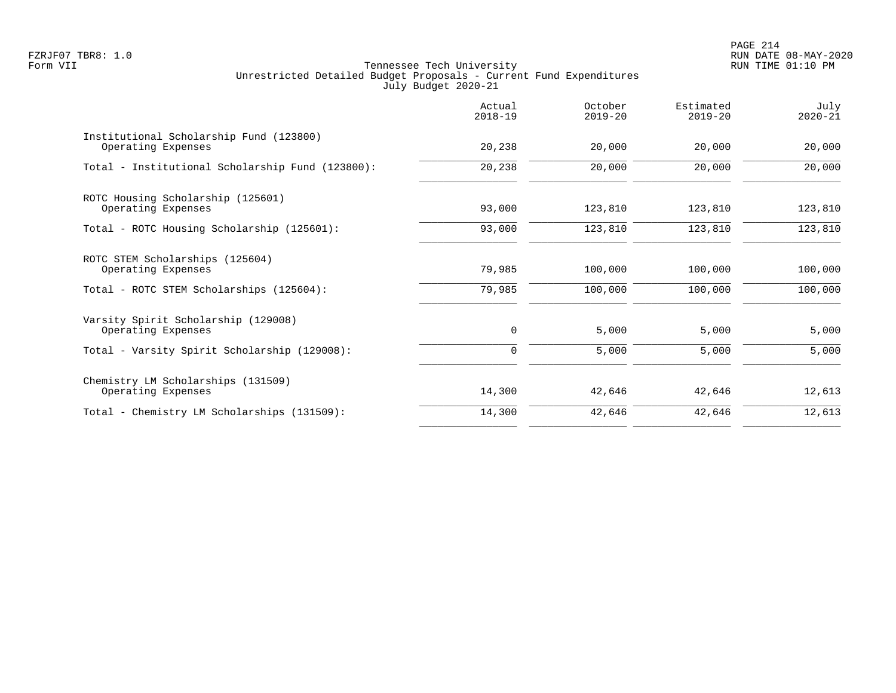Tennessee Tech University
Unrestricted Detailed Budget Proposals - Current Fund Expenditures
July Budget 2020-21

| | Actual 2018-19 | October 2019-20 | Estimated 2019-20 | July 2020-21 |
|---|---|---|---|---|
| Institutional Scholarship Fund (123800) | | | | |
| Operating Expenses | 20,238 | 20,000 | 20,000 | 20,000 |
| Total - Institutional Scholarship Fund (123800): | 20,238 | 20,000 | 20,000 | 20,000 |
| ROTC Housing Scholarship (125601) | | | | |
| Operating Expenses | 93,000 | 123,810 | 123,810 | 123,810 |
| Total - ROTC Housing Scholarship (125601): | 93,000 | 123,810 | 123,810 | 123,810 |
| ROTC STEM Scholarships (125604) | | | | |
| Operating Expenses | 79,985 | 100,000 | 100,000 | 100,000 |
| Total - ROTC STEM Scholarships (125604): | 79,985 | 100,000 | 100,000 | 100,000 |
| Varsity Spirit Scholarship (129008) | | | | |
| Operating Expenses | 0 | 5,000 | 5,000 | 5,000 |
| Total - Varsity Spirit Scholarship (129008): | 0 | 5,000 | 5,000 | 5,000 |
| Chemistry LM Scholarships (131509) | | | | |
| Operating Expenses | 14,300 | 42,646 | 42,646 | 12,613 |
| Total - Chemistry LM Scholarships (131509): | 14,300 | 42,646 | 42,646 | 12,613 |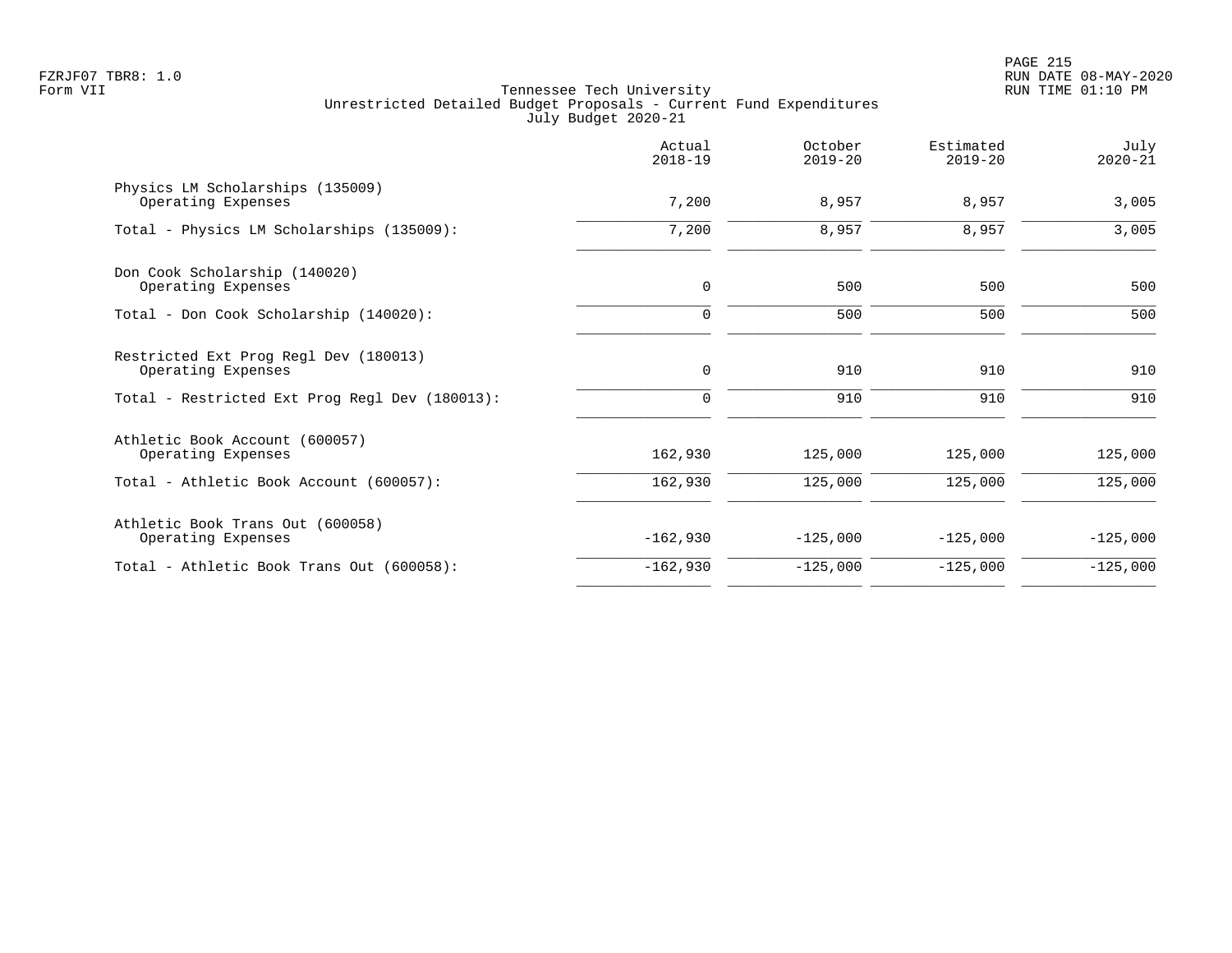FZRJF07 TBR8: 1.0
Form VII

Tennessee Tech University
Unrestricted Detailed Budget Proposals - Current Fund Expenditures
July Budget 2020-21

RUN DATE 08-MAY-2020
RUN TIME 01:10 PM

| | Actual 2018-19 | October 2019-20 | Estimated 2019-20 | July 2020-21 |
|---|---|---|---|---|
| Physics LM Scholarships (135009) | | | | |
| Operating Expenses | 7,200 | 8,957 | 8,957 | 3,005 |
| Total - Physics LM Scholarships (135009): | 7,200 | 8,957 | 8,957 | 3,005 |
| Don Cook Scholarship (140020) | | | | |
| Operating Expenses | 0 | 500 | 500 | 500 |
| Total - Don Cook Scholarship (140020): | 0 | 500 | 500 | 500 |
| Restricted Ext Prog Regl Dev (180013) | | | | |
| Operating Expenses | 0 | 910 | 910 | 910 |
| Total - Restricted Ext Prog Regl Dev (180013): | 0 | 910 | 910 | 910 |
| Athletic Book Account (600057) | | | | |
| Operating Expenses | 162,930 | 125,000 | 125,000 | 125,000 |
| Total - Athletic Book Account (600057): | 162,930 | 125,000 | 125,000 | 125,000 |
| Athletic Book Trans Out (600058) | | | | |
| Operating Expenses | -162,930 | -125,000 | -125,000 | -125,000 |
| Total - Athletic Book Trans Out (600058): | -162,930 | -125,000 | -125,000 | -125,000 |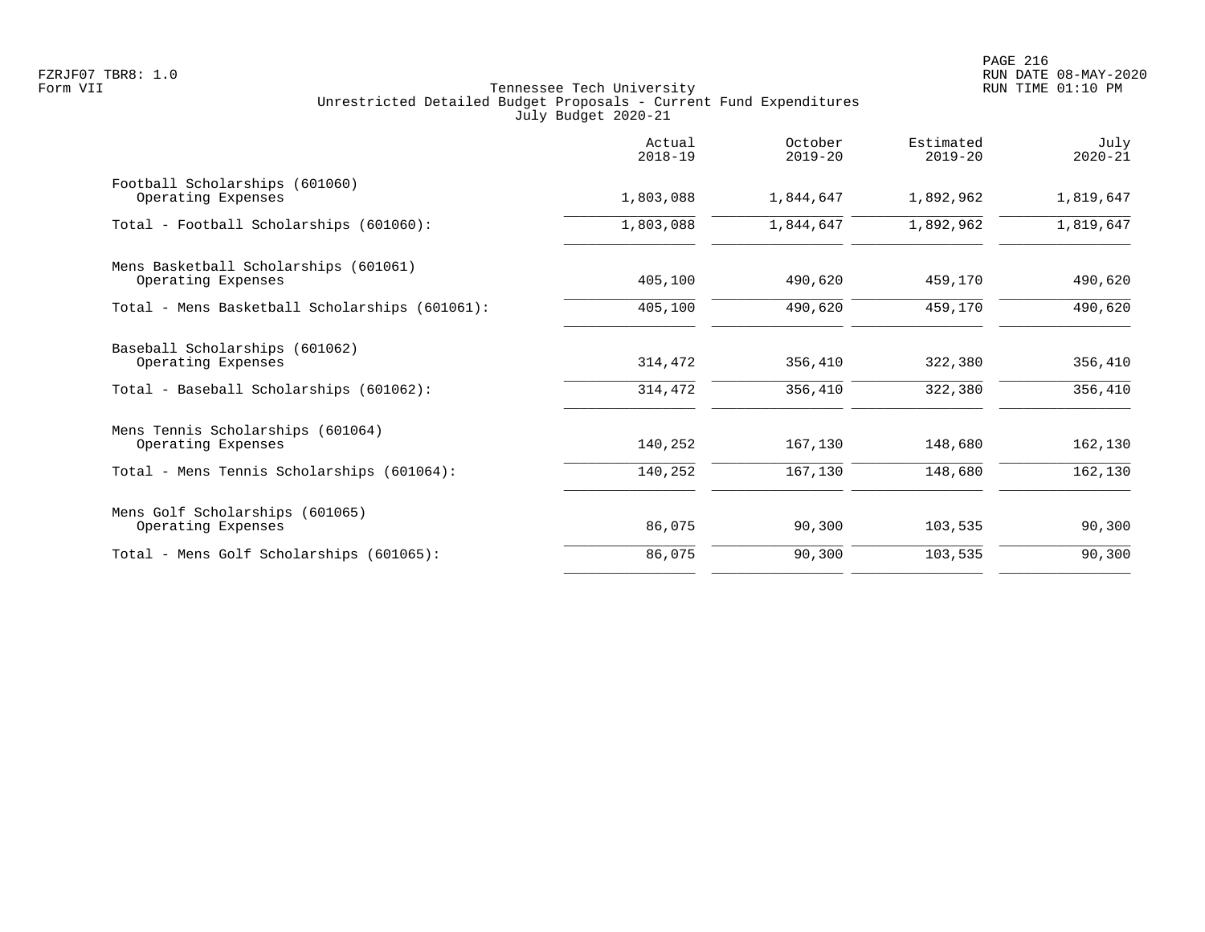Tennessee Tech University
Unrestricted Detailed Budget Proposals - Current Fund Expenditures
July Budget 2020-21

| | Actual 2018-19 | October 2019-20 | Estimated 2019-20 | July 2020-21 |
|---|---|---|---|---|
| Football Scholarships (601060) | | | | |
| Operating Expenses | 1,803,088 | 1,844,647 | 1,892,962 | 1,819,647 |
| Total - Football Scholarships (601060): | 1,803,088 | 1,844,647 | 1,892,962 | 1,819,647 |
| Mens Basketball Scholarships (601061) | | | | |
| Operating Expenses | 405,100 | 490,620 | 459,170 | 490,620 |
| Total - Mens Basketball Scholarships (601061): | 405,100 | 490,620 | 459,170 | 490,620 |
| Baseball Scholarships (601062) | | | | |
| Operating Expenses | 314,472 | 356,410 | 322,380 | 356,410 |
| Total - Baseball Scholarships (601062): | 314,472 | 356,410 | 322,380 | 356,410 |
| Mens Tennis Scholarships (601064) | | | | |
| Operating Expenses | 140,252 | 167,130 | 148,680 | 162,130 |
| Total - Mens Tennis Scholarships (601064): | 140,252 | 167,130 | 148,680 | 162,130 |
| Mens Golf Scholarships (601065) | | | | |
| Operating Expenses | 86,075 | 90,300 | 103,535 | 90,300 |
| Total - Mens Golf Scholarships (601065): | 86,075 | 90,300 | 103,535 | 90,300 |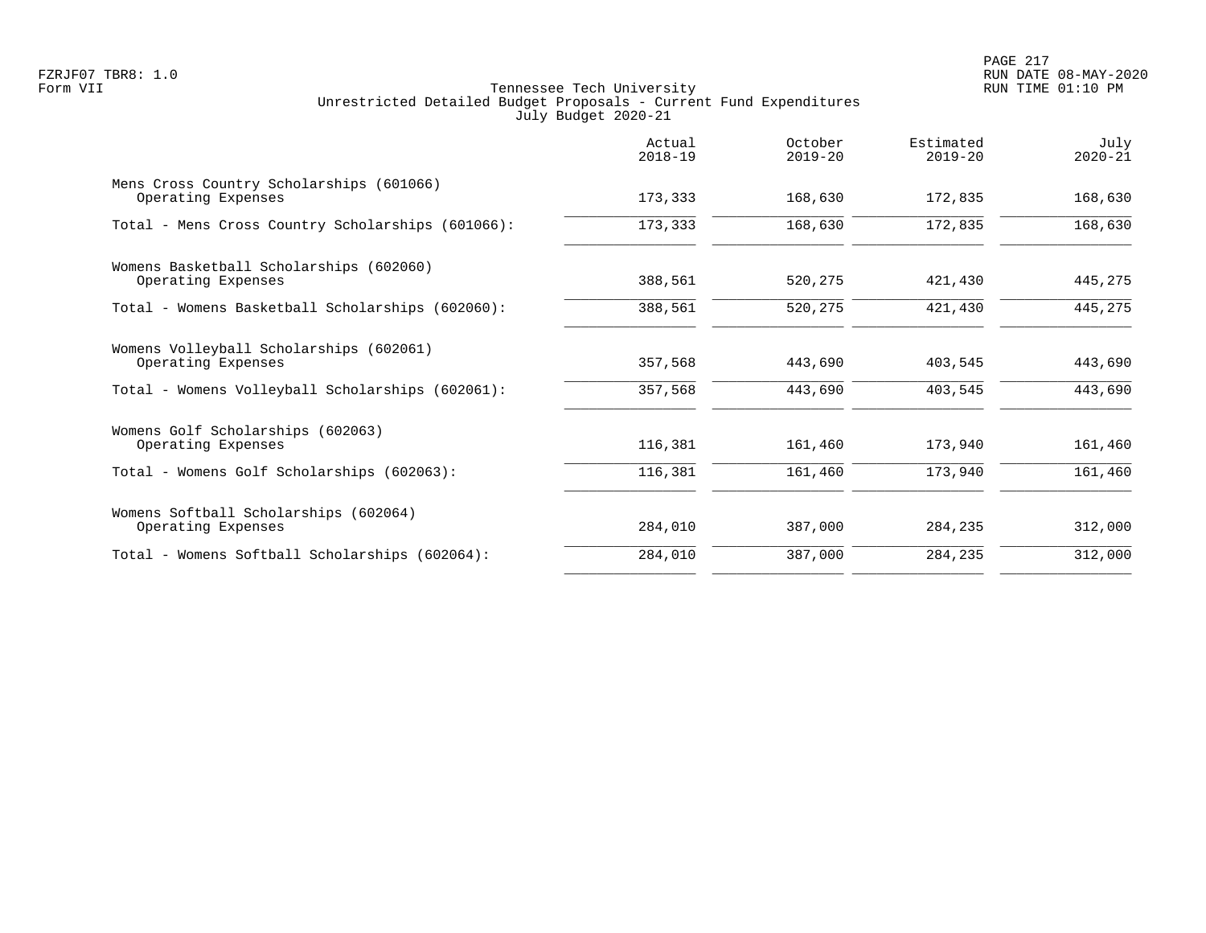Tennessee Tech University
Unrestricted Detailed Budget Proposals - Current Fund Expenditures
July Budget 2020-21

| | Actual 2018-19 | October 2019-20 | Estimated 2019-20 | July 2020-21 |
|---|---|---|---|---|
| Mens Cross Country Scholarships (601066) | | | | |
| Operating Expenses | 173,333 | 168,630 | 172,835 | 168,630 |
| Total - Mens Cross Country Scholarships (601066): | 173,333 | 168,630 | 172,835 | 168,630 |
| Womens Basketball Scholarships (602060) | | | | |
| Operating Expenses | 388,561 | 520,275 | 421,430 | 445,275 |
| Total - Womens Basketball Scholarships (602060): | 388,561 | 520,275 | 421,430 | 445,275 |
| Womens Volleyball Scholarships (602061) | | | | |
| Operating Expenses | 357,568 | 443,690 | 403,545 | 443,690 |
| Total - Womens Volleyball Scholarships (602061): | 357,568 | 443,690 | 403,545 | 443,690 |
| Womens Golf Scholarships (602063) | | | | |
| Operating Expenses | 116,381 | 161,460 | 173,940 | 161,460 |
| Total - Womens Golf Scholarships (602063): | 116,381 | 161,460 | 173,940 | 161,460 |
| Womens Softball Scholarships (602064) | | | | |
| Operating Expenses | 284,010 | 387,000 | 284,235 | 312,000 |
| Total - Womens Softball Scholarships (602064): | 284,010 | 387,000 | 284,235 | 312,000 |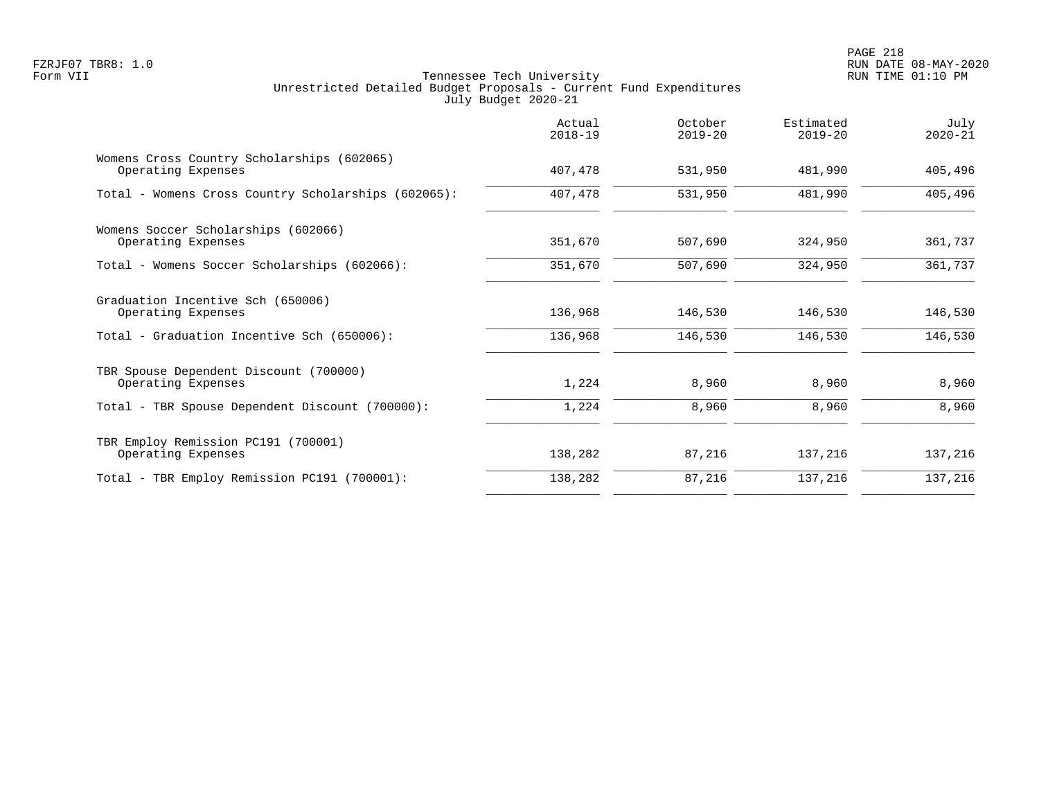Tennessee Tech University
Unrestricted Detailed Budget Proposals - Current Fund Expenditures
July Budget 2020-21

| | Actual 2018-19 | October 2019-20 | Estimated 2019-20 | July 2020-21 |
|---|---|---|---|---|
| **Womens Cross Country Scholarships (602065)** | | | | |
| Operating Expenses | 407,478 | 531,950 | 481,990 | 405,496 |
| Total - Womens Cross Country Scholarships (602065): | 407,478 | 531,950 | 481,990 | 405,496 |
| **Womens Soccer Scholarships (602066)** | | | | |
| Operating Expenses | 351,670 | 507,690 | 324,950 | 361,737 |
| Total - Womens Soccer Scholarships (602066): | 351,670 | 507,690 | 324,950 | 361,737 |
| **Graduation Incentive Sch (650006)** | | | | |
| Operating Expenses | 136,968 | 146,530 | 146,530 | 146,530 |
| Total - Graduation Incentive Sch (650006): | 136,968 | 146,530 | 146,530 | 146,530 |
| **TBR Spouse Dependent Discount (700000)** | | | | |
| Operating Expenses | 1,224 | 8,960 | 8,960 | 8,960 |
| Total - TBR Spouse Dependent Discount (700000): | 1,224 | 8,960 | 8,960 | 8,960 |
| **TBR Employ Remission PC191 (700001)** | | | | |
| Operating Expenses | 138,282 | 87,216 | 137,216 | 137,216 |
| Total - TBR Employ Remission PC191 (700001): | 138,282 | 87,216 | 137,216 | 137,216 |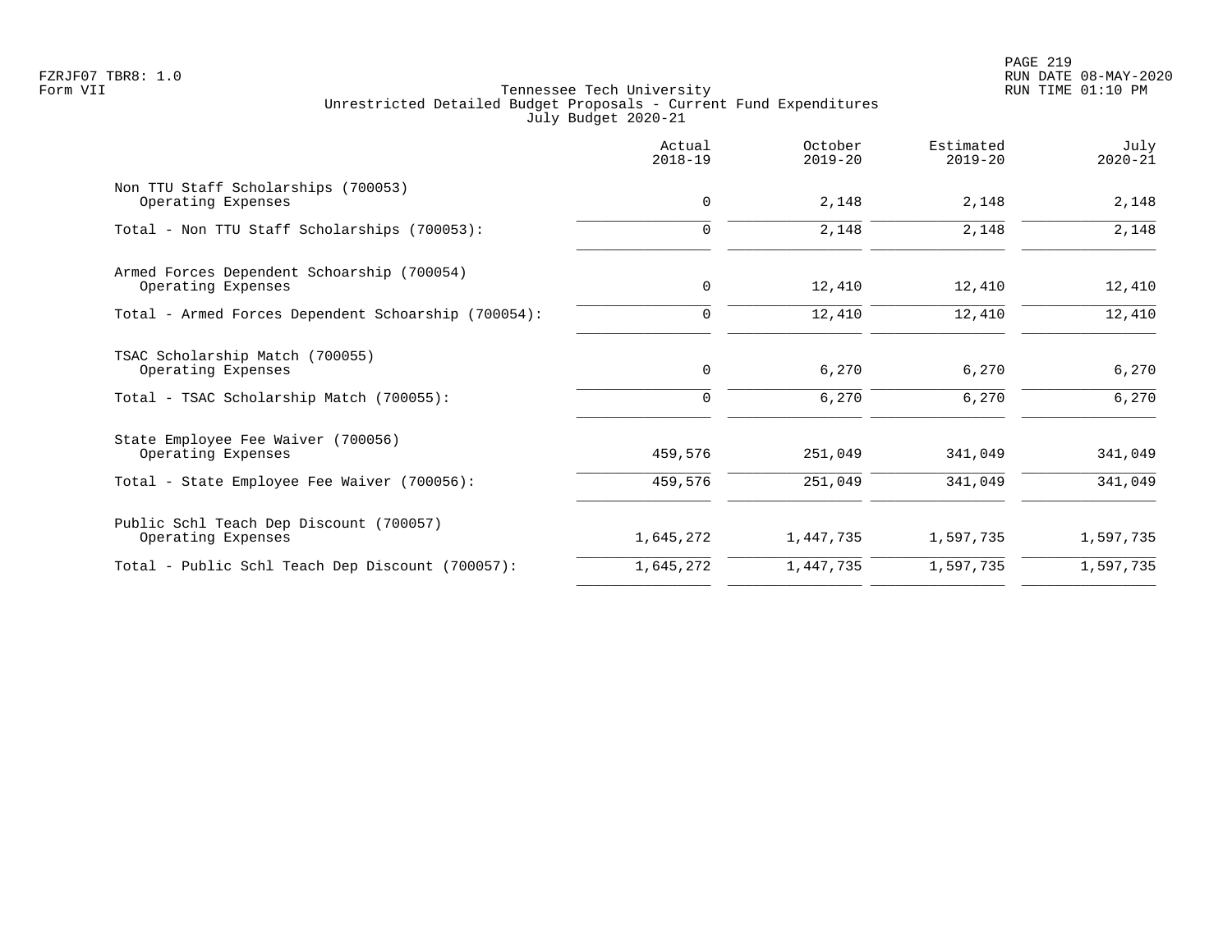Tennessee Tech University
Unrestricted Detailed Budget Proposals - Current Fund Expenditures
July Budget 2020-21

FZRJF07 TBR8: 1.0
Form VII

RUN DATE 08-MAY-2020
RUN TIME 01:10 PM

| | Actual 2018-19 | October 2019-20 | Estimated 2019-20 | July 2020-21 |
|---|---|---|---|---|
| Non TTU Staff Scholarships (700053) | | | | |
| Operating Expenses | 0 | 2,148 | 2,148 | 2,148 |
| Total - Non TTU Staff Scholarships (700053): | 0 | 2,148 | 2,148 | 2,148 |
| Armed Forces Dependent Schoarship (700054) | | | | |
| Operating Expenses | 0 | 12,410 | 12,410 | 12,410 |
| Total - Armed Forces Dependent Schoarship (700054): | 0 | 12,410 | 12,410 | 12,410 |
| TSAC Scholarship Match (700055) | | | | |
| Operating Expenses | 0 | 6,270 | 6,270 | 6,270 |
| Total - TSAC Scholarship Match (700055): | 0 | 6,270 | 6,270 | 6,270 |
| State Employee Fee Waiver (700056) | | | | |
| Operating Expenses | 459,576 | 251,049 | 341,049 | 341,049 |
| Total - State Employee Fee Waiver (700056): | 459,576 | 251,049 | 341,049 | 341,049 |
| Public Schl Teach Dep Discount (700057) | | | | |
| Operating Expenses | 1,645,272 | 1,447,735 | 1,597,735 | 1,597,735 |
| Total - Public Schl Teach Dep Discount (700057): | 1,645,272 | 1,447,735 | 1,597,735 | 1,597,735 |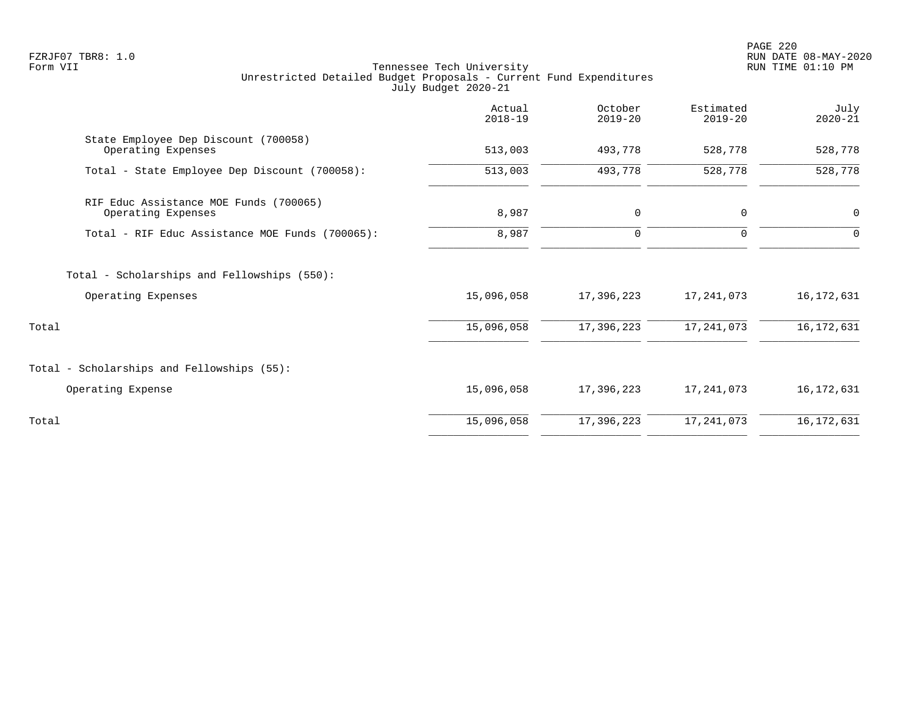Tennessee Tech University
Unrestricted Detailed Budget Proposals - Current Fund Expenditures
July Budget 2020-21

| | Actual 2018-19 | October 2019-20 | Estimated 2019-20 | July 2020-21 |
|---|---|---|---|---|
| State Employee Dep Discount (700058) | | | | |
| Operating Expenses | 513,003 | 493,778 | 528,778 | 528,778 |
| Total - State Employee Dep Discount (700058): | 513,003 | 493,778 | 528,778 | 528,778 |
| RIF Educ Assistance MOE Funds (700065) | | | | |
| Operating Expenses | 8,987 | 0 | 0 | 0 |
| Total - RIF Educ Assistance MOE Funds (700065): | 8,987 | 0 | 0 | 0 |
| Total - Scholarships and Fellowships (550): | | | | |
| Operating Expenses | 15,096,058 | 17,396,223 | 17,241,073 | 16,172,631 |
| Total | 15,096,058 | 17,396,223 | 17,241,073 | 16,172,631 |
| Total - Scholarships and Fellowships (55): | | | | |
| Operating Expense | 15,096,058 | 17,396,223 | 17,241,073 | 16,172,631 |
| Total | 15,096,058 | 17,396,223 | 17,241,073 | 16,172,631 |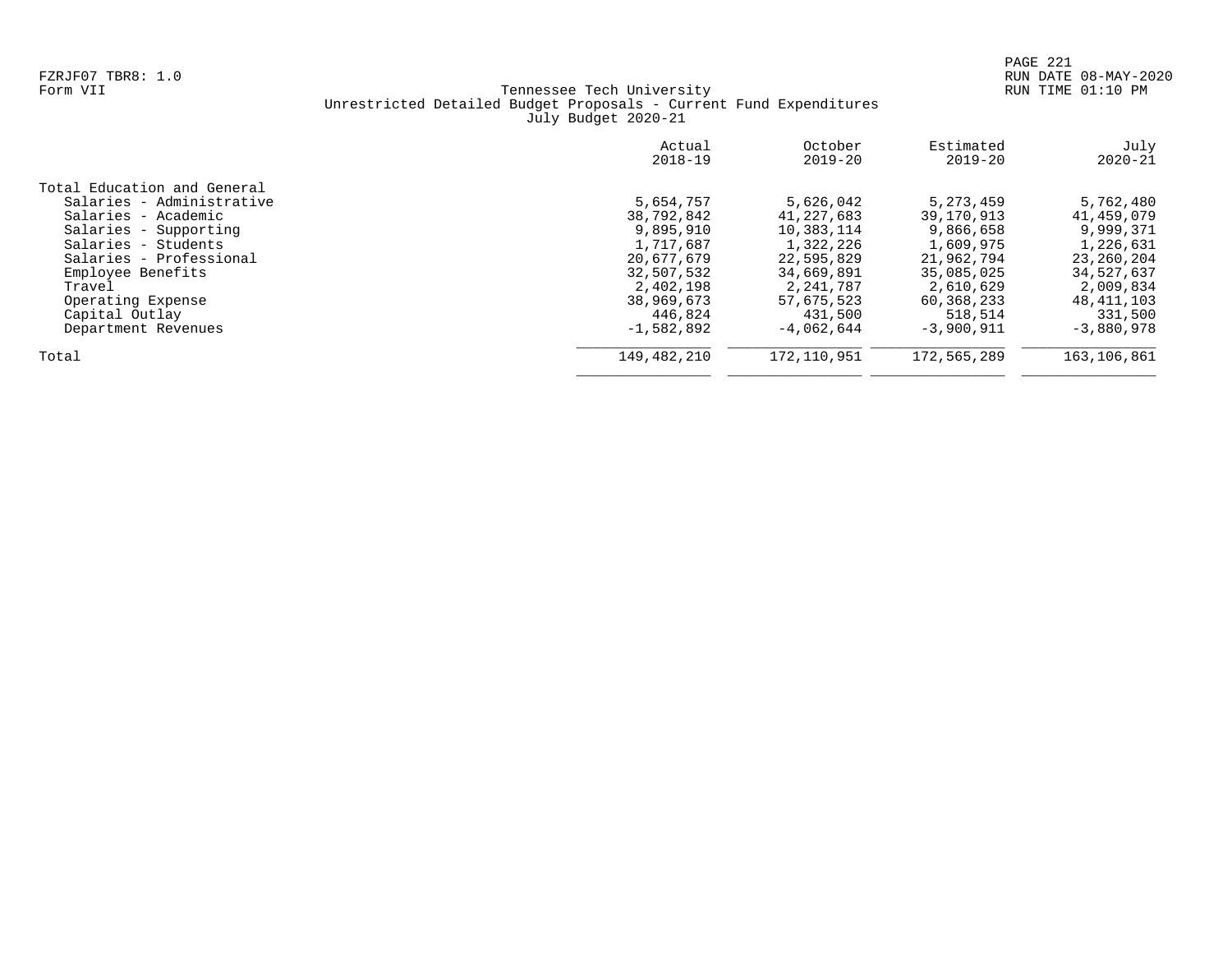FZRJF07 TBR8: 1.0
Form VII

Tennessee Tech University
Unrestricted Detailed Budget Proposals - Current Fund Expenditures
July Budget 2020-21

| | Actual 2018-19 | October 2019-20 | Estimated 2019-20 | July 2020-21 |
|---|---|---|---|---|
| Total Education and General | | | | |
| Salaries - Administrative | 5,654,757 | 5,626,042 | 5,273,459 | 5,762,480 |
| Salaries - Academic | 38,792,842 | 41,227,683 | 39,170,913 | 41,459,079 |
| Salaries - Supporting | 9,895,910 | 10,383,114 | 9,866,658 | 9,999,371 |
| Salaries - Students | 1,717,687 | 1,322,226 | 1,609,975 | 1,226,631 |
| Salaries - Professional | 20,677,679 | 22,595,829 | 21,962,794 | 23,260,204 |
| Employee Benefits | 32,507,532 | 34,669,891 | 35,085,025 | 34,527,637 |
| Travel | 2,402,198 | 2,241,787 | 2,610,629 | 2,009,834 |
| Operating Expense | 38,969,673 | 57,675,523 | 60,368,233 | 48,411,103 |
| Capital Outlay | 446,824 | 431,500 | 518,514 | 331,500 |
| Department Revenues | -1,582,892 | -4,062,644 | -3,900,911 | -3,880,978 |
| Total | 149,482,210 | 172,110,951 | 172,565,289 | 163,106,861 |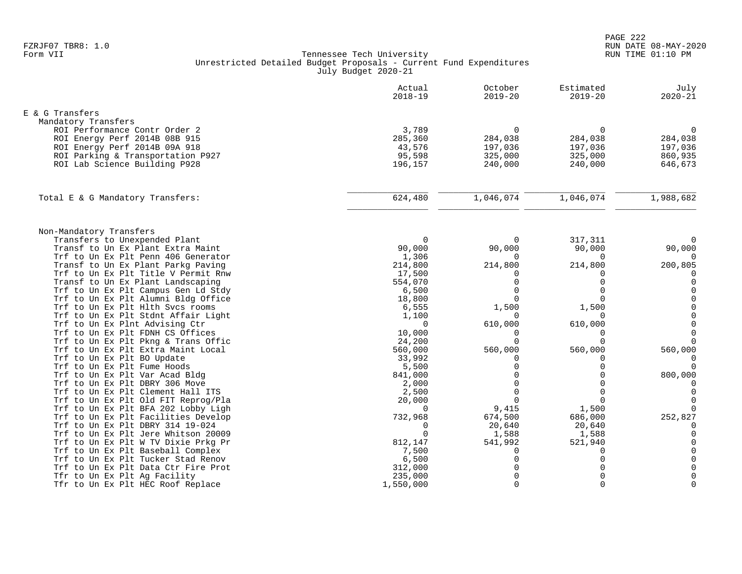FZRJF07 TBR8: 1.0
Form VII

Tennessee Tech University
Unrestricted Detailed Budget Proposals - Current Fund Expenditures
July Budget 2020-21

RUN DATE 08-MAY-2020
RUN TIME 01:10 PM

| | Actual 2018-19 | October 2019-20 | Estimated 2019-20 | July 2020-21 |
|---|---|---|---|---|
| **E & G Transfers** | | | | |
| Mandatory Transfers | | | | |
| ROI Performance Contr Order 2 | 3,789 | 0 | 0 | 0 |
| ROI Energy Perf 2014B 08B 915 | 285,360 | 284,038 | 284,038 | 284,038 |
| ROI Energy Perf 2014B 09A 918 | 43,576 | 197,036 | 197,036 | 197,036 |
| ROI Parking & Transportation P927 | 95,598 | 325,000 | 325,000 | 860,935 |
| ROI Lab Science Building P928 | 196,157 | 240,000 | 240,000 | 646,673 |
| Total E & G Mandatory Transfers: | 624,480 | 1,046,074 | 1,046,074 | 1,988,682 |
| Non-Mandatory Transfers | | | | |
| Transfers to Unexpended Plant | 0 | 0 | 317,311 | 0 |
| Transf to Un Ex Plant Extra Maint | 90,000 | 90,000 | 90,000 | 90,000 |
| Trf to Un Ex Plt Penn 406 Generator | 1,306 | 0 | 0 | 0 |
| Transf to Un Ex Plant Parkg Paving | 214,800 | 214,800 | 214,800 | 200,805 |
| Trf to Un Ex Plt Title V Permit Rnw | 17,500 | 0 | 0 | 0 |
| Transf to Un Ex Plant Landscaping | 554,070 | 0 | 0 | 0 |
| Trf to Un Ex Plt Campus Gen Ld Stdy | 6,500 | 0 | 0 | 0 |
| Trf to Un Ex Plt Alumni Bldg Office | 18,800 | 0 | 0 | 0 |
| Trf to Un Ex Plt Hlth Svcs rooms | 6,555 | 1,500 | 1,500 | 0 |
| Trf to Un Ex Plt Stdnt Affair Light | 1,100 | 0 | 0 | 0 |
| Trf to Un Ex Plnt Advising Ctr | 0 | 610,000 | 610,000 | 0 |
| Trf to Un Ex Plt FDNH CS Offices | 10,000 | 0 | 0 | 0 |
| Trf to Un Ex Plt Pkng & Trans Offic | 24,200 | 0 | 0 | 0 |
| Trf to Un Ex Plt Extra Maint Local | 560,000 | 560,000 | 560,000 | 560,000 |
| Trf to Un Ex Plt BO Update | 33,992 | 0 | 0 | 0 |
| Trf to Un Ex Plt Fume Hoods | 5,500 | 0 | 0 | 0 |
| Trf to Un Ex Plt Var Acad Bldg | 841,000 | 0 | 0 | 800,000 |
| Trf to Un Ex Plt DBRY 306 Move | 2,000 | 0 | 0 | 0 |
| Trf to Un Ex Plt Clement Hall ITS | 2,500 | 0 | 0 | 0 |
| Trf to Un Ex Plt Old FIT Reprog/Pla | 20,000 | 0 | 0 | 0 |
| Trf to Un Ex Plt BFA 202 Lobby Ligh | 0 | 9,415 | 1,500 | 0 |
| Trf to Un Ex Plt Facilities Develop | 732,968 | 674,500 | 686,000 | 252,827 |
| Trf to Un Ex Plt DBRY 314 19-024 | 0 | 20,640 | 20,640 | 0 |
| Trf to Un Ex Plt Jere Whitson 20009 | 0 | 1,588 | 1,588 | 0 |
| Trf to Un Ex Plt W TV Dixie Prkg Pr | 812,147 | 541,992 | 521,940 | 0 |
| Trf to Un Ex Plt Baseball Complex | 7,500 | 0 | 0 | 0 |
| Trf to Un Ex Plt Tucker Stad Renov | 6,500 | 0 | 0 | 0 |
| Trf to Un Ex Plt Data Ctr Fire Prot | 312,000 | 0 | 0 | 0 |
| Tfr to Un Ex Plt Ag Facility | 235,000 | 0 | 0 | 0 |
| Tfr to Un Ex Plt HEC Roof Replace | 1,550,000 | 0 | 0 | 0 |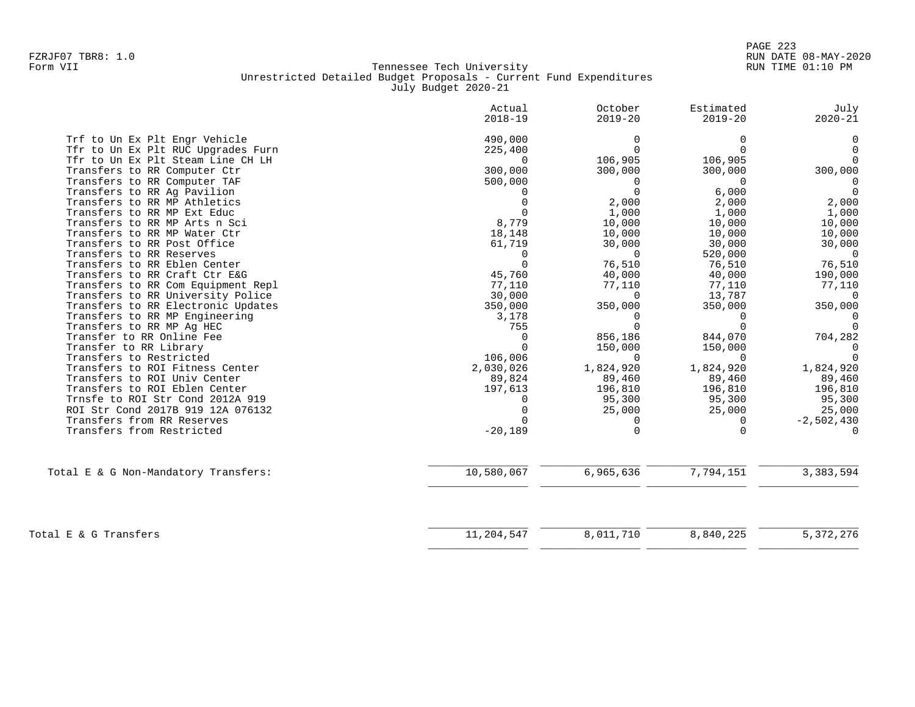Tennessee Tech University
Unrestricted Detailed Budget Proposals - Current Fund Expenditures
July Budget 2020-21

| | Actual 2018-19 | October 2019-20 | Estimated 2019-20 | July 2020-21 |
|---|---|---|---|---|
| Trf to Un Ex Plt Engr Vehicle | 490,000 | 0 | 0 | 0 |
| Tfr to Un Ex Plt RUC Upgrades Furn | 225,400 | 0 | 0 | 0 |
| Tfr to Un Ex Plt Steam Line CH LH | 0 | 106,905 | 106,905 | 0 |
| Transfers to RR Computer Ctr | 300,000 | 300,000 | 300,000 | 300,000 |
| Transfers to RR Computer TAF | 500,000 | 0 | 0 | 0 |
| Transfers to RR Ag Pavilion | 0 | 0 | 6,000 | 0 |
| Transfers to RR MP Athletics | 0 | 2,000 | 2,000 | 2,000 |
| Transfers to RR MP Ext Educ | 0 | 1,000 | 1,000 | 1,000 |
| Transfers to RR MP Arts n Sci | 8,779 | 10,000 | 10,000 | 10,000 |
| Transfers to RR MP Water Ctr | 18,148 | 10,000 | 10,000 | 10,000 |
| Transfers to RR Post Office | 61,719 | 30,000 | 30,000 | 30,000 |
| Transfers to RR Reserves | 0 | 0 | 520,000 | 0 |
| Transfers to RR Eblen Center | 0 | 76,510 | 76,510 | 76,510 |
| Transfers to RR Craft Ctr E&G | 45,760 | 40,000 | 40,000 | 190,000 |
| Transfers to RR Com Equipment Repl | 77,110 | 77,110 | 77,110 | 77,110 |
| Transfers to RR University Police | 30,000 | 0 | 13,787 | 0 |
| Transfers to RR Electronic Updates | 350,000 | 350,000 | 350,000 | 350,000 |
| Transfers to RR MP Engineering | 3,178 | 0 | 0 | 0 |
| Transfers to RR MP Ag HEC | 755 | 0 | 0 | 0 |
| Transfer to RR Online Fee | 0 | 856,186 | 844,070 | 704,282 |
| Transfer to RR Library | 0 | 150,000 | 150,000 | 0 |
| Transfers to Restricted | 106,006 | 0 | 0 | 0 |
| Transfers to ROI Fitness Center | 2,030,026 | 1,824,920 | 1,824,920 | 1,824,920 |
| Transfers to ROI Univ Center | 89,824 | 89,460 | 89,460 | 89,460 |
| Transfers to ROI Eblen Center | 197,613 | 196,810 | 196,810 | 196,810 |
| Trnsfe to ROI Str Cond 2012A 919 | 0 | 95,300 | 95,300 | 95,300 |
| ROI Str Cond 2017B 919 12A 076132 | 0 | 25,000 | 25,000 | 25,000 |
| Transfers from RR Reserves | 0 | 0 | 0 | -2,502,430 |
| Transfers from Restricted | -20,189 | 0 | 0 | 0 |
| Total E & G Non-Mandatory Transfers: | 10,580,067 | 6,965,636 | 7,794,151 | 3,383,594 |
| Total E & G Transfers | 11,204,547 | 8,011,710 | 8,840,225 | 5,372,276 |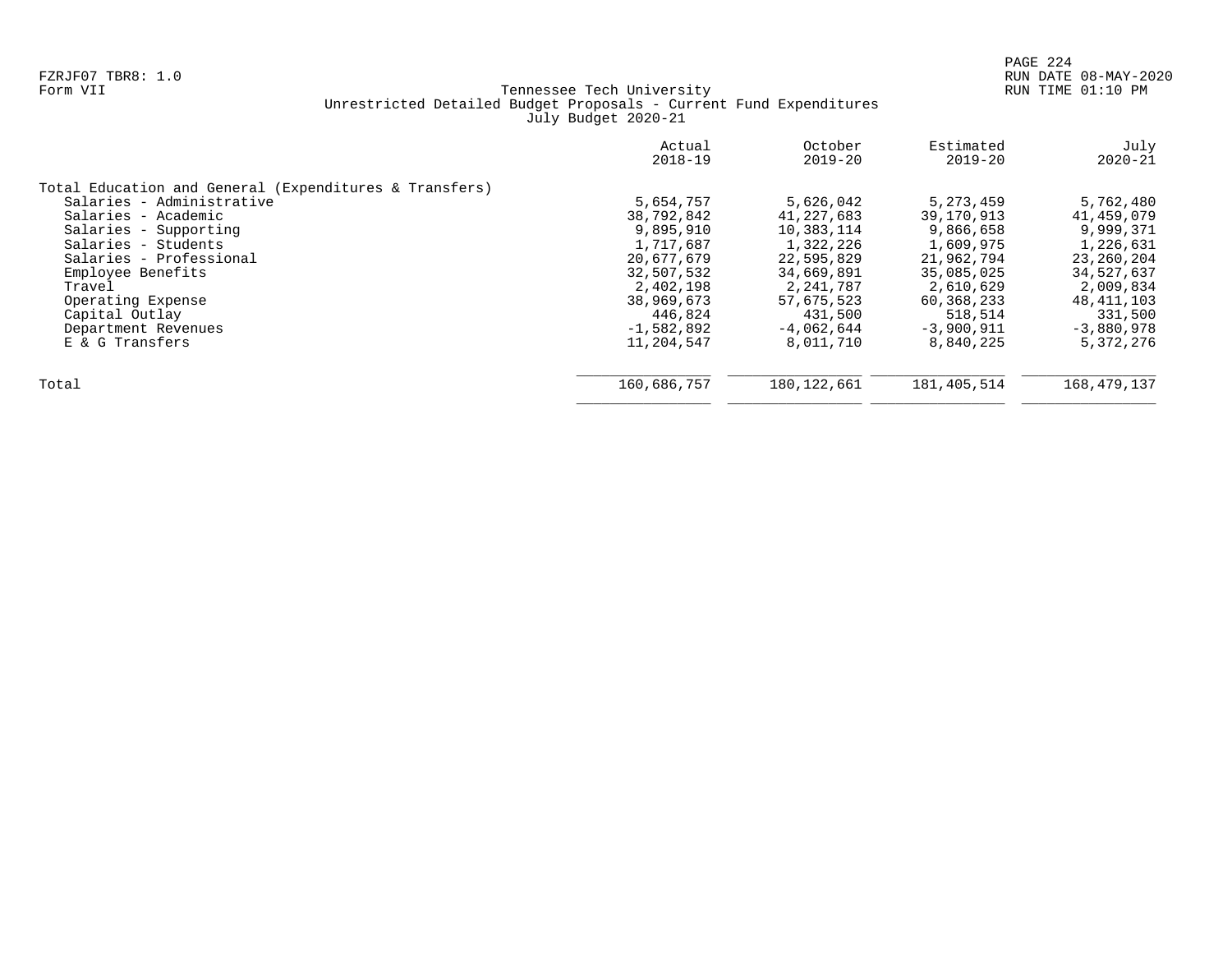FZRJF07 TBR8: 1.0
Form VII

Tennessee Tech University
Unrestricted Detailed Budget Proposals - Current Fund Expenditures
July Budget 2020-21

RUN DATE 08-MAY-2020
RUN TIME 01:10 PM

| | Actual 2018-19 | October 2019-20 | Estimated 2019-20 | July 2020-21 |
|---|---|---|---|---|
| Total Education and General (Expenditures & Transfers) | | | | |
| Salaries - Administrative | 5,654,757 | 5,626,042 | 5,273,459 | 5,762,480 |
| Salaries - Academic | 38,792,842 | 41,227,683 | 39,170,913 | 41,459,079 |
| Salaries - Supporting | 9,895,910 | 10,383,114 | 9,866,658 | 9,999,371 |
| Salaries - Students | 1,717,687 | 1,322,226 | 1,609,975 | 1,226,631 |
| Salaries - Professional | 20,677,679 | 22,595,829 | 21,962,794 | 23,260,204 |
| Employee Benefits | 32,507,532 | 34,669,891 | 35,085,025 | 34,527,637 |
| Travel | 2,402,198 | 2,241,787 | 2,610,629 | 2,009,834 |
| Operating Expense | 38,969,673 | 57,675,523 | 60,368,233 | 48,411,103 |
| Capital Outlay | 446,824 | 431,500 | 518,514 | 331,500 |
| Department Revenues | -1,582,892 | -4,062,644 | -3,900,911 | -3,880,978 |
| E & G Transfers | 11,204,547 | 8,011,710 | 8,840,225 | 5,372,276 |
| Total | 160,686,757 | 180,122,661 | 181,405,514 | 168,479,137 |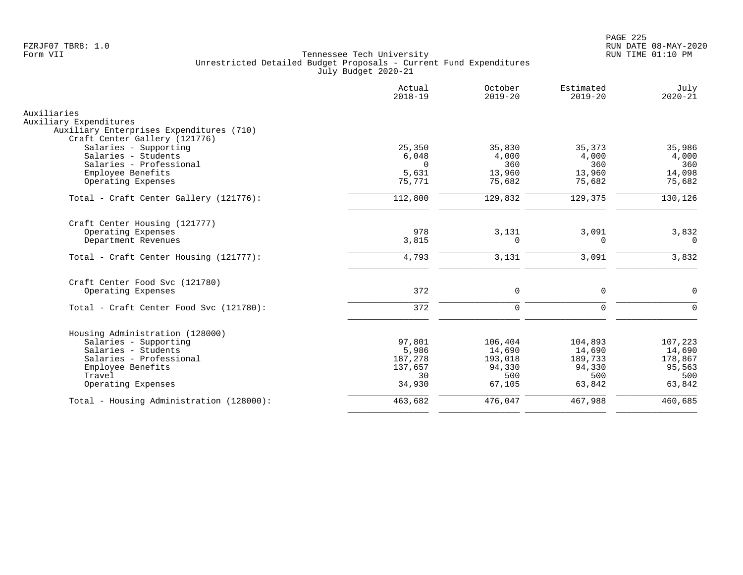Tennessee Tech University
Unrestricted Detailed Budget Proposals - Current Fund Expenditures
July Budget 2020-21

| | Actual 2018-19 | October 2019-20 | Estimated 2019-20 | July 2020-21 |
|---|---|---|---|---|
| **Auxiliaries** | | | | |
| **Auxiliary Expenditures** | | | | |
| **Auxiliary Enterprises Expenditures (710)** | | | | |
| **Craft Center Gallery (121776)** | | | | |
| Salaries - Supporting | 25,350 | 35,830 | 35,373 | 35,986 |
| Salaries - Students | 6,048 | 4,000 | 4,000 | 4,000 |
| Salaries - Professional | 0 | 360 | 360 | 360 |
| Employee Benefits | 5,631 | 13,960 | 13,960 | 14,098 |
| Operating Expenses | 75,771 | 75,682 | 75,682 | 75,682 |
| Total - Craft Center Gallery (121776): | 112,800 | 129,832 | 129,375 | 130,126 |
| **Craft Center Housing (121777)** | | | | |
| Operating Expenses | 978 | 3,131 | 3,091 | 3,832 |
| Department Revenues | 3,815 | 0 | 0 | 0 |
| Total - Craft Center Housing (121777): | 4,793 | 3,131 | 3,091 | 3,832 |
| **Craft Center Food Svc (121780)** | | | | |
| Operating Expenses | 372 | 0 | 0 | 0 |
| Total - Craft Center Food Svc (121780): | 372 | 0 | 0 | 0 |
| **Housing Administration (128000)** | | | | |
| Salaries - Supporting | 97,801 | 106,404 | 104,893 | 107,223 |
| Salaries - Students | 5,986 | 14,690 | 14,690 | 14,690 |
| Salaries - Professional | 187,278 | 193,018 | 189,733 | 178,867 |
| Employee Benefits | 137,657 | 94,330 | 94,330 | 95,563 |
| Travel | 30 | 500 | 500 | 500 |
| Operating Expenses | 34,930 | 67,105 | 63,842 | 63,842 |
| Total - Housing Administration (128000): | 463,682 | 476,047 | 467,988 | 460,685 |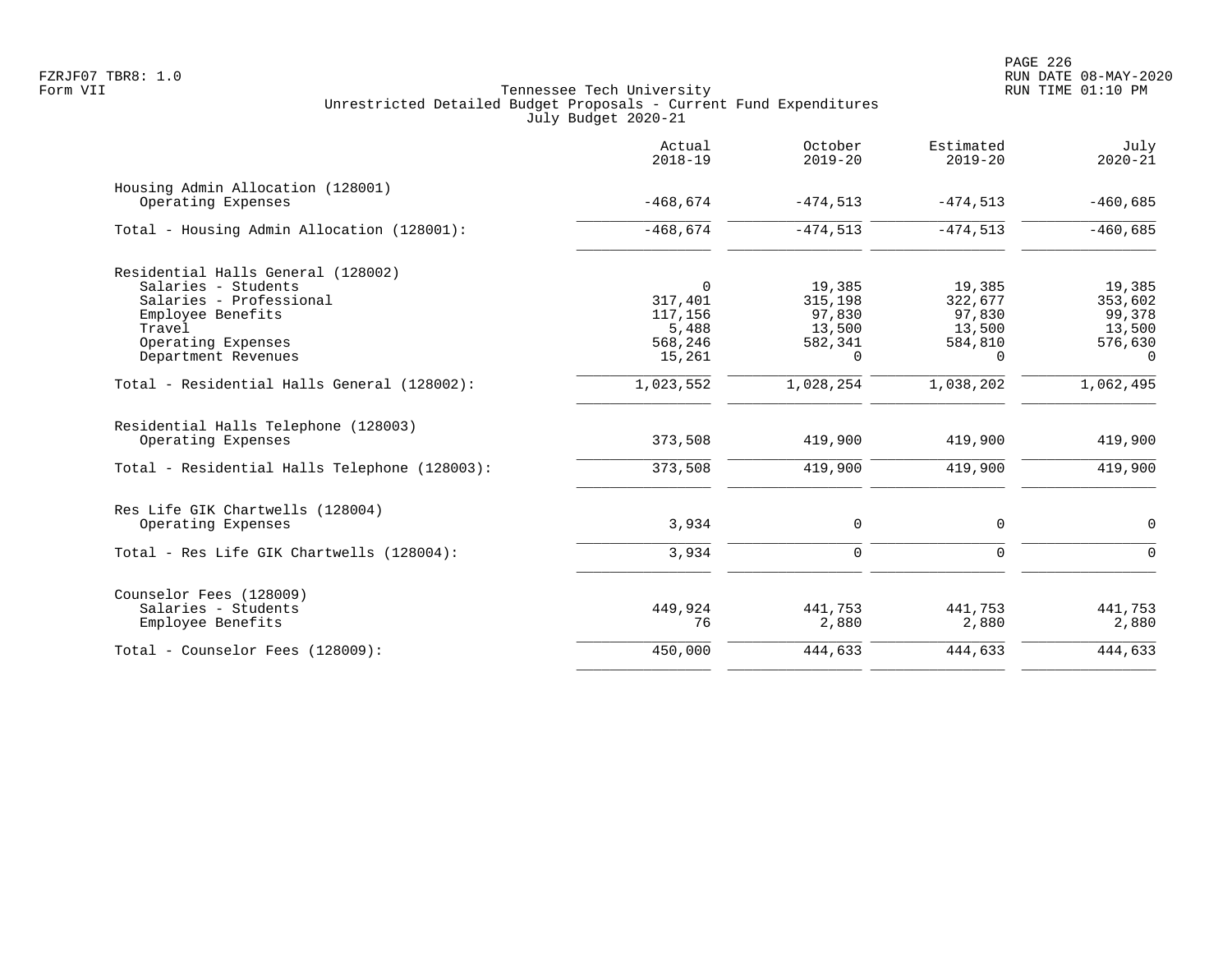FZRJF07 TBR8: 1.0
Form VII

Tennessee Tech University
Unrestricted Detailed Budget Proposals - Current Fund Expenditures
July Budget 2020-21

RUN DATE 08-MAY-2020
RUN TIME 01:10 PM

| | Actual 2018-19 | October 2019-20 | Estimated 2019-20 | July 2020-21 |
|---|---|---|---|---|
| **Housing Admin Allocation (128001)** | | | | |
| Operating Expenses | -468,674 | -474,513 | -474,513 | -460,685 |
| Total - Housing Admin Allocation (128001): | -468,674 | -474,513 | -474,513 | -460,685 |
| **Residential Halls General (128002)** | | | | |
| Salaries - Students | 0 | 19,385 | 19,385 | 19,385 |
| Salaries - Professional | 317,401 | 315,198 | 322,677 | 353,602 |
| Employee Benefits | 117,156 | 97,830 | 97,830 | 99,378 |
| Travel | 5,488 | 13,500 | 13,500 | 13,500 |
| Operating Expenses | 568,246 | 582,341 | 584,810 | 576,630 |
| Department Revenues | 15,261 | 0 | 0 | 0 |
| Total - Residential Halls General (128002): | 1,023,552 | 1,028,254 | 1,038,202 | 1,062,495 |
| **Residential Halls Telephone (128003)** | | | | |
| Operating Expenses | 373,508 | 419,900 | 419,900 | 419,900 |
| Total - Residential Halls Telephone (128003): | 373,508 | 419,900 | 419,900 | 419,900 |
| **Res Life GIK Chartwells (128004)** | | | | |
| Operating Expenses | 3,934 | 0 | 0 | 0 |
| Total - Res Life GIK Chartwells (128004): | 3,934 | 0 | 0 | 0 |
| **Counselor Fees (128009)** | | | | |
| Salaries - Students | 449,924 | 441,753 | 441,753 | 441,753 |
| Employee Benefits | 76 | 2,880 | 2,880 | 2,880 |
| Total - Counselor Fees (128009): | 450,000 | 444,633 | 444,633 | 444,633 |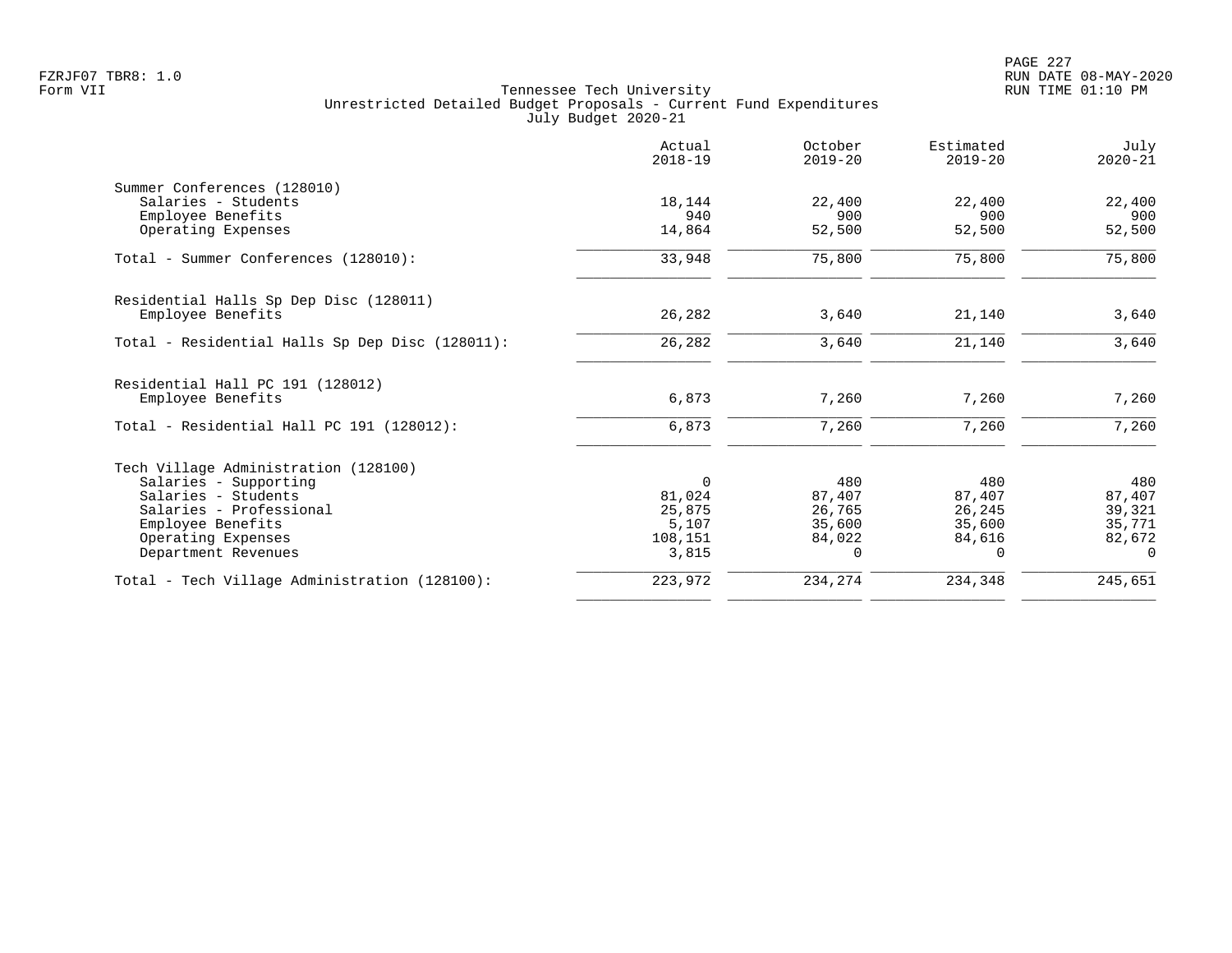Tennessee Tech University
Unrestricted Detailed Budget Proposals - Current Fund Expenditures
July Budget 2020-21

Form VII

| | Actual 2018-19 | October 2019-20 | Estimated 2019-20 | July 2020-21 |
|---|---|---|---|---|
| **Summer Conferences (128010)** | | | | |
| Salaries - Students | 18,144 | 22,400 | 22,400 | 22,400 |
| Employee Benefits | 940 | 900 | 900 | 900 |
| Operating Expenses | 14,864 | 52,500 | 52,500 | 52,500 |
| Total - Summer Conferences (128010): | 33,948 | 75,800 | 75,800 | 75,800 |
| **Residential Halls Sp Dep Disc (128011)** | | | | |
| Employee Benefits | 26,282 | 3,640 | 21,140 | 3,640 |
| Total - Residential Halls Sp Dep Disc (128011): | 26,282 | 3,640 | 21,140 | 3,640 |
| **Residential Hall PC 191 (128012)** | | | | |
| Employee Benefits | 6,873 | 7,260 | 7,260 | 7,260 |
| Total - Residential Hall PC 191 (128012): | 6,873 | 7,260 | 7,260 | 7,260 |
| **Tech Village Administration (128100)** | | | | |
| Salaries - Supporting | 0 | 480 | 480 | 480 |
| Salaries - Students | 81,024 | 87,407 | 87,407 | 87,407 |
| Salaries - Professional | 25,875 | 26,765 | 26,245 | 39,321 |
| Employee Benefits | 5,107 | 35,600 | 35,600 | 35,771 |
| Operating Expenses | 108,151 | 84,022 | 84,616 | 82,672 |
| Department Revenues | 3,815 | 0 | 0 | 0 |
| Total - Tech Village Administration (128100): | 223,972 | 234,274 | 234,348 | 245,651 |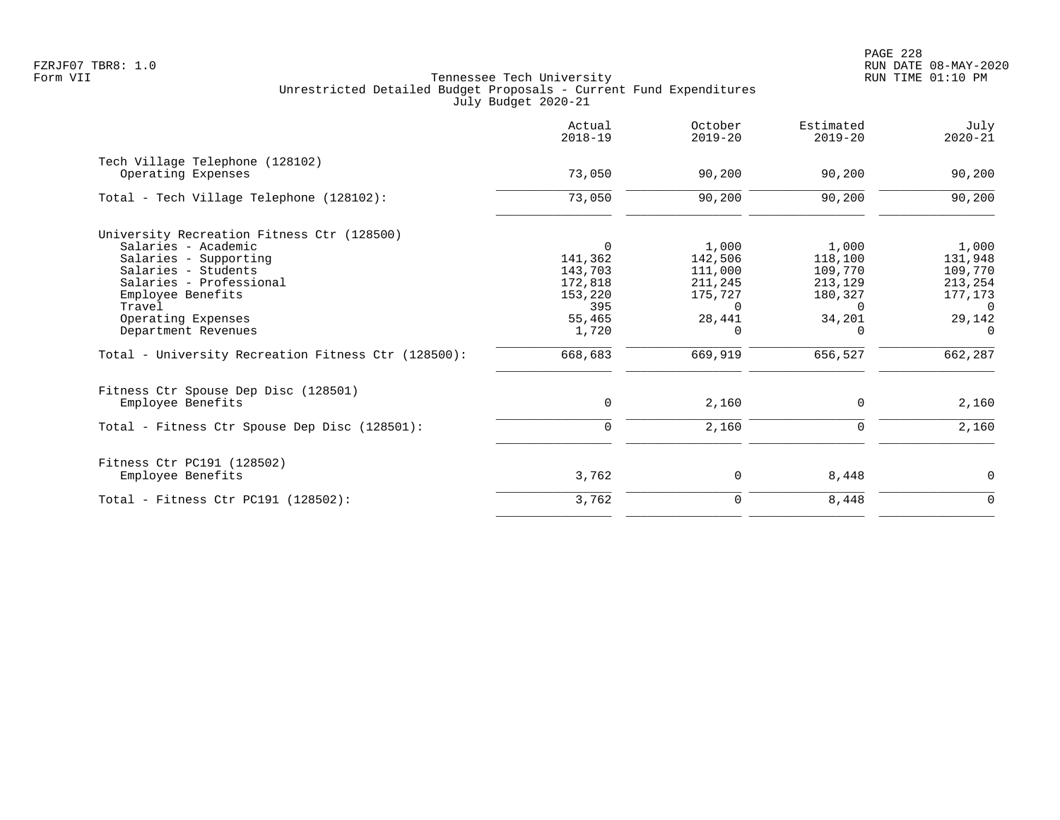Tennessee Tech University
Unrestricted Detailed Budget Proposals - Current Fund Expenditures
July Budget 2020-21

| | Actual 2018-19 | October 2019-20 | Estimated 2019-20 | July 2020-21 |
|---|---|---|---|---|
| **Tech Village Telephone (128102)** | | | | |
| Operating Expenses | 73,050 | 90,200 | 90,200 | 90,200 |
| Total - Tech Village Telephone (128102): | 73,050 | 90,200 | 90,200 | 90,200 |
| **University Recreation Fitness Ctr (128500)** | | | | |
| Salaries - Academic | 0 | 1,000 | 1,000 | 1,000 |
| Salaries - Supporting | 141,362 | 142,506 | 118,100 | 131,948 |
| Salaries - Students | 143,703 | 111,000 | 109,770 | 109,770 |
| Salaries - Professional | 172,818 | 211,245 | 213,129 | 213,254 |
| Employee Benefits | 153,220 | 175,727 | 180,327 | 177,173 |
| Travel | 395 | 0 | 0 | 0 |
| Operating Expenses | 55,465 | 28,441 | 34,201 | 29,142 |
| Department Revenues | 1,720 | 0 | 0 | 0 |
| Total - University Recreation Fitness Ctr (128500): | 668,683 | 669,919 | 656,527 | 662,287 |
| **Fitness Ctr Spouse Dep Disc (128501)** | | | | |
| Employee Benefits | 0 | 2,160 | 0 | 2,160 |
| Total - Fitness Ctr Spouse Dep Disc (128501): | 0 | 2,160 | 0 | 2,160 |
| **Fitness Ctr PC191 (128502)** | | | | |
| Employee Benefits | 3,762 | 0 | 8,448 | 0 |
| Total - Fitness Ctr PC191 (128502): | 3,762 | 0 | 8,448 | 0 |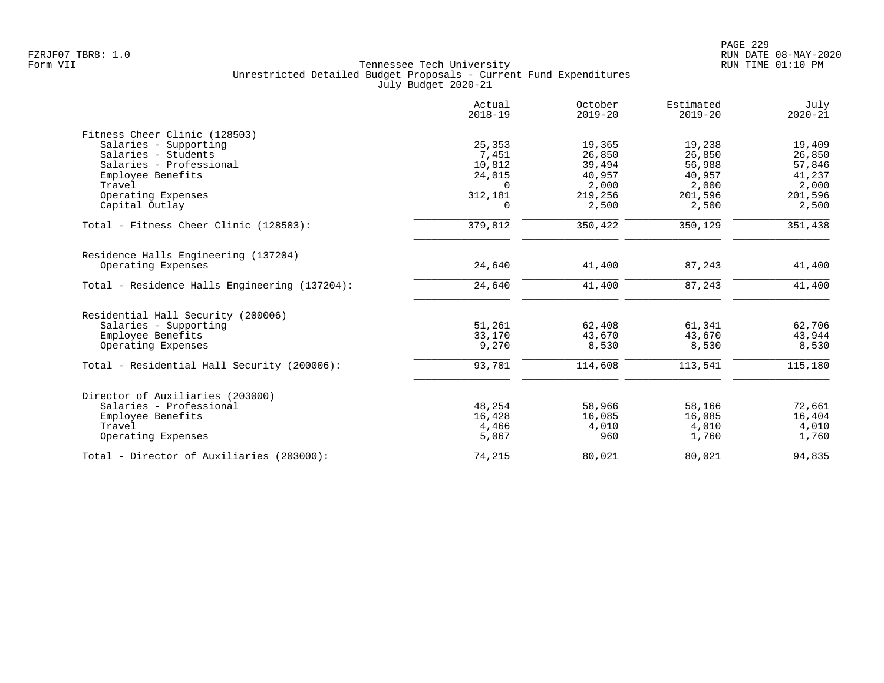Tennessee Tech University
Unrestricted Detailed Budget Proposals - Current Fund Expenditures
July Budget 2020-21

| | Actual 2018-19 | October 2019-20 | Estimated 2019-20 | July 2020-21 |
|---|---|---|---|---|
| **Fitness Cheer Clinic (128503)** | | | | |
| Salaries - Supporting | 25,353 | 19,365 | 19,238 | 19,409 |
| Salaries - Students | 7,451 | 26,850 | 26,850 | 26,850 |
| Salaries - Professional | 10,812 | 39,494 | 56,988 | 57,846 |
| Employee Benefits | 24,015 | 40,957 | 40,957 | 41,237 |
| Travel | 0 | 2,000 | 2,000 | 2,000 |
| Operating Expenses | 312,181 | 219,256 | 201,596 | 201,596 |
| Capital Outlay | 0 | 2,500 | 2,500 | 2,500 |
| Total - Fitness Cheer Clinic (128503): | 379,812 | 350,422 | 350,129 | 351,438 |
| **Residence Halls Engineering (137204)** | | | | |
| Operating Expenses | 24,640 | 41,400 | 87,243 | 41,400 |
| Total - Residence Halls Engineering (137204): | 24,640 | 41,400 | 87,243 | 41,400 |
| **Residential Hall Security (200006)** | | | | |
| Salaries - Supporting | 51,261 | 62,408 | 61,341 | 62,706 |
| Employee Benefits | 33,170 | 43,670 | 43,670 | 43,944 |
| Operating Expenses | 9,270 | 8,530 | 8,530 | 8,530 |
| Total - Residential Hall Security (200006): | 93,701 | 114,608 | 113,541 | 115,180 |
| **Director of Auxiliaries (203000)** | | | | |
| Salaries - Professional | 48,254 | 58,966 | 58,166 | 72,661 |
| Employee Benefits | 16,428 | 16,085 | 16,085 | 16,404 |
| Travel | 4,466 | 4,010 | 4,010 | 4,010 |
| Operating Expenses | 5,067 | 960 | 1,760 | 1,760 |
| Total - Director of Auxiliaries (203000): | 74,215 | 80,021 | 80,021 | 94,835 |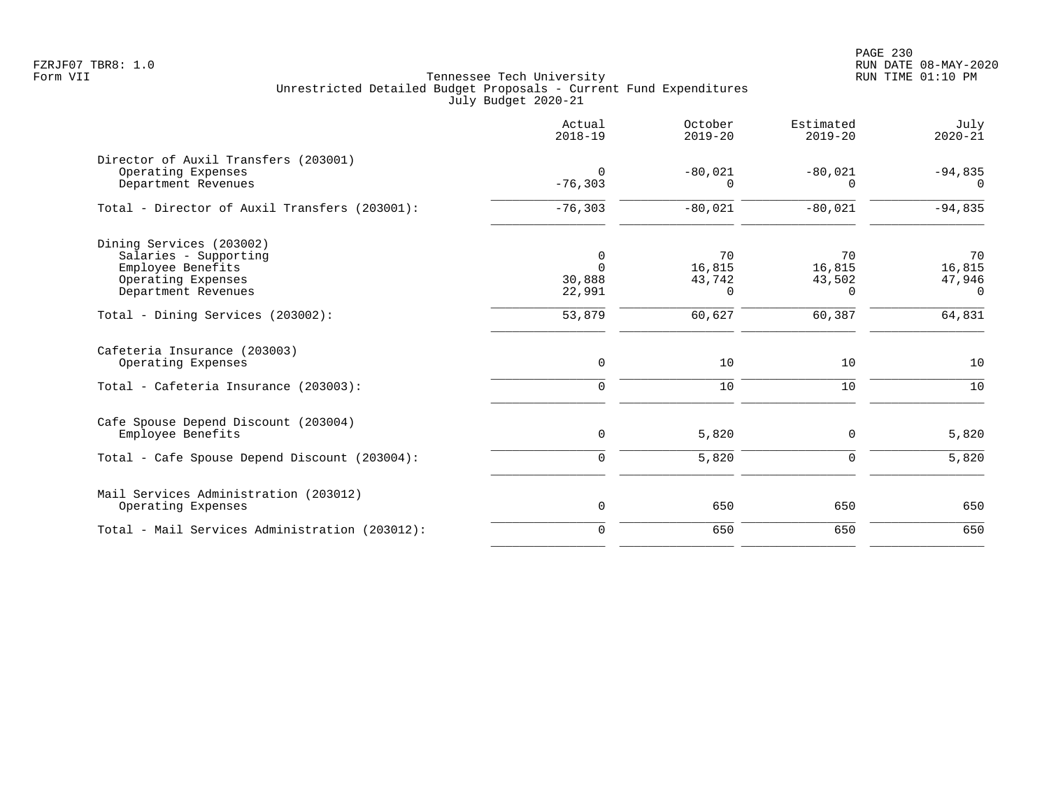Tennessee Tech University
Unrestricted Detailed Budget Proposals - Current Fund Expenditures
July Budget 2020-21

FZRJF07 TBR8: 1.0
Form VII

RUN DATE 08-MAY-2020
RUN TIME 01:10 PM

| | Actual 2018-19 | October 2019-20 | Estimated 2019-20 | July 2020-21 |
|---|---:|---:|---:|---:|
| **Director of Auxil Transfers (203001)** | | | | |
| Operating Expenses | 0 | -80,021 | -80,021 | -94,835 |
| Department Revenues | -76,303 | 0 | 0 | 0 |
| Total - Director of Auxil Transfers (203001): | -76,303 | -80,021 | -80,021 | -94,835 |
| **Dining Services (203002)** | | | | |
| Salaries - Supporting | 0 | 70 | 70 | 70 |
| Employee Benefits | 0 | 16,815 | 16,815 | 16,815 |
| Operating Expenses | 30,888 | 43,742 | 43,502 | 47,946 |
| Department Revenues | 22,991 | 0 | 0 | 0 |
| Total - Dining Services (203002): | 53,879 | 60,627 | 60,387 | 64,831 |
| **Cafeteria Insurance (203003)** | | | | |
| Operating Expenses | 0 | 10 | 10 | 10 |
| Total - Cafeteria Insurance (203003): | 0 | 10 | 10 | 10 |
| **Cafe Spouse Depend Discount (203004)** | | | | |
| Employee Benefits | 0 | 5,820 | 0 | 5,820 |
| Total - Cafe Spouse Depend Discount (203004): | 0 | 5,820 | 0 | 5,820 |
| **Mail Services Administration (203012)** | | | | |
| Operating Expenses | 0 | 650 | 650 | 650 |
| Total - Mail Services Administration (203012): | 0 | 650 | 650 | 650 |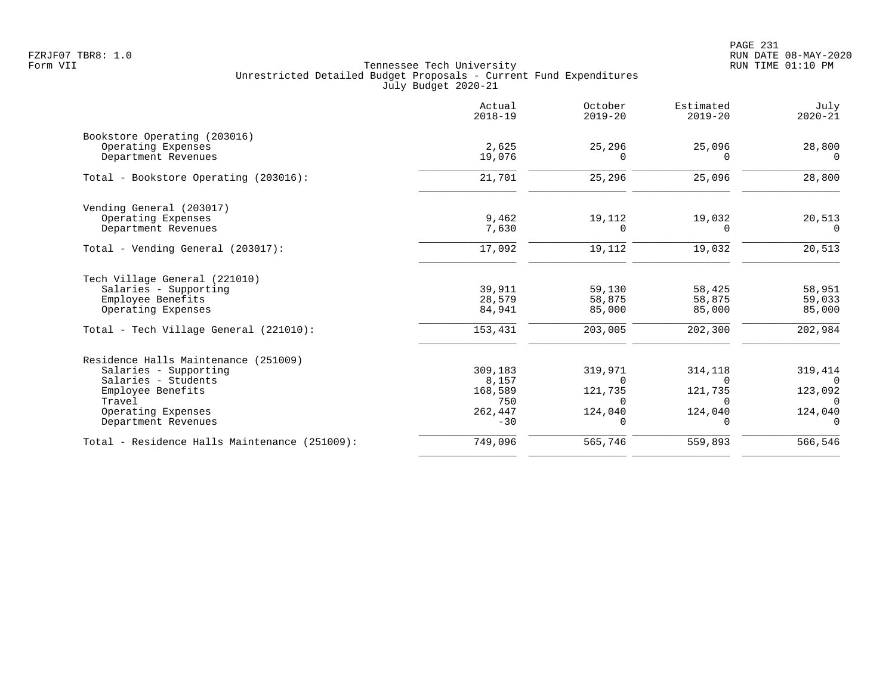Tennessee Tech University
Unrestricted Detailed Budget Proposals - Current Fund Expenditures
July Budget 2020-21

| | Actual 2018-19 | October 2019-20 | Estimated 2019-20 | July 2020-21 |
|---|---:|---:|---:|---:|
| Bookstore Operating (203016) | | | | |
| Operating Expenses | 2,625 | 25,296 | 25,096 | 28,800 |
| Department Revenues | 19,076 | 0 | 0 | 0 |
| Total - Bookstore Operating (203016): | 21,701 | 25,296 | 25,096 | 28,800 |
| Vending General (203017) | | | | |
| Operating Expenses | 9,462 | 19,112 | 19,032 | 20,513 |
| Department Revenues | 7,630 | 0 | 0 | 0 |
| Total - Vending General (203017): | 17,092 | 19,112 | 19,032 | 20,513 |
| Tech Village General (221010) | | | | |
| Salaries - Supporting | 39,911 | 59,130 | 58,425 | 58,951 |
| Employee Benefits | 28,579 | 58,875 | 58,875 | 59,033 |
| Operating Expenses | 84,941 | 85,000 | 85,000 | 85,000 |
| Total - Tech Village General (221010): | 153,431 | 203,005 | 202,300 | 202,984 |
| Residence Halls Maintenance (251009) | | | | |
| Salaries - Supporting | 309,183 | 319,971 | 314,118 | 319,414 |
| Salaries - Students | 8,157 | 0 | 0 | 0 |
| Employee Benefits | 168,589 | 121,735 | 121,735 | 123,092 |
| Travel | 750 | 0 | 0 | 0 |
| Operating Expenses | 262,447 | 124,040 | 124,040 | 124,040 |
| Department Revenues | -30 | 0 | 0 | 0 |
| Total - Residence Halls Maintenance (251009): | 749,096 | 565,746 | 559,893 | 566,546 |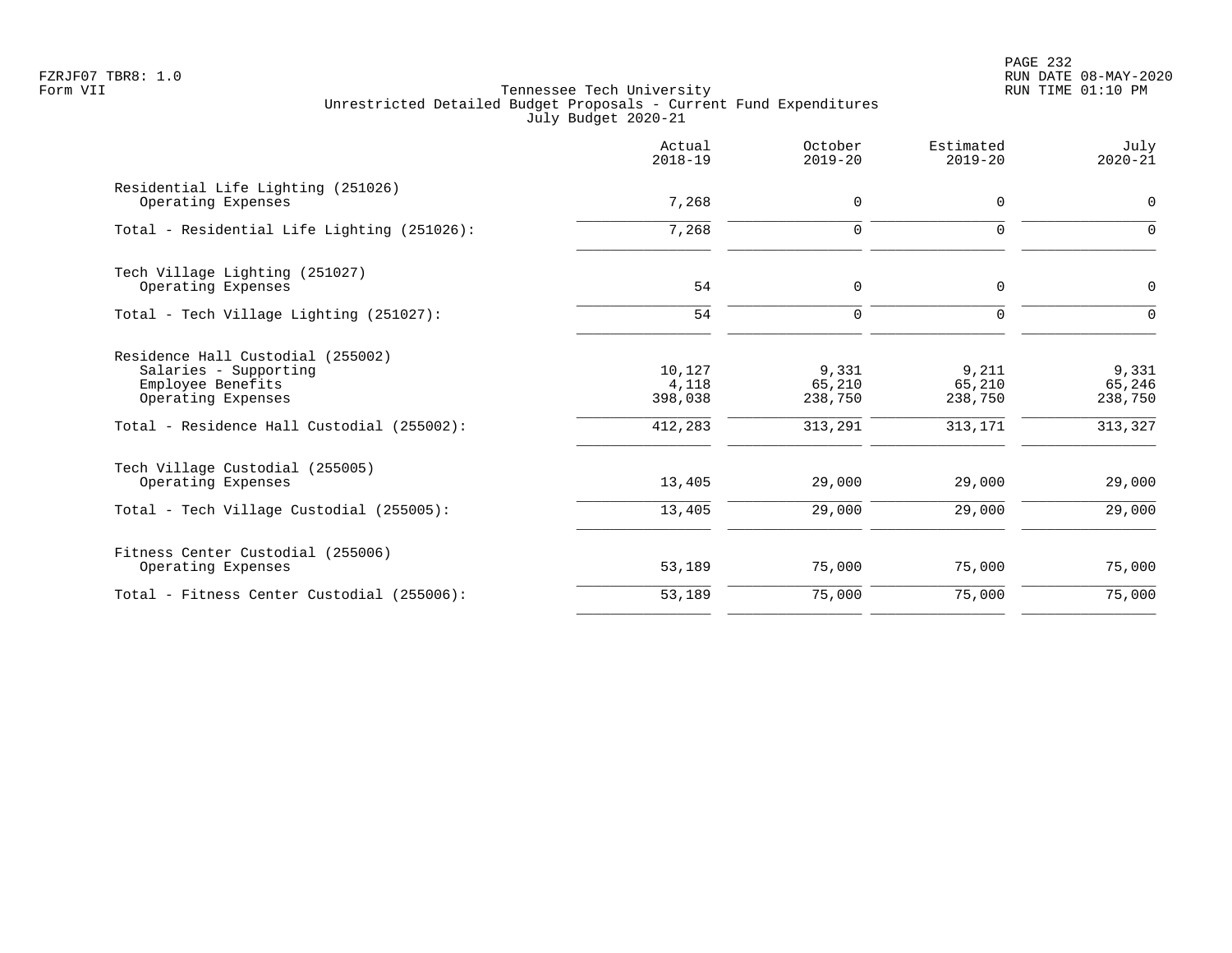FZRJF07 TBR8: 1.0
Form VII

Tennessee Tech University
Unrestricted Detailed Budget Proposals - Current Fund Expenditures
July Budget 2020-21

| | Actual 2018-19 | October 2019-20 | Estimated 2019-20 | July 2020-21 |
|---|---|---|---|---|
| Residential Life Lighting (251026) | | | | |
| Operating Expenses | 7,268 | 0 | 0 | 0 |
| Total - Residential Life Lighting (251026): | 7,268 | 0 | 0 | 0 |
| Tech Village Lighting (251027) | | | | |
| Operating Expenses | 54 | 0 | 0 | 0 |
| Total - Tech Village Lighting (251027): | 54 | 0 | 0 | 0 |
| Residence Hall Custodial (255002) | | | | |
| Salaries - Supporting | 10,127 | 9,331 | 9,211 | 9,331 |
| Employee Benefits | 4,118 | 65,210 | 65,210 | 65,246 |
| Operating Expenses | 398,038 | 238,750 | 238,750 | 238,750 |
| Total - Residence Hall Custodial (255002): | 412,283 | 313,291 | 313,171 | 313,327 |
| Tech Village Custodial (255005) | | | | |
| Operating Expenses | 13,405 | 29,000 | 29,000 | 29,000 |
| Total - Tech Village Custodial (255005): | 13,405 | 29,000 | 29,000 | 29,000 |
| Fitness Center Custodial (255006) | | | | |
| Operating Expenses | 53,189 | 75,000 | 75,000 | 75,000 |
| Total - Fitness Center Custodial (255006): | 53,189 | 75,000 | 75,000 | 75,000 |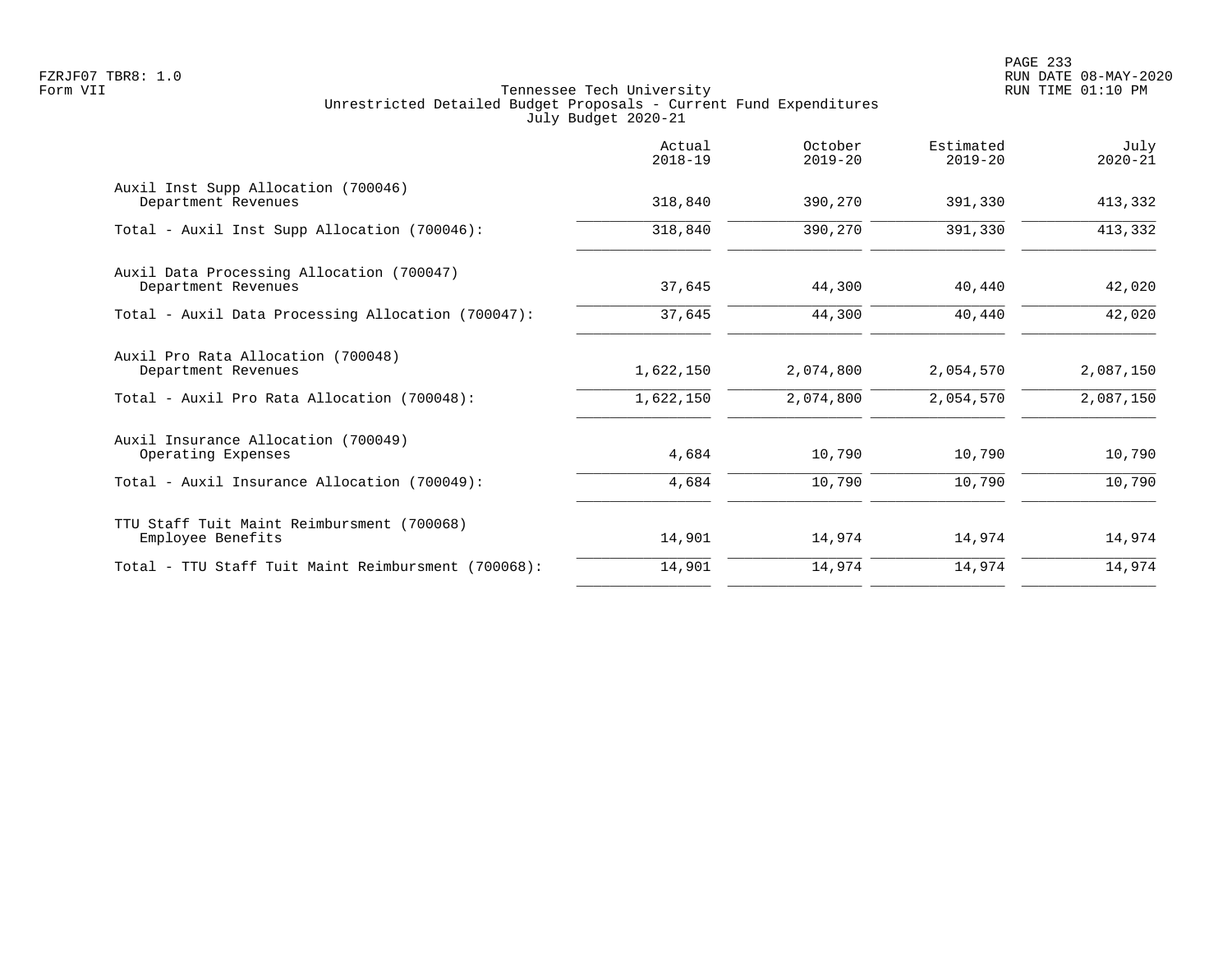Tennessee Tech University
Unrestricted Detailed Budget Proposals - Current Fund Expenditures
July Budget 2020-21

| | Actual 2018-19 | October 2019-20 | Estimated 2019-20 | July 2020-21 |
|---|---|---|---|---|
| Auxil Inst Supp Allocation (700046) | | | | |
| Department Revenues | 318,840 | 390,270 | 391,330 | 413,332 |
| Total - Auxil Inst Supp Allocation (700046): | 318,840 | 390,270 | 391,330 | 413,332 |
| Auxil Data Processing Allocation (700047) | | | | |
| Department Revenues | 37,645 | 44,300 | 40,440 | 42,020 |
| Total - Auxil Data Processing Allocation (700047): | 37,645 | 44,300 | 40,440 | 42,020 |
| Auxil Pro Rata Allocation (700048) | | | | |
| Department Revenues | 1,622,150 | 2,074,800 | 2,054,570 | 2,087,150 |
| Total - Auxil Pro Rata Allocation (700048): | 1,622,150 | 2,074,800 | 2,054,570 | 2,087,150 |
| Auxil Insurance Allocation (700049) | | | | |
| Operating Expenses | 4,684 | 10,790 | 10,790 | 10,790 |
| Total - Auxil Insurance Allocation (700049): | 4,684 | 10,790 | 10,790 | 10,790 |
| TTU Staff Tuit Maint Reimbursment (700068) | | | | |
| Employee Benefits | 14,901 | 14,974 | 14,974 | 14,974 |
| Total - TTU Staff Tuit Maint Reimbursment (700068): | 14,901 | 14,974 | 14,974 | 14,974 |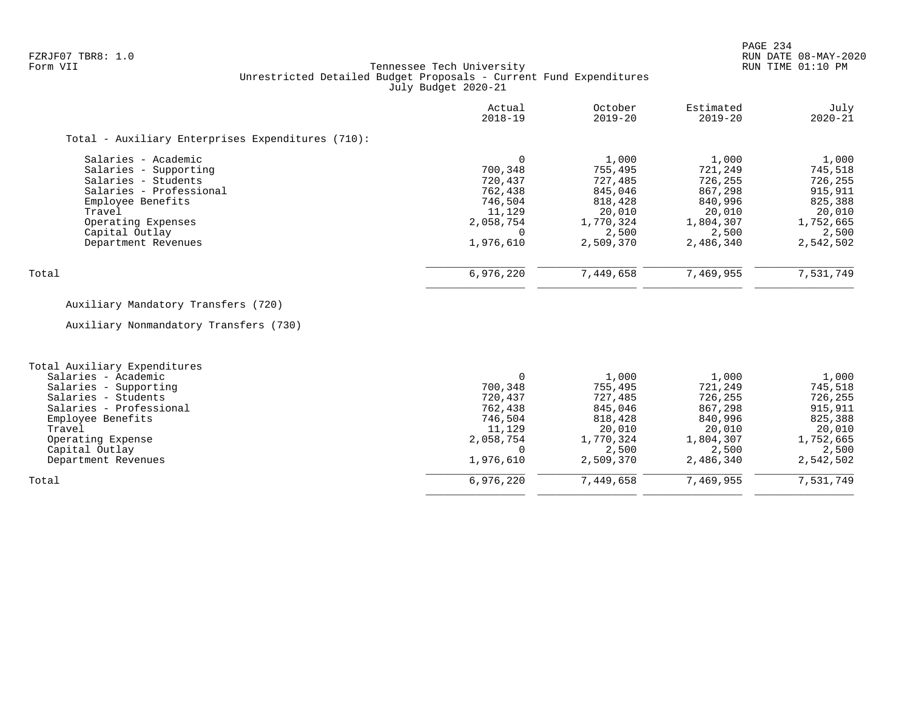FZRJF07 TBR8: 1.0
Form VII

Tennessee Tech University
Unrestricted Detailed Budget Proposals - Current Fund Expenditures
July Budget 2020-21

RUN DATE 08-MAY-2020
RUN TIME 01:10 PM

| | Actual 2018-19 | October 2019-20 | Estimated 2019-20 | July 2020-21 |
|---|---|---|---|---|
| **Total - Auxiliary Enterprises Expenditures (710):** | | | | |
| Salaries - Academic | 0 | 1,000 | 1,000 | 1,000 |
| Salaries - Supporting | 700,348 | 755,495 | 721,249 | 745,518 |
| Salaries - Students | 720,437 | 727,485 | 726,255 | 726,255 |
| Salaries - Professional | 762,438 | 845,046 | 867,298 | 915,911 |
| Employee Benefits | 746,504 | 818,428 | 840,996 | 825,388 |
| Travel | 11,129 | 20,010 | 20,010 | 20,010 |
| Operating Expenses | 2,058,754 | 1,770,324 | 1,804,307 | 1,752,665 |
| Capital Outlay | 0 | 2,500 | 2,500 | 2,500 |
| Department Revenues | 1,976,610 | 2,509,370 | 2,486,340 | 2,542,502 |
| Total | 6,976,220 | 7,449,658 | 7,469,955 | 7,531,749 |

Auxiliary Mandatory Transfers (720)

Auxiliary Nonmandatory Transfers (730)

| | Actual 2018-19 | October 2019-20 | Estimated 2019-20 | July 2020-21 |
|---|---|---|---|---|
| **Total Auxiliary Expenditures** | | | | |
| Salaries - Academic | 0 | 1,000 | 1,000 | 1,000 |
| Salaries - Supporting | 700,348 | 755,495 | 721,249 | 745,518 |
| Salaries - Students | 720,437 | 727,485 | 726,255 | 726,255 |
| Salaries - Professional | 762,438 | 845,046 | 867,298 | 915,911 |
| Employee Benefits | 746,504 | 818,428 | 840,996 | 825,388 |
| Travel | 11,129 | 20,010 | 20,010 | 20,010 |
| Operating Expense | 2,058,754 | 1,770,324 | 1,804,307 | 1,752,665 |
| Capital Outlay | 0 | 2,500 | 2,500 | 2,500 |
| Department Revenues | 1,976,610 | 2,509,370 | 2,486,340 | 2,542,502 |
| Total | 6,976,220 | 7,449,658 | 7,469,955 | 7,531,749 |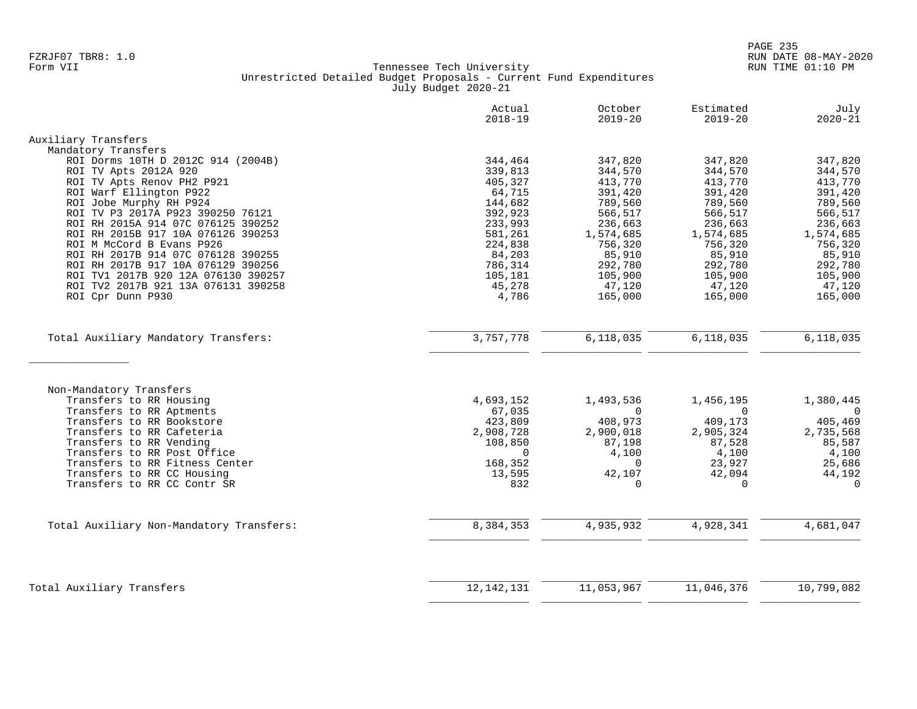FZRJF07 TBR8: 1.0
Form VII

Tennessee Tech University
Unrestricted Detailed Budget Proposals - Current Fund Expenditures
July Budget 2020-21

RUN DATE 08-MAY-2020
RUN TIME 01:10 PM

| | Actual 2018-19 | October 2019-20 | Estimated 2019-20 | July 2020-21 |
|---|---|---|---|---|
| **Auxiliary Transfers** | | | | |
| Mandatory Transfers | | | | |
| ROI Dorms 10TH D 2012C 914 (2004B) | 344,464 | 347,820 | 347,820 | 347,820 |
| ROI TV Apts 2012A 920 | 339,813 | 344,570 | 344,570 | 344,570 |
| ROI TV Apts Renov PH2 P921 | 405,327 | 413,770 | 413,770 | 413,770 |
| ROI Warf Ellington P922 | 64,715 | 391,420 | 391,420 | 391,420 |
| ROI Jobe Murphy RH P924 | 144,682 | 789,560 | 789,560 | 789,560 |
| ROI TV P3 2017A P923 390250 76121 | 392,923 | 566,517 | 566,517 | 566,517 |
| ROI RH 2015A 914 07C 076125 390252 | 233,993 | 236,663 | 236,663 | 236,663 |
| ROI RH 2015B 917 10A 076126 390253 | 581,261 | 1,574,685 | 1,574,685 | 1,574,685 |
| ROI M McCord B Evans P926 | 224,838 | 756,320 | 756,320 | 756,320 |
| ROI RH 2017B 914 07C 076128 390255 | 84,203 | 85,910 | 85,910 | 85,910 |
| ROI RH 2017B 917 10A 076129 390256 | 786,314 | 292,780 | 292,780 | 292,780 |
| ROI TV1 2017B 920 12A 076130 390257 | 105,181 | 105,900 | 105,900 | 105,900 |
| ROI TV2 2017B 921 13A 076131 390258 | 45,278 | 47,120 | 47,120 | 47,120 |
| ROI Cpr Dunn P930 | 4,786 | 165,000 | 165,000 | 165,000 |
| Total Auxiliary Mandatory Transfers: | 3,757,778 | 6,118,035 | 6,118,035 | 6,118,035 |
| Non-Mandatory Transfers | | | | |
| Transfers to RR Housing | 4,693,152 | 1,493,536 | 1,456,195 | 1,380,445 |
| Transfers to RR Aptments | 67,035 | 0 | 0 | 0 |
| Transfers to RR Bookstore | 423,809 | 408,973 | 409,173 | 405,469 |
| Transfers to RR Cafeteria | 2,908,728 | 2,900,018 | 2,905,324 | 2,735,568 |
| Transfers to RR Vending | 108,850 | 87,198 | 87,528 | 85,587 |
| Transfers to RR Post Office | 0 | 4,100 | 4,100 | 4,100 |
| Transfers to RR Fitness Center | 168,352 | 0 | 23,927 | 25,686 |
| Transfers to RR CC Housing | 13,595 | 42,107 | 42,094 | 44,192 |
| Transfers to RR CC Contr SR | 832 | 0 | 0 | 0 |
| Total Auxiliary Non-Mandatory Transfers: | 8,384,353 | 4,935,932 | 4,928,341 | 4,681,047 |
| **Total Auxiliary Transfers** | 12,142,131 | 11,053,967 | 11,046,376 | 10,799,082 |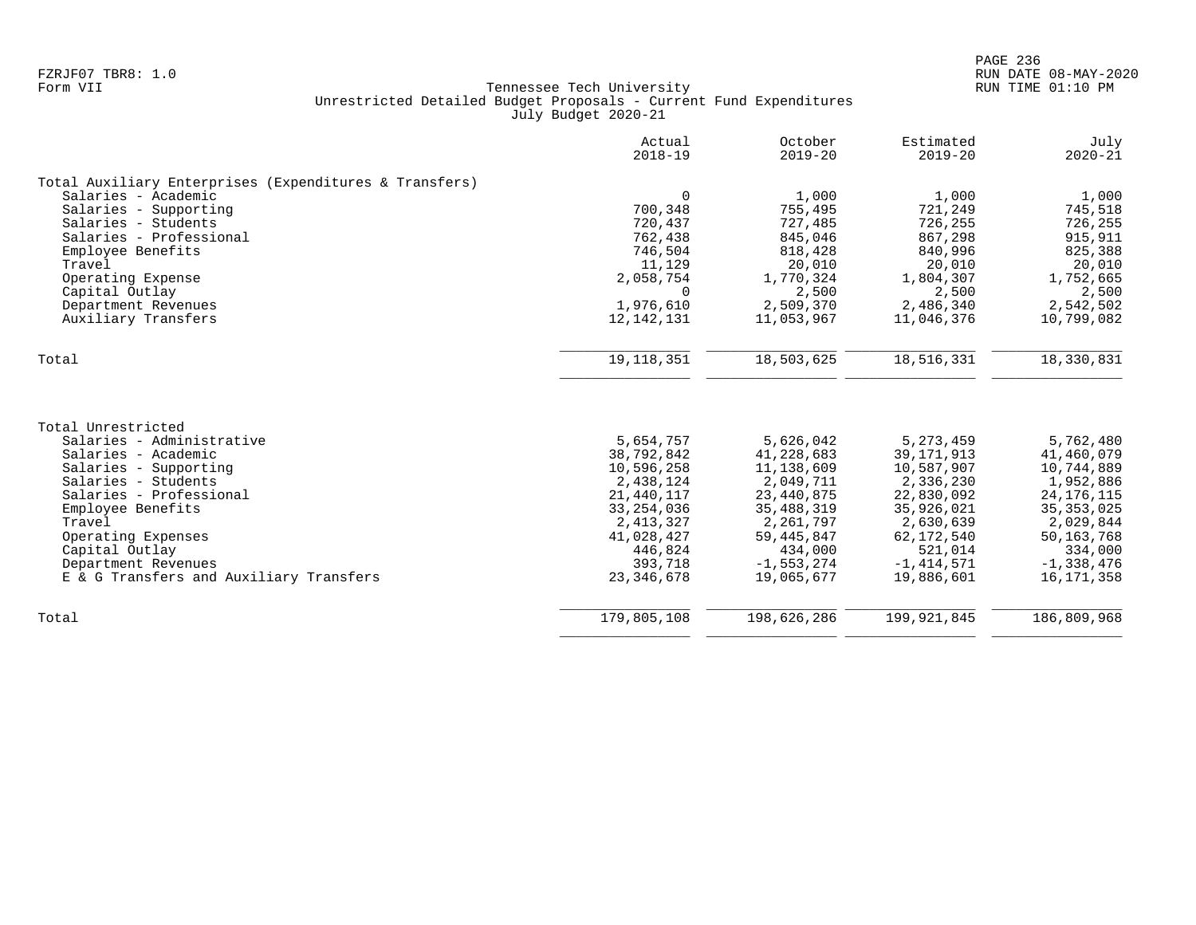FZRJF07 TBR8: 1.0
Form VII

Tennessee Tech University
Unrestricted Detailed Budget Proposals - Current Fund Expenditures
July Budget 2020-21

RUN DATE 08-MAY-2020
RUN TIME 01:10 PM

| | Actual 2018-19 | October 2019-20 | Estimated 2019-20 | July 2020-21 |
|---|---|---|---|---|
| **Total Auxiliary Enterprises (Expenditures & Transfers)** | | | | |
| Salaries - Academic | 0 | 1,000 | 1,000 | 1,000 |
| Salaries - Supporting | 700,348 | 755,495 | 721,249 | 745,518 |
| Salaries - Students | 720,437 | 727,485 | 726,255 | 726,255 |
| Salaries - Professional | 762,438 | 845,046 | 867,298 | 915,911 |
| Employee Benefits | 746,504 | 818,428 | 840,996 | 825,388 |
| Travel | 11,129 | 20,010 | 20,010 | 20,010 |
| Operating Expense | 2,058,754 | 1,770,324 | 1,804,307 | 1,752,665 |
| Capital Outlay | 0 | 2,500 | 2,500 | 2,500 |
| Department Revenues | 1,976,610 | 2,509,370 | 2,486,340 | 2,542,502 |
| Auxiliary Transfers | 12,142,131 | 11,053,967 | 11,046,376 | 10,799,082 |
| Total | 19,118,351 | 18,503,625 | 18,516,331 | 18,330,831 |
| **Total Unrestricted** | | | | |
| Salaries - Administrative | 5,654,757 | 5,626,042 | 5,273,459 | 5,762,480 |
| Salaries - Academic | 38,792,842 | 41,228,683 | 39,171,913 | 41,460,079 |
| Salaries - Supporting | 10,596,258 | 11,138,609 | 10,587,907 | 10,744,889 |
| Salaries - Students | 2,438,124 | 2,049,711 | 2,336,230 | 1,952,886 |
| Salaries - Professional | 21,440,117 | 23,440,875 | 22,830,092 | 24,176,115 |
| Employee Benefits | 33,254,036 | 35,488,319 | 35,926,021 | 35,353,025 |
| Travel | 2,413,327 | 2,261,797 | 2,630,639 | 2,029,844 |
| Operating Expenses | 41,028,427 | 59,445,847 | 62,172,540 | 50,163,768 |
| Capital Outlay | 446,824 | 434,000 | 521,014 | 334,000 |
| Department Revenues | 393,718 | -1,553,274 | -1,414,571 | -1,338,476 |
| E & G Transfers and Auxiliary Transfers | 23,346,678 | 19,065,677 | 19,886,601 | 16,171,358 |
| Total | 179,805,108 | 198,626,286 | 199,921,845 | 186,809,968 |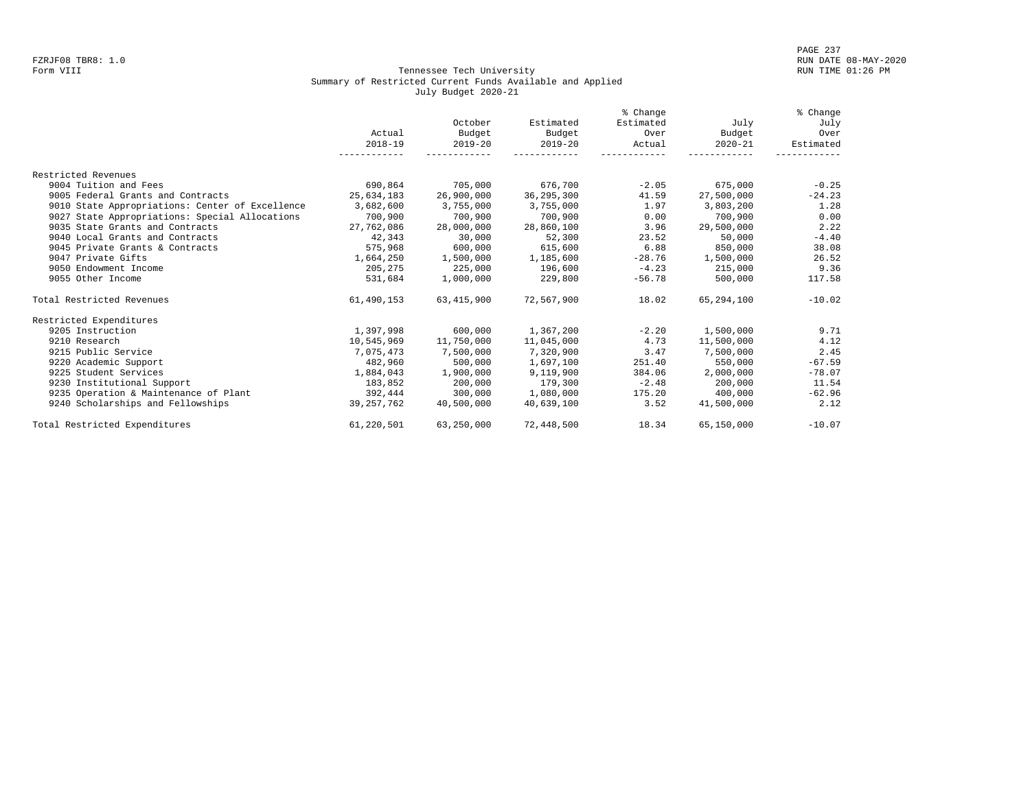Form VIII

# Tennessee Tech University
## Summary of Restricted Current Funds Available and Applied
### July Budget 2020-21

| | Actual 2018-19 | October Budget 2019-20 | Estimated Budget 2019-20 | % Change Estimated Over Actual | July Budget 2020-21 | % Change July Over Estimated |
|---|---|---|---|---|---|---|
| **Restricted Revenues** | | | | | | |
| 9004 Tuition and Fees | 690,864 | 705,000 | 676,700 | -2.05 | 675,000 | -0.25 |
| 9005 Federal Grants and Contracts | 25,634,183 | 26,900,000 | 36,295,300 | 41.59 | 27,500,000 | -24.23 |
| 9010 State Appropriations: Center of Excellence | 3,682,600 | 3,755,000 | 3,755,000 | 1.97 | 3,803,200 | 1.28 |
| 9027 State Appropriations: Special Allocations | 700,900 | 700,900 | 700,900 | 0.00 | 700,900 | 0.00 |
| 9035 State Grants and Contracts | 27,762,086 | 28,000,000 | 28,860,100 | 3.96 | 29,500,000 | 2.22 |
| 9040 Local Grants and Contracts | 42,343 | 30,000 | 52,300 | 23.52 | 50,000 | -4.40 |
| 9045 Private Grants & Contracts | 575,968 | 600,000 | 615,600 | 6.88 | 850,000 | 38.08 |
| 9047 Private Gifts | 1,664,250 | 1,500,000 | 1,185,600 | -28.76 | 1,500,000 | 26.52 |
| 9050 Endowment Income | 205,275 | 225,000 | 196,600 | -4.23 | 215,000 | 9.36 |
| 9055 Other Income | 531,684 | 1,000,000 | 229,800 | -56.78 | 500,000 | 117.58 |
| Total Restricted Revenues | 61,490,153 | 63,415,900 | 72,567,900 | 18.02 | 65,294,100 | -10.02 |
| **Restricted Expenditures** | | | | | | |
| 9205 Instruction | 1,397,998 | 600,000 | 1,367,200 | -2.20 | 1,500,000 | 9.71 |
| 9210 Research | 10,545,969 | 11,750,000 | 11,045,000 | 4.73 | 11,500,000 | 4.12 |
| 9215 Public Service | 7,075,473 | 7,500,000 | 7,320,900 | 3.47 | 7,500,000 | 2.45 |
| 9220 Academic Support | 482,960 | 500,000 | 1,697,100 | 251.40 | 550,000 | -67.59 |
| 9225 Student Services | 1,884,043 | 1,900,000 | 9,119,900 | 384.06 | 2,000,000 | -78.07 |
| 9230 Institutional Support | 183,852 | 200,000 | 179,300 | -2.48 | 200,000 | 11.54 |
| 9235 Operation & Maintenance of Plant | 392,444 | 300,000 | 1,080,000 | 175.20 | 400,000 | -62.96 |
| 9240 Scholarships and Fellowships | 39,257,762 | 40,500,000 | 40,639,100 | 3.52 | 41,500,000 | 2.12 |
| Total Restricted Expenditures | 61,220,501 | 63,250,000 | 72,448,500 | 18.34 | 65,150,000 | -10.07 |